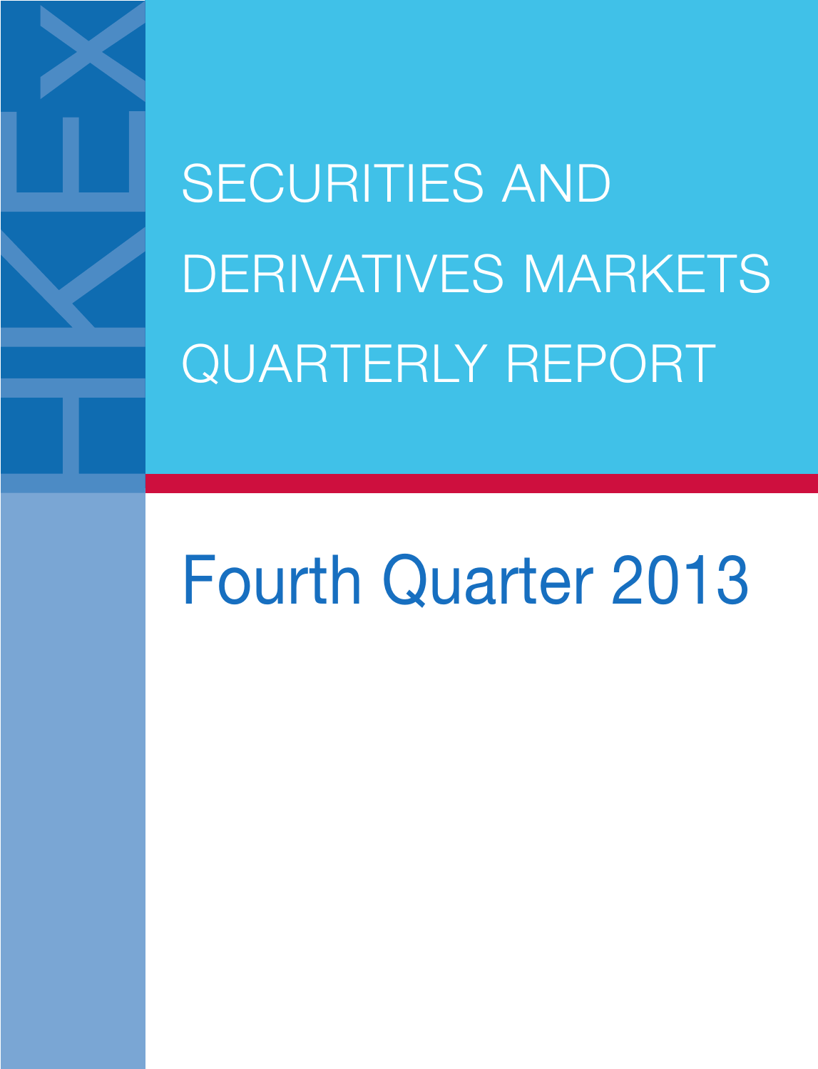# SECURITIES AND DERIVATIVES MARKETS QUARTERLY REPORT

## Fourth Quarter 2013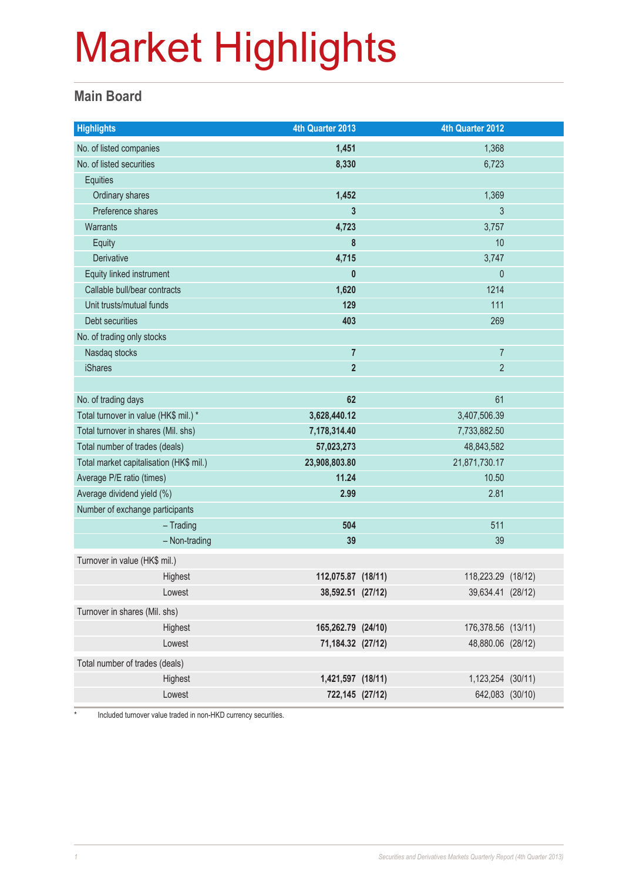# Market Highlights

## Main Board

| Highlights | 4th Quarter 2013 | 4th Quarter 2012 |
|---|---|---|
| No. of listed companies | **1,451** | 1,368 |
| No. of listed securities | **8,330** | 6,723 |
| Equities | | |
| Ordinary shares | **1,452** | 1,369 |
| Preference shares | **3** | 3 |
| Warrants | **4,723** | 3,757 |
| Equity | **8** | 10 |
| Derivative | **4,715** | 3,747 |
| Equity linked instrument | **0** | 0 |
| Callable bull/bear contracts | **1,620** | 1214 |
| Unit trusts/mutual funds | **129** | 111 |
| Debt securities | **403** | 269 |
| No. of trading only stocks | | |
| Nasdaq stocks | **7** | 7 |
| iShares | **2** | 2 |
| | | |
| No. of trading days | **62** | 61 |
| Total turnover in value (HK$ mil.) * | **3,628,440.12** | 3,407,506.39 |
| Total turnover in shares (Mil. shs) | **7,178,314.40** | 7,733,882.50 |
| Total number of trades (deals) | **57,023,273** | 48,843,582 |
| Total market capitalisation (HK$ mil.) | **23,908,803.80** | 21,871,730.17 |
| Average P/E ratio (times) | **11.24** | 10.50 |
| Average dividend yield (%) | **2.99** | 2.81 |
| Number of exchange participants | | |
| – Trading | **504** | 511 |
| – Non-trading | **39** | 39 |
| Turnover in value (HK$ mil.) | | |
| Highest | **112,075.87 (18/11)** | 118,223.29 (18/12) |
| Lowest | **38,592.51 (27/12)** | 39,634.41 (28/12) |
| Turnover in shares (Mil. shs) | | |
| Highest | **165,262.79 (24/10)** | 176,378.56 (13/11) |
| Lowest | **71,184.32 (27/12)** | 48,880.06 (28/12) |
| Total number of trades (deals) | | |
| Highest | **1,421,597 (18/11)** | 1,123,254 (30/11) |
| Lowest | **722,145 (27/12)** | 642,083 (30/10) |

\* Included turnover value traded in non-HKD currency securities.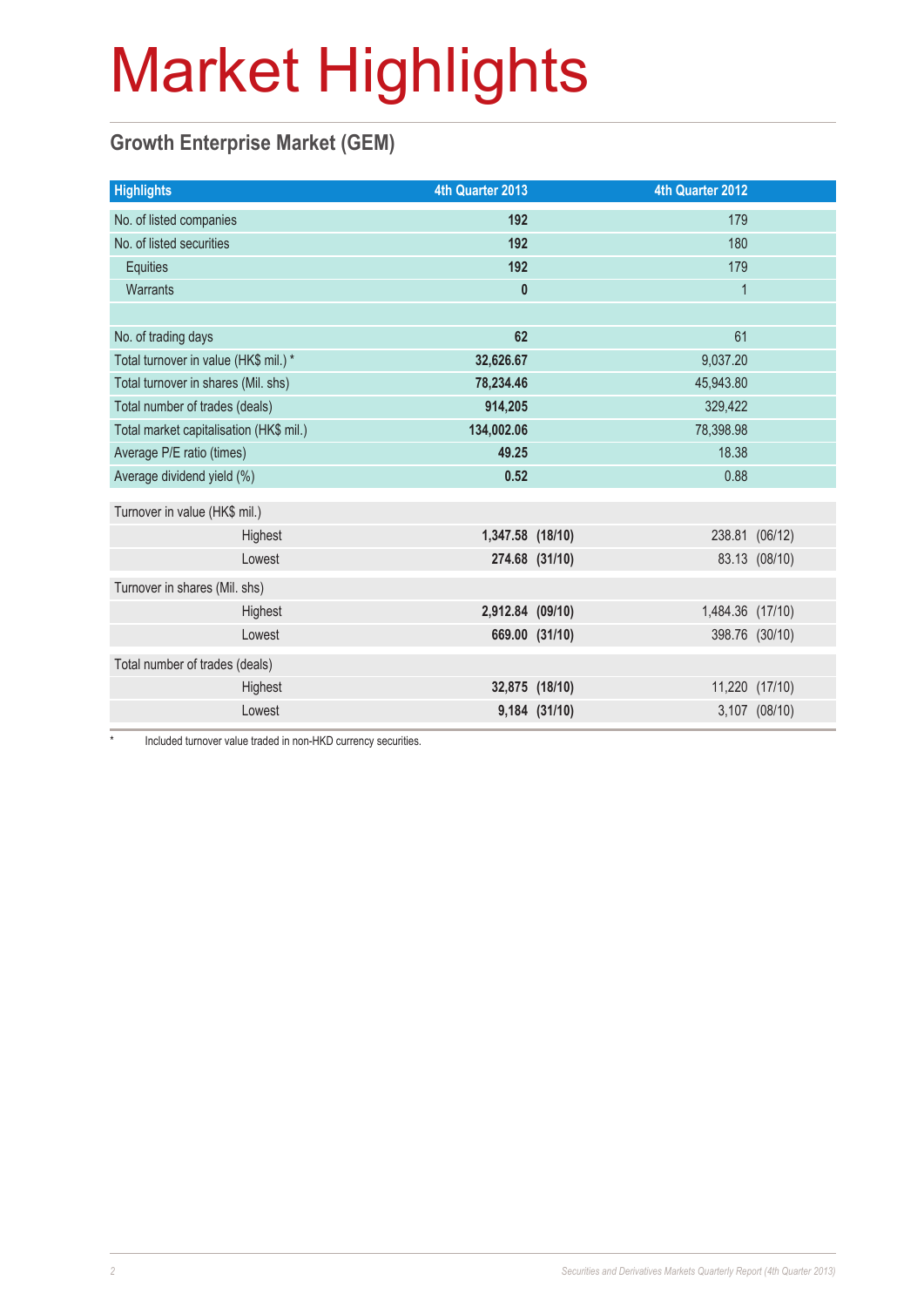# Market Highlights

## Growth Enterprise Market (GEM)

| Highlights | 4th Quarter 2013 | | 4th Quarter 2012 | |
|---|---|---|---|---|
| No. of listed companies | **192** | | 179 | |
| No. of listed securities | **192** | | 180 | |
| Equities | **192** | | 179 | |
| Warrants | **0** | | 1 | |
| | | | | |
| No. of trading days | **62** | | 61 | |
| Total turnover in value (HK$ mil.) * | **32,626.67** | | 9,037.20 | |
| Total turnover in shares (Mil. shs) | **78,234.46** | | 45,943.80 | |
| Total number of trades (deals) | **914,205** | | 329,422 | |
| Total market capitalisation (HK$ mil.) | **134,002.06** | | 78,398.98 | |
| Average P/E ratio (times) | **49.25** | | 18.38 | |
| Average dividend yield (%) | **0.52** | | 0.88 | |
| Turnover in value (HK$ mil.) | | | | |
| Highest | **1,347.58** | **(18/10)** | 238.81 | (06/12) |
| Lowest | **274.68** | **(31/10)** | 83.13 | (08/10) |
| Turnover in shares (Mil. shs) | | | | |
| Highest | **2,912.84** | **(09/10)** | 1,484.36 | (17/10) |
| Lowest | **669.00** | **(31/10)** | 398.76 | (30/10) |
| Total number of trades (deals) | | | | |
| Highest | **32,875** | **(18/10)** | 11,220 | (17/10) |
| Lowest | **9,184** | **(31/10)** | 3,107 | (08/10) |

\* Included turnover value traded in non-HKD currency securities.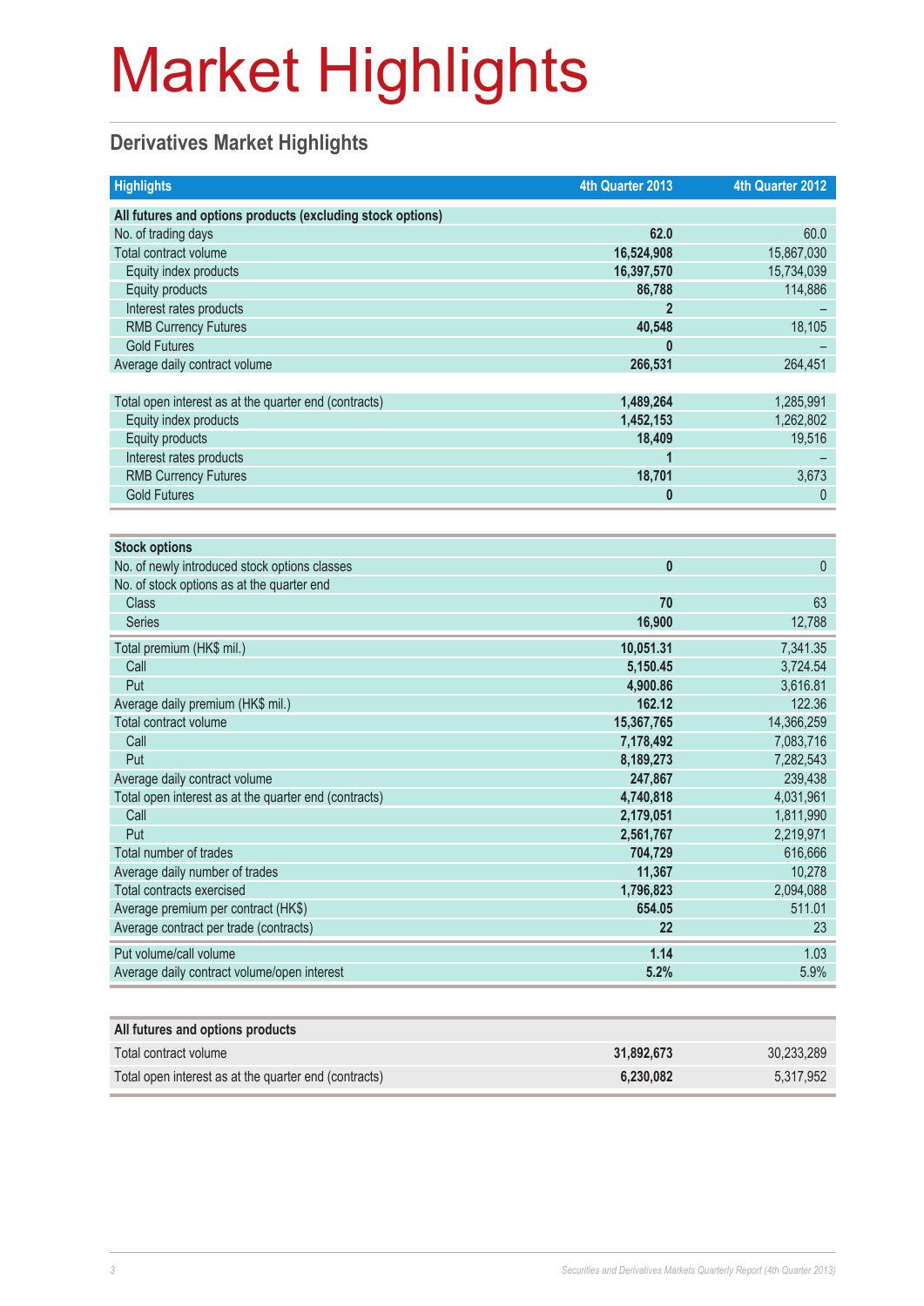# Market Highlights

## Derivatives Market Highlights

| Highlights | 4th Quarter 2013 | 4th Quarter 2012 |
|---|---|---|
| **All futures and options products (excluding stock options)** | | |
| No. of trading days | **62.0** | 60.0 |
| Total contract volume | **16,524,908** | 15,867,030 |
| Equity index products | **16,397,570** | 15,734,039 |
| Equity products | **86,788** | 114,886 |
| Interest rates products | **2** | – |
| RMB Currency Futures | **40,548** | 18,105 |
| Gold Futures | **0** | – |
| Average daily contract volume | **266,531** | 264,451 |
| Total open interest as at the quarter end (contracts) | **1,489,264** | 1,285,991 |
| Equity index products | **1,452,153** | 1,262,802 |
| Equity products | **18,409** | 19,516 |
| Interest rates products | **1** | – |
| RMB Currency Futures | **18,701** | 3,673 |
| Gold Futures | **0** | 0 |

| Stock options | 4th Quarter 2013 | 4th Quarter 2012 |
|---|---|---|
| No. of newly introduced stock options classes | **0** | 0 |
| No. of stock options as at the quarter end | | |
| Class | **70** | 63 |
| Series | **16,900** | 12,788 |
| Total premium (HK$ mil.) | **10,051.31** | 7,341.35 |
| Call | **5,150.45** | 3,724.54 |
| Put | **4,900.86** | 3,616.81 |
| Average daily premium (HK$ mil.) | **162.12** | 122.36 |
| Total contract volume | **15,367,765** | 14,366,259 |
| Call | **7,178,492** | 7,083,716 |
| Put | **8,189,273** | 7,282,543 |
| Average daily contract volume | **247,867** | 239,438 |
| Total open interest as at the quarter end (contracts) | **4,740,818** | 4,031,961 |
| Call | **2,179,051** | 1,811,990 |
| Put | **2,561,767** | 2,219,971 |
| Total number of trades | **704,729** | 616,666 |
| Average daily number of trades | **11,367** | 10,278 |
| Total contracts exercised | **1,796,823** | 2,094,088 |
| Average premium per contract (HK$) | **654.05** | 511.01 |
| Average contract per trade (contracts) | **22** | 23 |
| Put volume/call volume | **1.14** | 1.03 |
| Average daily contract volume/open interest | **5.2%** | 5.9% |

| All futures and options products | 4th Quarter 2013 | 4th Quarter 2012 |
|---|---|---|
| Total contract volume | **31,892,673** | 30,233,289 |
| Total open interest as at the quarter end (contracts) | **6,230,082** | 5,317,952 |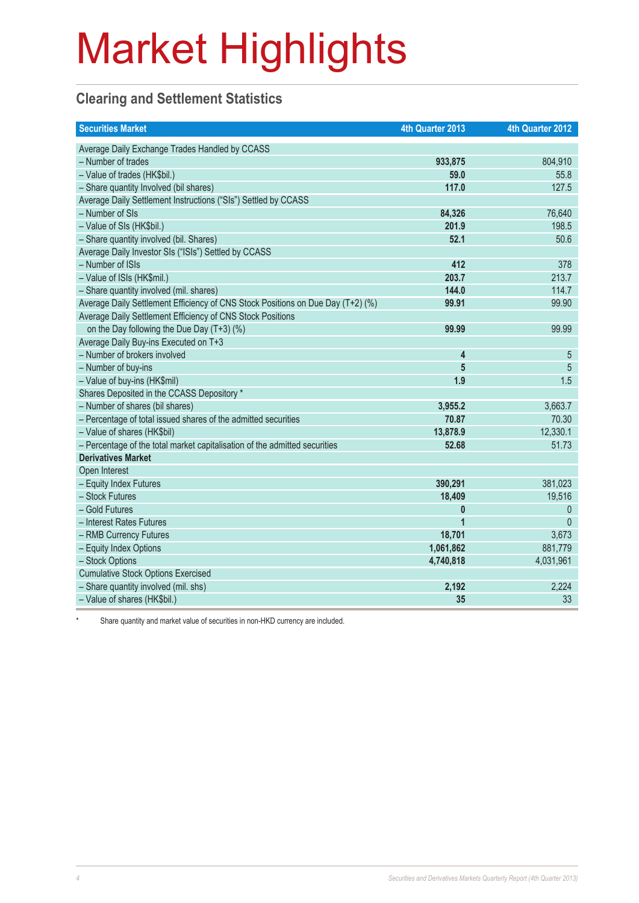# Market Highlights

## Clearing and Settlement Statistics

| Securities Market | 4th Quarter 2013 | 4th Quarter 2012 |
|---|---|---|
| Average Daily Exchange Trades Handled by CCASS | | |
| – Number of trades | **933,875** | 804,910 |
| – Value of trades (HK$bil.) | **59.0** | 55.8 |
| – Share quantity Involved (bil shares) | **117.0** | 127.5 |
| Average Daily Settlement Instructions ("SIs") Settled by CCASS | | |
| – Number of SIs | **84,326** | 76,640 |
| – Value of SIs (HK$bil.) | **201.9** | 198.5 |
| – Share quantity involved (bil. Shares) | **52.1** | 50.6 |
| Average Daily Investor SIs ("ISIs") Settled by CCASS | | |
| – Number of ISIs | **412** | 378 |
| – Value of ISIs (HK$mil.) | **203.7** | 213.7 |
| – Share quantity involved (mil. shares) | **144.0** | 114.7 |
| Average Daily Settlement Efficiency of CNS Stock Positions on Due Day (T+2) (%) | **99.91** | 99.90 |
| Average Daily Settlement Efficiency of CNS Stock Positions on the Day following the Due Day (T+3) (%) | **99.99** | 99.99 |
| Average Daily Buy-ins Executed on T+3 | | |
| – Number of brokers involved | **4** | 5 |
| – Number of buy-ins | **5** | 5 |
| – Value of buy-ins (HK$mil) | **1.9** | 1.5 |
| Shares Deposited in the CCASS Depository * | | |
| – Number of shares (bil shares) | **3,955.2** | 3,663.7 |
| – Percentage of total issued shares of the admitted securities | **70.87** | 70.30 |
| – Value of shares (HK$bil) | **13,878.9** | 12,330.1 |
| – Percentage of the total market capitalisation of the admitted securities | **52.68** | 51.73 |
| **Derivatives Market** | | |
| Open Interest | | |
| – Equity Index Futures | **390,291** | 381,023 |
| – Stock Futures | **18,409** | 19,516 |
| – Gold Futures | **0** | 0 |
| – Interest Rates Futures | **1** | 0 |
| – RMB Currency Futures | **18,701** | 3,673 |
| – Equity Index Options | **1,061,862** | 881,779 |
| – Stock Options | **4,740,818** | 4,031,961 |
| Cumulative Stock Options Exercised | | |
| – Share quantity involved (mil. shs) | **2,192** | 2,224 |
| – Value of shares (HK$bil.) | **35** | 33 |

\* Share quantity and market value of securities in non-HKD currency are included.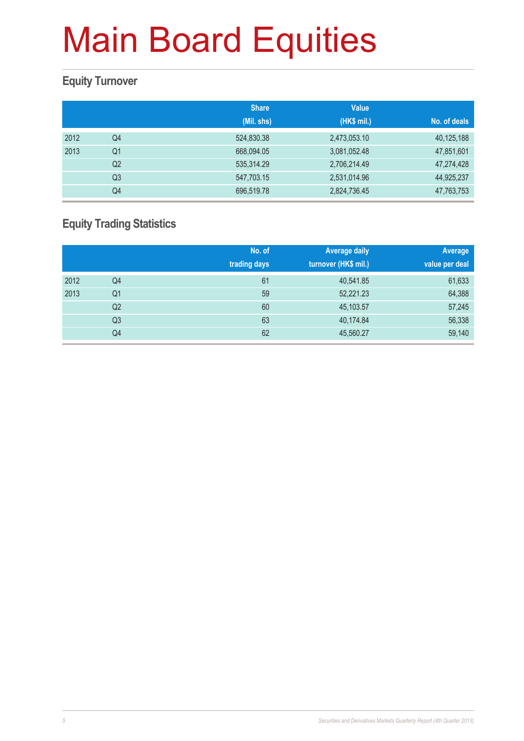# Main Board Equities

## Equity Turnover

| | | Share (Mil. shs) | Value (HK$ mil.) | No. of deals |
|---|---|---|---|---|
| 2012 | Q4 | 524,830.38 | 2,473,053.10 | 40,125,188 |
| 2013 | Q1 | 668,094.05 | 3,081,052.48 | 47,851,601 |
| | Q2 | 535,314.29 | 2,706,214.49 | 47,274,428 |
| | Q3 | 547,703.15 | 2,531,014.96 | 44,925,237 |
| | Q4 | 696,519.78 | 2,824,736.45 | 47,763,753 |

## Equity Trading Statistics

| | | No. of trading days | Average daily turnover (HK$ mil.) | Average value per deal |
|---|---|---|---|---|
| 2012 | Q4 | 61 | 40,541.85 | 61,633 |
| 2013 | Q1 | 59 | 52,221.23 | 64,388 |
| | Q2 | 60 | 45,103.57 | 57,245 |
| | Q3 | 63 | 40,174.84 | 56,338 |
| | Q4 | 62 | 45,560.27 | 59,140 |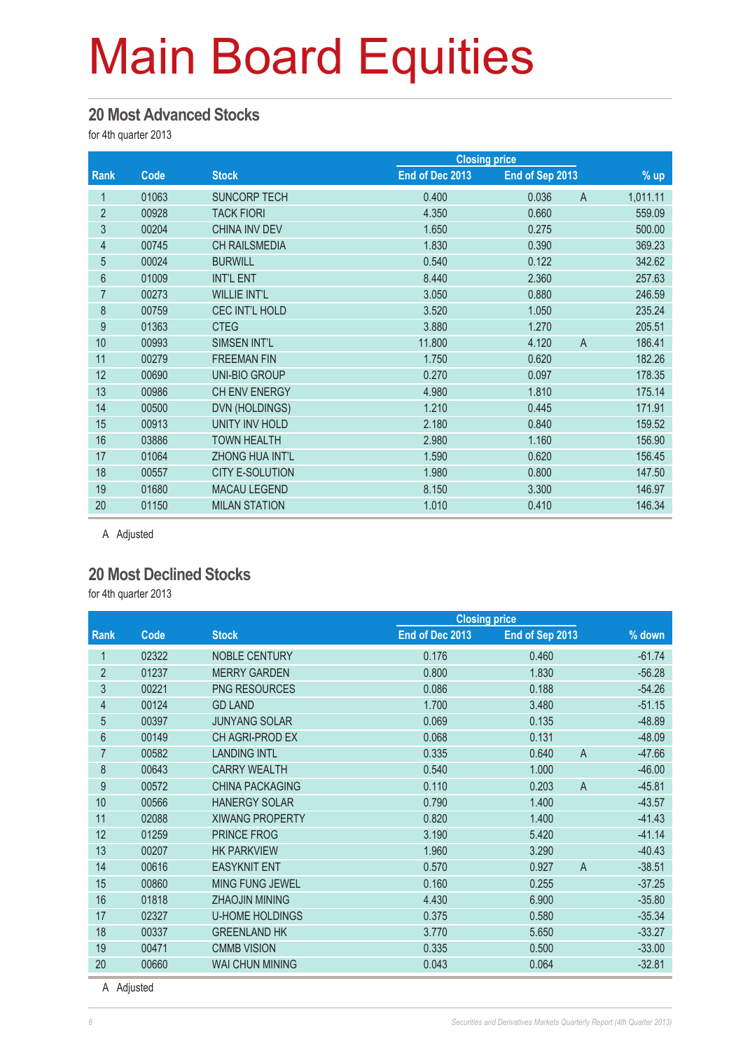# Main Board Equities

## 20 Most Advanced Stocks

for 4th quarter 2013

| Rank | Code | Stock | Closing price | | | % up |
|---|---|---|---|---|---|---|
| | | | End of Dec 2013 | End of Sep 2013 | | |
| 1 | 01063 | SUNCORP TECH | 0.400 | 0.036 | A | 1,011.11 |
| 2 | 00928 | TACK FIORI | 4.350 | 0.660 | | 559.09 |
| 3 | 00204 | CHINA INV DEV | 1.650 | 0.275 | | 500.00 |
| 4 | 00745 | CH RAILSMEDIA | 1.830 | 0.390 | | 369.23 |
| 5 | 00024 | BURWILL | 0.540 | 0.122 | | 342.62 |
| 6 | 01009 | INT'L ENT | 8.440 | 2.360 | | 257.63 |
| 7 | 00273 | WILLIE INT'L | 3.050 | 0.880 | | 246.59 |
| 8 | 00759 | CEC INT'L HOLD | 3.520 | 1.050 | | 235.24 |
| 9 | 01363 | CTEG | 3.880 | 1.270 | | 205.51 |
| 10 | 00993 | SIMSEN INT'L | 11.800 | 4.120 | A | 186.41 |
| 11 | 00279 | FREEMAN FIN | 1.750 | 0.620 | | 182.26 |
| 12 | 00690 | UNI-BIO GROUP | 0.270 | 0.097 | | 178.35 |
| 13 | 00986 | CH ENV ENERGY | 4.980 | 1.810 | | 175.14 |
| 14 | 00500 | DVN (HOLDINGS) | 1.210 | 0.445 | | 171.91 |
| 15 | 00913 | UNITY INV HOLD | 2.180 | 0.840 | | 159.52 |
| 16 | 03886 | TOWN HEALTH | 2.980 | 1.160 | | 156.90 |
| 17 | 01064 | ZHONG HUA INT'L | 1.590 | 0.620 | | 156.45 |
| 18 | 00557 | CITY E-SOLUTION | 1.980 | 0.800 | | 147.50 |
| 19 | 01680 | MACAU LEGEND | 8.150 | 3.300 | | 146.97 |
| 20 | 01150 | MILAN STATION | 1.010 | 0.410 | | 146.34 |

A Adjusted

## 20 Most Declined Stocks

for 4th quarter 2013

| Rank | Code | Stock | Closing price | | | % down |
|---|---|---|---|---|---|---|
| | | | End of Dec 2013 | End of Sep 2013 | | |
| 1 | 02322 | NOBLE CENTURY | 0.176 | 0.460 | | -61.74 |
| 2 | 01237 | MERRY GARDEN | 0.800 | 1.830 | | -56.28 |
| 3 | 00221 | PNG RESOURCES | 0.086 | 0.188 | | -54.26 |
| 4 | 00124 | GD LAND | 1.700 | 3.480 | | -51.15 |
| 5 | 00397 | JUNYANG SOLAR | 0.069 | 0.135 | | -48.89 |
| 6 | 00149 | CH AGRI-PROD EX | 0.068 | 0.131 | | -48.09 |
| 7 | 00582 | LANDING INTL | 0.335 | 0.640 | A | -47.66 |
| 8 | 00643 | CARRY WEALTH | 0.540 | 1.000 | | -46.00 |
| 9 | 00572 | CHINA PACKAGING | 0.110 | 0.203 | A | -45.81 |
| 10 | 00566 | HANERGY SOLAR | 0.790 | 1.400 | | -43.57 |
| 11 | 02088 | XIWANG PROPERTY | 0.820 | 1.400 | | -41.43 |
| 12 | 01259 | PRINCE FROG | 3.190 | 5.420 | | -41.14 |
| 13 | 00207 | HK PARKVIEW | 1.960 | 3.290 | | -40.43 |
| 14 | 00616 | EASYKNIT ENT | 0.570 | 0.927 | A | -38.51 |
| 15 | 00860 | MING FUNG JEWEL | 0.160 | 0.255 | | -37.25 |
| 16 | 01818 | ZHAOJIN MINING | 4.430 | 6.900 | | -35.80 |
| 17 | 02327 | U-HOME HOLDINGS | 0.375 | 0.580 | | -35.34 |
| 18 | 00337 | GREENLAND HK | 3.770 | 5.650 | | -33.27 |
| 19 | 00471 | CMMB VISION | 0.335 | 0.500 | | -33.00 |
| 20 | 00660 | WAI CHUN MINING | 0.043 | 0.064 | | -32.81 |

A Adjusted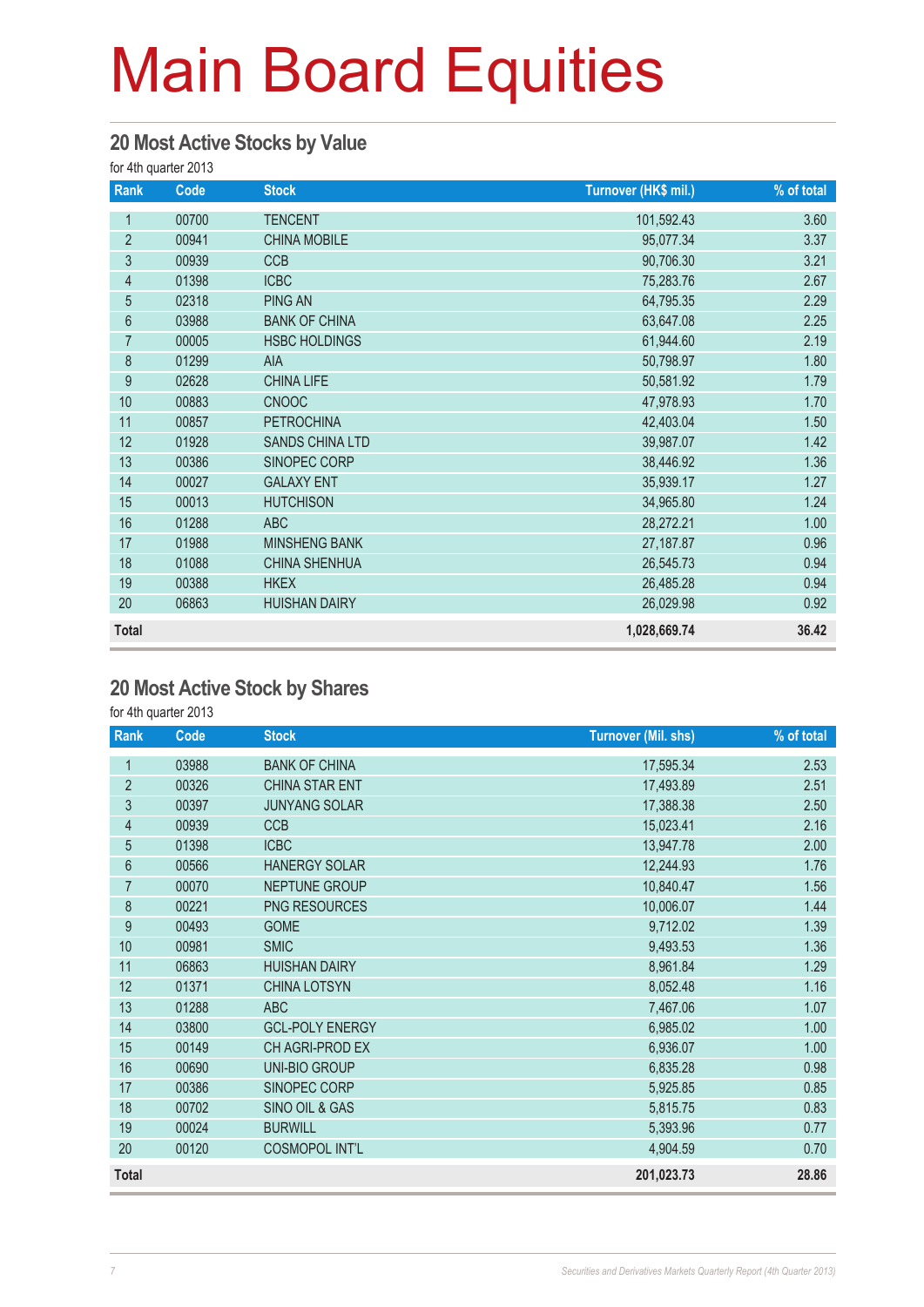# Main Board Equities

## 20 Most Active Stocks by Value

for 4th quarter 2013

| Rank | Code | Stock | Turnover (HK$ mil.) | % of total |
|---|---|---|---|---|
| 1 | 00700 | TENCENT | 101,592.43 | 3.60 |
| 2 | 00941 | CHINA MOBILE | 95,077.34 | 3.37 |
| 3 | 00939 | CCB | 90,706.30 | 3.21 |
| 4 | 01398 | ICBC | 75,283.76 | 2.67 |
| 5 | 02318 | PING AN | 64,795.35 | 2.29 |
| 6 | 03988 | BANK OF CHINA | 63,647.08 | 2.25 |
| 7 | 00005 | HSBC HOLDINGS | 61,944.60 | 2.19 |
| 8 | 01299 | AIA | 50,798.97 | 1.80 |
| 9 | 02628 | CHINA LIFE | 50,581.92 | 1.79 |
| 10 | 00883 | CNOOC | 47,978.93 | 1.70 |
| 11 | 00857 | PETROCHINA | 42,403.04 | 1.50 |
| 12 | 01928 | SANDS CHINA LTD | 39,987.07 | 1.42 |
| 13 | 00386 | SINOPEC CORP | 38,446.92 | 1.36 |
| 14 | 00027 | GALAXY ENT | 35,939.17 | 1.27 |
| 15 | 00013 | HUTCHISON | 34,965.80 | 1.24 |
| 16 | 01288 | ABC | 28,272.21 | 1.00 |
| 17 | 01988 | MINSHENG BANK | 27,187.87 | 0.96 |
| 18 | 01088 | CHINA SHENHUA | 26,545.73 | 0.94 |
| 19 | 00388 | HKEX | 26,485.28 | 0.94 |
| 20 | 06863 | HUISHAN DAIRY | 26,029.98 | 0.92 |
| **Total** | | | **1,028,669.74** | **36.42** |

## 20 Most Active Stock by Shares

for 4th quarter 2013

| Rank | Code | Stock | Turnover (Mil. shs) | % of total |
|---|---|---|---|---|
| 1 | 03988 | BANK OF CHINA | 17,595.34 | 2.53 |
| 2 | 00326 | CHINA STAR ENT | 17,493.89 | 2.51 |
| 3 | 00397 | JUNYANG SOLAR | 17,388.38 | 2.50 |
| 4 | 00939 | CCB | 15,023.41 | 2.16 |
| 5 | 01398 | ICBC | 13,947.78 | 2.00 |
| 6 | 00566 | HANERGY SOLAR | 12,244.93 | 1.76 |
| 7 | 00070 | NEPTUNE GROUP | 10,840.47 | 1.56 |
| 8 | 00221 | PNG RESOURCES | 10,006.07 | 1.44 |
| 9 | 00493 | GOME | 9,712.02 | 1.39 |
| 10 | 00981 | SMIC | 9,493.53 | 1.36 |
| 11 | 06863 | HUISHAN DAIRY | 8,961.84 | 1.29 |
| 12 | 01371 | CHINA LOTSYN | 8,052.48 | 1.16 |
| 13 | 01288 | ABC | 7,467.06 | 1.07 |
| 14 | 03800 | GCL-POLY ENERGY | 6,985.02 | 1.00 |
| 15 | 00149 | CH AGRI-PROD EX | 6,936.07 | 1.00 |
| 16 | 00690 | UNI-BIO GROUP | 6,835.28 | 0.98 |
| 17 | 00386 | SINOPEC CORP | 5,925.85 | 0.85 |
| 18 | 00702 | SINO OIL & GAS | 5,815.75 | 0.83 |
| 19 | 00024 | BURWILL | 5,393.96 | 0.77 |
| 20 | 00120 | COSMOPOL INT'L | 4,904.59 | 0.70 |
| **Total** | | | **201,023.73** | **28.86** |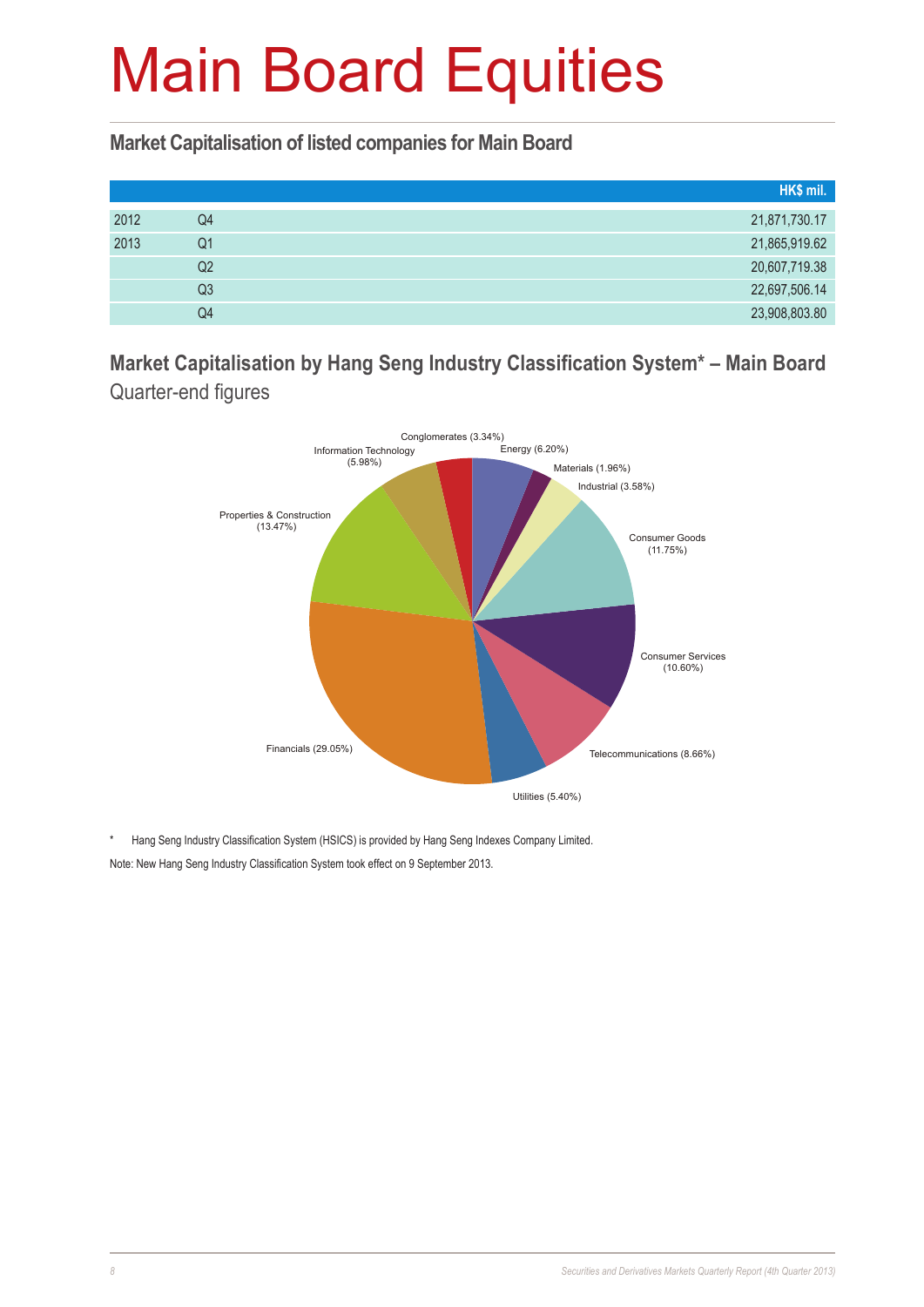# Main Board Equities

## Market Capitalisation of listed companies for Main Board

| | | HK$ mil. |
|---|---|---|
| 2012 | Q4 | 21,871,730.17 |
| 2013 | Q1 | 21,865,919.62 |
| | Q2 | 20,607,719.38 |
| | Q3 | 22,697,506.14 |
| | Q4 | 23,908,803.80 |

## Market Capitalisation by Hang Seng Industry Classification System* – Main Board

Quarter-end figures

| Industry | % |
|---|---|
| Energy | 6.20% |
| Materials | 1.96% |
| Industrial | 3.58% |
| Consumer Goods | 11.75% |
| Consumer Services | 10.60% |
| Telecommunications | 8.66% |
| Utilities | 5.40% |
| Financials | 29.05% |
| Properties & Construction | 13.47% |
| Information Technology | 5.98% |
| Conglomerates | 3.34% |

\* Hang Seng Industry Classification System (HSICS) is provided by Hang Seng Indexes Company Limited.

Note: New Hang Seng Industry Classification System took effect on 9 September 2013.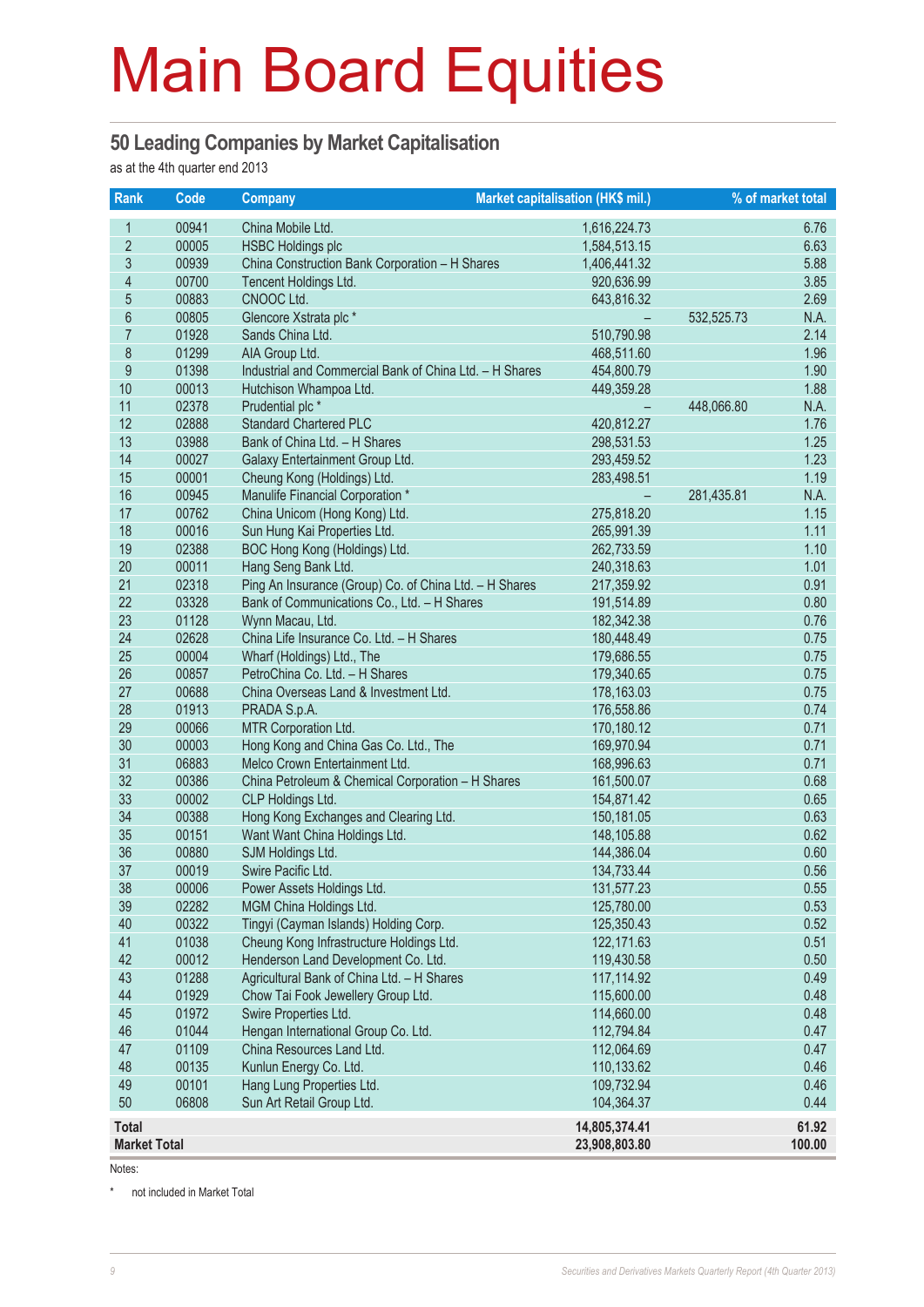# Main Board Equities

## 50 Leading Companies by Market Capitalisation

as at the 4th quarter end 2013

| Rank | Code | Company | Market capitalisation (HK$ mil.) | | % of market total |
|---|---|---|---|---|---|
| 1 | 00941 | China Mobile Ltd. | 1,616,224.73 | | 6.76 |
| 2 | 00005 | HSBC Holdings plc | 1,584,513.15 | | 6.63 |
| 3 | 00939 | China Construction Bank Corporation – H Shares | 1,406,441.32 | | 5.88 |
| 4 | 00700 | Tencent Holdings Ltd. | 920,636.99 | | 3.85 |
| 5 | 00883 | CNOOC Ltd. | 643,816.32 | | 2.69 |
| 6 | 00805 | Glencore Xstrata plc * | – | 532,525.73 | N.A. |
| 7 | 01928 | Sands China Ltd. | 510,790.98 | | 2.14 |
| 8 | 01299 | AIA Group Ltd. | 468,511.60 | | 1.96 |
| 9 | 01398 | Industrial and Commercial Bank of China Ltd. – H Shares | 454,800.79 | | 1.90 |
| 10 | 00013 | Hutchison Whampoa Ltd. | 449,359.28 | | 1.88 |
| 11 | 02378 | Prudential plc * | – | 448,066.80 | N.A. |
| 12 | 02888 | Standard Chartered PLC | 420,812.27 | | 1.76 |
| 13 | 03988 | Bank of China Ltd. – H Shares | 298,531.53 | | 1.25 |
| 14 | 00027 | Galaxy Entertainment Group Ltd. | 293,459.52 | | 1.23 |
| 15 | 00001 | Cheung Kong (Holdings) Ltd. | 283,498.51 | | 1.19 |
| 16 | 00945 | Manulife Financial Corporation * | – | 281,435.81 | N.A. |
| 17 | 00762 | China Unicom (Hong Kong) Ltd. | 275,818.20 | | 1.15 |
| 18 | 00016 | Sun Hung Kai Properties Ltd. | 265,991.39 | | 1.11 |
| 19 | 02388 | BOC Hong Kong (Holdings) Ltd. | 262,733.59 | | 1.10 |
| 20 | 00011 | Hang Seng Bank Ltd. | 240,318.63 | | 1.01 |
| 21 | 02318 | Ping An Insurance (Group) Co. of China Ltd. – H Shares | 217,359.92 | | 0.91 |
| 22 | 03328 | Bank of Communications Co., Ltd. – H Shares | 191,514.89 | | 0.80 |
| 23 | 01128 | Wynn Macau, Ltd. | 182,342.38 | | 0.76 |
| 24 | 02628 | China Life Insurance Co. Ltd. – H Shares | 180,448.49 | | 0.75 |
| 25 | 00004 | Wharf (Holdings) Ltd., The | 179,686.55 | | 0.75 |
| 26 | 00857 | PetroChina Co. Ltd. – H Shares | 179,340.65 | | 0.75 |
| 27 | 00688 | China Overseas Land & Investment Ltd. | 178,163.03 | | 0.75 |
| 28 | 01913 | PRADA S.p.A. | 176,558.86 | | 0.74 |
| 29 | 00066 | MTR Corporation Ltd. | 170,180.12 | | 0.71 |
| 30 | 00003 | Hong Kong and China Gas Co. Ltd., The | 169,970.94 | | 0.71 |
| 31 | 06883 | Melco Crown Entertainment Ltd. | 168,996.63 | | 0.71 |
| 32 | 00386 | China Petroleum & Chemical Corporation – H Shares | 161,500.07 | | 0.68 |
| 33 | 00002 | CLP Holdings Ltd. | 154,871.42 | | 0.65 |
| 34 | 00388 | Hong Kong Exchanges and Clearing Ltd. | 150,181.05 | | 0.63 |
| 35 | 00151 | Want Want China Holdings Ltd. | 148,105.88 | | 0.62 |
| 36 | 00880 | SJM Holdings Ltd. | 144,386.04 | | 0.60 |
| 37 | 00019 | Swire Pacific Ltd. | 134,733.44 | | 0.56 |
| 38 | 00006 | Power Assets Holdings Ltd. | 131,577.23 | | 0.55 |
| 39 | 02282 | MGM China Holdings Ltd. | 125,780.00 | | 0.53 |
| 40 | 00322 | Tingyi (Cayman Islands) Holding Corp. | 125,350.43 | | 0.52 |
| 41 | 01038 | Cheung Kong Infrastructure Holdings Ltd. | 122,171.63 | | 0.51 |
| 42 | 00012 | Henderson Land Development Co. Ltd. | 119,430.58 | | 0.50 |
| 43 | 01288 | Agricultural Bank of China Ltd. – H Shares | 117,114.92 | | 0.49 |
| 44 | 01929 | Chow Tai Fook Jewellery Group Ltd. | 115,600.00 | | 0.48 |
| 45 | 01972 | Swire Properties Ltd. | 114,660.00 | | 0.48 |
| 46 | 01044 | Hengan International Group Co. Ltd. | 112,794.84 | | 0.47 |
| 47 | 01109 | China Resources Land Ltd. | 112,064.69 | | 0.47 |
| 48 | 00135 | Kunlun Energy Co. Ltd. | 110,133.62 | | 0.46 |
| 49 | 00101 | Hang Lung Properties Ltd. | 109,732.94 | | 0.46 |
| 50 | 06808 | Sun Art Retail Group Ltd. | 104,364.37 | | 0.44 |
| **Total** | | | **14,805,374.41** | | **61.92** |
| **Market Total** | | | **23,908,803.80** | | **100.00** |

Notes:

\* not included in Market Total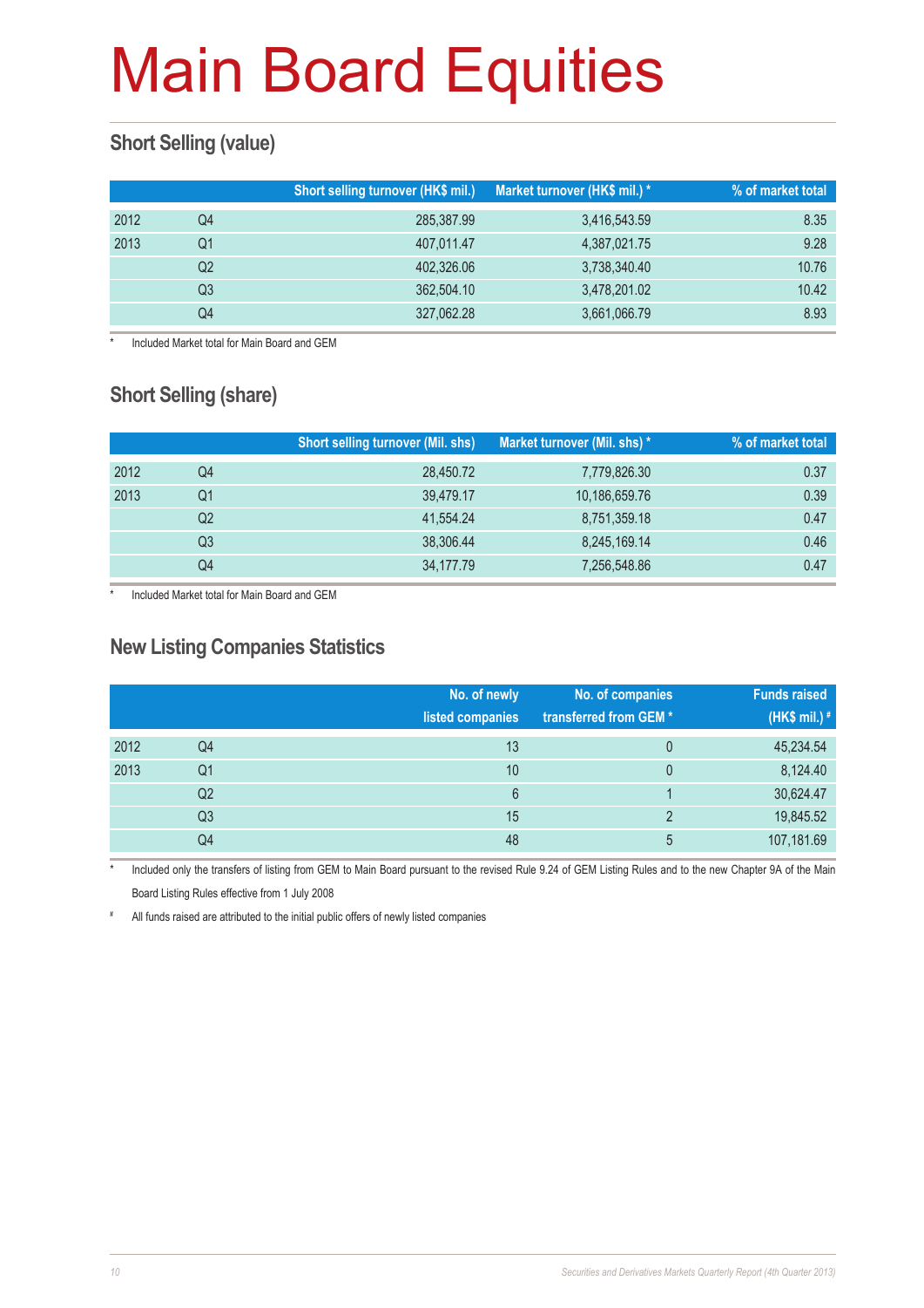# Main Board Equities

## Short Selling (value)

| | | Short selling turnover (HK$ mil.) | Market turnover (HK$ mil.) * | % of market total |
|---|---|---|---|---|
| 2012 | Q4 | 285,387.99 | 3,416,543.59 | 8.35 |
| 2013 | Q1 | 407,011.47 | 4,387,021.75 | 9.28 |
| | Q2 | 402,326.06 | 3,738,340.40 | 10.76 |
| | Q3 | 362,504.10 | 3,478,201.02 | 10.42 |
| | Q4 | 327,062.28 | 3,661,066.79 | 8.93 |

* Included Market total for Main Board and GEM

## Short Selling (share)

| | | Short selling turnover (Mil. shs) | Market turnover (Mil. shs) * | % of market total |
|---|---|---|---|---|
| 2012 | Q4 | 28,450.72 | 7,779,826.30 | 0.37 |
| 2013 | Q1 | 39,479.17 | 10,186,659.76 | 0.39 |
| | Q2 | 41,554.24 | 8,751,359.18 | 0.47 |
| | Q3 | 38,306.44 | 8,245,169.14 | 0.46 |
| | Q4 | 34,177.79 | 7,256,548.86 | 0.47 |

* Included Market total for Main Board and GEM

## New Listing Companies Statistics

| | | No. of newly listed companies | No. of companies transferred from GEM * | Funds raised (HK$ mil.) # |
|---|---|---|---|---|
| 2012 | Q4 | 13 | 0 | 45,234.54 |
| 2013 | Q1 | 10 | 0 | 8,124.40 |
| | Q2 | 6 | 1 | 30,624.47 |
| | Q3 | 15 | 2 | 19,845.52 |
| | Q4 | 48 | 5 | 107,181.69 |

* Included only the transfers of listing from GEM to Main Board pursuant to the revised Rule 9.24 of GEM Listing Rules and to the new Chapter 9A of the Main Board Listing Rules effective from 1 July 2008

# All funds raised are attributed to the initial public offers of newly listed companies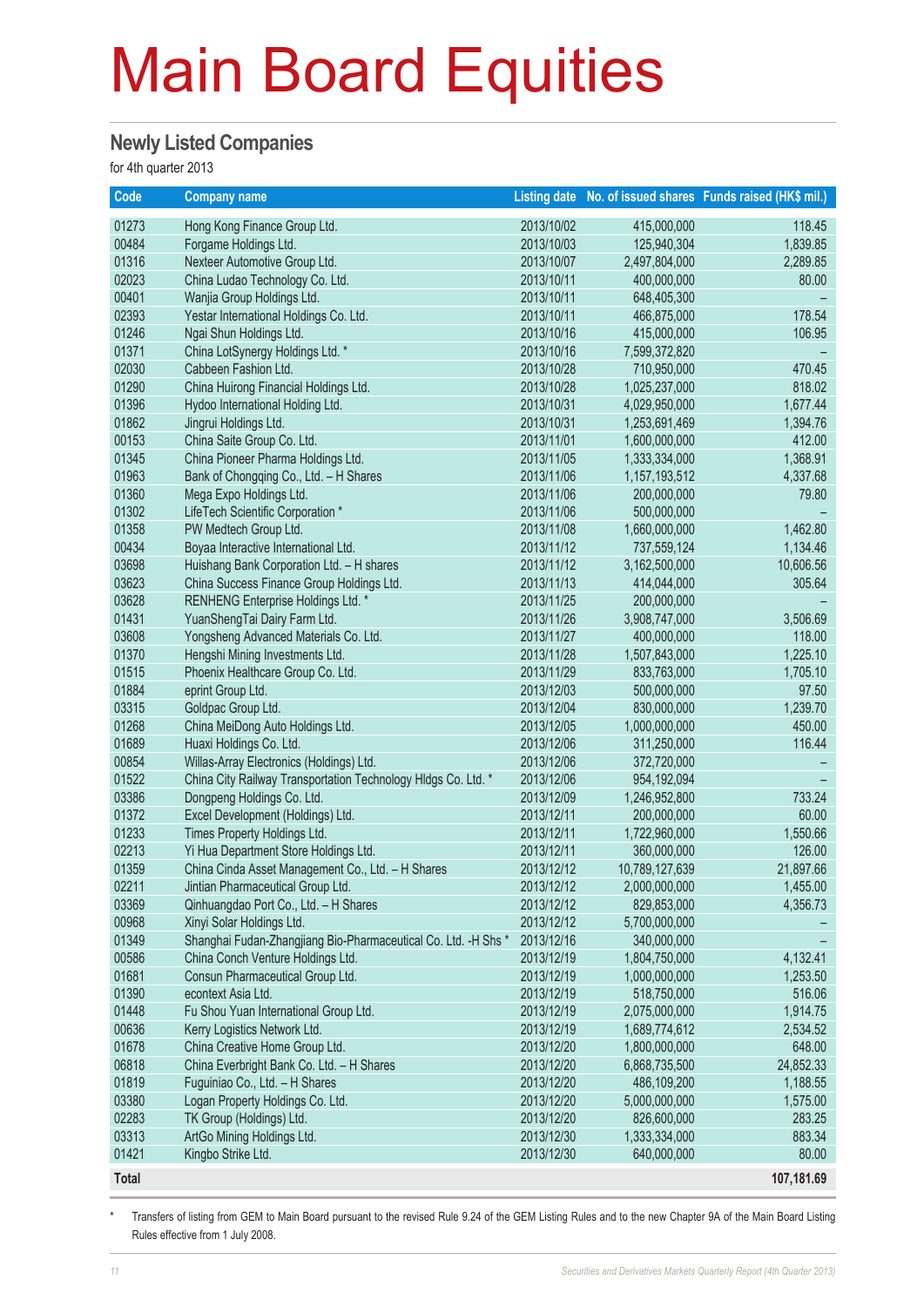# Main Board Equities

## Newly Listed Companies

for 4th quarter 2013

| Code | Company name | Listing date | No. of issued shares | Funds raised (HK$ mil.) |
|---|---|---|---|---|
| 01273 | Hong Kong Finance Group Ltd. | 2013/10/02 | 415,000,000 | 118.45 |
| 00484 | Forgame Holdings Ltd. | 2013/10/03 | 125,940,304 | 1,839.85 |
| 01316 | Nexteer Automotive Group Ltd. | 2013/10/07 | 2,497,804,000 | 2,289.85 |
| 02023 | China Ludao Technology Co. Ltd. | 2013/10/11 | 400,000,000 | 80.00 |
| 00401 | Wanjia Group Holdings Ltd. | 2013/10/11 | 648,405,300 | – |
| 02393 | Yestar International Holdings Co. Ltd. | 2013/10/11 | 466,875,000 | 178.54 |
| 01246 | Ngai Shun Holdings Ltd. | 2013/10/16 | 415,000,000 | 106.95 |
| 01371 | China LotSynergy Holdings Ltd. * | 2013/10/16 | 7,599,372,820 | – |
| 02030 | Cabbeen Fashion Ltd. | 2013/10/28 | 710,950,000 | 470.45 |
| 01290 | China Huirong Financial Holdings Ltd. | 2013/10/28 | 1,025,237,000 | 818.02 |
| 01396 | Hydoo International Holding Ltd. | 2013/10/31 | 4,029,950,000 | 1,677.44 |
| 01862 | Jingrui Holdings Ltd. | 2013/10/31 | 1,253,691,469 | 1,394.76 |
| 00153 | China Saite Group Co. Ltd. | 2013/11/01 | 1,600,000,000 | 412.00 |
| 01345 | China Pioneer Pharma Holdings Ltd. | 2013/11/05 | 1,333,334,000 | 1,368.91 |
| 01963 | Bank of Chongqing Co., Ltd. – H Shares | 2013/11/06 | 1,157,193,512 | 4,337.68 |
| 01360 | Mega Expo Holdings Ltd. | 2013/11/06 | 200,000,000 | 79.80 |
| 01302 | LifeTech Scientific Corporation * | 2013/11/06 | 500,000,000 | – |
| 01358 | PW Medtech Group Ltd. | 2013/11/08 | 1,660,000,000 | 1,462.80 |
| 00434 | Boyaa Interactive International Ltd. | 2013/11/12 | 737,559,124 | 1,134.46 |
| 03698 | Huishang Bank Corporation Ltd. – H shares | 2013/11/12 | 3,162,500,000 | 10,606.56 |
| 03623 | China Success Finance Group Holdings Ltd. | 2013/11/13 | 414,044,000 | 305.64 |
| 03628 | RENHENG Enterprise Holdings Ltd. * | 2013/11/25 | 200,000,000 | – |
| 01431 | YuanShengTai Dairy Farm Ltd. | 2013/11/26 | 3,908,747,000 | 3,506.69 |
| 03608 | Yongsheng Advanced Materials Co. Ltd. | 2013/11/27 | 400,000,000 | 118.00 |
| 01370 | Hengshi Mining Investments Ltd. | 2013/11/28 | 1,507,843,000 | 1,225.10 |
| 01515 | Phoenix Healthcare Group Co. Ltd. | 2013/11/29 | 833,763,000 | 1,705.10 |
| 01884 | eprint Group Ltd. | 2013/12/03 | 500,000,000 | 97.50 |
| 03315 | Goldpac Group Ltd. | 2013/12/04 | 830,000,000 | 1,239.70 |
| 01268 | China MeiDong Auto Holdings Ltd. | 2013/12/05 | 1,000,000,000 | 450.00 |
| 01689 | Huaxi Holdings Co. Ltd. | 2013/12/06 | 311,250,000 | 116.44 |
| 00854 | Willas-Array Electronics (Holdings) Ltd. | 2013/12/06 | 372,720,000 | – |
| 01522 | China City Railway Transportation Technology Hldgs Co. Ltd. * | 2013/12/06 | 954,192,094 | – |
| 03386 | Dongpeng Holdings Co. Ltd. | 2013/12/09 | 1,246,952,800 | 733.24 |
| 01372 | Excel Development (Holdings) Ltd. | 2013/12/11 | 200,000,000 | 60.00 |
| 01233 | Times Property Holdings Ltd. | 2013/12/11 | 1,722,960,000 | 1,550.66 |
| 02213 | Yi Hua Department Store Holdings Ltd. | 2013/12/11 | 360,000,000 | 126.00 |
| 01359 | China Cinda Asset Management Co., Ltd. – H Shares | 2013/12/12 | 10,789,127,639 | 21,897.66 |
| 02211 | Jintian Pharmaceutical Group Ltd. | 2013/12/12 | 2,000,000,000 | 1,455.00 |
| 03369 | Qinhuangdao Port Co., Ltd. – H Shares | 2013/12/12 | 829,853,000 | 4,356.73 |
| 00968 | Xinyi Solar Holdings Ltd. | 2013/12/12 | 5,700,000,000 | – |
| 01349 | Shanghai Fudan-Zhangjiang Bio-Pharmaceutical Co. Ltd. -H Shs * | 2013/12/16 | 340,000,000 | – |
| 00586 | China Conch Venture Holdings Ltd. | 2013/12/19 | 1,804,750,000 | 4,132.41 |
| 01681 | Consun Pharmaceutical Group Ltd. | 2013/12/19 | 1,000,000,000 | 1,253.50 |
| 01390 | econtext Asia Ltd. | 2013/12/19 | 518,750,000 | 516.06 |
| 01448 | Fu Shou Yuan International Group Ltd. | 2013/12/19 | 2,075,000,000 | 1,914.75 |
| 00636 | Kerry Logistics Network Ltd. | 2013/12/19 | 1,689,774,612 | 2,534.52 |
| 01678 | China Creative Home Group Ltd. | 2013/12/20 | 1,800,000,000 | 648.00 |
| 06818 | China Everbright Bank Co. Ltd. – H Shares | 2013/12/20 | 6,868,735,500 | 24,852.33 |
| 01819 | Fuguiniao Co., Ltd. – H Shares | 2013/12/20 | 486,109,200 | 1,188.55 |
| 03380 | Logan Property Holdings Co. Ltd. | 2013/12/20 | 5,000,000,000 | 1,575.00 |
| 02283 | TK Group (Holdings) Ltd. | 2013/12/20 | 826,600,000 | 283.25 |
| 03313 | ArtGo Mining Holdings Ltd. | 2013/12/30 | 1,333,334,000 | 883.34 |
| 01421 | Kingbo Strike Ltd. | 2013/12/30 | 640,000,000 | 80.00 |
| **Total** | | | | **107,181.69** |

\* Transfers of listing from GEM to Main Board pursuant to the revised Rule 9.24 of the GEM Listing Rules and to the new Chapter 9A of the Main Board Listing Rules effective from 1 July 2008.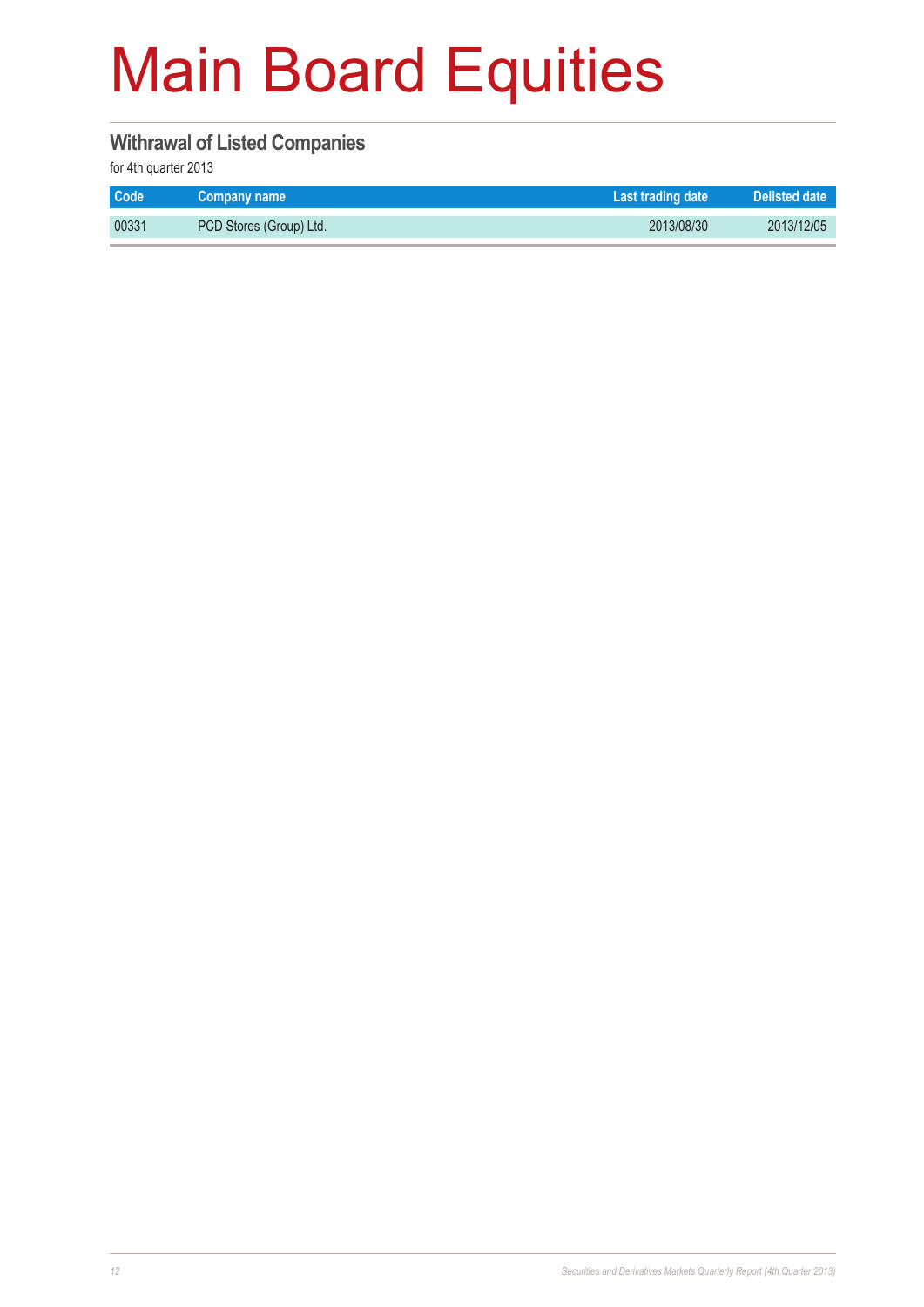# Main Board Equities

## Withrawal of Listed Companies

for 4th quarter 2013

| Code | Company name | Last trading date | Delisted date |
|---|---|---|---|
| 00331 | PCD Stores (Group) Ltd. | 2013/08/30 | 2013/12/05 |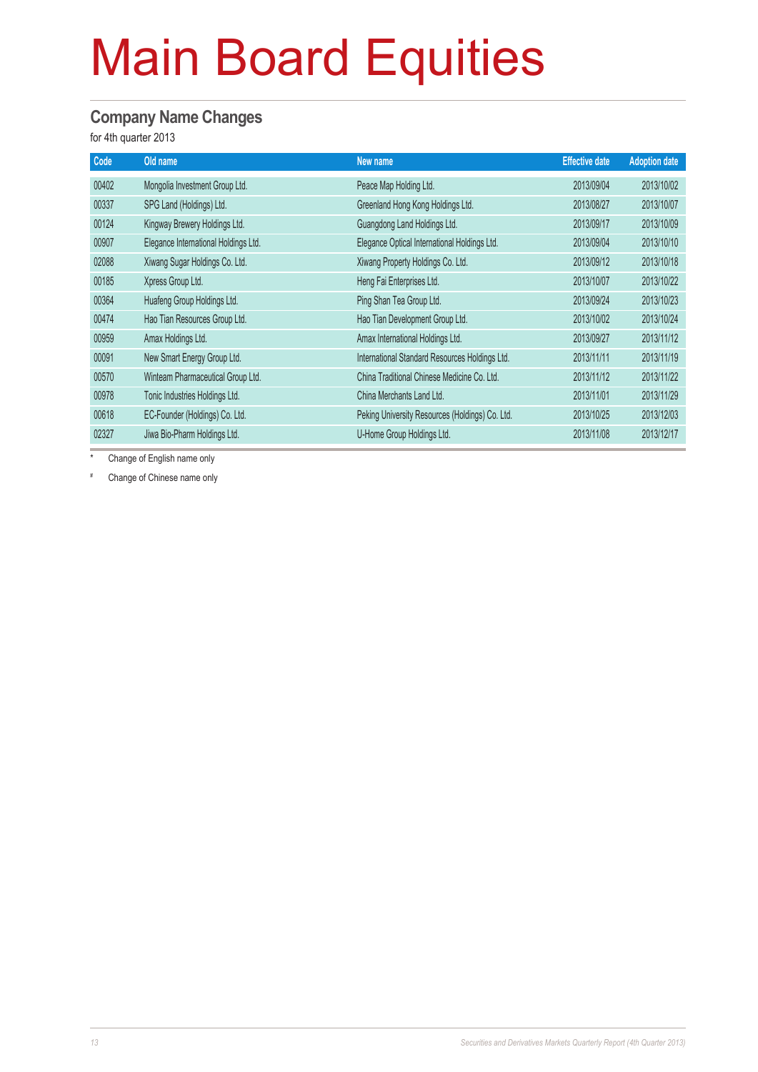# Main Board Equities

## Company Name Changes

for 4th quarter 2013

| Code | Old name | New name | Effective date | Adoption date |
|---|---|---|---|---|
| 00402 | Mongolia Investment Group Ltd. | Peace Map Holding Ltd. | 2013/09/04 | 2013/10/02 |
| 00337 | SPG Land (Holdings) Ltd. | Greenland Hong Kong Holdings Ltd. | 2013/08/27 | 2013/10/07 |
| 00124 | Kingway Brewery Holdings Ltd. | Guangdong Land Holdings Ltd. | 2013/09/17 | 2013/10/09 |
| 00907 | Elegance International Holdings Ltd. | Elegance Optical International Holdings Ltd. | 2013/09/04 | 2013/10/10 |
| 02088 | Xiwang Sugar Holdings Co. Ltd. | Xiwang Property Holdings Co. Ltd. | 2013/09/12 | 2013/10/18 |
| 00185 | Xpress Group Ltd. | Heng Fai Enterprises Ltd. | 2013/10/07 | 2013/10/22 |
| 00364 | Huafeng Group Holdings Ltd. | Ping Shan Tea Group Ltd. | 2013/09/24 | 2013/10/23 |
| 00474 | Hao Tian Resources Group Ltd. | Hao Tian Development Group Ltd. | 2013/10/02 | 2013/10/24 |
| 00959 | Amax Holdings Ltd. | Amax International Holdings Ltd. | 2013/09/27 | 2013/11/12 |
| 00091 | New Smart Energy Group Ltd. | International Standard Resources Holdings Ltd. | 2013/11/11 | 2013/11/19 |
| 00570 | Winteam Pharmaceutical Group Ltd. | China Traditional Chinese Medicine Co. Ltd. | 2013/11/12 | 2013/11/22 |
| 00978 | Tonic Industries Holdings Ltd. | China Merchants Land Ltd. | 2013/11/01 | 2013/11/29 |
| 00618 | EC-Founder (Holdings) Co. Ltd. | Peking University Resources (Holdings) Co. Ltd. | 2013/10/25 | 2013/12/03 |
| 02327 | Jiwa Bio-Pharm Holdings Ltd. | U-Home Group Holdings Ltd. | 2013/11/08 | 2013/12/17 |

\* Change of English name only

\# Change of Chinese name only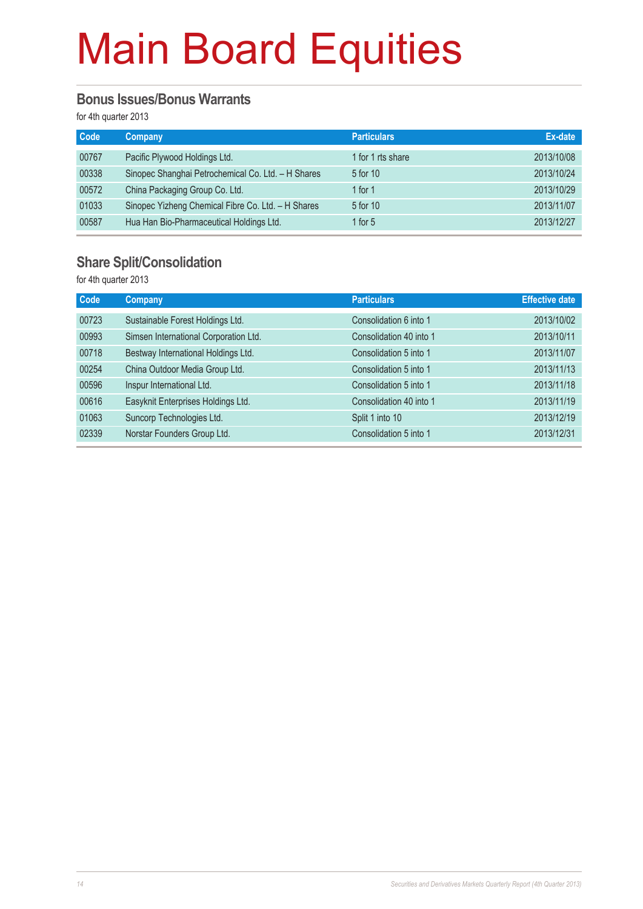# Main Board Equities

## Bonus Issues/Bonus Warrants

for 4th quarter 2013

| Code | Company | Particulars | Ex-date |
|---|---|---|---|
| 00767 | Pacific Plywood Holdings Ltd. | 1 for 1 rts share | 2013/10/08 |
| 00338 | Sinopec Shanghai Petrochemical Co. Ltd. – H Shares | 5 for 10 | 2013/10/24 |
| 00572 | China Packaging Group Co. Ltd. | 1 for 1 | 2013/10/29 |
| 01033 | Sinopec Yizheng Chemical Fibre Co. Ltd. – H Shares | 5 for 10 | 2013/11/07 |
| 00587 | Hua Han Bio-Pharmaceutical Holdings Ltd. | 1 for 5 | 2013/12/27 |

## Share Split/Consolidation

for 4th quarter 2013

| Code | Company | Particulars | Effective date |
|---|---|---|---|
| 00723 | Sustainable Forest Holdings Ltd. | Consolidation 6 into 1 | 2013/10/02 |
| 00993 | Simsen International Corporation Ltd. | Consolidation 40 into 1 | 2013/10/11 |
| 00718 | Bestway International Holdings Ltd. | Consolidation 5 into 1 | 2013/11/07 |
| 00254 | China Outdoor Media Group Ltd. | Consolidation 5 into 1 | 2013/11/13 |
| 00596 | Inspur International Ltd. | Consolidation 5 into 1 | 2013/11/18 |
| 00616 | Easyknit Enterprises Holdings Ltd. | Consolidation 40 into 1 | 2013/11/19 |
| 01063 | Suncorp Technologies Ltd. | Split 1 into 10 | 2013/12/19 |
| 02339 | Norstar Founders Group Ltd. | Consolidation 5 into 1 | 2013/12/31 |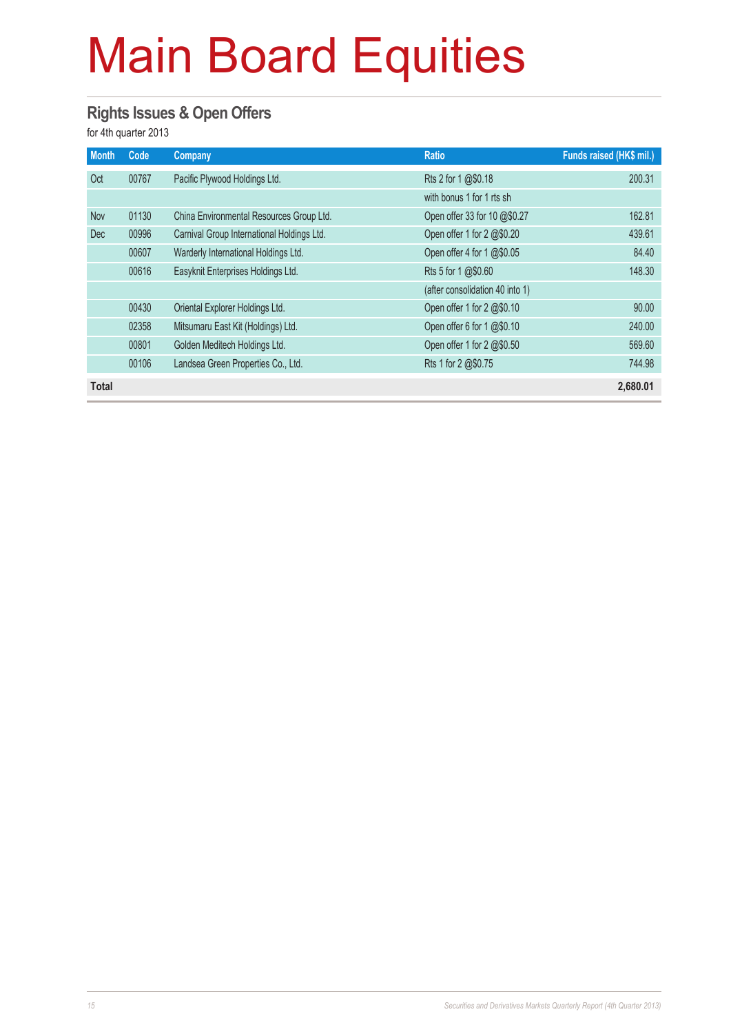# Main Board Equities

## Rights Issues & Open Offers

for 4th quarter 2013

| Month | Code | Company | Ratio | Funds raised (HK$ mil.) |
|---|---|---|---|---|
| Oct | 00767 | Pacific Plywood Holdings Ltd. | Rts 2 for 1 @$0.18 | 200.31 |
| | | | with bonus 1 for 1 rts sh | |
| Nov | 01130 | China Environmental Resources Group Ltd. | Open offer 33 for 10 @$0.27 | 162.81 |
| Dec | 00996 | Carnival Group International Holdings Ltd. | Open offer 1 for 2 @$0.20 | 439.61 |
| | 00607 | Warderly International Holdings Ltd. | Open offer 4 for 1 @$0.05 | 84.40 |
| | 00616 | Easyknit Enterprises Holdings Ltd. | Rts 5 for 1 @$0.60 | 148.30 |
| | | | (after consolidation 40 into 1) | |
| | 00430 | Oriental Explorer Holdings Ltd. | Open offer 1 for 2 @$0.10 | 90.00 |
| | 02358 | Mitsumaru East Kit (Holdings) Ltd. | Open offer 6 for 1 @$0.10 | 240.00 |
| | 00801 | Golden Meditech Holdings Ltd. | Open offer 1 for 2 @$0.50 | 569.60 |
| | 00106 | Landsea Green Properties Co., Ltd. | Rts 1 for 2 @$0.75 | 744.98 |
| **Total** | | | | **2,680.01** |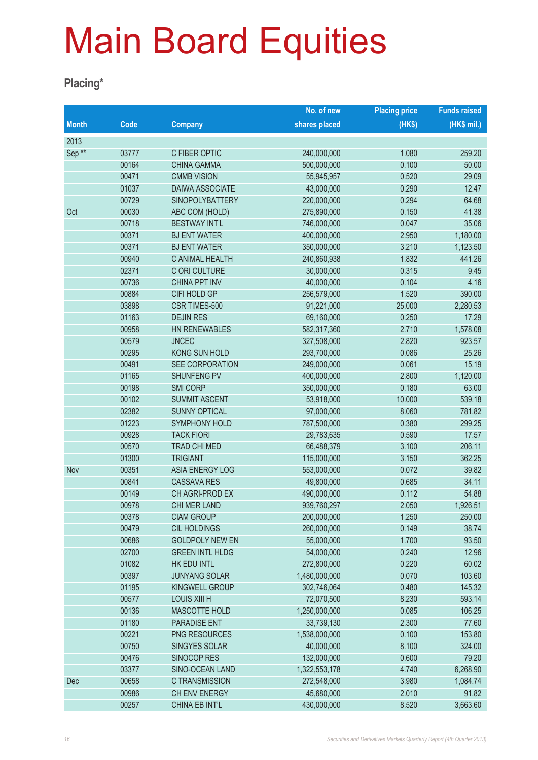# Main Board Equities

## Placing*

| Month | Code | Company | No. of new shares placed | Placing price (HK$) | Funds raised (HK$ mil.) |
|---|---|---|---|---|---|
| 2013 | | | | | |
| Sep ** | 03777 | C FIBER OPTIC | 240,000,000 | 1.080 | 259.20 |
| | 00164 | CHINA GAMMA | 500,000,000 | 0.100 | 50.00 |
| | 00471 | CMMB VISION | 55,945,957 | 0.520 | 29.09 |
| | 01037 | DAIWA ASSOCIATE | 43,000,000 | 0.290 | 12.47 |
| | 00729 | SINOPOLYBATTERY | 220,000,000 | 0.294 | 64.68 |
| Oct | 00030 | ABC COM (HOLD) | 275,890,000 | 0.150 | 41.38 |
| | 00718 | BESTWAY INT'L | 746,000,000 | 0.047 | 35.06 |
| | 00371 | BJ ENT WATER | 400,000,000 | 2.950 | 1,180.00 |
| | 00371 | BJ ENT WATER | 350,000,000 | 3.210 | 1,123.50 |
| | 00940 | C ANIMAL HEALTH | 240,860,938 | 1.832 | 441.26 |
| | 02371 | C ORI CULTURE | 30,000,000 | 0.315 | 9.45 |
| | 00736 | CHINA PPT INV | 40,000,000 | 0.104 | 4.16 |
| | 00884 | CIFI HOLD GP | 256,579,000 | 1.520 | 390.00 |
| | 03898 | CSR TIMES-500 | 91,221,000 | 25.000 | 2,280.53 |
| | 01163 | DEJIN RES | 69,160,000 | 0.250 | 17.29 |
| | 00958 | HN RENEWABLES | 582,317,360 | 2.710 | 1,578.08 |
| | 00579 | JNCEC | 327,508,000 | 2.820 | 923.57 |
| | 00295 | KONG SUN HOLD | 293,700,000 | 0.086 | 25.26 |
| | 00491 | SEE CORPORATION | 249,000,000 | 0.061 | 15.19 |
| | 01165 | SHUNFENG PV | 400,000,000 | 2.800 | 1,120.00 |
| | 00198 | SMI CORP | 350,000,000 | 0.180 | 63.00 |
| | 00102 | SUMMIT ASCENT | 53,918,000 | 10.000 | 539.18 |
| | 02382 | SUNNY OPTICAL | 97,000,000 | 8.060 | 781.82 |
| | 01223 | SYMPHONY HOLD | 787,500,000 | 0.380 | 299.25 |
| | 00928 | TACK FIORI | 29,783,635 | 0.590 | 17.57 |
| | 00570 | TRAD CHI MED | 66,488,379 | 3.100 | 206.11 |
| | 01300 | TRIGIANT | 115,000,000 | 3.150 | 362.25 |
| Nov | 00351 | ASIA ENERGY LOG | 553,000,000 | 0.072 | 39.82 |
| | 00841 | CASSAVA RES | 49,800,000 | 0.685 | 34.11 |
| | 00149 | CH AGRI-PROD EX | 490,000,000 | 0.112 | 54.88 |
| | 00978 | CHI MER LAND | 939,760,297 | 2.050 | 1,926.51 |
| | 00378 | CIAM GROUP | 200,000,000 | 1.250 | 250.00 |
| | 00479 | CIL HOLDINGS | 260,000,000 | 0.149 | 38.74 |
| | 00686 | GOLDPOLY NEW EN | 55,000,000 | 1.700 | 93.50 |
| | 02700 | GREEN INTL HLDG | 54,000,000 | 0.240 | 12.96 |
| | 01082 | HK EDU INTL | 272,800,000 | 0.220 | 60.02 |
| | 00397 | JUNYANG SOLAR | 1,480,000,000 | 0.070 | 103.60 |
| | 01195 | KINGWELL GROUP | 302,746,064 | 0.480 | 145.32 |
| | 00577 | LOUIS XIII H | 72,070,500 | 8.230 | 593.14 |
| | 00136 | MASCOTTE HOLD | 1,250,000,000 | 0.085 | 106.25 |
| | 01180 | PARADISE ENT | 33,739,130 | 2.300 | 77.60 |
| | 00221 | PNG RESOURCES | 1,538,000,000 | 0.100 | 153.80 |
| | 00750 | SINGYES SOLAR | 40,000,000 | 8.100 | 324.00 |
| | 00476 | SINOCOP RES | 132,000,000 | 0.600 | 79.20 |
| | 03377 | SINO-OCEAN LAND | 1,322,553,178 | 4.740 | 6,268.90 |
| Dec | 00658 | C TRANSMISSION | 272,548,000 | 3.980 | 1,084.74 |
| | 00986 | CH ENV ENERGY | 45,680,000 | 2.010 | 91.82 |
| | 00257 | CHINA EB INT'L | 430,000,000 | 8.520 | 3,663.60 |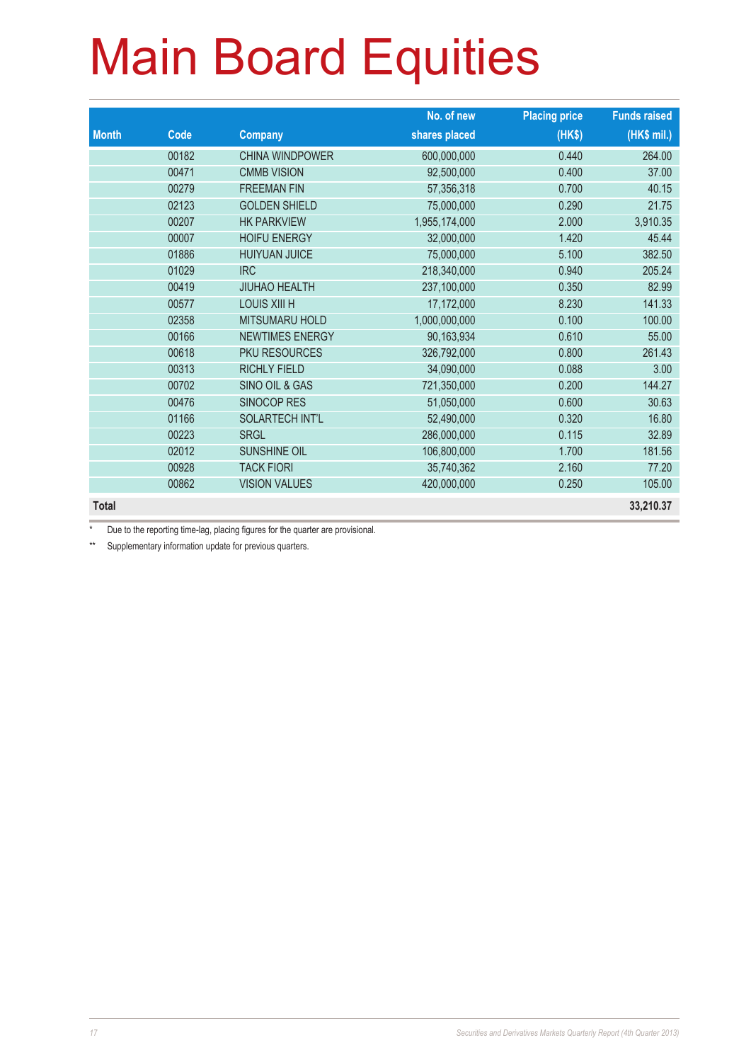# Main Board Equities

| Month | Code | Company | No. of new shares placed | Placing price (HK$) | Funds raised (HK$ mil.) |
|---|---|---|---|---|---|
| | 00182 | CHINA WINDPOWER | 600,000,000 | 0.440 | 264.00 |
| | 00471 | CMMB VISION | 92,500,000 | 0.400 | 37.00 |
| | 00279 | FREEMAN FIN | 57,356,318 | 0.700 | 40.15 |
| | 02123 | GOLDEN SHIELD | 75,000,000 | 0.290 | 21.75 |
| | 00207 | HK PARKVIEW | 1,955,174,000 | 2.000 | 3,910.35 |
| | 00007 | HOIFU ENERGY | 32,000,000 | 1.420 | 45.44 |
| | 01886 | HUIYUAN JUICE | 75,000,000 | 5.100 | 382.50 |
| | 01029 | IRC | 218,340,000 | 0.940 | 205.24 |
| | 00419 | JIUHAO HEALTH | 237,100,000 | 0.350 | 82.99 |
| | 00577 | LOUIS XIII H | 17,172,000 | 8.230 | 141.33 |
| | 02358 | MITSUMARU HOLD | 1,000,000,000 | 0.100 | 100.00 |
| | 00166 | NEWTIMES ENERGY | 90,163,934 | 0.610 | 55.00 |
| | 00618 | PKU RESOURCES | 326,792,000 | 0.800 | 261.43 |
| | 00313 | RICHLY FIELD | 34,090,000 | 0.088 | 3.00 |
| | 00702 | SINO OIL & GAS | 721,350,000 | 0.200 | 144.27 |
| | 00476 | SINOCOP RES | 51,050,000 | 0.600 | 30.63 |
| | 01166 | SOLARTECH INT'L | 52,490,000 | 0.320 | 16.80 |
| | 00223 | SRGL | 286,000,000 | 0.115 | 32.89 |
| | 02012 | SUNSHINE OIL | 106,800,000 | 1.700 | 181.56 |
| | 00928 | TACK FIORI | 35,740,362 | 2.160 | 77.20 |
| | 00862 | VISION VALUES | 420,000,000 | 0.250 | 105.00 |
| **Total** | | | | | **33,210.37** |

\* Due to the reporting time-lag, placing figures for the quarter are provisional.

\*\* Supplementary information update for previous quarters.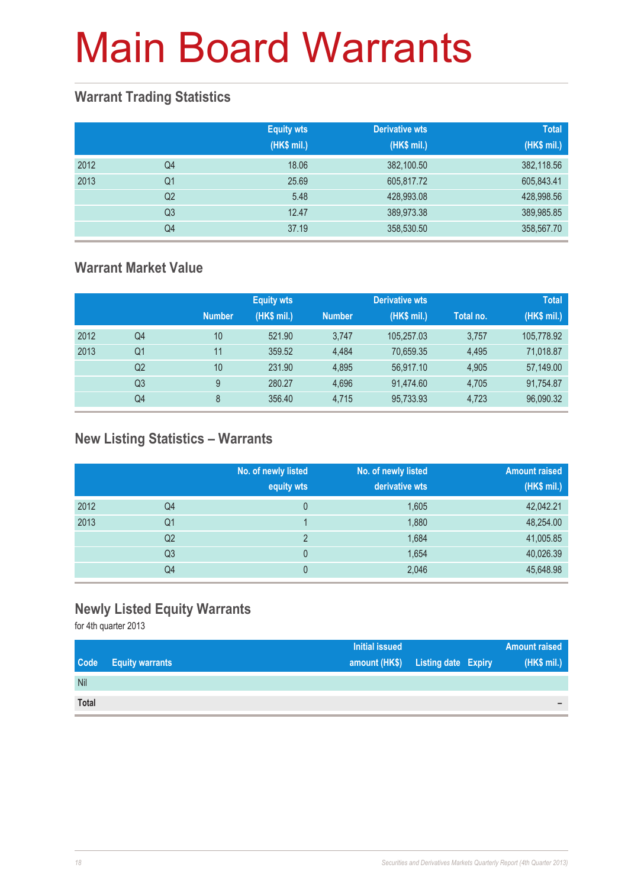# Main Board Warrants

## Warrant Trading Statistics

| | | Equity wts (HK$ mil.) | Derivative wts (HK$ mil.) | Total (HK$ mil.) |
|---|---|---|---|---|
| 2012 | Q4 | 18.06 | 382,100.50 | 382,118.56 |
| 2013 | Q1 | 25.69 | 605,817.72 | 605,843.41 |
| | Q2 | 5.48 | 428,993.08 | 428,998.56 |
| | Q3 | 12.47 | 389,973.38 | 389,985.85 |
| | Q4 | 37.19 | 358,530.50 | 358,567.70 |

## Warrant Market Value

| | | Equity wts | | Derivative wts | | | Total |
|---|---|---|---|---|---|---|---|
| | | Number | (HK$ mil.) | Number | (HK$ mil.) | Total no. | (HK$ mil.) |
| 2012 | Q4 | 10 | 521.90 | 3,747 | 105,257.03 | 3,757 | 105,778.92 |
| 2013 | Q1 | 11 | 359.52 | 4,484 | 70,659.35 | 4,495 | 71,018.87 |
| | Q2 | 10 | 231.90 | 4,895 | 56,917.10 | 4,905 | 57,149.00 |
| | Q3 | 9 | 280.27 | 4,696 | 91,474.60 | 4,705 | 91,754.87 |
| | Q4 | 8 | 356.40 | 4,715 | 95,733.93 | 4,723 | 96,090.32 |

## New Listing Statistics – Warrants

| | | No. of newly listed equity wts | No. of newly listed derivative wts | Amount raised (HK$ mil.) |
|---|---|---|---|---|
| 2012 | Q4 | 0 | 1,605 | 42,042.21 |
| 2013 | Q1 | 1 | 1,880 | 48,254.00 |
| | Q2 | 2 | 1,684 | 41,005.85 |
| | Q3 | 0 | 1,654 | 40,026.39 |
| | Q4 | 0 | 2,046 | 45,648.98 |

## Newly Listed Equity Warrants

for 4th quarter 2013

| Code | Equity warrants | Initial issued amount (HK$) | Listing date | Expiry | Amount raised (HK$ mil.) |
|---|---|---|---|---|---|
| Nil | | | | | |
| **Total** | | | | | – |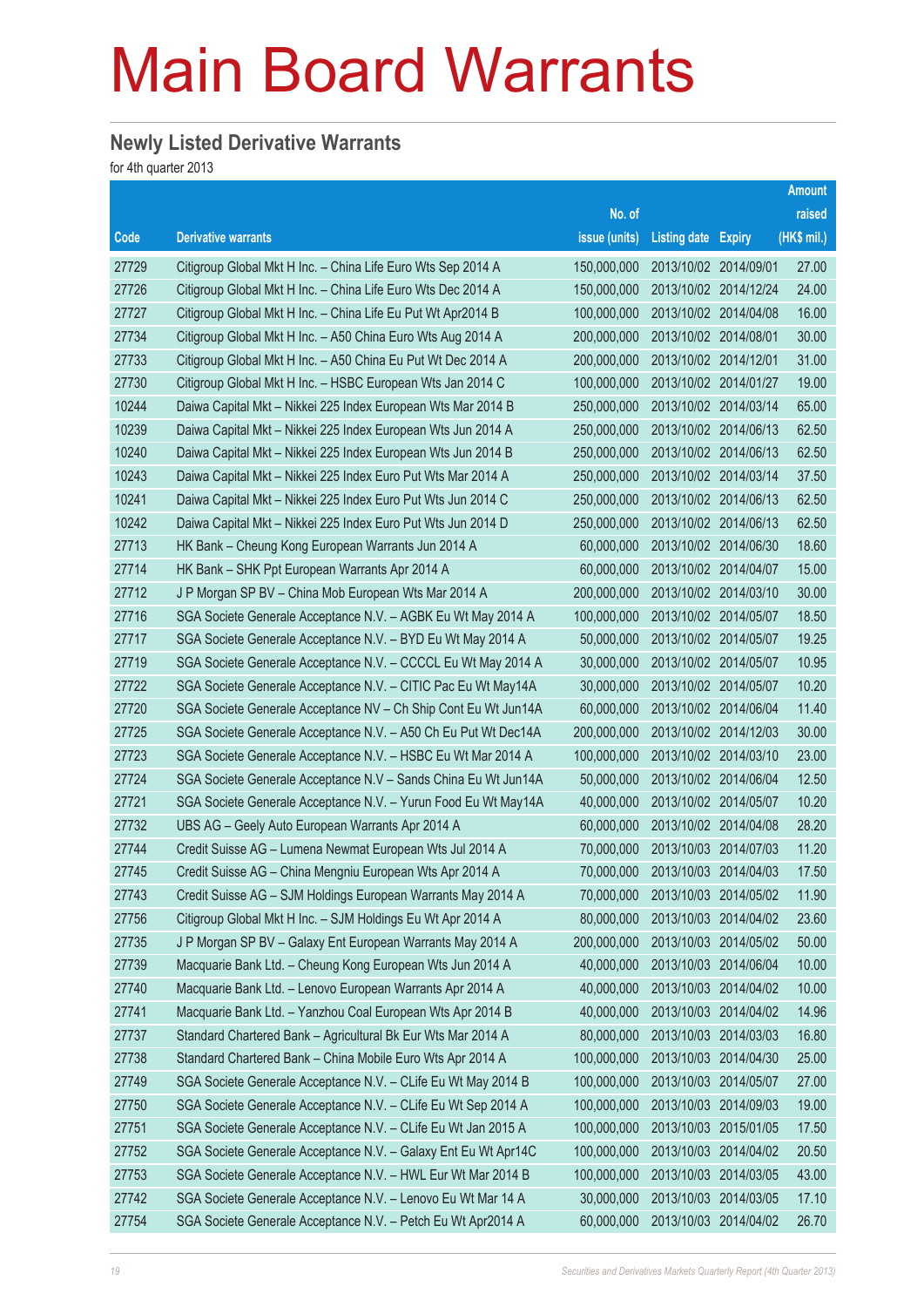# Main Board Warrants

## Newly Listed Derivative Warrants

for 4th quarter 2013

| Code | Derivative warrants | No. of issue (units) | Listing date | Expiry | Amount raised (HK$ mil.) |
|---|---|---|---|---|---|
| 27729 | Citigroup Global Mkt H Inc. – China Life Euro Wts Sep 2014 A | 150,000,000 | 2013/10/02 | 2014/09/01 | 27.00 |
| 27726 | Citigroup Global Mkt H Inc. – China Life Euro Wts Dec 2014 A | 150,000,000 | 2013/10/02 | 2014/12/24 | 24.00 |
| 27727 | Citigroup Global Mkt H Inc. – China Life Eu Put Wt Apr2014 B | 100,000,000 | 2013/10/02 | 2014/04/08 | 16.00 |
| 27734 | Citigroup Global Mkt H Inc. – A50 China Euro Wts Aug 2014 A | 200,000,000 | 2013/10/02 | 2014/08/01 | 30.00 |
| 27733 | Citigroup Global Mkt H Inc. – A50 China Eu Put Wt Dec 2014 A | 200,000,000 | 2013/10/02 | 2014/12/01 | 31.00 |
| 27730 | Citigroup Global Mkt H Inc. – HSBC European Wts Jan 2014 C | 100,000,000 | 2013/10/02 | 2014/01/27 | 19.00 |
| 10244 | Daiwa Capital Mkt – Nikkei 225 Index European Wts Mar 2014 B | 250,000,000 | 2013/10/02 | 2014/03/14 | 65.00 |
| 10239 | Daiwa Capital Mkt – Nikkei 225 Index European Wts Jun 2014 A | 250,000,000 | 2013/10/02 | 2014/06/13 | 62.50 |
| 10240 | Daiwa Capital Mkt – Nikkei 225 Index European Wts Jun 2014 B | 250,000,000 | 2013/10/02 | 2014/06/13 | 62.50 |
| 10243 | Daiwa Capital Mkt – Nikkei 225 Index Euro Put Wts Mar 2014 A | 250,000,000 | 2013/10/02 | 2014/03/14 | 37.50 |
| 10241 | Daiwa Capital Mkt – Nikkei 225 Index Euro Put Wts Jun 2014 C | 250,000,000 | 2013/10/02 | 2014/06/13 | 62.50 |
| 10242 | Daiwa Capital Mkt – Nikkei 225 Index Euro Put Wts Jun 2014 D | 250,000,000 | 2013/10/02 | 2014/06/13 | 62.50 |
| 27713 | HK Bank – Cheung Kong European Warrants Jun 2014 A | 60,000,000 | 2013/10/02 | 2014/06/30 | 18.60 |
| 27714 | HK Bank – SHK Ppt European Warrants Apr 2014 A | 60,000,000 | 2013/10/02 | 2014/04/07 | 15.00 |
| 27712 | J P Morgan SP BV – China Mob European Wts Mar 2014 A | 200,000,000 | 2013/10/02 | 2014/03/10 | 30.00 |
| 27716 | SGA Societe Generale Acceptance N.V. – AGBK Eu Wt May 2014 A | 100,000,000 | 2013/10/02 | 2014/05/07 | 18.50 |
| 27717 | SGA Societe Generale Acceptance N.V. – BYD Eu Wt May 2014 A | 50,000,000 | 2013/10/02 | 2014/05/07 | 19.25 |
| 27719 | SGA Societe Generale Acceptance N.V. – CCCCL Eu Wt May 2014 A | 30,000,000 | 2013/10/02 | 2014/05/07 | 10.95 |
| 27722 | SGA Societe Generale Acceptance N.V. – CITIC Pac Eu Wt May14A | 30,000,000 | 2013/10/02 | 2014/05/07 | 10.20 |
| 27720 | SGA Societe Generale Acceptance NV – Ch Ship Cont Eu Wt Jun14A | 60,000,000 | 2013/10/02 | 2014/06/04 | 11.40 |
| 27725 | SGA Societe Generale Acceptance N.V. – A50 Ch Eu Put Wt Dec14A | 200,000,000 | 2013/10/02 | 2014/12/03 | 30.00 |
| 27723 | SGA Societe Generale Acceptance N.V. – HSBC Eu Wt Mar 2014 A | 100,000,000 | 2013/10/02 | 2014/03/10 | 23.00 |
| 27724 | SGA Societe Generale Acceptance N.V – Sands China Eu Wt Jun14A | 50,000,000 | 2013/10/02 | 2014/06/04 | 12.50 |
| 27721 | SGA Societe Generale Acceptance N.V. – Yurun Food Eu Wt May14A | 40,000,000 | 2013/10/02 | 2014/05/07 | 10.20 |
| 27732 | UBS AG – Geely Auto European Warrants Apr 2014 A | 60,000,000 | 2013/10/02 | 2014/04/08 | 28.20 |
| 27744 | Credit Suisse AG – Lumena Newmat European Wts Jul 2014 A | 70,000,000 | 2013/10/03 | 2014/07/03 | 11.20 |
| 27745 | Credit Suisse AG – China Mengniu European Wts Apr 2014 A | 70,000,000 | 2013/10/03 | 2014/04/03 | 17.50 |
| 27743 | Credit Suisse AG – SJM Holdings European Warrants May 2014 A | 70,000,000 | 2013/10/03 | 2014/05/02 | 11.90 |
| 27756 | Citigroup Global Mkt H Inc. – SJM Holdings Eu Wt Apr 2014 A | 80,000,000 | 2013/10/03 | 2014/04/02 | 23.60 |
| 27735 | J P Morgan SP BV – Galaxy Ent European Warrants May 2014 A | 200,000,000 | 2013/10/03 | 2014/05/02 | 50.00 |
| 27739 | Macquarie Bank Ltd. – Cheung Kong European Wts Jun 2014 A | 40,000,000 | 2013/10/03 | 2014/06/04 | 10.00 |
| 27740 | Macquarie Bank Ltd. – Lenovo European Warrants Apr 2014 A | 40,000,000 | 2013/10/03 | 2014/04/02 | 10.00 |
| 27741 | Macquarie Bank Ltd. – Yanzhou Coal European Wts Apr 2014 B | 40,000,000 | 2013/10/03 | 2014/04/02 | 14.96 |
| 27737 | Standard Chartered Bank – Agricultural Bk Eur Wts Mar 2014 A | 80,000,000 | 2013/10/03 | 2014/03/03 | 16.80 |
| 27738 | Standard Chartered Bank – China Mobile Euro Wts Apr 2014 A | 100,000,000 | 2013/10/03 | 2014/04/30 | 25.00 |
| 27749 | SGA Societe Generale Acceptance N.V. – CLife Eu Wt May 2014 B | 100,000,000 | 2013/10/03 | 2014/05/07 | 27.00 |
| 27750 | SGA Societe Generale Acceptance N.V. – CLife Eu Wt Sep 2014 A | 100,000,000 | 2013/10/03 | 2014/09/03 | 19.00 |
| 27751 | SGA Societe Generale Acceptance N.V. – CLife Eu Wt Jan 2015 A | 100,000,000 | 2013/10/03 | 2015/01/05 | 17.50 |
| 27752 | SGA Societe Generale Acceptance N.V. – Galaxy Ent Eu Wt Apr14C | 100,000,000 | 2013/10/03 | 2014/04/02 | 20.50 |
| 27753 | SGA Societe Generale Acceptance N.V. – HWL Eur Wt Mar 2014 B | 100,000,000 | 2013/10/03 | 2014/03/05 | 43.00 |
| 27742 | SGA Societe Generale Acceptance N.V. – Lenovo Eu Wt Mar 14 A | 30,000,000 | 2013/10/03 | 2014/03/05 | 17.10 |
| 27754 | SGA Societe Generale Acceptance N.V. – Petch Eu Wt Apr2014 A | 60,000,000 | 2013/10/03 | 2014/04/02 | 26.70 |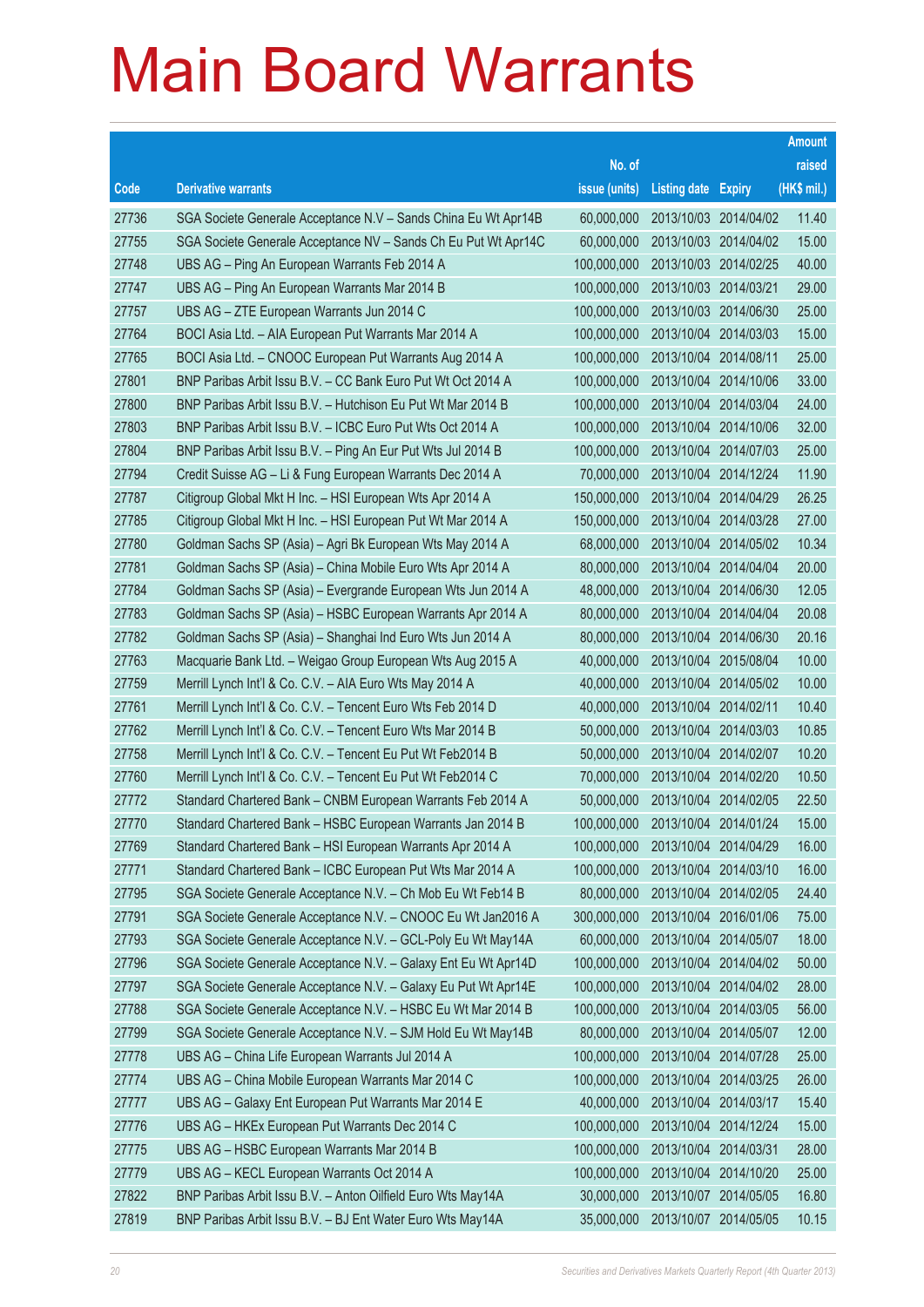# Main Board Warrants

| Code | Derivative warrants | No. of issue (units) | Listing date | Expiry | Amount raised (HK$ mil.) |
|---|---|---|---|---|---|
| 27736 | SGA Societe Generale Acceptance N.V – Sands China Eu Wt Apr14B | 60,000,000 | 2013/10/03 | 2014/04/02 | 11.40 |
| 27755 | SGA Societe Generale Acceptance NV – Sands Ch Eu Put Wt Apr14C | 60,000,000 | 2013/10/03 | 2014/04/02 | 15.00 |
| 27748 | UBS AG – Ping An European Warrants Feb 2014 A | 100,000,000 | 2013/10/03 | 2014/02/25 | 40.00 |
| 27747 | UBS AG – Ping An European Warrants Mar 2014 B | 100,000,000 | 2013/10/03 | 2014/03/21 | 29.00 |
| 27757 | UBS AG – ZTE European Warrants Jun 2014 C | 100,000,000 | 2013/10/03 | 2014/06/30 | 25.00 |
| 27764 | BOCI Asia Ltd. – AIA European Put Warrants Mar 2014 A | 100,000,000 | 2013/10/04 | 2014/03/03 | 15.00 |
| 27765 | BOCI Asia Ltd. – CNOOC European Put Warrants Aug 2014 A | 100,000,000 | 2013/10/04 | 2014/08/11 | 25.00 |
| 27801 | BNP Paribas Arbit Issu B.V. – CC Bank Euro Put Wt Oct 2014 A | 100,000,000 | 2013/10/04 | 2014/10/06 | 33.00 |
| 27800 | BNP Paribas Arbit Issu B.V. – Hutchison Eu Put Wt Mar 2014 B | 100,000,000 | 2013/10/04 | 2014/03/04 | 24.00 |
| 27803 | BNP Paribas Arbit Issu B.V. – ICBC Euro Put Wts Oct 2014 A | 100,000,000 | 2013/10/04 | 2014/10/06 | 32.00 |
| 27804 | BNP Paribas Arbit Issu B.V. – Ping An Eur Put Wts Jul 2014 B | 100,000,000 | 2013/10/04 | 2014/07/03 | 25.00 |
| 27794 | Credit Suisse AG – Li & Fung European Warrants Dec 2014 A | 70,000,000 | 2013/10/04 | 2014/12/24 | 11.90 |
| 27787 | Citigroup Global Mkt H Inc. – HSI European Wts Apr 2014 A | 150,000,000 | 2013/10/04 | 2014/04/29 | 26.25 |
| 27785 | Citigroup Global Mkt H Inc. – HSI European Put Wt Mar 2014 A | 150,000,000 | 2013/10/04 | 2014/03/28 | 27.00 |
| 27780 | Goldman Sachs SP (Asia) – Agri Bk European Wts May 2014 A | 68,000,000 | 2013/10/04 | 2014/05/02 | 10.34 |
| 27781 | Goldman Sachs SP (Asia) – China Mobile Euro Wts Apr 2014 A | 80,000,000 | 2013/10/04 | 2014/04/04 | 20.00 |
| 27784 | Goldman Sachs SP (Asia) – Evergrande European Wts Jun 2014 A | 48,000,000 | 2013/10/04 | 2014/06/30 | 12.05 |
| 27783 | Goldman Sachs SP (Asia) – HSBC European Warrants Apr 2014 A | 80,000,000 | 2013/10/04 | 2014/04/04 | 20.08 |
| 27782 | Goldman Sachs SP (Asia) – Shanghai Ind Euro Wts Jun 2014 A | 80,000,000 | 2013/10/04 | 2014/06/30 | 20.16 |
| 27763 | Macquarie Bank Ltd. – Weigao Group European Wts Aug 2015 A | 40,000,000 | 2013/10/04 | 2015/08/04 | 10.00 |
| 27759 | Merrill Lynch Int'l & Co. C.V. – AIA Euro Wts May 2014 A | 40,000,000 | 2013/10/04 | 2014/05/02 | 10.00 |
| 27761 | Merrill Lynch Int'l & Co. C.V. – Tencent Euro Wts Feb 2014 D | 40,000,000 | 2013/10/04 | 2014/02/11 | 10.40 |
| 27762 | Merrill Lynch Int'l & Co. C.V. – Tencent Euro Wts Mar 2014 B | 50,000,000 | 2013/10/04 | 2014/03/03 | 10.85 |
| 27758 | Merrill Lynch Int'l & Co. C.V. – Tencent Eu Put Wt Feb2014 B | 50,000,000 | 2013/10/04 | 2014/02/07 | 10.20 |
| 27760 | Merrill Lynch Int'l & Co. C.V. – Tencent Eu Put Wt Feb2014 C | 70,000,000 | 2013/10/04 | 2014/02/20 | 10.50 |
| 27772 | Standard Chartered Bank – CNBM European Warrants Feb 2014 A | 50,000,000 | 2013/10/04 | 2014/02/05 | 22.50 |
| 27770 | Standard Chartered Bank – HSBC European Warrants Jan 2014 B | 100,000,000 | 2013/10/04 | 2014/01/24 | 15.00 |
| 27769 | Standard Chartered Bank – HSI European Warrants Apr 2014 A | 100,000,000 | 2013/10/04 | 2014/04/29 | 16.00 |
| 27771 | Standard Chartered Bank – ICBC European Put Wts Mar 2014 A | 100,000,000 | 2013/10/04 | 2014/03/10 | 16.00 |
| 27795 | SGA Societe Generale Acceptance N.V. – Ch Mob Eu Wt Feb14 B | 80,000,000 | 2013/10/04 | 2014/02/05 | 24.40 |
| 27791 | SGA Societe Generale Acceptance N.V. – CNOOC Eu Wt Jan2016 A | 300,000,000 | 2013/10/04 | 2016/01/06 | 75.00 |
| 27793 | SGA Societe Generale Acceptance N.V. – GCL-Poly Eu Wt May14A | 60,000,000 | 2013/10/04 | 2014/05/07 | 18.00 |
| 27796 | SGA Societe Generale Acceptance N.V. – Galaxy Ent Eu Wt Apr14D | 100,000,000 | 2013/10/04 | 2014/04/02 | 50.00 |
| 27797 | SGA Societe Generale Acceptance N.V. – Galaxy Eu Put Wt Apr14E | 100,000,000 | 2013/10/04 | 2014/04/02 | 28.00 |
| 27788 | SGA Societe Generale Acceptance N.V. – HSBC Eu Wt Mar 2014 B | 100,000,000 | 2013/10/04 | 2014/03/05 | 56.00 |
| 27799 | SGA Societe Generale Acceptance N.V. – SJM Hold Eu Wt May14B | 80,000,000 | 2013/10/04 | 2014/05/07 | 12.00 |
| 27778 | UBS AG – China Life European Warrants Jul 2014 A | 100,000,000 | 2013/10/04 | 2014/07/28 | 25.00 |
| 27774 | UBS AG – China Mobile European Warrants Mar 2014 C | 100,000,000 | 2013/10/04 | 2014/03/25 | 26.00 |
| 27777 | UBS AG – Galaxy Ent European Put Warrants Mar 2014 E | 40,000,000 | 2013/10/04 | 2014/03/17 | 15.40 |
| 27776 | UBS AG – HKEx European Put Warrants Dec 2014 C | 100,000,000 | 2013/10/04 | 2014/12/24 | 15.00 |
| 27775 | UBS AG – HSBC European Warrants Mar 2014 B | 100,000,000 | 2013/10/04 | 2014/03/31 | 28.00 |
| 27779 | UBS AG – KECL European Warrants Oct 2014 A | 100,000,000 | 2013/10/04 | 2014/10/20 | 25.00 |
| 27822 | BNP Paribas Arbit Issu B.V. – Anton Oilfield Euro Wts May14A | 30,000,000 | 2013/10/07 | 2014/05/05 | 16.80 |
| 27819 | BNP Paribas Arbit Issu B.V. – BJ Ent Water Euro Wts May14A | 35,000,000 | 2013/10/07 | 2014/05/05 | 10.15 |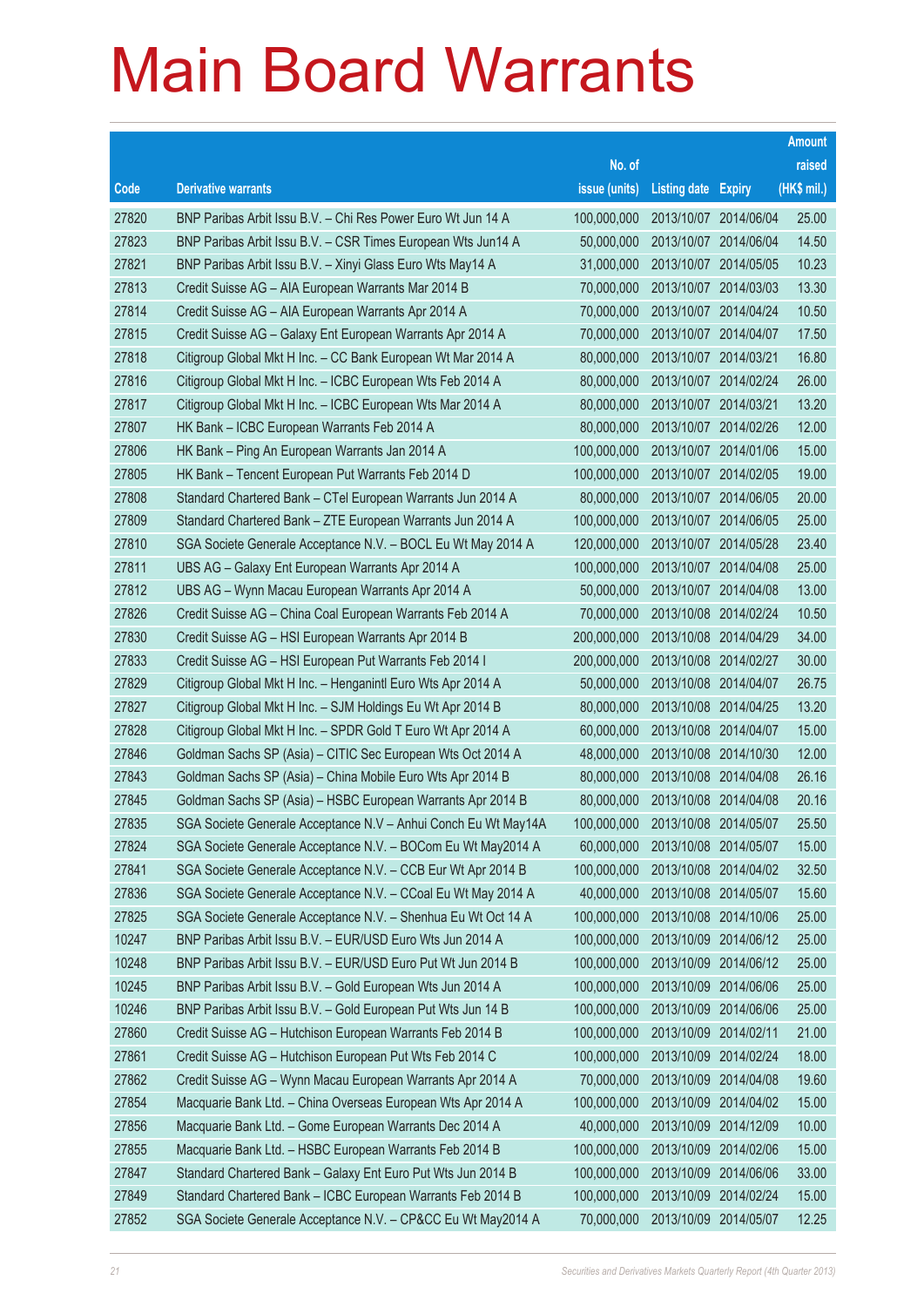# Main Board Warrants

| Code | Derivative warrants | No. of issue (units) | Listing date | Expiry | Amount raised (HK$ mil.) |
|---|---|---|---|---|---|
| 27820 | BNP Paribas Arbit Issu B.V. – Chi Res Power Euro Wt Jun 14 A | 100,000,000 | 2013/10/07 | 2014/06/04 | 25.00 |
| 27823 | BNP Paribas Arbit Issu B.V. – CSR Times European Wts Jun14 A | 50,000,000 | 2013/10/07 | 2014/06/04 | 14.50 |
| 27821 | BNP Paribas Arbit Issu B.V. – Xinyi Glass Euro Wts May14 A | 31,000,000 | 2013/10/07 | 2014/05/05 | 10.23 |
| 27813 | Credit Suisse AG – AIA European Warrants Mar 2014 B | 70,000,000 | 2013/10/07 | 2014/03/03 | 13.30 |
| 27814 | Credit Suisse AG – AIA European Warrants Apr 2014 A | 70,000,000 | 2013/10/07 | 2014/04/24 | 10.50 |
| 27815 | Credit Suisse AG – Galaxy Ent European Warrants Apr 2014 A | 70,000,000 | 2013/10/07 | 2014/04/07 | 17.50 |
| 27818 | Citigroup Global Mkt H Inc. – CC Bank European Wt Mar 2014 A | 80,000,000 | 2013/10/07 | 2014/03/21 | 16.80 |
| 27816 | Citigroup Global Mkt H Inc. – ICBC European Wts Feb 2014 A | 80,000,000 | 2013/10/07 | 2014/02/24 | 26.00 |
| 27817 | Citigroup Global Mkt H Inc. – ICBC European Wts Mar 2014 A | 80,000,000 | 2013/10/07 | 2014/03/21 | 13.20 |
| 27807 | HK Bank – ICBC European Warrants Feb 2014 A | 80,000,000 | 2013/10/07 | 2014/02/26 | 12.00 |
| 27806 | HK Bank – Ping An European Warrants Jan 2014 A | 100,000,000 | 2013/10/07 | 2014/01/06 | 15.00 |
| 27805 | HK Bank – Tencent European Put Warrants Feb 2014 D | 100,000,000 | 2013/10/07 | 2014/02/05 | 19.00 |
| 27808 | Standard Chartered Bank – CTel European Warrants Jun 2014 A | 80,000,000 | 2013/10/07 | 2014/06/05 | 20.00 |
| 27809 | Standard Chartered Bank – ZTE European Warrants Jun 2014 A | 100,000,000 | 2013/10/07 | 2014/06/05 | 25.00 |
| 27810 | SGA Societe Generale Acceptance N.V. – BOCL Eu Wt May 2014 A | 120,000,000 | 2013/10/07 | 2014/05/28 | 23.40 |
| 27811 | UBS AG – Galaxy Ent European Warrants Apr 2014 A | 100,000,000 | 2013/10/07 | 2014/04/08 | 25.00 |
| 27812 | UBS AG – Wynn Macau European Warrants Apr 2014 A | 50,000,000 | 2013/10/07 | 2014/04/08 | 13.00 |
| 27826 | Credit Suisse AG – China Coal European Warrants Feb 2014 A | 70,000,000 | 2013/10/08 | 2014/02/24 | 10.50 |
| 27830 | Credit Suisse AG – HSI European Warrants Apr 2014 B | 200,000,000 | 2013/10/08 | 2014/04/29 | 34.00 |
| 27833 | Credit Suisse AG – HSI European Put Warrants Feb 2014 I | 200,000,000 | 2013/10/08 | 2014/02/27 | 30.00 |
| 27829 | Citigroup Global Mkt H Inc. – Henganintl Euro Wts Apr 2014 A | 50,000,000 | 2013/10/08 | 2014/04/07 | 26.75 |
| 27827 | Citigroup Global Mkt H Inc. – SJM Holdings Eu Wt Apr 2014 B | 80,000,000 | 2013/10/08 | 2014/04/25 | 13.20 |
| 27828 | Citigroup Global Mkt H Inc. – SPDR Gold T Euro Wt Apr 2014 A | 60,000,000 | 2013/10/08 | 2014/04/07 | 15.00 |
| 27846 | Goldman Sachs SP (Asia) – CITIC Sec European Wts Oct 2014 A | 48,000,000 | 2013/10/08 | 2014/10/30 | 12.00 |
| 27843 | Goldman Sachs SP (Asia) – China Mobile Euro Wts Apr 2014 B | 80,000,000 | 2013/10/08 | 2014/04/08 | 26.16 |
| 27845 | Goldman Sachs SP (Asia) – HSBC European Warrants Apr 2014 B | 80,000,000 | 2013/10/08 | 2014/04/08 | 20.16 |
| 27835 | SGA Societe Generale Acceptance N.V – Anhui Conch Eu Wt May14A | 100,000,000 | 2013/10/08 | 2014/05/07 | 25.50 |
| 27824 | SGA Societe Generale Acceptance N.V. – BOCom Eu Wt May2014 A | 60,000,000 | 2013/10/08 | 2014/05/07 | 15.00 |
| 27841 | SGA Societe Generale Acceptance N.V. – CCB Eur Wt Apr 2014 B | 100,000,000 | 2013/10/08 | 2014/04/02 | 32.50 |
| 27836 | SGA Societe Generale Acceptance N.V. – CCoal Eu Wt May 2014 A | 40,000,000 | 2013/10/08 | 2014/05/07 | 15.60 |
| 27825 | SGA Societe Generale Acceptance N.V. – Shenhua Eu Wt Oct 14 A | 100,000,000 | 2013/10/08 | 2014/10/06 | 25.00 |
| 10247 | BNP Paribas Arbit Issu B.V. – EUR/USD Euro Wts Jun 2014 A | 100,000,000 | 2013/10/09 | 2014/06/12 | 25.00 |
| 10248 | BNP Paribas Arbit Issu B.V. – EUR/USD Euro Put Wt Jun 2014 B | 100,000,000 | 2013/10/09 | 2014/06/12 | 25.00 |
| 10245 | BNP Paribas Arbit Issu B.V. – Gold European Wts Jun 2014 A | 100,000,000 | 2013/10/09 | 2014/06/06 | 25.00 |
| 10246 | BNP Paribas Arbit Issu B.V. – Gold European Put Wts Jun 14 B | 100,000,000 | 2013/10/09 | 2014/06/06 | 25.00 |
| 27860 | Credit Suisse AG – Hutchison European Warrants Feb 2014 B | 100,000,000 | 2013/10/09 | 2014/02/11 | 21.00 |
| 27861 | Credit Suisse AG – Hutchison European Put Wts Feb 2014 C | 100,000,000 | 2013/10/09 | 2014/02/24 | 18.00 |
| 27862 | Credit Suisse AG – Wynn Macau European Warrants Apr 2014 A | 70,000,000 | 2013/10/09 | 2014/04/08 | 19.60 |
| 27854 | Macquarie Bank Ltd. – China Overseas European Wts Apr 2014 A | 100,000,000 | 2013/10/09 | 2014/04/02 | 15.00 |
| 27856 | Macquarie Bank Ltd. – Gome European Warrants Dec 2014 A | 40,000,000 | 2013/10/09 | 2014/12/09 | 10.00 |
| 27855 | Macquarie Bank Ltd. – HSBC European Warrants Feb 2014 B | 100,000,000 | 2013/10/09 | 2014/02/06 | 15.00 |
| 27847 | Standard Chartered Bank – Galaxy Ent Euro Put Wts Jun 2014 B | 100,000,000 | 2013/10/09 | 2014/06/06 | 33.00 |
| 27849 | Standard Chartered Bank – ICBC European Warrants Feb 2014 B | 100,000,000 | 2013/10/09 | 2014/02/24 | 15.00 |
| 27852 | SGA Societe Generale Acceptance N.V. – CP&CC Eu Wt May2014 A | 70,000,000 | 2013/10/09 | 2014/05/07 | 12.25 |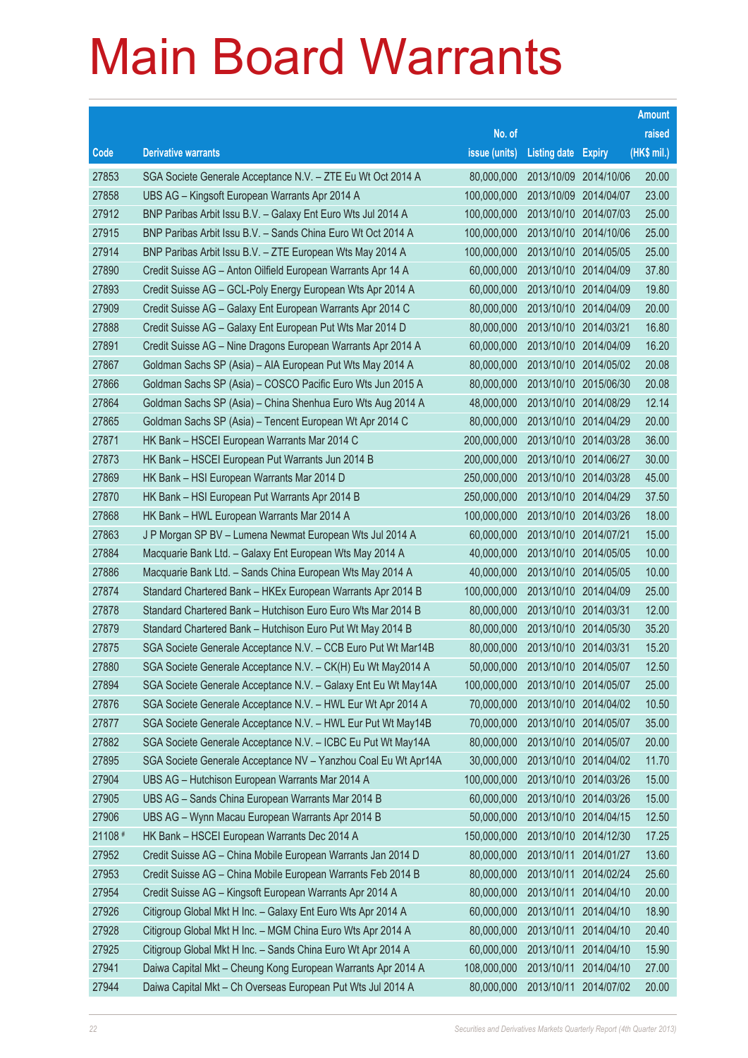# Main Board Warrants

| Code | Derivative warrants | No. of issue (units) | Listing date | Expiry | Amount raised (HK$ mil.) |
|---|---|---|---|---|---|
| 27853 | SGA Societe Generale Acceptance N.V. – ZTE Eu Wt Oct 2014 A | 80,000,000 | 2013/10/09 | 2014/10/06 | 20.00 |
| 27858 | UBS AG – Kingsoft European Warrants Apr 2014 A | 100,000,000 | 2013/10/09 | 2014/04/07 | 23.00 |
| 27912 | BNP Paribas Arbit Issu B.V. – Galaxy Ent Euro Wts Jul 2014 A | 100,000,000 | 2013/10/10 | 2014/07/03 | 25.00 |
| 27915 | BNP Paribas Arbit Issu B.V. – Sands China Euro Wt Oct 2014 A | 100,000,000 | 2013/10/10 | 2014/10/06 | 25.00 |
| 27914 | BNP Paribas Arbit Issu B.V. – ZTE European Wts May 2014 A | 100,000,000 | 2013/10/10 | 2014/05/05 | 25.00 |
| 27890 | Credit Suisse AG – Anton Oilfield European Warrants Apr 14 A | 60,000,000 | 2013/10/10 | 2014/04/09 | 37.80 |
| 27893 | Credit Suisse AG – GCL-Poly Energy European Wts Apr 2014 A | 60,000,000 | 2013/10/10 | 2014/04/09 | 19.80 |
| 27909 | Credit Suisse AG – Galaxy Ent European Warrants Apr 2014 C | 80,000,000 | 2013/10/10 | 2014/04/09 | 20.00 |
| 27888 | Credit Suisse AG – Galaxy Ent European Put Wts Mar 2014 D | 80,000,000 | 2013/10/10 | 2014/03/21 | 16.80 |
| 27891 | Credit Suisse AG – Nine Dragons European Warrants Apr 2014 A | 60,000,000 | 2013/10/10 | 2014/04/09 | 16.20 |
| 27867 | Goldman Sachs SP (Asia) – AIA European Put Wts May 2014 A | 80,000,000 | 2013/10/10 | 2014/05/02 | 20.08 |
| 27866 | Goldman Sachs SP (Asia) – COSCO Pacific Euro Wts Jun 2015 A | 80,000,000 | 2013/10/10 | 2015/06/30 | 20.08 |
| 27864 | Goldman Sachs SP (Asia) – China Shenhua Euro Wts Aug 2014 A | 48,000,000 | 2013/10/10 | 2014/08/29 | 12.14 |
| 27865 | Goldman Sachs SP (Asia) – Tencent European Wt Apr 2014 C | 80,000,000 | 2013/10/10 | 2014/04/29 | 20.00 |
| 27871 | HK Bank – HSCEI European Warrants Mar 2014 C | 200,000,000 | 2013/10/10 | 2014/03/28 | 36.00 |
| 27873 | HK Bank – HSCEI European Put Warrants Jun 2014 B | 200,000,000 | 2013/10/10 | 2014/06/27 | 30.00 |
| 27869 | HK Bank – HSI European Warrants Mar 2014 D | 250,000,000 | 2013/10/10 | 2014/03/28 | 45.00 |
| 27870 | HK Bank – HSI European Put Warrants Apr 2014 B | 250,000,000 | 2013/10/10 | 2014/04/29 | 37.50 |
| 27868 | HK Bank – HWL European Warrants Mar 2014 A | 100,000,000 | 2013/10/10 | 2014/03/26 | 18.00 |
| 27863 | J P Morgan SP BV – Lumena Newmat European Wts Jul 2014 A | 60,000,000 | 2013/10/10 | 2014/07/21 | 15.00 |
| 27884 | Macquarie Bank Ltd. – Galaxy Ent European Wts May 2014 A | 40,000,000 | 2013/10/10 | 2014/05/05 | 10.00 |
| 27886 | Macquarie Bank Ltd. – Sands China European Wts May 2014 A | 40,000,000 | 2013/10/10 | 2014/05/05 | 10.00 |
| 27874 | Standard Chartered Bank – HKEx European Warrants Apr 2014 B | 100,000,000 | 2013/10/10 | 2014/04/09 | 25.00 |
| 27878 | Standard Chartered Bank – Hutchison Euro Euro Wts Mar 2014 B | 80,000,000 | 2013/10/10 | 2014/03/31 | 12.00 |
| 27879 | Standard Chartered Bank – Hutchison Euro Put Wt May 2014 B | 80,000,000 | 2013/10/10 | 2014/05/30 | 35.20 |
| 27875 | SGA Societe Generale Acceptance N.V. – CCB Euro Put Wt Mar14B | 80,000,000 | 2013/10/10 | 2014/03/31 | 15.20 |
| 27880 | SGA Societe Generale Acceptance N.V. – CK(H) Eu Wt May2014 A | 50,000,000 | 2013/10/10 | 2014/05/07 | 12.50 |
| 27894 | SGA Societe Generale Acceptance N.V. – Galaxy Ent Eu Wt May14A | 100,000,000 | 2013/10/10 | 2014/05/07 | 25.00 |
| 27876 | SGA Societe Generale Acceptance N.V. – HWL Eur Wt Apr 2014 A | 70,000,000 | 2013/10/10 | 2014/04/02 | 10.50 |
| 27877 | SGA Societe Generale Acceptance N.V. – HWL Eur Put Wt May14B | 70,000,000 | 2013/10/10 | 2014/05/07 | 35.00 |
| 27882 | SGA Societe Generale Acceptance N.V. – ICBC Eu Put Wt May14A | 80,000,000 | 2013/10/10 | 2014/05/07 | 20.00 |
| 27895 | SGA Societe Generale Acceptance NV – Yanzhou Coal Eu Wt Apr14A | 30,000,000 | 2013/10/10 | 2014/04/02 | 11.70 |
| 27904 | UBS AG – Hutchison European Warrants Mar 2014 A | 100,000,000 | 2013/10/10 | 2014/03/26 | 15.00 |
| 27905 | UBS AG – Sands China European Warrants Mar 2014 B | 60,000,000 | 2013/10/10 | 2014/03/26 | 15.00 |
| 27906 | UBS AG – Wynn Macau European Warrants Apr 2014 B | 50,000,000 | 2013/10/10 | 2014/04/15 | 12.50 |
| 21108 # | HK Bank – HSCEI European Warrants Dec 2014 A | 150,000,000 | 2013/10/10 | 2014/12/30 | 17.25 |
| 27952 | Credit Suisse AG – China Mobile European Warrants Jan 2014 D | 80,000,000 | 2013/10/11 | 2014/01/27 | 13.60 |
| 27953 | Credit Suisse AG – China Mobile European Warrants Feb 2014 B | 80,000,000 | 2013/10/11 | 2014/02/24 | 25.60 |
| 27954 | Credit Suisse AG – Kingsoft European Warrants Apr 2014 A | 80,000,000 | 2013/10/11 | 2014/04/10 | 20.00 |
| 27926 | Citigroup Global Mkt H Inc. – Galaxy Ent Euro Wts Apr 2014 A | 60,000,000 | 2013/10/11 | 2014/04/10 | 18.90 |
| 27928 | Citigroup Global Mkt H Inc. – MGM China Euro Wts Apr 2014 A | 80,000,000 | 2013/10/11 | 2014/04/10 | 20.40 |
| 27925 | Citigroup Global Mkt H Inc. – Sands China Euro Wt Apr 2014 A | 60,000,000 | 2013/10/11 | 2014/04/10 | 15.90 |
| 27941 | Daiwa Capital Mkt – Cheung Kong European Warrants Apr 2014 A | 108,000,000 | 2013/10/11 | 2014/04/10 | 27.00 |
| 27944 | Daiwa Capital Mkt – Ch Overseas European Put Wts Jul 2014 A | 80,000,000 | 2013/10/11 | 2014/07/02 | 20.00 |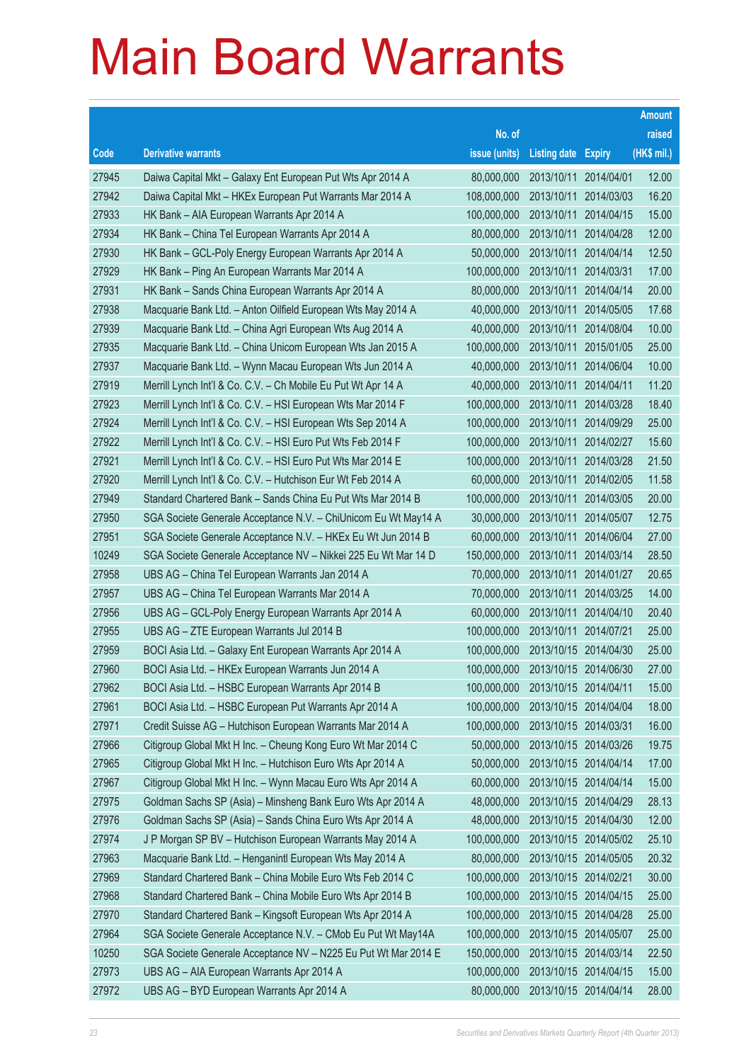# Main Board Warrants

| Code | Derivative warrants | No. of issue (units) | Listing date | Expiry | Amount raised (HK$ mil.) |
|---|---|---|---|---|---|
| 27945 | Daiwa Capital Mkt – Galaxy Ent European Put Wts Apr 2014 A | 80,000,000 | 2013/10/11 | 2014/04/01 | 12.00 |
| 27942 | Daiwa Capital Mkt – HKEx European Put Warrants Mar 2014 A | 108,000,000 | 2013/10/11 | 2014/03/03 | 16.20 |
| 27933 | HK Bank – AIA European Warrants Apr 2014 A | 100,000,000 | 2013/10/11 | 2014/04/15 | 15.00 |
| 27934 | HK Bank – China Tel European Warrants Apr 2014 A | 80,000,000 | 2013/10/11 | 2014/04/28 | 12.00 |
| 27930 | HK Bank – GCL-Poly Energy European Warrants Apr 2014 A | 50,000,000 | 2013/10/11 | 2014/04/14 | 12.50 |
| 27929 | HK Bank – Ping An European Warrants Mar 2014 A | 100,000,000 | 2013/10/11 | 2014/03/31 | 17.00 |
| 27931 | HK Bank – Sands China European Warrants Apr 2014 A | 80,000,000 | 2013/10/11 | 2014/04/14 | 20.00 |
| 27938 | Macquarie Bank Ltd. – Anton Oilfield European Wts May 2014 A | 40,000,000 | 2013/10/11 | 2014/05/05 | 17.68 |
| 27939 | Macquarie Bank Ltd. – China Agri European Wts Aug 2014 A | 40,000,000 | 2013/10/11 | 2014/08/04 | 10.00 |
| 27935 | Macquarie Bank Ltd. – China Unicom European Wts Jan 2015 A | 100,000,000 | 2013/10/11 | 2015/01/05 | 25.00 |
| 27937 | Macquarie Bank Ltd. – Wynn Macau European Wts Jun 2014 A | 40,000,000 | 2013/10/11 | 2014/06/04 | 10.00 |
| 27919 | Merrill Lynch Int'l & Co. C.V. – Ch Mobile Eu Put Wt Apr 14 A | 40,000,000 | 2013/10/11 | 2014/04/11 | 11.20 |
| 27923 | Merrill Lynch Int'l & Co. C.V. – HSI European Wts Mar 2014 F | 100,000,000 | 2013/10/11 | 2014/03/28 | 18.40 |
| 27924 | Merrill Lynch Int'l & Co. C.V. – HSI European Wts Sep 2014 A | 100,000,000 | 2013/10/11 | 2014/09/29 | 25.00 |
| 27922 | Merrill Lynch Int'l & Co. C.V. – HSI Euro Put Wts Feb 2014 F | 100,000,000 | 2013/10/11 | 2014/02/27 | 15.60 |
| 27921 | Merrill Lynch Int'l & Co. C.V. – HSI Euro Put Wts Mar 2014 E | 100,000,000 | 2013/10/11 | 2014/03/28 | 21.50 |
| 27920 | Merrill Lynch Int'l & Co. C.V. – Hutchison Eur Wt Feb 2014 A | 60,000,000 | 2013/10/11 | 2014/02/05 | 11.58 |
| 27949 | Standard Chartered Bank – Sands China Eu Put Wts Mar 2014 B | 100,000,000 | 2013/10/11 | 2014/03/05 | 20.00 |
| 27950 | SGA Societe Generale Acceptance N.V. – ChiUnicom Eu Wt May14 A | 30,000,000 | 2013/10/11 | 2014/05/07 | 12.75 |
| 27951 | SGA Societe Generale Acceptance N.V. – HKEx Eu Wt Jun 2014 B | 60,000,000 | 2013/10/11 | 2014/06/04 | 27.00 |
| 10249 | SGA Societe Generale Acceptance NV – Nikkei 225 Eu Wt Mar 14 D | 150,000,000 | 2013/10/11 | 2014/03/14 | 28.50 |
| 27958 | UBS AG – China Tel European Warrants Jan 2014 A | 70,000,000 | 2013/10/11 | 2014/01/27 | 20.65 |
| 27957 | UBS AG – China Tel European Warrants Mar 2014 A | 70,000,000 | 2013/10/11 | 2014/03/25 | 14.00 |
| 27956 | UBS AG – GCL-Poly Energy European Warrants Apr 2014 A | 60,000,000 | 2013/10/11 | 2014/04/10 | 20.40 |
| 27955 | UBS AG – ZTE European Warrants Jul 2014 B | 100,000,000 | 2013/10/11 | 2014/07/21 | 25.00 |
| 27959 | BOCI Asia Ltd. – Galaxy Ent European Warrants Apr 2014 A | 100,000,000 | 2013/10/15 | 2014/04/30 | 25.00 |
| 27960 | BOCI Asia Ltd. – HKEx European Warrants Jun 2014 A | 100,000,000 | 2013/10/15 | 2014/06/30 | 27.00 |
| 27962 | BOCI Asia Ltd. – HSBC European Warrants Apr 2014 B | 100,000,000 | 2013/10/15 | 2014/04/11 | 15.00 |
| 27961 | BOCI Asia Ltd. – HSBC European Put Warrants Apr 2014 A | 100,000,000 | 2013/10/15 | 2014/04/04 | 18.00 |
| 27971 | Credit Suisse AG – Hutchison European Warrants Mar 2014 A | 100,000,000 | 2013/10/15 | 2014/03/31 | 16.00 |
| 27966 | Citigroup Global Mkt H Inc. – Cheung Kong Euro Wt Mar 2014 C | 50,000,000 | 2013/10/15 | 2014/03/26 | 19.75 |
| 27965 | Citigroup Global Mkt H Inc. – Hutchison Euro Wts Apr 2014 A | 50,000,000 | 2013/10/15 | 2014/04/14 | 17.00 |
| 27967 | Citigroup Global Mkt H Inc. – Wynn Macau Euro Wts Apr 2014 A | 60,000,000 | 2013/10/15 | 2014/04/14 | 15.00 |
| 27975 | Goldman Sachs SP (Asia) – Minsheng Bank Euro Wts Apr 2014 A | 48,000,000 | 2013/10/15 | 2014/04/29 | 28.13 |
| 27976 | Goldman Sachs SP (Asia) – Sands China Euro Wts Apr 2014 A | 48,000,000 | 2013/10/15 | 2014/04/30 | 12.00 |
| 27974 | J P Morgan SP BV – Hutchison European Warrants May 2014 A | 100,000,000 | 2013/10/15 | 2014/05/02 | 25.10 |
| 27963 | Macquarie Bank Ltd. – Henganintl European Wts May 2014 A | 80,000,000 | 2013/10/15 | 2014/05/05 | 20.32 |
| 27969 | Standard Chartered Bank – China Mobile Euro Wts Feb 2014 C | 100,000,000 | 2013/10/15 | 2014/02/21 | 30.00 |
| 27968 | Standard Chartered Bank – China Mobile Euro Wts Apr 2014 B | 100,000,000 | 2013/10/15 | 2014/04/15 | 25.00 |
| 27970 | Standard Chartered Bank – Kingsoft European Wts Apr 2014 A | 100,000,000 | 2013/10/15 | 2014/04/28 | 25.00 |
| 27964 | SGA Societe Generale Acceptance N.V. – CMob Eu Put Wt May14A | 100,000,000 | 2013/10/15 | 2014/05/07 | 25.00 |
| 10250 | SGA Societe Generale Acceptance NV – N225 Eu Put Wt Mar 2014 E | 150,000,000 | 2013/10/15 | 2014/03/14 | 22.50 |
| 27973 | UBS AG – AIA European Warrants Apr 2014 A | 100,000,000 | 2013/10/15 | 2014/04/15 | 15.00 |
| 27972 | UBS AG – BYD European Warrants Apr 2014 A | 80,000,000 | 2013/10/15 | 2014/04/14 | 28.00 |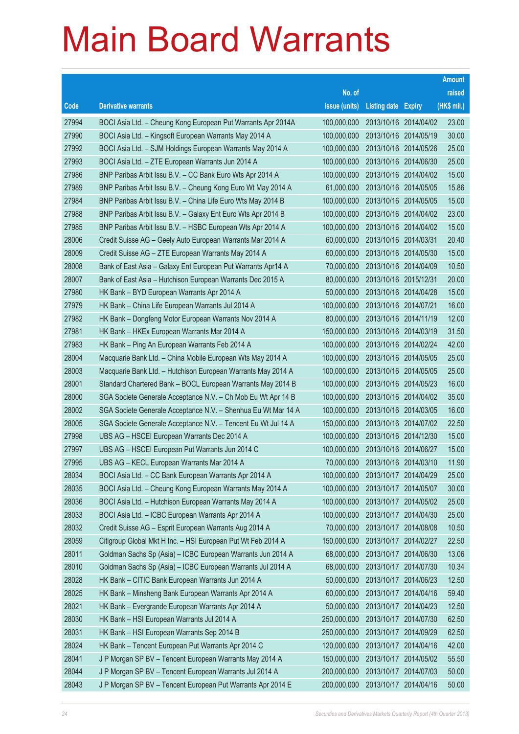# Main Board Warrants

| Code | Derivative warrants | No. of issue (units) | Listing date | Expiry | Amount raised (HK$ mil.) |
|---|---|---|---|---|---|
| 27994 | BOCI Asia Ltd. – Cheung Kong European Put Warrants Apr 2014A | 100,000,000 | 2013/10/16 | 2014/04/02 | 23.00 |
| 27990 | BOCI Asia Ltd. – Kingsoft European Warrants May 2014 A | 100,000,000 | 2013/10/16 | 2014/05/19 | 30.00 |
| 27992 | BOCI Asia Ltd. – SJM Holdings European Warrants May 2014 A | 100,000,000 | 2013/10/16 | 2014/05/26 | 25.00 |
| 27993 | BOCI Asia Ltd. – ZTE European Warrants Jun 2014 A | 100,000,000 | 2013/10/16 | 2014/06/30 | 25.00 |
| 27986 | BNP Paribas Arbit Issu B.V. – CC Bank Euro Wts Apr 2014 A | 100,000,000 | 2013/10/16 | 2014/04/02 | 15.00 |
| 27989 | BNP Paribas Arbit Issu B.V. – Cheung Kong Euro Wt May 2014 A | 61,000,000 | 2013/10/16 | 2014/05/05 | 15.86 |
| 27984 | BNP Paribas Arbit Issu B.V. – China Life Euro Wts May 2014 B | 100,000,000 | 2013/10/16 | 2014/05/05 | 15.00 |
| 27988 | BNP Paribas Arbit Issu B.V. – Galaxy Ent Euro Wts Apr 2014 B | 100,000,000 | 2013/10/16 | 2014/04/02 | 23.00 |
| 27985 | BNP Paribas Arbit Issu B.V. – HSBC European Wts Apr 2014 A | 100,000,000 | 2013/10/16 | 2014/04/02 | 15.00 |
| 28006 | Credit Suisse AG – Geely Auto European Warrants Mar 2014 A | 60,000,000 | 2013/10/16 | 2014/03/31 | 20.40 |
| 28009 | Credit Suisse AG – ZTE European Warrants May 2014 A | 60,000,000 | 2013/10/16 | 2014/05/30 | 15.00 |
| 28008 | Bank of East Asia – Galaxy Ent European Put Warrants Apr14 A | 70,000,000 | 2013/10/16 | 2014/04/09 | 10.50 |
| 28007 | Bank of East Asia – Hutchison European Warrants Dec 2015 A | 80,000,000 | 2013/10/16 | 2015/12/31 | 20.00 |
| 27980 | HK Bank – BYD European Warrants Apr 2014 A | 50,000,000 | 2013/10/16 | 2014/04/28 | 15.00 |
| 27979 | HK Bank – China Life European Warrants Jul 2014 A | 100,000,000 | 2013/10/16 | 2014/07/21 | 16.00 |
| 27982 | HK Bank – Dongfeng Motor European Warrants Nov 2014 A | 80,000,000 | 2013/10/16 | 2014/11/19 | 12.00 |
| 27981 | HK Bank – HKEx European Warrants Mar 2014 A | 150,000,000 | 2013/10/16 | 2014/03/19 | 31.50 |
| 27983 | HK Bank – Ping An European Warrants Feb 2014 A | 100,000,000 | 2013/10/16 | 2014/02/24 | 42.00 |
| 28004 | Macquarie Bank Ltd. – China Mobile European Wts May 2014 A | 100,000,000 | 2013/10/16 | 2014/05/05 | 25.00 |
| 28003 | Macquarie Bank Ltd. – Hutchison European Warrants May 2014 A | 100,000,000 | 2013/10/16 | 2014/05/05 | 25.00 |
| 28001 | Standard Chartered Bank – BOCL European Warrants May 2014 B | 100,000,000 | 2013/10/16 | 2014/05/23 | 16.00 |
| 28000 | SGA Societe Generale Acceptance N.V. – Ch Mob Eu Wt Apr 14 B | 100,000,000 | 2013/10/16 | 2014/04/02 | 35.00 |
| 28002 | SGA Societe Generale Acceptance N.V. – Shenhua Eu Wt Mar 14 A | 100,000,000 | 2013/10/16 | 2014/03/05 | 16.00 |
| 28005 | SGA Societe Generale Acceptance N.V. – Tencent Eu Wt Jul 14 A | 150,000,000 | 2013/10/16 | 2014/07/02 | 22.50 |
| 27998 | UBS AG – HSCEI European Warrants Dec 2014 A | 100,000,000 | 2013/10/16 | 2014/12/30 | 15.00 |
| 27997 | UBS AG – HSCEI European Put Warrants Jun 2014 C | 100,000,000 | 2013/10/16 | 2014/06/27 | 15.00 |
| 27995 | UBS AG – KECL European Warrants Mar 2014 A | 70,000,000 | 2013/10/16 | 2014/03/10 | 11.90 |
| 28034 | BOCI Asia Ltd. – CC Bank European Warrants Apr 2014 A | 100,000,000 | 2013/10/17 | 2014/04/29 | 25.00 |
| 28035 | BOCI Asia Ltd. – Cheung Kong European Warrants May 2014 A | 100,000,000 | 2013/10/17 | 2014/05/07 | 30.00 |
| 28036 | BOCI Asia Ltd. – Hutchison European Warrants May 2014 A | 100,000,000 | 2013/10/17 | 2014/05/02 | 25.00 |
| 28033 | BOCI Asia Ltd. – ICBC European Warrants Apr 2014 A | 100,000,000 | 2013/10/17 | 2014/04/30 | 25.00 |
| 28032 | Credit Suisse AG – Esprit European Warrants Aug 2014 A | 70,000,000 | 2013/10/17 | 2014/08/08 | 10.50 |
| 28059 | Citigroup Global Mkt H Inc. – HSI European Put Wt Feb 2014 A | 150,000,000 | 2013/10/17 | 2014/02/27 | 22.50 |
| 28011 | Goldman Sachs Sp (Asia) – ICBC European Warrants Jun 2014 A | 68,000,000 | 2013/10/17 | 2014/06/30 | 13.06 |
| 28010 | Goldman Sachs Sp (Asia) – ICBC European Warrants Jul 2014 A | 68,000,000 | 2013/10/17 | 2014/07/30 | 10.34 |
| 28028 | HK Bank – CITIC Bank European Warrants Jun 2014 A | 50,000,000 | 2013/10/17 | 2014/06/23 | 12.50 |
| 28025 | HK Bank – Minsheng Bank European Warrants Apr 2014 A | 60,000,000 | 2013/10/17 | 2014/04/16 | 59.40 |
| 28021 | HK Bank – Evergrande European Warrants Apr 2014 A | 50,000,000 | 2013/10/17 | 2014/04/23 | 12.50 |
| 28030 | HK Bank – HSI European Warrants Jul 2014 A | 250,000,000 | 2013/10/17 | 2014/07/30 | 62.50 |
| 28031 | HK Bank – HSI European Warrants Sep 2014 B | 250,000,000 | 2013/10/17 | 2014/09/29 | 62.50 |
| 28024 | HK Bank – Tencent European Put Warrants Apr 2014 C | 120,000,000 | 2013/10/17 | 2014/04/16 | 42.00 |
| 28041 | J P Morgan SP BV – Tencent European Warrants May 2014 A | 150,000,000 | 2013/10/17 | 2014/05/02 | 55.50 |
| 28044 | J P Morgan SP BV – Tencent European Warrants Jul 2014 A | 200,000,000 | 2013/10/17 | 2014/07/03 | 50.00 |
| 28043 | J P Morgan SP BV – Tencent European Put Warrants Apr 2014 E | 200,000,000 | 2013/10/17 | 2014/04/16 | 50.00 |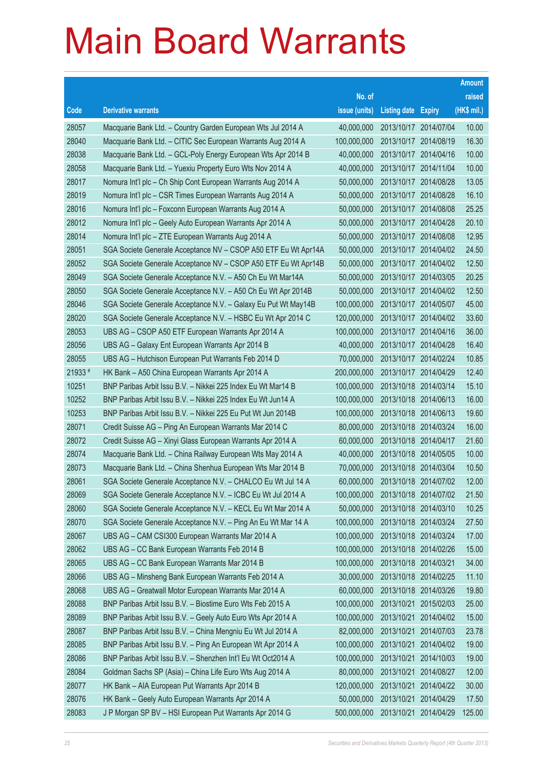# Main Board Warrants

| Code | Derivative warrants | No. of issue (units) | Listing date | Expiry | Amount raised (HK$ mil.) |
|---|---|---|---|---|---|
| 28057 | Macquarie Bank Ltd. – Country Garden European Wts Jul 2014 A | 40,000,000 | 2013/10/17 | 2014/07/04 | 10.00 |
| 28040 | Macquarie Bank Ltd. – CITIC Sec European Warrants Aug 2014 A | 100,000,000 | 2013/10/17 | 2014/08/19 | 16.30 |
| 28038 | Macquarie Bank Ltd. – GCL-Poly Energy European Wts Apr 2014 B | 40,000,000 | 2013/10/17 | 2014/04/16 | 10.00 |
| 28058 | Macquarie Bank Ltd. – Yuexiu Property Euro Wts Nov 2014 A | 40,000,000 | 2013/10/17 | 2014/11/04 | 10.00 |
| 28017 | Nomura Int'l plc – Ch Ship Cont European Warrants Aug 2014 A | 50,000,000 | 2013/10/17 | 2014/08/28 | 13.05 |
| 28019 | Nomura Int'l plc – CSR Times European Warrants Aug 2014 A | 50,000,000 | 2013/10/17 | 2014/08/28 | 16.10 |
| 28016 | Nomura Int'l plc – Foxconn European Warrants Aug 2014 A | 50,000,000 | 2013/10/17 | 2014/08/08 | 25.25 |
| 28012 | Nomura Int'l plc – Geely Auto European Warrants Apr 2014 A | 50,000,000 | 2013/10/17 | 2014/04/28 | 20.10 |
| 28014 | Nomura Int'l plc – ZTE European Warrants Aug 2014 A | 50,000,000 | 2013/10/17 | 2014/08/08 | 12.95 |
| 28051 | SGA Societe Generale Acceptance NV – CSOP A50 ETF Eu Wt Apr14A | 50,000,000 | 2013/10/17 | 2014/04/02 | 24.50 |
| 28052 | SGA Societe Generale Acceptance NV – CSOP A50 ETF Eu Wt Apr14B | 50,000,000 | 2013/10/17 | 2014/04/02 | 12.50 |
| 28049 | SGA Societe Generale Acceptance N.V. – A50 Ch Eu Wt Mar14A | 50,000,000 | 2013/10/17 | 2014/03/05 | 20.25 |
| 28050 | SGA Societe Generale Acceptance N.V. – A50 Ch Eu Wt Apr 2014B | 50,000,000 | 2013/10/17 | 2014/04/02 | 12.50 |
| 28046 | SGA Societe Generale Acceptance N.V. – Galaxy Eu Put Wt May14B | 100,000,000 | 2013/10/17 | 2014/05/07 | 45.00 |
| 28020 | SGA Societe Generale Acceptance N.V. – HSBC Eu Wt Apr 2014 C | 120,000,000 | 2013/10/17 | 2014/04/02 | 33.60 |
| 28053 | UBS AG – CSOP A50 ETF European Warrants Apr 2014 A | 100,000,000 | 2013/10/17 | 2014/04/16 | 36.00 |
| 28056 | UBS AG – Galaxy Ent European Warrants Apr 2014 B | 40,000,000 | 2013/10/17 | 2014/04/28 | 16.40 |
| 28055 | UBS AG – Hutchison European Put Warrants Feb 2014 D | 70,000,000 | 2013/10/17 | 2014/02/24 | 10.85 |
| 21933 # | HK Bank – A50 China European Warrants Apr 2014 A | 200,000,000 | 2013/10/17 | 2014/04/29 | 12.40 |
| 10251 | BNP Paribas Arbit Issu B.V. – Nikkei 225 Index Eu Wt Mar14 B | 100,000,000 | 2013/10/18 | 2014/03/14 | 15.10 |
| 10252 | BNP Paribas Arbit Issu B.V. – Nikkei 225 Index Eu Wt Jun14 A | 100,000,000 | 2013/10/18 | 2014/06/13 | 16.00 |
| 10253 | BNP Paribas Arbit Issu B.V. – Nikkei 225 Eu Put Wt Jun 2014B | 100,000,000 | 2013/10/18 | 2014/06/13 | 19.60 |
| 28071 | Credit Suisse AG – Ping An European Warrants Mar 2014 C | 80,000,000 | 2013/10/18 | 2014/03/24 | 16.00 |
| 28072 | Credit Suisse AG – Xinyi Glass European Warrants Apr 2014 A | 60,000,000 | 2013/10/18 | 2014/04/17 | 21.60 |
| 28074 | Macquarie Bank Ltd. – China Railway European Wts May 2014 A | 40,000,000 | 2013/10/18 | 2014/05/05 | 10.00 |
| 28073 | Macquarie Bank Ltd. – China Shenhua European Wts Mar 2014 B | 70,000,000 | 2013/10/18 | 2014/03/04 | 10.50 |
| 28061 | SGA Societe Generale Acceptance N.V. – CHALCO Eu Wt Jul 14 A | 60,000,000 | 2013/10/18 | 2014/07/02 | 12.00 |
| 28069 | SGA Societe Generale Acceptance N.V. – ICBC Eu Wt Jul 2014 A | 100,000,000 | 2013/10/18 | 2014/07/02 | 21.50 |
| 28060 | SGA Societe Generale Acceptance N.V. – KECL Eu Wt Mar 2014 A | 50,000,000 | 2013/10/18 | 2014/03/10 | 10.25 |
| 28070 | SGA Societe Generale Acceptance N.V. – Ping An Eu Wt Mar 14 A | 100,000,000 | 2013/10/18 | 2014/03/24 | 27.50 |
| 28067 | UBS AG – CAM CSI300 European Warrants Mar 2014 A | 100,000,000 | 2013/10/18 | 2014/03/24 | 17.00 |
| 28062 | UBS AG – CC Bank European Warrants Feb 2014 B | 100,000,000 | 2013/10/18 | 2014/02/26 | 15.00 |
| 28065 | UBS AG – CC Bank European Warrants Mar 2014 B | 100,000,000 | 2013/10/18 | 2014/03/21 | 34.00 |
| 28066 | UBS AG – Minsheng Bank European Warrants Feb 2014 A | 30,000,000 | 2013/10/18 | 2014/02/25 | 11.10 |
| 28068 | UBS AG – Greatwall Motor European Warrants Mar 2014 A | 60,000,000 | 2013/10/18 | 2014/03/26 | 19.80 |
| 28088 | BNP Paribas Arbit Issu B.V. – Biostime Euro Wts Feb 2015 A | 100,000,000 | 2013/10/21 | 2015/02/03 | 25.00 |
| 28089 | BNP Paribas Arbit Issu B.V. – Geely Auto Euro Wts Apr 2014 A | 100,000,000 | 2013/10/21 | 2014/04/02 | 15.00 |
| 28087 | BNP Paribas Arbit Issu B.V. – China Mengniu Eu Wt Jul 2014 A | 82,000,000 | 2013/10/21 | 2014/07/03 | 23.78 |
| 28085 | BNP Paribas Arbit Issu B.V. – Ping An European Wt Apr 2014 A | 100,000,000 | 2013/10/21 | 2014/04/02 | 19.00 |
| 28086 | BNP Paribas Arbit Issu B.V. – Shenzhen Int'l Eu Wt Oct2014 A | 100,000,000 | 2013/10/21 | 2014/10/03 | 19.00 |
| 28084 | Goldman Sachs SP (Asia) – China Life Euro Wts Aug 2014 A | 80,000,000 | 2013/10/21 | 2014/08/27 | 12.00 |
| 28077 | HK Bank – AIA European Put Warrants Apr 2014 B | 120,000,000 | 2013/10/21 | 2014/04/22 | 30.00 |
| 28076 | HK Bank – Geely Auto European Warrants Apr 2014 A | 50,000,000 | 2013/10/21 | 2014/04/29 | 17.50 |
| 28083 | J P Morgan SP BV – HSI European Put Warrants Apr 2014 G | 500,000,000 | 2013/10/21 | 2014/04/29 | 125.00 |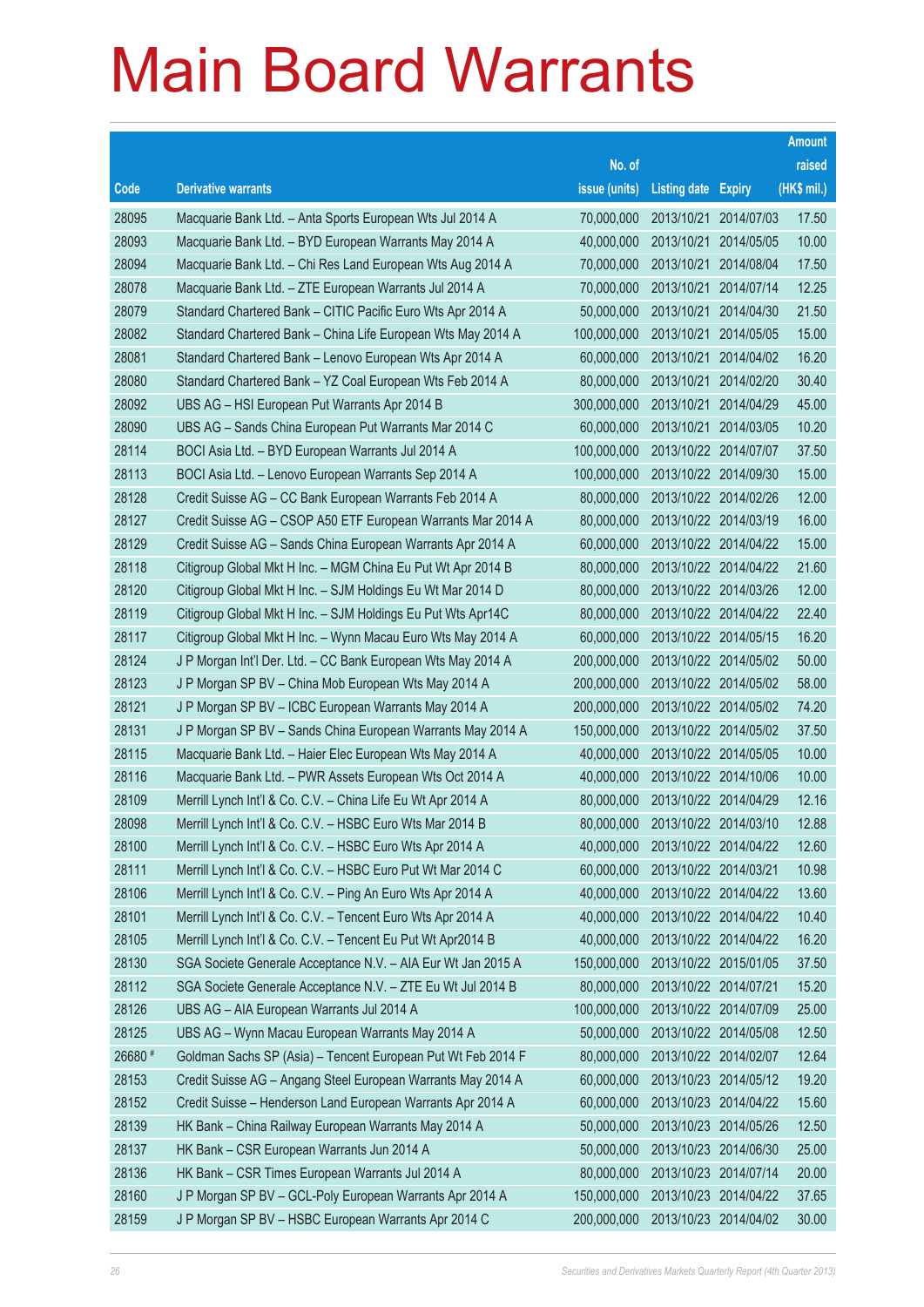# Main Board Warrants

| Code | Derivative warrants | No. of issue (units) | Listing date | Expiry | Amount raised (HK$ mil.) |
|---|---|---|---|---|---|
| 28095 | Macquarie Bank Ltd. – Anta Sports European Wts Jul 2014 A | 70,000,000 | 2013/10/21 | 2014/07/03 | 17.50 |
| 28093 | Macquarie Bank Ltd. – BYD European Warrants May 2014 A | 40,000,000 | 2013/10/21 | 2014/05/05 | 10.00 |
| 28094 | Macquarie Bank Ltd. – Chi Res Land European Wts Aug 2014 A | 70,000,000 | 2013/10/21 | 2014/08/04 | 17.50 |
| 28078 | Macquarie Bank Ltd. – ZTE European Warrants Jul 2014 A | 70,000,000 | 2013/10/21 | 2014/07/14 | 12.25 |
| 28079 | Standard Chartered Bank – CITIC Pacific Euro Wts Apr 2014 A | 50,000,000 | 2013/10/21 | 2014/04/30 | 21.50 |
| 28082 | Standard Chartered Bank – China Life European Wts May 2014 A | 100,000,000 | 2013/10/21 | 2014/05/05 | 15.00 |
| 28081 | Standard Chartered Bank – Lenovo European Wts Apr 2014 A | 60,000,000 | 2013/10/21 | 2014/04/02 | 16.20 |
| 28080 | Standard Chartered Bank – YZ Coal European Wts Feb 2014 A | 80,000,000 | 2013/10/21 | 2014/02/20 | 30.40 |
| 28092 | UBS AG – HSI European Put Warrants Apr 2014 B | 300,000,000 | 2013/10/21 | 2014/04/29 | 45.00 |
| 28090 | UBS AG – Sands China European Put Warrants Mar 2014 C | 60,000,000 | 2013/10/21 | 2014/03/05 | 10.20 |
| 28114 | BOCI Asia Ltd. – BYD European Warrants Jul 2014 A | 100,000,000 | 2013/10/22 | 2014/07/07 | 37.50 |
| 28113 | BOCI Asia Ltd. – Lenovo European Warrants Sep 2014 A | 100,000,000 | 2013/10/22 | 2014/09/30 | 15.00 |
| 28128 | Credit Suisse AG – CC Bank European Warrants Feb 2014 A | 80,000,000 | 2013/10/22 | 2014/02/26 | 12.00 |
| 28127 | Credit Suisse AG – CSOP A50 ETF European Warrants Mar 2014 A | 80,000,000 | 2013/10/22 | 2014/03/19 | 16.00 |
| 28129 | Credit Suisse AG – Sands China European Warrants Apr 2014 A | 60,000,000 | 2013/10/22 | 2014/04/22 | 15.00 |
| 28118 | Citigroup Global Mkt H Inc. – MGM China Eu Put Wt Apr 2014 B | 80,000,000 | 2013/10/22 | 2014/04/22 | 21.60 |
| 28120 | Citigroup Global Mkt H Inc. – SJM Holdings Eu Wt Mar 2014 D | 80,000,000 | 2013/10/22 | 2014/03/26 | 12.00 |
| 28119 | Citigroup Global Mkt H Inc. – SJM Holdings Eu Put Wts Apr14C | 80,000,000 | 2013/10/22 | 2014/04/22 | 22.40 |
| 28117 | Citigroup Global Mkt H Inc. – Wynn Macau Euro Wts May 2014 A | 60,000,000 | 2013/10/22 | 2014/05/15 | 16.20 |
| 28124 | J P Morgan Int'l Der. Ltd. – CC Bank European Wts May 2014 A | 200,000,000 | 2013/10/22 | 2014/05/02 | 50.00 |
| 28123 | J P Morgan SP BV – China Mob European Wts May 2014 A | 200,000,000 | 2013/10/22 | 2014/05/02 | 58.00 |
| 28121 | J P Morgan SP BV – ICBC European Warrants May 2014 A | 200,000,000 | 2013/10/22 | 2014/05/02 | 74.20 |
| 28131 | J P Morgan SP BV – Sands China European Warrants May 2014 A | 150,000,000 | 2013/10/22 | 2014/05/02 | 37.50 |
| 28115 | Macquarie Bank Ltd. – Haier Elec European Wts May 2014 A | 40,000,000 | 2013/10/22 | 2014/05/05 | 10.00 |
| 28116 | Macquarie Bank Ltd. – PWR Assets European Wts Oct 2014 A | 40,000,000 | 2013/10/22 | 2014/10/06 | 10.00 |
| 28109 | Merrill Lynch Int'l & Co. C.V. – China Life Eu Wt Apr 2014 A | 80,000,000 | 2013/10/22 | 2014/04/29 | 12.16 |
| 28098 | Merrill Lynch Int'l & Co. C.V. – HSBC Euro Wts Mar 2014 B | 80,000,000 | 2013/10/22 | 2014/03/10 | 12.88 |
| 28100 | Merrill Lynch Int'l & Co. C.V. – HSBC Euro Wts Apr 2014 A | 40,000,000 | 2013/10/22 | 2014/04/22 | 12.60 |
| 28111 | Merrill Lynch Int'l & Co. C.V. – HSBC Euro Put Wt Mar 2014 C | 60,000,000 | 2013/10/22 | 2014/03/21 | 10.98 |
| 28106 | Merrill Lynch Int'l & Co. C.V. – Ping An Euro Wts Apr 2014 A | 40,000,000 | 2013/10/22 | 2014/04/22 | 13.60 |
| 28101 | Merrill Lynch Int'l & Co. C.V. – Tencent Euro Wts Apr 2014 A | 40,000,000 | 2013/10/22 | 2014/04/22 | 10.40 |
| 28105 | Merrill Lynch Int'l & Co. C.V. – Tencent Eu Put Wt Apr2014 B | 40,000,000 | 2013/10/22 | 2014/04/22 | 16.20 |
| 28130 | SGA Societe Generale Acceptance N.V. – AIA Eur Wt Jan 2015 A | 150,000,000 | 2013/10/22 | 2015/01/05 | 37.50 |
| 28112 | SGA Societe Generale Acceptance N.V. – ZTE Eu Wt Jul 2014 B | 80,000,000 | 2013/10/22 | 2014/07/21 | 15.20 |
| 28126 | UBS AG – AIA European Warrants Jul 2014 A | 100,000,000 | 2013/10/22 | 2014/07/09 | 25.00 |
| 28125 | UBS AG – Wynn Macau European Warrants May 2014 A | 50,000,000 | 2013/10/22 | 2014/05/08 | 12.50 |
| 26680 # | Goldman Sachs SP (Asia) – Tencent European Put Wt Feb 2014 F | 80,000,000 | 2013/10/22 | 2014/02/07 | 12.64 |
| 28153 | Credit Suisse AG – Angang Steel European Warrants May 2014 A | 60,000,000 | 2013/10/23 | 2014/05/12 | 19.20 |
| 28152 | Credit Suisse – Henderson Land European Warrants Apr 2014 A | 60,000,000 | 2013/10/23 | 2014/04/22 | 15.60 |
| 28139 | HK Bank – China Railway European Warrants May 2014 A | 50,000,000 | 2013/10/23 | 2014/05/26 | 12.50 |
| 28137 | HK Bank – CSR European Warrants Jun 2014 A | 50,000,000 | 2013/10/23 | 2014/06/30 | 25.00 |
| 28136 | HK Bank – CSR Times European Warrants Jul 2014 A | 80,000,000 | 2013/10/23 | 2014/07/14 | 20.00 |
| 28160 | J P Morgan SP BV – GCL-Poly European Warrants Apr 2014 A | 150,000,000 | 2013/10/23 | 2014/04/22 | 37.65 |
| 28159 | J P Morgan SP BV – HSBC European Warrants Apr 2014 C | 200,000,000 | 2013/10/23 | 2014/04/02 | 30.00 |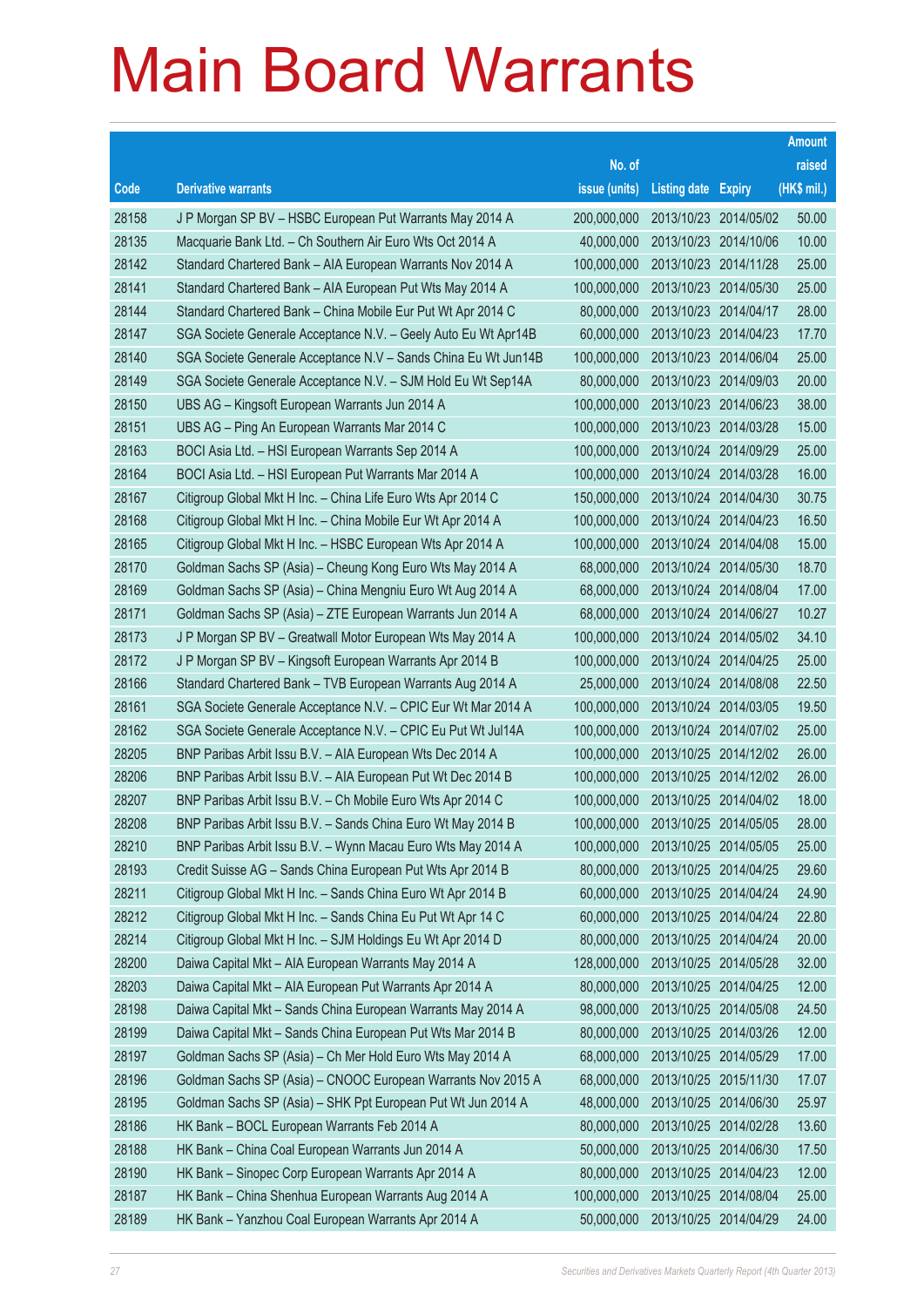# Main Board Warrants

| Code | Derivative warrants | No. of issue (units) | Listing date | Expiry | Amount raised (HK$ mil.) |
|---|---|---|---|---|---|
| 28158 | J P Morgan SP BV – HSBC European Put Warrants May 2014 A | 200,000,000 | 2013/10/23 | 2014/05/02 | 50.00 |
| 28135 | Macquarie Bank Ltd. – Ch Southern Air Euro Wts Oct 2014 A | 40,000,000 | 2013/10/23 | 2014/10/06 | 10.00 |
| 28142 | Standard Chartered Bank – AIA European Warrants Nov 2014 A | 100,000,000 | 2013/10/23 | 2014/11/28 | 25.00 |
| 28141 | Standard Chartered Bank – AIA European Put Wts May 2014 A | 100,000,000 | 2013/10/23 | 2014/05/30 | 25.00 |
| 28144 | Standard Chartered Bank – China Mobile Eur Put Wt Apr 2014 C | 80,000,000 | 2013/10/23 | 2014/04/17 | 28.00 |
| 28147 | SGA Societe Generale Acceptance N.V. – Geely Auto Eu Wt Apr14B | 60,000,000 | 2013/10/23 | 2014/04/23 | 17.70 |
| 28140 | SGA Societe Generale Acceptance N.V – Sands China Eu Wt Jun14B | 100,000,000 | 2013/10/23 | 2014/06/04 | 25.00 |
| 28149 | SGA Societe Generale Acceptance N.V. – SJM Hold Eu Wt Sep14A | 80,000,000 | 2013/10/23 | 2014/09/03 | 20.00 |
| 28150 | UBS AG – Kingsoft European Warrants Jun 2014 A | 100,000,000 | 2013/10/23 | 2014/06/23 | 38.00 |
| 28151 | UBS AG – Ping An European Warrants Mar 2014 C | 100,000,000 | 2013/10/23 | 2014/03/28 | 15.00 |
| 28163 | BOCI Asia Ltd. – HSI European Warrants Sep 2014 A | 100,000,000 | 2013/10/24 | 2014/09/29 | 25.00 |
| 28164 | BOCI Asia Ltd. – HSI European Put Warrants Mar 2014 A | 100,000,000 | 2013/10/24 | 2014/03/28 | 16.00 |
| 28167 | Citigroup Global Mkt H Inc. – China Life Euro Wts Apr 2014 C | 150,000,000 | 2013/10/24 | 2014/04/30 | 30.75 |
| 28168 | Citigroup Global Mkt H Inc. – China Mobile Eur Wt Apr 2014 A | 100,000,000 | 2013/10/24 | 2014/04/23 | 16.50 |
| 28165 | Citigroup Global Mkt H Inc. – HSBC European Wts Apr 2014 A | 100,000,000 | 2013/10/24 | 2014/04/08 | 15.00 |
| 28170 | Goldman Sachs SP (Asia) – Cheung Kong Euro Wts May 2014 A | 68,000,000 | 2013/10/24 | 2014/05/30 | 18.70 |
| 28169 | Goldman Sachs SP (Asia) – China Mengniu Euro Wt Aug 2014 A | 68,000,000 | 2013/10/24 | 2014/08/04 | 17.00 |
| 28171 | Goldman Sachs SP (Asia) – ZTE European Warrants Jun 2014 A | 68,000,000 | 2013/10/24 | 2014/06/27 | 10.27 |
| 28173 | J P Morgan SP BV – Greatwall Motor European Wts May 2014 A | 100,000,000 | 2013/10/24 | 2014/05/02 | 34.10 |
| 28172 | J P Morgan SP BV – Kingsoft European Warrants Apr 2014 B | 100,000,000 | 2013/10/24 | 2014/04/25 | 25.00 |
| 28166 | Standard Chartered Bank – TVB European Warrants Aug 2014 A | 25,000,000 | 2013/10/24 | 2014/08/08 | 22.50 |
| 28161 | SGA Societe Generale Acceptance N.V. – CPIC Eur Wt Mar 2014 A | 100,000,000 | 2013/10/24 | 2014/03/05 | 19.50 |
| 28162 | SGA Societe Generale Acceptance N.V. – CPIC Eu Put Wt Jul14A | 100,000,000 | 2013/10/24 | 2014/07/02 | 25.00 |
| 28205 | BNP Paribas Arbit Issu B.V. – AIA European Wts Dec 2014 A | 100,000,000 | 2013/10/25 | 2014/12/02 | 26.00 |
| 28206 | BNP Paribas Arbit Issu B.V. – AIA European Put Wt Dec 2014 B | 100,000,000 | 2013/10/25 | 2014/12/02 | 26.00 |
| 28207 | BNP Paribas Arbit Issu B.V. – Ch Mobile Euro Wts Apr 2014 C | 100,000,000 | 2013/10/25 | 2014/04/02 | 18.00 |
| 28208 | BNP Paribas Arbit Issu B.V. – Sands China Euro Wt May 2014 B | 100,000,000 | 2013/10/25 | 2014/05/05 | 28.00 |
| 28210 | BNP Paribas Arbit Issu B.V. – Wynn Macau Euro Wts May 2014 A | 100,000,000 | 2013/10/25 | 2014/05/05 | 25.00 |
| 28193 | Credit Suisse AG – Sands China European Put Wts Apr 2014 B | 80,000,000 | 2013/10/25 | 2014/04/25 | 29.60 |
| 28211 | Citigroup Global Mkt H Inc. – Sands China Euro Wt Apr 2014 B | 60,000,000 | 2013/10/25 | 2014/04/24 | 24.90 |
| 28212 | Citigroup Global Mkt H Inc. – Sands China Eu Put Wt Apr 14 C | 60,000,000 | 2013/10/25 | 2014/04/24 | 22.80 |
| 28214 | Citigroup Global Mkt H Inc. – SJM Holdings Eu Wt Apr 2014 D | 80,000,000 | 2013/10/25 | 2014/04/24 | 20.00 |
| 28200 | Daiwa Capital Mkt – AIA European Warrants May 2014 A | 128,000,000 | 2013/10/25 | 2014/05/28 | 32.00 |
| 28203 | Daiwa Capital Mkt – AIA European Put Warrants Apr 2014 A | 80,000,000 | 2013/10/25 | 2014/04/25 | 12.00 |
| 28198 | Daiwa Capital Mkt – Sands China European Warrants May 2014 A | 98,000,000 | 2013/10/25 | 2014/05/08 | 24.50 |
| 28199 | Daiwa Capital Mkt – Sands China European Put Wts Mar 2014 B | 80,000,000 | 2013/10/25 | 2014/03/26 | 12.00 |
| 28197 | Goldman Sachs SP (Asia) – Ch Mer Hold Euro Wts May 2014 A | 68,000,000 | 2013/10/25 | 2014/05/29 | 17.00 |
| 28196 | Goldman Sachs SP (Asia) – CNOOC European Warrants Nov 2015 A | 68,000,000 | 2013/10/25 | 2015/11/30 | 17.07 |
| 28195 | Goldman Sachs SP (Asia) – SHK Ppt European Put Wt Jun 2014 A | 48,000,000 | 2013/10/25 | 2014/06/30 | 25.97 |
| 28186 | HK Bank – BOCL European Warrants Feb 2014 A | 80,000,000 | 2013/10/25 | 2014/02/28 | 13.60 |
| 28188 | HK Bank – China Coal European Warrants Jun 2014 A | 50,000,000 | 2013/10/25 | 2014/06/30 | 17.50 |
| 28190 | HK Bank – Sinopec Corp European Warrants Apr 2014 A | 80,000,000 | 2013/10/25 | 2014/04/23 | 12.00 |
| 28187 | HK Bank – China Shenhua European Warrants Aug 2014 A | 100,000,000 | 2013/10/25 | 2014/08/04 | 25.00 |
| 28189 | HK Bank – Yanzhou Coal European Warrants Apr 2014 A | 50,000,000 | 2013/10/25 | 2014/04/29 | 24.00 |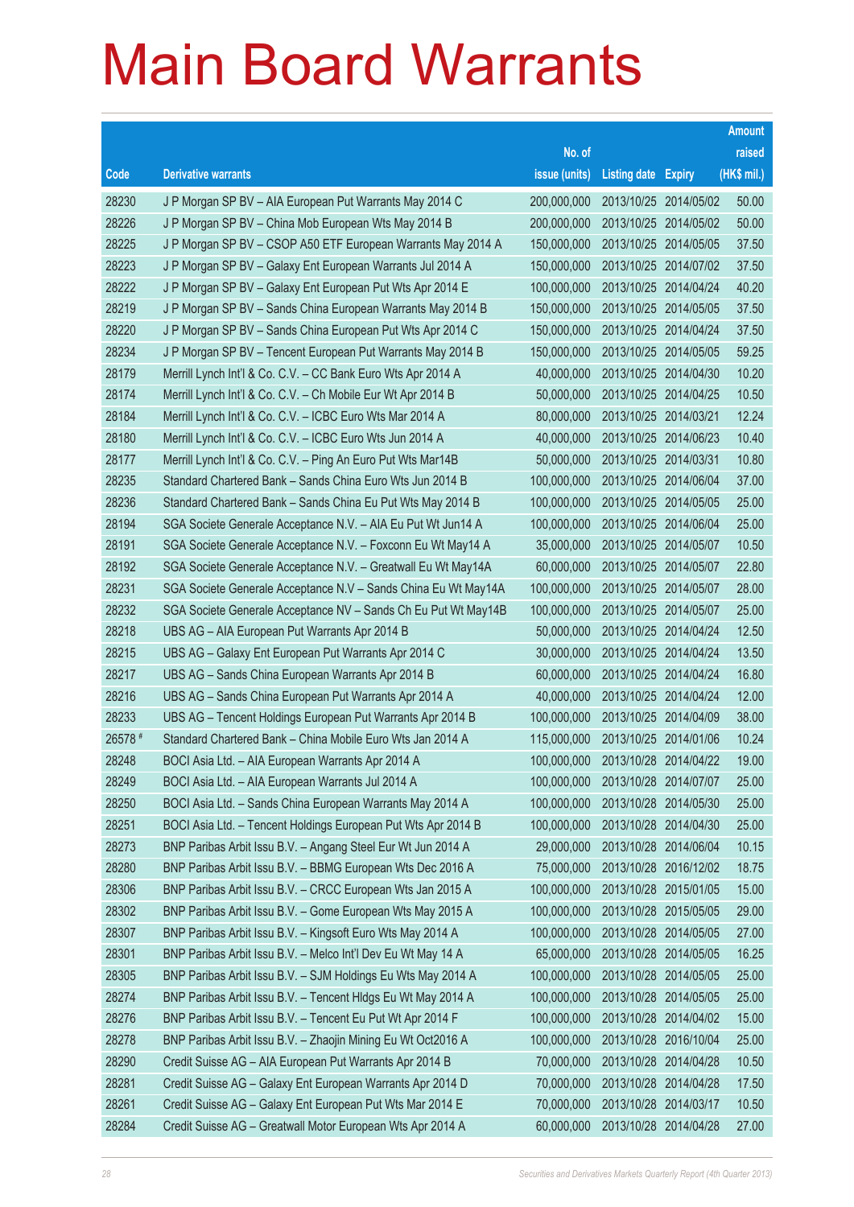# Main Board Warrants

| Code | Derivative warrants | No. of issue (units) | Listing date | Expiry | Amount raised (HK$ mil.) |
|---|---|---|---|---|---|
| 28230 | J P Morgan SP BV – AIA European Put Warrants May 2014 C | 200,000,000 | 2013/10/25 | 2014/05/02 | 50.00 |
| 28226 | J P Morgan SP BV – China Mob European Wts May 2014 B | 200,000,000 | 2013/10/25 | 2014/05/02 | 50.00 |
| 28225 | J P Morgan SP BV – CSOP A50 ETF European Warrants May 2014 A | 150,000,000 | 2013/10/25 | 2014/05/05 | 37.50 |
| 28223 | J P Morgan SP BV – Galaxy Ent European Warrants Jul 2014 A | 150,000,000 | 2013/10/25 | 2014/07/02 | 37.50 |
| 28222 | J P Morgan SP BV – Galaxy Ent European Put Wts Apr 2014 E | 100,000,000 | 2013/10/25 | 2014/04/24 | 40.20 |
| 28219 | J P Morgan SP BV – Sands China European Warrants May 2014 B | 150,000,000 | 2013/10/25 | 2014/05/05 | 37.50 |
| 28220 | J P Morgan SP BV – Sands China European Put Wts Apr 2014 C | 150,000,000 | 2013/10/25 | 2014/04/24 | 37.50 |
| 28234 | J P Morgan SP BV – Tencent European Put Warrants May 2014 B | 150,000,000 | 2013/10/25 | 2014/05/05 | 59.25 |
| 28179 | Merrill Lynch Int'l & Co. C.V. – CC Bank Euro Wts Apr 2014 A | 40,000,000 | 2013/10/25 | 2014/04/30 | 10.20 |
| 28174 | Merrill Lynch Int'l & Co. C.V. – Ch Mobile Eur Wt Apr 2014 B | 50,000,000 | 2013/10/25 | 2014/04/25 | 10.50 |
| 28184 | Merrill Lynch Int'l & Co. C.V. – ICBC Euro Wts Mar 2014 A | 80,000,000 | 2013/10/25 | 2014/03/21 | 12.24 |
| 28180 | Merrill Lynch Int'l & Co. C.V. – ICBC Euro Wts Jun 2014 A | 40,000,000 | 2013/10/25 | 2014/06/23 | 10.40 |
| 28177 | Merrill Lynch Int'l & Co. C.V. – Ping An Euro Put Wts Mar14B | 50,000,000 | 2013/10/25 | 2014/03/31 | 10.80 |
| 28235 | Standard Chartered Bank – Sands China Euro Wts Jun 2014 B | 100,000,000 | 2013/10/25 | 2014/06/04 | 37.00 |
| 28236 | Standard Chartered Bank – Sands China Eu Put Wts May 2014 B | 100,000,000 | 2013/10/25 | 2014/05/05 | 25.00 |
| 28194 | SGA Societe Generale Acceptance N.V. – AIA Eu Put Wt Jun14 A | 100,000,000 | 2013/10/25 | 2014/06/04 | 25.00 |
| 28191 | SGA Societe Generale Acceptance N.V. – Foxconn Eu Wt May14 A | 35,000,000 | 2013/10/25 | 2014/05/07 | 10.50 |
| 28192 | SGA Societe Generale Acceptance N.V. – Greatwall Eu Wt May14A | 60,000,000 | 2013/10/25 | 2014/05/07 | 22.80 |
| 28231 | SGA Societe Generale Acceptance N.V – Sands China Eu Wt May14A | 100,000,000 | 2013/10/25 | 2014/05/07 | 28.00 |
| 28232 | SGA Societe Generale Acceptance NV – Sands Ch Eu Put Wt May14B | 100,000,000 | 2013/10/25 | 2014/05/07 | 25.00 |
| 28218 | UBS AG – AIA European Put Warrants Apr 2014 B | 50,000,000 | 2013/10/25 | 2014/04/24 | 12.50 |
| 28215 | UBS AG – Galaxy Ent European Put Warrants Apr 2014 C | 30,000,000 | 2013/10/25 | 2014/04/24 | 13.50 |
| 28217 | UBS AG – Sands China European Warrants Apr 2014 B | 60,000,000 | 2013/10/25 | 2014/04/24 | 16.80 |
| 28216 | UBS AG – Sands China European Put Warrants Apr 2014 A | 40,000,000 | 2013/10/25 | 2014/04/24 | 12.00 |
| 28233 | UBS AG – Tencent Holdings European Put Warrants Apr 2014 B | 100,000,000 | 2013/10/25 | 2014/04/09 | 38.00 |
| 26578 # | Standard Chartered Bank – China Mobile Euro Wts Jan 2014 A | 115,000,000 | 2013/10/25 | 2014/01/06 | 10.24 |
| 28248 | BOCI Asia Ltd. – AIA European Warrants Apr 2014 A | 100,000,000 | 2013/10/28 | 2014/04/22 | 19.00 |
| 28249 | BOCI Asia Ltd. – AIA European Warrants Jul 2014 A | 100,000,000 | 2013/10/28 | 2014/07/07 | 25.00 |
| 28250 | BOCI Asia Ltd. – Sands China European Warrants May 2014 A | 100,000,000 | 2013/10/28 | 2014/05/30 | 25.00 |
| 28251 | BOCI Asia Ltd. – Tencent Holdings European Put Wts Apr 2014 B | 100,000,000 | 2013/10/28 | 2014/04/30 | 25.00 |
| 28273 | BNP Paribas Arbit Issu B.V. – Angang Steel Eur Wt Jun 2014 A | 29,000,000 | 2013/10/28 | 2014/06/04 | 10.15 |
| 28280 | BNP Paribas Arbit Issu B.V. – BBMG European Wts Dec 2016 A | 75,000,000 | 2013/10/28 | 2016/12/02 | 18.75 |
| 28306 | BNP Paribas Arbit Issu B.V. – CRCC European Wts Jan 2015 A | 100,000,000 | 2013/10/28 | 2015/01/05 | 15.00 |
| 28302 | BNP Paribas Arbit Issu B.V. – Gome European Wts May 2015 A | 100,000,000 | 2013/10/28 | 2015/05/05 | 29.00 |
| 28307 | BNP Paribas Arbit Issu B.V. – Kingsoft Euro Wts May 2014 A | 100,000,000 | 2013/10/28 | 2014/05/05 | 27.00 |
| 28301 | BNP Paribas Arbit Issu B.V. – Melco Int'l Dev Eu Wt May 14 A | 65,000,000 | 2013/10/28 | 2014/05/05 | 16.25 |
| 28305 | BNP Paribas Arbit Issu B.V. – SJM Holdings Eu Wts May 2014 A | 100,000,000 | 2013/10/28 | 2014/05/05 | 25.00 |
| 28274 | BNP Paribas Arbit Issu B.V. – Tencent Hldgs Eu Wt May 2014 A | 100,000,000 | 2013/10/28 | 2014/05/05 | 25.00 |
| 28276 | BNP Paribas Arbit Issu B.V. – Tencent Eu Put Wt Apr 2014 F | 100,000,000 | 2013/10/28 | 2014/04/02 | 15.00 |
| 28278 | BNP Paribas Arbit Issu B.V. – Zhaojin Mining Eu Wt Oct2016 A | 100,000,000 | 2013/10/28 | 2016/10/04 | 25.00 |
| 28290 | Credit Suisse AG – AIA European Put Warrants Apr 2014 B | 70,000,000 | 2013/10/28 | 2014/04/28 | 10.50 |
| 28281 | Credit Suisse AG – Galaxy Ent European Warrants Apr 2014 D | 70,000,000 | 2013/10/28 | 2014/04/28 | 17.50 |
| 28261 | Credit Suisse AG – Galaxy Ent European Put Wts Mar 2014 E | 70,000,000 | 2013/10/28 | 2014/03/17 | 10.50 |
| 28284 | Credit Suisse AG – Greatwall Motor European Wts Apr 2014 A | 60,000,000 | 2013/10/28 | 2014/04/28 | 27.00 |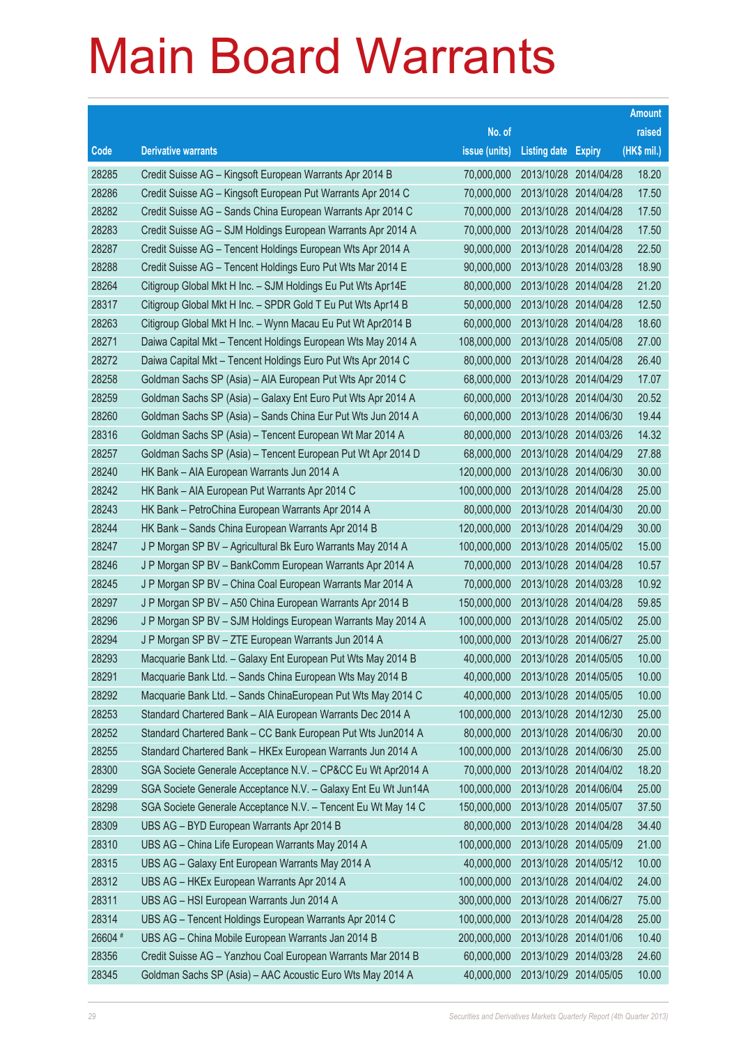# Main Board Warrants

| Code | Derivative warrants | No. of issue (units) | Listing date | Expiry | Amount raised (HK$ mil.) |
|---|---|---|---|---|---|
| 28285 | Credit Suisse AG – Kingsoft European Warrants Apr 2014 B | 70,000,000 | 2013/10/28 | 2014/04/28 | 18.20 |
| 28286 | Credit Suisse AG – Kingsoft European Put Warrants Apr 2014 C | 70,000,000 | 2013/10/28 | 2014/04/28 | 17.50 |
| 28282 | Credit Suisse AG – Sands China European Warrants Apr 2014 C | 70,000,000 | 2013/10/28 | 2014/04/28 | 17.50 |
| 28283 | Credit Suisse AG – SJM Holdings European Warrants Apr 2014 A | 70,000,000 | 2013/10/28 | 2014/04/28 | 17.50 |
| 28287 | Credit Suisse AG – Tencent Holdings European Wts Apr 2014 A | 90,000,000 | 2013/10/28 | 2014/04/28 | 22.50 |
| 28288 | Credit Suisse AG – Tencent Holdings Euro Put Wts Mar 2014 E | 90,000,000 | 2013/10/28 | 2014/03/28 | 18.90 |
| 28264 | Citigroup Global Mkt H Inc. – SJM Holdings Eu Put Wts Apr14E | 80,000,000 | 2013/10/28 | 2014/04/28 | 21.20 |
| 28317 | Citigroup Global Mkt H Inc. – SPDR Gold T Eu Put Wts Apr14 B | 50,000,000 | 2013/10/28 | 2014/04/28 | 12.50 |
| 28263 | Citigroup Global Mkt H Inc. – Wynn Macau Eu Put Wt Apr2014 B | 60,000,000 | 2013/10/28 | 2014/04/28 | 18.60 |
| 28271 | Daiwa Capital Mkt – Tencent Holdings European Wts May 2014 A | 108,000,000 | 2013/10/28 | 2014/05/08 | 27.00 |
| 28272 | Daiwa Capital Mkt – Tencent Holdings Euro Put Wts Apr 2014 C | 80,000,000 | 2013/10/28 | 2014/04/28 | 26.40 |
| 28258 | Goldman Sachs SP (Asia) – AIA European Put Wts Apr 2014 C | 68,000,000 | 2013/10/28 | 2014/04/29 | 17.07 |
| 28259 | Goldman Sachs SP (Asia) – Galaxy Ent Euro Put Wts Apr 2014 A | 60,000,000 | 2013/10/28 | 2014/04/30 | 20.52 |
| 28260 | Goldman Sachs SP (Asia) – Sands China Eur Put Wts Jun 2014 A | 60,000,000 | 2013/10/28 | 2014/06/30 | 19.44 |
| 28316 | Goldman Sachs SP (Asia) – Tencent European Wt Mar 2014 A | 80,000,000 | 2013/10/28 | 2014/03/26 | 14.32 |
| 28257 | Goldman Sachs SP (Asia) – Tencent European Put Wt Apr 2014 D | 68,000,000 | 2013/10/28 | 2014/04/29 | 27.88 |
| 28240 | HK Bank – AIA European Warrants Jun 2014 A | 120,000,000 | 2013/10/28 | 2014/06/30 | 30.00 |
| 28242 | HK Bank – AIA European Put Warrants Apr 2014 C | 100,000,000 | 2013/10/28 | 2014/04/28 | 25.00 |
| 28243 | HK Bank – PetroChina European Warrants Apr 2014 A | 80,000,000 | 2013/10/28 | 2014/04/30 | 20.00 |
| 28244 | HK Bank – Sands China European Warrants Apr 2014 B | 120,000,000 | 2013/10/28 | 2014/04/29 | 30.00 |
| 28247 | J P Morgan SP BV – Agricultural Bk Euro Warrants May 2014 A | 100,000,000 | 2013/10/28 | 2014/05/02 | 15.00 |
| 28246 | J P Morgan SP BV – BankComm European Warrants Apr 2014 A | 70,000,000 | 2013/10/28 | 2014/04/28 | 10.57 |
| 28245 | J P Morgan SP BV – China Coal European Warrants Mar 2014 A | 70,000,000 | 2013/10/28 | 2014/03/28 | 10.92 |
| 28297 | J P Morgan SP BV – A50 China European Warrants Apr 2014 B | 150,000,000 | 2013/10/28 | 2014/04/28 | 59.85 |
| 28296 | J P Morgan SP BV – SJM Holdings European Warrants May 2014 A | 100,000,000 | 2013/10/28 | 2014/05/02 | 25.00 |
| 28294 | J P Morgan SP BV – ZTE European Warrants Jun 2014 A | 100,000,000 | 2013/10/28 | 2014/06/27 | 25.00 |
| 28293 | Macquarie Bank Ltd. – Galaxy Ent European Put Wts May 2014 B | 40,000,000 | 2013/10/28 | 2014/05/05 | 10.00 |
| 28291 | Macquarie Bank Ltd. – Sands China European Wts May 2014 B | 40,000,000 | 2013/10/28 | 2014/05/05 | 10.00 |
| 28292 | Macquarie Bank Ltd. – Sands ChinaEuropean Put Wts May 2014 C | 40,000,000 | 2013/10/28 | 2014/05/05 | 10.00 |
| 28253 | Standard Chartered Bank – AIA European Warrants Dec 2014 A | 100,000,000 | 2013/10/28 | 2014/12/30 | 25.00 |
| 28252 | Standard Chartered Bank – CC Bank European Put Wts Jun2014 A | 80,000,000 | 2013/10/28 | 2014/06/30 | 20.00 |
| 28255 | Standard Chartered Bank – HKEx European Warrants Jun 2014 A | 100,000,000 | 2013/10/28 | 2014/06/30 | 25.00 |
| 28300 | SGA Societe Generale Acceptance N.V. – CP&CC Eu Wt Apr2014 A | 70,000,000 | 2013/10/28 | 2014/04/02 | 18.20 |
| 28299 | SGA Societe Generale Acceptance N.V. – Galaxy Ent Eu Wt Jun14A | 100,000,000 | 2013/10/28 | 2014/06/04 | 25.00 |
| 28298 | SGA Societe Generale Acceptance N.V. – Tencent Eu Wt May 14 C | 150,000,000 | 2013/10/28 | 2014/05/07 | 37.50 |
| 28309 | UBS AG – BYD European Warrants Apr 2014 B | 80,000,000 | 2013/10/28 | 2014/04/28 | 34.40 |
| 28310 | UBS AG – China Life European Warrants May 2014 A | 100,000,000 | 2013/10/28 | 2014/05/09 | 21.00 |
| 28315 | UBS AG – Galaxy Ent European Warrants May 2014 A | 40,000,000 | 2013/10/28 | 2014/05/12 | 10.00 |
| 28312 | UBS AG – HKEx European Warrants Apr 2014 A | 100,000,000 | 2013/10/28 | 2014/04/02 | 24.00 |
| 28311 | UBS AG – HSI European Warrants Jun 2014 A | 300,000,000 | 2013/10/28 | 2014/06/27 | 75.00 |
| 28314 | UBS AG – Tencent Holdings European Warrants Apr 2014 C | 100,000,000 | 2013/10/28 | 2014/04/28 | 25.00 |
| 26604 # | UBS AG – China Mobile European Warrants Jan 2014 B | 200,000,000 | 2013/10/28 | 2014/01/06 | 10.40 |
| 28356 | Credit Suisse AG – Yanzhou Coal European Warrants Mar 2014 B | 60,000,000 | 2013/10/29 | 2014/03/28 | 24.60 |
| 28345 | Goldman Sachs SP (Asia) – AAC Acoustic Euro Wts May 2014 A | 40,000,000 | 2013/10/29 | 2014/05/05 | 10.00 |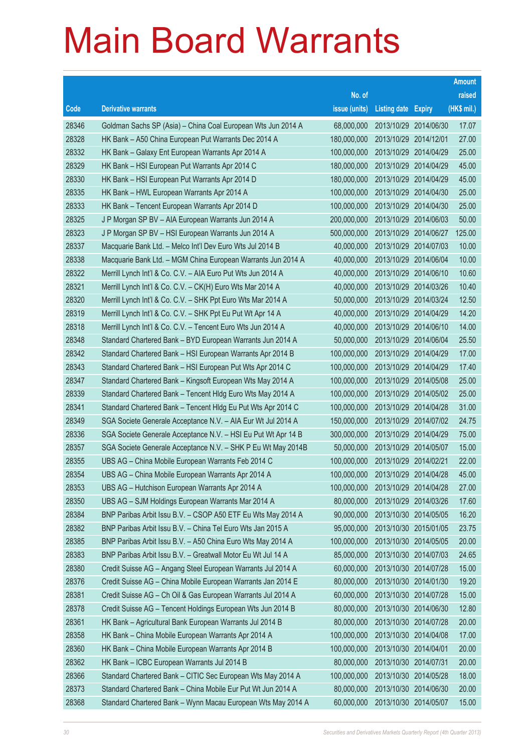# Main Board Warrants

| Code | Derivative warrants | No. of issue (units) | Listing date | Expiry | Amount raised (HK$ mil.) |
|---|---|---|---|---|---|
| 28346 | Goldman Sachs SP (Asia) – China Coal European Wts Jun 2014 A | 68,000,000 | 2013/10/29 | 2014/06/30 | 17.07 |
| 28328 | HK Bank – A50 China European Put Warrants Dec 2014 A | 180,000,000 | 2013/10/29 | 2014/12/01 | 27.00 |
| 28332 | HK Bank – Galaxy Ent European Warrants Apr 2014 A | 100,000,000 | 2013/10/29 | 2014/04/29 | 25.00 |
| 28329 | HK Bank – HSI European Put Warrants Apr 2014 C | 180,000,000 | 2013/10/29 | 2014/04/29 | 45.00 |
| 28330 | HK Bank – HSI European Put Warrants Apr 2014 D | 180,000,000 | 2013/10/29 | 2014/04/29 | 45.00 |
| 28335 | HK Bank – HWL European Warrants Apr 2014 A | 100,000,000 | 2013/10/29 | 2014/04/30 | 25.00 |
| 28333 | HK Bank – Tencent European Warrants Apr 2014 D | 100,000,000 | 2013/10/29 | 2014/04/30 | 25.00 |
| 28325 | J P Morgan SP BV – AIA European Warrants Jun 2014 A | 200,000,000 | 2013/10/29 | 2014/06/03 | 50.00 |
| 28323 | J P Morgan SP BV – HSI European Warrants Jun 2014 A | 500,000,000 | 2013/10/29 | 2014/06/27 | 125.00 |
| 28337 | Macquarie Bank Ltd. – Melco Int'l Dev Euro Wts Jul 2014 B | 40,000,000 | 2013/10/29 | 2014/07/03 | 10.00 |
| 28338 | Macquarie Bank Ltd. – MGM China European Warrants Jun 2014 A | 40,000,000 | 2013/10/29 | 2014/06/04 | 10.00 |
| 28322 | Merrill Lynch Int'l & Co. C.V. – AIA Euro Put Wts Jun 2014 A | 40,000,000 | 2013/10/29 | 2014/06/10 | 10.60 |
| 28321 | Merrill Lynch Int'l & Co. C.V. – CK(H) Euro Wts Mar 2014 A | 40,000,000 | 2013/10/29 | 2014/03/26 | 10.40 |
| 28320 | Merrill Lynch Int'l & Co. C.V. – SHK Ppt Euro Wts Mar 2014 A | 50,000,000 | 2013/10/29 | 2014/03/24 | 12.50 |
| 28319 | Merrill Lynch Int'l & Co. C.V. – SHK Ppt Eu Put Wt Apr 14 A | 40,000,000 | 2013/10/29 | 2014/04/29 | 14.20 |
| 28318 | Merrill Lynch Int'l & Co. C.V. – Tencent Euro Wts Jun 2014 A | 40,000,000 | 2013/10/29 | 2014/06/10 | 14.00 |
| 28348 | Standard Chartered Bank – BYD European Warrants Jun 2014 A | 50,000,000 | 2013/10/29 | 2014/06/04 | 25.50 |
| 28342 | Standard Chartered Bank – HSI European Warrants Apr 2014 B | 100,000,000 | 2013/10/29 | 2014/04/29 | 17.00 |
| 28343 | Standard Chartered Bank – HSI European Put Wts Apr 2014 C | 100,000,000 | 2013/10/29 | 2014/04/29 | 17.40 |
| 28347 | Standard Chartered Bank – Kingsoft European Wts May 2014 A | 100,000,000 | 2013/10/29 | 2014/05/08 | 25.00 |
| 28339 | Standard Chartered Bank – Tencent Hldg Euro Wts May 2014 A | 100,000,000 | 2013/10/29 | 2014/05/02 | 25.00 |
| 28341 | Standard Chartered Bank – Tencent Hldg Eu Put Wts Apr 2014 C | 100,000,000 | 2013/10/29 | 2014/04/28 | 31.00 |
| 28349 | SGA Societe Generale Acceptance N.V. – AIA Eur Wt Jul 2014 A | 150,000,000 | 2013/10/29 | 2014/07/02 | 24.75 |
| 28336 | SGA Societe Generale Acceptance N.V. – HSI Eu Put Wt Apr 14 B | 300,000,000 | 2013/10/29 | 2014/04/29 | 75.00 |
| 28357 | SGA Societe Generale Acceptance N.V. – SHK P Eu Wt May 2014B | 50,000,000 | 2013/10/29 | 2014/05/07 | 15.00 |
| 28355 | UBS AG – China Mobile European Warrants Feb 2014 C | 100,000,000 | 2013/10/29 | 2014/02/21 | 22.00 |
| 28354 | UBS AG – China Mobile European Warrants Apr 2014 A | 100,000,000 | 2013/10/29 | 2014/04/28 | 45.00 |
| 28353 | UBS AG – Hutchison European Warrants Apr 2014 A | 100,000,000 | 2013/10/29 | 2014/04/28 | 27.00 |
| 28350 | UBS AG – SJM Holdings European Warrants Mar 2014 A | 80,000,000 | 2013/10/29 | 2014/03/26 | 17.60 |
| 28384 | BNP Paribas Arbit Issu B.V. – CSOP A50 ETF Eu Wts May 2014 A | 90,000,000 | 2013/10/30 | 2014/05/05 | 16.20 |
| 28382 | BNP Paribas Arbit Issu B.V. – China Tel Euro Wts Jan 2015 A | 95,000,000 | 2013/10/30 | 2015/01/05 | 23.75 |
| 28385 | BNP Paribas Arbit Issu B.V. – A50 China Euro Wts May 2014 A | 100,000,000 | 2013/10/30 | 2014/05/05 | 20.00 |
| 28383 | BNP Paribas Arbit Issu B.V. – Greatwall Motor Eu Wt Jul 14 A | 85,000,000 | 2013/10/30 | 2014/07/03 | 24.65 |
| 28380 | Credit Suisse AG – Angang Steel European Warrants Jul 2014 A | 60,000,000 | 2013/10/30 | 2014/07/28 | 15.00 |
| 28376 | Credit Suisse AG – China Mobile European Warrants Jan 2014 E | 80,000,000 | 2013/10/30 | 2014/01/30 | 19.20 |
| 28381 | Credit Suisse AG – Ch Oil & Gas European Warrants Jul 2014 A | 60,000,000 | 2013/10/30 | 2014/07/28 | 15.00 |
| 28378 | Credit Suisse AG – Tencent Holdings European Wts Jun 2014 B | 80,000,000 | 2013/10/30 | 2014/06/30 | 12.80 |
| 28361 | HK Bank – Agricultural Bank European Warrants Jul 2014 B | 80,000,000 | 2013/10/30 | 2014/07/28 | 20.00 |
| 28358 | HK Bank – China Mobile European Warrants Apr 2014 A | 100,000,000 | 2013/10/30 | 2014/04/08 | 17.00 |
| 28360 | HK Bank – China Mobile European Warrants Apr 2014 B | 100,000,000 | 2013/10/30 | 2014/04/01 | 20.00 |
| 28362 | HK Bank – ICBC European Warrants Jul 2014 B | 80,000,000 | 2013/10/30 | 2014/07/31 | 20.00 |
| 28366 | Standard Chartered Bank – CITIC Sec European Wts May 2014 A | 100,000,000 | 2013/10/30 | 2014/05/28 | 18.00 |
| 28373 | Standard Chartered Bank – China Mobile Eur Put Wt Jun 2014 A | 80,000,000 | 2013/10/30 | 2014/06/30 | 20.00 |
| 28368 | Standard Chartered Bank – Wynn Macau European Wts May 2014 A | 60,000,000 | 2013/10/30 | 2014/05/07 | 15.00 |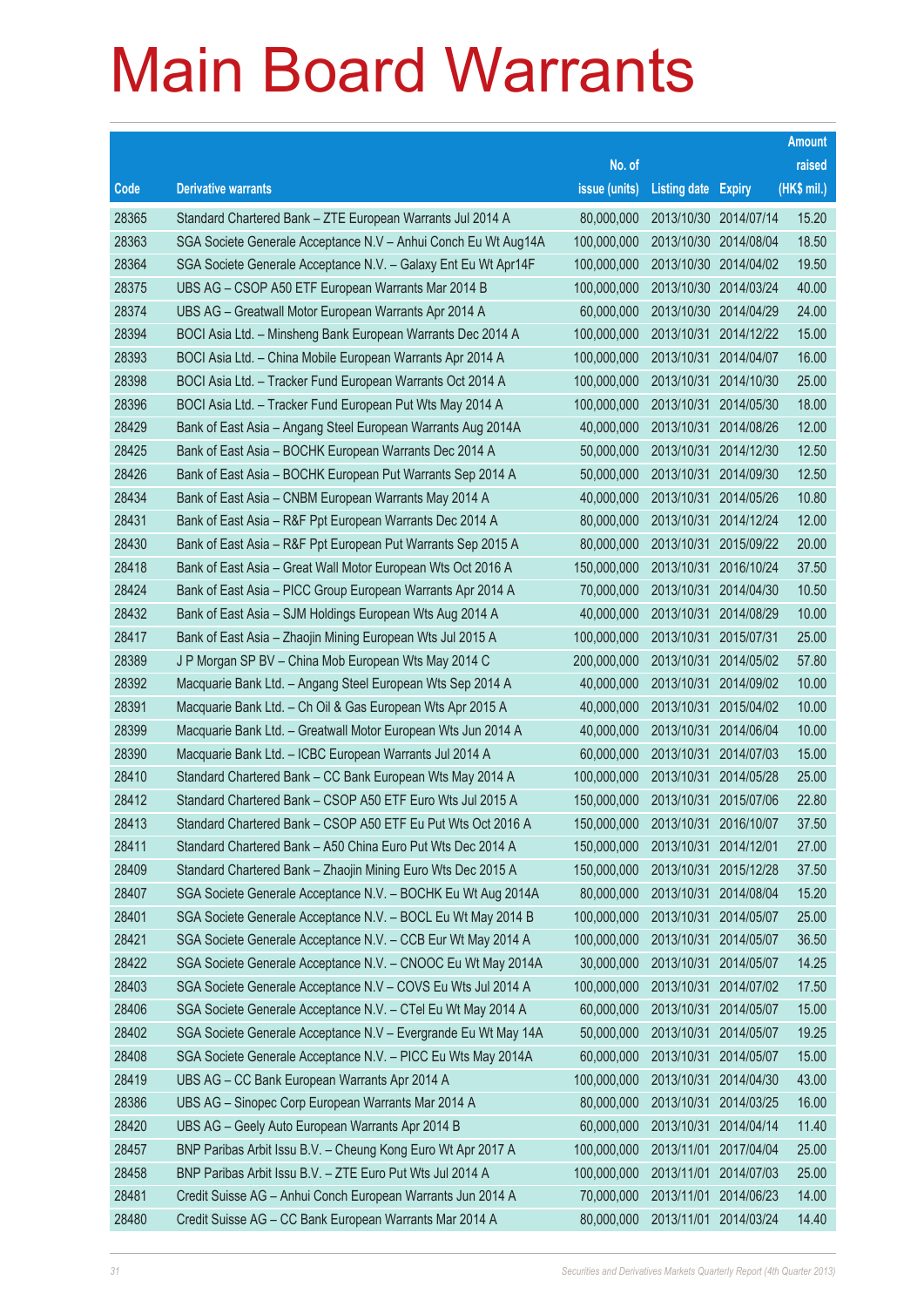# Main Board Warrants

| Code | Derivative warrants | No. of issue (units) | Listing date | Expiry | Amount raised (HK$ mil.) |
|---|---|---|---|---|---|
| 28365 | Standard Chartered Bank – ZTE European Warrants Jul 2014 A | 80,000,000 | 2013/10/30 | 2014/07/14 | 15.20 |
| 28363 | SGA Societe Generale Acceptance N.V – Anhui Conch Eu Wt Aug14A | 100,000,000 | 2013/10/30 | 2014/08/04 | 18.50 |
| 28364 | SGA Societe Generale Acceptance N.V. – Galaxy Ent Eu Wt Apr14F | 100,000,000 | 2013/10/30 | 2014/04/02 | 19.50 |
| 28375 | UBS AG – CSOP A50 ETF European Warrants Mar 2014 B | 100,000,000 | 2013/10/30 | 2014/03/24 | 40.00 |
| 28374 | UBS AG – Greatwall Motor European Warrants Apr 2014 A | 60,000,000 | 2013/10/30 | 2014/04/29 | 24.00 |
| 28394 | BOCI Asia Ltd. – Minsheng Bank European Warrants Dec 2014 A | 100,000,000 | 2013/10/31 | 2014/12/22 | 15.00 |
| 28393 | BOCI Asia Ltd. – China Mobile European Warrants Apr 2014 A | 100,000,000 | 2013/10/31 | 2014/04/07 | 16.00 |
| 28398 | BOCI Asia Ltd. – Tracker Fund European Warrants Oct 2014 A | 100,000,000 | 2013/10/31 | 2014/10/30 | 25.00 |
| 28396 | BOCI Asia Ltd. – Tracker Fund European Put Wts May 2014 A | 100,000,000 | 2013/10/31 | 2014/05/30 | 18.00 |
| 28429 | Bank of East Asia – Angang Steel European Warrants Aug 2014A | 40,000,000 | 2013/10/31 | 2014/08/26 | 12.00 |
| 28425 | Bank of East Asia – BOCHK European Warrants Dec 2014 A | 50,000,000 | 2013/10/31 | 2014/12/30 | 12.50 |
| 28426 | Bank of East Asia – BOCHK European Put Warrants Sep 2014 A | 50,000,000 | 2013/10/31 | 2014/09/30 | 12.50 |
| 28434 | Bank of East Asia – CNBM European Warrants May 2014 A | 40,000,000 | 2013/10/31 | 2014/05/26 | 10.80 |
| 28431 | Bank of East Asia – R&F Ppt European Warrants Dec 2014 A | 80,000,000 | 2013/10/31 | 2014/12/24 | 12.00 |
| 28430 | Bank of East Asia – R&F Ppt European Put Warrants Sep 2015 A | 80,000,000 | 2013/10/31 | 2015/09/22 | 20.00 |
| 28418 | Bank of East Asia – Great Wall Motor European Wts Oct 2016 A | 150,000,000 | 2013/10/31 | 2016/10/24 | 37.50 |
| 28424 | Bank of East Asia – PICC Group European Warrants Apr 2014 A | 70,000,000 | 2013/10/31 | 2014/04/30 | 10.50 |
| 28432 | Bank of East Asia – SJM Holdings European Wts Aug 2014 A | 40,000,000 | 2013/10/31 | 2014/08/29 | 10.00 |
| 28417 | Bank of East Asia – Zhaojin Mining European Wts Jul 2015 A | 100,000,000 | 2013/10/31 | 2015/07/31 | 25.00 |
| 28389 | J P Morgan SP BV – China Mob European Wts May 2014 C | 200,000,000 | 2013/10/31 | 2014/05/02 | 57.80 |
| 28392 | Macquarie Bank Ltd. – Angang Steel European Wts Sep 2014 A | 40,000,000 | 2013/10/31 | 2014/09/02 | 10.00 |
| 28391 | Macquarie Bank Ltd. – Ch Oil & Gas European Wts Apr 2015 A | 40,000,000 | 2013/10/31 | 2015/04/02 | 10.00 |
| 28399 | Macquarie Bank Ltd. – Greatwall Motor European Wts Jun 2014 A | 40,000,000 | 2013/10/31 | 2014/06/04 | 10.00 |
| 28390 | Macquarie Bank Ltd. – ICBC European Warrants Jul 2014 A | 60,000,000 | 2013/10/31 | 2014/07/03 | 15.00 |
| 28410 | Standard Chartered Bank – CC Bank European Wts May 2014 A | 100,000,000 | 2013/10/31 | 2014/05/28 | 25.00 |
| 28412 | Standard Chartered Bank – CSOP A50 ETF Euro Wts Jul 2015 A | 150,000,000 | 2013/10/31 | 2015/07/06 | 22.80 |
| 28413 | Standard Chartered Bank – CSOP A50 ETF Eu Put Wts Oct 2016 A | 150,000,000 | 2013/10/31 | 2016/10/07 | 37.50 |
| 28411 | Standard Chartered Bank – A50 China Euro Put Wts Dec 2014 A | 150,000,000 | 2013/10/31 | 2014/12/01 | 27.00 |
| 28409 | Standard Chartered Bank – Zhaojin Mining Euro Wts Dec 2015 A | 150,000,000 | 2013/10/31 | 2015/12/28 | 37.50 |
| 28407 | SGA Societe Generale Acceptance N.V. – BOCHK Eu Wt Aug 2014A | 80,000,000 | 2013/10/31 | 2014/08/04 | 15.20 |
| 28401 | SGA Societe Generale Acceptance N.V. – BOCL Eu Wt May 2014 B | 100,000,000 | 2013/10/31 | 2014/05/07 | 25.00 |
| 28421 | SGA Societe Generale Acceptance N.V. – CCB Eur Wt May 2014 A | 100,000,000 | 2013/10/31 | 2014/05/07 | 36.50 |
| 28422 | SGA Societe Generale Acceptance N.V. – CNOOC Eu Wt May 2014A | 30,000,000 | 2013/10/31 | 2014/05/07 | 14.25 |
| 28403 | SGA Societe Generale Acceptance N.V – COVS Eu Wts Jul 2014 A | 100,000,000 | 2013/10/31 | 2014/07/02 | 17.50 |
| 28406 | SGA Societe Generale Acceptance N.V. – CTel Eu Wt May 2014 A | 60,000,000 | 2013/10/31 | 2014/05/07 | 15.00 |
| 28402 | SGA Societe Generale Acceptance N.V – Evergrande Eu Wt May 14A | 50,000,000 | 2013/10/31 | 2014/05/07 | 19.25 |
| 28408 | SGA Societe Generale Acceptance N.V. – PICC Eu Wts May 2014A | 60,000,000 | 2013/10/31 | 2014/05/07 | 15.00 |
| 28419 | UBS AG – CC Bank European Warrants Apr 2014 A | 100,000,000 | 2013/10/31 | 2014/04/30 | 43.00 |
| 28386 | UBS AG – Sinopec Corp European Warrants Mar 2014 A | 80,000,000 | 2013/10/31 | 2014/03/25 | 16.00 |
| 28420 | UBS AG – Geely Auto European Warrants Apr 2014 B | 60,000,000 | 2013/10/31 | 2014/04/14 | 11.40 |
| 28457 | BNP Paribas Arbit Issu B.V. – Cheung Kong Euro Wt Apr 2017 A | 100,000,000 | 2013/11/01 | 2017/04/04 | 25.00 |
| 28458 | BNP Paribas Arbit Issu B.V. – ZTE Euro Put Wts Jul 2014 A | 100,000,000 | 2013/11/01 | 2014/07/03 | 25.00 |
| 28481 | Credit Suisse AG – Anhui Conch European Warrants Jun 2014 A | 70,000,000 | 2013/11/01 | 2014/06/23 | 14.00 |
| 28480 | Credit Suisse AG – CC Bank European Warrants Mar 2014 A | 80,000,000 | 2013/11/01 | 2014/03/24 | 14.40 |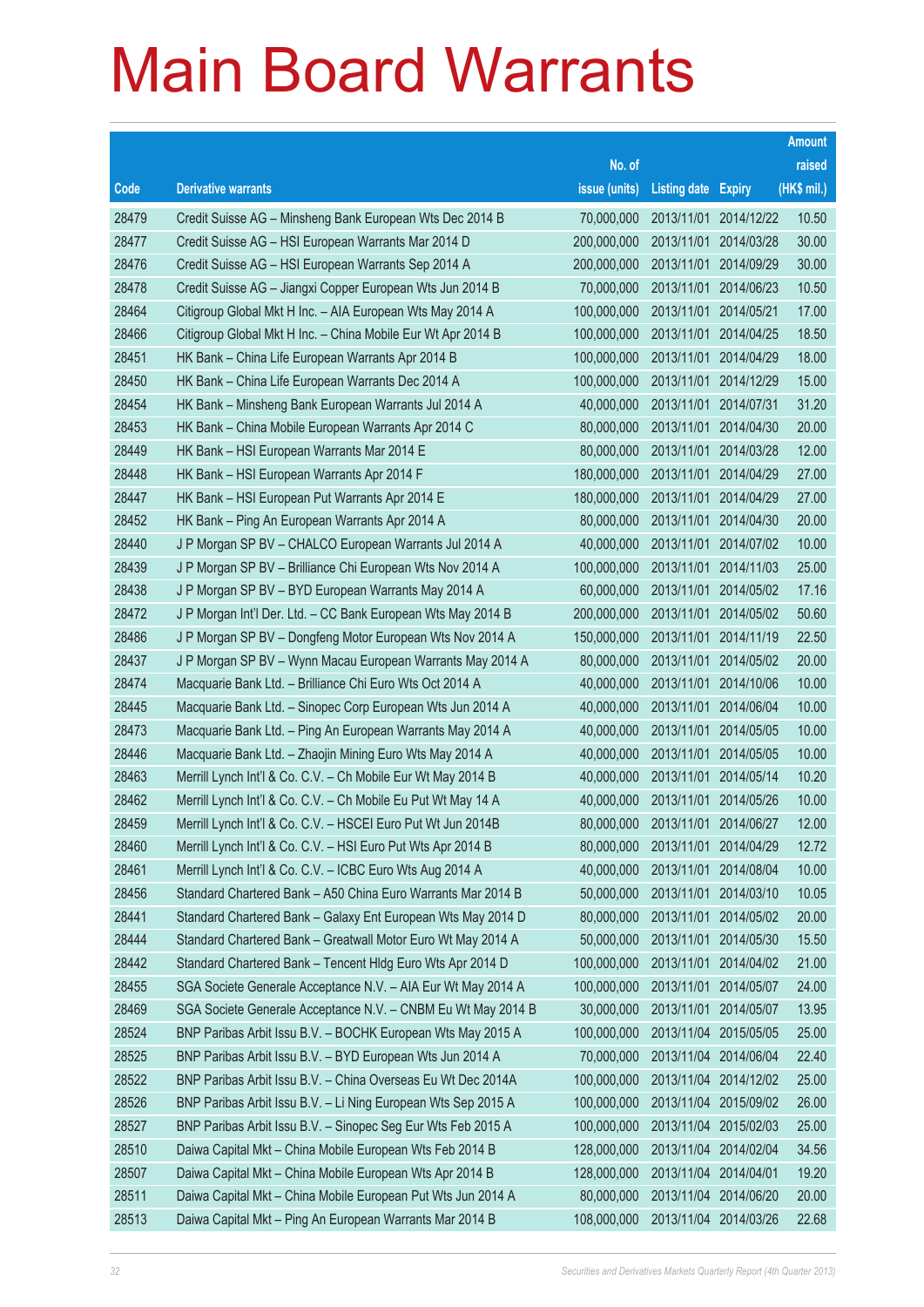# Main Board Warrants

| Code | Derivative warrants | No. of issue (units) | Listing date | Expiry | Amount raised (HK$ mil.) |
|---|---|---|---|---|---|
| 28479 | Credit Suisse AG – Minsheng Bank European Wts Dec 2014 B | 70,000,000 | 2013/11/01 | 2014/12/22 | 10.50 |
| 28477 | Credit Suisse AG – HSI European Warrants Mar 2014 D | 200,000,000 | 2013/11/01 | 2014/03/28 | 30.00 |
| 28476 | Credit Suisse AG – HSI European Warrants Sep 2014 A | 200,000,000 | 2013/11/01 | 2014/09/29 | 30.00 |
| 28478 | Credit Suisse AG – Jiangxi Copper European Wts Jun 2014 B | 70,000,000 | 2013/11/01 | 2014/06/23 | 10.50 |
| 28464 | Citigroup Global Mkt H Inc. – AIA European Wts May 2014 A | 100,000,000 | 2013/11/01 | 2014/05/21 | 17.00 |
| 28466 | Citigroup Global Mkt H Inc. – China Mobile Eur Wt Apr 2014 B | 100,000,000 | 2013/11/01 | 2014/04/25 | 18.50 |
| 28451 | HK Bank – China Life European Warrants Apr 2014 B | 100,000,000 | 2013/11/01 | 2014/04/29 | 18.00 |
| 28450 | HK Bank – China Life European Warrants Dec 2014 A | 100,000,000 | 2013/11/01 | 2014/12/29 | 15.00 |
| 28454 | HK Bank – Minsheng Bank European Warrants Jul 2014 A | 40,000,000 | 2013/11/01 | 2014/07/31 | 31.20 |
| 28453 | HK Bank – China Mobile European Warrants Apr 2014 C | 80,000,000 | 2013/11/01 | 2014/04/30 | 20.00 |
| 28449 | HK Bank – HSI European Warrants Mar 2014 E | 80,000,000 | 2013/11/01 | 2014/03/28 | 12.00 |
| 28448 | HK Bank – HSI European Warrants Apr 2014 F | 180,000,000 | 2013/11/01 | 2014/04/29 | 27.00 |
| 28447 | HK Bank – HSI European Put Warrants Apr 2014 E | 180,000,000 | 2013/11/01 | 2014/04/29 | 27.00 |
| 28452 | HK Bank – Ping An European Warrants Apr 2014 A | 80,000,000 | 2013/11/01 | 2014/04/30 | 20.00 |
| 28440 | J P Morgan SP BV – CHALCO European Warrants Jul 2014 A | 40,000,000 | 2013/11/01 | 2014/07/02 | 10.00 |
| 28439 | J P Morgan SP BV – Brilliance Chi European Wts Nov 2014 A | 100,000,000 | 2013/11/01 | 2014/11/03 | 25.00 |
| 28438 | J P Morgan SP BV – BYD European Warrants May 2014 A | 60,000,000 | 2013/11/01 | 2014/05/02 | 17.16 |
| 28472 | J P Morgan Int'l Der. Ltd. – CC Bank European Wts May 2014 B | 200,000,000 | 2013/11/01 | 2014/05/02 | 50.60 |
| 28486 | J P Morgan SP BV – Dongfeng Motor European Wts Nov 2014 A | 150,000,000 | 2013/11/01 | 2014/11/19 | 22.50 |
| 28437 | J P Morgan SP BV – Wynn Macau European Warrants May 2014 A | 80,000,000 | 2013/11/01 | 2014/05/02 | 20.00 |
| 28474 | Macquarie Bank Ltd. – Brilliance Chi Euro Wts Oct 2014 A | 40,000,000 | 2013/11/01 | 2014/10/06 | 10.00 |
| 28445 | Macquarie Bank Ltd. – Sinopec Corp European Wts Jun 2014 A | 40,000,000 | 2013/11/01 | 2014/06/04 | 10.00 |
| 28473 | Macquarie Bank Ltd. – Ping An European Warrants May 2014 A | 40,000,000 | 2013/11/01 | 2014/05/05 | 10.00 |
| 28446 | Macquarie Bank Ltd. – Zhaojin Mining Euro Wts May 2014 A | 40,000,000 | 2013/11/01 | 2014/05/05 | 10.00 |
| 28463 | Merrill Lynch Int'l & Co. C.V. – Ch Mobile Eur Wt May 2014 B | 40,000,000 | 2013/11/01 | 2014/05/14 | 10.20 |
| 28462 | Merrill Lynch Int'l & Co. C.V. – Ch Mobile Eu Put Wt May 14 A | 40,000,000 | 2013/11/01 | 2014/05/26 | 10.00 |
| 28459 | Merrill Lynch Int'l & Co. C.V. – HSCEI Euro Put Wt Jun 2014B | 80,000,000 | 2013/11/01 | 2014/06/27 | 12.00 |
| 28460 | Merrill Lynch Int'l & Co. C.V. – HSI Euro Put Wts Apr 2014 B | 80,000,000 | 2013/11/01 | 2014/04/29 | 12.72 |
| 28461 | Merrill Lynch Int'l & Co. C.V. – ICBC Euro Wts Aug 2014 A | 40,000,000 | 2013/11/01 | 2014/08/04 | 10.00 |
| 28456 | Standard Chartered Bank – A50 China Euro Warrants Mar 2014 B | 50,000,000 | 2013/11/01 | 2014/03/10 | 10.05 |
| 28441 | Standard Chartered Bank – Galaxy Ent European Wts May 2014 D | 80,000,000 | 2013/11/01 | 2014/05/02 | 20.00 |
| 28444 | Standard Chartered Bank – Greatwall Motor Euro Wt May 2014 A | 50,000,000 | 2013/11/01 | 2014/05/30 | 15.50 |
| 28442 | Standard Chartered Bank – Tencent Hldg Euro Wts Apr 2014 D | 100,000,000 | 2013/11/01 | 2014/04/02 | 21.00 |
| 28455 | SGA Societe Generale Acceptance N.V. – AIA Eur Wt May 2014 A | 100,000,000 | 2013/11/01 | 2014/05/07 | 24.00 |
| 28469 | SGA Societe Generale Acceptance N.V. – CNBM Eu Wt May 2014 B | 30,000,000 | 2013/11/01 | 2014/05/07 | 13.95 |
| 28524 | BNP Paribas Arbit Issu B.V. – BOCHK European Wts May 2015 A | 100,000,000 | 2013/11/04 | 2015/05/05 | 25.00 |
| 28525 | BNP Paribas Arbit Issu B.V. – BYD European Wts Jun 2014 A | 70,000,000 | 2013/11/04 | 2014/06/04 | 22.40 |
| 28522 | BNP Paribas Arbit Issu B.V. – China Overseas Eu Wt Dec 2014A | 100,000,000 | 2013/11/04 | 2014/12/02 | 25.00 |
| 28526 | BNP Paribas Arbit Issu B.V. – Li Ning European Wts Sep 2015 A | 100,000,000 | 2013/11/04 | 2015/09/02 | 26.00 |
| 28527 | BNP Paribas Arbit Issu B.V. – Sinopec Seg Eur Wts Feb 2015 A | 100,000,000 | 2013/11/04 | 2015/02/03 | 25.00 |
| 28510 | Daiwa Capital Mkt – China Mobile European Wts Feb 2014 B | 128,000,000 | 2013/11/04 | 2014/02/04 | 34.56 |
| 28507 | Daiwa Capital Mkt – China Mobile European Wts Apr 2014 B | 128,000,000 | 2013/11/04 | 2014/04/01 | 19.20 |
| 28511 | Daiwa Capital Mkt – China Mobile European Put Wts Jun 2014 A | 80,000,000 | 2013/11/04 | 2014/06/20 | 20.00 |
| 28513 | Daiwa Capital Mkt – Ping An European Warrants Mar 2014 B | 108,000,000 | 2013/11/04 | 2014/03/26 | 22.68 |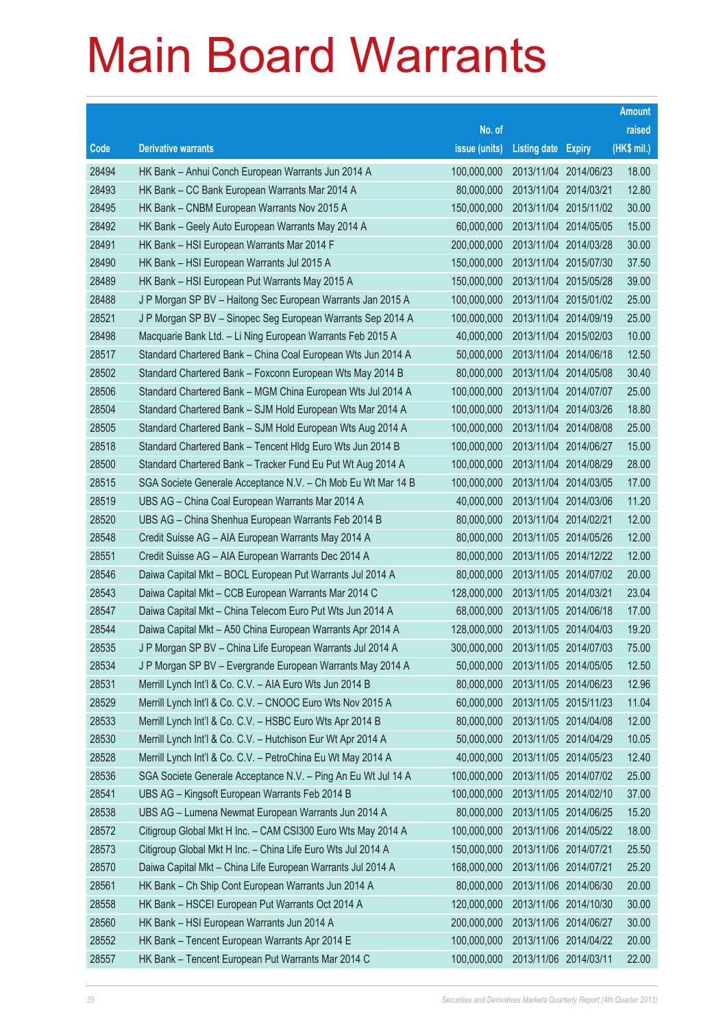# Main Board Warrants

| Code | Derivative warrants | No. of issue (units) | Listing date | Expiry | Amount raised (HK$ mil.) |
|---|---|---|---|---|---|
| 28494 | HK Bank – Anhui Conch European Warrants Jun 2014 A | 100,000,000 | 2013/11/04 | 2014/06/23 | 18.00 |
| 28493 | HK Bank – CC Bank European Warrants Mar 2014 A | 80,000,000 | 2013/11/04 | 2014/03/21 | 12.80 |
| 28495 | HK Bank – CNBM European Warrants Nov 2015 A | 150,000,000 | 2013/11/04 | 2015/11/02 | 30.00 |
| 28492 | HK Bank – Geely Auto European Warrants May 2014 A | 60,000,000 | 2013/11/04 | 2014/05/05 | 15.00 |
| 28491 | HK Bank – HSI European Warrants Mar 2014 F | 200,000,000 | 2013/11/04 | 2014/03/28 | 30.00 |
| 28490 | HK Bank – HSI European Warrants Jul 2015 A | 150,000,000 | 2013/11/04 | 2015/07/30 | 37.50 |
| 28489 | HK Bank – HSI European Put Warrants May 2015 A | 150,000,000 | 2013/11/04 | 2015/05/28 | 39.00 |
| 28488 | J P Morgan SP BV – Haitong Sec European Warrants Jan 2015 A | 100,000,000 | 2013/11/04 | 2015/01/02 | 25.00 |
| 28521 | J P Morgan SP BV – Sinopec Seg European Warrants Sep 2014 A | 100,000,000 | 2013/11/04 | 2014/09/19 | 25.00 |
| 28498 | Macquarie Bank Ltd. – Li Ning European Warrants Feb 2015 A | 40,000,000 | 2013/11/04 | 2015/02/03 | 10.00 |
| 28517 | Standard Chartered Bank – China Coal European Wts Jun 2014 A | 50,000,000 | 2013/11/04 | 2014/06/18 | 12.50 |
| 28502 | Standard Chartered Bank – Foxconn European Wts May 2014 B | 80,000,000 | 2013/11/04 | 2014/05/08 | 30.40 |
| 28506 | Standard Chartered Bank – MGM China European Wts Jul 2014 A | 100,000,000 | 2013/11/04 | 2014/07/07 | 25.00 |
| 28504 | Standard Chartered Bank – SJM Hold European Wts Mar 2014 A | 100,000,000 | 2013/11/04 | 2014/03/26 | 18.80 |
| 28505 | Standard Chartered Bank – SJM Hold European Wts Aug 2014 A | 100,000,000 | 2013/11/04 | 2014/08/08 | 25.00 |
| 28518 | Standard Chartered Bank – Tencent Hldg Euro Wts Jun 2014 B | 100,000,000 | 2013/11/04 | 2014/06/27 | 15.00 |
| 28500 | Standard Chartered Bank – Tracker Fund Eu Put Wt Aug 2014 A | 100,000,000 | 2013/11/04 | 2014/08/29 | 28.00 |
| 28515 | SGA Societe Generale Acceptance N.V. – Ch Mob Eu Wt Mar 14 B | 100,000,000 | 2013/11/04 | 2014/03/05 | 17.00 |
| 28519 | UBS AG – China Coal European Warrants Mar 2014 A | 40,000,000 | 2013/11/04 | 2014/03/06 | 11.20 |
| 28520 | UBS AG – China Shenhua European Warrants Feb 2014 B | 80,000,000 | 2013/11/04 | 2014/02/21 | 12.00 |
| 28548 | Credit Suisse AG – AIA European Warrants May 2014 A | 80,000,000 | 2013/11/05 | 2014/05/26 | 12.00 |
| 28551 | Credit Suisse AG – AIA European Warrants Dec 2014 A | 80,000,000 | 2013/11/05 | 2014/12/22 | 12.00 |
| 28546 | Daiwa Capital Mkt – BOCL European Put Warrants Jul 2014 A | 80,000,000 | 2013/11/05 | 2014/07/02 | 20.00 |
| 28543 | Daiwa Capital Mkt – CCB European Warrants Mar 2014 C | 128,000,000 | 2013/11/05 | 2014/03/21 | 23.04 |
| 28547 | Daiwa Capital Mkt – China Telecom Euro Put Wts Jun 2014 A | 68,000,000 | 2013/11/05 | 2014/06/18 | 17.00 |
| 28544 | Daiwa Capital Mkt – A50 China European Warrants Apr 2014 A | 128,000,000 | 2013/11/05 | 2014/04/03 | 19.20 |
| 28535 | J P Morgan SP BV – China Life European Warrants Jul 2014 A | 300,000,000 | 2013/11/05 | 2014/07/03 | 75.00 |
| 28534 | J P Morgan SP BV – Evergrande European Warrants May 2014 A | 50,000,000 | 2013/11/05 | 2014/05/05 | 12.50 |
| 28531 | Merrill Lynch Int'l & Co. C.V. – AIA Euro Wts Jun 2014 B | 80,000,000 | 2013/11/05 | 2014/06/23 | 12.96 |
| 28529 | Merrill Lynch Int'l & Co. C.V. – CNOOC Euro Wts Nov 2015 A | 60,000,000 | 2013/11/05 | 2015/11/23 | 11.04 |
| 28533 | Merrill Lynch Int'l & Co. C.V. – HSBC Euro Wts Apr 2014 B | 80,000,000 | 2013/11/05 | 2014/04/08 | 12.00 |
| 28530 | Merrill Lynch Int'l & Co. C.V. – Hutchison Eur Wt Apr 2014 A | 50,000,000 | 2013/11/05 | 2014/04/29 | 10.05 |
| 28528 | Merrill Lynch Int'l & Co. C.V. – PetroChina Eu Wt May 2014 A | 40,000,000 | 2013/11/05 | 2014/05/23 | 12.40 |
| 28536 | SGA Societe Generale Acceptance N.V. – Ping An Eu Wt Jul 14 A | 100,000,000 | 2013/11/05 | 2014/07/02 | 25.00 |
| 28541 | UBS AG – Kingsoft European Warrants Feb 2014 B | 100,000,000 | 2013/11/05 | 2014/02/10 | 37.00 |
| 28538 | UBS AG – Lumena Newmat European Warrants Jun 2014 A | 80,000,000 | 2013/11/05 | 2014/06/25 | 15.20 |
| 28572 | Citigroup Global Mkt H Inc. – CAM CSI300 Euro Wts May 2014 A | 100,000,000 | 2013/11/06 | 2014/05/22 | 18.00 |
| 28573 | Citigroup Global Mkt H Inc. – China Life Euro Wts Jul 2014 A | 150,000,000 | 2013/11/06 | 2014/07/21 | 25.50 |
| 28570 | Daiwa Capital Mkt – China Life European Warrants Jul 2014 A | 168,000,000 | 2013/11/06 | 2014/07/21 | 25.20 |
| 28561 | HK Bank – Ch Ship Cont European Warrants Jun 2014 A | 80,000,000 | 2013/11/06 | 2014/06/30 | 20.00 |
| 28558 | HK Bank – HSCEI European Put Warrants Oct 2014 A | 120,000,000 | 2013/11/06 | 2014/10/30 | 30.00 |
| 28560 | HK Bank – HSI European Warrants Jun 2014 A | 200,000,000 | 2013/11/06 | 2014/06/27 | 30.00 |
| 28552 | HK Bank – Tencent European Warrants Apr 2014 E | 100,000,000 | 2013/11/06 | 2014/04/22 | 20.00 |
| 28557 | HK Bank – Tencent European Put Warrants Mar 2014 C | 100,000,000 | 2013/11/06 | 2014/03/11 | 22.00 |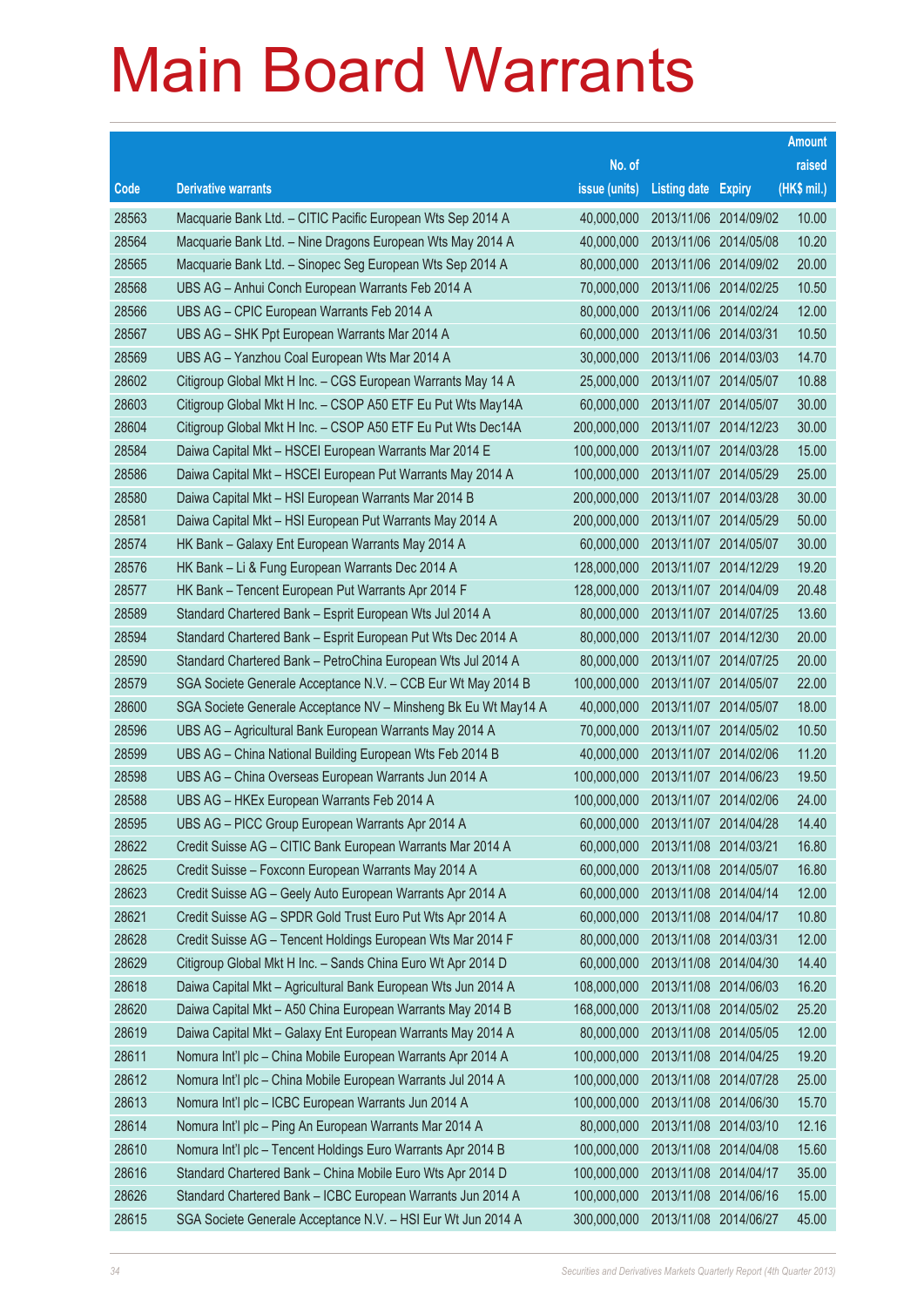# Main Board Warrants

| Code | Derivative warrants | No. of issue (units) | Listing date | Expiry | Amount raised (HK$ mil.) |
|---|---|---|---|---|---|
| 28563 | Macquarie Bank Ltd. – CITIC Pacific European Wts Sep 2014 A | 40,000,000 | 2013/11/06 | 2014/09/02 | 10.00 |
| 28564 | Macquarie Bank Ltd. – Nine Dragons European Wts May 2014 A | 40,000,000 | 2013/11/06 | 2014/05/08 | 10.20 |
| 28565 | Macquarie Bank Ltd. – Sinopec Seg European Wts Sep 2014 A | 80,000,000 | 2013/11/06 | 2014/09/02 | 20.00 |
| 28568 | UBS AG – Anhui Conch European Warrants Feb 2014 A | 70,000,000 | 2013/11/06 | 2014/02/25 | 10.50 |
| 28566 | UBS AG – CPIC European Warrants Feb 2014 A | 80,000,000 | 2013/11/06 | 2014/02/24 | 12.00 |
| 28567 | UBS AG – SHK Ppt European Warrants Mar 2014 A | 60,000,000 | 2013/11/06 | 2014/03/31 | 10.50 |
| 28569 | UBS AG – Yanzhou Coal European Wts Mar 2014 A | 30,000,000 | 2013/11/06 | 2014/03/03 | 14.70 |
| 28602 | Citigroup Global Mkt H Inc. – CGS European Warrants May 14 A | 25,000,000 | 2013/11/07 | 2014/05/07 | 10.88 |
| 28603 | Citigroup Global Mkt H Inc. – CSOP A50 ETF Eu Put Wts May14A | 60,000,000 | 2013/11/07 | 2014/05/07 | 30.00 |
| 28604 | Citigroup Global Mkt H Inc. – CSOP A50 ETF Eu Put Wts Dec14A | 200,000,000 | 2013/11/07 | 2014/12/23 | 30.00 |
| 28584 | Daiwa Capital Mkt – HSCEI European Warrants Mar 2014 E | 100,000,000 | 2013/11/07 | 2014/03/28 | 15.00 |
| 28586 | Daiwa Capital Mkt – HSCEI European Put Warrants May 2014 A | 100,000,000 | 2013/11/07 | 2014/05/29 | 25.00 |
| 28580 | Daiwa Capital Mkt – HSI European Warrants Mar 2014 B | 200,000,000 | 2013/11/07 | 2014/03/28 | 30.00 |
| 28581 | Daiwa Capital Mkt – HSI European Put Warrants May 2014 A | 200,000,000 | 2013/11/07 | 2014/05/29 | 50.00 |
| 28574 | HK Bank – Galaxy Ent European Warrants May 2014 A | 60,000,000 | 2013/11/07 | 2014/05/07 | 30.00 |
| 28576 | HK Bank – Li & Fung European Warrants Dec 2014 A | 128,000,000 | 2013/11/07 | 2014/12/29 | 19.20 |
| 28577 | HK Bank – Tencent European Put Warrants Apr 2014 F | 128,000,000 | 2013/11/07 | 2014/04/09 | 20.48 |
| 28589 | Standard Chartered Bank – Esprit European Wts Jul 2014 A | 80,000,000 | 2013/11/07 | 2014/07/25 | 13.60 |
| 28594 | Standard Chartered Bank – Esprit European Put Wts Dec 2014 A | 80,000,000 | 2013/11/07 | 2014/12/30 | 20.00 |
| 28590 | Standard Chartered Bank – PetroChina European Wts Jul 2014 A | 80,000,000 | 2013/11/07 | 2014/07/25 | 20.00 |
| 28579 | SGA Societe Generale Acceptance N.V. – CCB Eur Wt May 2014 B | 100,000,000 | 2013/11/07 | 2014/05/07 | 22.00 |
| 28600 | SGA Societe Generale Acceptance NV – Minsheng Bk Eu Wt May14 A | 40,000,000 | 2013/11/07 | 2014/05/07 | 18.00 |
| 28596 | UBS AG – Agricultural Bank European Warrants May 2014 A | 70,000,000 | 2013/11/07 | 2014/05/02 | 10.50 |
| 28599 | UBS AG – China National Building European Wts Feb 2014 B | 40,000,000 | 2013/11/07 | 2014/02/06 | 11.20 |
| 28598 | UBS AG – China Overseas European Warrants Jun 2014 A | 100,000,000 | 2013/11/07 | 2014/06/23 | 19.50 |
| 28588 | UBS AG – HKEx European Warrants Feb 2014 A | 100,000,000 | 2013/11/07 | 2014/02/06 | 24.00 |
| 28595 | UBS AG – PICC Group European Warrants Apr 2014 A | 60,000,000 | 2013/11/07 | 2014/04/28 | 14.40 |
| 28622 | Credit Suisse AG – CITIC Bank European Warrants Mar 2014 A | 60,000,000 | 2013/11/08 | 2014/03/21 | 16.80 |
| 28625 | Credit Suisse – Foxconn European Warrants May 2014 A | 60,000,000 | 2013/11/08 | 2014/05/07 | 16.80 |
| 28623 | Credit Suisse AG – Geely Auto European Warrants Apr 2014 A | 60,000,000 | 2013/11/08 | 2014/04/14 | 12.00 |
| 28621 | Credit Suisse AG – SPDR Gold Trust Euro Put Wts Apr 2014 A | 60,000,000 | 2013/11/08 | 2014/04/17 | 10.80 |
| 28628 | Credit Suisse AG – Tencent Holdings European Wts Mar 2014 F | 80,000,000 | 2013/11/08 | 2014/03/31 | 12.00 |
| 28629 | Citigroup Global Mkt H Inc. – Sands China Euro Wt Apr 2014 D | 60,000,000 | 2013/11/08 | 2014/04/30 | 14.40 |
| 28618 | Daiwa Capital Mkt – Agricultural Bank European Wts Jun 2014 A | 108,000,000 | 2013/11/08 | 2014/06/03 | 16.20 |
| 28620 | Daiwa Capital Mkt – A50 China European Warrants May 2014 B | 168,000,000 | 2013/11/08 | 2014/05/02 | 25.20 |
| 28619 | Daiwa Capital Mkt – Galaxy Ent European Warrants May 2014 A | 80,000,000 | 2013/11/08 | 2014/05/05 | 12.00 |
| 28611 | Nomura Int'l plc – China Mobile European Warrants Apr 2014 A | 100,000,000 | 2013/11/08 | 2014/04/25 | 19.20 |
| 28612 | Nomura Int'l plc – China Mobile European Warrants Jul 2014 A | 100,000,000 | 2013/11/08 | 2014/07/28 | 25.00 |
| 28613 | Nomura Int'l plc – ICBC European Warrants Jun 2014 A | 100,000,000 | 2013/11/08 | 2014/06/30 | 15.70 |
| 28614 | Nomura Int'l plc – Ping An European Warrants Mar 2014 A | 80,000,000 | 2013/11/08 | 2014/03/10 | 12.16 |
| 28610 | Nomura Int'l plc – Tencent Holdings Euro Warrants Apr 2014 B | 100,000,000 | 2013/11/08 | 2014/04/08 | 15.60 |
| 28616 | Standard Chartered Bank – China Mobile Euro Wts Apr 2014 D | 100,000,000 | 2013/11/08 | 2014/04/17 | 35.00 |
| 28626 | Standard Chartered Bank – ICBC European Warrants Jun 2014 A | 100,000,000 | 2013/11/08 | 2014/06/16 | 15.00 |
| 28615 | SGA Societe Generale Acceptance N.V. – HSI Eur Wt Jun 2014 A | 300,000,000 | 2013/11/08 | 2014/06/27 | 45.00 |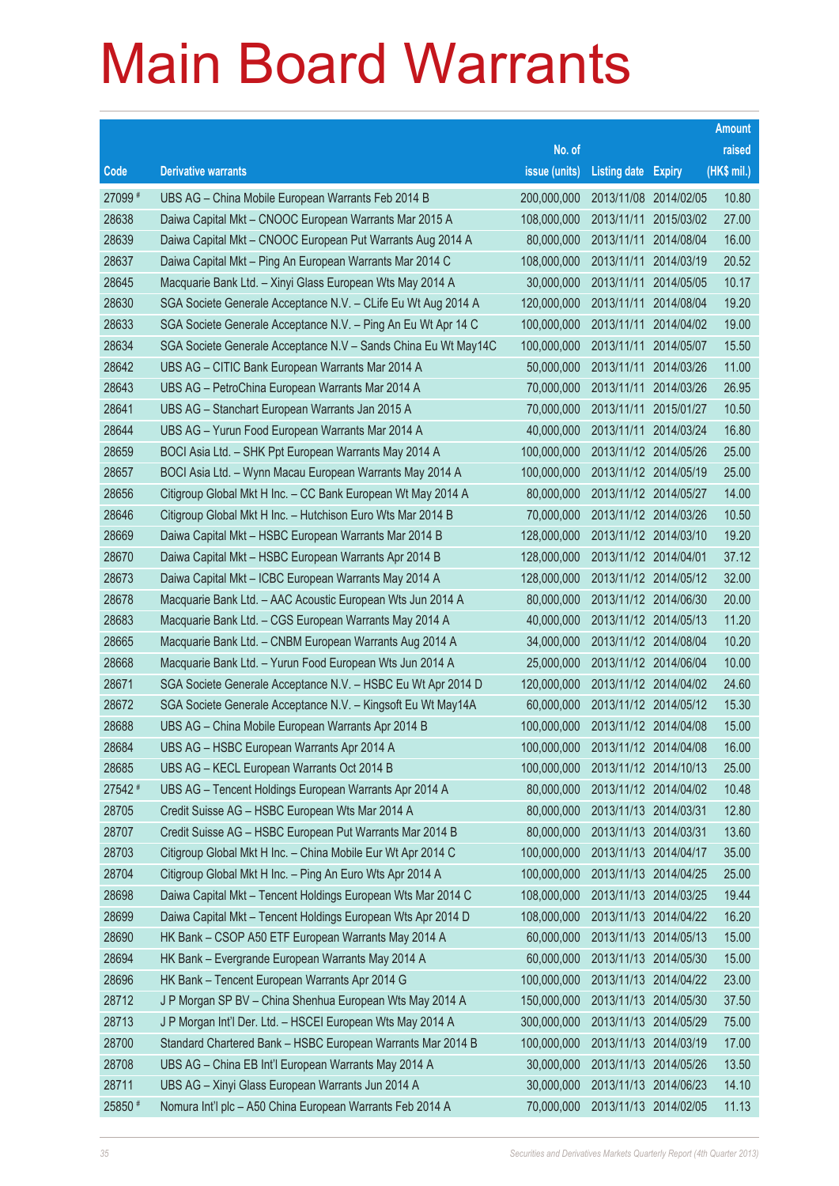# Main Board Warrants

| Code | Derivative warrants | No. of issue (units) | Listing date | Expiry | Amount raised (HK$ mil.) |
|---|---|---|---|---|---|
| 27099 # | UBS AG – China Mobile European Warrants Feb 2014 B | 200,000,000 | 2013/11/08 | 2014/02/05 | 10.80 |
| 28638 | Daiwa Capital Mkt – CNOOC European Warrants Mar 2015 A | 108,000,000 | 2013/11/11 | 2015/03/02 | 27.00 |
| 28639 | Daiwa Capital Mkt – CNOOC European Put Warrants Aug 2014 A | 80,000,000 | 2013/11/11 | 2014/08/04 | 16.00 |
| 28637 | Daiwa Capital Mkt – Ping An European Warrants Mar 2014 C | 108,000,000 | 2013/11/11 | 2014/03/19 | 20.52 |
| 28645 | Macquarie Bank Ltd. – Xinyi Glass European Wts May 2014 A | 30,000,000 | 2013/11/11 | 2014/05/05 | 10.17 |
| 28630 | SGA Societe Generale Acceptance N.V. – CLife Eu Wt Aug 2014 A | 120,000,000 | 2013/11/11 | 2014/08/04 | 19.20 |
| 28633 | SGA Societe Generale Acceptance N.V. – Ping An Eu Wt Apr 14 C | 100,000,000 | 2013/11/11 | 2014/04/02 | 19.00 |
| 28634 | SGA Societe Generale Acceptance N.V – Sands China Eu Wt May14C | 100,000,000 | 2013/11/11 | 2014/05/07 | 15.50 |
| 28642 | UBS AG – CITIC Bank European Warrants Mar 2014 A | 50,000,000 | 2013/11/11 | 2014/03/26 | 11.00 |
| 28643 | UBS AG – PetroChina European Warrants Mar 2014 A | 70,000,000 | 2013/11/11 | 2014/03/26 | 26.95 |
| 28641 | UBS AG – Stanchart European Warrants Jan 2015 A | 70,000,000 | 2013/11/11 | 2015/01/27 | 10.50 |
| 28644 | UBS AG – Yurun Food European Warrants Mar 2014 A | 40,000,000 | 2013/11/11 | 2014/03/24 | 16.80 |
| 28659 | BOCI Asia Ltd. – SHK Ppt European Warrants May 2014 A | 100,000,000 | 2013/11/12 | 2014/05/26 | 25.00 |
| 28657 | BOCI Asia Ltd. – Wynn Macau European Warrants May 2014 A | 100,000,000 | 2013/11/12 | 2014/05/19 | 25.00 |
| 28656 | Citigroup Global Mkt H Inc. – CC Bank European Wt May 2014 A | 80,000,000 | 2013/11/12 | 2014/05/27 | 14.00 |
| 28646 | Citigroup Global Mkt H Inc. – Hutchison Euro Wts Mar 2014 B | 70,000,000 | 2013/11/12 | 2014/03/26 | 10.50 |
| 28669 | Daiwa Capital Mkt – HSBC European Warrants Mar 2014 B | 128,000,000 | 2013/11/12 | 2014/03/10 | 19.20 |
| 28670 | Daiwa Capital Mkt – HSBC European Warrants Apr 2014 B | 128,000,000 | 2013/11/12 | 2014/04/01 | 37.12 |
| 28673 | Daiwa Capital Mkt – ICBC European Warrants May 2014 A | 128,000,000 | 2013/11/12 | 2014/05/12 | 32.00 |
| 28678 | Macquarie Bank Ltd. – AAC Acoustic European Wts Jun 2014 A | 80,000,000 | 2013/11/12 | 2014/06/30 | 20.00 |
| 28683 | Macquarie Bank Ltd. – CGS European Warrants May 2014 A | 40,000,000 | 2013/11/12 | 2014/05/13 | 11.20 |
| 28665 | Macquarie Bank Ltd. – CNBM European Warrants Aug 2014 A | 34,000,000 | 2013/11/12 | 2014/08/04 | 10.20 |
| 28668 | Macquarie Bank Ltd. – Yurun Food European Wts Jun 2014 A | 25,000,000 | 2013/11/12 | 2014/06/04 | 10.00 |
| 28671 | SGA Societe Generale Acceptance N.V. – HSBC Eu Wt Apr 2014 D | 120,000,000 | 2013/11/12 | 2014/04/02 | 24.60 |
| 28672 | SGA Societe Generale Acceptance N.V. – Kingsoft Eu Wt May14A | 60,000,000 | 2013/11/12 | 2014/05/12 | 15.30 |
| 28688 | UBS AG – China Mobile European Warrants Apr 2014 B | 100,000,000 | 2013/11/12 | 2014/04/08 | 15.00 |
| 28684 | UBS AG – HSBC European Warrants Apr 2014 A | 100,000,000 | 2013/11/12 | 2014/04/08 | 16.00 |
| 28685 | UBS AG – KECL European Warrants Oct 2014 B | 100,000,000 | 2013/11/12 | 2014/10/13 | 25.00 |
| 27542 # | UBS AG – Tencent Holdings European Warrants Apr 2014 A | 80,000,000 | 2013/11/12 | 2014/04/02 | 10.48 |
| 28705 | Credit Suisse AG – HSBC European Wts Mar 2014 A | 80,000,000 | 2013/11/13 | 2014/03/31 | 12.80 |
| 28707 | Credit Suisse AG – HSBC European Put Warrants Mar 2014 B | 80,000,000 | 2013/11/13 | 2014/03/31 | 13.60 |
| 28703 | Citigroup Global Mkt H Inc. – China Mobile Eur Wt Apr 2014 C | 100,000,000 | 2013/11/13 | 2014/04/17 | 35.00 |
| 28704 | Citigroup Global Mkt H Inc. – Ping An Euro Wts Apr 2014 A | 100,000,000 | 2013/11/13 | 2014/04/25 | 25.00 |
| 28698 | Daiwa Capital Mkt – Tencent Holdings European Wts Mar 2014 C | 108,000,000 | 2013/11/13 | 2014/03/25 | 19.44 |
| 28699 | Daiwa Capital Mkt – Tencent Holdings European Wts Apr 2014 D | 108,000,000 | 2013/11/13 | 2014/04/22 | 16.20 |
| 28690 | HK Bank – CSOP A50 ETF European Warrants May 2014 A | 60,000,000 | 2013/11/13 | 2014/05/13 | 15.00 |
| 28694 | HK Bank – Evergrande European Warrants May 2014 A | 60,000,000 | 2013/11/13 | 2014/05/30 | 15.00 |
| 28696 | HK Bank – Tencent European Warrants Apr 2014 G | 100,000,000 | 2013/11/13 | 2014/04/22 | 23.00 |
| 28712 | J P Morgan SP BV – China Shenhua European Wts May 2014 A | 150,000,000 | 2013/11/13 | 2014/05/30 | 37.50 |
| 28713 | J P Morgan Int'l Der. Ltd. – HSCEI European Wts May 2014 A | 300,000,000 | 2013/11/13 | 2014/05/29 | 75.00 |
| 28700 | Standard Chartered Bank – HSBC European Warrants Mar 2014 B | 100,000,000 | 2013/11/13 | 2014/03/19 | 17.00 |
| 28708 | UBS AG – China EB Int'l European Warrants May 2014 A | 30,000,000 | 2013/11/13 | 2014/05/26 | 13.50 |
| 28711 | UBS AG – Xinyi Glass European Warrants Jun 2014 A | 30,000,000 | 2013/11/13 | 2014/06/23 | 14.10 |
| 25850 # | Nomura Int'l plc – A50 China European Warrants Feb 2014 A | 70,000,000 | 2013/11/13 | 2014/02/05 | 11.13 |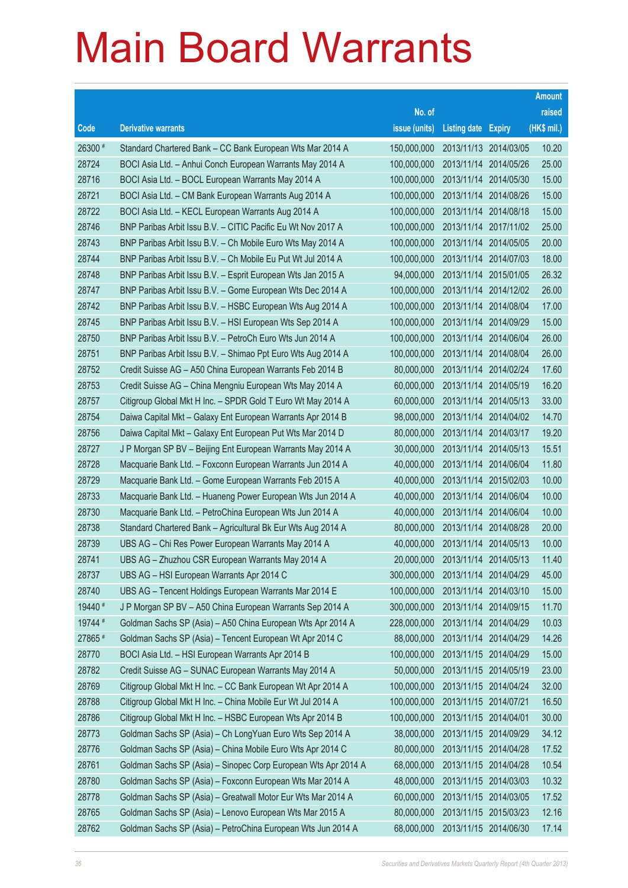# Main Board Warrants

| Code | Derivative warrants | No. of issue (units) | Listing date | Expiry | Amount raised (HK$ mil.) |
|---|---|---|---|---|---|
| 26300 # | Standard Chartered Bank – CC Bank European Wts Mar 2014 A | 150,000,000 | 2013/11/13 | 2014/03/05 | 10.20 |
| 28724 | BOCI Asia Ltd. – Anhui Conch European Warrants May 2014 A | 100,000,000 | 2013/11/14 | 2014/05/26 | 25.00 |
| 28716 | BOCI Asia Ltd. – BOCL European Warrants May 2014 A | 100,000,000 | 2013/11/14 | 2014/05/30 | 15.00 |
| 28721 | BOCI Asia Ltd. – CM Bank European Warrants Aug 2014 A | 100,000,000 | 2013/11/14 | 2014/08/26 | 15.00 |
| 28722 | BOCI Asia Ltd. – KECL European Warrants Aug 2014 A | 100,000,000 | 2013/11/14 | 2014/08/18 | 15.00 |
| 28746 | BNP Paribas Arbit Issu B.V. – CITIC Pacific Eu Wt Nov 2017 A | 100,000,000 | 2013/11/14 | 2017/11/02 | 25.00 |
| 28743 | BNP Paribas Arbit Issu B.V. – Ch Mobile Euro Wts May 2014 A | 100,000,000 | 2013/11/14 | 2014/05/05 | 20.00 |
| 28744 | BNP Paribas Arbit Issu B.V. – Ch Mobile Eu Put Wt Jul 2014 A | 100,000,000 | 2013/11/14 | 2014/07/03 | 18.00 |
| 28748 | BNP Paribas Arbit Issu B.V. – Esprit European Wts Jan 2015 A | 94,000,000 | 2013/11/14 | 2015/01/05 | 26.32 |
| 28747 | BNP Paribas Arbit Issu B.V. – Gome European Wts Dec 2014 A | 100,000,000 | 2013/11/14 | 2014/12/02 | 26.00 |
| 28742 | BNP Paribas Arbit Issu B.V. – HSBC European Wts Aug 2014 A | 100,000,000 | 2013/11/14 | 2014/08/04 | 17.00 |
| 28745 | BNP Paribas Arbit Issu B.V. – HSI European Wts Sep 2014 A | 100,000,000 | 2013/11/14 | 2014/09/29 | 15.00 |
| 28750 | BNP Paribas Arbit Issu B.V. – PetroCh Euro Wts Jun 2014 A | 100,000,000 | 2013/11/14 | 2014/06/04 | 26.00 |
| 28751 | BNP Paribas Arbit Issu B.V. – Shimao Ppt Euro Wts Aug 2014 A | 100,000,000 | 2013/11/14 | 2014/08/04 | 26.00 |
| 28752 | Credit Suisse AG – A50 China European Warrants Feb 2014 B | 80,000,000 | 2013/11/14 | 2014/02/24 | 17.60 |
| 28753 | Credit Suisse AG – China Mengniu European Wts May 2014 A | 60,000,000 | 2013/11/14 | 2014/05/19 | 16.20 |
| 28757 | Citigroup Global Mkt H Inc. – SPDR Gold T Euro Wt May 2014 A | 60,000,000 | 2013/11/14 | 2014/05/13 | 33.00 |
| 28754 | Daiwa Capital Mkt – Galaxy Ent European Warrants Apr 2014 B | 98,000,000 | 2013/11/14 | 2014/04/02 | 14.70 |
| 28756 | Daiwa Capital Mkt – Galaxy Ent European Put Wts Mar 2014 D | 80,000,000 | 2013/11/14 | 2014/03/17 | 19.20 |
| 28727 | J P Morgan SP BV – Beijing Ent European Warrants May 2014 A | 30,000,000 | 2013/11/14 | 2014/05/13 | 15.51 |
| 28728 | Macquarie Bank Ltd. – Foxconn European Warrants Jun 2014 A | 40,000,000 | 2013/11/14 | 2014/06/04 | 11.80 |
| 28729 | Macquarie Bank Ltd. – Gome European Warrants Feb 2015 A | 40,000,000 | 2013/11/14 | 2015/02/03 | 10.00 |
| 28733 | Macquarie Bank Ltd. – Huaneng Power European Wts Jun 2014 A | 40,000,000 | 2013/11/14 | 2014/06/04 | 10.00 |
| 28730 | Macquarie Bank Ltd. – PetroChina European Wts Jun 2014 A | 40,000,000 | 2013/11/14 | 2014/06/04 | 10.00 |
| 28738 | Standard Chartered Bank – Agricultural Bk Eur Wts Aug 2014 A | 80,000,000 | 2013/11/14 | 2014/08/28 | 20.00 |
| 28739 | UBS AG – Chi Res Power European Warrants May 2014 A | 40,000,000 | 2013/11/14 | 2014/05/13 | 10.00 |
| 28741 | UBS AG – Zhuzhou CSR European Warrants May 2014 A | 20,000,000 | 2013/11/14 | 2014/05/13 | 11.40 |
| 28737 | UBS AG – HSI European Warrants Apr 2014 C | 300,000,000 | 2013/11/14 | 2014/04/29 | 45.00 |
| 28740 | UBS AG – Tencent Holdings European Warrants Mar 2014 E | 100,000,000 | 2013/11/14 | 2014/03/10 | 15.00 |
| 19440 # | J P Morgan SP BV – A50 China European Warrants Sep 2014 A | 300,000,000 | 2013/11/14 | 2014/09/15 | 11.70 |
| 19744 # | Goldman Sachs SP (Asia) – A50 China European Wts Apr 2014 A | 228,000,000 | 2013/11/14 | 2014/04/29 | 10.03 |
| 27865 # | Goldman Sachs SP (Asia) – Tencent European Wt Apr 2014 C | 88,000,000 | 2013/11/14 | 2014/04/29 | 14.26 |
| 28770 | BOCI Asia Ltd. – HSI European Warrants Apr 2014 B | 100,000,000 | 2013/11/15 | 2014/04/29 | 15.00 |
| 28782 | Credit Suisse AG – SUNAC European Warrants May 2014 A | 50,000,000 | 2013/11/15 | 2014/05/19 | 23.00 |
| 28769 | Citigroup Global Mkt H Inc. – CC Bank European Wt Apr 2014 A | 100,000,000 | 2013/11/15 | 2014/04/24 | 32.00 |
| 28788 | Citigroup Global Mkt H Inc. – China Mobile Eur Wt Jul 2014 A | 100,000,000 | 2013/11/15 | 2014/07/21 | 16.50 |
| 28786 | Citigroup Global Mkt H Inc. – HSBC European Wts Apr 2014 B | 100,000,000 | 2013/11/15 | 2014/04/01 | 30.00 |
| 28773 | Goldman Sachs SP (Asia) – Ch LongYuan Euro Wts Sep 2014 A | 38,000,000 | 2013/11/15 | 2014/09/29 | 34.12 |
| 28776 | Goldman Sachs SP (Asia) – China Mobile Euro Wts Apr 2014 C | 80,000,000 | 2013/11/15 | 2014/04/28 | 17.52 |
| 28761 | Goldman Sachs SP (Asia) – Sinopec Corp European Wts Apr 2014 A | 68,000,000 | 2013/11/15 | 2014/04/28 | 10.54 |
| 28780 | Goldman Sachs SP (Asia) – Foxconn European Wts Mar 2014 A | 48,000,000 | 2013/11/15 | 2014/03/03 | 10.32 |
| 28778 | Goldman Sachs SP (Asia) – Greatwall Motor Eur Wts Mar 2014 A | 60,000,000 | 2013/11/15 | 2014/03/05 | 17.52 |
| 28765 | Goldman Sachs SP (Asia) – Lenovo European Wts Mar 2015 A | 80,000,000 | 2013/11/15 | 2015/03/23 | 12.16 |
| 28762 | Goldman Sachs SP (Asia) – PetroChina European Wts Jun 2014 A | 68,000,000 | 2013/11/15 | 2014/06/30 | 17.14 |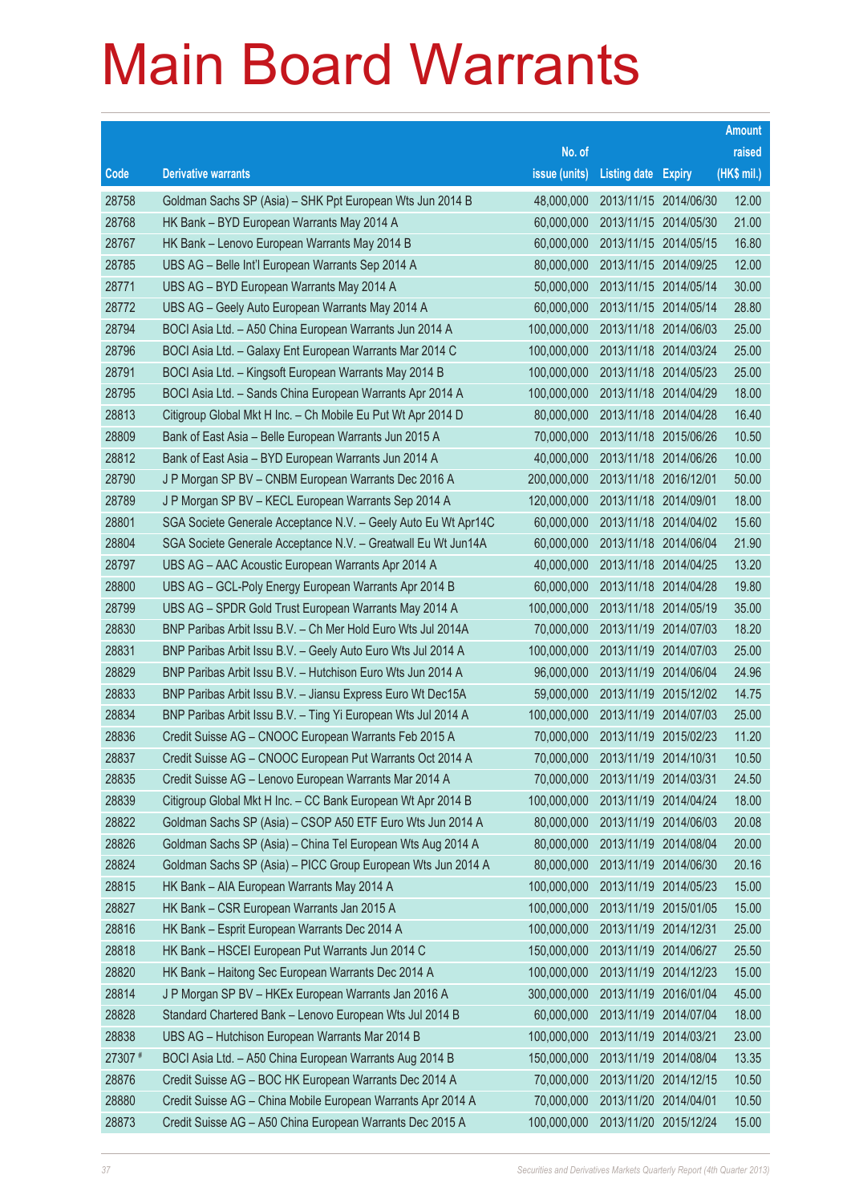# Main Board Warrants

| Code | Derivative warrants | No. of issue (units) | Listing date | Expiry | Amount raised (HK$ mil.) |
|---|---|---|---|---|---|
| 28758 | Goldman Sachs SP (Asia) – SHK Ppt European Wts Jun 2014 B | 48,000,000 | 2013/11/15 | 2014/06/30 | 12.00 |
| 28768 | HK Bank – BYD European Warrants May 2014 A | 60,000,000 | 2013/11/15 | 2014/05/30 | 21.00 |
| 28767 | HK Bank – Lenovo European Warrants May 2014 B | 60,000,000 | 2013/11/15 | 2014/05/15 | 16.80 |
| 28785 | UBS AG – Belle Int'l European Warrants Sep 2014 A | 80,000,000 | 2013/11/15 | 2014/09/25 | 12.00 |
| 28771 | UBS AG – BYD European Warrants May 2014 A | 50,000,000 | 2013/11/15 | 2014/05/14 | 30.00 |
| 28772 | UBS AG – Geely Auto European Warrants May 2014 A | 60,000,000 | 2013/11/15 | 2014/05/14 | 28.80 |
| 28794 | BOCI Asia Ltd. – A50 China European Warrants Jun 2014 A | 100,000,000 | 2013/11/18 | 2014/06/03 | 25.00 |
| 28796 | BOCI Asia Ltd. – Galaxy Ent European Warrants Mar 2014 C | 100,000,000 | 2013/11/18 | 2014/03/24 | 25.00 |
| 28791 | BOCI Asia Ltd. – Kingsoft European Warrants May 2014 B | 100,000,000 | 2013/11/18 | 2014/05/23 | 25.00 |
| 28795 | BOCI Asia Ltd. – Sands China European Warrants Apr 2014 A | 100,000,000 | 2013/11/18 | 2014/04/29 | 18.00 |
| 28813 | Citigroup Global Mkt H Inc. – Ch Mobile Eu Put Wt Apr 2014 D | 80,000,000 | 2013/11/18 | 2014/04/28 | 16.40 |
| 28809 | Bank of East Asia – Belle European Warrants Jun 2015 A | 70,000,000 | 2013/11/18 | 2015/06/26 | 10.50 |
| 28812 | Bank of East Asia – BYD European Warrants Jun 2014 A | 40,000,000 | 2013/11/18 | 2014/06/26 | 10.00 |
| 28790 | J P Morgan SP BV – CNBM European Warrants Dec 2016 A | 200,000,000 | 2013/11/18 | 2016/12/01 | 50.00 |
| 28789 | J P Morgan SP BV – KECL European Warrants Sep 2014 A | 120,000,000 | 2013/11/18 | 2014/09/01 | 18.00 |
| 28801 | SGA Societe Generale Acceptance N.V. – Geely Auto Eu Wt Apr14C | 60,000,000 | 2013/11/18 | 2014/04/02 | 15.60 |
| 28804 | SGA Societe Generale Acceptance N.V. – Greatwall Eu Wt Jun14A | 60,000,000 | 2013/11/18 | 2014/06/04 | 21.90 |
| 28797 | UBS AG – AAC Acoustic European Warrants Apr 2014 A | 40,000,000 | 2013/11/18 | 2014/04/25 | 13.20 |
| 28800 | UBS AG – GCL-Poly Energy European Warrants Apr 2014 B | 60,000,000 | 2013/11/18 | 2014/04/28 | 19.80 |
| 28799 | UBS AG – SPDR Gold Trust European Warrants May 2014 A | 100,000,000 | 2013/11/18 | 2014/05/19 | 35.00 |
| 28830 | BNP Paribas Arbit Issu B.V. – Ch Mer Hold Euro Wts Jul 2014A | 70,000,000 | 2013/11/19 | 2014/07/03 | 18.20 |
| 28831 | BNP Paribas Arbit Issu B.V. – Geely Auto Euro Wts Jul 2014 A | 100,000,000 | 2013/11/19 | 2014/07/03 | 25.00 |
| 28829 | BNP Paribas Arbit Issu B.V. – Hutchison Euro Wts Jun 2014 A | 96,000,000 | 2013/11/19 | 2014/06/04 | 24.96 |
| 28833 | BNP Paribas Arbit Issu B.V. – Jiansu Express Euro Wt Dec15A | 59,000,000 | 2013/11/19 | 2015/12/02 | 14.75 |
| 28834 | BNP Paribas Arbit Issu B.V. – Ting Yi European Wts Jul 2014 A | 100,000,000 | 2013/11/19 | 2014/07/03 | 25.00 |
| 28836 | Credit Suisse AG – CNOOC European Warrants Feb 2015 A | 70,000,000 | 2013/11/19 | 2015/02/23 | 11.20 |
| 28837 | Credit Suisse AG – CNOOC European Put Warrants Oct 2014 A | 70,000,000 | 2013/11/19 | 2014/10/31 | 10.50 |
| 28835 | Credit Suisse AG – Lenovo European Warrants Mar 2014 A | 70,000,000 | 2013/11/19 | 2014/03/31 | 24.50 |
| 28839 | Citigroup Global Mkt H Inc. – CC Bank European Wt Apr 2014 B | 100,000,000 | 2013/11/19 | 2014/04/24 | 18.00 |
| 28822 | Goldman Sachs SP (Asia) – CSOP A50 ETF Euro Wts Jun 2014 A | 80,000,000 | 2013/11/19 | 2014/06/03 | 20.08 |
| 28826 | Goldman Sachs SP (Asia) – China Tel European Wts Aug 2014 A | 80,000,000 | 2013/11/19 | 2014/08/04 | 20.00 |
| 28824 | Goldman Sachs SP (Asia) – PICC Group European Wts Jun 2014 A | 80,000,000 | 2013/11/19 | 2014/06/30 | 20.16 |
| 28815 | HK Bank – AIA European Warrants May 2014 A | 100,000,000 | 2013/11/19 | 2014/05/23 | 15.00 |
| 28827 | HK Bank – CSR European Warrants Jan 2015 A | 100,000,000 | 2013/11/19 | 2015/01/05 | 15.00 |
| 28816 | HK Bank – Esprit European Warrants Dec 2014 A | 100,000,000 | 2013/11/19 | 2014/12/31 | 25.00 |
| 28818 | HK Bank – HSCEI European Put Warrants Jun 2014 C | 150,000,000 | 2013/11/19 | 2014/06/27 | 25.50 |
| 28820 | HK Bank – Haitong Sec European Warrants Dec 2014 A | 100,000,000 | 2013/11/19 | 2014/12/23 | 15.00 |
| 28814 | J P Morgan SP BV – HKEx European Warrants Jan 2016 A | 300,000,000 | 2013/11/19 | 2016/01/04 | 45.00 |
| 28828 | Standard Chartered Bank – Lenovo European Wts Jul 2014 B | 60,000,000 | 2013/11/19 | 2014/07/04 | 18.00 |
| 28838 | UBS AG – Hutchison European Warrants Mar 2014 B | 100,000,000 | 2013/11/19 | 2014/03/21 | 23.00 |
| 27307 # | BOCI Asia Ltd. – A50 China European Warrants Aug 2014 B | 150,000,000 | 2013/11/19 | 2014/08/04 | 13.35 |
| 28876 | Credit Suisse AG – BOC HK European Warrants Dec 2014 A | 70,000,000 | 2013/11/20 | 2014/12/15 | 10.50 |
| 28880 | Credit Suisse AG – China Mobile European Warrants Apr 2014 A | 70,000,000 | 2013/11/20 | 2014/04/01 | 10.50 |
| 28873 | Credit Suisse AG – A50 China European Warrants Dec 2015 A | 100,000,000 | 2013/11/20 | 2015/12/24 | 15.00 |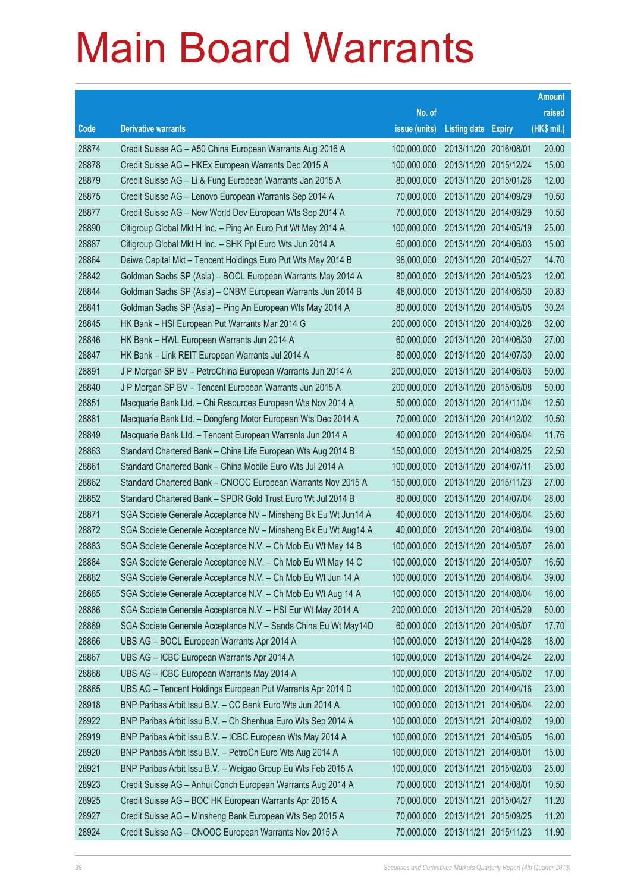# Main Board Warrants

| Code | Derivative warrants | No. of issue (units) | Listing date | Expiry | Amount raised (HK$ mil.) |
|---|---|---|---|---|---|
| 28874 | Credit Suisse AG – A50 China European Warrants Aug 2016 A | 100,000,000 | 2013/11/20 | 2016/08/01 | 20.00 |
| 28878 | Credit Suisse AG – HKEx European Warrants Dec 2015 A | 100,000,000 | 2013/11/20 | 2015/12/24 | 15.00 |
| 28879 | Credit Suisse AG – Li & Fung European Warrants Jan 2015 A | 80,000,000 | 2013/11/20 | 2015/01/26 | 12.00 |
| 28875 | Credit Suisse AG – Lenovo European Warrants Sep 2014 A | 70,000,000 | 2013/11/20 | 2014/09/29 | 10.50 |
| 28877 | Credit Suisse AG – New World Dev European Wts Sep 2014 A | 70,000,000 | 2013/11/20 | 2014/09/29 | 10.50 |
| 28890 | Citigroup Global Mkt H Inc. – Ping An Euro Put Wt May 2014 A | 100,000,000 | 2013/11/20 | 2014/05/19 | 25.00 |
| 28887 | Citigroup Global Mkt H Inc. – SHK Ppt Euro Wts Jun 2014 A | 60,000,000 | 2013/11/20 | 2014/06/03 | 15.00 |
| 28864 | Daiwa Capital Mkt – Tencent Holdings Euro Put Wts May 2014 B | 98,000,000 | 2013/11/20 | 2014/05/27 | 14.70 |
| 28842 | Goldman Sachs SP (Asia) – BOCL European Warrants May 2014 A | 80,000,000 | 2013/11/20 | 2014/05/23 | 12.00 |
| 28844 | Goldman Sachs SP (Asia) – CNBM European Warrants Jun 2014 B | 48,000,000 | 2013/11/20 | 2014/06/30 | 20.83 |
| 28841 | Goldman Sachs SP (Asia) – Ping An European Wts May 2014 A | 80,000,000 | 2013/11/20 | 2014/05/05 | 30.24 |
| 28845 | HK Bank – HSI European Put Warrants Mar 2014 G | 200,000,000 | 2013/11/20 | 2014/03/28 | 32.00 |
| 28846 | HK Bank – HWL European Warrants Jun 2014 A | 60,000,000 | 2013/11/20 | 2014/06/30 | 27.00 |
| 28847 | HK Bank – Link REIT European Warrants Jul 2014 A | 80,000,000 | 2013/11/20 | 2014/07/30 | 20.00 |
| 28891 | J P Morgan SP BV – PetroChina European Warrants Jun 2014 A | 200,000,000 | 2013/11/20 | 2014/06/03 | 50.00 |
| 28840 | J P Morgan SP BV – Tencent European Warrants Jun 2015 A | 200,000,000 | 2013/11/20 | 2015/06/08 | 50.00 |
| 28851 | Macquarie Bank Ltd. – Chi Resources European Wts Nov 2014 A | 50,000,000 | 2013/11/20 | 2014/11/04 | 12.50 |
| 28881 | Macquarie Bank Ltd. – Dongfeng Motor European Wts Dec 2014 A | 70,000,000 | 2013/11/20 | 2014/12/02 | 10.50 |
| 28849 | Macquarie Bank Ltd. – Tencent European Warrants Jun 2014 A | 40,000,000 | 2013/11/20 | 2014/06/04 | 11.76 |
| 28863 | Standard Chartered Bank – China Life European Wts Aug 2014 B | 150,000,000 | 2013/11/20 | 2014/08/25 | 22.50 |
| 28861 | Standard Chartered Bank – China Mobile Euro Wts Jul 2014 A | 100,000,000 | 2013/11/20 | 2014/07/11 | 25.00 |
| 28862 | Standard Chartered Bank – CNOOC European Warrants Nov 2015 A | 150,000,000 | 2013/11/20 | 2015/11/23 | 27.00 |
| 28852 | Standard Chartered Bank – SPDR Gold Trust Euro Wt Jul 2014 B | 80,000,000 | 2013/11/20 | 2014/07/04 | 28.00 |
| 28871 | SGA Societe Generale Acceptance NV – Minsheng Bk Eu Wt Jun14 A | 40,000,000 | 2013/11/20 | 2014/06/04 | 25.60 |
| 28872 | SGA Societe Generale Acceptance NV – Minsheng Bk Eu Wt Aug14 A | 40,000,000 | 2013/11/20 | 2014/08/04 | 19.00 |
| 28883 | SGA Societe Generale Acceptance N.V. – Ch Mob Eu Wt May 14 B | 100,000,000 | 2013/11/20 | 2014/05/07 | 26.00 |
| 28884 | SGA Societe Generale Acceptance N.V. – Ch Mob Eu Wt May 14 C | 100,000,000 | 2013/11/20 | 2014/05/07 | 16.50 |
| 28882 | SGA Societe Generale Acceptance N.V. – Ch Mob Eu Wt Jun 14 A | 100,000,000 | 2013/11/20 | 2014/06/04 | 39.00 |
| 28885 | SGA Societe Generale Acceptance N.V. – Ch Mob Eu Wt Aug 14 A | 100,000,000 | 2013/11/20 | 2014/08/04 | 16.00 |
| 28886 | SGA Societe Generale Acceptance N.V. – HSI Eur Wt May 2014 A | 200,000,000 | 2013/11/20 | 2014/05/29 | 50.00 |
| 28869 | SGA Societe Generale Acceptance N.V – Sands China Eu Wt May14D | 60,000,000 | 2013/11/20 | 2014/05/07 | 17.70 |
| 28866 | UBS AG – BOCL European Warrants Apr 2014 A | 100,000,000 | 2013/11/20 | 2014/04/28 | 18.00 |
| 28867 | UBS AG – ICBC European Warrants Apr 2014 A | 100,000,000 | 2013/11/20 | 2014/04/24 | 22.00 |
| 28868 | UBS AG – ICBC European Warrants May 2014 A | 100,000,000 | 2013/11/20 | 2014/05/02 | 17.00 |
| 28865 | UBS AG – Tencent Holdings European Put Warrants Apr 2014 D | 100,000,000 | 2013/11/20 | 2014/04/16 | 23.00 |
| 28918 | BNP Paribas Arbit Issu B.V. – CC Bank Euro Wts Jun 2014 A | 100,000,000 | 2013/11/21 | 2014/06/04 | 22.00 |
| 28922 | BNP Paribas Arbit Issu B.V. – Ch Shenhua Euro Wts Sep 2014 A | 100,000,000 | 2013/11/21 | 2014/09/02 | 19.00 |
| 28919 | BNP Paribas Arbit Issu B.V. – ICBC European Wts May 2014 A | 100,000,000 | 2013/11/21 | 2014/05/05 | 16.00 |
| 28920 | BNP Paribas Arbit Issu B.V. – PetroCh Euro Wts Aug 2014 A | 100,000,000 | 2013/11/21 | 2014/08/01 | 15.00 |
| 28921 | BNP Paribas Arbit Issu B.V. – Weigao Group Eu Wts Feb 2015 A | 100,000,000 | 2013/11/21 | 2015/02/03 | 25.00 |
| 28923 | Credit Suisse AG – Anhui Conch European Warrants Aug 2014 A | 70,000,000 | 2013/11/21 | 2014/08/01 | 10.50 |
| 28925 | Credit Suisse AG – BOC HK European Warrants Apr 2015 A | 70,000,000 | 2013/11/21 | 2015/04/27 | 11.20 |
| 28927 | Credit Suisse AG – Minsheng Bank European Wts Sep 2015 A | 70,000,000 | 2013/11/21 | 2015/09/25 | 11.20 |
| 28924 | Credit Suisse AG – CNOOC European Warrants Nov 2015 A | 70,000,000 | 2013/11/21 | 2015/11/23 | 11.90 |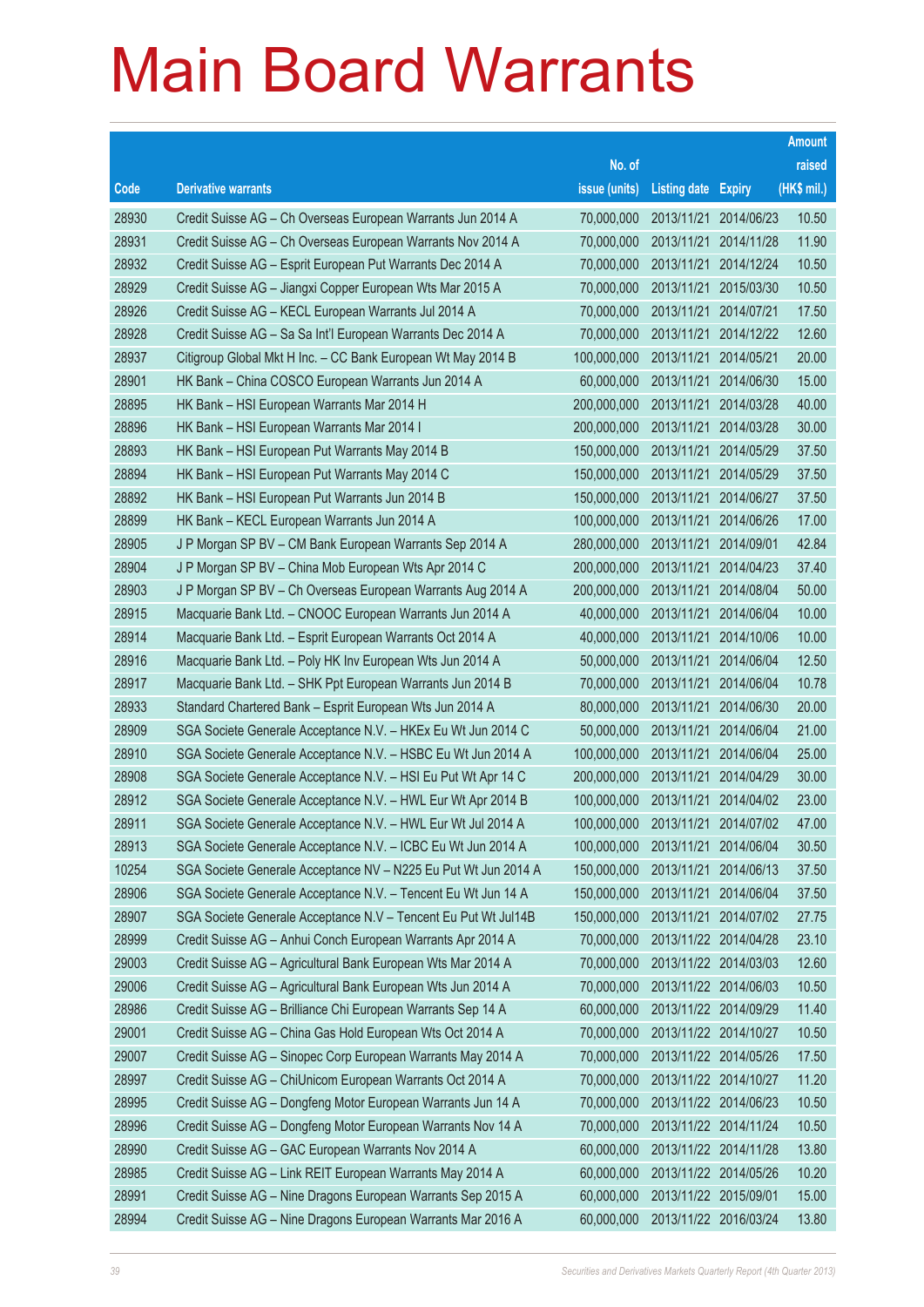# Main Board Warrants

| Code | Derivative warrants | No. of issue (units) | Listing date | Expiry | Amount raised (HK$ mil.) |
|---|---|---|---|---|---|
| 28930 | Credit Suisse AG – Ch Overseas European Warrants Jun 2014 A | 70,000,000 | 2013/11/21 | 2014/06/23 | 10.50 |
| 28931 | Credit Suisse AG – Ch Overseas European Warrants Nov 2014 A | 70,000,000 | 2013/11/21 | 2014/11/28 | 11.90 |
| 28932 | Credit Suisse AG – Esprit European Put Warrants Dec 2014 A | 70,000,000 | 2013/11/21 | 2014/12/24 | 10.50 |
| 28929 | Credit Suisse AG – Jiangxi Copper European Wts Mar 2015 A | 70,000,000 | 2013/11/21 | 2015/03/30 | 10.50 |
| 28926 | Credit Suisse AG – KECL European Warrants Jul 2014 A | 70,000,000 | 2013/11/21 | 2014/07/21 | 17.50 |
| 28928 | Credit Suisse AG – Sa Sa Int'l European Warrants Dec 2014 A | 70,000,000 | 2013/11/21 | 2014/12/22 | 12.60 |
| 28937 | Citigroup Global Mkt H Inc. – CC Bank European Wt May 2014 B | 100,000,000 | 2013/11/21 | 2014/05/21 | 20.00 |
| 28901 | HK Bank – China COSCO European Warrants Jun 2014 A | 60,000,000 | 2013/11/21 | 2014/06/30 | 15.00 |
| 28895 | HK Bank – HSI European Warrants Mar 2014 H | 200,000,000 | 2013/11/21 | 2014/03/28 | 40.00 |
| 28896 | HK Bank – HSI European Warrants Mar 2014 I | 200,000,000 | 2013/11/21 | 2014/03/28 | 30.00 |
| 28893 | HK Bank – HSI European Put Warrants May 2014 B | 150,000,000 | 2013/11/21 | 2014/05/29 | 37.50 |
| 28894 | HK Bank – HSI European Put Warrants May 2014 C | 150,000,000 | 2013/11/21 | 2014/05/29 | 37.50 |
| 28892 | HK Bank – HSI European Put Warrants Jun 2014 B | 150,000,000 | 2013/11/21 | 2014/06/27 | 37.50 |
| 28899 | HK Bank – KECL European Warrants Jun 2014 A | 100,000,000 | 2013/11/21 | 2014/06/26 | 17.00 |
| 28905 | J P Morgan SP BV – CM Bank European Warrants Sep 2014 A | 280,000,000 | 2013/11/21 | 2014/09/01 | 42.84 |
| 28904 | J P Morgan SP BV – China Mob European Wts Apr 2014 C | 200,000,000 | 2013/11/21 | 2014/04/23 | 37.40 |
| 28903 | J P Morgan SP BV – Ch Overseas European Warrants Aug 2014 A | 200,000,000 | 2013/11/21 | 2014/08/04 | 50.00 |
| 28915 | Macquarie Bank Ltd. – CNOOC European Warrants Jun 2014 A | 40,000,000 | 2013/11/21 | 2014/06/04 | 10.00 |
| 28914 | Macquarie Bank Ltd. – Esprit European Warrants Oct 2014 A | 40,000,000 | 2013/11/21 | 2014/10/06 | 10.00 |
| 28916 | Macquarie Bank Ltd. – Poly HK Inv European Wts Jun 2014 A | 50,000,000 | 2013/11/21 | 2014/06/04 | 12.50 |
| 28917 | Macquarie Bank Ltd. – SHK Ppt European Warrants Jun 2014 B | 70,000,000 | 2013/11/21 | 2014/06/04 | 10.78 |
| 28933 | Standard Chartered Bank – Esprit European Wts Jun 2014 A | 80,000,000 | 2013/11/21 | 2014/06/30 | 20.00 |
| 28909 | SGA Societe Generale Acceptance N.V. – HKEx Eu Wt Jun 2014 C | 50,000,000 | 2013/11/21 | 2014/06/04 | 21.00 |
| 28910 | SGA Societe Generale Acceptance N.V. – HSBC Eu Wt Jun 2014 A | 100,000,000 | 2013/11/21 | 2014/06/04 | 25.00 |
| 28908 | SGA Societe Generale Acceptance N.V. – HSI Eu Put Wt Apr 14 C | 200,000,000 | 2013/11/21 | 2014/04/29 | 30.00 |
| 28912 | SGA Societe Generale Acceptance N.V. – HWL Eur Wt Apr 2014 B | 100,000,000 | 2013/11/21 | 2014/04/02 | 23.00 |
| 28911 | SGA Societe Generale Acceptance N.V. – HWL Eur Wt Jul 2014 A | 100,000,000 | 2013/11/21 | 2014/07/02 | 47.00 |
| 28913 | SGA Societe Generale Acceptance N.V. – ICBC Eu Wt Jun 2014 A | 100,000,000 | 2013/11/21 | 2014/06/04 | 30.50 |
| 10254 | SGA Societe Generale Acceptance NV – N225 Eu Put Wt Jun 2014 A | 150,000,000 | 2013/11/21 | 2014/06/13 | 37.50 |
| 28906 | SGA Societe Generale Acceptance N.V. – Tencent Eu Wt Jun 14 A | 150,000,000 | 2013/11/21 | 2014/06/04 | 37.50 |
| 28907 | SGA Societe Generale Acceptance N.V – Tencent Eu Put Wt Jul14B | 150,000,000 | 2013/11/21 | 2014/07/02 | 27.75 |
| 28999 | Credit Suisse AG – Anhui Conch European Warrants Apr 2014 A | 70,000,000 | 2013/11/22 | 2014/04/28 | 23.10 |
| 29003 | Credit Suisse AG – Agricultural Bank European Wts Mar 2014 A | 70,000,000 | 2013/11/22 | 2014/03/03 | 12.60 |
| 29006 | Credit Suisse AG – Agricultural Bank European Wts Jun 2014 A | 70,000,000 | 2013/11/22 | 2014/06/03 | 10.50 |
| 28986 | Credit Suisse AG – Brilliance Chi European Warrants Sep 14 A | 60,000,000 | 2013/11/22 | 2014/09/29 | 11.40 |
| 29001 | Credit Suisse AG – China Gas Hold European Wts Oct 2014 A | 70,000,000 | 2013/11/22 | 2014/10/27 | 10.50 |
| 29007 | Credit Suisse AG – Sinopec Corp European Warrants May 2014 A | 70,000,000 | 2013/11/22 | 2014/05/26 | 17.50 |
| 28997 | Credit Suisse AG – ChiUnicom European Warrants Oct 2014 A | 70,000,000 | 2013/11/22 | 2014/10/27 | 11.20 |
| 28995 | Credit Suisse AG – Dongfeng Motor European Warrants Jun 14 A | 70,000,000 | 2013/11/22 | 2014/06/23 | 10.50 |
| 28996 | Credit Suisse AG – Dongfeng Motor European Warrants Nov 14 A | 70,000,000 | 2013/11/22 | 2014/11/24 | 10.50 |
| 28990 | Credit Suisse AG – GAC European Warrants Nov 2014 A | 60,000,000 | 2013/11/22 | 2014/11/28 | 13.80 |
| 28985 | Credit Suisse AG – Link REIT European Warrants May 2014 A | 60,000,000 | 2013/11/22 | 2014/05/26 | 10.20 |
| 28991 | Credit Suisse AG – Nine Dragons European Warrants Sep 2015 A | 60,000,000 | 2013/11/22 | 2015/09/01 | 15.00 |
| 28994 | Credit Suisse AG – Nine Dragons European Warrants Mar 2016 A | 60,000,000 | 2013/11/22 | 2016/03/24 | 13.80 |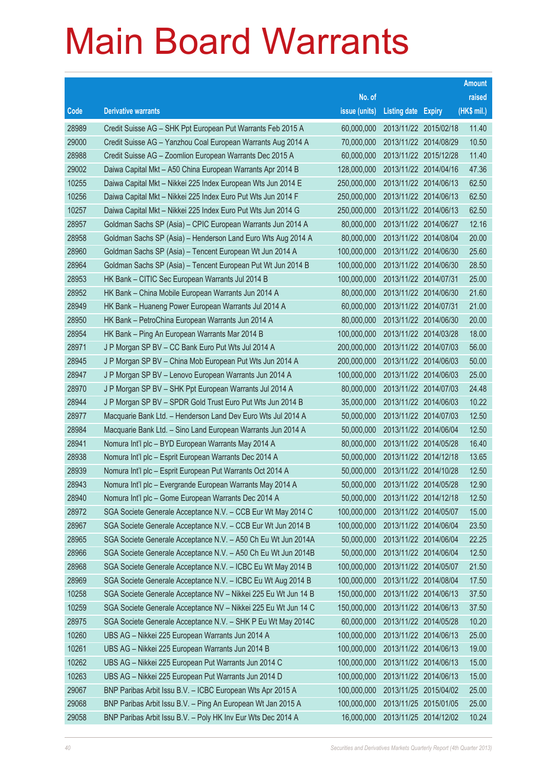# Main Board Warrants

| Code | Derivative warrants | No. of issue (units) | Listing date | Expiry | Amount raised (HK$ mil.) |
|---|---|---|---|---|---|
| 28989 | Credit Suisse AG – SHK Ppt European Put Warrants Feb 2015 A | 60,000,000 | 2013/11/22 | 2015/02/18 | 11.40 |
| 29000 | Credit Suisse AG – Yanzhou Coal European Warrants Aug 2014 A | 70,000,000 | 2013/11/22 | 2014/08/29 | 10.50 |
| 28988 | Credit Suisse AG – Zoomlion European Warrants Dec 2015 A | 60,000,000 | 2013/11/22 | 2015/12/28 | 11.40 |
| 29002 | Daiwa Capital Mkt – A50 China European Warrants Apr 2014 B | 128,000,000 | 2013/11/22 | 2014/04/16 | 47.36 |
| 10255 | Daiwa Capital Mkt – Nikkei 225 Index European Wts Jun 2014 E | 250,000,000 | 2013/11/22 | 2014/06/13 | 62.50 |
| 10256 | Daiwa Capital Mkt – Nikkei 225 Index Euro Put Wts Jun 2014 F | 250,000,000 | 2013/11/22 | 2014/06/13 | 62.50 |
| 10257 | Daiwa Capital Mkt – Nikkei 225 Index Euro Put Wts Jun 2014 G | 250,000,000 | 2013/11/22 | 2014/06/13 | 62.50 |
| 28957 | Goldman Sachs SP (Asia) – CPIC European Warrants Jun 2014 A | 80,000,000 | 2013/11/22 | 2014/06/27 | 12.16 |
| 28958 | Goldman Sachs SP (Asia) – Henderson Land Euro Wts Aug 2014 A | 80,000,000 | 2013/11/22 | 2014/08/04 | 20.00 |
| 28960 | Goldman Sachs SP (Asia) – Tencent European Wt Jun 2014 A | 100,000,000 | 2013/11/22 | 2014/06/30 | 25.60 |
| 28964 | Goldman Sachs SP (Asia) – Tencent European Put Wt Jun 2014 B | 100,000,000 | 2013/11/22 | 2014/06/30 | 28.50 |
| 28953 | HK Bank – CITIC Sec European Warrants Jul 2014 B | 100,000,000 | 2013/11/22 | 2014/07/31 | 25.00 |
| 28952 | HK Bank – China Mobile European Warrants Jun 2014 A | 80,000,000 | 2013/11/22 | 2014/06/30 | 21.60 |
| 28949 | HK Bank – Huaneng Power European Warrants Jul 2014 A | 60,000,000 | 2013/11/22 | 2014/07/31 | 21.00 |
| 28950 | HK Bank – PetroChina European Warrants Jun 2014 A | 80,000,000 | 2013/11/22 | 2014/06/30 | 20.00 |
| 28954 | HK Bank – Ping An European Warrants Mar 2014 B | 100,000,000 | 2013/11/22 | 2014/03/28 | 18.00 |
| 28971 | J P Morgan SP BV – CC Bank Euro Put Wts Jul 2014 A | 200,000,000 | 2013/11/22 | 2014/07/03 | 56.00 |
| 28945 | J P Morgan SP BV – China Mob European Put Wts Jun 2014 A | 200,000,000 | 2013/11/22 | 2014/06/03 | 50.00 |
| 28947 | J P Morgan SP BV – Lenovo European Warrants Jun 2014 A | 100,000,000 | 2013/11/22 | 2014/06/03 | 25.00 |
| 28970 | J P Morgan SP BV – SHK Ppt European Warrants Jul 2014 A | 80,000,000 | 2013/11/22 | 2014/07/03 | 24.48 |
| 28944 | J P Morgan SP BV – SPDR Gold Trust Euro Put Wts Jun 2014 B | 35,000,000 | 2013/11/22 | 2014/06/03 | 10.22 |
| 28977 | Macquarie Bank Ltd. – Henderson Land Dev Euro Wts Jul 2014 A | 50,000,000 | 2013/11/22 | 2014/07/03 | 12.50 |
| 28984 | Macquarie Bank Ltd. – Sino Land European Warrants Jun 2014 A | 50,000,000 | 2013/11/22 | 2014/06/04 | 12.50 |
| 28941 | Nomura Int'l plc – BYD European Warrants May 2014 A | 80,000,000 | 2013/11/22 | 2014/05/28 | 16.40 |
| 28938 | Nomura Int'l plc – Esprit European Warrants Dec 2014 A | 50,000,000 | 2013/11/22 | 2014/12/18 | 13.65 |
| 28939 | Nomura Int'l plc – Esprit European Put Warrants Oct 2014 A | 50,000,000 | 2013/11/22 | 2014/10/28 | 12.50 |
| 28943 | Nomura Int'l plc – Evergrande European Warrants May 2014 A | 50,000,000 | 2013/11/22 | 2014/05/28 | 12.90 |
| 28940 | Nomura Int'l plc – Gome European Warrants Dec 2014 A | 50,000,000 | 2013/11/22 | 2014/12/18 | 12.50 |
| 28972 | SGA Societe Generale Acceptance N.V. – CCB Eur Wt May 2014 C | 100,000,000 | 2013/11/22 | 2014/05/07 | 15.00 |
| 28967 | SGA Societe Generale Acceptance N.V. – CCB Eur Wt Jun 2014 B | 100,000,000 | 2013/11/22 | 2014/06/04 | 23.50 |
| 28965 | SGA Societe Generale Acceptance N.V. – A50 Ch Eu Wt Jun 2014A | 50,000,000 | 2013/11/22 | 2014/06/04 | 22.25 |
| 28966 | SGA Societe Generale Acceptance N.V. – A50 Ch Eu Wt Jun 2014B | 50,000,000 | 2013/11/22 | 2014/06/04 | 12.50 |
| 28968 | SGA Societe Generale Acceptance N.V. – ICBC Eu Wt May 2014 B | 100,000,000 | 2013/11/22 | 2014/05/07 | 21.50 |
| 28969 | SGA Societe Generale Acceptance N.V. – ICBC Eu Wt Aug 2014 B | 100,000,000 | 2013/11/22 | 2014/08/04 | 17.50 |
| 10258 | SGA Societe Generale Acceptance NV – Nikkei 225 Eu Wt Jun 14 B | 150,000,000 | 2013/11/22 | 2014/06/13 | 37.50 |
| 10259 | SGA Societe Generale Acceptance NV – Nikkei 225 Eu Wt Jun 14 C | 150,000,000 | 2013/11/22 | 2014/06/13 | 37.50 |
| 28975 | SGA Societe Generale Acceptance N.V. – SHK P Eu Wt May 2014C | 60,000,000 | 2013/11/22 | 2014/05/28 | 10.20 |
| 10260 | UBS AG – Nikkei 225 European Warrants Jun 2014 A | 100,000,000 | 2013/11/22 | 2014/06/13 | 25.00 |
| 10261 | UBS AG – Nikkei 225 European Warrants Jun 2014 B | 100,000,000 | 2013/11/22 | 2014/06/13 | 19.00 |
| 10262 | UBS AG – Nikkei 225 European Put Warrants Jun 2014 C | 100,000,000 | 2013/11/22 | 2014/06/13 | 15.00 |
| 10263 | UBS AG – Nikkei 225 European Put Warrants Jun 2014 D | 100,000,000 | 2013/11/22 | 2014/06/13 | 15.00 |
| 29067 | BNP Paribas Arbit Issu B.V. – ICBC European Wts Apr 2015 A | 100,000,000 | 2013/11/25 | 2015/04/02 | 25.00 |
| 29068 | BNP Paribas Arbit Issu B.V. – Ping An European Wt Jan 2015 A | 100,000,000 | 2013/11/25 | 2015/01/05 | 25.00 |
| 29058 | BNP Paribas Arbit Issu B.V. – Poly HK Inv Eur Wts Dec 2014 A | 16,000,000 | 2013/11/25 | 2014/12/02 | 10.24 |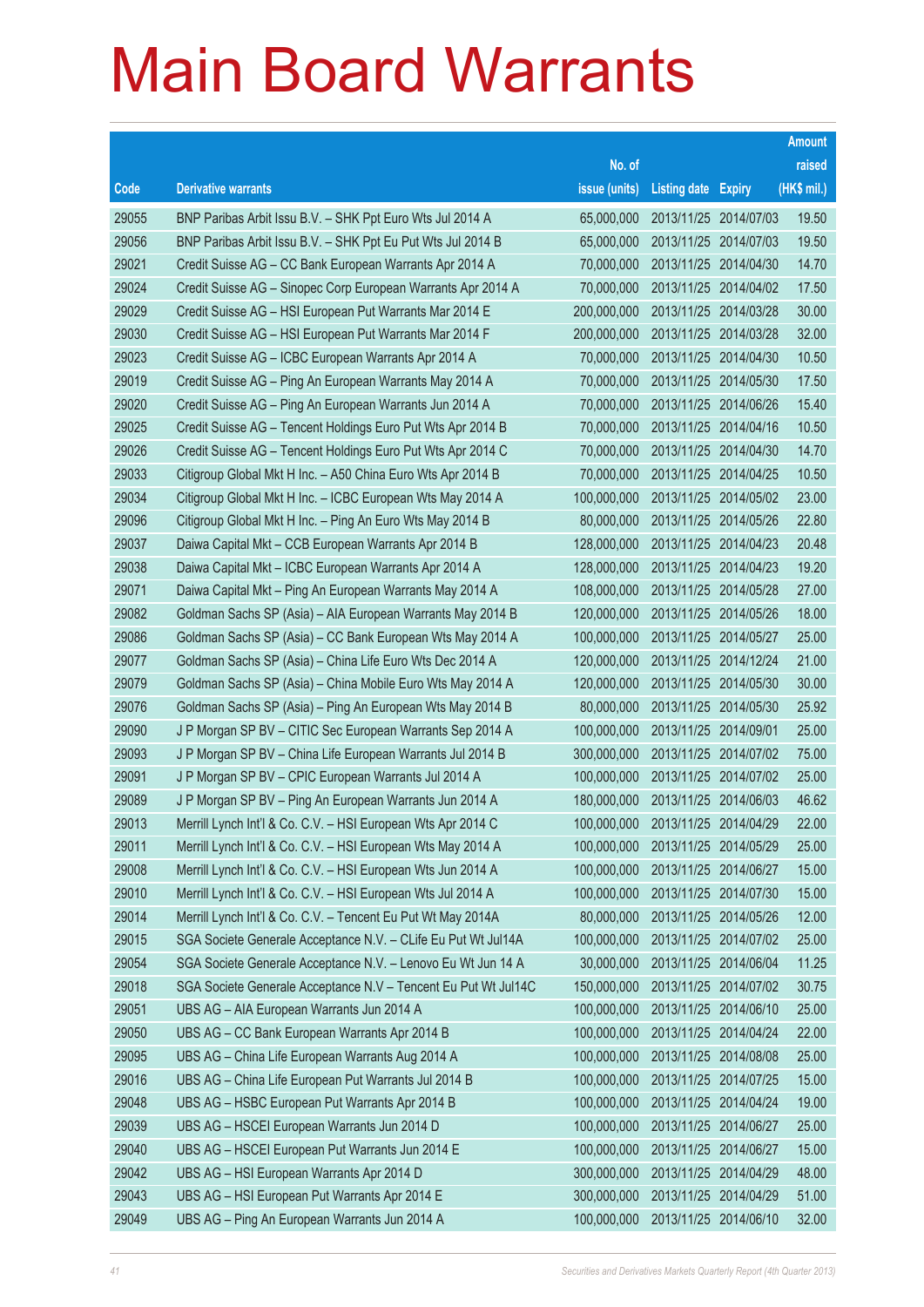# Main Board Warrants

| Code | Derivative warrants | No. of issue (units) | Listing date | Expiry | Amount raised (HK$ mil.) |
|---|---|---|---|---|---|
| 29055 | BNP Paribas Arbit Issu B.V. – SHK Ppt Euro Wts Jul 2014 A | 65,000,000 | 2013/11/25 | 2014/07/03 | 19.50 |
| 29056 | BNP Paribas Arbit Issu B.V. – SHK Ppt Eu Put Wts Jul 2014 B | 65,000,000 | 2013/11/25 | 2014/07/03 | 19.50 |
| 29021 | Credit Suisse AG – CC Bank European Warrants Apr 2014 A | 70,000,000 | 2013/11/25 | 2014/04/30 | 14.70 |
| 29024 | Credit Suisse AG – Sinopec Corp European Warrants Apr 2014 A | 70,000,000 | 2013/11/25 | 2014/04/02 | 17.50 |
| 29029 | Credit Suisse AG – HSI European Put Warrants Mar 2014 E | 200,000,000 | 2013/11/25 | 2014/03/28 | 30.00 |
| 29030 | Credit Suisse AG – HSI European Put Warrants Mar 2014 F | 200,000,000 | 2013/11/25 | 2014/03/28 | 32.00 |
| 29023 | Credit Suisse AG – ICBC European Warrants Apr 2014 A | 70,000,000 | 2013/11/25 | 2014/04/30 | 10.50 |
| 29019 | Credit Suisse AG – Ping An European Warrants May 2014 A | 70,000,000 | 2013/11/25 | 2014/05/30 | 17.50 |
| 29020 | Credit Suisse AG – Ping An European Warrants Jun 2014 A | 70,000,000 | 2013/11/25 | 2014/06/26 | 15.40 |
| 29025 | Credit Suisse AG – Tencent Holdings Euro Put Wts Apr 2014 B | 70,000,000 | 2013/11/25 | 2014/04/16 | 10.50 |
| 29026 | Credit Suisse AG – Tencent Holdings Euro Put Wts Apr 2014 C | 70,000,000 | 2013/11/25 | 2014/04/30 | 14.70 |
| 29033 | Citigroup Global Mkt H Inc. – A50 China Euro Wts Apr 2014 B | 70,000,000 | 2013/11/25 | 2014/04/25 | 10.50 |
| 29034 | Citigroup Global Mkt H Inc. – ICBC European Wts May 2014 A | 100,000,000 | 2013/11/25 | 2014/05/02 | 23.00 |
| 29096 | Citigroup Global Mkt H Inc. – Ping An Euro Wts May 2014 B | 80,000,000 | 2013/11/25 | 2014/05/26 | 22.80 |
| 29037 | Daiwa Capital Mkt – CCB European Warrants Apr 2014 B | 128,000,000 | 2013/11/25 | 2014/04/23 | 20.48 |
| 29038 | Daiwa Capital Mkt – ICBC European Warrants Apr 2014 A | 128,000,000 | 2013/11/25 | 2014/04/23 | 19.20 |
| 29071 | Daiwa Capital Mkt – Ping An European Warrants May 2014 A | 108,000,000 | 2013/11/25 | 2014/05/28 | 27.00 |
| 29082 | Goldman Sachs SP (Asia) – AIA European Warrants May 2014 B | 120,000,000 | 2013/11/25 | 2014/05/26 | 18.00 |
| 29086 | Goldman Sachs SP (Asia) – CC Bank European Wts May 2014 A | 100,000,000 | 2013/11/25 | 2014/05/27 | 25.00 |
| 29077 | Goldman Sachs SP (Asia) – China Life Euro Wts Dec 2014 A | 120,000,000 | 2013/11/25 | 2014/12/24 | 21.00 |
| 29079 | Goldman Sachs SP (Asia) – China Mobile Euro Wts May 2014 A | 120,000,000 | 2013/11/25 | 2014/05/30 | 30.00 |
| 29076 | Goldman Sachs SP (Asia) – Ping An European Wts May 2014 B | 80,000,000 | 2013/11/25 | 2014/05/30 | 25.92 |
| 29090 | J P Morgan SP BV – CITIC Sec European Warrants Sep 2014 A | 100,000,000 | 2013/11/25 | 2014/09/01 | 25.00 |
| 29093 | J P Morgan SP BV – China Life European Warrants Jul 2014 B | 300,000,000 | 2013/11/25 | 2014/07/02 | 75.00 |
| 29091 | J P Morgan SP BV – CPIC European Warrants Jul 2014 A | 100,000,000 | 2013/11/25 | 2014/07/02 | 25.00 |
| 29089 | J P Morgan SP BV – Ping An European Warrants Jun 2014 A | 180,000,000 | 2013/11/25 | 2014/06/03 | 46.62 |
| 29013 | Merrill Lynch Int'l & Co. C.V. – HSI European Wts Apr 2014 C | 100,000,000 | 2013/11/25 | 2014/04/29 | 22.00 |
| 29011 | Merrill Lynch Int'l & Co. C.V. – HSI European Wts May 2014 A | 100,000,000 | 2013/11/25 | 2014/05/29 | 25.00 |
| 29008 | Merrill Lynch Int'l & Co. C.V. – HSI European Wts Jun 2014 A | 100,000,000 | 2013/11/25 | 2014/06/27 | 15.00 |
| 29010 | Merrill Lynch Int'l & Co. C.V. – HSI European Wts Jul 2014 A | 100,000,000 | 2013/11/25 | 2014/07/30 | 15.00 |
| 29014 | Merrill Lynch Int'l & Co. C.V. – Tencent Eu Put Wt May 2014A | 80,000,000 | 2013/11/25 | 2014/05/26 | 12.00 |
| 29015 | SGA Societe Generale Acceptance N.V. – CLife Eu Put Wt Jul14A | 100,000,000 | 2013/11/25 | 2014/07/02 | 25.00 |
| 29054 | SGA Societe Generale Acceptance N.V. – Lenovo Eu Wt Jun 14 A | 30,000,000 | 2013/11/25 | 2014/06/04 | 11.25 |
| 29018 | SGA Societe Generale Acceptance N.V – Tencent Eu Put Wt Jul14C | 150,000,000 | 2013/11/25 | 2014/07/02 | 30.75 |
| 29051 | UBS AG – AIA European Warrants Jun 2014 A | 100,000,000 | 2013/11/25 | 2014/06/10 | 25.00 |
| 29050 | UBS AG – CC Bank European Warrants Apr 2014 B | 100,000,000 | 2013/11/25 | 2014/04/24 | 22.00 |
| 29095 | UBS AG – China Life European Warrants Aug 2014 A | 100,000,000 | 2013/11/25 | 2014/08/08 | 25.00 |
| 29016 | UBS AG – China Life European Put Warrants Jul 2014 B | 100,000,000 | 2013/11/25 | 2014/07/25 | 15.00 |
| 29048 | UBS AG – HSBC European Put Warrants Apr 2014 B | 100,000,000 | 2013/11/25 | 2014/04/24 | 19.00 |
| 29039 | UBS AG – HSCEI European Warrants Jun 2014 D | 100,000,000 | 2013/11/25 | 2014/06/27 | 25.00 |
| 29040 | UBS AG – HSCEI European Put Warrants Jun 2014 E | 100,000,000 | 2013/11/25 | 2014/06/27 | 15.00 |
| 29042 | UBS AG – HSI European Warrants Apr 2014 D | 300,000,000 | 2013/11/25 | 2014/04/29 | 48.00 |
| 29043 | UBS AG – HSI European Put Warrants Apr 2014 E | 300,000,000 | 2013/11/25 | 2014/04/29 | 51.00 |
| 29049 | UBS AG – Ping An European Warrants Jun 2014 A | 100,000,000 | 2013/11/25 | 2014/06/10 | 32.00 |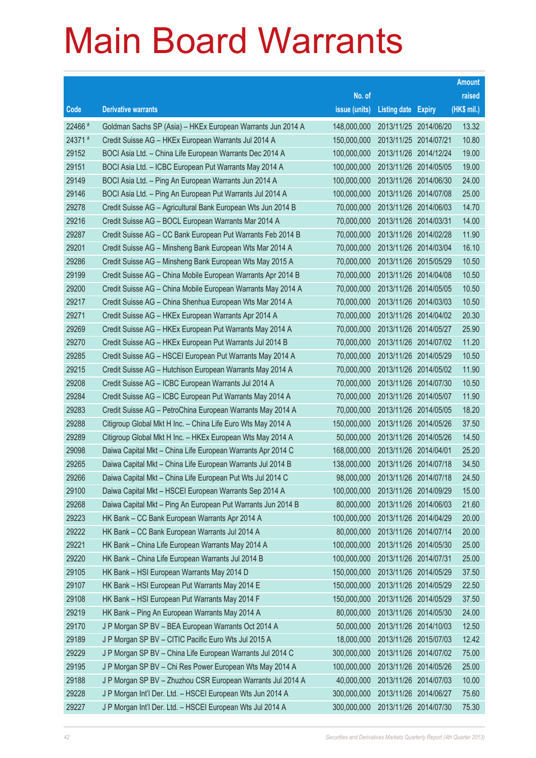# Main Board Warrants

| Code | Derivative warrants | No. of issue (units) | Listing date | Expiry | Amount raised (HK$ mil.) |
|---|---|---|---|---|---|
| 22466 # | Goldman Sachs SP (Asia) – HKEx European Warrants Jun 2014 A | 148,000,000 | 2013/11/25 | 2014/06/20 | 13.32 |
| 24371 # | Credit Suisse AG – HKEx European Warrants Jul 2014 A | 150,000,000 | 2013/11/25 | 2014/07/21 | 10.80 |
| 29152 | BOCI Asia Ltd. – China Life European Warrants Dec 2014 A | 100,000,000 | 2013/11/26 | 2014/12/24 | 19.00 |
| 29151 | BOCI Asia Ltd. – ICBC European Put Warrants May 2014 A | 100,000,000 | 2013/11/26 | 2014/05/05 | 19.00 |
| 29149 | BOCI Asia Ltd. – Ping An European Warrants Jun 2014 A | 100,000,000 | 2013/11/26 | 2014/06/30 | 24.00 |
| 29146 | BOCI Asia Ltd. – Ping An European Put Warrants Jul 2014 A | 100,000,000 | 2013/11/26 | 2014/07/08 | 25.00 |
| 29278 | Credit Suisse AG – Agricultural Bank European Wts Jun 2014 B | 70,000,000 | 2013/11/26 | 2014/06/03 | 14.70 |
| 29216 | Credit Suisse AG – BOCL European Warrants Mar 2014 A | 70,000,000 | 2013/11/26 | 2014/03/31 | 14.00 |
| 29287 | Credit Suisse AG – CC Bank European Put Warrants Feb 2014 B | 70,000,000 | 2013/11/26 | 2014/02/28 | 11.90 |
| 29201 | Credit Suisse AG – Minsheng Bank European Wts Mar 2014 A | 70,000,000 | 2013/11/26 | 2014/03/04 | 16.10 |
| 29286 | Credit Suisse AG – Minsheng Bank European Wts May 2015 A | 70,000,000 | 2013/11/26 | 2015/05/29 | 10.50 |
| 29199 | Credit Suisse AG – China Mobile European Warrants Apr 2014 B | 70,000,000 | 2013/11/26 | 2014/04/08 | 10.50 |
| 29200 | Credit Suisse AG – China Mobile European Warrants May 2014 A | 70,000,000 | 2013/11/26 | 2014/05/05 | 10.50 |
| 29217 | Credit Suisse AG – China Shenhua European Wts Mar 2014 A | 70,000,000 | 2013/11/26 | 2014/03/03 | 10.50 |
| 29271 | Credit Suisse AG – HKEx European Warrants Apr 2014 A | 70,000,000 | 2013/11/26 | 2014/04/02 | 20.30 |
| 29269 | Credit Suisse AG – HKEx European Put Warrants May 2014 A | 70,000,000 | 2013/11/26 | 2014/05/27 | 25.90 |
| 29270 | Credit Suisse AG – HKEx European Put Warrants Jul 2014 B | 70,000,000 | 2013/11/26 | 2014/07/02 | 11.20 |
| 29285 | Credit Suisse AG – HSCEI European Put Warrants May 2014 A | 70,000,000 | 2013/11/26 | 2014/05/29 | 10.50 |
| 29215 | Credit Suisse AG – Hutchison European Warrants May 2014 A | 70,000,000 | 2013/11/26 | 2014/05/02 | 11.90 |
| 29208 | Credit Suisse AG – ICBC European Warrants Jul 2014 A | 70,000,000 | 2013/11/26 | 2014/07/30 | 10.50 |
| 29284 | Credit Suisse AG – ICBC European Put Warrants May 2014 A | 70,000,000 | 2013/11/26 | 2014/05/07 | 11.90 |
| 29283 | Credit Suisse AG – PetroChina European Warrants May 2014 A | 70,000,000 | 2013/11/26 | 2014/05/05 | 18.20 |
| 29288 | Citigroup Global Mkt H Inc. – China Life Euro Wts May 2014 A | 150,000,000 | 2013/11/26 | 2014/05/26 | 37.50 |
| 29289 | Citigroup Global Mkt H Inc. – HKEx European Wts May 2014 A | 50,000,000 | 2013/11/26 | 2014/05/26 | 14.50 |
| 29098 | Daiwa Capital Mkt – China Life European Warrants Apr 2014 C | 168,000,000 | 2013/11/26 | 2014/04/01 | 25.20 |
| 29265 | Daiwa Capital Mkt – China Life European Warrants Jul 2014 B | 138,000,000 | 2013/11/26 | 2014/07/18 | 34.50 |
| 29266 | Daiwa Capital Mkt – China Life European Put Wts Jul 2014 C | 98,000,000 | 2013/11/26 | 2014/07/18 | 24.50 |
| 29100 | Daiwa Capital Mkt – HSCEI European Warrants Sep 2014 A | 100,000,000 | 2013/11/26 | 2014/09/29 | 15.00 |
| 29268 | Daiwa Capital Mkt – Ping An European Put Warrants Jun 2014 B | 80,000,000 | 2013/11/26 | 2014/06/03 | 21.60 |
| 29223 | HK Bank – CC Bank European Warrants Apr 2014 A | 100,000,000 | 2013/11/26 | 2014/04/29 | 20.00 |
| 29222 | HK Bank – CC Bank European Warrants Jul 2014 A | 80,000,000 | 2013/11/26 | 2014/07/14 | 20.00 |
| 29221 | HK Bank – China Life European Warrants May 2014 A | 100,000,000 | 2013/11/26 | 2014/05/30 | 25.00 |
| 29220 | HK Bank – China Life European Warrants Jul 2014 B | 100,000,000 | 2013/11/26 | 2014/07/31 | 25.00 |
| 29105 | HK Bank – HSI European Warrants May 2014 D | 150,000,000 | 2013/11/26 | 2014/05/29 | 37.50 |
| 29107 | HK Bank – HSI European Put Warrants May 2014 E | 150,000,000 | 2013/11/26 | 2014/05/29 | 22.50 |
| 29108 | HK Bank – HSI European Put Warrants May 2014 F | 150,000,000 | 2013/11/26 | 2014/05/29 | 37.50 |
| 29219 | HK Bank – Ping An European Warrants May 2014 A | 80,000,000 | 2013/11/26 | 2014/05/30 | 24.00 |
| 29170 | J P Morgan SP BV – BEA European Warrants Oct 2014 A | 50,000,000 | 2013/11/26 | 2014/10/03 | 12.50 |
| 29189 | J P Morgan SP BV – CITIC Pacific Euro Wts Jul 2015 A | 18,000,000 | 2013/11/26 | 2015/07/03 | 12.42 |
| 29229 | J P Morgan SP BV – China Life European Warrants Jul 2014 C | 300,000,000 | 2013/11/26 | 2014/07/02 | 75.00 |
| 29195 | J P Morgan SP BV – Chi Res Power European Wts May 2014 A | 100,000,000 | 2013/11/26 | 2014/05/26 | 25.00 |
| 29188 | J P Morgan SP BV – Zhuzhou CSR European Warrants Jul 2014 A | 40,000,000 | 2013/11/26 | 2014/07/03 | 10.00 |
| 29228 | J P Morgan Int'l Der. Ltd. – HSCEI European Wts Jun 2014 A | 300,000,000 | 2013/11/26 | 2014/06/27 | 75.60 |
| 29227 | J P Morgan Int'l Der. Ltd. – HSCEI European Wts Jul 2014 A | 300,000,000 | 2013/11/26 | 2014/07/30 | 75.30 |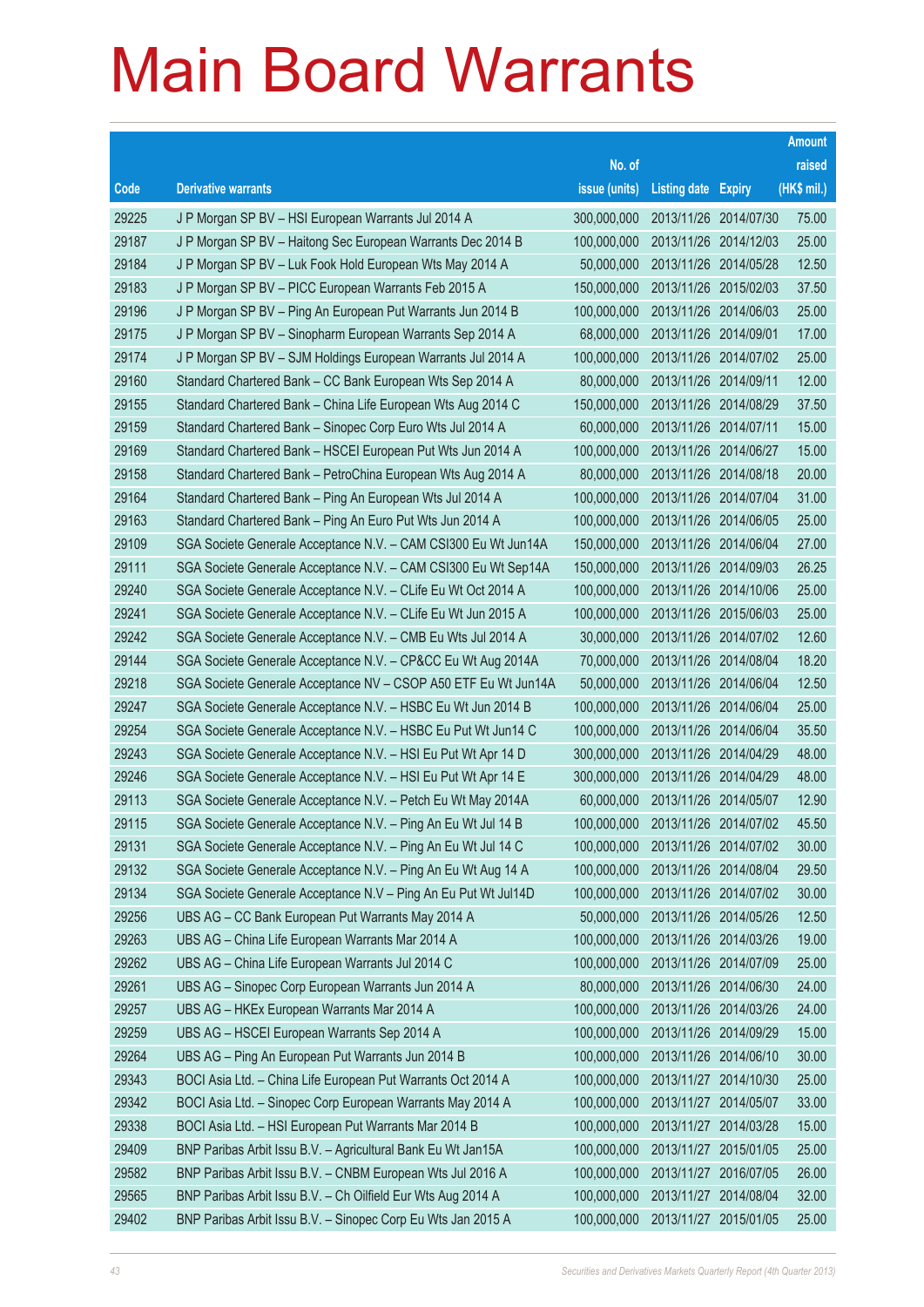# Main Board Warrants

| Code | Derivative warrants | No. of issue (units) | Listing date | Expiry | Amount raised (HK$ mil.) |
|---|---|---|---|---|---|
| 29225 | J P Morgan SP BV – HSI European Warrants Jul 2014 A | 300,000,000 | 2013/11/26 | 2014/07/30 | 75.00 |
| 29187 | J P Morgan SP BV – Haitong Sec European Warrants Dec 2014 B | 100,000,000 | 2013/11/26 | 2014/12/03 | 25.00 |
| 29184 | J P Morgan SP BV – Luk Fook Hold European Wts May 2014 A | 50,000,000 | 2013/11/26 | 2014/05/28 | 12.50 |
| 29183 | J P Morgan SP BV – PICC European Warrants Feb 2015 A | 150,000,000 | 2013/11/26 | 2015/02/03 | 37.50 |
| 29196 | J P Morgan SP BV – Ping An European Put Warrants Jun 2014 B | 100,000,000 | 2013/11/26 | 2014/06/03 | 25.00 |
| 29175 | J P Morgan SP BV – Sinopharm European Warrants Sep 2014 A | 68,000,000 | 2013/11/26 | 2014/09/01 | 17.00 |
| 29174 | J P Morgan SP BV – SJM Holdings European Warrants Jul 2014 A | 100,000,000 | 2013/11/26 | 2014/07/02 | 25.00 |
| 29160 | Standard Chartered Bank – CC Bank European Wts Sep 2014 A | 80,000,000 | 2013/11/26 | 2014/09/11 | 12.00 |
| 29155 | Standard Chartered Bank – China Life European Wts Aug 2014 C | 150,000,000 | 2013/11/26 | 2014/08/29 | 37.50 |
| 29159 | Standard Chartered Bank – Sinopec Corp Euro Wts Jul 2014 A | 60,000,000 | 2013/11/26 | 2014/07/11 | 15.00 |
| 29169 | Standard Chartered Bank – HSCEI European Put Wts Jun 2014 A | 100,000,000 | 2013/11/26 | 2014/06/27 | 15.00 |
| 29158 | Standard Chartered Bank – PetroChina European Wts Aug 2014 A | 80,000,000 | 2013/11/26 | 2014/08/18 | 20.00 |
| 29164 | Standard Chartered Bank – Ping An European Wts Jul 2014 A | 100,000,000 | 2013/11/26 | 2014/07/04 | 31.00 |
| 29163 | Standard Chartered Bank – Ping An Euro Put Wts Jun 2014 A | 100,000,000 | 2013/11/26 | 2014/06/05 | 25.00 |
| 29109 | SGA Societe Generale Acceptance N.V. – CAM CSI300 Eu Wt Jun14A | 150,000,000 | 2013/11/26 | 2014/06/04 | 27.00 |
| 29111 | SGA Societe Generale Acceptance N.V. – CAM CSI300 Eu Wt Sep14A | 150,000,000 | 2013/11/26 | 2014/09/03 | 26.25 |
| 29240 | SGA Societe Generale Acceptance N.V. – CLife Eu Wt Oct 2014 A | 100,000,000 | 2013/11/26 | 2014/10/06 | 25.00 |
| 29241 | SGA Societe Generale Acceptance N.V. – CLife Eu Wt Jun 2015 A | 100,000,000 | 2013/11/26 | 2015/06/03 | 25.00 |
| 29242 | SGA Societe Generale Acceptance N.V. – CMB Eu Wts Jul 2014 A | 30,000,000 | 2013/11/26 | 2014/07/02 | 12.60 |
| 29144 | SGA Societe Generale Acceptance N.V. – CP&CC Eu Wt Aug 2014A | 70,000,000 | 2013/11/26 | 2014/08/04 | 18.20 |
| 29218 | SGA Societe Generale Acceptance NV – CSOP A50 ETF Eu Wt Jun14A | 50,000,000 | 2013/11/26 | 2014/06/04 | 12.50 |
| 29247 | SGA Societe Generale Acceptance N.V. – HSBC Eu Wt Jun 2014 B | 100,000,000 | 2013/11/26 | 2014/06/04 | 25.00 |
| 29254 | SGA Societe Generale Acceptance N.V. – HSBC Eu Put Wt Jun14 C | 100,000,000 | 2013/11/26 | 2014/06/04 | 35.50 |
| 29243 | SGA Societe Generale Acceptance N.V. – HSI Eu Put Wt Apr 14 D | 300,000,000 | 2013/11/26 | 2014/04/29 | 48.00 |
| 29246 | SGA Societe Generale Acceptance N.V. – HSI Eu Put Wt Apr 14 E | 300,000,000 | 2013/11/26 | 2014/04/29 | 48.00 |
| 29113 | SGA Societe Generale Acceptance N.V. – Petch Eu Wt May 2014A | 60,000,000 | 2013/11/26 | 2014/05/07 | 12.90 |
| 29115 | SGA Societe Generale Acceptance N.V. – Ping An Eu Wt Jul 14 B | 100,000,000 | 2013/11/26 | 2014/07/02 | 45.50 |
| 29131 | SGA Societe Generale Acceptance N.V. – Ping An Eu Wt Jul 14 C | 100,000,000 | 2013/11/26 | 2014/07/02 | 30.00 |
| 29132 | SGA Societe Generale Acceptance N.V. – Ping An Eu Wt Aug 14 A | 100,000,000 | 2013/11/26 | 2014/08/04 | 29.50 |
| 29134 | SGA Societe Generale Acceptance N.V – Ping An Eu Put Wt Jul14D | 100,000,000 | 2013/11/26 | 2014/07/02 | 30.00 |
| 29256 | UBS AG – CC Bank European Put Warrants May 2014 A | 50,000,000 | 2013/11/26 | 2014/05/26 | 12.50 |
| 29263 | UBS AG – China Life European Warrants Mar 2014 A | 100,000,000 | 2013/11/26 | 2014/03/26 | 19.00 |
| 29262 | UBS AG – China Life European Warrants Jul 2014 C | 100,000,000 | 2013/11/26 | 2014/07/09 | 25.00 |
| 29261 | UBS AG – Sinopec Corp European Warrants Jun 2014 A | 80,000,000 | 2013/11/26 | 2014/06/30 | 24.00 |
| 29257 | UBS AG – HKEx European Warrants Mar 2014 A | 100,000,000 | 2013/11/26 | 2014/03/26 | 24.00 |
| 29259 | UBS AG – HSCEI European Warrants Sep 2014 A | 100,000,000 | 2013/11/26 | 2014/09/29 | 15.00 |
| 29264 | UBS AG – Ping An European Put Warrants Jun 2014 B | 100,000,000 | 2013/11/26 | 2014/06/10 | 30.00 |
| 29343 | BOCI Asia Ltd. – China Life European Put Warrants Oct 2014 A | 100,000,000 | 2013/11/27 | 2014/10/30 | 25.00 |
| 29342 | BOCI Asia Ltd. – Sinopec Corp European Warrants May 2014 A | 100,000,000 | 2013/11/27 | 2014/05/07 | 33.00 |
| 29338 | BOCI Asia Ltd. – HSI European Put Warrants Mar 2014 B | 100,000,000 | 2013/11/27 | 2014/03/28 | 15.00 |
| 29409 | BNP Paribas Arbit Issu B.V. – Agricultural Bank Eu Wt Jan15A | 100,000,000 | 2013/11/27 | 2015/01/05 | 25.00 |
| 29582 | BNP Paribas Arbit Issu B.V. – CNBM European Wts Jul 2016 A | 100,000,000 | 2013/11/27 | 2016/07/05 | 26.00 |
| 29565 | BNP Paribas Arbit Issu B.V. – Ch Oilfield Eur Wts Aug 2014 A | 100,000,000 | 2013/11/27 | 2014/08/04 | 32.00 |
| 29402 | BNP Paribas Arbit Issu B.V. – Sinopec Corp Eu Wts Jan 2015 A | 100,000,000 | 2013/11/27 | 2015/01/05 | 25.00 |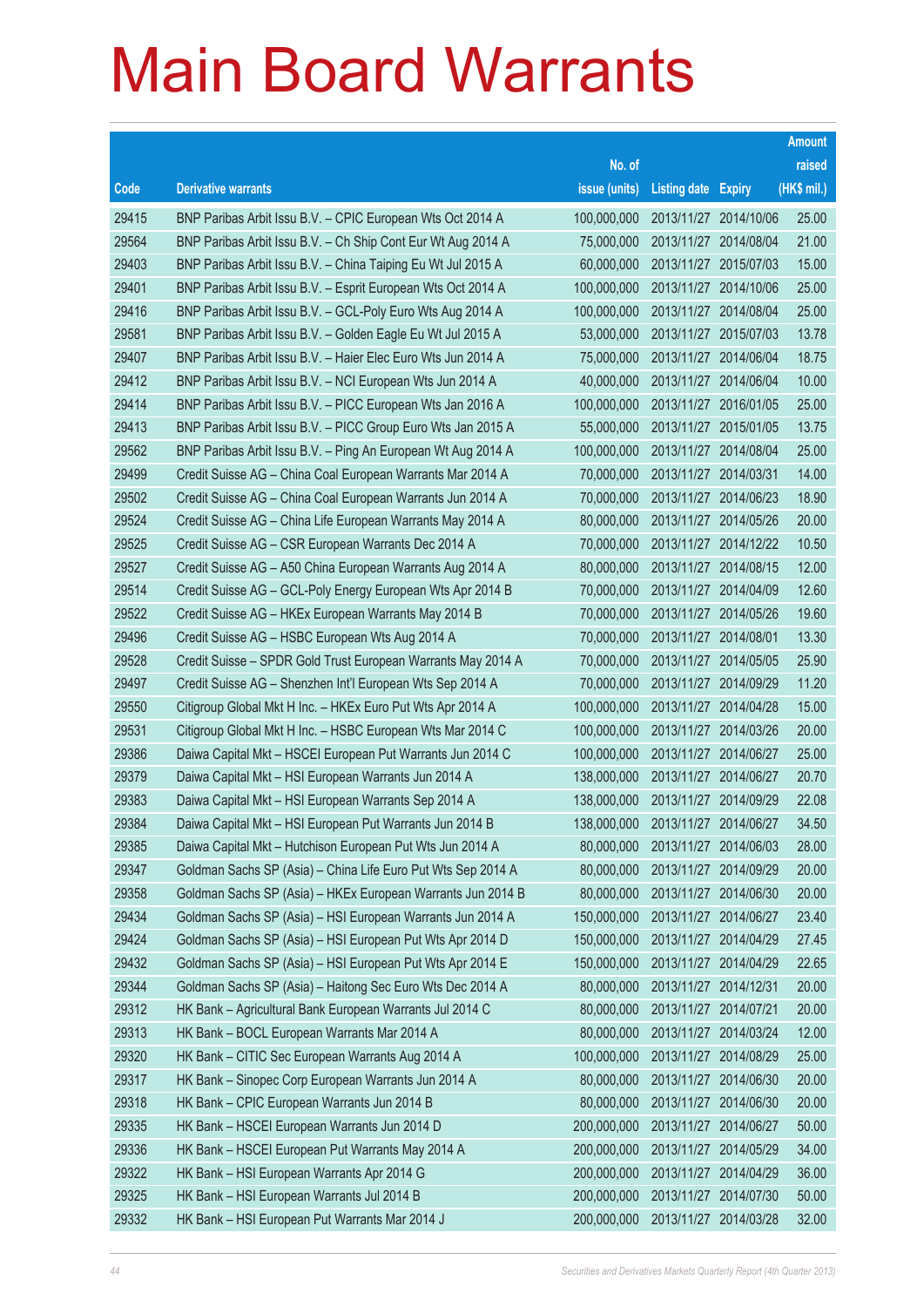# Main Board Warrants

| Code | Derivative warrants | No. of issue (units) | Listing date | Expiry | Amount raised (HK$ mil.) |
|---|---|---|---|---|---|
| 29415 | BNP Paribas Arbit Issu B.V. – CPIC European Wts Oct 2014 A | 100,000,000 | 2013/11/27 | 2014/10/06 | 25.00 |
| 29564 | BNP Paribas Arbit Issu B.V. – Ch Ship Cont Eur Wt Aug 2014 A | 75,000,000 | 2013/11/27 | 2014/08/04 | 21.00 |
| 29403 | BNP Paribas Arbit Issu B.V. – China Taiping Eu Wt Jul 2015 A | 60,000,000 | 2013/11/27 | 2015/07/03 | 15.00 |
| 29401 | BNP Paribas Arbit Issu B.V. – Esprit European Wts Oct 2014 A | 100,000,000 | 2013/11/27 | 2014/10/06 | 25.00 |
| 29416 | BNP Paribas Arbit Issu B.V. – GCL-Poly Euro Wts Aug 2014 A | 100,000,000 | 2013/11/27 | 2014/08/04 | 25.00 |
| 29581 | BNP Paribas Arbit Issu B.V. – Golden Eagle Eu Wt Jul 2015 A | 53,000,000 | 2013/11/27 | 2015/07/03 | 13.78 |
| 29407 | BNP Paribas Arbit Issu B.V. – Haier Elec Euro Wts Jun 2014 A | 75,000,000 | 2013/11/27 | 2014/06/04 | 18.75 |
| 29412 | BNP Paribas Arbit Issu B.V. – NCI European Wts Jun 2014 A | 40,000,000 | 2013/11/27 | 2014/06/04 | 10.00 |
| 29414 | BNP Paribas Arbit Issu B.V. – PICC European Wts Jan 2016 A | 100,000,000 | 2013/11/27 | 2016/01/05 | 25.00 |
| 29413 | BNP Paribas Arbit Issu B.V. – PICC Group Euro Wts Jan 2015 A | 55,000,000 | 2013/11/27 | 2015/01/05 | 13.75 |
| 29562 | BNP Paribas Arbit Issu B.V. – Ping An European Wt Aug 2014 A | 100,000,000 | 2013/11/27 | 2014/08/04 | 25.00 |
| 29499 | Credit Suisse AG – China Coal European Warrants Mar 2014 A | 70,000,000 | 2013/11/27 | 2014/03/31 | 14.00 |
| 29502 | Credit Suisse AG – China Coal European Warrants Jun 2014 A | 70,000,000 | 2013/11/27 | 2014/06/23 | 18.90 |
| 29524 | Credit Suisse AG – China Life European Warrants May 2014 A | 80,000,000 | 2013/11/27 | 2014/05/26 | 20.00 |
| 29525 | Credit Suisse AG – CSR European Warrants Dec 2014 A | 70,000,000 | 2013/11/27 | 2014/12/22 | 10.50 |
| 29527 | Credit Suisse AG – A50 China European Warrants Aug 2014 A | 80,000,000 | 2013/11/27 | 2014/08/15 | 12.00 |
| 29514 | Credit Suisse AG – GCL-Poly Energy European Wts Apr 2014 B | 70,000,000 | 2013/11/27 | 2014/04/09 | 12.60 |
| 29522 | Credit Suisse AG – HKEx European Warrants May 2014 B | 70,000,000 | 2013/11/27 | 2014/05/26 | 19.60 |
| 29496 | Credit Suisse AG – HSBC European Wts Aug 2014 A | 70,000,000 | 2013/11/27 | 2014/08/01 | 13.30 |
| 29528 | Credit Suisse – SPDR Gold Trust European Warrants May 2014 A | 70,000,000 | 2013/11/27 | 2014/05/05 | 25.90 |
| 29497 | Credit Suisse AG – Shenzhen Int'l European Wts Sep 2014 A | 70,000,000 | 2013/11/27 | 2014/09/29 | 11.20 |
| 29550 | Citigroup Global Mkt H Inc. – HKEx Euro Put Wts Apr 2014 A | 100,000,000 | 2013/11/27 | 2014/04/28 | 15.00 |
| 29531 | Citigroup Global Mkt H Inc. – HSBC European Wts Mar 2014 C | 100,000,000 | 2013/11/27 | 2014/03/26 | 20.00 |
| 29386 | Daiwa Capital Mkt – HSCEI European Put Warrants Jun 2014 C | 100,000,000 | 2013/11/27 | 2014/06/27 | 25.00 |
| 29379 | Daiwa Capital Mkt – HSI European Warrants Jun 2014 A | 138,000,000 | 2013/11/27 | 2014/06/27 | 20.70 |
| 29383 | Daiwa Capital Mkt – HSI European Warrants Sep 2014 A | 138,000,000 | 2013/11/27 | 2014/09/29 | 22.08 |
| 29384 | Daiwa Capital Mkt – HSI European Put Warrants Jun 2014 B | 138,000,000 | 2013/11/27 | 2014/06/27 | 34.50 |
| 29385 | Daiwa Capital Mkt – Hutchison European Put Wts Jun 2014 A | 80,000,000 | 2013/11/27 | 2014/06/03 | 28.00 |
| 29347 | Goldman Sachs SP (Asia) – China Life Euro Put Wts Sep 2014 A | 80,000,000 | 2013/11/27 | 2014/09/29 | 20.00 |
| 29358 | Goldman Sachs SP (Asia) – HKEx European Warrants Jun 2014 B | 80,000,000 | 2013/11/27 | 2014/06/30 | 20.00 |
| 29434 | Goldman Sachs SP (Asia) – HSI European Warrants Jun 2014 A | 150,000,000 | 2013/11/27 | 2014/06/27 | 23.40 |
| 29424 | Goldman Sachs SP (Asia) – HSI European Put Wts Apr 2014 D | 150,000,000 | 2013/11/27 | 2014/04/29 | 27.45 |
| 29432 | Goldman Sachs SP (Asia) – HSI European Put Wts Apr 2014 E | 150,000,000 | 2013/11/27 | 2014/04/29 | 22.65 |
| 29344 | Goldman Sachs SP (Asia) – Haitong Sec Euro Wts Dec 2014 A | 80,000,000 | 2013/11/27 | 2014/12/31 | 20.00 |
| 29312 | HK Bank – Agricultural Bank European Warrants Jul 2014 C | 80,000,000 | 2013/11/27 | 2014/07/21 | 20.00 |
| 29313 | HK Bank – BOCL European Warrants Mar 2014 A | 80,000,000 | 2013/11/27 | 2014/03/24 | 12.00 |
| 29320 | HK Bank – CITIC Sec European Warrants Aug 2014 A | 100,000,000 | 2013/11/27 | 2014/08/29 | 25.00 |
| 29317 | HK Bank – Sinopec Corp European Warrants Jun 2014 A | 80,000,000 | 2013/11/27 | 2014/06/30 | 20.00 |
| 29318 | HK Bank – CPIC European Warrants Jun 2014 B | 80,000,000 | 2013/11/27 | 2014/06/30 | 20.00 |
| 29335 | HK Bank – HSCEI European Warrants Jun 2014 D | 200,000,000 | 2013/11/27 | 2014/06/27 | 50.00 |
| 29336 | HK Bank – HSCEI European Put Warrants May 2014 A | 200,000,000 | 2013/11/27 | 2014/05/29 | 34.00 |
| 29322 | HK Bank – HSI European Warrants Apr 2014 G | 200,000,000 | 2013/11/27 | 2014/04/29 | 36.00 |
| 29325 | HK Bank – HSI European Warrants Jul 2014 B | 200,000,000 | 2013/11/27 | 2014/07/30 | 50.00 |
| 29332 | HK Bank – HSI European Put Warrants Mar 2014 J | 200,000,000 | 2013/11/27 | 2014/03/28 | 32.00 |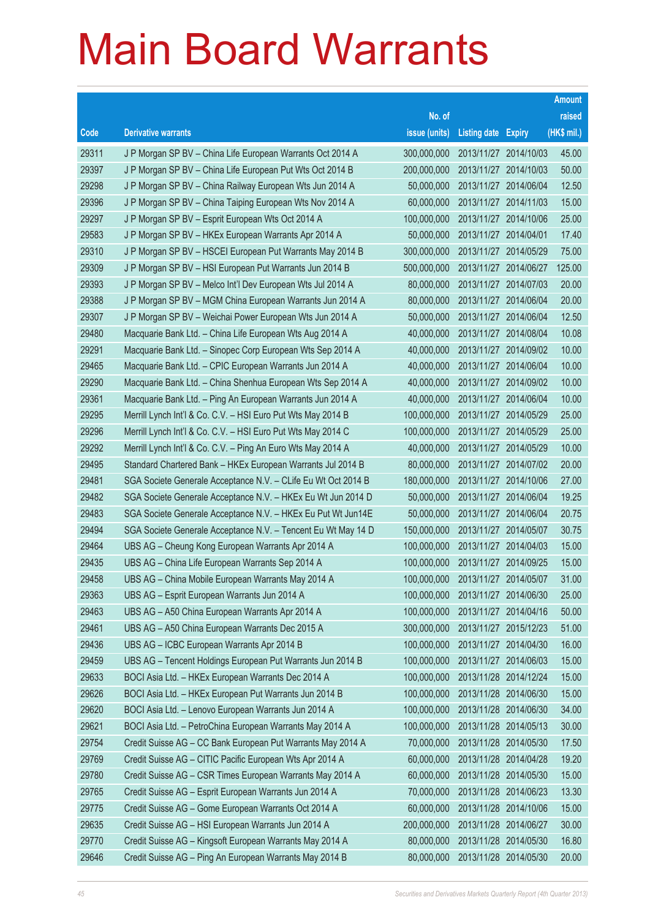# Main Board Warrants

| Code | Derivative warrants | No. of issue (units) | Listing date | Expiry | Amount raised (HK$ mil.) |
|---|---|---|---|---|---|
| 29311 | J P Morgan SP BV – China Life European Warrants Oct 2014 A | 300,000,000 | 2013/11/27 | 2014/10/03 | 45.00 |
| 29397 | J P Morgan SP BV – China Life European Put Wts Oct 2014 B | 200,000,000 | 2013/11/27 | 2014/10/03 | 50.00 |
| 29298 | J P Morgan SP BV – China Railway European Wts Jun 2014 A | 50,000,000 | 2013/11/27 | 2014/06/04 | 12.50 |
| 29396 | J P Morgan SP BV – China Taiping European Wts Nov 2014 A | 60,000,000 | 2013/11/27 | 2014/11/03 | 15.00 |
| 29297 | J P Morgan SP BV – Esprit European Wts Oct 2014 A | 100,000,000 | 2013/11/27 | 2014/10/06 | 25.00 |
| 29583 | J P Morgan SP BV – HKEx European Warrants Apr 2014 A | 50,000,000 | 2013/11/27 | 2014/04/01 | 17.40 |
| 29310 | J P Morgan SP BV – HSCEI European Put Warrants May 2014 B | 300,000,000 | 2013/11/27 | 2014/05/29 | 75.00 |
| 29309 | J P Morgan SP BV – HSI European Put Warrants Jun 2014 B | 500,000,000 | 2013/11/27 | 2014/06/27 | 125.00 |
| 29393 | J P Morgan SP BV – Melco Int'l Dev European Wts Jul 2014 A | 80,000,000 | 2013/11/27 | 2014/07/03 | 20.00 |
| 29388 | J P Morgan SP BV – MGM China European Warrants Jun 2014 A | 80,000,000 | 2013/11/27 | 2014/06/04 | 20.00 |
| 29307 | J P Morgan SP BV – Weichai Power European Wts Jun 2014 A | 50,000,000 | 2013/11/27 | 2014/06/04 | 12.50 |
| 29480 | Macquarie Bank Ltd. – China Life European Wts Aug 2014 A | 40,000,000 | 2013/11/27 | 2014/08/04 | 10.08 |
| 29291 | Macquarie Bank Ltd. – Sinopec Corp European Wts Sep 2014 A | 40,000,000 | 2013/11/27 | 2014/09/02 | 10.00 |
| 29465 | Macquarie Bank Ltd. – CPIC European Warrants Jun 2014 A | 40,000,000 | 2013/11/27 | 2014/06/04 | 10.00 |
| 29290 | Macquarie Bank Ltd. – China Shenhua European Wts Sep 2014 A | 40,000,000 | 2013/11/27 | 2014/09/02 | 10.00 |
| 29361 | Macquarie Bank Ltd. – Ping An European Warrants Jun 2014 A | 40,000,000 | 2013/11/27 | 2014/06/04 | 10.00 |
| 29295 | Merrill Lynch Int'l & Co. C.V. – HSI Euro Put Wts May 2014 B | 100,000,000 | 2013/11/27 | 2014/05/29 | 25.00 |
| 29296 | Merrill Lynch Int'l & Co. C.V. – HSI Euro Put Wts May 2014 C | 100,000,000 | 2013/11/27 | 2014/05/29 | 25.00 |
| 29292 | Merrill Lynch Int'l & Co. C.V. – Ping An Euro Wts May 2014 A | 40,000,000 | 2013/11/27 | 2014/05/29 | 10.00 |
| 29495 | Standard Chartered Bank – HKEx European Warrants Jul 2014 B | 80,000,000 | 2013/11/27 | 2014/07/02 | 20.00 |
| 29481 | SGA Societe Generale Acceptance N.V. – CLife Eu Wt Oct 2014 B | 180,000,000 | 2013/11/27 | 2014/10/06 | 27.00 |
| 29482 | SGA Societe Generale Acceptance N.V. – HKEx Eu Wt Jun 2014 D | 50,000,000 | 2013/11/27 | 2014/06/04 | 19.25 |
| 29483 | SGA Societe Generale Acceptance N.V. – HKEx Eu Put Wt Jun14E | 50,000,000 | 2013/11/27 | 2014/06/04 | 20.75 |
| 29494 | SGA Societe Generale Acceptance N.V. – Tencent Eu Wt May 14 D | 150,000,000 | 2013/11/27 | 2014/05/07 | 30.75 |
| 29464 | UBS AG – Cheung Kong European Warrants Apr 2014 A | 100,000,000 | 2013/11/27 | 2014/04/03 | 15.00 |
| 29435 | UBS AG – China Life European Warrants Sep 2014 A | 100,000,000 | 2013/11/27 | 2014/09/25 | 15.00 |
| 29458 | UBS AG – China Mobile European Warrants May 2014 A | 100,000,000 | 2013/11/27 | 2014/05/07 | 31.00 |
| 29363 | UBS AG – Esprit European Warrants Jun 2014 A | 100,000,000 | 2013/11/27 | 2014/06/30 | 25.00 |
| 29463 | UBS AG – A50 China European Warrants Apr 2014 A | 100,000,000 | 2013/11/27 | 2014/04/16 | 50.00 |
| 29461 | UBS AG – A50 China European Warrants Dec 2015 A | 300,000,000 | 2013/11/27 | 2015/12/23 | 51.00 |
| 29436 | UBS AG – ICBC European Warrants Apr 2014 B | 100,000,000 | 2013/11/27 | 2014/04/30 | 16.00 |
| 29459 | UBS AG – Tencent Holdings European Put Warrants Jun 2014 B | 100,000,000 | 2013/11/27 | 2014/06/03 | 15.00 |
| 29633 | BOCI Asia Ltd. – HKEx European Warrants Dec 2014 A | 100,000,000 | 2013/11/28 | 2014/12/24 | 15.00 |
| 29626 | BOCI Asia Ltd. – HKEx European Put Warrants Jun 2014 B | 100,000,000 | 2013/11/28 | 2014/06/30 | 15.00 |
| 29620 | BOCI Asia Ltd. – Lenovo European Warrants Jun 2014 A | 100,000,000 | 2013/11/28 | 2014/06/30 | 34.00 |
| 29621 | BOCI Asia Ltd. – PetroChina European Warrants May 2014 A | 100,000,000 | 2013/11/28 | 2014/05/13 | 30.00 |
| 29754 | Credit Suisse AG – CC Bank European Put Warrants May 2014 A | 70,000,000 | 2013/11/28 | 2014/05/30 | 17.50 |
| 29769 | Credit Suisse AG – CITIC Pacific European Wts Apr 2014 A | 60,000,000 | 2013/11/28 | 2014/04/28 | 19.20 |
| 29780 | Credit Suisse AG – CSR Times European Warrants May 2014 A | 60,000,000 | 2013/11/28 | 2014/05/30 | 15.00 |
| 29765 | Credit Suisse AG – Esprit European Warrants Jun 2014 A | 70,000,000 | 2013/11/28 | 2014/06/23 | 13.30 |
| 29775 | Credit Suisse AG – Gome European Warrants Oct 2014 A | 60,000,000 | 2013/11/28 | 2014/10/06 | 15.00 |
| 29635 | Credit Suisse AG – HSI European Warrants Jun 2014 A | 200,000,000 | 2013/11/28 | 2014/06/27 | 30.00 |
| 29770 | Credit Suisse AG – Kingsoft European Warrants May 2014 A | 80,000,000 | 2013/11/28 | 2014/05/30 | 16.80 |
| 29646 | Credit Suisse AG – Ping An European Warrants May 2014 B | 80,000,000 | 2013/11/28 | 2014/05/30 | 20.00 |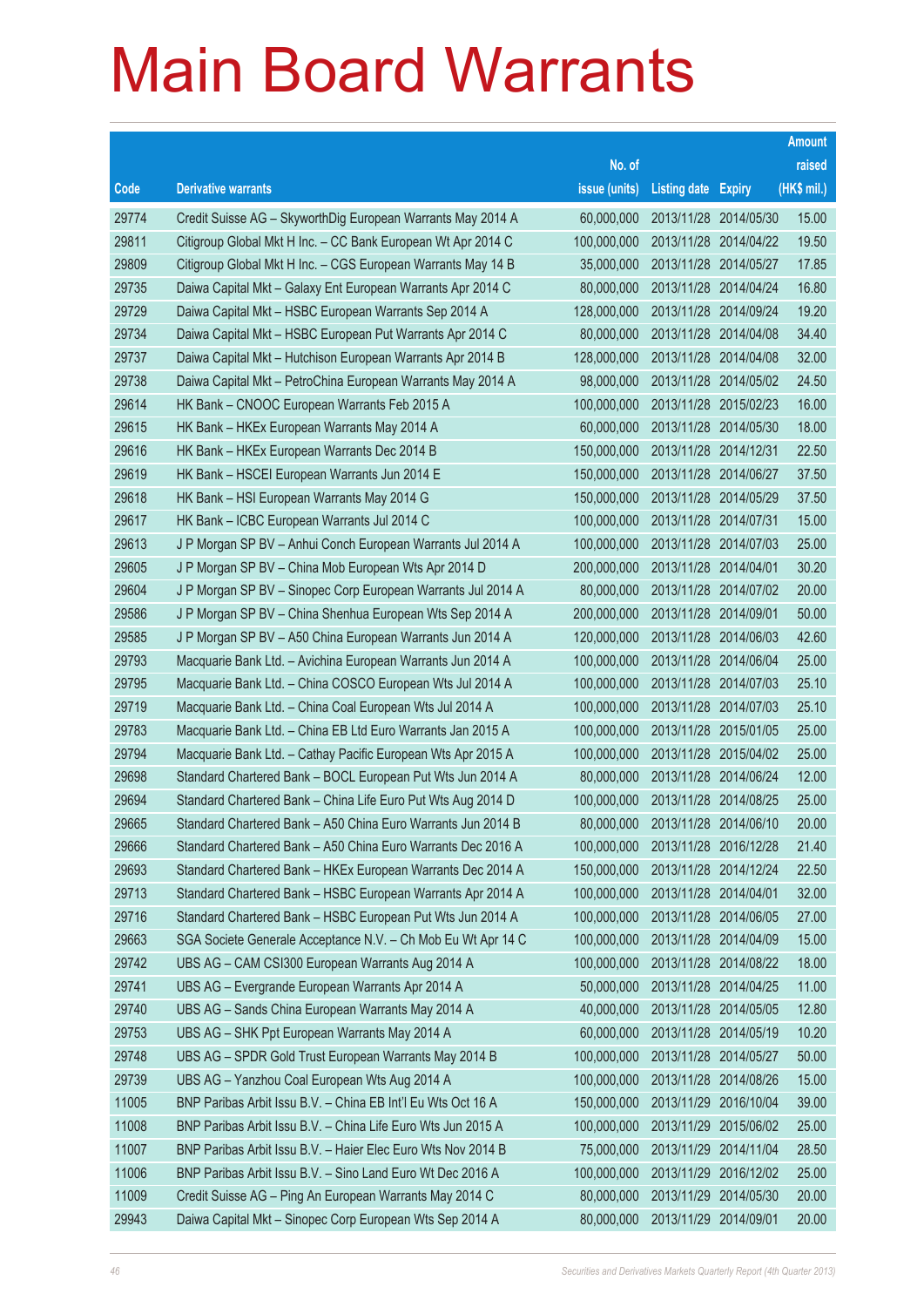# Main Board Warrants

| Code | Derivative warrants | No. of issue (units) | Listing date | Expiry | Amount raised (HK$ mil.) |
|---|---|---|---|---|---|
| 29774 | Credit Suisse AG – SkyworthDig European Warrants May 2014 A | 60,000,000 | 2013/11/28 | 2014/05/30 | 15.00 |
| 29811 | Citigroup Global Mkt H Inc. – CC Bank European Wt Apr 2014 C | 100,000,000 | 2013/11/28 | 2014/04/22 | 19.50 |
| 29809 | Citigroup Global Mkt H Inc. – CGS European Warrants May 14 B | 35,000,000 | 2013/11/28 | 2014/05/27 | 17.85 |
| 29735 | Daiwa Capital Mkt – Galaxy Ent European Warrants Apr 2014 C | 80,000,000 | 2013/11/28 | 2014/04/24 | 16.80 |
| 29729 | Daiwa Capital Mkt – HSBC European Warrants Sep 2014 A | 128,000,000 | 2013/11/28 | 2014/09/24 | 19.20 |
| 29734 | Daiwa Capital Mkt – HSBC European Put Warrants Apr 2014 C | 80,000,000 | 2013/11/28 | 2014/04/08 | 34.40 |
| 29737 | Daiwa Capital Mkt – Hutchison European Warrants Apr 2014 B | 128,000,000 | 2013/11/28 | 2014/04/08 | 32.00 |
| 29738 | Daiwa Capital Mkt – PetroChina European Warrants May 2014 A | 98,000,000 | 2013/11/28 | 2014/05/02 | 24.50 |
| 29614 | HK Bank – CNOOC European Warrants Feb 2015 A | 100,000,000 | 2013/11/28 | 2015/02/23 | 16.00 |
| 29615 | HK Bank – HKEx European Warrants May 2014 A | 60,000,000 | 2013/11/28 | 2014/05/30 | 18.00 |
| 29616 | HK Bank – HKEx European Warrants Dec 2014 B | 150,000,000 | 2013/11/28 | 2014/12/31 | 22.50 |
| 29619 | HK Bank – HSCEI European Warrants Jun 2014 E | 150,000,000 | 2013/11/28 | 2014/06/27 | 37.50 |
| 29618 | HK Bank – HSI European Warrants May 2014 G | 150,000,000 | 2013/11/28 | 2014/05/29 | 37.50 |
| 29617 | HK Bank – ICBC European Warrants Jul 2014 C | 100,000,000 | 2013/11/28 | 2014/07/31 | 15.00 |
| 29613 | J P Morgan SP BV – Anhui Conch European Warrants Jul 2014 A | 100,000,000 | 2013/11/28 | 2014/07/03 | 25.00 |
| 29605 | J P Morgan SP BV – China Mob European Wts Apr 2014 D | 200,000,000 | 2013/11/28 | 2014/04/01 | 30.20 |
| 29604 | J P Morgan SP BV – Sinopec Corp European Warrants Jul 2014 A | 80,000,000 | 2013/11/28 | 2014/07/02 | 20.00 |
| 29586 | J P Morgan SP BV – China Shenhua European Wts Sep 2014 A | 200,000,000 | 2013/11/28 | 2014/09/01 | 50.00 |
| 29585 | J P Morgan SP BV – A50 China European Warrants Jun 2014 A | 120,000,000 | 2013/11/28 | 2014/06/03 | 42.60 |
| 29793 | Macquarie Bank Ltd. – Avichina European Warrants Jun 2014 A | 100,000,000 | 2013/11/28 | 2014/06/04 | 25.00 |
| 29795 | Macquarie Bank Ltd. – China COSCO European Wts Jul 2014 A | 100,000,000 | 2013/11/28 | 2014/07/03 | 25.10 |
| 29719 | Macquarie Bank Ltd. – China Coal European Wts Jul 2014 A | 100,000,000 | 2013/11/28 | 2014/07/03 | 25.10 |
| 29783 | Macquarie Bank Ltd. – China EB Ltd Euro Warrants Jan 2015 A | 100,000,000 | 2013/11/28 | 2015/01/05 | 25.00 |
| 29794 | Macquarie Bank Ltd. – Cathay Pacific European Wts Apr 2015 A | 100,000,000 | 2013/11/28 | 2015/04/02 | 25.00 |
| 29698 | Standard Chartered Bank – BOCL European Put Wts Jun 2014 A | 80,000,000 | 2013/11/28 | 2014/06/24 | 12.00 |
| 29694 | Standard Chartered Bank – China Life Euro Put Wts Aug 2014 D | 100,000,000 | 2013/11/28 | 2014/08/25 | 25.00 |
| 29665 | Standard Chartered Bank – A50 China Euro Warrants Jun 2014 B | 80,000,000 | 2013/11/28 | 2014/06/10 | 20.00 |
| 29666 | Standard Chartered Bank – A50 China Euro Warrants Dec 2016 A | 100,000,000 | 2013/11/28 | 2016/12/28 | 21.40 |
| 29693 | Standard Chartered Bank – HKEx European Warrants Dec 2014 A | 150,000,000 | 2013/11/28 | 2014/12/24 | 22.50 |
| 29713 | Standard Chartered Bank – HSBC European Warrants Apr 2014 A | 100,000,000 | 2013/11/28 | 2014/04/01 | 32.00 |
| 29716 | Standard Chartered Bank – HSBC European Put Wts Jun 2014 A | 100,000,000 | 2013/11/28 | 2014/06/05 | 27.00 |
| 29663 | SGA Societe Generale Acceptance N.V. – Ch Mob Eu Wt Apr 14 C | 100,000,000 | 2013/11/28 | 2014/04/09 | 15.00 |
| 29742 | UBS AG – CAM CSI300 European Warrants Aug 2014 A | 100,000,000 | 2013/11/28 | 2014/08/22 | 18.00 |
| 29741 | UBS AG – Evergrande European Warrants Apr 2014 A | 50,000,000 | 2013/11/28 | 2014/04/25 | 11.00 |
| 29740 | UBS AG – Sands China European Warrants May 2014 A | 40,000,000 | 2013/11/28 | 2014/05/05 | 12.80 |
| 29753 | UBS AG – SHK Ppt European Warrants May 2014 A | 60,000,000 | 2013/11/28 | 2014/05/19 | 10.20 |
| 29748 | UBS AG – SPDR Gold Trust European Warrants May 2014 B | 100,000,000 | 2013/11/28 | 2014/05/27 | 50.00 |
| 29739 | UBS AG – Yanzhou Coal European Wts Aug 2014 A | 100,000,000 | 2013/11/28 | 2014/08/26 | 15.00 |
| 11005 | BNP Paribas Arbit Issu B.V. – China EB Int'l Eu Wts Oct 16 A | 150,000,000 | 2013/11/29 | 2016/10/04 | 39.00 |
| 11008 | BNP Paribas Arbit Issu B.V. – China Life Euro Wts Jun 2015 A | 100,000,000 | 2013/11/29 | 2015/06/02 | 25.00 |
| 11007 | BNP Paribas Arbit Issu B.V. – Haier Elec Euro Wts Nov 2014 B | 75,000,000 | 2013/11/29 | 2014/11/04 | 28.50 |
| 11006 | BNP Paribas Arbit Issu B.V. – Sino Land Euro Wt Dec 2016 A | 100,000,000 | 2013/11/29 | 2016/12/02 | 25.00 |
| 11009 | Credit Suisse AG – Ping An European Warrants May 2014 C | 80,000,000 | 2013/11/29 | 2014/05/30 | 20.00 |
| 29943 | Daiwa Capital Mkt – Sinopec Corp European Wts Sep 2014 A | 80,000,000 | 2013/11/29 | 2014/09/01 | 20.00 |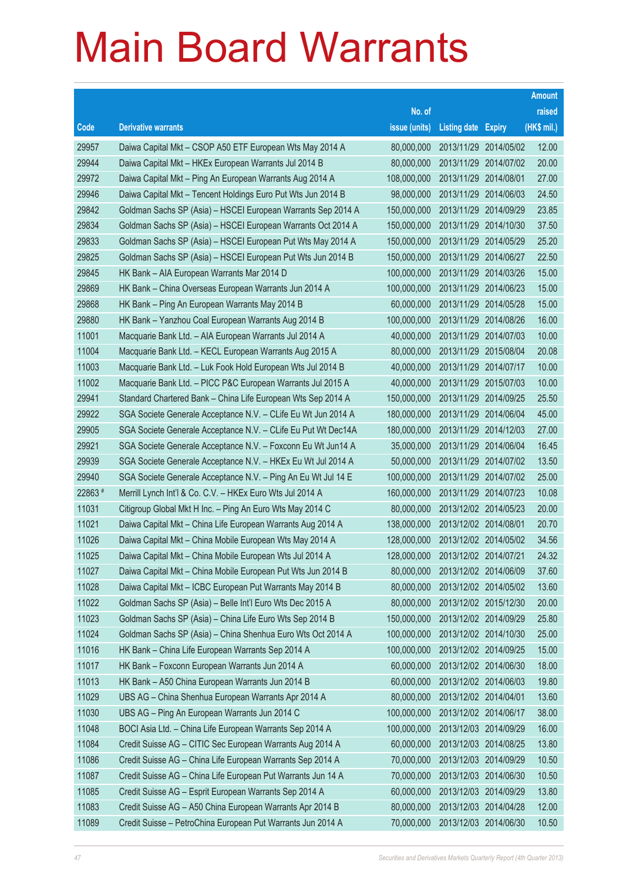# Main Board Warrants

| Code | Derivative warrants | No. of issue (units) | Listing date | Expiry | Amount raised (HK$ mil.) |
|---|---|---|---|---|---|
| 29957 | Daiwa Capital Mkt – CSOP A50 ETF European Wts May 2014 A | 80,000,000 | 2013/11/29 | 2014/05/02 | 12.00 |
| 29944 | Daiwa Capital Mkt – HKEx European Warrants Jul 2014 B | 80,000,000 | 2013/11/29 | 2014/07/02 | 20.00 |
| 29972 | Daiwa Capital Mkt – Ping An European Warrants Aug 2014 A | 108,000,000 | 2013/11/29 | 2014/08/01 | 27.00 |
| 29946 | Daiwa Capital Mkt – Tencent Holdings Euro Put Wts Jun 2014 B | 98,000,000 | 2013/11/29 | 2014/06/03 | 24.50 |
| 29842 | Goldman Sachs SP (Asia) – HSCEI European Warrants Sep 2014 A | 150,000,000 | 2013/11/29 | 2014/09/29 | 23.85 |
| 29834 | Goldman Sachs SP (Asia) – HSCEI European Warrants Oct 2014 A | 150,000,000 | 2013/11/29 | 2014/10/30 | 37.50 |
| 29833 | Goldman Sachs SP (Asia) – HSCEI European Put Wts May 2014 A | 150,000,000 | 2013/11/29 | 2014/05/29 | 25.20 |
| 29825 | Goldman Sachs SP (Asia) – HSCEI European Put Wts Jun 2014 B | 150,000,000 | 2013/11/29 | 2014/06/27 | 22.50 |
| 29845 | HK Bank – AIA European Warrants Mar 2014 D | 100,000,000 | 2013/11/29 | 2014/03/26 | 15.00 |
| 29869 | HK Bank – China Overseas European Warrants Jun 2014 A | 100,000,000 | 2013/11/29 | 2014/06/23 | 15.00 |
| 29868 | HK Bank – Ping An European Warrants May 2014 B | 60,000,000 | 2013/11/29 | 2014/05/28 | 15.00 |
| 29880 | HK Bank – Yanzhou Coal European Warrants Aug 2014 B | 100,000,000 | 2013/11/29 | 2014/08/26 | 16.00 |
| 11001 | Macquarie Bank Ltd. – AIA European Warrants Jul 2014 A | 40,000,000 | 2013/11/29 | 2014/07/03 | 10.00 |
| 11004 | Macquarie Bank Ltd. – KECL European Warrants Aug 2015 A | 80,000,000 | 2013/11/29 | 2015/08/04 | 20.08 |
| 11003 | Macquarie Bank Ltd. – Luk Fook Hold European Wts Jul 2014 B | 40,000,000 | 2013/11/29 | 2014/07/17 | 10.00 |
| 11002 | Macquarie Bank Ltd. – PICC P&C European Warrants Jul 2015 A | 40,000,000 | 2013/11/29 | 2015/07/03 | 10.00 |
| 29941 | Standard Chartered Bank – China Life European Wts Sep 2014 A | 150,000,000 | 2013/11/29 | 2014/09/25 | 25.50 |
| 29922 | SGA Societe Generale Acceptance N.V. – CLife Eu Wt Jun 2014 A | 180,000,000 | 2013/11/29 | 2014/06/04 | 45.00 |
| 29905 | SGA Societe Generale Acceptance N.V. – CLife Eu Put Wt Dec14A | 180,000,000 | 2013/11/29 | 2014/12/03 | 27.00 |
| 29921 | SGA Societe Generale Acceptance N.V. – Foxconn Eu Wt Jun14 A | 35,000,000 | 2013/11/29 | 2014/06/04 | 16.45 |
| 29939 | SGA Societe Generale Acceptance N.V. – HKEx Eu Wt Jul 2014 A | 50,000,000 | 2013/11/29 | 2014/07/02 | 13.50 |
| 29940 | SGA Societe Generale Acceptance N.V. – Ping An Eu Wt Jul 14 E | 100,000,000 | 2013/11/29 | 2014/07/02 | 25.00 |
| 22863 # | Merrill Lynch Int'l & Co. C.V. – HKEx Euro Wts Jul 2014 A | 160,000,000 | 2013/11/29 | 2014/07/23 | 10.08 |
| 11031 | Citigroup Global Mkt H Inc. – Ping An Euro Wts May 2014 C | 80,000,000 | 2013/12/02 | 2014/05/23 | 20.00 |
| 11021 | Daiwa Capital Mkt – China Life European Warrants Aug 2014 A | 138,000,000 | 2013/12/02 | 2014/08/01 | 20.70 |
| 11026 | Daiwa Capital Mkt – China Mobile European Wts May 2014 A | 128,000,000 | 2013/12/02 | 2014/05/02 | 34.56 |
| 11025 | Daiwa Capital Mkt – China Mobile European Wts Jul 2014 A | 128,000,000 | 2013/12/02 | 2014/07/21 | 24.32 |
| 11027 | Daiwa Capital Mkt – China Mobile European Put Wts Jun 2014 B | 80,000,000 | 2013/12/02 | 2014/06/09 | 37.60 |
| 11028 | Daiwa Capital Mkt – ICBC European Put Warrants May 2014 B | 80,000,000 | 2013/12/02 | 2014/05/02 | 13.60 |
| 11022 | Goldman Sachs SP (Asia) – Belle Int'l Euro Wts Dec 2015 A | 80,000,000 | 2013/12/02 | 2015/12/30 | 20.00 |
| 11023 | Goldman Sachs SP (Asia) – China Life Euro Wts Sep 2014 B | 150,000,000 | 2013/12/02 | 2014/09/29 | 25.80 |
| 11024 | Goldman Sachs SP (Asia) – China Shenhua Euro Wts Oct 2014 A | 100,000,000 | 2013/12/02 | 2014/10/30 | 25.00 |
| 11016 | HK Bank – China Life European Warrants Sep 2014 A | 100,000,000 | 2013/12/02 | 2014/09/25 | 15.00 |
| 11017 | HK Bank – Foxconn European Warrants Jun 2014 A | 60,000,000 | 2013/12/02 | 2014/06/30 | 18.00 |
| 11013 | HK Bank – A50 China European Warrants Jun 2014 B | 60,000,000 | 2013/12/02 | 2014/06/03 | 19.80 |
| 11029 | UBS AG – China Shenhua European Warrants Apr 2014 A | 80,000,000 | 2013/12/02 | 2014/04/01 | 13.60 |
| 11030 | UBS AG – Ping An European Warrants Jun 2014 C | 100,000,000 | 2013/12/02 | 2014/06/17 | 38.00 |
| 11048 | BOCI Asia Ltd. – China Life European Warrants Sep 2014 A | 100,000,000 | 2013/12/03 | 2014/09/29 | 16.00 |
| 11084 | Credit Suisse AG – CITIC Sec European Warrants Aug 2014 A | 60,000,000 | 2013/12/03 | 2014/08/25 | 13.80 |
| 11086 | Credit Suisse AG – China Life European Warrants Sep 2014 A | 70,000,000 | 2013/12/03 | 2014/09/29 | 10.50 |
| 11087 | Credit Suisse AG – China Life European Put Warrants Jun 14 A | 70,000,000 | 2013/12/03 | 2014/06/30 | 10.50 |
| 11085 | Credit Suisse AG – Esprit European Warrants Sep 2014 A | 60,000,000 | 2013/12/03 | 2014/09/29 | 13.80 |
| 11083 | Credit Suisse AG – A50 China European Warrants Apr 2014 B | 80,000,000 | 2013/12/03 | 2014/04/28 | 12.00 |
| 11089 | Credit Suisse – PetroChina European Put Warrants Jun 2014 A | 70,000,000 | 2013/12/03 | 2014/06/30 | 10.50 |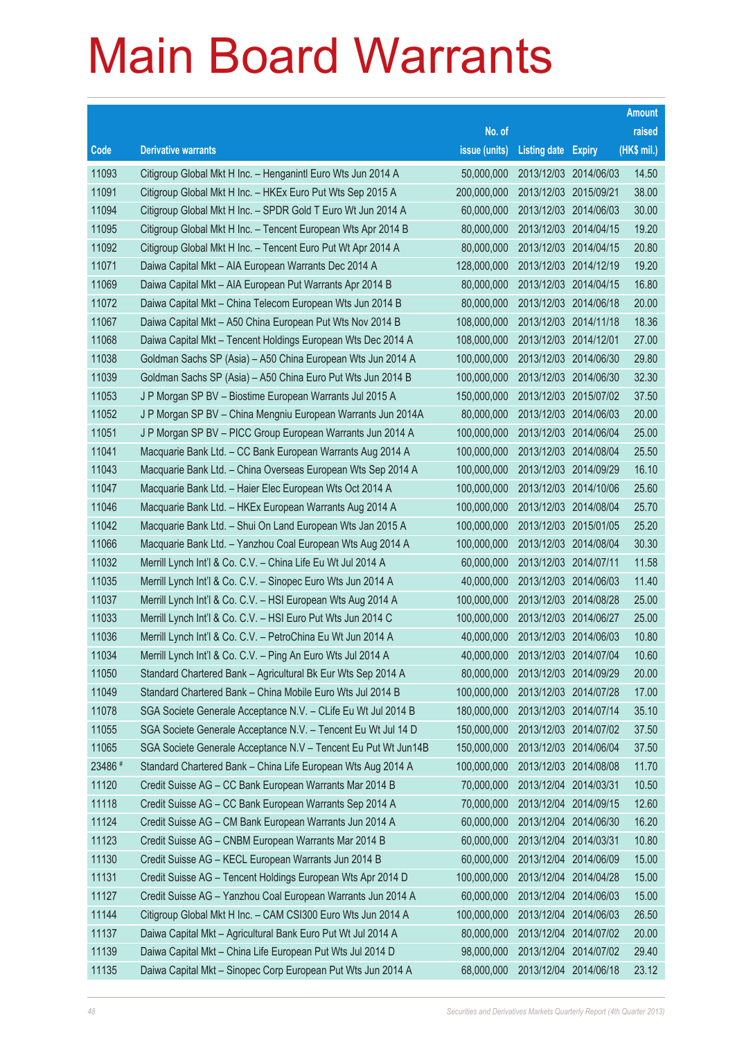# Main Board Warrants

| Code | Derivative warrants | No. of issue (units) | Listing date | Expiry | Amount raised (HK$ mil.) |
|---|---|---|---|---|---|
| 11093 | Citigroup Global Mkt H Inc. – Henganintl Euro Wts Jun 2014 A | 50,000,000 | 2013/12/03 | 2014/06/03 | 14.50 |
| 11091 | Citigroup Global Mkt H Inc. – HKEx Euro Put Wts Sep 2015 A | 200,000,000 | 2013/12/03 | 2015/09/21 | 38.00 |
| 11094 | Citigroup Global Mkt H Inc. – SPDR Gold T Euro Wt Jun 2014 A | 60,000,000 | 2013/12/03 | 2014/06/03 | 30.00 |
| 11095 | Citigroup Global Mkt H Inc. – Tencent European Wts Apr 2014 B | 80,000,000 | 2013/12/03 | 2014/04/15 | 19.20 |
| 11092 | Citigroup Global Mkt H Inc. – Tencent Euro Put Wt Apr 2014 A | 80,000,000 | 2013/12/03 | 2014/04/15 | 20.80 |
| 11071 | Daiwa Capital Mkt – AIA European Warrants Dec 2014 A | 128,000,000 | 2013/12/03 | 2014/12/19 | 19.20 |
| 11069 | Daiwa Capital Mkt – AIA European Put Warrants Apr 2014 B | 80,000,000 | 2013/12/03 | 2014/04/15 | 16.80 |
| 11072 | Daiwa Capital Mkt – China Telecom European Wts Jun 2014 B | 80,000,000 | 2013/12/03 | 2014/06/18 | 20.00 |
| 11067 | Daiwa Capital Mkt – A50 China European Put Wts Nov 2014 B | 108,000,000 | 2013/12/03 | 2014/11/18 | 18.36 |
| 11068 | Daiwa Capital Mkt – Tencent Holdings European Wts Dec 2014 A | 108,000,000 | 2013/12/03 | 2014/12/01 | 27.00 |
| 11038 | Goldman Sachs SP (Asia) – A50 China European Wts Jun 2014 A | 100,000,000 | 2013/12/03 | 2014/06/30 | 29.80 |
| 11039 | Goldman Sachs SP (Asia) – A50 China Euro Put Wts Jun 2014 B | 100,000,000 | 2013/12/03 | 2014/06/30 | 32.30 |
| 11053 | J P Morgan SP BV – Biostime European Warrants Jul 2015 A | 150,000,000 | 2013/12/03 | 2015/07/02 | 37.50 |
| 11052 | J P Morgan SP BV – China Mengniu European Warrants Jun 2014A | 80,000,000 | 2013/12/03 | 2014/06/03 | 20.00 |
| 11051 | J P Morgan SP BV – PICC Group European Warrants Jun 2014 A | 100,000,000 | 2013/12/03 | 2014/06/04 | 25.00 |
| 11041 | Macquarie Bank Ltd. – CC Bank European Warrants Aug 2014 A | 100,000,000 | 2013/12/03 | 2014/08/04 | 25.50 |
| 11043 | Macquarie Bank Ltd. – China Overseas European Wts Sep 2014 A | 100,000,000 | 2013/12/03 | 2014/09/29 | 16.10 |
| 11047 | Macquarie Bank Ltd. – Haier Elec European Wts Oct 2014 A | 100,000,000 | 2013/12/03 | 2014/10/06 | 25.60 |
| 11046 | Macquarie Bank Ltd. – HKEx European Warrants Aug 2014 A | 100,000,000 | 2013/12/03 | 2014/08/04 | 25.70 |
| 11042 | Macquarie Bank Ltd. – Shui On Land European Wts Jan 2015 A | 100,000,000 | 2013/12/03 | 2015/01/05 | 25.20 |
| 11066 | Macquarie Bank Ltd. – Yanzhou Coal European Wts Aug 2014 A | 100,000,000 | 2013/12/03 | 2014/08/04 | 30.30 |
| 11032 | Merrill Lynch Int'l & Co. C.V. – China Life Eu Wt Jul 2014 A | 60,000,000 | 2013/12/03 | 2014/07/11 | 11.58 |
| 11035 | Merrill Lynch Int'l & Co. C.V. – Sinopec Euro Wts Jun 2014 A | 40,000,000 | 2013/12/03 | 2014/06/03 | 11.40 |
| 11037 | Merrill Lynch Int'l & Co. C.V. – HSI European Wts Aug 2014 A | 100,000,000 | 2013/12/03 | 2014/08/28 | 25.00 |
| 11033 | Merrill Lynch Int'l & Co. C.V. – HSI Euro Put Wts Jun 2014 C | 100,000,000 | 2013/12/03 | 2014/06/27 | 25.00 |
| 11036 | Merrill Lynch Int'l & Co. C.V. – PetroChina Eu Wt Jun 2014 A | 40,000,000 | 2013/12/03 | 2014/06/03 | 10.80 |
| 11034 | Merrill Lynch Int'l & Co. C.V. – Ping An Euro Wts Jul 2014 A | 40,000,000 | 2013/12/03 | 2014/07/04 | 10.60 |
| 11050 | Standard Chartered Bank – Agricultural Bk Eur Wts Sep 2014 A | 80,000,000 | 2013/12/03 | 2014/09/29 | 20.00 |
| 11049 | Standard Chartered Bank – China Mobile Euro Wts Jul 2014 B | 100,000,000 | 2013/12/03 | 2014/07/28 | 17.00 |
| 11078 | SGA Societe Generale Acceptance N.V. – CLife Eu Wt Jul 2014 B | 180,000,000 | 2013/12/03 | 2014/07/14 | 35.10 |
| 11055 | SGA Societe Generale Acceptance N.V. – Tencent Eu Wt Jul 14 D | 150,000,000 | 2013/12/03 | 2014/07/02 | 37.50 |
| 11065 | SGA Societe Generale Acceptance N.V – Tencent Eu Put Wt Jun14B | 150,000,000 | 2013/12/03 | 2014/06/04 | 37.50 |
| 23486 # | Standard Chartered Bank – China Life European Wts Aug 2014 A | 100,000,000 | 2013/12/03 | 2014/08/08 | 11.70 |
| 11120 | Credit Suisse AG – CC Bank European Warrants Mar 2014 B | 70,000,000 | 2013/12/04 | 2014/03/31 | 10.50 |
| 11118 | Credit Suisse AG – CC Bank European Warrants Sep 2014 A | 70,000,000 | 2013/12/04 | 2014/09/15 | 12.60 |
| 11124 | Credit Suisse AG – CM Bank European Warrants Jun 2014 A | 60,000,000 | 2013/12/04 | 2014/06/30 | 16.20 |
| 11123 | Credit Suisse AG – CNBM European Warrants Mar 2014 B | 60,000,000 | 2013/12/04 | 2014/03/31 | 10.80 |
| 11130 | Credit Suisse AG – KECL European Warrants Jun 2014 B | 60,000,000 | 2013/12/04 | 2014/06/09 | 15.00 |
| 11131 | Credit Suisse AG – Tencent Holdings European Wts Apr 2014 D | 100,000,000 | 2013/12/04 | 2014/04/28 | 15.00 |
| 11127 | Credit Suisse AG – Yanzhou Coal European Warrants Jun 2014 A | 60,000,000 | 2013/12/04 | 2014/06/03 | 15.00 |
| 11144 | Citigroup Global Mkt H Inc. – CAM CSI300 Euro Wts Jun 2014 A | 100,000,000 | 2013/12/04 | 2014/06/03 | 26.50 |
| 11137 | Daiwa Capital Mkt – Agricultural Bank Euro Put Wt Jul 2014 A | 80,000,000 | 2013/12/04 | 2014/07/02 | 20.00 |
| 11139 | Daiwa Capital Mkt – China Life European Put Wts Jul 2014 D | 98,000,000 | 2013/12/04 | 2014/07/02 | 29.40 |
| 11135 | Daiwa Capital Mkt – Sinopec Corp European Put Wts Jun 2014 A | 68,000,000 | 2013/12/04 | 2014/06/18 | 23.12 |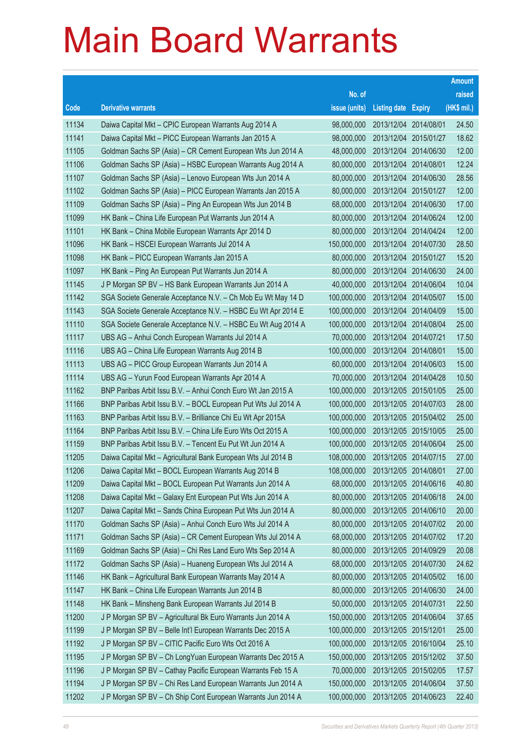# Main Board Warrants

| Code | Derivative warrants | No. of issue (units) | Listing date | Expiry | Amount raised (HK$ mil.) |
|---|---|---|---|---|---|
| 11134 | Daiwa Capital Mkt – CPIC European Warrants Aug 2014 A | 98,000,000 | 2013/12/04 | 2014/08/01 | 24.50 |
| 11141 | Daiwa Capital Mkt – PICC European Warrants Jan 2015 A | 98,000,000 | 2013/12/04 | 2015/01/27 | 18.62 |
| 11105 | Goldman Sachs SP (Asia) – CR Cement European Wts Jun 2014 A | 48,000,000 | 2013/12/04 | 2014/06/30 | 12.00 |
| 11106 | Goldman Sachs SP (Asia) – HSBC European Warrants Aug 2014 A | 80,000,000 | 2013/12/04 | 2014/08/01 | 12.24 |
| 11107 | Goldman Sachs SP (Asia) – Lenovo European Wts Jun 2014 A | 80,000,000 | 2013/12/04 | 2014/06/30 | 28.56 |
| 11102 | Goldman Sachs SP (Asia) – PICC European Warrants Jan 2015 A | 80,000,000 | 2013/12/04 | 2015/01/27 | 12.00 |
| 11109 | Goldman Sachs SP (Asia) – Ping An European Wts Jun 2014 B | 68,000,000 | 2013/12/04 | 2014/06/30 | 17.00 |
| 11099 | HK Bank – China Life European Put Warrants Jun 2014 A | 80,000,000 | 2013/12/04 | 2014/06/24 | 12.00 |
| 11101 | HK Bank – China Mobile European Warrants Apr 2014 D | 80,000,000 | 2013/12/04 | 2014/04/24 | 12.00 |
| 11096 | HK Bank – HSCEI European Warrants Jul 2014 A | 150,000,000 | 2013/12/04 | 2014/07/30 | 28.50 |
| 11098 | HK Bank – PICC European Warrants Jan 2015 A | 80,000,000 | 2013/12/04 | 2015/01/27 | 15.20 |
| 11097 | HK Bank – Ping An European Put Warrants Jun 2014 A | 80,000,000 | 2013/12/04 | 2014/06/30 | 24.00 |
| 11145 | J P Morgan SP BV – HS Bank European Warrants Jun 2014 A | 40,000,000 | 2013/12/04 | 2014/06/04 | 10.04 |
| 11142 | SGA Societe Generale Acceptance N.V. – Ch Mob Eu Wt May 14 D | 100,000,000 | 2013/12/04 | 2014/05/07 | 15.00 |
| 11143 | SGA Societe Generale Acceptance N.V. – HSBC Eu Wt Apr 2014 E | 100,000,000 | 2013/12/04 | 2014/04/09 | 15.00 |
| 11110 | SGA Societe Generale Acceptance N.V. – HSBC Eu Wt Aug 2014 A | 100,000,000 | 2013/12/04 | 2014/08/04 | 25.00 |
| 11117 | UBS AG – Anhui Conch European Warrants Jul 2014 A | 70,000,000 | 2013/12/04 | 2014/07/21 | 17.50 |
| 11116 | UBS AG – China Life European Warrants Aug 2014 B | 100,000,000 | 2013/12/04 | 2014/08/01 | 15.00 |
| 11113 | UBS AG – PICC Group European Warrants Jun 2014 A | 60,000,000 | 2013/12/04 | 2014/06/03 | 15.00 |
| 11114 | UBS AG – Yurun Food European Warrants Apr 2014 A | 70,000,000 | 2013/12/04 | 2014/04/28 | 10.50 |
| 11162 | BNP Paribas Arbit Issu B.V. – Anhui Conch Euro Wt Jan 2015 A | 100,000,000 | 2013/12/05 | 2015/01/05 | 25.00 |
| 11166 | BNP Paribas Arbit Issu B.V. – BOCL European Put Wts Jul 2014 A | 100,000,000 | 2013/12/05 | 2014/07/03 | 28.00 |
| 11163 | BNP Paribas Arbit Issu B.V. – Brilliance Chi Eu Wt Apr 2015A | 100,000,000 | 2013/12/05 | 2015/04/02 | 25.00 |
| 11164 | BNP Paribas Arbit Issu B.V. – China Life Euro Wts Oct 2015 A | 100,000,000 | 2013/12/05 | 2015/10/05 | 25.00 |
| 11159 | BNP Paribas Arbit Issu B.V. – Tencent Eu Put Wt Jun 2014 A | 100,000,000 | 2013/12/05 | 2014/06/04 | 25.00 |
| 11205 | Daiwa Capital Mkt – Agricultural Bank European Wts Jul 2014 B | 108,000,000 | 2013/12/05 | 2014/07/15 | 27.00 |
| 11206 | Daiwa Capital Mkt – BOCL European Warrants Aug 2014 B | 108,000,000 | 2013/12/05 | 2014/08/01 | 27.00 |
| 11209 | Daiwa Capital Mkt – BOCL European Put Warrants Jun 2014 A | 68,000,000 | 2013/12/05 | 2014/06/16 | 40.80 |
| 11208 | Daiwa Capital Mkt – Galaxy Ent European Put Wts Jun 2014 A | 80,000,000 | 2013/12/05 | 2014/06/18 | 24.00 |
| 11207 | Daiwa Capital Mkt – Sands China European Put Wts Jun 2014 A | 80,000,000 | 2013/12/05 | 2014/06/10 | 20.00 |
| 11170 | Goldman Sachs SP (Asia) – Anhui Conch Euro Wts Jul 2014 A | 80,000,000 | 2013/12/05 | 2014/07/02 | 20.00 |
| 11171 | Goldman Sachs SP (Asia) – CR Cement European Wts Jul 2014 A | 68,000,000 | 2013/12/05 | 2014/07/02 | 17.20 |
| 11169 | Goldman Sachs SP (Asia) – Chi Res Land Euro Wts Sep 2014 A | 80,000,000 | 2013/12/05 | 2014/09/29 | 20.08 |
| 11172 | Goldman Sachs SP (Asia) – Huaneng European Wts Jul 2014 A | 68,000,000 | 2013/12/05 | 2014/07/30 | 24.62 |
| 11146 | HK Bank – Agricultural Bank European Warrants May 2014 A | 80,000,000 | 2013/12/05 | 2014/05/02 | 16.00 |
| 11147 | HK Bank – China Life European Warrants Jun 2014 B | 80,000,000 | 2013/12/05 | 2014/06/30 | 24.00 |
| 11148 | HK Bank – Minsheng Bank European Warrants Jul 2014 B | 50,000,000 | 2013/12/05 | 2014/07/31 | 22.50 |
| 11200 | J P Morgan SP BV – Agricultural Bk Euro Warrants Jun 2014 A | 150,000,000 | 2013/12/05 | 2014/06/04 | 37.65 |
| 11199 | J P Morgan SP BV – Belle Int'l European Warrants Dec 2015 A | 100,000,000 | 2013/12/05 | 2015/12/01 | 25.00 |
| 11192 | J P Morgan SP BV – CITIC Pacific Euro Wts Oct 2016 A | 100,000,000 | 2013/12/05 | 2016/10/04 | 25.10 |
| 11195 | J P Morgan SP BV – Ch LongYuan European Warrants Dec 2015 A | 150,000,000 | 2013/12/05 | 2015/12/02 | 37.50 |
| 11196 | J P Morgan SP BV – Cathay Pacific European Warrants Feb 15 A | 70,000,000 | 2013/12/05 | 2015/02/05 | 17.57 |
| 11194 | J P Morgan SP BV – Chi Res Land European Warrants Jun 2014 A | 150,000,000 | 2013/12/05 | 2014/06/04 | 37.50 |
| 11202 | J P Morgan SP BV – Ch Ship Cont European Warrants Jun 2014 A | 100,000,000 | 2013/12/05 | 2014/06/23 | 22.40 |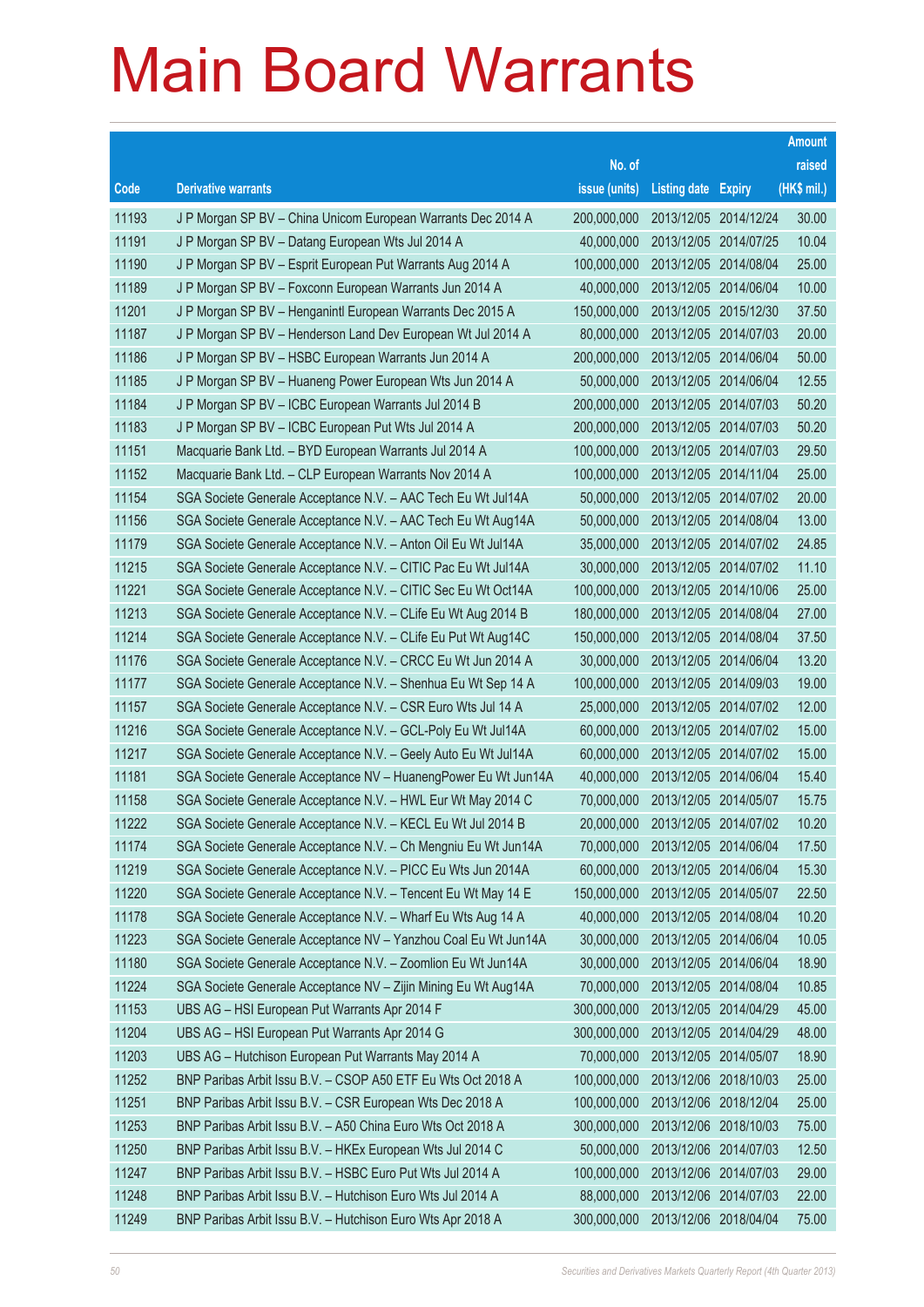# Main Board Warrants

| Code | Derivative warrants | No. of issue (units) | Listing date | Expiry | Amount raised (HK$ mil.) |
|---|---|---|---|---|---|
| 11193 | J P Morgan SP BV – China Unicom European Warrants Dec 2014 A | 200,000,000 | 2013/12/05 | 2014/12/24 | 30.00 |
| 11191 | J P Morgan SP BV – Datang European Wts Jul 2014 A | 40,000,000 | 2013/12/05 | 2014/07/25 | 10.04 |
| 11190 | J P Morgan SP BV – Esprit European Put Warrants Aug 2014 A | 100,000,000 | 2013/12/05 | 2014/08/04 | 25.00 |
| 11189 | J P Morgan SP BV – Foxconn European Warrants Jun 2014 A | 40,000,000 | 2013/12/05 | 2014/06/04 | 10.00 |
| 11201 | J P Morgan SP BV – Henganintl European Warrants Dec 2015 A | 150,000,000 | 2013/12/05 | 2015/12/30 | 37.50 |
| 11187 | J P Morgan SP BV – Henderson Land Dev European Wt Jul 2014 A | 80,000,000 | 2013/12/05 | 2014/07/03 | 20.00 |
| 11186 | J P Morgan SP BV – HSBC European Warrants Jun 2014 A | 200,000,000 | 2013/12/05 | 2014/06/04 | 50.00 |
| 11185 | J P Morgan SP BV – Huaneng Power European Wts Jun 2014 A | 50,000,000 | 2013/12/05 | 2014/06/04 | 12.55 |
| 11184 | J P Morgan SP BV – ICBC European Warrants Jul 2014 B | 200,000,000 | 2013/12/05 | 2014/07/03 | 50.20 |
| 11183 | J P Morgan SP BV – ICBC European Put Wts Jul 2014 A | 200,000,000 | 2013/12/05 | 2014/07/03 | 50.20 |
| 11151 | Macquarie Bank Ltd. – BYD European Warrants Jul 2014 A | 100,000,000 | 2013/12/05 | 2014/07/03 | 29.50 |
| 11152 | Macquarie Bank Ltd. – CLP European Warrants Nov 2014 A | 100,000,000 | 2013/12/05 | 2014/11/04 | 25.00 |
| 11154 | SGA Societe Generale Acceptance N.V. – AAC Tech Eu Wt Jul14A | 50,000,000 | 2013/12/05 | 2014/07/02 | 20.00 |
| 11156 | SGA Societe Generale Acceptance N.V. – AAC Tech Eu Wt Aug14A | 50,000,000 | 2013/12/05 | 2014/08/04 | 13.00 |
| 11179 | SGA Societe Generale Acceptance N.V. – Anton Oil Eu Wt Jul14A | 35,000,000 | 2013/12/05 | 2014/07/02 | 24.85 |
| 11215 | SGA Societe Generale Acceptance N.V. – CITIC Pac Eu Wt Jul14A | 30,000,000 | 2013/12/05 | 2014/07/02 | 11.10 |
| 11221 | SGA Societe Generale Acceptance N.V. – CITIC Sec Eu Wt Oct14A | 100,000,000 | 2013/12/05 | 2014/10/06 | 25.00 |
| 11213 | SGA Societe Generale Acceptance N.V. – CLife Eu Wt Aug 2014 B | 180,000,000 | 2013/12/05 | 2014/08/04 | 27.00 |
| 11214 | SGA Societe Generale Acceptance N.V. – CLife Eu Put Wt Aug14C | 150,000,000 | 2013/12/05 | 2014/08/04 | 37.50 |
| 11176 | SGA Societe Generale Acceptance N.V. – CRCC Eu Wt Jun 2014 A | 30,000,000 | 2013/12/05 | 2014/06/04 | 13.20 |
| 11177 | SGA Societe Generale Acceptance N.V. – Shenhua Eu Wt Sep 14 A | 100,000,000 | 2013/12/05 | 2014/09/03 | 19.00 |
| 11157 | SGA Societe Generale Acceptance N.V. – CSR Euro Wts Jul 14 A | 25,000,000 | 2013/12/05 | 2014/07/02 | 12.00 |
| 11216 | SGA Societe Generale Acceptance N.V. – GCL-Poly Eu Wt Jul14A | 60,000,000 | 2013/12/05 | 2014/07/02 | 15.00 |
| 11217 | SGA Societe Generale Acceptance N.V. – Geely Auto Eu Wt Jul14A | 60,000,000 | 2013/12/05 | 2014/07/02 | 15.00 |
| 11181 | SGA Societe Generale Acceptance NV – HuanengPower Eu Wt Jun14A | 40,000,000 | 2013/12/05 | 2014/06/04 | 15.40 |
| 11158 | SGA Societe Generale Acceptance N.V. – HWL Eur Wt May 2014 C | 70,000,000 | 2013/12/05 | 2014/05/07 | 15.75 |
| 11222 | SGA Societe Generale Acceptance N.V. – KECL Eu Wt Jul 2014 B | 20,000,000 | 2013/12/05 | 2014/07/02 | 10.20 |
| 11174 | SGA Societe Generale Acceptance N.V. – Ch Mengniu Eu Wt Jun14A | 70,000,000 | 2013/12/05 | 2014/06/04 | 17.50 |
| 11219 | SGA Societe Generale Acceptance N.V. – PICC Eu Wts Jun 2014A | 60,000,000 | 2013/12/05 | 2014/06/04 | 15.30 |
| 11220 | SGA Societe Generale Acceptance N.V. – Tencent Eu Wt May 14 E | 150,000,000 | 2013/12/05 | 2014/05/07 | 22.50 |
| 11178 | SGA Societe Generale Acceptance N.V. – Wharf Eu Wts Aug 14 A | 40,000,000 | 2013/12/05 | 2014/08/04 | 10.20 |
| 11223 | SGA Societe Generale Acceptance NV – Yanzhou Coal Eu Wt Jun14A | 30,000,000 | 2013/12/05 | 2014/06/04 | 10.05 |
| 11180 | SGA Societe Generale Acceptance N.V. – Zoomlion Eu Wt Jun14A | 30,000,000 | 2013/12/05 | 2014/06/04 | 18.90 |
| 11224 | SGA Societe Generale Acceptance NV – Zijin Mining Eu Wt Aug14A | 70,000,000 | 2013/12/05 | 2014/08/04 | 10.85 |
| 11153 | UBS AG – HSI European Put Warrants Apr 2014 F | 300,000,000 | 2013/12/05 | 2014/04/29 | 45.00 |
| 11204 | UBS AG – HSI European Put Warrants Apr 2014 G | 300,000,000 | 2013/12/05 | 2014/04/29 | 48.00 |
| 11203 | UBS AG – Hutchison European Put Warrants May 2014 A | 70,000,000 | 2013/12/05 | 2014/05/07 | 18.90 |
| 11252 | BNP Paribas Arbit Issu B.V. – CSOP A50 ETF Eu Wts Oct 2018 A | 100,000,000 | 2013/12/06 | 2018/10/03 | 25.00 |
| 11251 | BNP Paribas Arbit Issu B.V. – CSR European Wts Dec 2018 A | 100,000,000 | 2013/12/06 | 2018/12/04 | 25.00 |
| 11253 | BNP Paribas Arbit Issu B.V. – A50 China Euro Wts Oct 2018 A | 300,000,000 | 2013/12/06 | 2018/10/03 | 75.00 |
| 11250 | BNP Paribas Arbit Issu B.V. – HKEx European Wts Jul 2014 C | 50,000,000 | 2013/12/06 | 2014/07/03 | 12.50 |
| 11247 | BNP Paribas Arbit Issu B.V. – HSBC Euro Put Wts Jul 2014 A | 100,000,000 | 2013/12/06 | 2014/07/03 | 29.00 |
| 11248 | BNP Paribas Arbit Issu B.V. – Hutchison Euro Wts Jul 2014 A | 88,000,000 | 2013/12/06 | 2014/07/03 | 22.00 |
| 11249 | BNP Paribas Arbit Issu B.V. – Hutchison Euro Wts Apr 2018 A | 300,000,000 | 2013/12/06 | 2018/04/04 | 75.00 |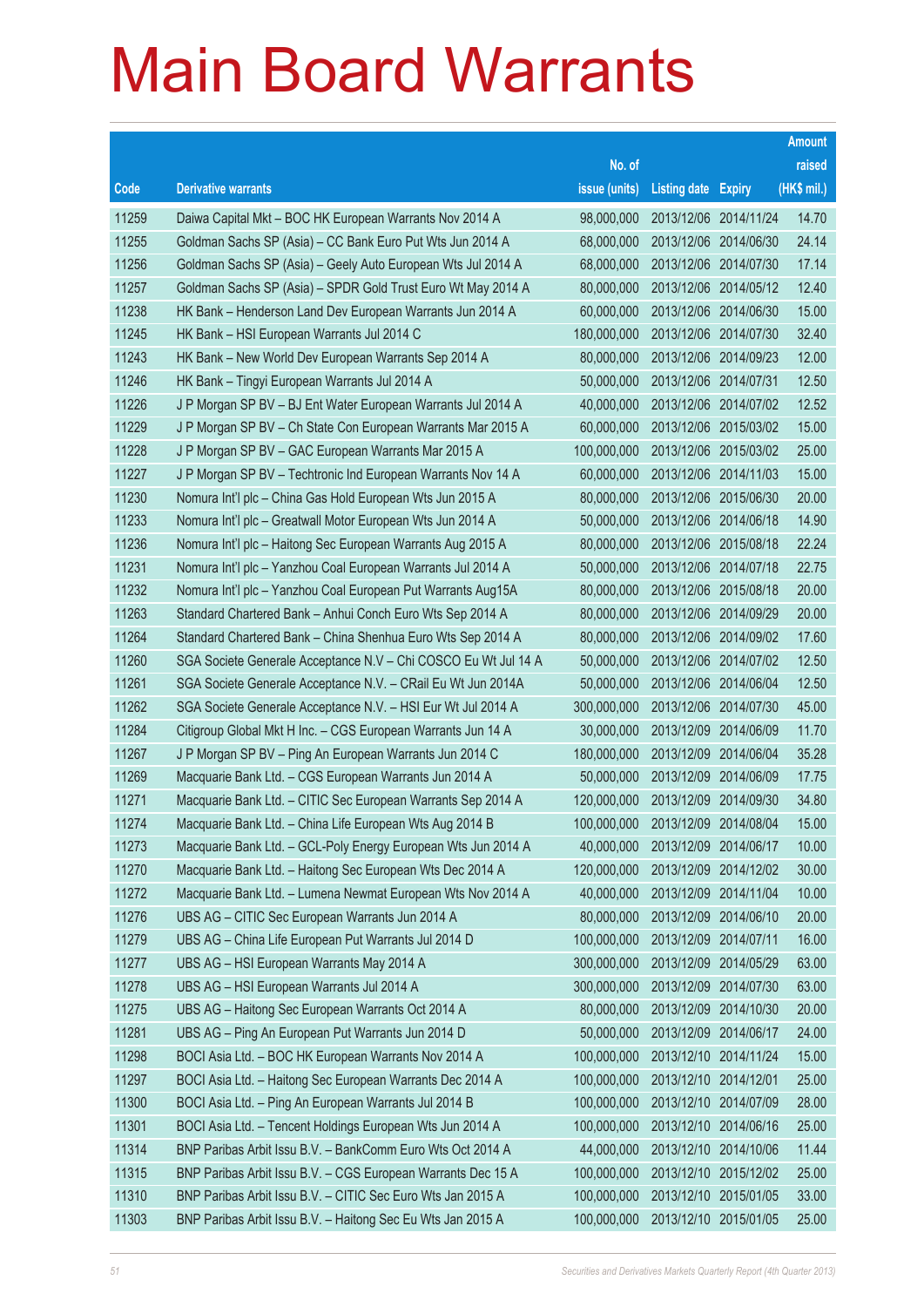# Main Board Warrants

| Code | Derivative warrants | No. of issue (units) | Listing date | Expiry | Amount raised (HK$ mil.) |
|---|---|---|---|---|---|
| 11259 | Daiwa Capital Mkt – BOC HK European Warrants Nov 2014 A | 98,000,000 | 2013/12/06 | 2014/11/24 | 14.70 |
| 11255 | Goldman Sachs SP (Asia) – CC Bank Euro Put Wts Jun 2014 A | 68,000,000 | 2013/12/06 | 2014/06/30 | 24.14 |
| 11256 | Goldman Sachs SP (Asia) – Geely Auto European Wts Jul 2014 A | 68,000,000 | 2013/12/06 | 2014/07/30 | 17.14 |
| 11257 | Goldman Sachs SP (Asia) – SPDR Gold Trust Euro Wt May 2014 A | 80,000,000 | 2013/12/06 | 2014/05/12 | 12.40 |
| 11238 | HK Bank – Henderson Land Dev European Warrants Jun 2014 A | 60,000,000 | 2013/12/06 | 2014/06/30 | 15.00 |
| 11245 | HK Bank – HSI European Warrants Jul 2014 C | 180,000,000 | 2013/12/06 | 2014/07/30 | 32.40 |
| 11243 | HK Bank – New World Dev European Warrants Sep 2014 A | 80,000,000 | 2013/12/06 | 2014/09/23 | 12.00 |
| 11246 | HK Bank – Tingyi European Warrants Jul 2014 A | 50,000,000 | 2013/12/06 | 2014/07/31 | 12.50 |
| 11226 | J P Morgan SP BV – BJ Ent Water European Warrants Jul 2014 A | 40,000,000 | 2013/12/06 | 2014/07/02 | 12.52 |
| 11229 | J P Morgan SP BV – Ch State Con European Warrants Mar 2015 A | 60,000,000 | 2013/12/06 | 2015/03/02 | 15.00 |
| 11228 | J P Morgan SP BV – GAC European Warrants Mar 2015 A | 100,000,000 | 2013/12/06 | 2015/03/02 | 25.00 |
| 11227 | J P Morgan SP BV – Techtronic Ind European Warrants Nov 14 A | 60,000,000 | 2013/12/06 | 2014/11/03 | 15.00 |
| 11230 | Nomura Int'l plc – China Gas Hold European Wts Jun 2015 A | 80,000,000 | 2013/12/06 | 2015/06/30 | 20.00 |
| 11233 | Nomura Int'l plc – Greatwall Motor European Wts Jun 2014 A | 50,000,000 | 2013/12/06 | 2014/06/18 | 14.90 |
| 11236 | Nomura Int'l plc – Haitong Sec European Warrants Aug 2015 A | 80,000,000 | 2013/12/06 | 2015/08/18 | 22.24 |
| 11231 | Nomura Int'l plc – Yanzhou Coal European Warrants Jul 2014 A | 50,000,000 | 2013/12/06 | 2014/07/18 | 22.75 |
| 11232 | Nomura Int'l plc – Yanzhou Coal European Put Warrants Aug15A | 80,000,000 | 2013/12/06 | 2015/08/18 | 20.00 |
| 11263 | Standard Chartered Bank – Anhui Conch Euro Wts Sep 2014 A | 80,000,000 | 2013/12/06 | 2014/09/29 | 20.00 |
| 11264 | Standard Chartered Bank – China Shenhua Euro Wts Sep 2014 A | 80,000,000 | 2013/12/06 | 2014/09/02 | 17.60 |
| 11260 | SGA Societe Generale Acceptance N.V – Chi COSCO Eu Wt Jul 14 A | 50,000,000 | 2013/12/06 | 2014/07/02 | 12.50 |
| 11261 | SGA Societe Generale Acceptance N.V. – CRail Eu Wt Jun 2014A | 50,000,000 | 2013/12/06 | 2014/06/04 | 12.50 |
| 11262 | SGA Societe Generale Acceptance N.V. – HSI Eur Wt Jul 2014 A | 300,000,000 | 2013/12/06 | 2014/07/30 | 45.00 |
| 11284 | Citigroup Global Mkt H Inc. – CGS European Warrants Jun 14 A | 30,000,000 | 2013/12/09 | 2014/06/09 | 11.70 |
| 11267 | J P Morgan SP BV – Ping An European Warrants Jun 2014 C | 180,000,000 | 2013/12/09 | 2014/06/04 | 35.28 |
| 11269 | Macquarie Bank Ltd. – CGS European Warrants Jun 2014 A | 50,000,000 | 2013/12/09 | 2014/06/09 | 17.75 |
| 11271 | Macquarie Bank Ltd. – CITIC Sec European Warrants Sep 2014 A | 120,000,000 | 2013/12/09 | 2014/09/30 | 34.80 |
| 11274 | Macquarie Bank Ltd. – China Life European Wts Aug 2014 B | 100,000,000 | 2013/12/09 | 2014/08/04 | 15.00 |
| 11273 | Macquarie Bank Ltd. – GCL-Poly Energy European Wts Jun 2014 A | 40,000,000 | 2013/12/09 | 2014/06/17 | 10.00 |
| 11270 | Macquarie Bank Ltd. – Haitong Sec European Wts Dec 2014 A | 120,000,000 | 2013/12/09 | 2014/12/02 | 30.00 |
| 11272 | Macquarie Bank Ltd. – Lumena Newmat European Wts Nov 2014 A | 40,000,000 | 2013/12/09 | 2014/11/04 | 10.00 |
| 11276 | UBS AG – CITIC Sec European Warrants Jun 2014 A | 80,000,000 | 2013/12/09 | 2014/06/10 | 20.00 |
| 11279 | UBS AG – China Life European Put Warrants Jul 2014 D | 100,000,000 | 2013/12/09 | 2014/07/11 | 16.00 |
| 11277 | UBS AG – HSI European Warrants May 2014 A | 300,000,000 | 2013/12/09 | 2014/05/29 | 63.00 |
| 11278 | UBS AG – HSI European Warrants Jul 2014 A | 300,000,000 | 2013/12/09 | 2014/07/30 | 63.00 |
| 11275 | UBS AG – Haitong Sec European Warrants Oct 2014 A | 80,000,000 | 2013/12/09 | 2014/10/30 | 20.00 |
| 11281 | UBS AG – Ping An European Put Warrants Jun 2014 D | 50,000,000 | 2013/12/09 | 2014/06/17 | 24.00 |
| 11298 | BOCI Asia Ltd. – BOC HK European Warrants Nov 2014 A | 100,000,000 | 2013/12/10 | 2014/11/24 | 15.00 |
| 11297 | BOCI Asia Ltd. – Haitong Sec European Warrants Dec 2014 A | 100,000,000 | 2013/12/10 | 2014/12/01 | 25.00 |
| 11300 | BOCI Asia Ltd. – Ping An European Warrants Jul 2014 B | 100,000,000 | 2013/12/10 | 2014/07/09 | 28.00 |
| 11301 | BOCI Asia Ltd. – Tencent Holdings European Wts Jun 2014 A | 100,000,000 | 2013/12/10 | 2014/06/16 | 25.00 |
| 11314 | BNP Paribas Arbit Issu B.V. – BankComm Euro Wts Oct 2014 A | 44,000,000 | 2013/12/10 | 2014/10/06 | 11.44 |
| 11315 | BNP Paribas Arbit Issu B.V. – CGS European Warrants Dec 15 A | 100,000,000 | 2013/12/10 | 2015/12/02 | 25.00 |
| 11310 | BNP Paribas Arbit Issu B.V. – CITIC Sec Euro Wts Jan 2015 A | 100,000,000 | 2013/12/10 | 2015/01/05 | 33.00 |
| 11303 | BNP Paribas Arbit Issu B.V. – Haitong Sec Eu Wts Jan 2015 A | 100,000,000 | 2013/12/10 | 2015/01/05 | 25.00 |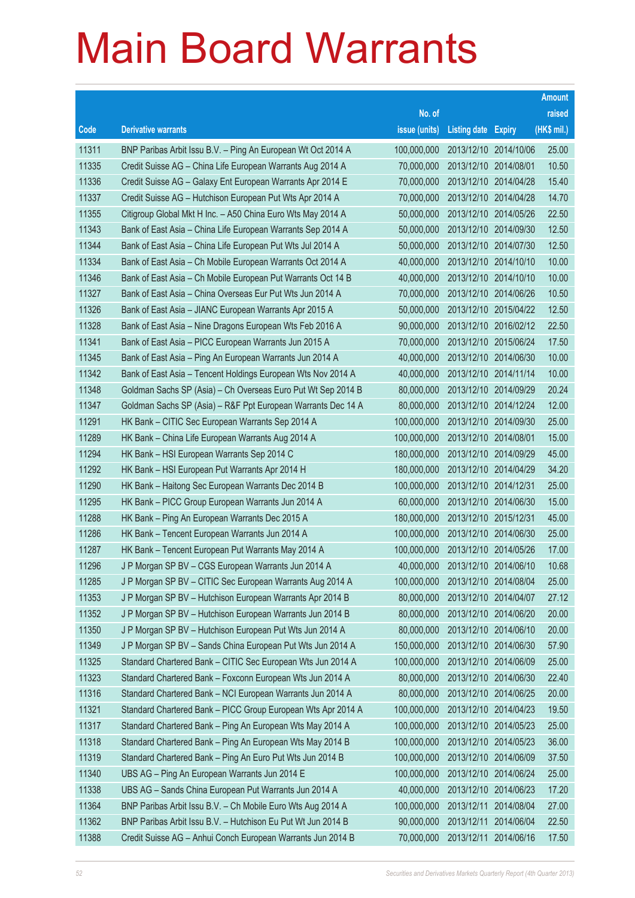# Main Board Warrants

| Code | Derivative warrants | No. of issue (units) | Listing date | Expiry | Amount raised (HK$ mil.) |
|---|---|---|---|---|---|
| 11311 | BNP Paribas Arbit Issu B.V. – Ping An European Wt Oct 2014 A | 100,000,000 | 2013/12/10 | 2014/10/06 | 25.00 |
| 11335 | Credit Suisse AG – China Life European Warrants Aug 2014 A | 70,000,000 | 2013/12/10 | 2014/08/01 | 10.50 |
| 11336 | Credit Suisse AG – Galaxy Ent European Warrants Apr 2014 E | 70,000,000 | 2013/12/10 | 2014/04/28 | 15.40 |
| 11337 | Credit Suisse AG – Hutchison European Put Wts Apr 2014 A | 70,000,000 | 2013/12/10 | 2014/04/28 | 14.70 |
| 11355 | Citigroup Global Mkt H Inc. – A50 China Euro Wts May 2014 A | 50,000,000 | 2013/12/10 | 2014/05/26 | 22.50 |
| 11343 | Bank of East Asia – China Life European Warrants Sep 2014 A | 50,000,000 | 2013/12/10 | 2014/09/30 | 12.50 |
| 11344 | Bank of East Asia – China Life European Put Wts Jul 2014 A | 50,000,000 | 2013/12/10 | 2014/07/30 | 12.50 |
| 11334 | Bank of East Asia – Ch Mobile European Warrants Oct 2014 A | 40,000,000 | 2013/12/10 | 2014/10/10 | 10.00 |
| 11346 | Bank of East Asia – Ch Mobile European Put Warrants Oct 14 B | 40,000,000 | 2013/12/10 | 2014/10/10 | 10.00 |
| 11327 | Bank of East Asia – China Overseas Eur Put Wts Jun 2014 A | 70,000,000 | 2013/12/10 | 2014/06/26 | 10.50 |
| 11326 | Bank of East Asia – JIANC European Warrants Apr 2015 A | 50,000,000 | 2013/12/10 | 2015/04/22 | 12.50 |
| 11328 | Bank of East Asia – Nine Dragons European Wts Feb 2016 A | 90,000,000 | 2013/12/10 | 2016/02/12 | 22.50 |
| 11341 | Bank of East Asia – PICC European Warrants Jun 2015 A | 70,000,000 | 2013/12/10 | 2015/06/24 | 17.50 |
| 11345 | Bank of East Asia – Ping An European Warrants Jun 2014 A | 40,000,000 | 2013/12/10 | 2014/06/30 | 10.00 |
| 11342 | Bank of East Asia – Tencent Holdings European Wts Nov 2014 A | 40,000,000 | 2013/12/10 | 2014/11/14 | 10.00 |
| 11348 | Goldman Sachs SP (Asia) – Ch Overseas Euro Put Wt Sep 2014 B | 80,000,000 | 2013/12/10 | 2014/09/29 | 20.24 |
| 11347 | Goldman Sachs SP (Asia) – R&F Ppt European Warrants Dec 14 A | 80,000,000 | 2013/12/10 | 2014/12/24 | 12.00 |
| 11291 | HK Bank – CITIC Sec European Warrants Sep 2014 A | 100,000,000 | 2013/12/10 | 2014/09/30 | 25.00 |
| 11289 | HK Bank – China Life European Warrants Aug 2014 A | 100,000,000 | 2013/12/10 | 2014/08/01 | 15.00 |
| 11294 | HK Bank – HSI European Warrants Sep 2014 C | 180,000,000 | 2013/12/10 | 2014/09/29 | 45.00 |
| 11292 | HK Bank – HSI European Put Warrants Apr 2014 H | 180,000,000 | 2013/12/10 | 2014/04/29 | 34.20 |
| 11290 | HK Bank – Haitong Sec European Warrants Dec 2014 B | 100,000,000 | 2013/12/10 | 2014/12/31 | 25.00 |
| 11295 | HK Bank – PICC Group European Warrants Jun 2014 A | 60,000,000 | 2013/12/10 | 2014/06/30 | 15.00 |
| 11288 | HK Bank – Ping An European Warrants Dec 2015 A | 180,000,000 | 2013/12/10 | 2015/12/31 | 45.00 |
| 11286 | HK Bank – Tencent European Warrants Jun 2014 A | 100,000,000 | 2013/12/10 | 2014/06/30 | 25.00 |
| 11287 | HK Bank – Tencent European Put Warrants May 2014 A | 100,000,000 | 2013/12/10 | 2014/05/26 | 17.00 |
| 11296 | J P Morgan SP BV – CGS European Warrants Jun 2014 A | 40,000,000 | 2013/12/10 | 2014/06/10 | 10.68 |
| 11285 | J P Morgan SP BV – CITIC Sec European Warrants Aug 2014 A | 100,000,000 | 2013/12/10 | 2014/08/04 | 25.00 |
| 11353 | J P Morgan SP BV – Hutchison European Warrants Apr 2014 B | 80,000,000 | 2013/12/10 | 2014/04/07 | 27.12 |
| 11352 | J P Morgan SP BV – Hutchison European Warrants Jun 2014 B | 80,000,000 | 2013/12/10 | 2014/06/20 | 20.00 |
| 11350 | J P Morgan SP BV – Hutchison European Put Wts Jun 2014 A | 80,000,000 | 2013/12/10 | 2014/06/10 | 20.00 |
| 11349 | J P Morgan SP BV – Sands China European Put Wts Jun 2014 A | 150,000,000 | 2013/12/10 | 2014/06/30 | 57.90 |
| 11325 | Standard Chartered Bank – CITIC Sec European Wts Jun 2014 A | 100,000,000 | 2013/12/10 | 2014/06/09 | 25.00 |
| 11323 | Standard Chartered Bank – Foxconn European Wts Jun 2014 A | 80,000,000 | 2013/12/10 | 2014/06/30 | 22.40 |
| 11316 | Standard Chartered Bank – NCI European Warrants Jun 2014 A | 80,000,000 | 2013/12/10 | 2014/06/25 | 20.00 |
| 11321 | Standard Chartered Bank – PICC Group European Wts Apr 2014 A | 100,000,000 | 2013/12/10 | 2014/04/23 | 19.50 |
| 11317 | Standard Chartered Bank – Ping An European Wts May 2014 A | 100,000,000 | 2013/12/10 | 2014/05/23 | 25.00 |
| 11318 | Standard Chartered Bank – Ping An European Wts May 2014 B | 100,000,000 | 2013/12/10 | 2014/05/23 | 36.00 |
| 11319 | Standard Chartered Bank – Ping An Euro Put Wts Jun 2014 B | 100,000,000 | 2013/12/10 | 2014/06/09 | 37.50 |
| 11340 | UBS AG – Ping An European Warrants Jun 2014 E | 100,000,000 | 2013/12/10 | 2014/06/24 | 25.00 |
| 11338 | UBS AG – Sands China European Put Warrants Jun 2014 A | 40,000,000 | 2013/12/10 | 2014/06/23 | 17.20 |
| 11364 | BNP Paribas Arbit Issu B.V. – Ch Mobile Euro Wts Aug 2014 A | 100,000,000 | 2013/12/11 | 2014/08/04 | 27.00 |
| 11362 | BNP Paribas Arbit Issu B.V. – Hutchison Eu Put Wt Jun 2014 B | 90,000,000 | 2013/12/11 | 2014/06/04 | 22.50 |
| 11388 | Credit Suisse AG – Anhui Conch European Warrants Jun 2014 B | 70,000,000 | 2013/12/11 | 2014/06/16 | 17.50 |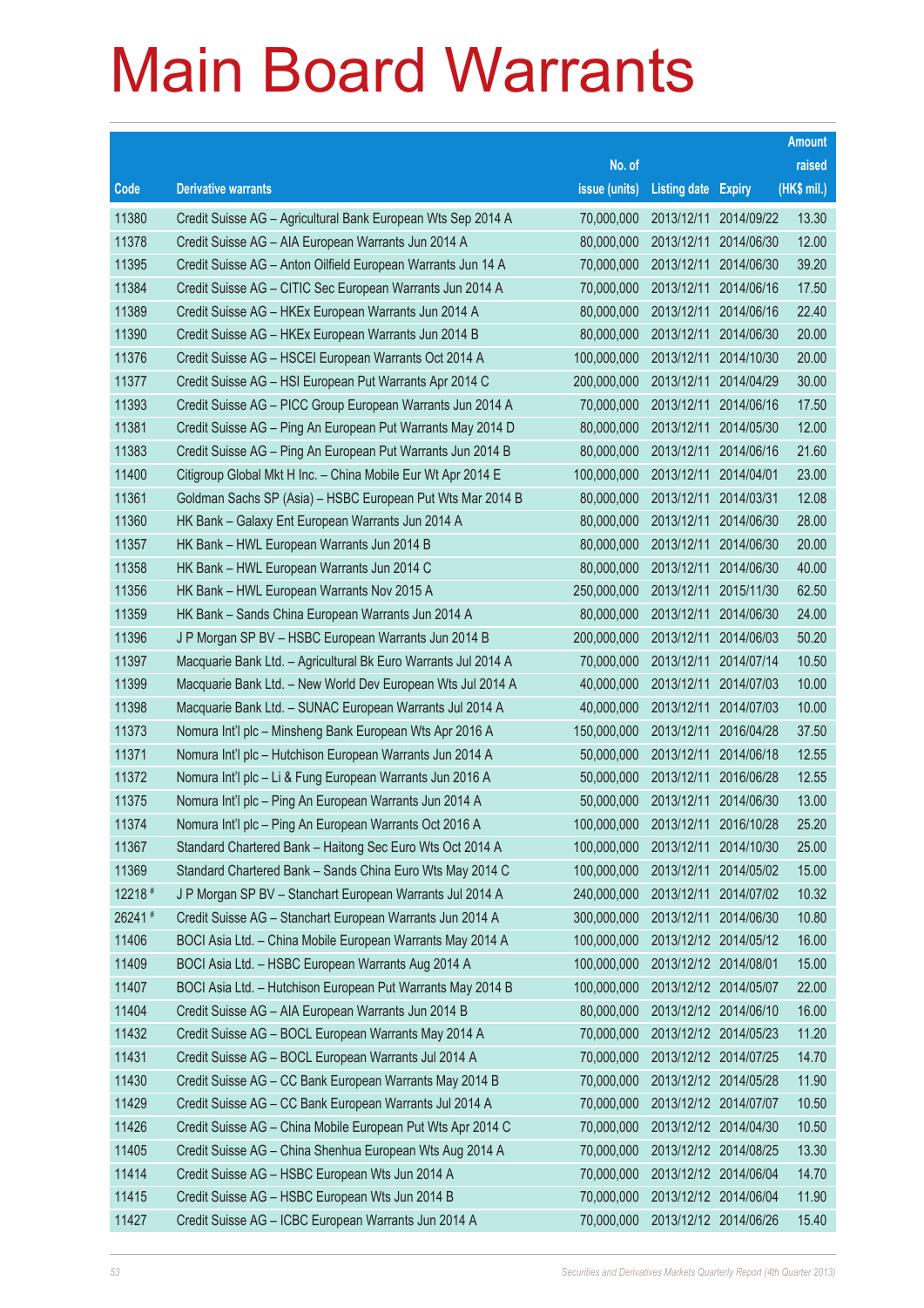# Main Board Warrants

| Code | Derivative warrants | No. of issue (units) | Listing date | Expiry | Amount raised (HK$ mil.) |
|---|---|---|---|---|---|
| 11380 | Credit Suisse AG – Agricultural Bank European Wts Sep 2014 A | 70,000,000 | 2013/12/11 | 2014/09/22 | 13.30 |
| 11378 | Credit Suisse AG – AIA European Warrants Jun 2014 A | 80,000,000 | 2013/12/11 | 2014/06/30 | 12.00 |
| 11395 | Credit Suisse AG – Anton Oilfield European Warrants Jun 14 A | 70,000,000 | 2013/12/11 | 2014/06/30 | 39.20 |
| 11384 | Credit Suisse AG – CITIC Sec European Warrants Jun 2014 A | 70,000,000 | 2013/12/11 | 2014/06/16 | 17.50 |
| 11389 | Credit Suisse AG – HKEx European Warrants Jun 2014 A | 80,000,000 | 2013/12/11 | 2014/06/16 | 22.40 |
| 11390 | Credit Suisse AG – HKEx European Warrants Jun 2014 B | 80,000,000 | 2013/12/11 | 2014/06/30 | 20.00 |
| 11376 | Credit Suisse AG – HSCEI European Warrants Oct 2014 A | 100,000,000 | 2013/12/11 | 2014/10/30 | 20.00 |
| 11377 | Credit Suisse AG – HSI European Put Warrants Apr 2014 C | 200,000,000 | 2013/12/11 | 2014/04/29 | 30.00 |
| 11393 | Credit Suisse AG – PICC Group European Warrants Jun 2014 A | 70,000,000 | 2013/12/11 | 2014/06/16 | 17.50 |
| 11381 | Credit Suisse AG – Ping An European Put Warrants May 2014 D | 80,000,000 | 2013/12/11 | 2014/05/30 | 12.00 |
| 11383 | Credit Suisse AG – Ping An European Put Warrants Jun 2014 B | 80,000,000 | 2013/12/11 | 2014/06/16 | 21.60 |
| 11400 | Citigroup Global Mkt H Inc. – China Mobile Eur Wt Apr 2014 E | 100,000,000 | 2013/12/11 | 2014/04/01 | 23.00 |
| 11361 | Goldman Sachs SP (Asia) – HSBC European Put Wts Mar 2014 B | 80,000,000 | 2013/12/11 | 2014/03/31 | 12.08 |
| 11360 | HK Bank – Galaxy Ent European Warrants Jun 2014 A | 80,000,000 | 2013/12/11 | 2014/06/30 | 28.00 |
| 11357 | HK Bank – HWL European Warrants Jun 2014 B | 80,000,000 | 2013/12/11 | 2014/06/30 | 20.00 |
| 11358 | HK Bank – HWL European Warrants Jun 2014 C | 80,000,000 | 2013/12/11 | 2014/06/30 | 40.00 |
| 11356 | HK Bank – HWL European Warrants Nov 2015 A | 250,000,000 | 2013/12/11 | 2015/11/30 | 62.50 |
| 11359 | HK Bank – Sands China European Warrants Jun 2014 A | 80,000,000 | 2013/12/11 | 2014/06/30 | 24.00 |
| 11396 | J P Morgan SP BV – HSBC European Warrants Jun 2014 B | 200,000,000 | 2013/12/11 | 2014/06/03 | 50.20 |
| 11397 | Macquarie Bank Ltd. – Agricultural Bk Euro Warrants Jul 2014 A | 70,000,000 | 2013/12/11 | 2014/07/14 | 10.50 |
| 11399 | Macquarie Bank Ltd. – New World Dev European Wts Jul 2014 A | 40,000,000 | 2013/12/11 | 2014/07/03 | 10.00 |
| 11398 | Macquarie Bank Ltd. – SUNAC European Warrants Jul 2014 A | 40,000,000 | 2013/12/11 | 2014/07/03 | 10.00 |
| 11373 | Nomura Int'l plc – Minsheng Bank European Wts Apr 2016 A | 150,000,000 | 2013/12/11 | 2016/04/28 | 37.50 |
| 11371 | Nomura Int'l plc – Hutchison European Warrants Jun 2014 A | 50,000,000 | 2013/12/11 | 2014/06/18 | 12.55 |
| 11372 | Nomura Int'l plc – Li & Fung European Warrants Jun 2016 A | 50,000,000 | 2013/12/11 | 2016/06/28 | 12.55 |
| 11375 | Nomura Int'l plc – Ping An European Warrants Jun 2014 A | 50,000,000 | 2013/12/11 | 2014/06/30 | 13.00 |
| 11374 | Nomura Int'l plc – Ping An European Warrants Oct 2016 A | 100,000,000 | 2013/12/11 | 2016/10/28 | 25.20 |
| 11367 | Standard Chartered Bank – Haitong Sec Euro Wts Oct 2014 A | 100,000,000 | 2013/12/11 | 2014/10/30 | 25.00 |
| 11369 | Standard Chartered Bank – Sands China Euro Wts May 2014 C | 100,000,000 | 2013/12/11 | 2014/05/02 | 15.00 |
| 12218 # | J P Morgan SP BV – Stanchart European Warrants Jul 2014 A | 240,000,000 | 2013/12/11 | 2014/07/02 | 10.32 |
| 26241 # | Credit Suisse AG – Stanchart European Warrants Jun 2014 A | 300,000,000 | 2013/12/11 | 2014/06/30 | 10.80 |
| 11406 | BOCI Asia Ltd. – China Mobile European Warrants May 2014 A | 100,000,000 | 2013/12/12 | 2014/05/12 | 16.00 |
| 11409 | BOCI Asia Ltd. – HSBC European Warrants Aug 2014 A | 100,000,000 | 2013/12/12 | 2014/08/01 | 15.00 |
| 11407 | BOCI Asia Ltd. – Hutchison European Put Warrants May 2014 B | 100,000,000 | 2013/12/12 | 2014/05/07 | 22.00 |
| 11404 | Credit Suisse AG – AIA European Warrants Jun 2014 B | 80,000,000 | 2013/12/12 | 2014/06/10 | 16.00 |
| 11432 | Credit Suisse AG – BOCL European Warrants May 2014 A | 70,000,000 | 2013/12/12 | 2014/05/23 | 11.20 |
| 11431 | Credit Suisse AG – BOCL European Warrants Jul 2014 A | 70,000,000 | 2013/12/12 | 2014/07/25 | 14.70 |
| 11430 | Credit Suisse AG – CC Bank European Warrants May 2014 B | 70,000,000 | 2013/12/12 | 2014/05/28 | 11.90 |
| 11429 | Credit Suisse AG – CC Bank European Warrants Jul 2014 A | 70,000,000 | 2013/12/12 | 2014/07/07 | 10.50 |
| 11426 | Credit Suisse AG – China Mobile European Put Wts Apr 2014 C | 70,000,000 | 2013/12/12 | 2014/04/30 | 10.50 |
| 11405 | Credit Suisse AG – China Shenhua European Wts Aug 2014 A | 70,000,000 | 2013/12/12 | 2014/08/25 | 13.30 |
| 11414 | Credit Suisse AG – HSBC European Wts Jun 2014 A | 70,000,000 | 2013/12/12 | 2014/06/04 | 14.70 |
| 11415 | Credit Suisse AG – HSBC European Wts Jun 2014 B | 70,000,000 | 2013/12/12 | 2014/06/04 | 11.90 |
| 11427 | Credit Suisse AG – ICBC European Warrants Jun 2014 A | 70,000,000 | 2013/12/12 | 2014/06/26 | 15.40 |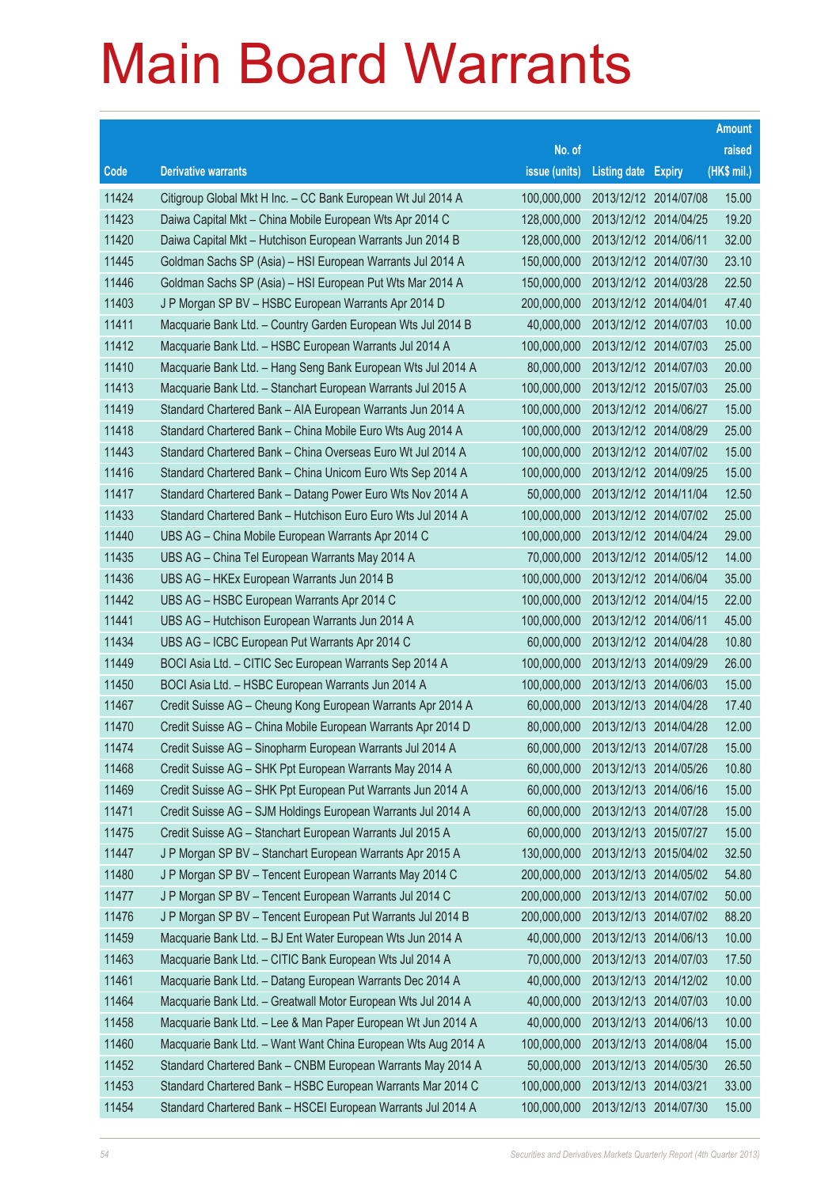# Main Board Warrants

| Code | Derivative warrants | No. of issue (units) | Listing date | Expiry | Amount raised (HK$ mil.) |
|---|---|---|---|---|---|
| 11424 | Citigroup Global Mkt H Inc. – CC Bank European Wt Jul 2014 A | 100,000,000 | 2013/12/12 | 2014/07/08 | 15.00 |
| 11423 | Daiwa Capital Mkt – China Mobile European Wts Apr 2014 C | 128,000,000 | 2013/12/12 | 2014/04/25 | 19.20 |
| 11420 | Daiwa Capital Mkt – Hutchison European Warrants Jun 2014 B | 128,000,000 | 2013/12/12 | 2014/06/11 | 32.00 |
| 11445 | Goldman Sachs SP (Asia) – HSI European Warrants Jul 2014 A | 150,000,000 | 2013/12/12 | 2014/07/30 | 23.10 |
| 11446 | Goldman Sachs SP (Asia) – HSI European Put Wts Mar 2014 A | 150,000,000 | 2013/12/12 | 2014/03/28 | 22.50 |
| 11403 | J P Morgan SP BV – HSBC European Warrants Apr 2014 D | 200,000,000 | 2013/12/12 | 2014/04/01 | 47.40 |
| 11411 | Macquarie Bank Ltd. – Country Garden European Wts Jul 2014 B | 40,000,000 | 2013/12/12 | 2014/07/03 | 10.00 |
| 11412 | Macquarie Bank Ltd. – HSBC European Warrants Jul 2014 A | 100,000,000 | 2013/12/12 | 2014/07/03 | 25.00 |
| 11410 | Macquarie Bank Ltd. – Hang Seng Bank European Wts Jul 2014 A | 80,000,000 | 2013/12/12 | 2014/07/03 | 20.00 |
| 11413 | Macquarie Bank Ltd. – Stanchart European Warrants Jul 2015 A | 100,000,000 | 2013/12/12 | 2015/07/03 | 25.00 |
| 11419 | Standard Chartered Bank – AIA European Warrants Jun 2014 A | 100,000,000 | 2013/12/12 | 2014/06/27 | 15.00 |
| 11418 | Standard Chartered Bank – China Mobile Euro Wts Aug 2014 A | 100,000,000 | 2013/12/12 | 2014/08/29 | 25.00 |
| 11443 | Standard Chartered Bank – China Overseas Euro Wt Jul 2014 A | 100,000,000 | 2013/12/12 | 2014/07/02 | 15.00 |
| 11416 | Standard Chartered Bank – China Unicom Euro Wts Sep 2014 A | 100,000,000 | 2013/12/12 | 2014/09/25 | 15.00 |
| 11417 | Standard Chartered Bank – Datang Power Euro Wts Nov 2014 A | 50,000,000 | 2013/12/12 | 2014/11/04 | 12.50 |
| 11433 | Standard Chartered Bank – Hutchison Euro Wts Jul 2014 A | 100,000,000 | 2013/12/12 | 2014/07/02 | 25.00 |
| 11440 | UBS AG – China Mobile European Warrants Apr 2014 C | 100,000,000 | 2013/12/12 | 2014/04/24 | 29.00 |
| 11435 | UBS AG – China Tel European Warrants May 2014 A | 70,000,000 | 2013/12/12 | 2014/05/12 | 14.00 |
| 11436 | UBS AG – HKEx European Warrants Jun 2014 B | 100,000,000 | 2013/12/12 | 2014/06/04 | 35.00 |
| 11442 | UBS AG – HSBC European Warrants Apr 2014 C | 100,000,000 | 2013/12/12 | 2014/04/15 | 22.00 |
| 11441 | UBS AG – Hutchison European Warrants Jun 2014 A | 100,000,000 | 2013/12/12 | 2014/06/11 | 45.00 |
| 11434 | UBS AG – ICBC European Put Warrants Apr 2014 C | 60,000,000 | 2013/12/12 | 2014/04/28 | 10.80 |
| 11449 | BOCI Asia Ltd. – CITIC Sec European Warrants Sep 2014 A | 100,000,000 | 2013/12/13 | 2014/09/29 | 26.00 |
| 11450 | BOCI Asia Ltd. – HSBC European Warrants Jun 2014 A | 100,000,000 | 2013/12/13 | 2014/06/03 | 15.00 |
| 11467 | Credit Suisse AG – Cheung Kong European Warrants Apr 2014 A | 60,000,000 | 2013/12/13 | 2014/04/28 | 17.40 |
| 11470 | Credit Suisse AG – China Mobile European Warrants Apr 2014 D | 80,000,000 | 2013/12/13 | 2014/04/28 | 12.00 |
| 11474 | Credit Suisse AG – Sinopharm European Warrants Jul 2014 A | 60,000,000 | 2013/12/13 | 2014/07/28 | 15.00 |
| 11468 | Credit Suisse AG – SHK Ppt European Warrants May 2014 A | 60,000,000 | 2013/12/13 | 2014/05/26 | 10.80 |
| 11469 | Credit Suisse AG – SHK Ppt European Put Warrants Jun 2014 A | 60,000,000 | 2013/12/13 | 2014/06/16 | 15.00 |
| 11471 | Credit Suisse AG – SJM Holdings European Warrants Jul 2014 A | 60,000,000 | 2013/12/13 | 2014/07/28 | 15.00 |
| 11475 | Credit Suisse AG – Stanchart European Warrants Jul 2015 A | 60,000,000 | 2013/12/13 | 2015/07/27 | 15.00 |
| 11447 | J P Morgan SP BV – Stanchart European Warrants Apr 2015 A | 130,000,000 | 2013/12/13 | 2015/04/02 | 32.50 |
| 11480 | J P Morgan SP BV – Tencent European Warrants May 2014 C | 200,000,000 | 2013/12/13 | 2014/05/02 | 54.80 |
| 11477 | J P Morgan SP BV – Tencent European Warrants Jul 2014 C | 200,000,000 | 2013/12/13 | 2014/07/02 | 50.00 |
| 11476 | J P Morgan SP BV – Tencent European Put Warrants Jul 2014 B | 200,000,000 | 2013/12/13 | 2014/07/02 | 88.20 |
| 11459 | Macquarie Bank Ltd. – BJ Ent Water European Wts Jun 2014 A | 40,000,000 | 2013/12/13 | 2014/06/13 | 10.00 |
| 11463 | Macquarie Bank Ltd. – CITIC Bank European Wts Jul 2014 A | 70,000,000 | 2013/12/13 | 2014/07/03 | 17.50 |
| 11461 | Macquarie Bank Ltd. – Datang European Warrants Dec 2014 A | 40,000,000 | 2013/12/13 | 2014/12/02 | 10.00 |
| 11464 | Macquarie Bank Ltd. – Greatwall Motor European Wts Jul 2014 A | 40,000,000 | 2013/12/13 | 2014/07/03 | 10.00 |
| 11458 | Macquarie Bank Ltd. – Lee & Man Paper European Wt Jun 2014 A | 40,000,000 | 2013/12/13 | 2014/06/13 | 10.00 |
| 11460 | Macquarie Bank Ltd. – Want Want China European Wts Aug 2014 A | 100,000,000 | 2013/12/13 | 2014/08/04 | 15.00 |
| 11452 | Standard Chartered Bank – CNBM European Warrants May 2014 A | 50,000,000 | 2013/12/13 | 2014/05/30 | 26.50 |
| 11453 | Standard Chartered Bank – HSBC European Warrants Mar 2014 C | 100,000,000 | 2013/12/13 | 2014/03/21 | 33.00 |
| 11454 | Standard Chartered Bank – HSCEI European Warrants Jul 2014 A | 100,000,000 | 2013/12/13 | 2014/07/30 | 15.00 |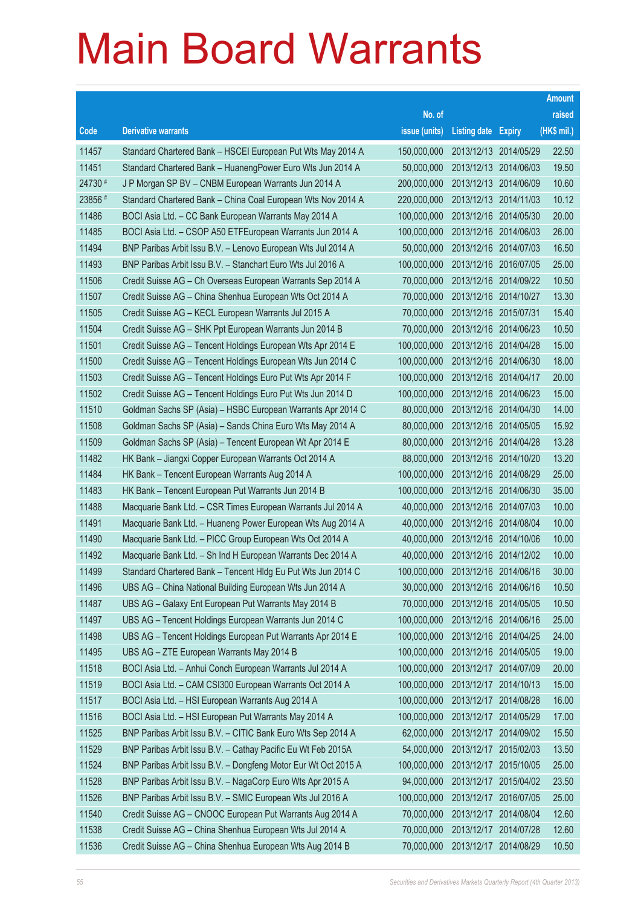# Main Board Warrants

| Code | Derivative warrants | No. of issue (units) | Listing date | Expiry | Amount raised (HK$ mil.) |
|---|---|---|---|---|---|
| 11457 | Standard Chartered Bank – HSCEI European Put Wts May 2014 A | 150,000,000 | 2013/12/13 | 2014/05/29 | 22.50 |
| 11451 | Standard Chartered Bank – HuanengPower Euro Wts Jun 2014 A | 50,000,000 | 2013/12/13 | 2014/06/03 | 19.50 |
| 24730 # | J P Morgan SP BV – CNBM European Warrants Jun 2014 A | 200,000,000 | 2013/12/13 | 2014/06/09 | 10.60 |
| 23856 # | Standard Chartered Bank – China Coal European Wts Nov 2014 A | 220,000,000 | 2013/12/13 | 2014/11/03 | 10.12 |
| 11486 | BOCI Asia Ltd. – CC Bank European Warrants May 2014 A | 100,000,000 | 2013/12/16 | 2014/05/30 | 20.00 |
| 11485 | BOCI Asia Ltd. – CSOP A50 ETFEuropean Warrants Jun 2014 A | 100,000,000 | 2013/12/16 | 2014/06/03 | 26.00 |
| 11494 | BNP Paribas Arbit Issu B.V. – Lenovo European Wts Jul 2014 A | 50,000,000 | 2013/12/16 | 2014/07/03 | 16.50 |
| 11493 | BNP Paribas Arbit Issu B.V. – Stanchart Euro Wts Jul 2016 A | 100,000,000 | 2013/12/16 | 2016/07/05 | 25.00 |
| 11506 | Credit Suisse AG – Ch Overseas European Warrants Sep 2014 A | 70,000,000 | 2013/12/16 | 2014/09/22 | 10.50 |
| 11507 | Credit Suisse AG – China Shenhua European Wts Oct 2014 A | 70,000,000 | 2013/12/16 | 2014/10/27 | 13.30 |
| 11505 | Credit Suisse AG – KECL European Warrants Jul 2015 A | 70,000,000 | 2013/12/16 | 2015/07/31 | 15.40 |
| 11504 | Credit Suisse AG – SHK Ppt European Warrants Jun 2014 B | 70,000,000 | 2013/12/16 | 2014/06/23 | 10.50 |
| 11501 | Credit Suisse AG – Tencent Holdings European Wts Apr 2014 E | 100,000,000 | 2013/12/16 | 2014/04/28 | 15.00 |
| 11500 | Credit Suisse AG – Tencent Holdings European Wts Jun 2014 C | 100,000,000 | 2013/12/16 | 2014/06/30 | 18.00 |
| 11503 | Credit Suisse AG – Tencent Holdings Euro Put Wts Apr 2014 F | 100,000,000 | 2013/12/16 | 2014/04/17 | 20.00 |
| 11502 | Credit Suisse AG – Tencent Holdings Euro Put Wts Jun 2014 D | 100,000,000 | 2013/12/16 | 2014/06/23 | 15.00 |
| 11510 | Goldman Sachs SP (Asia) – HSBC European Warrants Apr 2014 C | 80,000,000 | 2013/12/16 | 2014/04/30 | 14.00 |
| 11508 | Goldman Sachs SP (Asia) – Sands China Euro Wts May 2014 A | 80,000,000 | 2013/12/16 | 2014/05/05 | 15.92 |
| 11509 | Goldman Sachs SP (Asia) – Tencent European Wt Apr 2014 E | 80,000,000 | 2013/12/16 | 2014/04/28 | 13.28 |
| 11482 | HK Bank – Jiangxi Copper European Warrants Oct 2014 A | 88,000,000 | 2013/12/16 | 2014/10/20 | 13.20 |
| 11484 | HK Bank – Tencent European Warrants Aug 2014 A | 100,000,000 | 2013/12/16 | 2014/08/29 | 25.00 |
| 11483 | HK Bank – Tencent European Put Warrants Jun 2014 B | 100,000,000 | 2013/12/16 | 2014/06/30 | 35.00 |
| 11488 | Macquarie Bank Ltd. – CSR Times European Warrants Jul 2014 A | 40,000,000 | 2013/12/16 | 2014/07/03 | 10.00 |
| 11491 | Macquarie Bank Ltd. – Huaneng Power European Wts Aug 2014 A | 40,000,000 | 2013/12/16 | 2014/08/04 | 10.00 |
| 11490 | Macquarie Bank Ltd. – PICC Group European Wts Oct 2014 A | 40,000,000 | 2013/12/16 | 2014/10/06 | 10.00 |
| 11492 | Macquarie Bank Ltd. – Sh Ind H European Warrants Dec 2014 A | 40,000,000 | 2013/12/16 | 2014/12/02 | 10.00 |
| 11499 | Standard Chartered Bank – Tencent Hldg Eu Put Wts Jun 2014 C | 100,000,000 | 2013/12/16 | 2014/06/16 | 30.00 |
| 11496 | UBS AG – China National Building European Wts Jun 2014 A | 30,000,000 | 2013/12/16 | 2014/06/16 | 10.50 |
| 11487 | UBS AG – Galaxy Ent European Put Warrants May 2014 B | 70,000,000 | 2013/12/16 | 2014/05/05 | 10.50 |
| 11497 | UBS AG – Tencent Holdings European Warrants Jun 2014 C | 100,000,000 | 2013/12/16 | 2014/06/16 | 25.00 |
| 11498 | UBS AG – Tencent Holdings European Put Warrants Apr 2014 E | 100,000,000 | 2013/12/16 | 2014/04/25 | 24.00 |
| 11495 | UBS AG – ZTE European Warrants May 2014 B | 100,000,000 | 2013/12/16 | 2014/05/05 | 19.00 |
| 11518 | BOCI Asia Ltd. – Anhui Conch European Warrants Jul 2014 A | 100,000,000 | 2013/12/17 | 2014/07/09 | 20.00 |
| 11519 | BOCI Asia Ltd. – CAM CSI300 European Warrants Oct 2014 A | 100,000,000 | 2013/12/17 | 2014/10/13 | 15.00 |
| 11517 | BOCI Asia Ltd. – HSI European Warrants Aug 2014 A | 100,000,000 | 2013/12/17 | 2014/08/28 | 16.00 |
| 11516 | BOCI Asia Ltd. – HSI European Put Warrants May 2014 A | 100,000,000 | 2013/12/17 | 2014/05/29 | 17.00 |
| 11525 | BNP Paribas Arbit Issu B.V. – CITIC Bank Euro Wts Sep 2014 A | 62,000,000 | 2013/12/17 | 2014/09/02 | 15.50 |
| 11529 | BNP Paribas Arbit Issu B.V. – Cathay Pacific Eu Wt Feb 2015A | 54,000,000 | 2013/12/17 | 2015/02/03 | 13.50 |
| 11524 | BNP Paribas Arbit Issu B.V. – Dongfeng Motor Eur Wt Oct 2015 A | 100,000,000 | 2013/12/17 | 2015/10/05 | 25.00 |
| 11528 | BNP Paribas Arbit Issu B.V. – NagaCorp Euro Wts Apr 2015 A | 94,000,000 | 2013/12/17 | 2015/04/02 | 23.50 |
| 11526 | BNP Paribas Arbit Issu B.V. – SMIC European Wts Jul 2016 A | 100,000,000 | 2013/12/17 | 2016/07/05 | 25.00 |
| 11540 | Credit Suisse AG – CNOOC European Put Warrants Aug 2014 A | 70,000,000 | 2013/12/17 | 2014/08/04 | 12.60 |
| 11538 | Credit Suisse AG – China Shenhua European Wts Jul 2014 A | 70,000,000 | 2013/12/17 | 2014/07/28 | 12.60 |
| 11536 | Credit Suisse AG – China Shenhua European Wts Aug 2014 B | 70,000,000 | 2013/12/17 | 2014/08/29 | 10.50 |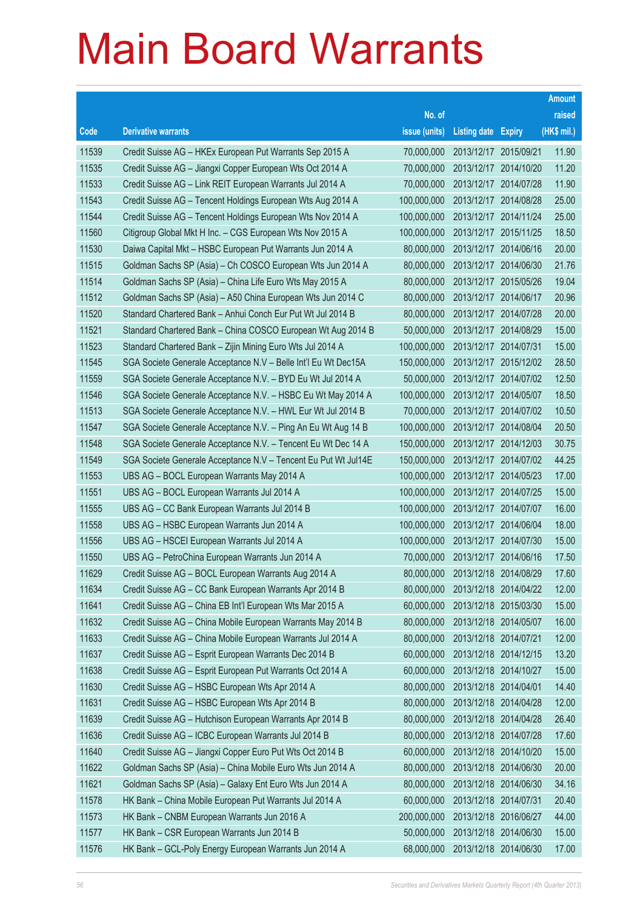# Main Board Warrants

| Code | Derivative warrants | No. of issue (units) | Listing date | Expiry | Amount raised (HK$ mil.) |
|---|---|---|---|---|---|
| 11539 | Credit Suisse AG – HKEx European Put Warrants Sep 2015 A | 70,000,000 | 2013/12/17 | 2015/09/21 | 11.90 |
| 11535 | Credit Suisse AG – Jiangxi Copper European Wts Oct 2014 A | 70,000,000 | 2013/12/17 | 2014/10/20 | 11.20 |
| 11533 | Credit Suisse AG – Link REIT European Warrants Jul 2014 A | 70,000,000 | 2013/12/17 | 2014/07/28 | 11.90 |
| 11543 | Credit Suisse AG – Tencent Holdings European Wts Aug 2014 A | 100,000,000 | 2013/12/17 | 2014/08/28 | 25.00 |
| 11544 | Credit Suisse AG – Tencent Holdings European Wts Nov 2014 A | 100,000,000 | 2013/12/17 | 2014/11/24 | 25.00 |
| 11560 | Citigroup Global Mkt H Inc. – CGS European Wts Nov 2015 A | 100,000,000 | 2013/12/17 | 2015/11/25 | 18.50 |
| 11530 | Daiwa Capital Mkt – HSBC European Put Warrants Jun 2014 A | 80,000,000 | 2013/12/17 | 2014/06/16 | 20.00 |
| 11515 | Goldman Sachs SP (Asia) – Ch COSCO European Wts Jun 2014 A | 80,000,000 | 2013/12/17 | 2014/06/30 | 21.76 |
| 11514 | Goldman Sachs SP (Asia) – China Life Euro Wts May 2015 A | 80,000,000 | 2013/12/17 | 2015/05/26 | 19.04 |
| 11512 | Goldman Sachs SP (Asia) – A50 China European Wts Jun 2014 C | 80,000,000 | 2013/12/17 | 2014/06/17 | 20.96 |
| 11520 | Standard Chartered Bank – Anhui Conch Eur Put Wt Jul 2014 B | 80,000,000 | 2013/12/17 | 2014/07/28 | 20.00 |
| 11521 | Standard Chartered Bank – China COSCO European Wt Aug 2014 B | 50,000,000 | 2013/12/17 | 2014/08/29 | 15.00 |
| 11523 | Standard Chartered Bank – Zijin Mining Euro Wts Jul 2014 A | 100,000,000 | 2013/12/17 | 2014/07/31 | 15.00 |
| 11545 | SGA Societe Generale Acceptance N.V – Belle Int'l Eu Wt Dec15A | 150,000,000 | 2013/12/17 | 2015/12/02 | 28.50 |
| 11559 | SGA Societe Generale Acceptance N.V. – BYD Eu Wt Jul 2014 A | 50,000,000 | 2013/12/17 | 2014/07/02 | 12.50 |
| 11546 | SGA Societe Generale Acceptance N.V. – HSBC Eu Wt May 2014 A | 100,000,000 | 2013/12/17 | 2014/05/07 | 18.50 |
| 11513 | SGA Societe Generale Acceptance N.V. – HWL Eur Wt Jul 2014 B | 70,000,000 | 2013/12/17 | 2014/07/02 | 10.50 |
| 11547 | SGA Societe Generale Acceptance N.V. – Ping An Eu Wt Aug 14 B | 100,000,000 | 2013/12/17 | 2014/08/04 | 20.50 |
| 11548 | SGA Societe Generale Acceptance N.V. – Tencent Eu Wt Dec 14 A | 150,000,000 | 2013/12/17 | 2014/12/03 | 30.75 |
| 11549 | SGA Societe Generale Acceptance N.V – Tencent Eu Put Wt Jul14E | 150,000,000 | 2013/12/17 | 2014/07/02 | 44.25 |
| 11553 | UBS AG – BOCL European Warrants May 2014 A | 100,000,000 | 2013/12/17 | 2014/05/23 | 17.00 |
| 11551 | UBS AG – BOCL European Warrants Jul 2014 A | 100,000,000 | 2013/12/17 | 2014/07/25 | 15.00 |
| 11555 | UBS AG – CC Bank European Warrants Jul 2014 B | 100,000,000 | 2013/12/17 | 2014/07/07 | 16.00 |
| 11558 | UBS AG – HSBC European Warrants Jun 2014 A | 100,000,000 | 2013/12/17 | 2014/06/04 | 18.00 |
| 11556 | UBS AG – HSCEI European Warrants Jul 2014 A | 100,000,000 | 2013/12/17 | 2014/07/30 | 15.00 |
| 11550 | UBS AG – PetroChina European Warrants Jun 2014 A | 70,000,000 | 2013/12/17 | 2014/06/16 | 17.50 |
| 11629 | Credit Suisse AG – BOCL European Warrants Aug 2014 A | 80,000,000 | 2013/12/18 | 2014/08/29 | 17.60 |
| 11634 | Credit Suisse AG – CC Bank European Warrants Apr 2014 B | 80,000,000 | 2013/12/18 | 2014/04/22 | 12.00 |
| 11641 | Credit Suisse AG – China EB Int'l European Wts Mar 2015 A | 60,000,000 | 2013/12/18 | 2015/03/30 | 15.00 |
| 11632 | Credit Suisse AG – China Mobile European Warrants May 2014 B | 80,000,000 | 2013/12/18 | 2014/05/07 | 16.00 |
| 11633 | Credit Suisse AG – China Mobile European Warrants Jul 2014 A | 80,000,000 | 2013/12/18 | 2014/07/21 | 12.00 |
| 11637 | Credit Suisse AG – Esprit European Warrants Dec 2014 B | 60,000,000 | 2013/12/18 | 2014/12/15 | 13.20 |
| 11638 | Credit Suisse AG – Esprit European Put Warrants Oct 2014 A | 60,000,000 | 2013/12/18 | 2014/10/27 | 15.00 |
| 11630 | Credit Suisse AG – HSBC European Wts Apr 2014 A | 80,000,000 | 2013/12/18 | 2014/04/01 | 14.40 |
| 11631 | Credit Suisse AG – HSBC European Wts Apr 2014 B | 80,000,000 | 2013/12/18 | 2014/04/28 | 12.00 |
| 11639 | Credit Suisse AG – Hutchison European Warrants Apr 2014 B | 80,000,000 | 2013/12/18 | 2014/04/28 | 26.40 |
| 11636 | Credit Suisse AG – ICBC European Warrants Jul 2014 B | 80,000,000 | 2013/12/18 | 2014/07/28 | 17.60 |
| 11640 | Credit Suisse AG – Jiangxi Copper Euro Put Wts Oct 2014 B | 60,000,000 | 2013/12/18 | 2014/10/20 | 15.00 |
| 11622 | Goldman Sachs SP (Asia) – China Mobile Euro Wts Jun 2014 A | 80,000,000 | 2013/12/18 | 2014/06/30 | 20.00 |
| 11621 | Goldman Sachs SP (Asia) – Galaxy Ent Euro Wts Jun 2014 A | 80,000,000 | 2013/12/18 | 2014/06/30 | 34.16 |
| 11578 | HK Bank – China Mobile European Put Warrants Jul 2014 A | 60,000,000 | 2013/12/18 | 2014/07/31 | 20.40 |
| 11573 | HK Bank – CNBM European Warrants Jun 2016 A | 200,000,000 | 2013/12/18 | 2016/06/27 | 44.00 |
| 11577 | HK Bank – CSR European Warrants Jun 2014 B | 50,000,000 | 2013/12/18 | 2014/06/30 | 15.00 |
| 11576 | HK Bank – GCL-Poly Energy European Warrants Jun 2014 A | 68,000,000 | 2013/12/18 | 2014/06/30 | 17.00 |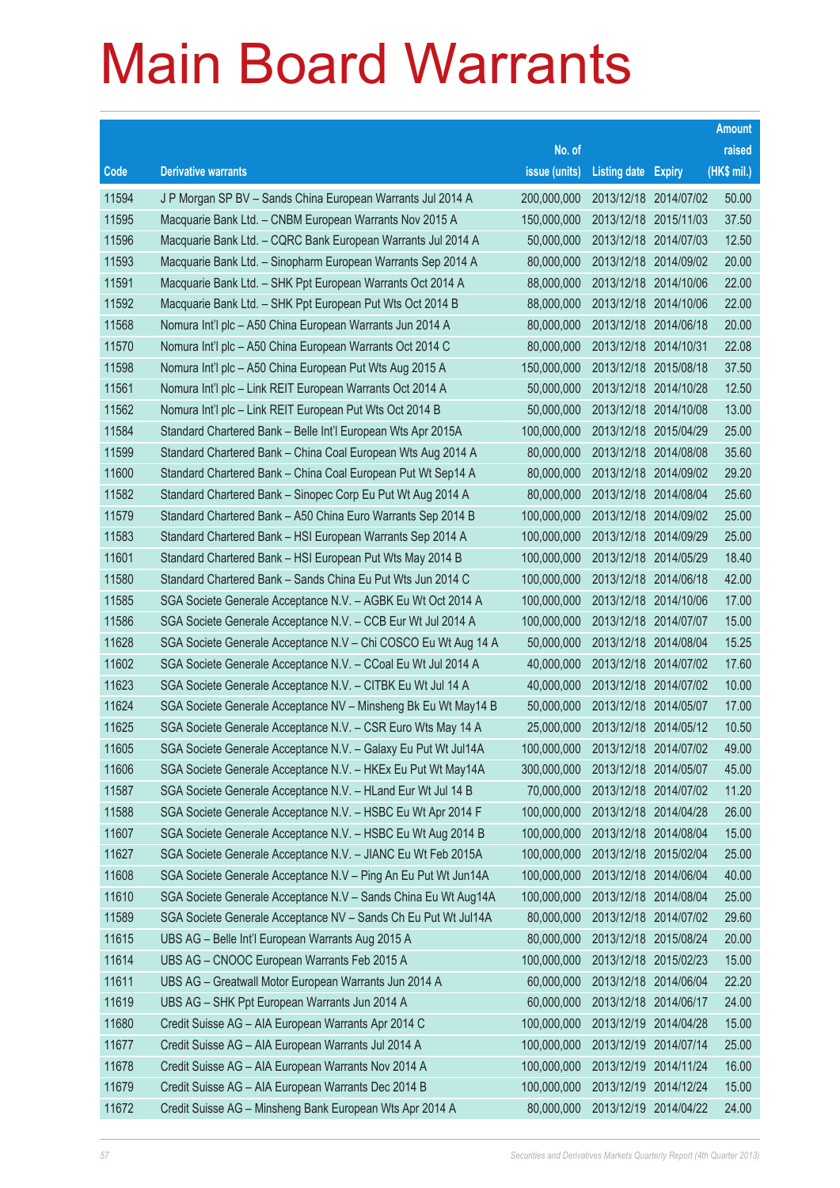# Main Board Warrants

| Code | Derivative warrants | No. of issue (units) | Listing date | Expiry | Amount raised (HK$ mil.) |
|---|---|---|---|---|---|
| 11594 | J P Morgan SP BV – Sands China European Warrants Jul 2014 A | 200,000,000 | 2013/12/18 | 2014/07/02 | 50.00 |
| 11595 | Macquarie Bank Ltd. – CNBM European Warrants Nov 2015 A | 150,000,000 | 2013/12/18 | 2015/11/03 | 37.50 |
| 11596 | Macquarie Bank Ltd. – CQRC Bank European Warrants Jul 2014 A | 50,000,000 | 2013/12/18 | 2014/07/03 | 12.50 |
| 11593 | Macquarie Bank Ltd. – Sinopharm European Warrants Sep 2014 A | 80,000,000 | 2013/12/18 | 2014/09/02 | 20.00 |
| 11591 | Macquarie Bank Ltd. – SHK Ppt European Warrants Oct 2014 A | 88,000,000 | 2013/12/18 | 2014/10/06 | 22.00 |
| 11592 | Macquarie Bank Ltd. – SHK Ppt European Put Wts Oct 2014 B | 88,000,000 | 2013/12/18 | 2014/10/06 | 22.00 |
| 11568 | Nomura Int'l plc – A50 China European Warrants Jun 2014 A | 80,000,000 | 2013/12/18 | 2014/06/18 | 20.00 |
| 11570 | Nomura Int'l plc – A50 China European Warrants Oct 2014 C | 80,000,000 | 2013/12/18 | 2014/10/31 | 22.08 |
| 11598 | Nomura Int'l plc – A50 China European Put Wts Aug 2015 A | 150,000,000 | 2013/12/18 | 2015/08/18 | 37.50 |
| 11561 | Nomura Int'l plc – Link REIT European Warrants Oct 2014 A | 50,000,000 | 2013/12/18 | 2014/10/28 | 12.50 |
| 11562 | Nomura Int'l plc – Link REIT European Put Wts Oct 2014 B | 50,000,000 | 2013/12/18 | 2014/10/08 | 13.00 |
| 11584 | Standard Chartered Bank – Belle Int'l European Wts Apr 2015A | 100,000,000 | 2013/12/18 | 2015/04/29 | 25.00 |
| 11599 | Standard Chartered Bank – China Coal European Wts Aug 2014 A | 80,000,000 | 2013/12/18 | 2014/08/08 | 35.60 |
| 11600 | Standard Chartered Bank – China Coal European Put Wt Sep14 A | 80,000,000 | 2013/12/18 | 2014/09/02 | 29.20 |
| 11582 | Standard Chartered Bank – Sinopec Corp Eu Put Wt Aug 2014 A | 80,000,000 | 2013/12/18 | 2014/08/04 | 25.60 |
| 11579 | Standard Chartered Bank – A50 China Euro Warrants Sep 2014 B | 100,000,000 | 2013/12/18 | 2014/09/02 | 25.00 |
| 11583 | Standard Chartered Bank – HSI European Warrants Sep 2014 A | 100,000,000 | 2013/12/18 | 2014/09/29 | 25.00 |
| 11601 | Standard Chartered Bank – HSI European Put Wts May 2014 B | 100,000,000 | 2013/12/18 | 2014/05/29 | 18.40 |
| 11580 | Standard Chartered Bank – Sands China Eu Put Wts Jun 2014 C | 100,000,000 | 2013/12/18 | 2014/06/18 | 42.00 |
| 11585 | SGA Societe Generale Acceptance N.V. – AGBK Eu Wt Oct 2014 A | 100,000,000 | 2013/12/18 | 2014/10/06 | 17.00 |
| 11586 | SGA Societe Generale Acceptance N.V. – CCB Eur Wt Jul 2014 A | 100,000,000 | 2013/12/18 | 2014/07/07 | 15.00 |
| 11628 | SGA Societe Generale Acceptance N.V – Chi COSCO Eu Wt Aug 14 A | 50,000,000 | 2013/12/18 | 2014/08/04 | 15.25 |
| 11602 | SGA Societe Generale Acceptance N.V. – CCoal Eu Wt Jul 2014 A | 40,000,000 | 2013/12/18 | 2014/07/02 | 17.60 |
| 11623 | SGA Societe Generale Acceptance N.V. – CITBK Eu Wt Jul 14 A | 40,000,000 | 2013/12/18 | 2014/07/02 | 10.00 |
| 11624 | SGA Societe Generale Acceptance NV – Minsheng Bk Eu Wt May14 B | 50,000,000 | 2013/12/18 | 2014/05/07 | 17.00 |
| 11625 | SGA Societe Generale Acceptance N.V. – CSR Euro Wts May 14 A | 25,000,000 | 2013/12/18 | 2014/05/12 | 10.50 |
| 11605 | SGA Societe Generale Acceptance N.V. – Galaxy Eu Put Wt Jul14A | 100,000,000 | 2013/12/18 | 2014/07/02 | 49.00 |
| 11606 | SGA Societe Generale Acceptance N.V. – HKEx Eu Put Wt May14A | 300,000,000 | 2013/12/18 | 2014/05/07 | 45.00 |
| 11587 | SGA Societe Generale Acceptance N.V. – HLand Eur Wt Jul 14 B | 70,000,000 | 2013/12/18 | 2014/07/02 | 11.20 |
| 11588 | SGA Societe Generale Acceptance N.V. – HSBC Eu Wt Apr 2014 F | 100,000,000 | 2013/12/18 | 2014/04/28 | 26.00 |
| 11607 | SGA Societe Generale Acceptance N.V. – HSBC Eu Wt Aug 2014 B | 100,000,000 | 2013/12/18 | 2014/08/04 | 15.00 |
| 11627 | SGA Societe Generale Acceptance N.V. – JIANC Eu Wt Feb 2015A | 100,000,000 | 2013/12/18 | 2015/02/04 | 25.00 |
| 11608 | SGA Societe Generale Acceptance N.V – Ping An Eu Put Wt Jun14A | 100,000,000 | 2013/12/18 | 2014/06/04 | 40.00 |
| 11610 | SGA Societe Generale Acceptance N.V – Sands China Eu Wt Aug14A | 100,000,000 | 2013/12/18 | 2014/08/04 | 25.00 |
| 11589 | SGA Societe Generale Acceptance NV – Sands Ch Eu Put Wt Jul14A | 80,000,000 | 2013/12/18 | 2014/07/02 | 29.60 |
| 11615 | UBS AG – Belle Int'l European Warrants Aug 2015 A | 80,000,000 | 2013/12/18 | 2015/08/24 | 20.00 |
| 11614 | UBS AG – CNOOC European Warrants Feb 2015 A | 100,000,000 | 2013/12/18 | 2015/02/23 | 15.00 |
| 11611 | UBS AG – Greatwall Motor European Warrants Jun 2014 A | 60,000,000 | 2013/12/18 | 2014/06/04 | 22.20 |
| 11619 | UBS AG – SHK Ppt European Warrants Jun 2014 A | 60,000,000 | 2013/12/18 | 2014/06/17 | 24.00 |
| 11680 | Credit Suisse AG – AIA European Warrants Apr 2014 C | 100,000,000 | 2013/12/19 | 2014/04/28 | 15.00 |
| 11677 | Credit Suisse AG – AIA European Warrants Jul 2014 A | 100,000,000 | 2013/12/19 | 2014/07/14 | 25.00 |
| 11678 | Credit Suisse AG – AIA European Warrants Nov 2014 A | 100,000,000 | 2013/12/19 | 2014/11/24 | 16.00 |
| 11679 | Credit Suisse AG – AIA European Warrants Dec 2014 B | 100,000,000 | 2013/12/19 | 2014/12/24 | 15.00 |
| 11672 | Credit Suisse AG – Minsheng Bank European Wts Apr 2014 A | 80,000,000 | 2013/12/19 | 2014/04/22 | 24.00 |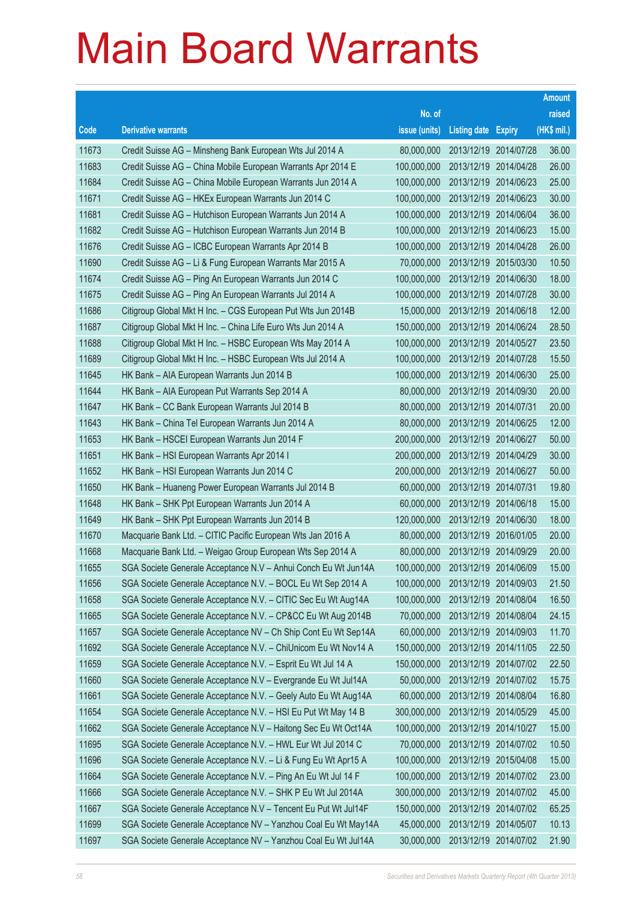# Main Board Warrants

| Code | Derivative warrants | No. of issue (units) | Listing date | Expiry | Amount raised (HK$ mil.) |
|---|---|---|---|---|---|
| 11673 | Credit Suisse AG – Minsheng Bank European Wts Jul 2014 A | 80,000,000 | 2013/12/19 | 2014/07/28 | 36.00 |
| 11683 | Credit Suisse AG – China Mobile European Warrants Apr 2014 E | 100,000,000 | 2013/12/19 | 2014/04/28 | 26.00 |
| 11684 | Credit Suisse AG – China Mobile European Warrants Jun 2014 A | 100,000,000 | 2013/12/19 | 2014/06/23 | 25.00 |
| 11671 | Credit Suisse AG – HKEx European Warrants Jun 2014 C | 100,000,000 | 2013/12/19 | 2014/06/23 | 30.00 |
| 11681 | Credit Suisse AG – Hutchison European Warrants Jun 2014 A | 100,000,000 | 2013/12/19 | 2014/06/04 | 36.00 |
| 11682 | Credit Suisse AG – Hutchison European Warrants Jun 2014 B | 100,000,000 | 2013/12/19 | 2014/06/23 | 15.00 |
| 11676 | Credit Suisse AG – ICBC European Warrants Apr 2014 B | 100,000,000 | 2013/12/19 | 2014/04/28 | 26.00 |
| 11690 | Credit Suisse AG – Li & Fung European Warrants Mar 2015 A | 70,000,000 | 2013/12/19 | 2015/03/30 | 10.50 |
| 11674 | Credit Suisse AG – Ping An European Warrants Jun 2014 C | 100,000,000 | 2013/12/19 | 2014/06/30 | 18.00 |
| 11675 | Credit Suisse AG – Ping An European Warrants Jul 2014 A | 100,000,000 | 2013/12/19 | 2014/07/28 | 30.00 |
| 11686 | Citigroup Global Mkt H Inc. – CGS European Put Wts Jun 2014B | 15,000,000 | 2013/12/19 | 2014/06/18 | 12.00 |
| 11687 | Citigroup Global Mkt H Inc. – China Life Euro Wts Jun 2014 A | 150,000,000 | 2013/12/19 | 2014/06/24 | 28.50 |
| 11688 | Citigroup Global Mkt H Inc. – HSBC European Wts May 2014 A | 100,000,000 | 2013/12/19 | 2014/05/27 | 23.50 |
| 11689 | Citigroup Global Mkt H Inc. – HSBC European Wts Jul 2014 A | 100,000,000 | 2013/12/19 | 2014/07/28 | 15.50 |
| 11645 | HK Bank – AIA European Warrants Jun 2014 B | 100,000,000 | 2013/12/19 | 2014/06/30 | 25.00 |
| 11644 | HK Bank – AIA European Put Warrants Sep 2014 A | 80,000,000 | 2013/12/19 | 2014/09/30 | 20.00 |
| 11647 | HK Bank – CC Bank European Warrants Jul 2014 B | 80,000,000 | 2013/12/19 | 2014/07/31 | 20.00 |
| 11643 | HK Bank – China Tel European Warrants Jun 2014 A | 80,000,000 | 2013/12/19 | 2014/06/25 | 12.00 |
| 11653 | HK Bank – HSCEI European Warrants Jun 2014 F | 200,000,000 | 2013/12/19 | 2014/06/27 | 50.00 |
| 11651 | HK Bank – HSI European Warrants Apr 2014 I | 200,000,000 | 2013/12/19 | 2014/04/29 | 30.00 |
| 11652 | HK Bank – HSI European Warrants Jun 2014 C | 200,000,000 | 2013/12/19 | 2014/06/27 | 50.00 |
| 11650 | HK Bank – Huaneng Power European Warrants Jul 2014 B | 60,000,000 | 2013/12/19 | 2014/07/31 | 19.80 |
| 11648 | HK Bank – SHK Ppt European Warrants Jun 2014 A | 60,000,000 | 2013/12/19 | 2014/06/18 | 15.00 |
| 11649 | HK Bank – SHK Ppt European Warrants Jun 2014 B | 120,000,000 | 2013/12/19 | 2014/06/30 | 18.00 |
| 11670 | Macquarie Bank Ltd. – CITIC Pacific European Wts Jan 2016 A | 80,000,000 | 2013/12/19 | 2016/01/05 | 20.00 |
| 11668 | Macquarie Bank Ltd. – Weigao Group European Wts Sep 2014 A | 80,000,000 | 2013/12/19 | 2014/09/29 | 20.00 |
| 11655 | SGA Societe Generale Acceptance N.V – Anhui Conch Eu Wt Jun14A | 100,000,000 | 2013/12/19 | 2014/06/09 | 15.00 |
| 11656 | SGA Societe Generale Acceptance N.V. – BOCL Eu Wt Sep 2014 A | 100,000,000 | 2013/12/19 | 2014/09/03 | 21.50 |
| 11658 | SGA Societe Generale Acceptance N.V. – CITIC Sec Eu Wt Aug14A | 100,000,000 | 2013/12/19 | 2014/08/04 | 16.50 |
| 11665 | SGA Societe Generale Acceptance N.V. – CP&CC Eu Wt Aug 2014B | 70,000,000 | 2013/12/19 | 2014/08/04 | 24.15 |
| 11657 | SGA Societe Generale Acceptance NV – Ch Ship Cont Eu Wt Sep14A | 60,000,000 | 2013/12/19 | 2014/09/03 | 11.70 |
| 11692 | SGA Societe Generale Acceptance N.V. – ChiUnicom Eu Wt Nov14 A | 150,000,000 | 2013/12/19 | 2014/11/05 | 22.50 |
| 11659 | SGA Societe Generale Acceptance N.V. – Esprit Eu Wt Jul 14 A | 150,000,000 | 2013/12/19 | 2014/07/02 | 22.50 |
| 11660 | SGA Societe Generale Acceptance N.V – Evergrande Eu Wt Jul14A | 50,000,000 | 2013/12/19 | 2014/07/02 | 15.75 |
| 11661 | SGA Societe Generale Acceptance N.V. – Geely Auto Eu Wt Aug14A | 60,000,000 | 2013/12/19 | 2014/08/04 | 16.80 |
| 11654 | SGA Societe Generale Acceptance N.V. – HSI Eu Put Wt May 14 B | 300,000,000 | 2013/12/19 | 2014/05/29 | 45.00 |
| 11662 | SGA Societe Generale Acceptance N.V – Haitong Sec Eu Wt Oct14A | 100,000,000 | 2013/12/19 | 2014/10/27 | 15.00 |
| 11695 | SGA Societe Generale Acceptance N.V. – HWL Eur Wt Jul 2014 C | 70,000,000 | 2013/12/19 | 2014/07/02 | 10.50 |
| 11696 | SGA Societe Generale Acceptance N.V. – Li & Fung Eu Wt Apr15 A | 100,000,000 | 2013/12/19 | 2015/04/08 | 15.00 |
| 11664 | SGA Societe Generale Acceptance N.V. – Ping An Eu Wt Jul 14 F | 100,000,000 | 2013/12/19 | 2014/07/02 | 23.00 |
| 11666 | SGA Societe Generale Acceptance N.V. – SHK P Eu Wt Jul 2014A | 300,000,000 | 2013/12/19 | 2014/07/02 | 45.00 |
| 11667 | SGA Societe Generale Acceptance N.V – Tencent Eu Put Wt Jul14F | 150,000,000 | 2013/12/19 | 2014/07/02 | 65.25 |
| 11699 | SGA Societe Generale Acceptance NV – Yanzhou Coal Eu Wt May14A | 45,000,000 | 2013/12/19 | 2014/05/07 | 10.13 |
| 11697 | SGA Societe Generale Acceptance NV – Yanzhou Coal Eu Wt Jul14A | 30,000,000 | 2013/12/19 | 2014/07/02 | 21.90 |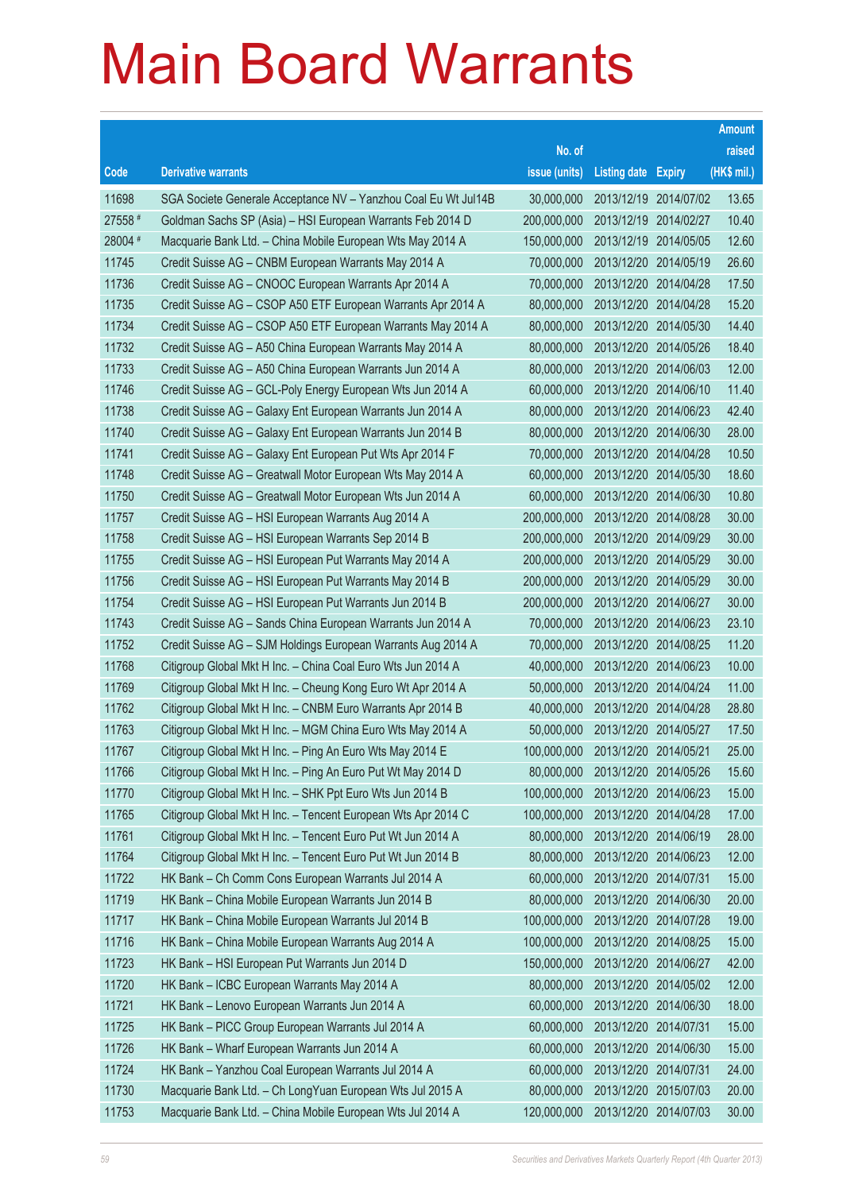# Main Board Warrants

| Code | Derivative warrants | No. of issue (units) | Listing date | Expiry | Amount raised (HK$ mil.) |
|---|---|---|---|---|---|
| 11698 | SGA Societe Generale Acceptance NV – Yanzhou Coal Eu Wt Jul14B | 30,000,000 | 2013/12/19 | 2014/07/02 | 13.65 |
| 27558 # | Goldman Sachs SP (Asia) – HSI European Warrants Feb 2014 D | 200,000,000 | 2013/12/19 | 2014/02/27 | 10.40 |
| 28004 # | Macquarie Bank Ltd. – China Mobile European Wts May 2014 A | 150,000,000 | 2013/12/19 | 2014/05/05 | 12.60 |
| 11745 | Credit Suisse AG – CNBM European Warrants May 2014 A | 70,000,000 | 2013/12/20 | 2014/05/19 | 26.60 |
| 11736 | Credit Suisse AG – CNOOC European Warrants Apr 2014 A | 70,000,000 | 2013/12/20 | 2014/04/28 | 17.50 |
| 11735 | Credit Suisse AG – CSOP A50 ETF European Warrants Apr 2014 A | 80,000,000 | 2013/12/20 | 2014/04/28 | 15.20 |
| 11734 | Credit Suisse AG – CSOP A50 ETF European Warrants May 2014 A | 80,000,000 | 2013/12/20 | 2014/05/30 | 14.40 |
| 11732 | Credit Suisse AG – A50 China European Warrants May 2014 A | 80,000,000 | 2013/12/20 | 2014/05/26 | 18.40 |
| 11733 | Credit Suisse AG – A50 China European Warrants Jun 2014 A | 80,000,000 | 2013/12/20 | 2014/06/03 | 12.00 |
| 11746 | Credit Suisse AG – GCL-Poly Energy European Wts Jun 2014 A | 60,000,000 | 2013/12/20 | 2014/06/10 | 11.40 |
| 11738 | Credit Suisse AG – Galaxy Ent European Warrants Jun 2014 A | 80,000,000 | 2013/12/20 | 2014/06/23 | 42.40 |
| 11740 | Credit Suisse AG – Galaxy Ent European Warrants Jun 2014 B | 80,000,000 | 2013/12/20 | 2014/06/30 | 28.00 |
| 11741 | Credit Suisse AG – Galaxy Ent European Put Wts Apr 2014 F | 70,000,000 | 2013/12/20 | 2014/04/28 | 10.50 |
| 11748 | Credit Suisse AG – Greatwall Motor European Wts May 2014 A | 60,000,000 | 2013/12/20 | 2014/05/30 | 18.60 |
| 11750 | Credit Suisse AG – Greatwall Motor European Wts Jun 2014 A | 60,000,000 | 2013/12/20 | 2014/06/30 | 10.80 |
| 11757 | Credit Suisse AG – HSI European Warrants Aug 2014 A | 200,000,000 | 2013/12/20 | 2014/08/28 | 30.00 |
| 11758 | Credit Suisse AG – HSI European Warrants Sep 2014 B | 200,000,000 | 2013/12/20 | 2014/09/29 | 30.00 |
| 11755 | Credit Suisse AG – HSI European Put Warrants May 2014 A | 200,000,000 | 2013/12/20 | 2014/05/29 | 30.00 |
| 11756 | Credit Suisse AG – HSI European Put Warrants May 2014 B | 200,000,000 | 2013/12/20 | 2014/05/29 | 30.00 |
| 11754 | Credit Suisse AG – HSI European Put Warrants Jun 2014 B | 200,000,000 | 2013/12/20 | 2014/06/27 | 30.00 |
| 11743 | Credit Suisse AG – Sands China European Warrants Jun 2014 A | 70,000,000 | 2013/12/20 | 2014/06/23 | 23.10 |
| 11752 | Credit Suisse AG – SJM Holdings European Warrants Aug 2014 A | 70,000,000 | 2013/12/20 | 2014/08/25 | 11.20 |
| 11768 | Citigroup Global Mkt H Inc. – China Coal Euro Wts Jun 2014 A | 40,000,000 | 2013/12/20 | 2014/06/23 | 10.00 |
| 11769 | Citigroup Global Mkt H Inc. – Cheung Kong Euro Wt Apr 2014 A | 50,000,000 | 2013/12/20 | 2014/04/24 | 11.00 |
| 11762 | Citigroup Global Mkt H Inc. – CNBM Euro Warrants Apr 2014 B | 40,000,000 | 2013/12/20 | 2014/04/28 | 28.80 |
| 11763 | Citigroup Global Mkt H Inc. – MGM China Euro Wts May 2014 A | 50,000,000 | 2013/12/20 | 2014/05/27 | 17.50 |
| 11767 | Citigroup Global Mkt H Inc. – Ping An Euro Wts May 2014 E | 100,000,000 | 2013/12/20 | 2014/05/21 | 25.00 |
| 11766 | Citigroup Global Mkt H Inc. – Ping An Euro Put Wt May 2014 D | 80,000,000 | 2013/12/20 | 2014/05/26 | 15.60 |
| 11770 | Citigroup Global Mkt H Inc. – SHK Ppt Euro Wts Jun 2014 B | 100,000,000 | 2013/12/20 | 2014/06/23 | 15.00 |
| 11765 | Citigroup Global Mkt H Inc. – Tencent European Wts Apr 2014 C | 100,000,000 | 2013/12/20 | 2014/04/28 | 17.00 |
| 11761 | Citigroup Global Mkt H Inc. – Tencent Euro Put Wt Jun 2014 A | 80,000,000 | 2013/12/20 | 2014/06/19 | 28.00 |
| 11764 | Citigroup Global Mkt H Inc. – Tencent Euro Put Wt Jun 2014 B | 80,000,000 | 2013/12/20 | 2014/06/23 | 12.00 |
| 11722 | HK Bank – Ch Comm Cons European Warrants Jul 2014 A | 60,000,000 | 2013/12/20 | 2014/07/31 | 15.00 |
| 11719 | HK Bank – China Mobile European Warrants Jun 2014 B | 80,000,000 | 2013/12/20 | 2014/06/30 | 20.00 |
| 11717 | HK Bank – China Mobile European Warrants Jul 2014 B | 100,000,000 | 2013/12/20 | 2014/07/28 | 19.00 |
| 11716 | HK Bank – China Mobile European Warrants Aug 2014 A | 100,000,000 | 2013/12/20 | 2014/08/25 | 15.00 |
| 11723 | HK Bank – HSI European Put Warrants Jun 2014 D | 150,000,000 | 2013/12/20 | 2014/06/27 | 42.00 |
| 11720 | HK Bank – ICBC European Warrants May 2014 A | 80,000,000 | 2013/12/20 | 2014/05/02 | 12.00 |
| 11721 | HK Bank – Lenovo European Warrants Jun 2014 A | 60,000,000 | 2013/12/20 | 2014/06/30 | 18.00 |
| 11725 | HK Bank – PICC Group European Warrants Jul 2014 A | 60,000,000 | 2013/12/20 | 2014/07/31 | 15.00 |
| 11726 | HK Bank – Wharf European Warrants Jun 2014 A | 60,000,000 | 2013/12/20 | 2014/06/30 | 15.00 |
| 11724 | HK Bank – Yanzhou Coal European Warrants Jul 2014 A | 60,000,000 | 2013/12/20 | 2014/07/31 | 24.00 |
| 11730 | Macquarie Bank Ltd. – Ch LongYuan European Wts Jul 2015 A | 80,000,000 | 2013/12/20 | 2015/07/03 | 20.00 |
| 11753 | Macquarie Bank Ltd. – China Mobile European Wts Jul 2014 A | 120,000,000 | 2013/12/20 | 2014/07/03 | 30.00 |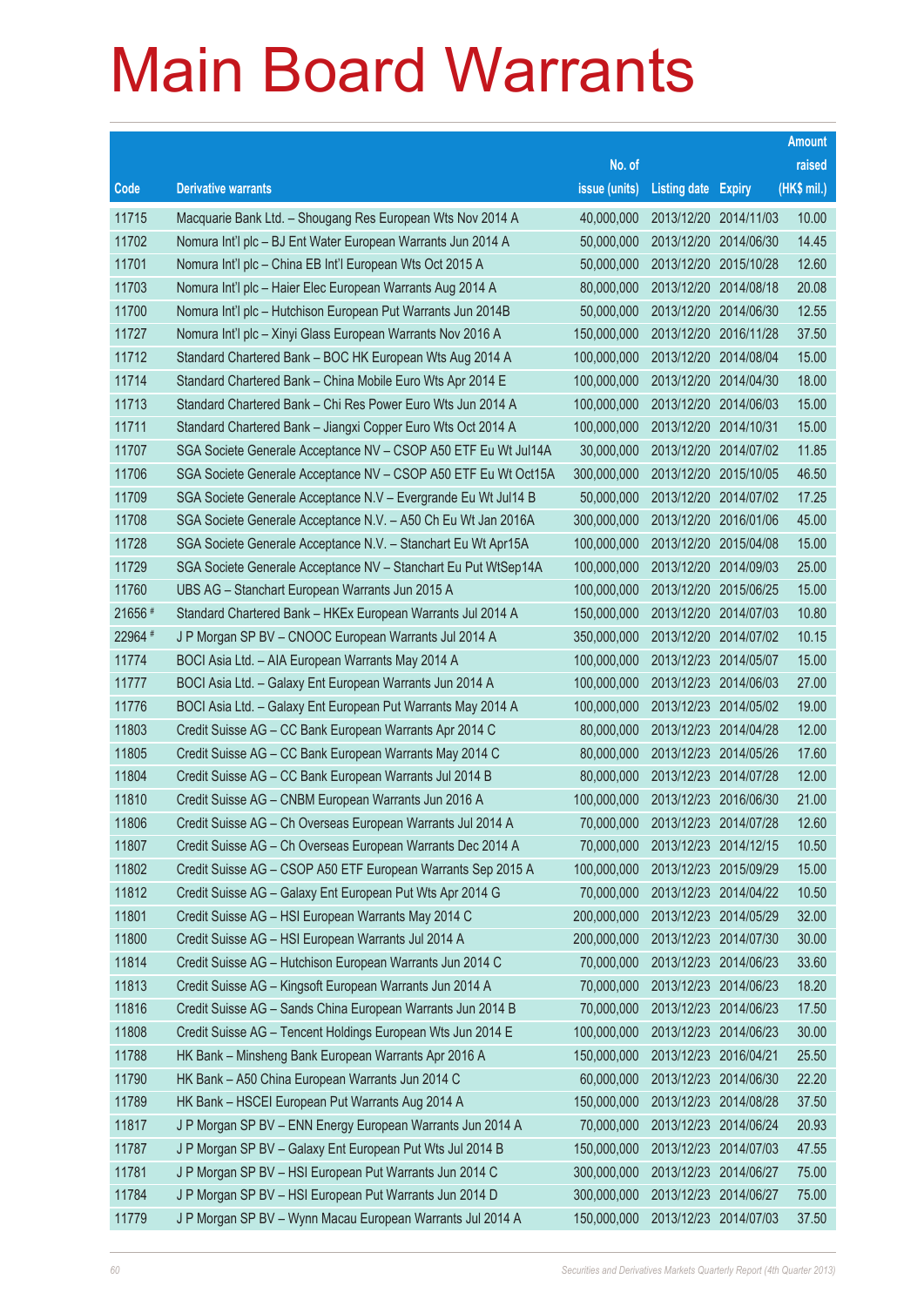# Main Board Warrants

| Code | Derivative warrants | No. of issue (units) | Listing date | Expiry | Amount raised (HK$ mil.) |
|---|---|---|---|---|---|
| 11715 | Macquarie Bank Ltd. – Shougang Res European Wts Nov 2014 A | 40,000,000 | 2013/12/20 | 2014/11/03 | 10.00 |
| 11702 | Nomura Int'l plc – BJ Ent Water European Warrants Jun 2014 A | 50,000,000 | 2013/12/20 | 2014/06/30 | 14.45 |
| 11701 | Nomura Int'l plc – China EB Int'l European Wts Oct 2015 A | 50,000,000 | 2013/12/20 | 2015/10/28 | 12.60 |
| 11703 | Nomura Int'l plc – Haier Elec European Warrants Aug 2014 A | 80,000,000 | 2013/12/20 | 2014/08/18 | 20.08 |
| 11700 | Nomura Int'l plc – Hutchison European Put Warrants Jun 2014B | 50,000,000 | 2013/12/20 | 2014/06/30 | 12.55 |
| 11727 | Nomura Int'l plc – Xinyi Glass European Warrants Nov 2016 A | 150,000,000 | 2013/12/20 | 2016/11/28 | 37.50 |
| 11712 | Standard Chartered Bank – BOC HK European Wts Aug 2014 A | 100,000,000 | 2013/12/20 | 2014/08/04 | 15.00 |
| 11714 | Standard Chartered Bank – China Mobile Euro Wts Apr 2014 E | 100,000,000 | 2013/12/20 | 2014/04/30 | 18.00 |
| 11713 | Standard Chartered Bank – Chi Res Power Euro Wts Jun 2014 A | 100,000,000 | 2013/12/20 | 2014/06/03 | 15.00 |
| 11711 | Standard Chartered Bank – Jiangxi Copper Euro Wts Oct 2014 A | 100,000,000 | 2013/12/20 | 2014/10/31 | 15.00 |
| 11707 | SGA Societe Generale Acceptance NV – CSOP A50 ETF Eu Wt Jul14A | 30,000,000 | 2013/12/20 | 2014/07/02 | 11.85 |
| 11706 | SGA Societe Generale Acceptance NV – CSOP A50 ETF Eu Wt Oct15A | 300,000,000 | 2013/12/20 | 2015/10/05 | 46.50 |
| 11709 | SGA Societe Generale Acceptance N.V – Evergrande Eu Wt Jul14 B | 50,000,000 | 2013/12/20 | 2014/07/02 | 17.25 |
| 11708 | SGA Societe Generale Acceptance N.V. – A50 Ch Eu Wt Jan 2016A | 300,000,000 | 2013/12/20 | 2016/01/06 | 45.00 |
| 11728 | SGA Societe Generale Acceptance N.V. – Stanchart Eu Wt Apr15A | 100,000,000 | 2013/12/20 | 2015/04/08 | 15.00 |
| 11729 | SGA Societe Generale Acceptance NV – Stanchart Eu Put WtSep14A | 100,000,000 | 2013/12/20 | 2014/09/03 | 25.00 |
| 11760 | UBS AG – Stanchart European Warrants Jun 2015 A | 100,000,000 | 2013/12/20 | 2015/06/25 | 15.00 |
| 21656 # | Standard Chartered Bank – HKEx European Warrants Jul 2014 A | 150,000,000 | 2013/12/20 | 2014/07/03 | 10.80 |
| 22964 # | J P Morgan SP BV – CNOOC European Warrants Jul 2014 A | 350,000,000 | 2013/12/20 | 2014/07/02 | 10.15 |
| 11774 | BOCI Asia Ltd. – AIA European Warrants May 2014 A | 100,000,000 | 2013/12/23 | 2014/05/07 | 15.00 |
| 11777 | BOCI Asia Ltd. – Galaxy Ent European Warrants Jun 2014 A | 100,000,000 | 2013/12/23 | 2014/06/03 | 27.00 |
| 11776 | BOCI Asia Ltd. – Galaxy Ent European Put Warrants May 2014 A | 100,000,000 | 2013/12/23 | 2014/05/02 | 19.00 |
| 11803 | Credit Suisse AG – CC Bank European Warrants Apr 2014 C | 80,000,000 | 2013/12/23 | 2014/04/28 | 12.00 |
| 11805 | Credit Suisse AG – CC Bank European Warrants May 2014 C | 80,000,000 | 2013/12/23 | 2014/05/26 | 17.60 |
| 11804 | Credit Suisse AG – CC Bank European Warrants Jul 2014 B | 80,000,000 | 2013/12/23 | 2014/07/28 | 12.00 |
| 11810 | Credit Suisse AG – CNBM European Warrants Jun 2016 A | 100,000,000 | 2013/12/23 | 2016/06/30 | 21.00 |
| 11806 | Credit Suisse AG – Ch Overseas European Warrants Jul 2014 A | 70,000,000 | 2013/12/23 | 2014/07/28 | 12.60 |
| 11807 | Credit Suisse AG – Ch Overseas European Warrants Dec 2014 A | 70,000,000 | 2013/12/23 | 2014/12/15 | 10.50 |
| 11802 | Credit Suisse AG – CSOP A50 ETF European Warrants Sep 2015 A | 100,000,000 | 2013/12/23 | 2015/09/29 | 15.00 |
| 11812 | Credit Suisse AG – Galaxy Ent European Put Wts Apr 2014 G | 70,000,000 | 2013/12/23 | 2014/04/22 | 10.50 |
| 11801 | Credit Suisse AG – HSI European Warrants May 2014 C | 200,000,000 | 2013/12/23 | 2014/05/29 | 32.00 |
| 11800 | Credit Suisse AG – HSI European Warrants Jul 2014 A | 200,000,000 | 2013/12/23 | 2014/07/30 | 30.00 |
| 11814 | Credit Suisse AG – Hutchison European Warrants Jun 2014 C | 70,000,000 | 2013/12/23 | 2014/06/23 | 33.60 |
| 11813 | Credit Suisse AG – Kingsoft European Warrants Jun 2014 A | 70,000,000 | 2013/12/23 | 2014/06/23 | 18.20 |
| 11816 | Credit Suisse AG – Sands China European Warrants Jun 2014 B | 70,000,000 | 2013/12/23 | 2014/06/23 | 17.50 |
| 11808 | Credit Suisse AG – Tencent Holdings European Wts Jun 2014 E | 100,000,000 | 2013/12/23 | 2014/06/23 | 30.00 |
| 11788 | HK Bank – Minsheng Bank European Warrants Apr 2016 A | 150,000,000 | 2013/12/23 | 2016/04/21 | 25.50 |
| 11790 | HK Bank – A50 China European Warrants Jun 2014 C | 60,000,000 | 2013/12/23 | 2014/06/30 | 22.20 |
| 11789 | HK Bank – HSCEI European Put Warrants Aug 2014 A | 150,000,000 | 2013/12/23 | 2014/08/28 | 37.50 |
| 11817 | J P Morgan SP BV – ENN Energy European Warrants Jun 2014 A | 70,000,000 | 2013/12/23 | 2014/06/24 | 20.93 |
| 11787 | J P Morgan SP BV – Galaxy Ent European Put Wts Jul 2014 B | 150,000,000 | 2013/12/23 | 2014/07/03 | 47.55 |
| 11781 | J P Morgan SP BV – HSI European Put Warrants Jun 2014 C | 300,000,000 | 2013/12/23 | 2014/06/27 | 75.00 |
| 11784 | J P Morgan SP BV – HSI European Put Warrants Jun 2014 D | 300,000,000 | 2013/12/23 | 2014/06/27 | 75.00 |
| 11779 | J P Morgan SP BV – Wynn Macau European Warrants Jul 2014 A | 150,000,000 | 2013/12/23 | 2014/07/03 | 37.50 |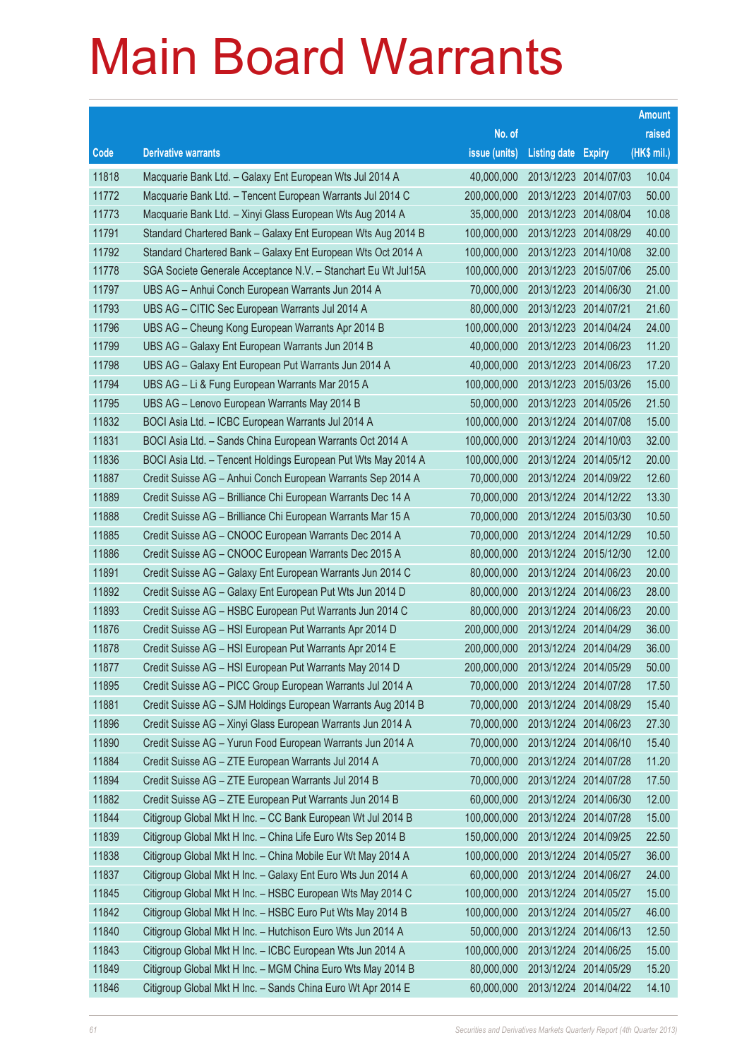# Main Board Warrants

| Code | Derivative warrants | No. of issue (units) | Listing date | Expiry | Amount raised (HK$ mil.) |
|---|---|---|---|---|---|
| 11818 | Macquarie Bank Ltd. – Galaxy Ent European Wts Jul 2014 A | 40,000,000 | 2013/12/23 | 2014/07/03 | 10.04 |
| 11772 | Macquarie Bank Ltd. – Tencent European Warrants Jul 2014 C | 200,000,000 | 2013/12/23 | 2014/07/03 | 50.00 |
| 11773 | Macquarie Bank Ltd. – Xinyi Glass European Wts Aug 2014 A | 35,000,000 | 2013/12/23 | 2014/08/04 | 10.08 |
| 11791 | Standard Chartered Bank – Galaxy Ent European Wts Aug 2014 B | 100,000,000 | 2013/12/23 | 2014/08/29 | 40.00 |
| 11792 | Standard Chartered Bank – Galaxy Ent European Wts Oct 2014 A | 100,000,000 | 2013/12/23 | 2014/10/08 | 32.00 |
| 11778 | SGA Societe Generale Acceptance N.V. – Stanchart Eu Wt Jul15A | 100,000,000 | 2013/12/23 | 2015/07/06 | 25.00 |
| 11797 | UBS AG – Anhui Conch European Warrants Jun 2014 A | 70,000,000 | 2013/12/23 | 2014/06/30 | 21.00 |
| 11793 | UBS AG – CITIC Sec European Warrants Jul 2014 A | 80,000,000 | 2013/12/23 | 2014/07/21 | 21.60 |
| 11796 | UBS AG – Cheung Kong European Warrants Apr 2014 B | 100,000,000 | 2013/12/23 | 2014/04/24 | 24.00 |
| 11799 | UBS AG – Galaxy Ent European Warrants Jun 2014 B | 40,000,000 | 2013/12/23 | 2014/06/23 | 11.20 |
| 11798 | UBS AG – Galaxy Ent European Put Warrants Jun 2014 A | 40,000,000 | 2013/12/23 | 2014/06/23 | 17.20 |
| 11794 | UBS AG – Li & Fung European Warrants Mar 2015 A | 100,000,000 | 2013/12/23 | 2015/03/26 | 15.00 |
| 11795 | UBS AG – Lenovo European Warrants May 2014 B | 50,000,000 | 2013/12/23 | 2014/05/26 | 21.50 |
| 11832 | BOCI Asia Ltd. – ICBC European Warrants Jul 2014 A | 100,000,000 | 2013/12/24 | 2014/07/08 | 15.00 |
| 11831 | BOCI Asia Ltd. – Sands China European Warrants Oct 2014 A | 100,000,000 | 2013/12/24 | 2014/10/03 | 32.00 |
| 11836 | BOCI Asia Ltd. – Tencent Holdings European Put Wts May 2014 A | 100,000,000 | 2013/12/24 | 2014/05/12 | 20.00 |
| 11887 | Credit Suisse AG – Anhui Conch European Warrants Sep 2014 A | 70,000,000 | 2013/12/24 | 2014/09/22 | 12.60 |
| 11889 | Credit Suisse AG – Brilliance Chi European Warrants Dec 14 A | 70,000,000 | 2013/12/24 | 2014/12/22 | 13.30 |
| 11888 | Credit Suisse AG – Brilliance Chi European Warrants Mar 15 A | 70,000,000 | 2013/12/24 | 2015/03/30 | 10.50 |
| 11885 | Credit Suisse AG – CNOOC European Warrants Dec 2014 A | 70,000,000 | 2013/12/24 | 2014/12/29 | 10.50 |
| 11886 | Credit Suisse AG – CNOOC European Warrants Dec 2015 A | 80,000,000 | 2013/12/24 | 2015/12/30 | 12.00 |
| 11891 | Credit Suisse AG – Galaxy Ent European Warrants Jun 2014 C | 80,000,000 | 2013/12/24 | 2014/06/23 | 20.00 |
| 11892 | Credit Suisse AG – Galaxy Ent European Put Wts Jun 2014 D | 80,000,000 | 2013/12/24 | 2014/06/23 | 28.00 |
| 11893 | Credit Suisse AG – HSBC European Put Warrants Jun 2014 C | 80,000,000 | 2013/12/24 | 2014/06/23 | 20.00 |
| 11876 | Credit Suisse AG – HSI European Put Warrants Apr 2014 D | 200,000,000 | 2013/12/24 | 2014/04/29 | 36.00 |
| 11878 | Credit Suisse AG – HSI European Put Warrants Apr 2014 E | 200,000,000 | 2013/12/24 | 2014/04/29 | 36.00 |
| 11877 | Credit Suisse AG – HSI European Put Warrants May 2014 D | 200,000,000 | 2013/12/24 | 2014/05/29 | 50.00 |
| 11895 | Credit Suisse AG – PICC Group European Warrants Jul 2014 A | 70,000,000 | 2013/12/24 | 2014/07/28 | 17.50 |
| 11881 | Credit Suisse AG – SJM Holdings European Warrants Aug 2014 B | 70,000,000 | 2013/12/24 | 2014/08/29 | 15.40 |
| 11896 | Credit Suisse AG – Xinyi Glass European Warrants Jun 2014 A | 70,000,000 | 2013/12/24 | 2014/06/23 | 27.30 |
| 11890 | Credit Suisse AG – Yurun Food European Warrants Jun 2014 A | 70,000,000 | 2013/12/24 | 2014/06/10 | 15.40 |
| 11884 | Credit Suisse AG – ZTE European Warrants Jul 2014 A | 70,000,000 | 2013/12/24 | 2014/07/28 | 11.20 |
| 11894 | Credit Suisse AG – ZTE European Warrants Jul 2014 B | 70,000,000 | 2013/12/24 | 2014/07/28 | 17.50 |
| 11882 | Credit Suisse AG – ZTE European Put Warrants Jun 2014 B | 60,000,000 | 2013/12/24 | 2014/06/30 | 12.00 |
| 11844 | Citigroup Global Mkt H Inc. – CC Bank European Wt Jul 2014 B | 100,000,000 | 2013/12/24 | 2014/07/28 | 15.00 |
| 11839 | Citigroup Global Mkt H Inc. – China Life Euro Wts Sep 2014 B | 150,000,000 | 2013/12/24 | 2014/09/25 | 22.50 |
| 11838 | Citigroup Global Mkt H Inc. – China Mobile Eur Wt May 2014 A | 100,000,000 | 2013/12/24 | 2014/05/27 | 36.00 |
| 11837 | Citigroup Global Mkt H Inc. – Galaxy Ent Euro Wts Jun 2014 A | 60,000,000 | 2013/12/24 | 2014/06/27 | 24.00 |
| 11845 | Citigroup Global Mkt H Inc. – HSBC European Wts May 2014 C | 100,000,000 | 2013/12/24 | 2014/05/27 | 15.00 |
| 11842 | Citigroup Global Mkt H Inc. – HSBC Euro Put Wts May 2014 B | 100,000,000 | 2013/12/24 | 2014/05/27 | 46.00 |
| 11840 | Citigroup Global Mkt H Inc. – Hutchison Euro Wts Jun 2014 A | 50,000,000 | 2013/12/24 | 2014/06/13 | 12.50 |
| 11843 | Citigroup Global Mkt H Inc. – ICBC European Wts Jun 2014 A | 100,000,000 | 2013/12/24 | 2014/06/25 | 15.00 |
| 11849 | Citigroup Global Mkt H Inc. – MGM China Euro Wts May 2014 B | 80,000,000 | 2013/12/24 | 2014/05/29 | 15.20 |
| 11846 | Citigroup Global Mkt H Inc. – Sands China Euro Wt Apr 2014 E | 60,000,000 | 2013/12/24 | 2014/04/22 | 14.10 |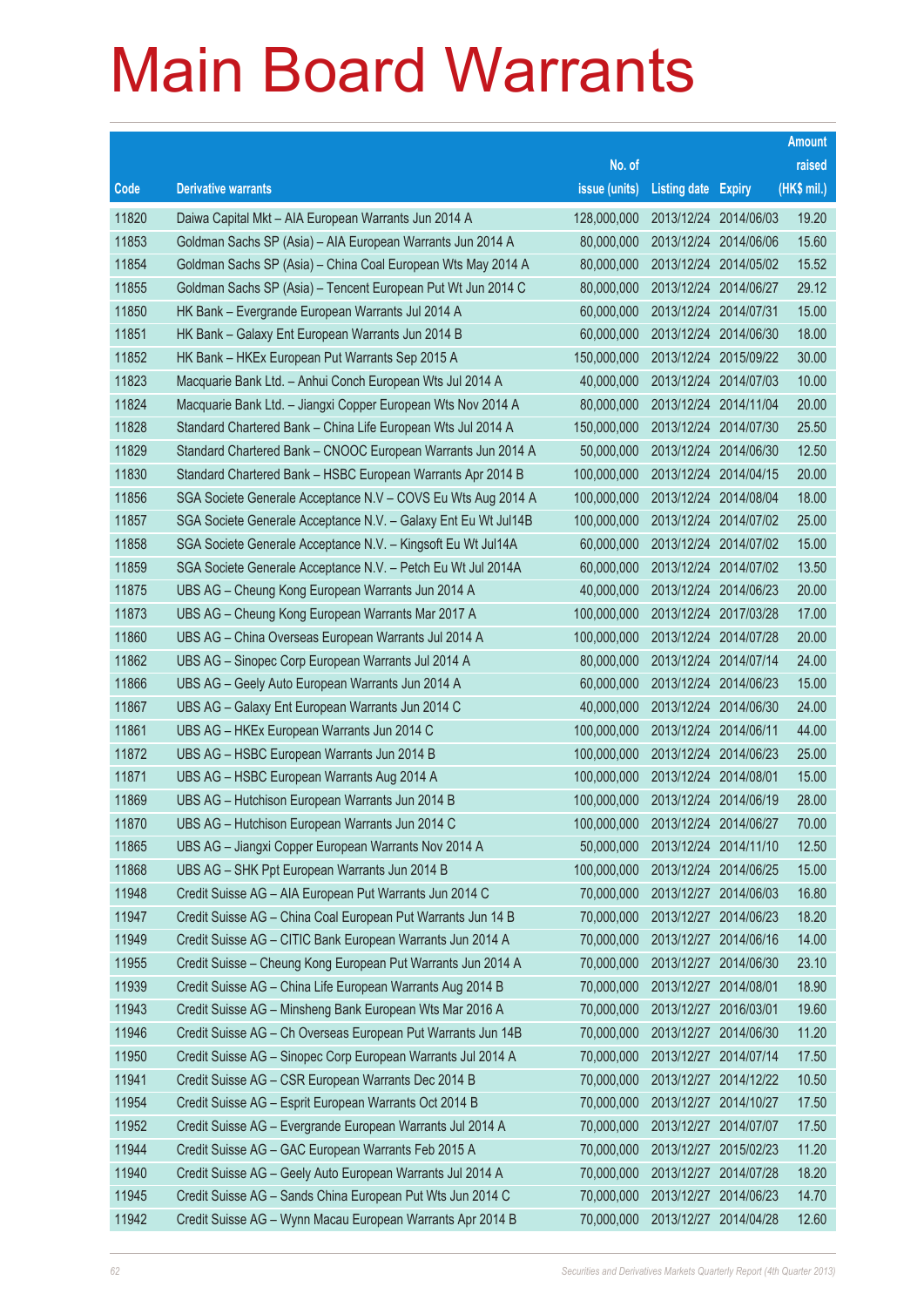# Main Board Warrants

| Code | Derivative warrants | No. of issue (units) | Listing date | Expiry | Amount raised (HK$ mil.) |
|---|---|---|---|---|---|
| 11820 | Daiwa Capital Mkt – AIA European Warrants Jun 2014 A | 128,000,000 | 2013/12/24 | 2014/06/03 | 19.20 |
| 11853 | Goldman Sachs SP (Asia) – AIA European Warrants Jun 2014 A | 80,000,000 | 2013/12/24 | 2014/06/06 | 15.60 |
| 11854 | Goldman Sachs SP (Asia) – China Coal European Wts May 2014 A | 80,000,000 | 2013/12/24 | 2014/05/02 | 15.52 |
| 11855 | Goldman Sachs SP (Asia) – Tencent European Put Wt Jun 2014 C | 80,000,000 | 2013/12/24 | 2014/06/27 | 29.12 |
| 11850 | HK Bank – Evergrande European Warrants Jul 2014 A | 60,000,000 | 2013/12/24 | 2014/07/31 | 15.00 |
| 11851 | HK Bank – Galaxy Ent European Warrants Jun 2014 B | 60,000,000 | 2013/12/24 | 2014/06/30 | 18.00 |
| 11852 | HK Bank – HKEx European Put Warrants Sep 2015 A | 150,000,000 | 2013/12/24 | 2015/09/22 | 30.00 |
| 11823 | Macquarie Bank Ltd. – Anhui Conch European Wts Jul 2014 A | 40,000,000 | 2013/12/24 | 2014/07/03 | 10.00 |
| 11824 | Macquarie Bank Ltd. – Jiangxi Copper European Wts Nov 2014 A | 80,000,000 | 2013/12/24 | 2014/11/04 | 20.00 |
| 11828 | Standard Chartered Bank – China Life European Wts Jul 2014 A | 150,000,000 | 2013/12/24 | 2014/07/30 | 25.50 |
| 11829 | Standard Chartered Bank – CNOOC European Warrants Jun 2014 A | 50,000,000 | 2013/12/24 | 2014/06/30 | 12.50 |
| 11830 | Standard Chartered Bank – HSBC European Warrants Apr 2014 B | 100,000,000 | 2013/12/24 | 2014/04/15 | 20.00 |
| 11856 | SGA Societe Generale Acceptance N.V – COVS Eu Wts Aug 2014 A | 100,000,000 | 2013/12/24 | 2014/08/04 | 18.00 |
| 11857 | SGA Societe Generale Acceptance N.V. – Galaxy Ent Eu Wt Jul14B | 100,000,000 | 2013/12/24 | 2014/07/02 | 25.00 |
| 11858 | SGA Societe Generale Acceptance N.V. – Kingsoft Eu Wt Jul14A | 60,000,000 | 2013/12/24 | 2014/07/02 | 15.00 |
| 11859 | SGA Societe Generale Acceptance N.V. – Petch Eu Wt Jul 2014A | 60,000,000 | 2013/12/24 | 2014/07/02 | 13.50 |
| 11875 | UBS AG – Cheung Kong European Warrants Jun 2014 A | 40,000,000 | 2013/12/24 | 2014/06/23 | 20.00 |
| 11873 | UBS AG – Cheung Kong European Warrants Mar 2017 A | 100,000,000 | 2013/12/24 | 2017/03/28 | 17.00 |
| 11860 | UBS AG – China Overseas European Warrants Jul 2014 A | 100,000,000 | 2013/12/24 | 2014/07/28 | 20.00 |
| 11862 | UBS AG – Sinopec Corp European Warrants Jul 2014 A | 80,000,000 | 2013/12/24 | 2014/07/14 | 24.00 |
| 11866 | UBS AG – Geely Auto European Warrants Jun 2014 A | 60,000,000 | 2013/12/24 | 2014/06/23 | 15.00 |
| 11867 | UBS AG – Galaxy Ent European Warrants Jun 2014 C | 40,000,000 | 2013/12/24 | 2014/06/30 | 24.00 |
| 11861 | UBS AG – HKEx European Warrants Jun 2014 C | 100,000,000 | 2013/12/24 | 2014/06/11 | 44.00 |
| 11872 | UBS AG – HSBC European Warrants Jun 2014 B | 100,000,000 | 2013/12/24 | 2014/06/23 | 25.00 |
| 11871 | UBS AG – HSBC European Warrants Aug 2014 A | 100,000,000 | 2013/12/24 | 2014/08/01 | 15.00 |
| 11869 | UBS AG – Hutchison European Warrants Jun 2014 B | 100,000,000 | 2013/12/24 | 2014/06/19 | 28.00 |
| 11870 | UBS AG – Hutchison European Warrants Jun 2014 C | 100,000,000 | 2013/12/24 | 2014/06/27 | 70.00 |
| 11865 | UBS AG – Jiangxi Copper European Warrants Nov 2014 A | 50,000,000 | 2013/12/24 | 2014/11/10 | 12.50 |
| 11868 | UBS AG – SHK Ppt European Warrants Jun 2014 B | 100,000,000 | 2013/12/24 | 2014/06/25 | 15.00 |
| 11948 | Credit Suisse AG – AIA European Put Warrants Jun 2014 C | 70,000,000 | 2013/12/27 | 2014/06/03 | 16.80 |
| 11947 | Credit Suisse AG – China Coal European Put Warrants Jun 14 B | 70,000,000 | 2013/12/27 | 2014/06/23 | 18.20 |
| 11949 | Credit Suisse AG – CITIC Bank European Warrants Jun 2014 A | 70,000,000 | 2013/12/27 | 2014/06/16 | 14.00 |
| 11955 | Credit Suisse – Cheung Kong European Put Warrants Jun 2014 A | 70,000,000 | 2013/12/27 | 2014/06/30 | 23.10 |
| 11939 | Credit Suisse AG – China Life European Warrants Aug 2014 B | 70,000,000 | 2013/12/27 | 2014/08/01 | 18.90 |
| 11943 | Credit Suisse AG – Minsheng Bank European Wts Mar 2016 A | 70,000,000 | 2013/12/27 | 2016/03/01 | 19.60 |
| 11946 | Credit Suisse AG – Ch Overseas European Put Warrants Jun 14B | 70,000,000 | 2013/12/27 | 2014/06/30 | 11.20 |
| 11950 | Credit Suisse AG – Sinopec Corp European Warrants Jul 2014 A | 70,000,000 | 2013/12/27 | 2014/07/14 | 17.50 |
| 11941 | Credit Suisse AG – CSR European Warrants Dec 2014 B | 70,000,000 | 2013/12/27 | 2014/12/22 | 10.50 |
| 11954 | Credit Suisse AG – Esprit European Warrants Oct 2014 B | 70,000,000 | 2013/12/27 | 2014/10/27 | 17.50 |
| 11952 | Credit Suisse AG – Evergrande European Warrants Jul 2014 A | 70,000,000 | 2013/12/27 | 2014/07/07 | 17.50 |
| 11944 | Credit Suisse AG – GAC European Warrants Feb 2015 A | 70,000,000 | 2013/12/27 | 2015/02/23 | 11.20 |
| 11940 | Credit Suisse AG – Geely Auto European Warrants Jul 2014 A | 70,000,000 | 2013/12/27 | 2014/07/28 | 18.20 |
| 11945 | Credit Suisse AG – Sands China European Put Wts Jun 2014 C | 70,000,000 | 2013/12/27 | 2014/06/23 | 14.70 |
| 11942 | Credit Suisse AG – Wynn Macau European Warrants Apr 2014 B | 70,000,000 | 2013/12/27 | 2014/04/28 | 12.60 |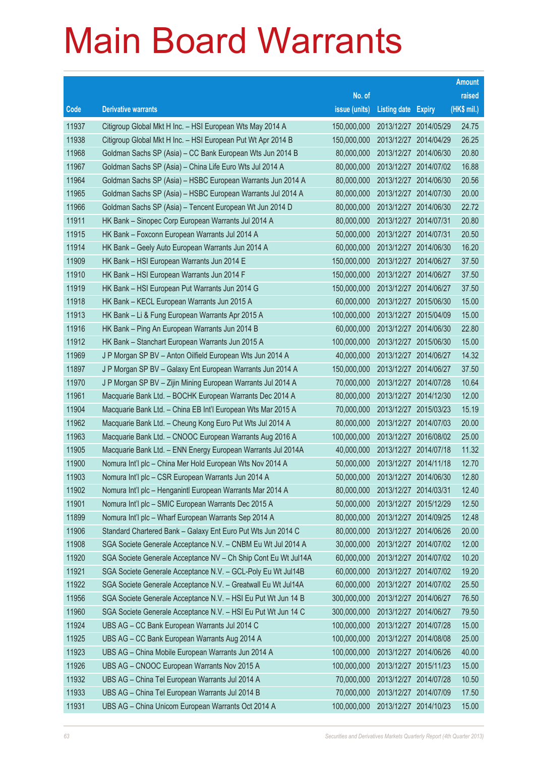# Main Board Warrants

| Code | Derivative warrants | No. of issue (units) | Listing date | Expiry | Amount raised (HK$ mil.) |
|---|---|---|---|---|---|
| 11937 | Citigroup Global Mkt H Inc. – HSI European Wts May 2014 A | 150,000,000 | 2013/12/27 | 2014/05/29 | 24.75 |
| 11938 | Citigroup Global Mkt H Inc. – HSI European Put Wt Apr 2014 B | 150,000,000 | 2013/12/27 | 2014/04/29 | 26.25 |
| 11968 | Goldman Sachs SP (Asia) – CC Bank European Wts Jun 2014 B | 80,000,000 | 2013/12/27 | 2014/06/30 | 20.80 |
| 11967 | Goldman Sachs SP (Asia) – China Life Euro Wts Jul 2014 A | 80,000,000 | 2013/12/27 | 2014/07/02 | 16.88 |
| 11964 | Goldman Sachs SP (Asia) – HSBC European Warrants Jun 2014 A | 80,000,000 | 2013/12/27 | 2014/06/30 | 20.56 |
| 11965 | Goldman Sachs SP (Asia) – HSBC European Warrants Jul 2014 A | 80,000,000 | 2013/12/27 | 2014/07/30 | 20.00 |
| 11966 | Goldman Sachs SP (Asia) – Tencent European Wt Jun 2014 D | 80,000,000 | 2013/12/27 | 2014/06/30 | 22.72 |
| 11911 | HK Bank – Sinopec Corp European Warrants Jul 2014 A | 80,000,000 | 2013/12/27 | 2014/07/31 | 20.80 |
| 11915 | HK Bank – Foxconn European Warrants Jul 2014 A | 50,000,000 | 2013/12/27 | 2014/07/31 | 20.50 |
| 11914 | HK Bank – Geely Auto European Warrants Jun 2014 A | 60,000,000 | 2013/12/27 | 2014/06/30 | 16.20 |
| 11909 | HK Bank – HSI European Warrants Jun 2014 E | 150,000,000 | 2013/12/27 | 2014/06/27 | 37.50 |
| 11910 | HK Bank – HSI European Warrants Jun 2014 F | 150,000,000 | 2013/12/27 | 2014/06/27 | 37.50 |
| 11919 | HK Bank – HSI European Put Warrants Jun 2014 G | 150,000,000 | 2013/12/27 | 2014/06/27 | 37.50 |
| 11918 | HK Bank – KECL European Warrants Jun 2015 A | 60,000,000 | 2013/12/27 | 2015/06/30 | 15.00 |
| 11913 | HK Bank – Li & Fung European Warrants Apr 2015 A | 100,000,000 | 2013/12/27 | 2015/04/09 | 15.00 |
| 11916 | HK Bank – Ping An European Warrants Jun 2014 B | 60,000,000 | 2013/12/27 | 2014/06/30 | 22.80 |
| 11912 | HK Bank – Stanchart European Warrants Jun 2015 A | 100,000,000 | 2013/12/27 | 2015/06/30 | 15.00 |
| 11969 | J P Morgan SP BV – Anton Oilfield European Wts Jun 2014 A | 40,000,000 | 2013/12/27 | 2014/06/27 | 14.32 |
| 11897 | J P Morgan SP BV – Galaxy Ent European Warrants Jun 2014 A | 150,000,000 | 2013/12/27 | 2014/06/27 | 37.50 |
| 11970 | J P Morgan SP BV – Zijin Mining European Warrants Jul 2014 A | 70,000,000 | 2013/12/27 | 2014/07/28 | 10.64 |
| 11961 | Macquarie Bank Ltd. – BOCHK European Warrants Dec 2014 A | 80,000,000 | 2013/12/27 | 2014/12/30 | 12.00 |
| 11904 | Macquarie Bank Ltd. – China EB Int'l European Wts Mar 2015 A | 70,000,000 | 2013/12/27 | 2015/03/23 | 15.19 |
| 11962 | Macquarie Bank Ltd. – Cheung Kong Euro Put Wts Jul 2014 A | 80,000,000 | 2013/12/27 | 2014/07/03 | 20.00 |
| 11963 | Macquarie Bank Ltd. – CNOOC European Warrants Aug 2016 A | 100,000,000 | 2013/12/27 | 2016/08/02 | 25.00 |
| 11905 | Macquarie Bank Ltd. – ENN Energy European Warrants Jul 2014A | 40,000,000 | 2013/12/27 | 2014/07/18 | 11.32 |
| 11900 | Nomura Int'l plc – China Mer Hold European Wts Nov 2014 A | 50,000,000 | 2013/12/27 | 2014/11/18 | 12.70 |
| 11903 | Nomura Int'l plc – CSR European Warrants Jun 2014 A | 50,000,000 | 2013/12/27 | 2014/06/30 | 12.80 |
| 11902 | Nomura Int'l plc – Henganintl European Warrants Mar 2014 A | 80,000,000 | 2013/12/27 | 2014/03/31 | 12.40 |
| 11901 | Nomura Int'l plc – SMIC European Warrants Dec 2015 A | 50,000,000 | 2013/12/27 | 2015/12/29 | 12.50 |
| 11899 | Nomura Int'l plc – Wharf European Warrants Sep 2014 A | 80,000,000 | 2013/12/27 | 2014/09/25 | 12.48 |
| 11906 | Standard Chartered Bank – Galaxy Ent Euro Put Wts Jun 2014 C | 80,000,000 | 2013/12/27 | 2014/06/26 | 20.00 |
| 11908 | SGA Societe Generale Acceptance N.V. – CNBM Eu Wt Jul 2014 A | 30,000,000 | 2013/12/27 | 2014/07/02 | 12.00 |
| 11920 | SGA Societe Generale Acceptance NV – Ch Ship Cont Eu Wt Jul14A | 60,000,000 | 2013/12/27 | 2014/07/02 | 10.20 |
| 11921 | SGA Societe Generale Acceptance N.V. – GCL-Poly Eu Wt Jul14B | 60,000,000 | 2013/12/27 | 2014/07/02 | 19.20 |
| 11922 | SGA Societe Generale Acceptance N.V. – Greatwall Eu Wt Jul14A | 60,000,000 | 2013/12/27 | 2014/07/02 | 25.50 |
| 11956 | SGA Societe Generale Acceptance N.V. – HSI Eu Put Wt Jun 14 B | 300,000,000 | 2013/12/27 | 2014/06/27 | 76.50 |
| 11960 | SGA Societe Generale Acceptance N.V. – HSI Eu Put Wt Jun 14 C | 300,000,000 | 2013/12/27 | 2014/06/27 | 79.50 |
| 11924 | UBS AG – CC Bank European Warrants Jul 2014 C | 100,000,000 | 2013/12/27 | 2014/07/28 | 15.00 |
| 11925 | UBS AG – CC Bank European Warrants Aug 2014 A | 100,000,000 | 2013/12/27 | 2014/08/08 | 25.00 |
| 11923 | UBS AG – China Mobile European Warrants Jun 2014 A | 100,000,000 | 2013/12/27 | 2014/06/26 | 40.00 |
| 11926 | UBS AG – CNOOC European Warrants Nov 2015 A | 100,000,000 | 2013/12/27 | 2015/11/23 | 15.00 |
| 11932 | UBS AG – China Tel European Warrants Jul 2014 A | 70,000,000 | 2013/12/27 | 2014/07/28 | 10.50 |
| 11933 | UBS AG – China Tel European Warrants Jul 2014 B | 70,000,000 | 2013/12/27 | 2014/07/09 | 17.50 |
| 11931 | UBS AG – China Unicom European Warrants Oct 2014 A | 100,000,000 | 2013/12/27 | 2014/10/23 | 15.00 |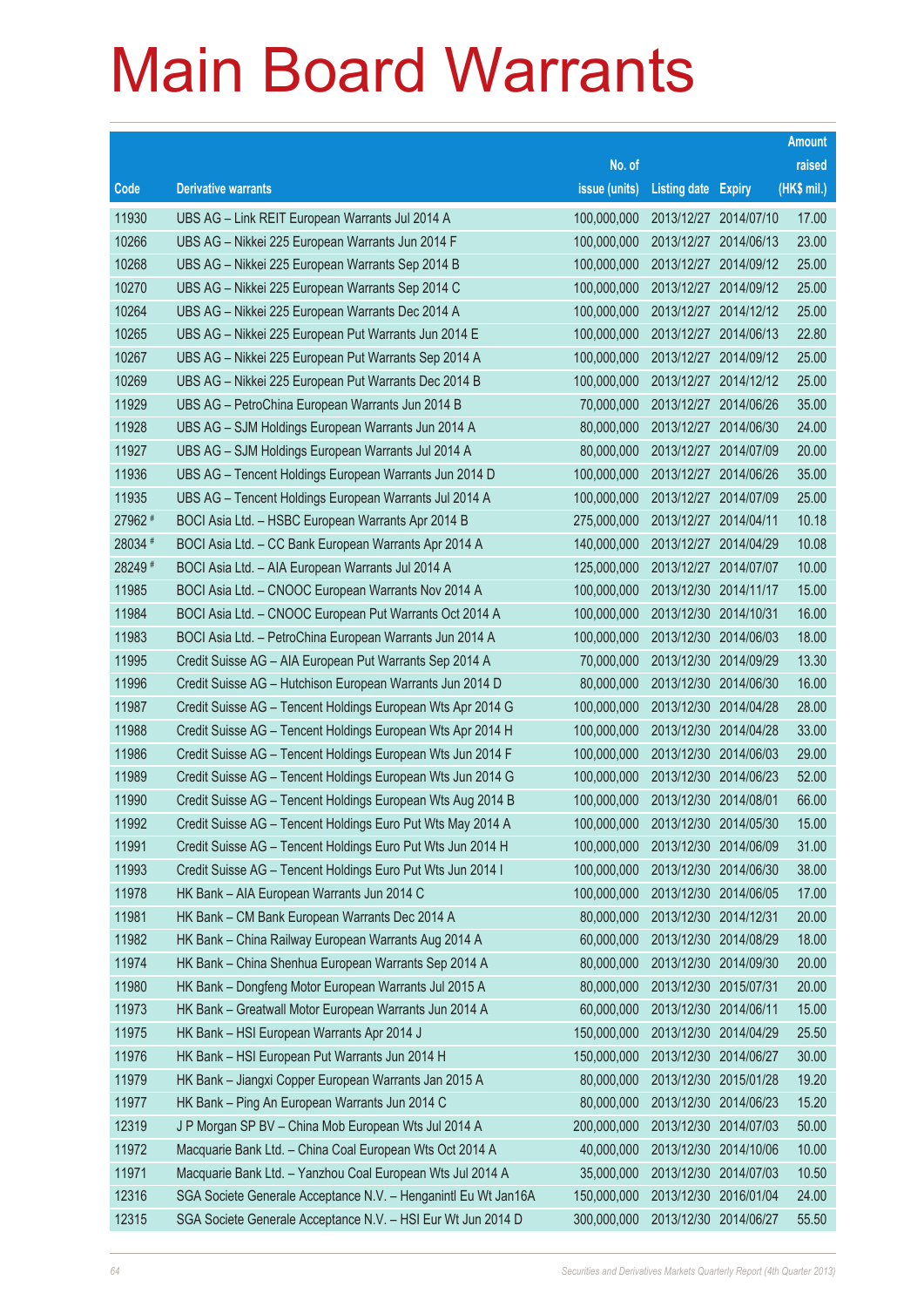# Main Board Warrants

| Code | Derivative warrants | No. of issue (units) | Listing date | Expiry | Amount raised (HK$ mil.) |
|---|---|---|---|---|---|
| 11930 | UBS AG – Link REIT European Warrants Jul 2014 A | 100,000,000 | 2013/12/27 | 2014/07/10 | 17.00 |
| 10266 | UBS AG – Nikkei 225 European Warrants Jun 2014 F | 100,000,000 | 2013/12/27 | 2014/06/13 | 23.00 |
| 10268 | UBS AG – Nikkei 225 European Warrants Sep 2014 B | 100,000,000 | 2013/12/27 | 2014/09/12 | 25.00 |
| 10270 | UBS AG – Nikkei 225 European Warrants Sep 2014 C | 100,000,000 | 2013/12/27 | 2014/09/12 | 25.00 |
| 10264 | UBS AG – Nikkei 225 European Warrants Dec 2014 A | 100,000,000 | 2013/12/27 | 2014/12/12 | 25.00 |
| 10265 | UBS AG – Nikkei 225 European Put Warrants Jun 2014 E | 100,000,000 | 2013/12/27 | 2014/06/13 | 22.80 |
| 10267 | UBS AG – Nikkei 225 European Put Warrants Sep 2014 A | 100,000,000 | 2013/12/27 | 2014/09/12 | 25.00 |
| 10269 | UBS AG – Nikkei 225 European Put Warrants Dec 2014 B | 100,000,000 | 2013/12/27 | 2014/12/12 | 25.00 |
| 11929 | UBS AG – PetroChina European Warrants Jun 2014 B | 70,000,000 | 2013/12/27 | 2014/06/26 | 35.00 |
| 11928 | UBS AG – SJM Holdings European Warrants Jun 2014 A | 80,000,000 | 2013/12/27 | 2014/06/30 | 24.00 |
| 11927 | UBS AG – SJM Holdings European Warrants Jul 2014 A | 80,000,000 | 2013/12/27 | 2014/07/09 | 20.00 |
| 11936 | UBS AG – Tencent Holdings European Warrants Jun 2014 D | 100,000,000 | 2013/12/27 | 2014/06/26 | 35.00 |
| 11935 | UBS AG – Tencent Holdings European Warrants Jul 2014 A | 100,000,000 | 2013/12/27 | 2014/07/09 | 25.00 |
| 27962 # | BOCI Asia Ltd. – HSBC European Warrants Apr 2014 B | 275,000,000 | 2013/12/27 | 2014/04/11 | 10.18 |
| 28034 # | BOCI Asia Ltd. – CC Bank European Warrants Apr 2014 A | 140,000,000 | 2013/12/27 | 2014/04/29 | 10.08 |
| 28249 # | BOCI Asia Ltd. – AIA European Warrants Jul 2014 A | 125,000,000 | 2013/12/27 | 2014/07/07 | 10.00 |
| 11985 | BOCI Asia Ltd. – CNOOC European Warrants Nov 2014 A | 100,000,000 | 2013/12/30 | 2014/11/17 | 15.00 |
| 11984 | BOCI Asia Ltd. – CNOOC European Put Warrants Oct 2014 A | 100,000,000 | 2013/12/30 | 2014/10/31 | 16.00 |
| 11983 | BOCI Asia Ltd. – PetroChina European Warrants Jun 2014 A | 100,000,000 | 2013/12/30 | 2014/06/03 | 18.00 |
| 11995 | Credit Suisse AG – AIA European Put Warrants Sep 2014 A | 70,000,000 | 2013/12/30 | 2014/09/29 | 13.30 |
| 11996 | Credit Suisse AG – Hutchison European Warrants Jun 2014 D | 80,000,000 | 2013/12/30 | 2014/06/30 | 16.00 |
| 11987 | Credit Suisse AG – Tencent Holdings European Wts Apr 2014 G | 100,000,000 | 2013/12/30 | 2014/04/28 | 28.00 |
| 11988 | Credit Suisse AG – Tencent Holdings European Wts Apr 2014 H | 100,000,000 | 2013/12/30 | 2014/04/28 | 33.00 |
| 11986 | Credit Suisse AG – Tencent Holdings European Wts Jun 2014 F | 100,000,000 | 2013/12/30 | 2014/06/03 | 29.00 |
| 11989 | Credit Suisse AG – Tencent Holdings European Wts Jun 2014 G | 100,000,000 | 2013/12/30 | 2014/06/23 | 52.00 |
| 11990 | Credit Suisse AG – Tencent Holdings European Wts Aug 2014 B | 100,000,000 | 2013/12/30 | 2014/08/01 | 66.00 |
| 11992 | Credit Suisse AG – Tencent Holdings Euro Put Wts May 2014 A | 100,000,000 | 2013/12/30 | 2014/05/30 | 15.00 |
| 11991 | Credit Suisse AG – Tencent Holdings Euro Put Wts Jun 2014 H | 100,000,000 | 2013/12/30 | 2014/06/09 | 31.00 |
| 11993 | Credit Suisse AG – Tencent Holdings Euro Put Wts Jun 2014 I | 100,000,000 | 2013/12/30 | 2014/06/30 | 38.00 |
| 11978 | HK Bank – AIA European Warrants Jun 2014 C | 100,000,000 | 2013/12/30 | 2014/06/05 | 17.00 |
| 11981 | HK Bank – CM Bank European Warrants Dec 2014 A | 80,000,000 | 2013/12/30 | 2014/12/31 | 20.00 |
| 11982 | HK Bank – China Railway European Warrants Aug 2014 A | 60,000,000 | 2013/12/30 | 2014/08/29 | 18.00 |
| 11974 | HK Bank – China Shenhua European Warrants Sep 2014 A | 80,000,000 | 2013/12/30 | 2014/09/30 | 20.00 |
| 11980 | HK Bank – Dongfeng Motor European Warrants Jul 2015 A | 80,000,000 | 2013/12/30 | 2015/07/31 | 20.00 |
| 11973 | HK Bank – Greatwall Motor European Warrants Jun 2014 A | 60,000,000 | 2013/12/30 | 2014/06/11 | 15.00 |
| 11975 | HK Bank – HSI European Warrants Apr 2014 J | 150,000,000 | 2013/12/30 | 2014/04/29 | 25.50 |
| 11976 | HK Bank – HSI European Put Warrants Jun 2014 H | 150,000,000 | 2013/12/30 | 2014/06/27 | 30.00 |
| 11979 | HK Bank – Jiangxi Copper European Warrants Jan 2015 A | 80,000,000 | 2013/12/30 | 2015/01/28 | 19.20 |
| 11977 | HK Bank – Ping An European Warrants Jun 2014 C | 80,000,000 | 2013/12/30 | 2014/06/23 | 15.20 |
| 12319 | J P Morgan SP BV – China Mob European Wts Jul 2014 A | 200,000,000 | 2013/12/30 | 2014/07/03 | 50.00 |
| 11972 | Macquarie Bank Ltd. – China Coal European Wts Oct 2014 A | 40,000,000 | 2013/12/30 | 2014/10/06 | 10.00 |
| 11971 | Macquarie Bank Ltd. – Yanzhou Coal European Wts Jul 2014 A | 35,000,000 | 2013/12/30 | 2014/07/03 | 10.50 |
| 12316 | SGA Societe Generale Acceptance N.V. – Henganintl Eu Wt Jan16A | 150,000,000 | 2013/12/30 | 2016/01/04 | 24.00 |
| 12315 | SGA Societe Generale Acceptance N.V. – HSI Eur Wt Jun 2014 D | 300,000,000 | 2013/12/30 | 2014/06/27 | 55.50 |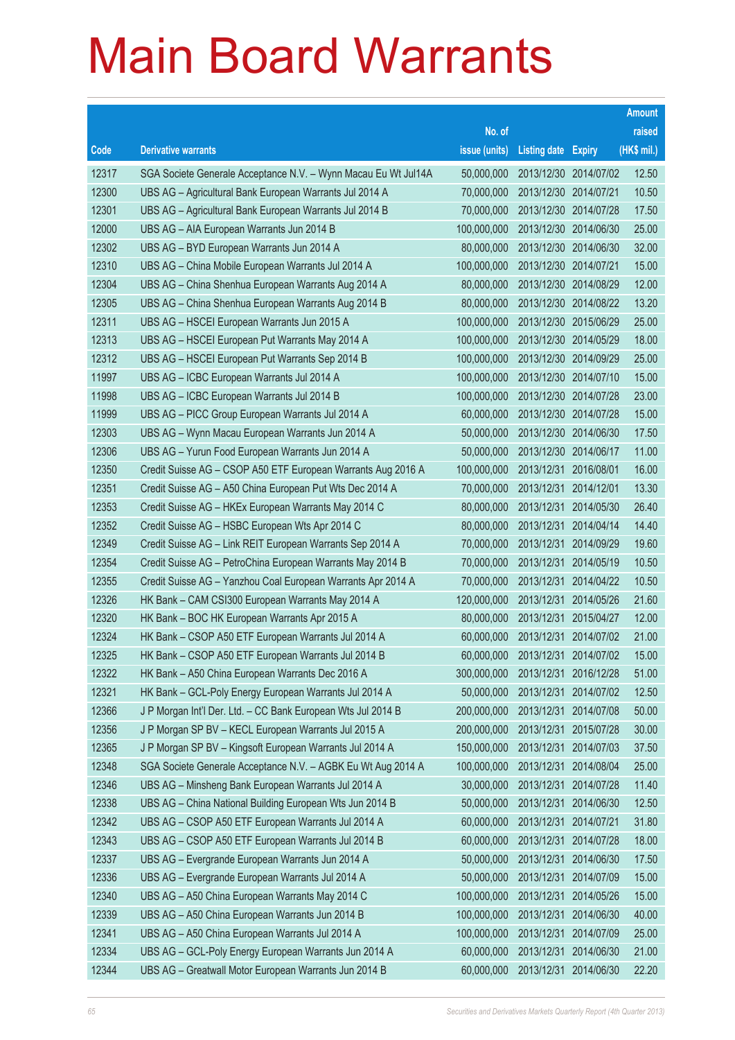# Main Board Warrants

| Code | Derivative warrants | No. of issue (units) | Listing date | Expiry | Amount raised (HK$ mil.) |
|---|---|---|---|---|---|
| 12317 | SGA Societe Generale Acceptance N.V. – Wynn Macau Eu Wt Jul14A | 50,000,000 | 2013/12/30 | 2014/07/02 | 12.50 |
| 12300 | UBS AG – Agricultural Bank European Warrants Jul 2014 A | 70,000,000 | 2013/12/30 | 2014/07/21 | 10.50 |
| 12301 | UBS AG – Agricultural Bank European Warrants Jul 2014 B | 70,000,000 | 2013/12/30 | 2014/07/28 | 17.50 |
| 12000 | UBS AG – AIA European Warrants Jun 2014 B | 100,000,000 | 2013/12/30 | 2014/06/30 | 25.00 |
| 12302 | UBS AG – BYD European Warrants Jun 2014 A | 80,000,000 | 2013/12/30 | 2014/06/30 | 32.00 |
| 12310 | UBS AG – China Mobile European Warrants Jul 2014 A | 100,000,000 | 2013/12/30 | 2014/07/21 | 15.00 |
| 12304 | UBS AG – China Shenhua European Warrants Aug 2014 A | 80,000,000 | 2013/12/30 | 2014/08/29 | 12.00 |
| 12305 | UBS AG – China Shenhua European Warrants Aug 2014 B | 80,000,000 | 2013/12/30 | 2014/08/22 | 13.20 |
| 12311 | UBS AG – HSCEI European Warrants Jun 2015 A | 100,000,000 | 2013/12/30 | 2015/06/29 | 25.00 |
| 12313 | UBS AG – HSCEI European Put Warrants May 2014 A | 100,000,000 | 2013/12/30 | 2014/05/29 | 18.00 |
| 12312 | UBS AG – HSCEI European Put Warrants Sep 2014 B | 100,000,000 | 2013/12/30 | 2014/09/29 | 25.00 |
| 11997 | UBS AG – ICBC European Warrants Jul 2014 A | 100,000,000 | 2013/12/30 | 2014/07/10 | 15.00 |
| 11998 | UBS AG – ICBC European Warrants Jul 2014 B | 100,000,000 | 2013/12/30 | 2014/07/28 | 23.00 |
| 11999 | UBS AG – PICC Group European Warrants Jul 2014 A | 60,000,000 | 2013/12/30 | 2014/07/28 | 15.00 |
| 12303 | UBS AG – Wynn Macau European Warrants Jun 2014 A | 50,000,000 | 2013/12/30 | 2014/06/30 | 17.50 |
| 12306 | UBS AG – Yurun Food European Warrants Jun 2014 A | 50,000,000 | 2013/12/30 | 2014/06/17 | 11.00 |
| 12350 | Credit Suisse AG – CSOP A50 ETF European Warrants Aug 2016 A | 100,000,000 | 2013/12/31 | 2016/08/01 | 16.00 |
| 12351 | Credit Suisse AG – A50 China European Put Wts Dec 2014 A | 70,000,000 | 2013/12/31 | 2014/12/01 | 13.30 |
| 12353 | Credit Suisse AG – HKEx European Warrants May 2014 C | 80,000,000 | 2013/12/31 | 2014/05/30 | 26.40 |
| 12352 | Credit Suisse AG – HSBC European Wts Apr 2014 C | 80,000,000 | 2013/12/31 | 2014/04/14 | 14.40 |
| 12349 | Credit Suisse AG – Link REIT European Warrants Sep 2014 A | 70,000,000 | 2013/12/31 | 2014/09/29 | 19.60 |
| 12354 | Credit Suisse AG – PetroChina European Warrants May 2014 B | 70,000,000 | 2013/12/31 | 2014/05/19 | 10.50 |
| 12355 | Credit Suisse AG – Yanzhou Coal European Warrants Apr 2014 A | 70,000,000 | 2013/12/31 | 2014/04/22 | 10.50 |
| 12326 | HK Bank – CAM CSI300 European Warrants May 2014 A | 120,000,000 | 2013/12/31 | 2014/05/26 | 21.60 |
| 12320 | HK Bank – BOC HK European Warrants Apr 2015 A | 80,000,000 | 2013/12/31 | 2015/04/27 | 12.00 |
| 12324 | HK Bank – CSOP A50 ETF European Warrants Jul 2014 A | 60,000,000 | 2013/12/31 | 2014/07/02 | 21.00 |
| 12325 | HK Bank – CSOP A50 ETF European Warrants Jul 2014 B | 60,000,000 | 2013/12/31 | 2014/07/02 | 15.00 |
| 12322 | HK Bank – A50 China European Warrants Dec 2016 A | 300,000,000 | 2013/12/31 | 2016/12/28 | 51.00 |
| 12321 | HK Bank – GCL-Poly Energy European Warrants Jul 2014 A | 50,000,000 | 2013/12/31 | 2014/07/02 | 12.50 |
| 12366 | J P Morgan Int'l Der. Ltd. – CC Bank European Wts Jul 2014 B | 200,000,000 | 2013/12/31 | 2014/07/08 | 50.00 |
| 12356 | J P Morgan SP BV – KECL European Warrants Jul 2015 A | 200,000,000 | 2013/12/31 | 2015/07/28 | 30.00 |
| 12365 | J P Morgan SP BV – Kingsoft European Warrants Jul 2014 A | 150,000,000 | 2013/12/31 | 2014/07/03 | 37.50 |
| 12348 | SGA Societe Generale Acceptance N.V. – AGBK Eu Wt Aug 2014 A | 100,000,000 | 2013/12/31 | 2014/08/04 | 25.00 |
| 12346 | UBS AG – Minsheng Bank European Warrants Jul 2014 A | 30,000,000 | 2013/12/31 | 2014/07/28 | 11.40 |
| 12338 | UBS AG – China National Building European Wts Jun 2014 B | 50,000,000 | 2013/12/31 | 2014/06/30 | 12.50 |
| 12342 | UBS AG – CSOP A50 ETF European Warrants Jul 2014 A | 60,000,000 | 2013/12/31 | 2014/07/21 | 31.80 |
| 12343 | UBS AG – CSOP A50 ETF European Warrants Jul 2014 B | 60,000,000 | 2013/12/31 | 2014/07/28 | 18.00 |
| 12337 | UBS AG – Evergrande European Warrants Jun 2014 A | 50,000,000 | 2013/12/31 | 2014/06/30 | 17.50 |
| 12336 | UBS AG – Evergrande European Warrants Jul 2014 A | 50,000,000 | 2013/12/31 | 2014/07/09 | 15.00 |
| 12340 | UBS AG – A50 China European Warrants May 2014 C | 100,000,000 | 2013/12/31 | 2014/05/26 | 15.00 |
| 12339 | UBS AG – A50 China European Warrants Jun 2014 B | 100,000,000 | 2013/12/31 | 2014/06/30 | 40.00 |
| 12341 | UBS AG – A50 China European Warrants Jul 2014 A | 100,000,000 | 2013/12/31 | 2014/07/09 | 25.00 |
| 12334 | UBS AG – GCL-Poly Energy European Warrants Jun 2014 A | 60,000,000 | 2013/12/31 | 2014/06/30 | 21.00 |
| 12344 | UBS AG – Greatwall Motor European Warrants Jun 2014 B | 60,000,000 | 2013/12/31 | 2014/06/30 | 22.20 |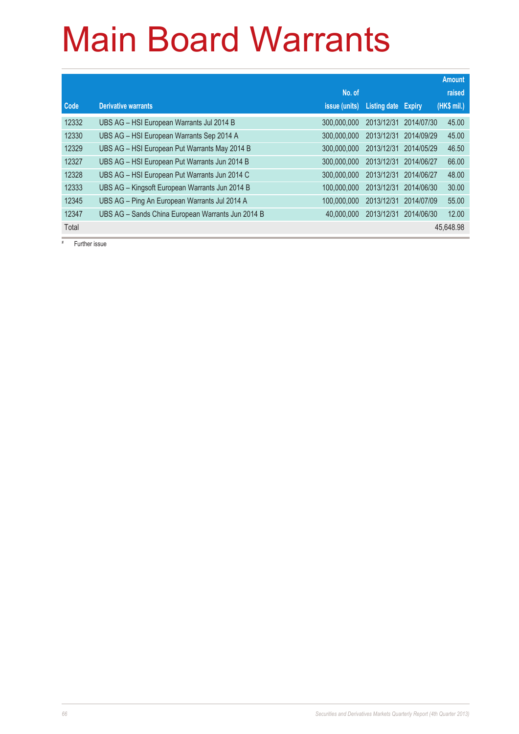# Main Board Warrants

| Code | Derivative warrants | No. of issue (units) | Listing date | Expiry | Amount raised (HK$ mil.) |
|---|---|---|---|---|---|
| 12332 | UBS AG – HSI European Warrants Jul 2014 B | 300,000,000 | 2013/12/31 | 2014/07/30 | 45.00 |
| 12330 | UBS AG – HSI European Warrants Sep 2014 A | 300,000,000 | 2013/12/31 | 2014/09/29 | 45.00 |
| 12329 | UBS AG – HSI European Put Warrants May 2014 B | 300,000,000 | 2013/12/31 | 2014/05/29 | 46.50 |
| 12327 | UBS AG – HSI European Put Warrants Jun 2014 B | 300,000,000 | 2013/12/31 | 2014/06/27 | 66.00 |
| 12328 | UBS AG – HSI European Put Warrants Jun 2014 C | 300,000,000 | 2013/12/31 | 2014/06/27 | 48.00 |
| 12333 | UBS AG – Kingsoft European Warrants Jun 2014 B | 100,000,000 | 2013/12/31 | 2014/06/30 | 30.00 |
| 12345 | UBS AG – Ping An European Warrants Jul 2014 A | 100,000,000 | 2013/12/31 | 2014/07/09 | 55.00 |
| 12347 | UBS AG – Sands China European Warrants Jun 2014 B | 40,000,000 | 2013/12/31 | 2014/06/30 | 12.00 |
| Total | | | | | 45,648.98 |

# Further issue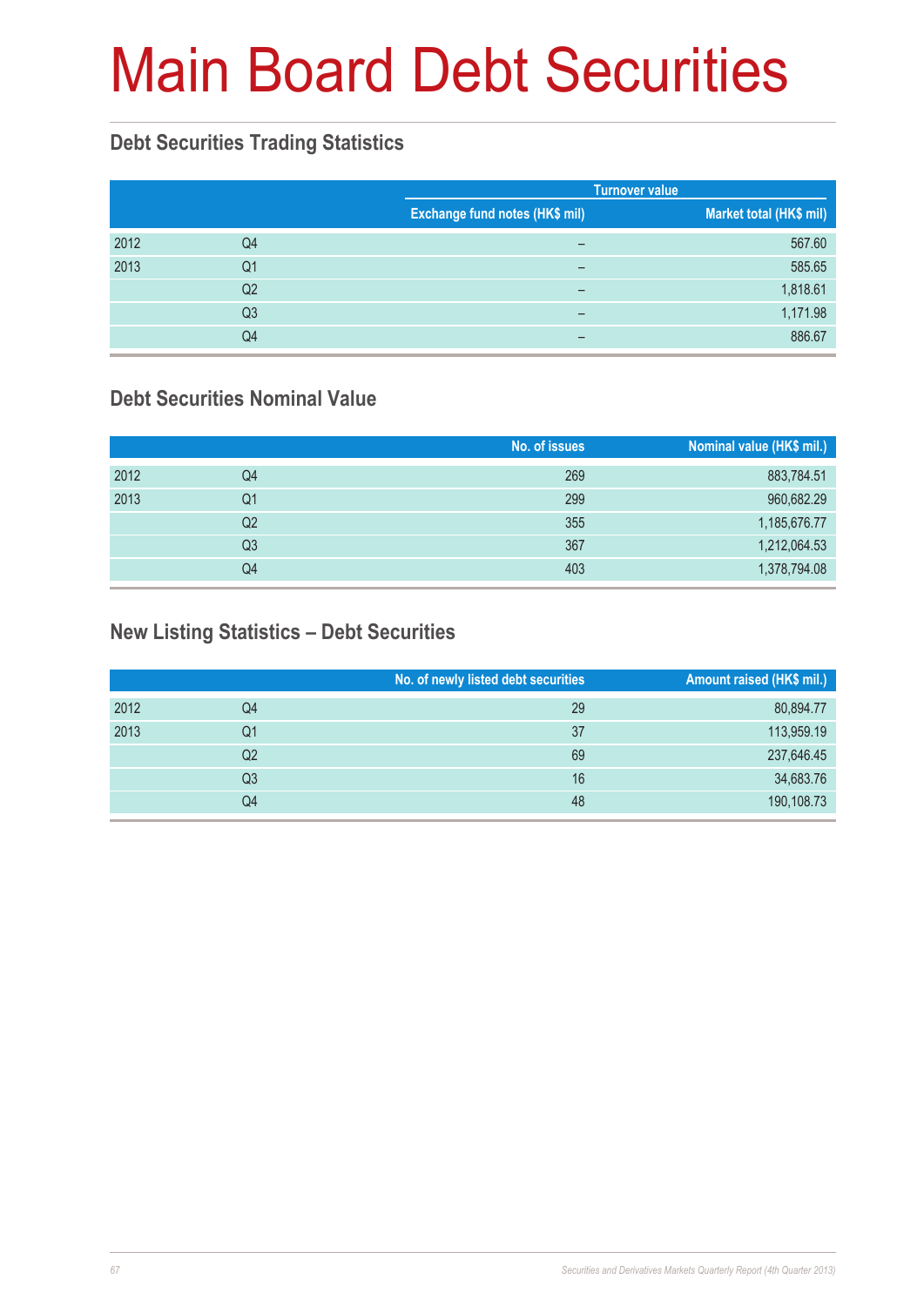# Main Board Debt Securities

## Debt Securities Trading Statistics

| | | Turnover value | |
|---|---|---|---|
| | | Exchange fund notes (HK$ mil) | Market total (HK$ mil) |
| 2012 | Q4 | – | 567.60 |
| 2013 | Q1 | – | 585.65 |
| | Q2 | – | 1,818.61 |
| | Q3 | – | 1,171.98 |
| | Q4 | – | 886.67 |

## Debt Securities Nominal Value

| | | No. of issues | Nominal value (HK$ mil.) |
|---|---|---|---|
| 2012 | Q4 | 269 | 883,784.51 |
| 2013 | Q1 | 299 | 960,682.29 |
| | Q2 | 355 | 1,185,676.77 |
| | Q3 | 367 | 1,212,064.53 |
| | Q4 | 403 | 1,378,794.08 |

## New Listing Statistics – Debt Securities

| | | No. of newly listed debt securities | Amount raised (HK$ mil.) |
|---|---|---|---|
| 2012 | Q4 | 29 | 80,894.77 |
| 2013 | Q1 | 37 | 113,959.19 |
| | Q2 | 69 | 237,646.45 |
| | Q3 | 16 | 34,683.76 |
| | Q4 | 48 | 190,108.73 |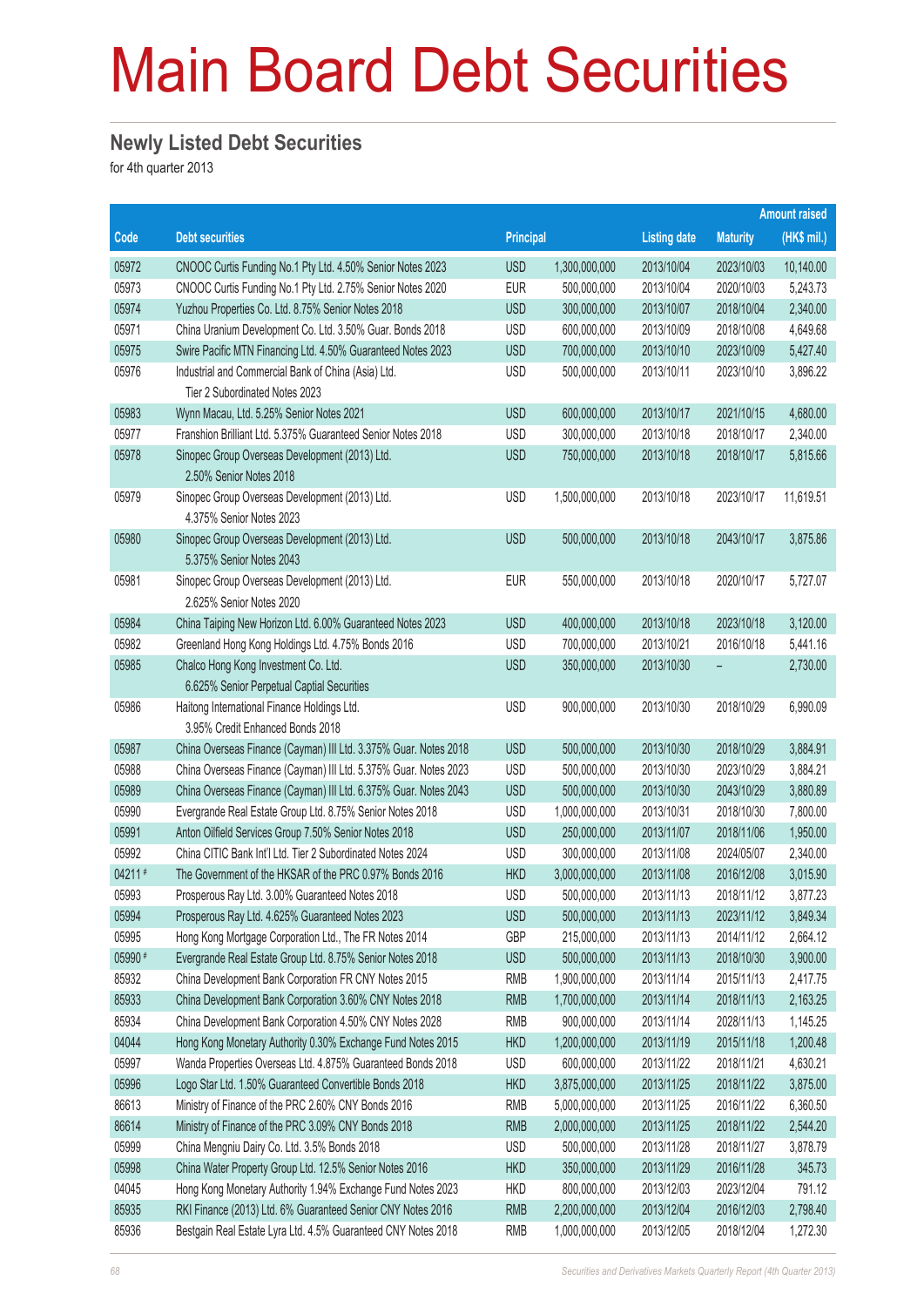# Main Board Debt Securities

## Newly Listed Debt Securities

for 4th quarter 2013

| Code | Debt securities | Principal | | Listing date | Maturity | Amount raised (HK$ mil.) |
|---|---|---|---|---|---|---|
| 05972 | CNOOC Curtis Funding No.1 Pty Ltd. 4.50% Senior Notes 2023 | USD | 1,300,000,000 | 2013/10/04 | 2023/10/03 | 10,140.00 |
| 05973 | CNOOC Curtis Funding No.1 Pty Ltd. 2.75% Senior Notes 2020 | EUR | 500,000,000 | 2013/10/04 | 2020/10/03 | 5,243.73 |
| 05974 | Yuzhou Properties Co. Ltd. 8.75% Senior Notes 2018 | USD | 300,000,000 | 2013/10/07 | 2018/10/04 | 2,340.00 |
| 05971 | China Uranium Development Co. Ltd. 3.50% Guar. Bonds 2018 | USD | 600,000,000 | 2013/10/09 | 2018/10/08 | 4,649.68 |
| 05975 | Swire Pacific MTN Financing Ltd. 4.50% Guaranteed Notes 2023 | USD | 700,000,000 | 2013/10/10 | 2023/10/09 | 5,427.40 |
| 05976 | Industrial and Commercial Bank of China (Asia) Ltd. Tier 2 Subordinated Notes 2023 | USD | 500,000,000 | 2013/10/11 | 2023/10/10 | 3,896.22 |
| 05983 | Wynn Macau, Ltd. 5.25% Senior Notes 2021 | USD | 600,000,000 | 2013/10/17 | 2021/10/15 | 4,680.00 |
| 05977 | Franshion Brilliant Ltd. 5.375% Guaranteed Senior Notes 2018 | USD | 300,000,000 | 2013/10/18 | 2018/10/17 | 2,340.00 |
| 05978 | Sinopec Group Overseas Development (2013) Ltd. 2.50% Senior Notes 2018 | USD | 750,000,000 | 2013/10/18 | 2018/10/17 | 5,815.66 |
| 05979 | Sinopec Group Overseas Development (2013) Ltd. 4.375% Senior Notes 2023 | USD | 1,500,000,000 | 2013/10/18 | 2023/10/17 | 11,619.51 |
| 05980 | Sinopec Group Overseas Development (2013) Ltd. 5.375% Senior Notes 2043 | USD | 500,000,000 | 2013/10/18 | 2043/10/17 | 3,875.86 |
| 05981 | Sinopec Group Overseas Development (2013) Ltd. 2.625% Senior Notes 2020 | EUR | 550,000,000 | 2013/10/18 | 2020/10/17 | 5,727.07 |
| 05984 | China Taiping New Horizon Ltd. 6.00% Guaranteed Notes 2023 | USD | 400,000,000 | 2013/10/18 | 2023/10/18 | 3,120.00 |
| 05982 | Greenland Hong Kong Holdings Ltd. 4.75% Bonds 2016 | USD | 700,000,000 | 2013/10/21 | 2016/10/18 | 5,441.16 |
| 05985 | Chalco Hong Kong Investment Co. Ltd. 6.625% Senior Perpetual Captial Securities | USD | 350,000,000 | 2013/10/30 | – | 2,730.00 |
| 05986 | Haitong International Finance Holdings Ltd. 3.95% Credit Enhanced Bonds 2018 | USD | 900,000,000 | 2013/10/30 | 2018/10/29 | 6,990.09 |
| 05987 | China Overseas Finance (Cayman) III Ltd. 3.375% Guar. Notes 2018 | USD | 500,000,000 | 2013/10/30 | 2018/10/29 | 3,884.91 |
| 05988 | China Overseas Finance (Cayman) III Ltd. 5.375% Guar. Notes 2023 | USD | 500,000,000 | 2013/10/30 | 2023/10/29 | 3,884.21 |
| 05989 | China Overseas Finance (Cayman) III Ltd. 6.375% Guar. Notes 2043 | USD | 500,000,000 | 2013/10/30 | 2043/10/29 | 3,880.89 |
| 05990 | Evergrande Real Estate Group Ltd. 8.75% Senior Notes 2018 | USD | 1,000,000,000 | 2013/10/31 | 2018/10/30 | 7,800.00 |
| 05991 | Anton Oilfield Services Group 7.50% Senior Notes 2018 | USD | 250,000,000 | 2013/11/07 | 2018/11/06 | 1,950.00 |
| 05992 | China CITIC Bank Int'l Ltd. Tier 2 Subordinated Notes 2024 | USD | 300,000,000 | 2013/11/08 | 2024/05/07 | 2,340.00 |
| 04211 # | The Government of the HKSAR of the PRC 0.97% Bonds 2016 | HKD | 3,000,000,000 | 2013/11/08 | 2016/12/08 | 3,015.90 |
| 05993 | Prosperous Ray Ltd. 3.00% Guaranteed Notes 2018 | USD | 500,000,000 | 2013/11/13 | 2018/11/12 | 3,877.23 |
| 05994 | Prosperous Ray Ltd. 4.625% Guaranteed Notes 2023 | USD | 500,000,000 | 2013/11/13 | 2023/11/12 | 3,849.34 |
| 05995 | Hong Kong Mortgage Corporation Ltd., The FR Notes 2014 | GBP | 215,000,000 | 2013/11/13 | 2014/11/12 | 2,664.12 |
| 05990 # | Evergrande Real Estate Group Ltd. 8.75% Senior Notes 2018 | USD | 500,000,000 | 2013/11/13 | 2018/10/30 | 3,900.00 |
| 85932 | China Development Bank Corporation FR CNY Notes 2015 | RMB | 1,900,000,000 | 2013/11/14 | 2015/11/13 | 2,417.75 |
| 85933 | China Development Bank Corporation 3.60% CNY Notes 2018 | RMB | 1,700,000,000 | 2013/11/14 | 2018/11/13 | 2,163.25 |
| 85934 | China Development Bank Corporation 4.50% CNY Notes 2028 | RMB | 900,000,000 | 2013/11/14 | 2028/11/13 | 1,145.25 |
| 04044 | Hong Kong Monetary Authority 0.30% Exchange Fund Notes 2015 | HKD | 1,200,000,000 | 2013/11/19 | 2015/11/18 | 1,200.48 |
| 05997 | Wanda Properties Overseas Ltd. 4.875% Guaranteed Bonds 2018 | USD | 600,000,000 | 2013/11/22 | 2018/11/21 | 4,630.21 |
| 05996 | Logo Star Ltd. 1.50% Guaranteed Convertible Bonds 2018 | HKD | 3,875,000,000 | 2013/11/25 | 2018/11/22 | 3,875.00 |
| 86613 | Ministry of Finance of the PRC 2.60% CNY Bonds 2016 | RMB | 5,000,000,000 | 2013/11/25 | 2016/11/22 | 6,360.50 |
| 86614 | Ministry of Finance of the PRC 3.09% CNY Bonds 2018 | RMB | 2,000,000,000 | 2013/11/25 | 2018/11/22 | 2,544.20 |
| 05999 | China Mengniu Dairy Co. Ltd. 3.5% Bonds 2018 | USD | 500,000,000 | 2013/11/28 | 2018/11/27 | 3,878.79 |
| 05998 | China Water Property Group Ltd. 12.5% Senior Notes 2016 | HKD | 350,000,000 | 2013/11/29 | 2016/11/28 | 345.73 |
| 04045 | Hong Kong Monetary Authority 1.94% Exchange Fund Notes 2023 | HKD | 800,000,000 | 2013/12/03 | 2023/12/04 | 791.12 |
| 85935 | RKI Finance (2013) Ltd. 6% Guaranteed Senior CNY Notes 2016 | RMB | 2,200,000,000 | 2013/12/04 | 2016/12/03 | 2,798.40 |
| 85936 | Bestgain Real Estate Lyra Ltd. 4.5% Guaranteed CNY Notes 2018 | RMB | 1,000,000,000 | 2013/12/05 | 2018/12/04 | 1,272.30 |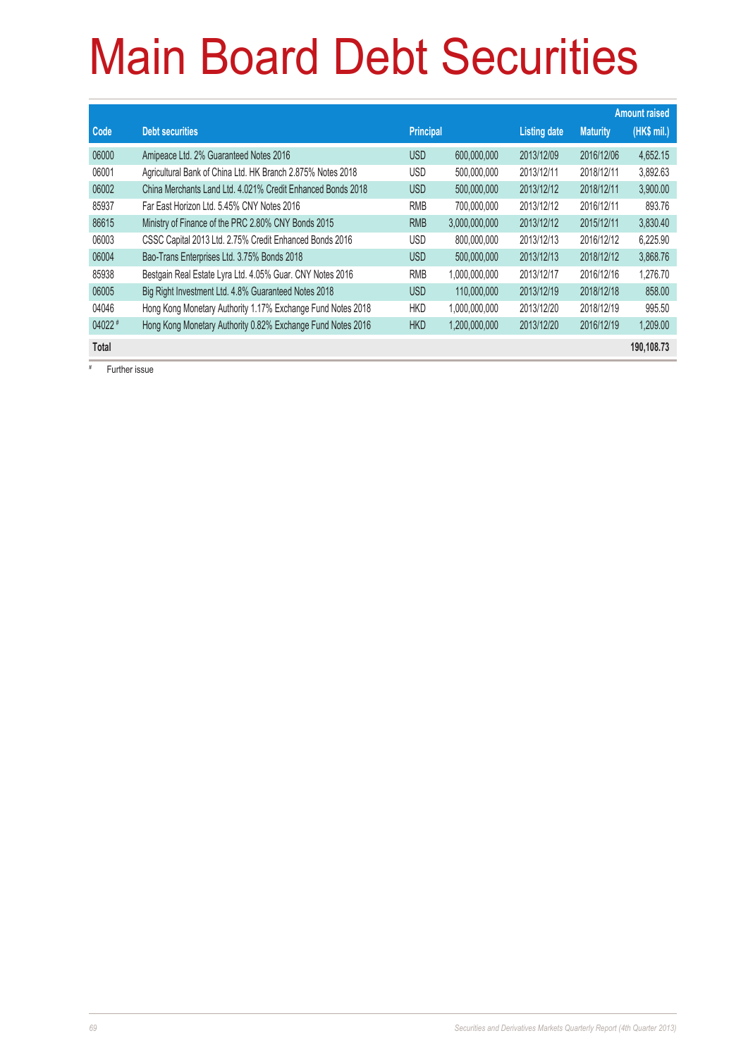# Main Board Debt Securities

| Code | Debt securities | Principal | | Listing date | Maturity | Amount raised (HK$ mil.) |
|---|---|---|---|---|---|---|
| 06000 | Amipeace Ltd. 2% Guaranteed Notes 2016 | USD | 600,000,000 | 2013/12/09 | 2016/12/06 | 4,652.15 |
| 06001 | Agricultural Bank of China Ltd. HK Branch 2.875% Notes 2018 | USD | 500,000,000 | 2013/12/11 | 2018/12/11 | 3,892.63 |
| 06002 | China Merchants Land Ltd. 4.021% Credit Enhanced Bonds 2018 | USD | 500,000,000 | 2013/12/12 | 2018/12/11 | 3,900.00 |
| 85937 | Far East Horizon Ltd. 5.45% CNY Notes 2016 | RMB | 700,000,000 | 2013/12/12 | 2016/12/11 | 893.76 |
| 86615 | Ministry of Finance of the PRC 2.80% CNY Bonds 2015 | RMB | 3,000,000,000 | 2013/12/12 | 2015/12/11 | 3,830.40 |
| 06003 | CSSC Capital 2013 Ltd. 2.75% Credit Enhanced Bonds 2016 | USD | 800,000,000 | 2013/12/13 | 2016/12/12 | 6,225.90 |
| 06004 | Bao-Trans Enterprises Ltd. 3.75% Bonds 2018 | USD | 500,000,000 | 2013/12/13 | 2018/12/12 | 3,868.76 |
| 85938 | Bestgain Real Estate Lyra Ltd. 4.05% Guar. CNY Notes 2016 | RMB | 1,000,000,000 | 2013/12/17 | 2016/12/16 | 1,276.70 |
| 06005 | Big Right Investment Ltd. 4.8% Guaranteed Notes 2018 | USD | 110,000,000 | 2013/12/19 | 2018/12/18 | 858.00 |
| 04046 | Hong Kong Monetary Authority 1.17% Exchange Fund Notes 2018 | HKD | 1,000,000,000 | 2013/12/20 | 2018/12/19 | 995.50 |
| 04022 # | Hong Kong Monetary Authority 0.82% Exchange Fund Notes 2016 | HKD | 1,200,000,000 | 2013/12/20 | 2016/12/19 | 1,209.00 |
| **Total** | | | | | | **190,108.73** |

# Further issue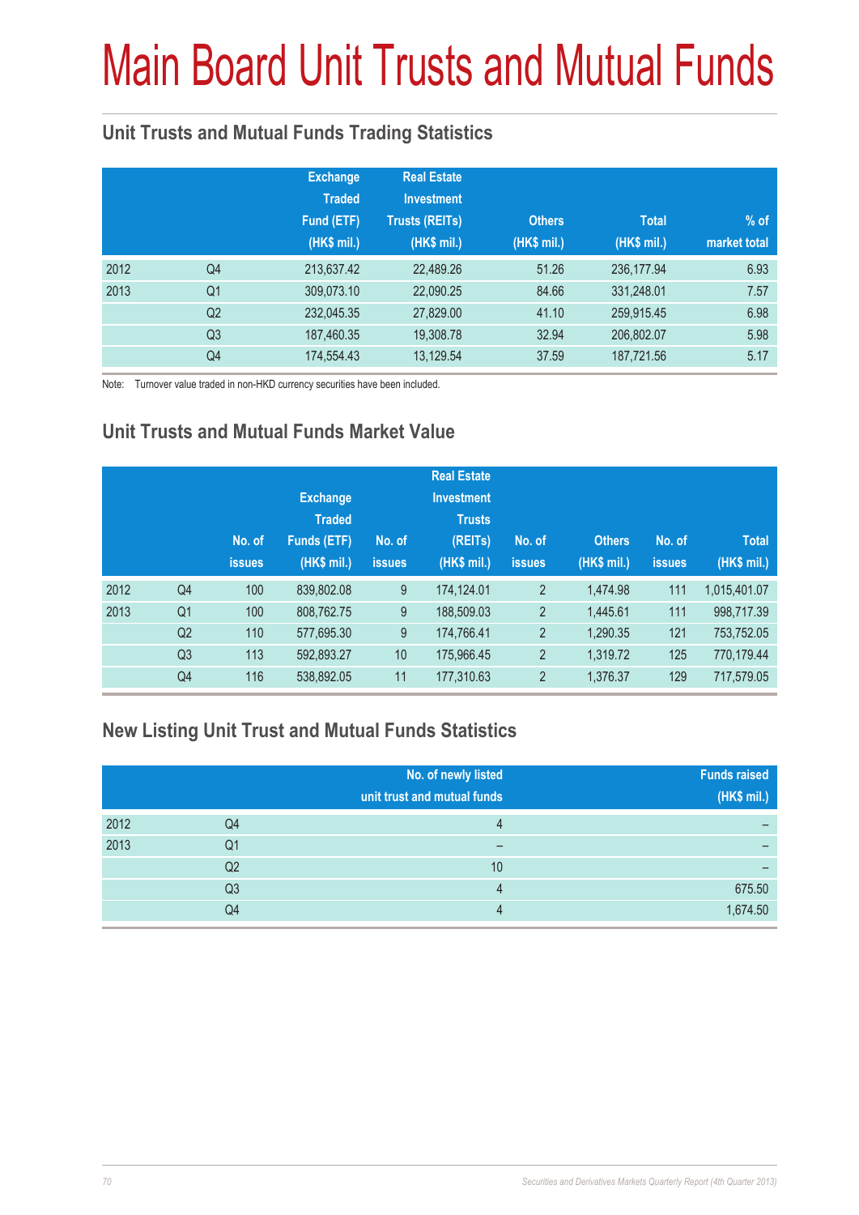# Main Board Unit Trusts and Mutual Funds

## Unit Trusts and Mutual Funds Trading Statistics

| | | Exchange Traded Fund (ETF) (HK$ mil.) | Real Estate Investment Trusts (REITs) (HK$ mil.) | Others (HK$ mil.) | Total (HK$ mil.) | % of market total |
|---|---|---|---|---|---|---|
| 2012 | Q4 | 213,637.42 | 22,489.26 | 51.26 | 236,177.94 | 6.93 |
| 2013 | Q1 | 309,073.10 | 22,090.25 | 84.66 | 331,248.01 | 7.57 |
| | Q2 | 232,045.35 | 27,829.00 | 41.10 | 259,915.45 | 6.98 |
| | Q3 | 187,460.35 | 19,308.78 | 32.94 | 206,802.07 | 5.98 |
| | Q4 | 174,554.43 | 13,129.54 | 37.59 | 187,721.56 | 5.17 |

Note: Turnover value traded in non-HKD currency securities have been included.

## Unit Trusts and Mutual Funds Market Value

| | | No. of issues | Exchange Traded Funds (ETF) (HK$ mil.) | No. of issues | Real Estate Investment Trusts (REITs) (HK$ mil.) | No. of issues | Others (HK$ mil.) | No. of issues | Total (HK$ mil.) |
|---|---|---|---|---|---|---|---|---|---|
| 2012 | Q4 | 100 | 839,802.08 | 9 | 174,124.01 | 2 | 1,474.98 | 111 | 1,015,401.07 |
| 2013 | Q1 | 100 | 808,762.75 | 9 | 188,509.03 | 2 | 1,445.61 | 111 | 998,717.39 |
| | Q2 | 110 | 577,695.30 | 9 | 174,766.41 | 2 | 1,290.35 | 121 | 753,752.05 |
| | Q3 | 113 | 592,893.27 | 10 | 175,966.45 | 2 | 1,319.72 | 125 | 770,179.44 |
| | Q4 | 116 | 538,892.05 | 11 | 177,310.63 | 2 | 1,376.37 | 129 | 717,579.05 |

## New Listing Unit Trust and Mutual Funds Statistics

| | | No. of newly listed unit trust and mutual funds | Funds raised (HK$ mil.) |
|---|---|---|---|
| 2012 | Q4 | 4 | – |
| 2013 | Q1 | – | – |
| | Q2 | 10 | – |
| | Q3 | 4 | 675.50 |
| | Q4 | 4 | 1,674.50 |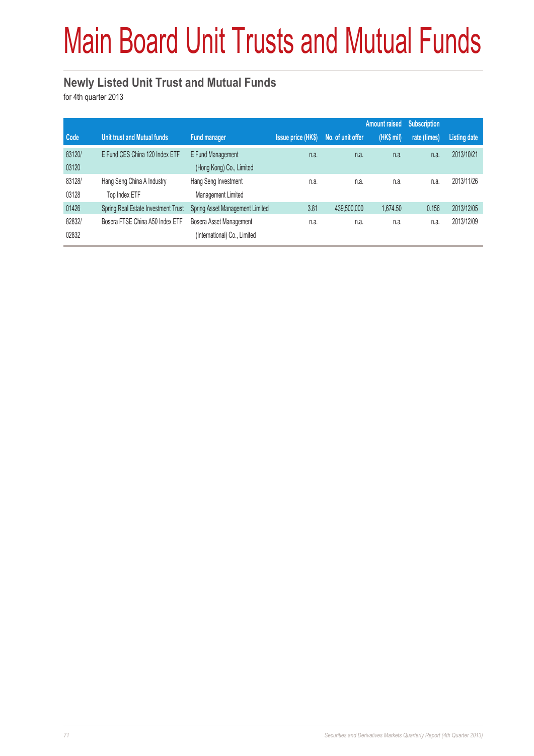# Main Board Unit Trusts and Mutual Funds

## Newly Listed Unit Trust and Mutual Funds

for 4th quarter 2013

| Code | Unit trust and Mutual funds | Fund manager | Issue price (HK$) | No. of unit offer | Amount raised (HK$ mil) | Subscription rate (times) | Listing date |
|---|---|---|---|---|---|---|---|
| 83120/ 03120 | E Fund CES China 120 Index ETF | E Fund Management (Hong Kong) Co., Limited | n.a. | n.a. | n.a. | n.a. | 2013/10/21 |
| 83128/ 03128 | Hang Seng China A Industry Top Index ETF | Hang Seng Investment Management Limited | n.a. | n.a. | n.a. | n.a. | 2013/11/26 |
| 01426 | Spring Real Estate Investment Trust | Spring Asset Management Limited | 3.81 | 439,500,000 | 1,674.50 | 0.156 | 2013/12/05 |
| 82832/ 02832 | Bosera FTSE China A50 Index ETF | Bosera Asset Management (International) Co., Limited | n.a. | n.a. | n.a. | n.a. | 2013/12/09 |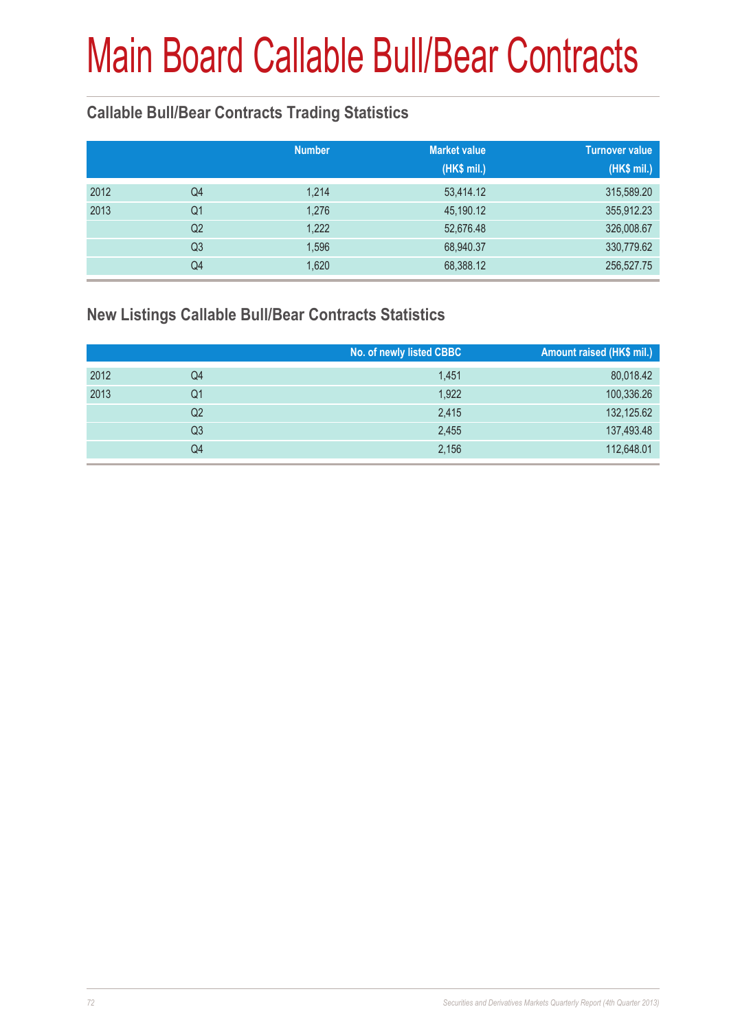# Main Board Callable Bull/Bear Contracts

## Callable Bull/Bear Contracts Trading Statistics

| | | Number | Market value (HK$ mil.) | Turnover value (HK$ mil.) |
|---|---|---|---|---|
| 2012 | Q4 | 1,214 | 53,414.12 | 315,589.20 |
| 2013 | Q1 | 1,276 | 45,190.12 | 355,912.23 |
| | Q2 | 1,222 | 52,676.48 | 326,008.67 |
| | Q3 | 1,596 | 68,940.37 | 330,779.62 |
| | Q4 | 1,620 | 68,388.12 | 256,527.75 |

## New Listings Callable Bull/Bear Contracts Statistics

| | | No. of newly listed CBBC | Amount raised (HK$ mil.) |
|---|---|---|---|
| 2012 | Q4 | 1,451 | 80,018.42 |
| 2013 | Q1 | 1,922 | 100,336.26 |
| | Q2 | 2,415 | 132,125.62 |
| | Q3 | 2,455 | 137,493.48 |
| | Q4 | 2,156 | 112,648.01 |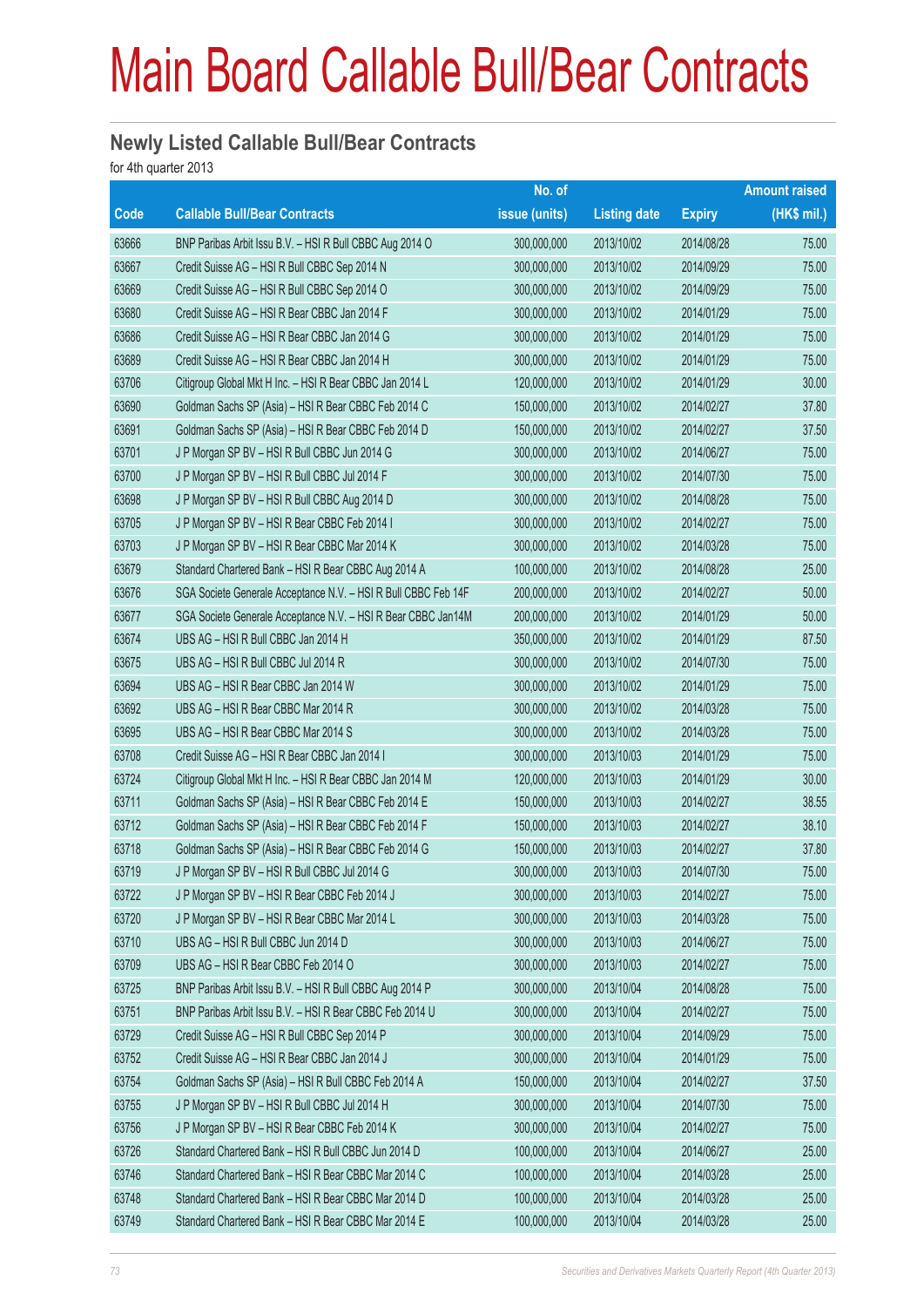# Main Board Callable Bull/Bear Contracts

## Newly Listed Callable Bull/Bear Contracts

for 4th quarter 2013

| Code | Callable Bull/Bear Contracts | No. of issue (units) | Listing date | Expiry | Amount raised (HK$ mil.) |
|---|---|---|---|---|---|
| 63666 | BNP Paribas Arbit Issu B.V. – HSI R Bull CBBC Aug 2014 O | 300,000,000 | 2013/10/02 | 2014/08/28 | 75.00 |
| 63667 | Credit Suisse AG – HSI R Bull CBBC Sep 2014 N | 300,000,000 | 2013/10/02 | 2014/09/29 | 75.00 |
| 63669 | Credit Suisse AG – HSI R Bull CBBC Sep 2014 O | 300,000,000 | 2013/10/02 | 2014/09/29 | 75.00 |
| 63680 | Credit Suisse AG – HSI R Bear CBBC Jan 2014 F | 300,000,000 | 2013/10/02 | 2014/01/29 | 75.00 |
| 63686 | Credit Suisse AG – HSI R Bear CBBC Jan 2014 G | 300,000,000 | 2013/10/02 | 2014/01/29 | 75.00 |
| 63689 | Credit Suisse AG – HSI R Bear CBBC Jan 2014 H | 300,000,000 | 2013/10/02 | 2014/01/29 | 75.00 |
| 63706 | Citigroup Global Mkt H Inc. – HSI R Bear CBBC Jan 2014 L | 120,000,000 | 2013/10/02 | 2014/01/29 | 30.00 |
| 63690 | Goldman Sachs SP (Asia) – HSI R Bear CBBC Feb 2014 C | 150,000,000 | 2013/10/02 | 2014/02/27 | 37.80 |
| 63691 | Goldman Sachs SP (Asia) – HSI R Bear CBBC Feb 2014 D | 150,000,000 | 2013/10/02 | 2014/02/27 | 37.50 |
| 63701 | J P Morgan SP BV – HSI R Bull CBBC Jun 2014 G | 300,000,000 | 2013/10/02 | 2014/06/27 | 75.00 |
| 63700 | J P Morgan SP BV – HSI R Bull CBBC Jul 2014 F | 300,000,000 | 2013/10/02 | 2014/07/30 | 75.00 |
| 63698 | J P Morgan SP BV – HSI R Bull CBBC Aug 2014 D | 300,000,000 | 2013/10/02 | 2014/08/28 | 75.00 |
| 63705 | J P Morgan SP BV – HSI R Bear CBBC Feb 2014 I | 300,000,000 | 2013/10/02 | 2014/02/27 | 75.00 |
| 63703 | J P Morgan SP BV – HSI R Bear CBBC Mar 2014 K | 300,000,000 | 2013/10/02 | 2014/03/28 | 75.00 |
| 63679 | Standard Chartered Bank – HSI R Bear CBBC Aug 2014 A | 100,000,000 | 2013/10/02 | 2014/08/28 | 25.00 |
| 63676 | SGA Societe Generale Acceptance N.V. – HSI R Bull CBBC Feb 14F | 200,000,000 | 2013/10/02 | 2014/02/27 | 50.00 |
| 63677 | SGA Societe Generale Acceptance N.V. – HSI R Bear CBBC Jan14M | 200,000,000 | 2013/10/02 | 2014/01/29 | 50.00 |
| 63674 | UBS AG – HSI R Bull CBBC Jan 2014 H | 350,000,000 | 2013/10/02 | 2014/01/29 | 87.50 |
| 63675 | UBS AG – HSI R Bull CBBC Jul 2014 R | 300,000,000 | 2013/10/02 | 2014/07/30 | 75.00 |
| 63694 | UBS AG – HSI R Bear CBBC Jan 2014 W | 300,000,000 | 2013/10/02 | 2014/01/29 | 75.00 |
| 63692 | UBS AG – HSI R Bear CBBC Mar 2014 R | 300,000,000 | 2013/10/02 | 2014/03/28 | 75.00 |
| 63695 | UBS AG – HSI R Bear CBBC Mar 2014 S | 300,000,000 | 2013/10/02 | 2014/03/28 | 75.00 |
| 63708 | Credit Suisse AG – HSI R Bear CBBC Jan 2014 I | 300,000,000 | 2013/10/03 | 2014/01/29 | 75.00 |
| 63724 | Citigroup Global Mkt H Inc. – HSI R Bear CBBC Jan 2014 M | 120,000,000 | 2013/10/03 | 2014/01/29 | 30.00 |
| 63711 | Goldman Sachs SP (Asia) – HSI R Bear CBBC Feb 2014 E | 150,000,000 | 2013/10/03 | 2014/02/27 | 38.55 |
| 63712 | Goldman Sachs SP (Asia) – HSI R Bear CBBC Feb 2014 F | 150,000,000 | 2013/10/03 | 2014/02/27 | 38.10 |
| 63718 | Goldman Sachs SP (Asia) – HSI R Bear CBBC Feb 2014 G | 150,000,000 | 2013/10/03 | 2014/02/27 | 37.80 |
| 63719 | J P Morgan SP BV – HSI R Bull CBBC Jul 2014 G | 300,000,000 | 2013/10/03 | 2014/07/30 | 75.00 |
| 63722 | J P Morgan SP BV – HSI R Bear CBBC Feb 2014 J | 300,000,000 | 2013/10/03 | 2014/02/27 | 75.00 |
| 63720 | J P Morgan SP BV – HSI R Bear CBBC Mar 2014 L | 300,000,000 | 2013/10/03 | 2014/03/28 | 75.00 |
| 63710 | UBS AG – HSI R Bull CBBC Jun 2014 D | 300,000,000 | 2013/10/03 | 2014/06/27 | 75.00 |
| 63709 | UBS AG – HSI R Bear CBBC Feb 2014 O | 300,000,000 | 2013/10/03 | 2014/02/27 | 75.00 |
| 63725 | BNP Paribas Arbit Issu B.V. – HSI R Bull CBBC Aug 2014 P | 300,000,000 | 2013/10/04 | 2014/08/28 | 75.00 |
| 63751 | BNP Paribas Arbit Issu B.V. – HSI R Bear CBBC Feb 2014 U | 300,000,000 | 2013/10/04 | 2014/02/27 | 75.00 |
| 63729 | Credit Suisse AG – HSI R Bull CBBC Sep 2014 P | 300,000,000 | 2013/10/04 | 2014/09/29 | 75.00 |
| 63752 | Credit Suisse AG – HSI R Bear CBBC Jan 2014 J | 300,000,000 | 2013/10/04 | 2014/01/29 | 75.00 |
| 63754 | Goldman Sachs SP (Asia) – HSI R Bull CBBC Feb 2014 A | 150,000,000 | 2013/10/04 | 2014/02/27 | 37.50 |
| 63755 | J P Morgan SP BV – HSI R Bull CBBC Jul 2014 H | 300,000,000 | 2013/10/04 | 2014/07/30 | 75.00 |
| 63756 | J P Morgan SP BV – HSI R Bear CBBC Feb 2014 K | 300,000,000 | 2013/10/04 | 2014/02/27 | 75.00 |
| 63726 | Standard Chartered Bank – HSI R Bull CBBC Jun 2014 D | 100,000,000 | 2013/10/04 | 2014/06/27 | 25.00 |
| 63746 | Standard Chartered Bank – HSI R Bear CBBC Mar 2014 C | 100,000,000 | 2013/10/04 | 2014/03/28 | 25.00 |
| 63748 | Standard Chartered Bank – HSI R Bear CBBC Mar 2014 D | 100,000,000 | 2013/10/04 | 2014/03/28 | 25.00 |
| 63749 | Standard Chartered Bank – HSI R Bear CBBC Mar 2014 E | 100,000,000 | 2013/10/04 | 2014/03/28 | 25.00 |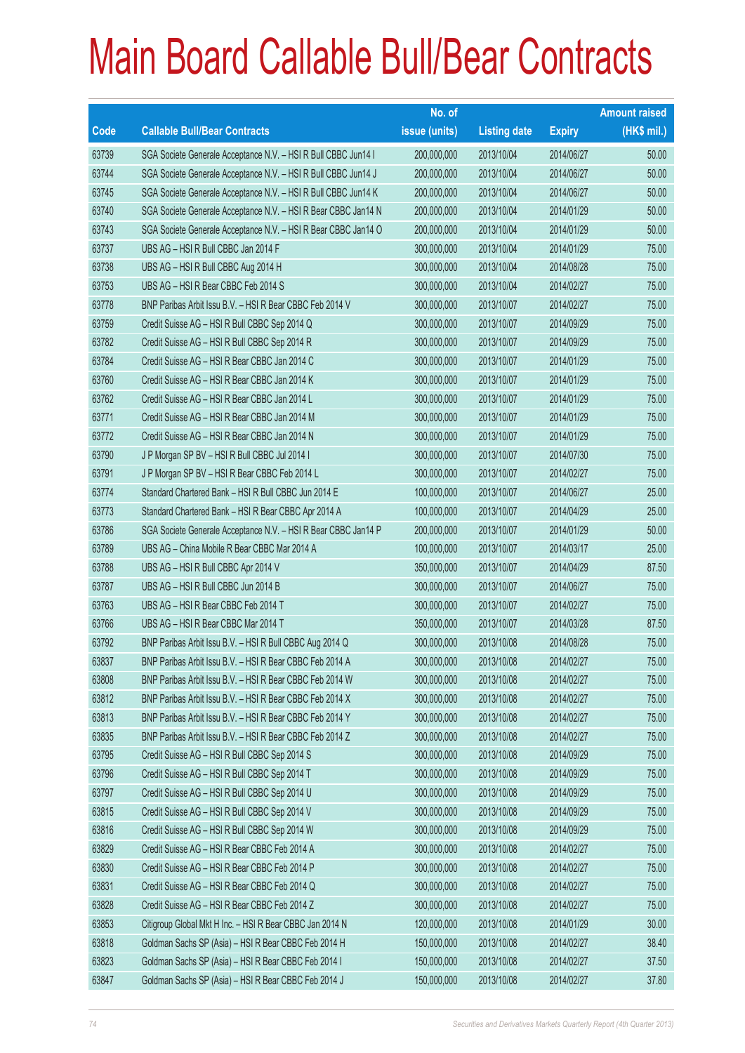# Main Board Callable Bull/Bear Contracts

| Code | Callable Bull/Bear Contracts | No. of issue (units) | Listing date | Expiry | Amount raised (HK$ mil.) |
|---|---|---|---|---|---|
| 63739 | SGA Societe Generale Acceptance N.V. – HSI R Bull CBBC Jun14 I | 200,000,000 | 2013/10/04 | 2014/06/27 | 50.00 |
| 63744 | SGA Societe Generale Acceptance N.V. – HSI R Bull CBBC Jun14 J | 200,000,000 | 2013/10/04 | 2014/06/27 | 50.00 |
| 63745 | SGA Societe Generale Acceptance N.V. – HSI R Bull CBBC Jun14 K | 200,000,000 | 2013/10/04 | 2014/06/27 | 50.00 |
| 63740 | SGA Societe Generale Acceptance N.V. – HSI R Bear CBBC Jan14 N | 200,000,000 | 2013/10/04 | 2014/01/29 | 50.00 |
| 63743 | SGA Societe Generale Acceptance N.V. – HSI R Bear CBBC Jan14 O | 200,000,000 | 2013/10/04 | 2014/01/29 | 50.00 |
| 63737 | UBS AG – HSI R Bull CBBC Jan 2014 F | 300,000,000 | 2013/10/04 | 2014/01/29 | 75.00 |
| 63738 | UBS AG – HSI R Bull CBBC Aug 2014 H | 300,000,000 | 2013/10/04 | 2014/08/28 | 75.00 |
| 63753 | UBS AG – HSI R Bear CBBC Feb 2014 S | 300,000,000 | 2013/10/04 | 2014/02/27 | 75.00 |
| 63778 | BNP Paribas Arbit Issu B.V. – HSI R Bear CBBC Feb 2014 V | 300,000,000 | 2013/10/07 | 2014/02/27 | 75.00 |
| 63759 | Credit Suisse AG – HSI R Bull CBBC Sep 2014 Q | 300,000,000 | 2013/10/07 | 2014/09/29 | 75.00 |
| 63782 | Credit Suisse AG – HSI R Bull CBBC Sep 2014 R | 300,000,000 | 2013/10/07 | 2014/09/29 | 75.00 |
| 63784 | Credit Suisse AG – HSI R Bear CBBC Jan 2014 C | 300,000,000 | 2013/10/07 | 2014/01/29 | 75.00 |
| 63760 | Credit Suisse AG – HSI R Bear CBBC Jan 2014 K | 300,000,000 | 2013/10/07 | 2014/01/29 | 75.00 |
| 63762 | Credit Suisse AG – HSI R Bear CBBC Jan 2014 L | 300,000,000 | 2013/10/07 | 2014/01/29 | 75.00 |
| 63771 | Credit Suisse AG – HSI R Bear CBBC Jan 2014 M | 300,000,000 | 2013/10/07 | 2014/01/29 | 75.00 |
| 63772 | Credit Suisse AG – HSI R Bear CBBC Jan 2014 N | 300,000,000 | 2013/10/07 | 2014/01/29 | 75.00 |
| 63790 | J P Morgan SP BV – HSI R Bull CBBC Jul 2014 I | 300,000,000 | 2013/10/07 | 2014/07/30 | 75.00 |
| 63791 | J P Morgan SP BV – HSI R Bear CBBC Feb 2014 L | 300,000,000 | 2013/10/07 | 2014/02/27 | 75.00 |
| 63774 | Standard Chartered Bank – HSI R Bull CBBC Jun 2014 E | 100,000,000 | 2013/10/07 | 2014/06/27 | 25.00 |
| 63773 | Standard Chartered Bank – HSI R Bear CBBC Apr 2014 A | 100,000,000 | 2013/10/07 | 2014/04/29 | 25.00 |
| 63786 | SGA Societe Generale Acceptance N.V. – HSI R Bear CBBC Jan14 P | 200,000,000 | 2013/10/07 | 2014/01/29 | 50.00 |
| 63789 | UBS AG – China Mobile R Bear CBBC Mar 2014 A | 100,000,000 | 2013/10/07 | 2014/03/17 | 25.00 |
| 63788 | UBS AG – HSI R Bull CBBC Apr 2014 V | 350,000,000 | 2013/10/07 | 2014/04/29 | 87.50 |
| 63787 | UBS AG – HSI R Bull CBBC Jun 2014 B | 300,000,000 | 2013/10/07 | 2014/06/27 | 75.00 |
| 63763 | UBS AG – HSI R Bear CBBC Feb 2014 T | 300,000,000 | 2013/10/07 | 2014/02/27 | 75.00 |
| 63766 | UBS AG – HSI R Bear CBBC Mar 2014 T | 350,000,000 | 2013/10/07 | 2014/03/28 | 87.50 |
| 63792 | BNP Paribas Arbit Issu B.V. – HSI R Bull CBBC Aug 2014 Q | 300,000,000 | 2013/10/08 | 2014/08/28 | 75.00 |
| 63837 | BNP Paribas Arbit Issu B.V. – HSI R Bear CBBC Feb 2014 A | 300,000,000 | 2013/10/08 | 2014/02/27 | 75.00 |
| 63808 | BNP Paribas Arbit Issu B.V. – HSI R Bear CBBC Feb 2014 W | 300,000,000 | 2013/10/08 | 2014/02/27 | 75.00 |
| 63812 | BNP Paribas Arbit Issu B.V. – HSI R Bear CBBC Feb 2014 X | 300,000,000 | 2013/10/08 | 2014/02/27 | 75.00 |
| 63813 | BNP Paribas Arbit Issu B.V. – HSI R Bear CBBC Feb 2014 Y | 300,000,000 | 2013/10/08 | 2014/02/27 | 75.00 |
| 63835 | BNP Paribas Arbit Issu B.V. – HSI R Bear CBBC Feb 2014 Z | 300,000,000 | 2013/10/08 | 2014/02/27 | 75.00 |
| 63795 | Credit Suisse AG – HSI R Bull CBBC Sep 2014 S | 300,000,000 | 2013/10/08 | 2014/09/29 | 75.00 |
| 63796 | Credit Suisse AG – HSI R Bull CBBC Sep 2014 T | 300,000,000 | 2013/10/08 | 2014/09/29 | 75.00 |
| 63797 | Credit Suisse AG – HSI R Bull CBBC Sep 2014 U | 300,000,000 | 2013/10/08 | 2014/09/29 | 75.00 |
| 63815 | Credit Suisse AG – HSI R Bull CBBC Sep 2014 V | 300,000,000 | 2013/10/08 | 2014/09/29 | 75.00 |
| 63816 | Credit Suisse AG – HSI R Bull CBBC Sep 2014 W | 300,000,000 | 2013/10/08 | 2014/09/29 | 75.00 |
| 63829 | Credit Suisse AG – HSI R Bear CBBC Feb 2014 A | 300,000,000 | 2013/10/08 | 2014/02/27 | 75.00 |
| 63830 | Credit Suisse AG – HSI R Bear CBBC Feb 2014 P | 300,000,000 | 2013/10/08 | 2014/02/27 | 75.00 |
| 63831 | Credit Suisse AG – HSI R Bear CBBC Feb 2014 Q | 300,000,000 | 2013/10/08 | 2014/02/27 | 75.00 |
| 63828 | Credit Suisse AG – HSI R Bear CBBC Feb 2014 Z | 300,000,000 | 2013/10/08 | 2014/02/27 | 75.00 |
| 63853 | Citigroup Global Mkt H Inc. – HSI R Bear CBBC Jan 2014 N | 120,000,000 | 2013/10/08 | 2014/01/29 | 30.00 |
| 63818 | Goldman Sachs SP (Asia) – HSI R Bear CBBC Feb 2014 H | 150,000,000 | 2013/10/08 | 2014/02/27 | 38.40 |
| 63823 | Goldman Sachs SP (Asia) – HSI R Bear CBBC Feb 2014 I | 150,000,000 | 2013/10/08 | 2014/02/27 | 37.50 |
| 63847 | Goldman Sachs SP (Asia) – HSI R Bear CBBC Feb 2014 J | 150,000,000 | 2013/10/08 | 2014/02/27 | 37.80 |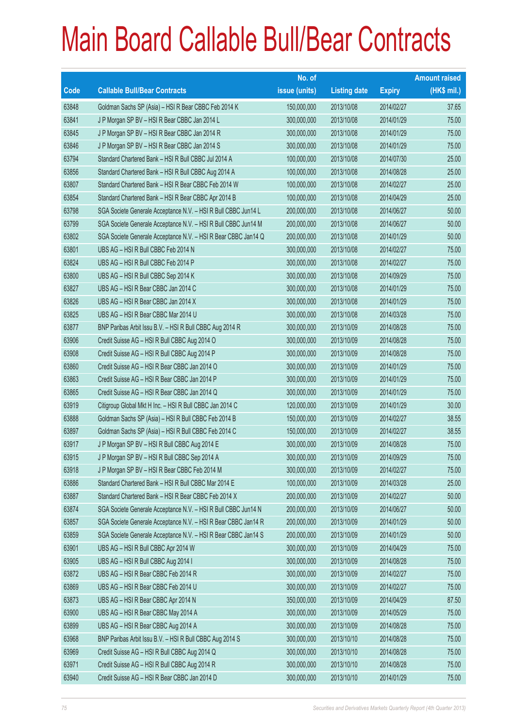# Main Board Callable Bull/Bear Contracts

| Code | Callable Bull/Bear Contracts | No. of issue (units) | Listing date | Expiry | Amount raised (HK$ mil.) |
|---|---|---|---|---|---|
| 63848 | Goldman Sachs SP (Asia) – HSI R Bear CBBC Feb 2014 K | 150,000,000 | 2013/10/08 | 2014/02/27 | 37.65 |
| 63841 | J P Morgan SP BV – HSI R Bear CBBC Jan 2014 L | 300,000,000 | 2013/10/08 | 2014/01/29 | 75.00 |
| 63845 | J P Morgan SP BV – HSI R Bear CBBC Jan 2014 R | 300,000,000 | 2013/10/08 | 2014/01/29 | 75.00 |
| 63846 | J P Morgan SP BV – HSI R Bear CBBC Jan 2014 S | 300,000,000 | 2013/10/08 | 2014/01/29 | 75.00 |
| 63794 | Standard Chartered Bank – HSI R Bull CBBC Jul 2014 A | 100,000,000 | 2013/10/08 | 2014/07/30 | 25.00 |
| 63856 | Standard Chartered Bank – HSI R Bull CBBC Aug 2014 A | 100,000,000 | 2013/10/08 | 2014/08/28 | 25.00 |
| 63807 | Standard Chartered Bank – HSI R Bear CBBC Feb 2014 W | 100,000,000 | 2013/10/08 | 2014/02/27 | 25.00 |
| 63854 | Standard Chartered Bank – HSI R Bear CBBC Apr 2014 B | 100,000,000 | 2013/10/08 | 2014/04/29 | 25.00 |
| 63798 | SGA Societe Generale Acceptance N.V. – HSI R Bull CBBC Jun14 L | 200,000,000 | 2013/10/08 | 2014/06/27 | 50.00 |
| 63799 | SGA Societe Generale Acceptance N.V. – HSI R Bull CBBC Jun14 M | 200,000,000 | 2013/10/08 | 2014/06/27 | 50.00 |
| 63802 | SGA Societe Generale Acceptance N.V. – HSI R Bear CBBC Jan14 Q | 200,000,000 | 2013/10/08 | 2014/01/29 | 50.00 |
| 63801 | UBS AG – HSI R Bull CBBC Feb 2014 N | 300,000,000 | 2013/10/08 | 2014/02/27 | 75.00 |
| 63824 | UBS AG – HSI R Bull CBBC Feb 2014 P | 300,000,000 | 2013/10/08 | 2014/02/27 | 75.00 |
| 63800 | UBS AG – HSI R Bull CBBC Sep 2014 K | 300,000,000 | 2013/10/08 | 2014/09/29 | 75.00 |
| 63827 | UBS AG – HSI R Bear CBBC Jan 2014 C | 300,000,000 | 2013/10/08 | 2014/01/29 | 75.00 |
| 63826 | UBS AG – HSI R Bear CBBC Jan 2014 X | 300,000,000 | 2013/10/08 | 2014/01/29 | 75.00 |
| 63825 | UBS AG – HSI R Bear CBBC Mar 2014 U | 300,000,000 | 2013/10/08 | 2014/03/28 | 75.00 |
| 63877 | BNP Paribas Arbit Issu B.V. – HSI R Bull CBBC Aug 2014 R | 300,000,000 | 2013/10/09 | 2014/08/28 | 75.00 |
| 63906 | Credit Suisse AG – HSI R Bull CBBC Aug 2014 O | 300,000,000 | 2013/10/09 | 2014/08/28 | 75.00 |
| 63908 | Credit Suisse AG – HSI R Bull CBBC Aug 2014 P | 300,000,000 | 2013/10/09 | 2014/08/28 | 75.00 |
| 63860 | Credit Suisse AG – HSI R Bear CBBC Jan 2014 O | 300,000,000 | 2013/10/09 | 2014/01/29 | 75.00 |
| 63863 | Credit Suisse AG – HSI R Bear CBBC Jan 2014 P | 300,000,000 | 2013/10/09 | 2014/01/29 | 75.00 |
| 63865 | Credit Suisse AG – HSI R Bear CBBC Jan 2014 Q | 300,000,000 | 2013/10/09 | 2014/01/29 | 75.00 |
| 63919 | Citigroup Global Mkt H Inc. – HSI R Bull CBBC Jan 2014 C | 120,000,000 | 2013/10/09 | 2014/01/29 | 30.00 |
| 63888 | Goldman Sachs SP (Asia) – HSI R Bull CBBC Feb 2014 B | 150,000,000 | 2013/10/09 | 2014/02/27 | 38.55 |
| 63897 | Goldman Sachs SP (Asia) – HSI R Bull CBBC Feb 2014 C | 150,000,000 | 2013/10/09 | 2014/02/27 | 38.55 |
| 63917 | J P Morgan SP BV – HSI R Bull CBBC Aug 2014 E | 300,000,000 | 2013/10/09 | 2014/08/28 | 75.00 |
| 63915 | J P Morgan SP BV – HSI R Bull CBBC Sep 2014 A | 300,000,000 | 2013/10/09 | 2014/09/29 | 75.00 |
| 63918 | J P Morgan SP BV – HSI R Bear CBBC Feb 2014 M | 300,000,000 | 2013/10/09 | 2014/02/27 | 75.00 |
| 63886 | Standard Chartered Bank – HSI R Bull CBBC Mar 2014 E | 100,000,000 | 2013/10/09 | 2014/03/28 | 25.00 |
| 63887 | Standard Chartered Bank – HSI R Bear CBBC Feb 2014 X | 200,000,000 | 2013/10/09 | 2014/02/27 | 50.00 |
| 63874 | SGA Societe Generale Acceptance N.V. – HSI R Bull CBBC Jun14 N | 200,000,000 | 2013/10/09 | 2014/06/27 | 50.00 |
| 63857 | SGA Societe Generale Acceptance N.V. – HSI R Bear CBBC Jan14 R | 200,000,000 | 2013/10/09 | 2014/01/29 | 50.00 |
| 63859 | SGA Societe Generale Acceptance N.V. – HSI R Bear CBBC Jan14 S | 200,000,000 | 2013/10/09 | 2014/01/29 | 50.00 |
| 63901 | UBS AG – HSI R Bull CBBC Apr 2014 W | 300,000,000 | 2013/10/09 | 2014/04/29 | 75.00 |
| 63905 | UBS AG – HSI R Bull CBBC Aug 2014 I | 300,000,000 | 2013/10/09 | 2014/08/28 | 75.00 |
| 63872 | UBS AG – HSI R Bear CBBC Feb 2014 R | 300,000,000 | 2013/10/09 | 2014/02/27 | 75.00 |
| 63869 | UBS AG – HSI R Bear CBBC Feb 2014 U | 300,000,000 | 2013/10/09 | 2014/02/27 | 75.00 |
| 63873 | UBS AG – HSI R Bear CBBC Apr 2014 N | 350,000,000 | 2013/10/09 | 2014/04/29 | 87.50 |
| 63900 | UBS AG – HSI R Bear CBBC May 2014 A | 300,000,000 | 2013/10/09 | 2014/05/29 | 75.00 |
| 63899 | UBS AG – HSI R Bear CBBC Aug 2014 A | 300,000,000 | 2013/10/09 | 2014/08/28 | 75.00 |
| 63968 | BNP Paribas Arbit Issu B.V. – HSI R Bull CBBC Aug 2014 S | 300,000,000 | 2013/10/10 | 2014/08/28 | 75.00 |
| 63969 | Credit Suisse AG – HSI R Bull CBBC Aug 2014 Q | 300,000,000 | 2013/10/10 | 2014/08/28 | 75.00 |
| 63971 | Credit Suisse AG – HSI R Bull CBBC Aug 2014 R | 300,000,000 | 2013/10/10 | 2014/08/28 | 75.00 |
| 63940 | Credit Suisse AG – HSI R Bear CBBC Jan 2014 D | 300,000,000 | 2013/10/10 | 2014/01/29 | 75.00 |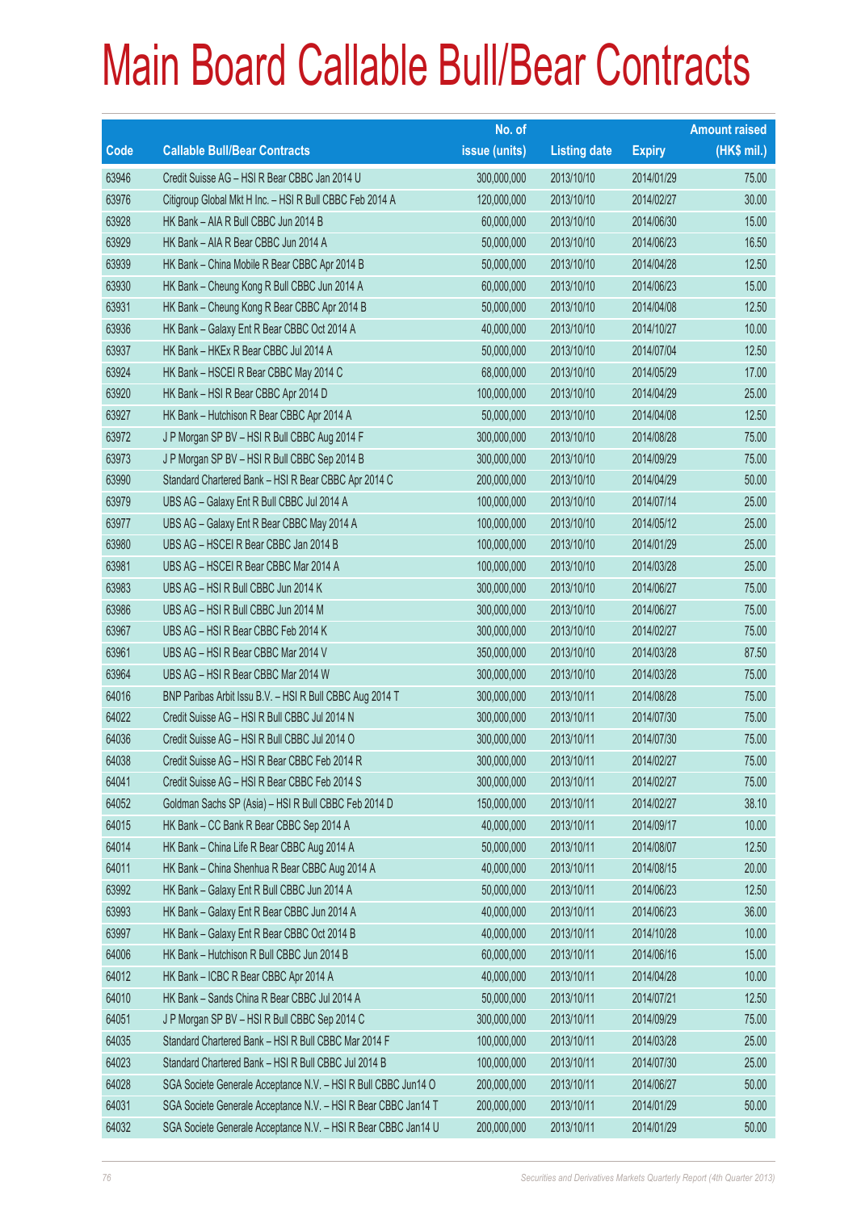# Main Board Callable Bull/Bear Contracts

| Code | Callable Bull/Bear Contracts | No. of issue (units) | Listing date | Expiry | Amount raised (HK$ mil.) |
|---|---|---|---|---|---|
| 63946 | Credit Suisse AG – HSI R Bear CBBC Jan 2014 U | 300,000,000 | 2013/10/10 | 2014/01/29 | 75.00 |
| 63976 | Citigroup Global Mkt H Inc. – HSI R Bull CBBC Feb 2014 A | 120,000,000 | 2013/10/10 | 2014/02/27 | 30.00 |
| 63928 | HK Bank – AIA R Bull CBBC Jun 2014 B | 60,000,000 | 2013/10/10 | 2014/06/30 | 15.00 |
| 63929 | HK Bank – AIA R Bear CBBC Jun 2014 A | 50,000,000 | 2013/10/10 | 2014/06/23 | 16.50 |
| 63939 | HK Bank – China Mobile R Bear CBBC Apr 2014 B | 50,000,000 | 2013/10/10 | 2014/04/28 | 12.50 |
| 63930 | HK Bank – Cheung Kong R Bull CBBC Jun 2014 A | 60,000,000 | 2013/10/10 | 2014/06/23 | 15.00 |
| 63931 | HK Bank – Cheung Kong R Bear CBBC Apr 2014 B | 50,000,000 | 2013/10/10 | 2014/04/08 | 12.50 |
| 63936 | HK Bank – Galaxy Ent R Bear CBBC Oct 2014 A | 40,000,000 | 2013/10/10 | 2014/10/27 | 10.00 |
| 63937 | HK Bank – HKEx R Bear CBBC Jul 2014 A | 50,000,000 | 2013/10/10 | 2014/07/04 | 12.50 |
| 63924 | HK Bank – HSCEI R Bear CBBC May 2014 C | 68,000,000 | 2013/10/10 | 2014/05/29 | 17.00 |
| 63920 | HK Bank – HSI R Bear CBBC Apr 2014 D | 100,000,000 | 2013/10/10 | 2014/04/29 | 25.00 |
| 63927 | HK Bank – Hutchison R Bear CBBC Apr 2014 A | 50,000,000 | 2013/10/10 | 2014/04/08 | 12.50 |
| 63972 | J P Morgan SP BV – HSI R Bull CBBC Aug 2014 F | 300,000,000 | 2013/10/10 | 2014/08/28 | 75.00 |
| 63973 | J P Morgan SP BV – HSI R Bull CBBC Sep 2014 B | 300,000,000 | 2013/10/10 | 2014/09/29 | 75.00 |
| 63990 | Standard Chartered Bank – HSI R Bear CBBC Apr 2014 C | 200,000,000 | 2013/10/10 | 2014/04/29 | 50.00 |
| 63979 | UBS AG – Galaxy Ent R Bull CBBC Jul 2014 A | 100,000,000 | 2013/10/10 | 2014/07/14 | 25.00 |
| 63977 | UBS AG – Galaxy Ent R Bear CBBC May 2014 A | 100,000,000 | 2013/10/10 | 2014/05/12 | 25.00 |
| 63980 | UBS AG – HSCEI R Bear CBBC Jan 2014 B | 100,000,000 | 2013/10/10 | 2014/01/29 | 25.00 |
| 63981 | UBS AG – HSCEI R Bear CBBC Mar 2014 A | 100,000,000 | 2013/10/10 | 2014/03/28 | 25.00 |
| 63983 | UBS AG – HSI R Bull CBBC Jun 2014 K | 300,000,000 | 2013/10/10 | 2014/06/27 | 75.00 |
| 63986 | UBS AG – HSI R Bull CBBC Jun 2014 M | 300,000,000 | 2013/10/10 | 2014/06/27 | 75.00 |
| 63967 | UBS AG – HSI R Bear CBBC Feb 2014 K | 300,000,000 | 2013/10/10 | 2014/02/27 | 75.00 |
| 63961 | UBS AG – HSI R Bear CBBC Mar 2014 V | 350,000,000 | 2013/10/10 | 2014/03/28 | 87.50 |
| 63964 | UBS AG – HSI R Bear CBBC Mar 2014 W | 300,000,000 | 2013/10/10 | 2014/03/28 | 75.00 |
| 64016 | BNP Paribas Arbit Issu B.V. – HSI R Bull CBBC Aug 2014 T | 300,000,000 | 2013/10/11 | 2014/08/28 | 75.00 |
| 64022 | Credit Suisse AG – HSI R Bull CBBC Jul 2014 N | 300,000,000 | 2013/10/11 | 2014/07/30 | 75.00 |
| 64036 | Credit Suisse AG – HSI R Bull CBBC Jul 2014 O | 300,000,000 | 2013/10/11 | 2014/07/30 | 75.00 |
| 64038 | Credit Suisse AG – HSI R Bear CBBC Feb 2014 R | 300,000,000 | 2013/10/11 | 2014/02/27 | 75.00 |
| 64041 | Credit Suisse AG – HSI R Bear CBBC Feb 2014 S | 300,000,000 | 2013/10/11 | 2014/02/27 | 75.00 |
| 64052 | Goldman Sachs SP (Asia) – HSI R Bull CBBC Feb 2014 D | 150,000,000 | 2013/10/11 | 2014/02/27 | 38.10 |
| 64015 | HK Bank – CC Bank R Bear CBBC Sep 2014 A | 40,000,000 | 2013/10/11 | 2014/09/17 | 10.00 |
| 64014 | HK Bank – China Life R Bear CBBC Aug 2014 A | 50,000,000 | 2013/10/11 | 2014/08/07 | 12.50 |
| 64011 | HK Bank – China Shenhua R Bear CBBC Aug 2014 A | 40,000,000 | 2013/10/11 | 2014/08/15 | 20.00 |
| 63992 | HK Bank – Galaxy Ent R Bull CBBC Jun 2014 A | 50,000,000 | 2013/10/11 | 2014/06/23 | 12.50 |
| 63993 | HK Bank – Galaxy Ent R Bear CBBC Jun 2014 A | 40,000,000 | 2013/10/11 | 2014/06/23 | 36.00 |
| 63997 | HK Bank – Galaxy Ent R Bear CBBC Oct 2014 B | 40,000,000 | 2013/10/11 | 2014/10/28 | 10.00 |
| 64006 | HK Bank – Hutchison R Bull CBBC Jun 2014 B | 60,000,000 | 2013/10/11 | 2014/06/16 | 15.00 |
| 64012 | HK Bank – ICBC R Bear CBBC Apr 2014 A | 40,000,000 | 2013/10/11 | 2014/04/28 | 10.00 |
| 64010 | HK Bank – Sands China R Bear CBBC Jul 2014 A | 50,000,000 | 2013/10/11 | 2014/07/21 | 12.50 |
| 64051 | J P Morgan SP BV – HSI R Bull CBBC Sep 2014 C | 300,000,000 | 2013/10/11 | 2014/09/29 | 75.00 |
| 64035 | Standard Chartered Bank – HSI R Bull CBBC Mar 2014 F | 100,000,000 | 2013/10/11 | 2014/03/28 | 25.00 |
| 64023 | Standard Chartered Bank – HSI R Bull CBBC Jul 2014 B | 100,000,000 | 2013/10/11 | 2014/07/30 | 25.00 |
| 64028 | SGA Societe Generale Acceptance N.V. – HSI R Bull CBBC Jun14 O | 200,000,000 | 2013/10/11 | 2014/06/27 | 50.00 |
| 64031 | SGA Societe Generale Acceptance N.V. – HSI R Bear CBBC Jan14 T | 200,000,000 | 2013/10/11 | 2014/01/29 | 50.00 |
| 64032 | SGA Societe Generale Acceptance N.V. – HSI R Bear CBBC Jan14 U | 200,000,000 | 2013/10/11 | 2014/01/29 | 50.00 |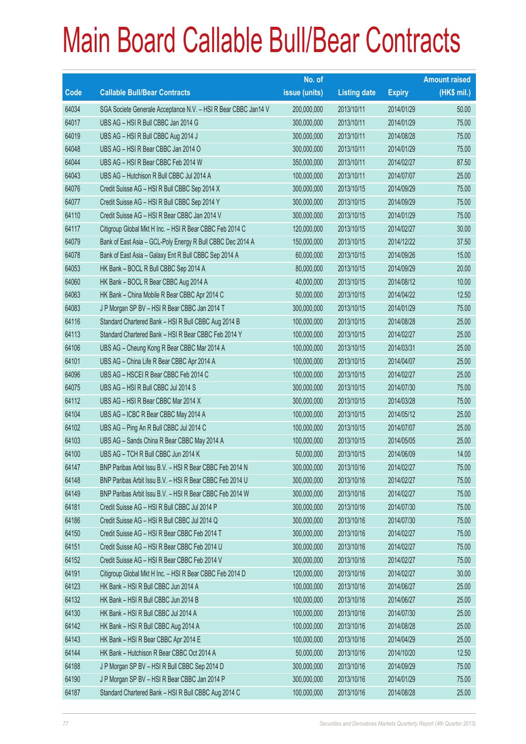# Main Board Callable Bull/Bear Contracts

| Code | Callable Bull/Bear Contracts | No. of issue (units) | Listing date | Expiry | Amount raised (HK$ mil.) |
|---|---|---|---|---|---|
| 64034 | SGA Societe Generale Acceptance N.V. – HSI R Bear CBBC Jan14 V | 200,000,000 | 2013/10/11 | 2014/01/29 | 50.00 |
| 64017 | UBS AG – HSI R Bull CBBC Jan 2014 G | 300,000,000 | 2013/10/11 | 2014/01/29 | 75.00 |
| 64019 | UBS AG – HSI R Bull CBBC Aug 2014 J | 300,000,000 | 2013/10/11 | 2014/08/28 | 75.00 |
| 64048 | UBS AG – HSI R Bear CBBC Jan 2014 O | 300,000,000 | 2013/10/11 | 2014/01/29 | 75.00 |
| 64044 | UBS AG – HSI R Bear CBBC Feb 2014 W | 350,000,000 | 2013/10/11 | 2014/02/27 | 87.50 |
| 64043 | UBS AG – Hutchison R Bull CBBC Jul 2014 A | 100,000,000 | 2013/10/11 | 2014/07/07 | 25.00 |
| 64076 | Credit Suisse AG – HSI R Bull CBBC Sep 2014 X | 300,000,000 | 2013/10/15 | 2014/09/29 | 75.00 |
| 64077 | Credit Suisse AG – HSI R Bull CBBC Sep 2014 Y | 300,000,000 | 2013/10/15 | 2014/09/29 | 75.00 |
| 64110 | Credit Suisse AG – HSI R Bear CBBC Jan 2014 V | 300,000,000 | 2013/10/15 | 2014/01/29 | 75.00 |
| 64117 | Citigroup Global Mkt H Inc. – HSI R Bear CBBC Feb 2014 C | 120,000,000 | 2013/10/15 | 2014/02/27 | 30.00 |
| 64079 | Bank of East Asia – GCL-Poly Energy R Bull CBBC Dec 2014 A | 150,000,000 | 2013/10/15 | 2014/12/22 | 37.50 |
| 64078 | Bank of East Asia – Galaxy Ent R Bull CBBC Sep 2014 A | 60,000,000 | 2013/10/15 | 2014/09/26 | 15.00 |
| 64053 | HK Bank – BOCL R Bull CBBC Sep 2014 A | 80,000,000 | 2013/10/15 | 2014/09/29 | 20.00 |
| 64060 | HK Bank – BOCL R Bear CBBC Aug 2014 A | 40,000,000 | 2013/10/15 | 2014/08/12 | 10.00 |
| 64063 | HK Bank – China Mobile R Bear CBBC Apr 2014 C | 50,000,000 | 2013/10/15 | 2014/04/22 | 12.50 |
| 64083 | J P Morgan SP BV – HSI R Bear CBBC Jan 2014 T | 300,000,000 | 2013/10/15 | 2014/01/29 | 75.00 |
| 64116 | Standard Chartered Bank – HSI R Bull CBBC Aug 2014 B | 100,000,000 | 2013/10/15 | 2014/08/28 | 25.00 |
| 64113 | Standard Chartered Bank – HSI R Bear CBBC Feb 2014 Y | 100,000,000 | 2013/10/15 | 2014/02/27 | 25.00 |
| 64106 | UBS AG – Cheung Kong R Bear CBBC Mar 2014 A | 100,000,000 | 2013/10/15 | 2014/03/31 | 25.00 |
| 64101 | UBS AG – China Life R Bear CBBC Apr 2014 A | 100,000,000 | 2013/10/15 | 2014/04/07 | 25.00 |
| 64096 | UBS AG – HSCEI R Bear CBBC Feb 2014 C | 100,000,000 | 2013/10/15 | 2014/02/27 | 25.00 |
| 64075 | UBS AG – HSI R Bull CBBC Jul 2014 S | 300,000,000 | 2013/10/15 | 2014/07/30 | 75.00 |
| 64112 | UBS AG – HSI R Bear CBBC Mar 2014 X | 300,000,000 | 2013/10/15 | 2014/03/28 | 75.00 |
| 64104 | UBS AG – ICBC R Bear CBBC May 2014 A | 100,000,000 | 2013/10/15 | 2014/05/12 | 25.00 |
| 64102 | UBS AG – Ping An R Bull CBBC Jul 2014 C | 100,000,000 | 2013/10/15 | 2014/07/07 | 25.00 |
| 64103 | UBS AG – Sands China R Bear CBBC May 2014 A | 100,000,000 | 2013/10/15 | 2014/05/05 | 25.00 |
| 64100 | UBS AG – TCH R Bull CBBC Jun 2014 K | 50,000,000 | 2013/10/15 | 2014/06/09 | 14.00 |
| 64147 | BNP Paribas Arbit Issu B.V. – HSI R Bear CBBC Feb 2014 N | 300,000,000 | 2013/10/16 | 2014/02/27 | 75.00 |
| 64148 | BNP Paribas Arbit Issu B.V. – HSI R Bear CBBC Feb 2014 U | 300,000,000 | 2013/10/16 | 2014/02/27 | 75.00 |
| 64149 | BNP Paribas Arbit Issu B.V. – HSI R Bear CBBC Feb 2014 W | 300,000,000 | 2013/10/16 | 2014/02/27 | 75.00 |
| 64181 | Credit Suisse AG – HSI R Bull CBBC Jul 2014 P | 300,000,000 | 2013/10/16 | 2014/07/30 | 75.00 |
| 64186 | Credit Suisse AG – HSI R Bull CBBC Jul 2014 Q | 300,000,000 | 2013/10/16 | 2014/07/30 | 75.00 |
| 64150 | Credit Suisse AG – HSI R Bear CBBC Feb 2014 T | 300,000,000 | 2013/10/16 | 2014/02/27 | 75.00 |
| 64151 | Credit Suisse AG – HSI R Bear CBBC Feb 2014 U | 300,000,000 | 2013/10/16 | 2014/02/27 | 75.00 |
| 64152 | Credit Suisse AG – HSI R Bear CBBC Feb 2014 V | 300,000,000 | 2013/10/16 | 2014/02/27 | 75.00 |
| 64191 | Citigroup Global Mkt H Inc. – HSI R Bear CBBC Feb 2014 D | 120,000,000 | 2013/10/16 | 2014/02/27 | 30.00 |
| 64123 | HK Bank – HSI R Bull CBBC Jun 2014 A | 100,000,000 | 2013/10/16 | 2014/06/27 | 25.00 |
| 64132 | HK Bank – HSI R Bull CBBC Jun 2014 B | 100,000,000 | 2013/10/16 | 2014/06/27 | 25.00 |
| 64130 | HK Bank – HSI R Bull CBBC Jul 2014 A | 100,000,000 | 2013/10/16 | 2014/07/30 | 25.00 |
| 64142 | HK Bank – HSI R Bull CBBC Aug 2014 A | 100,000,000 | 2013/10/16 | 2014/08/28 | 25.00 |
| 64143 | HK Bank – HSI R Bear CBBC Apr 2014 E | 100,000,000 | 2013/10/16 | 2014/04/29 | 25.00 |
| 64144 | HK Bank – Hutchison R Bear CBBC Oct 2014 A | 50,000,000 | 2013/10/16 | 2014/10/20 | 12.50 |
| 64188 | J P Morgan SP BV – HSI R Bull CBBC Sep 2014 D | 300,000,000 | 2013/10/16 | 2014/09/29 | 75.00 |
| 64190 | J P Morgan SP BV – HSI R Bear CBBC Jan 2014 P | 300,000,000 | 2013/10/16 | 2014/01/29 | 75.00 |
| 64187 | Standard Chartered Bank – HSI R Bull CBBC Aug 2014 C | 100,000,000 | 2013/10/16 | 2014/08/28 | 25.00 |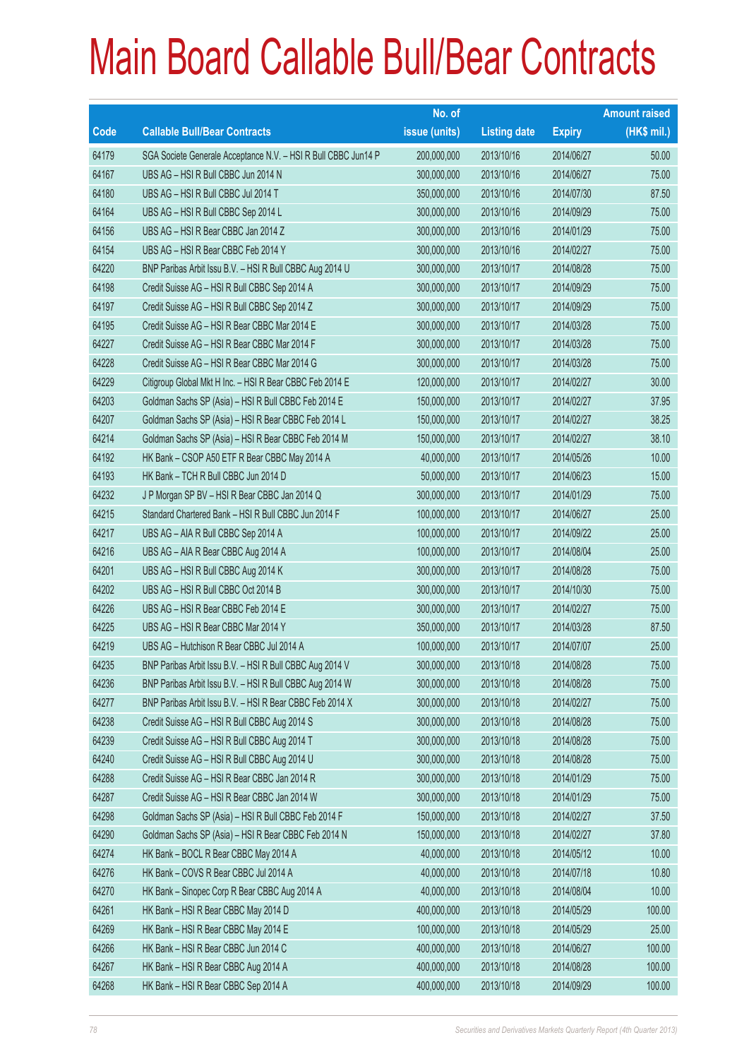# Main Board Callable Bull/Bear Contracts

| Code | Callable Bull/Bear Contracts | No. of issue (units) | Listing date | Expiry | Amount raised (HK$ mil.) |
|---|---|---|---|---|---|
| 64179 | SGA Societe Generale Acceptance N.V. – HSI R Bull CBBC Jun14 P | 200,000,000 | 2013/10/16 | 2014/06/27 | 50.00 |
| 64167 | UBS AG – HSI R Bull CBBC Jun 2014 N | 300,000,000 | 2013/10/16 | 2014/06/27 | 75.00 |
| 64180 | UBS AG – HSI R Bull CBBC Jul 2014 T | 350,000,000 | 2013/10/16 | 2014/07/30 | 87.50 |
| 64164 | UBS AG – HSI R Bull CBBC Sep 2014 L | 300,000,000 | 2013/10/16 | 2014/09/29 | 75.00 |
| 64156 | UBS AG – HSI R Bear CBBC Jan 2014 Z | 300,000,000 | 2013/10/16 | 2014/01/29 | 75.00 |
| 64154 | UBS AG – HSI R Bear CBBC Feb 2014 Y | 300,000,000 | 2013/10/16 | 2014/02/27 | 75.00 |
| 64220 | BNP Paribas Arbit Issu B.V. – HSI R Bull CBBC Aug 2014 U | 300,000,000 | 2013/10/17 | 2014/08/28 | 75.00 |
| 64198 | Credit Suisse AG – HSI R Bull CBBC Sep 2014 A | 300,000,000 | 2013/10/17 | 2014/09/29 | 75.00 |
| 64197 | Credit Suisse AG – HSI R Bull CBBC Sep 2014 Z | 300,000,000 | 2013/10/17 | 2014/09/29 | 75.00 |
| 64195 | Credit Suisse AG – HSI R Bear CBBC Mar 2014 E | 300,000,000 | 2013/10/17 | 2014/03/28 | 75.00 |
| 64227 | Credit Suisse AG – HSI R Bear CBBC Mar 2014 F | 300,000,000 | 2013/10/17 | 2014/03/28 | 75.00 |
| 64228 | Credit Suisse AG – HSI R Bear CBBC Mar 2014 G | 300,000,000 | 2013/10/17 | 2014/03/28 | 75.00 |
| 64229 | Citigroup Global Mkt H Inc. – HSI R Bear CBBC Feb 2014 E | 120,000,000 | 2013/10/17 | 2014/02/27 | 30.00 |
| 64203 | Goldman Sachs SP (Asia) – HSI R Bull CBBC Feb 2014 E | 150,000,000 | 2013/10/17 | 2014/02/27 | 37.95 |
| 64207 | Goldman Sachs SP (Asia) – HSI R Bear CBBC Feb 2014 L | 150,000,000 | 2013/10/17 | 2014/02/27 | 38.25 |
| 64214 | Goldman Sachs SP (Asia) – HSI R Bear CBBC Feb 2014 M | 150,000,000 | 2013/10/17 | 2014/02/27 | 38.10 |
| 64192 | HK Bank – CSOP A50 ETF R Bear CBBC May 2014 A | 40,000,000 | 2013/10/17 | 2014/05/26 | 10.00 |
| 64193 | HK Bank – TCH R Bull CBBC Jun 2014 D | 50,000,000 | 2013/10/17 | 2014/06/23 | 15.00 |
| 64232 | J P Morgan SP BV – HSI R Bear CBBC Jan 2014 Q | 300,000,000 | 2013/10/17 | 2014/01/29 | 75.00 |
| 64215 | Standard Chartered Bank – HSI R Bull CBBC Jun 2014 F | 100,000,000 | 2013/10/17 | 2014/06/27 | 25.00 |
| 64217 | UBS AG – AIA R Bull CBBC Sep 2014 A | 100,000,000 | 2013/10/17 | 2014/09/22 | 25.00 |
| 64216 | UBS AG – AIA R Bear CBBC Aug 2014 A | 100,000,000 | 2013/10/17 | 2014/08/04 | 25.00 |
| 64201 | UBS AG – HSI R Bull CBBC Aug 2014 K | 300,000,000 | 2013/10/17 | 2014/08/28 | 75.00 |
| 64202 | UBS AG – HSI R Bull CBBC Oct 2014 B | 300,000,000 | 2013/10/17 | 2014/10/30 | 75.00 |
| 64226 | UBS AG – HSI R Bear CBBC Feb 2014 E | 300,000,000 | 2013/10/17 | 2014/02/27 | 75.00 |
| 64225 | UBS AG – HSI R Bear CBBC Mar 2014 Y | 350,000,000 | 2013/10/17 | 2014/03/28 | 87.50 |
| 64219 | UBS AG – Hutchison R Bear CBBC Jul 2014 A | 100,000,000 | 2013/10/17 | 2014/07/07 | 25.00 |
| 64235 | BNP Paribas Arbit Issu B.V. – HSI R Bull CBBC Aug 2014 V | 300,000,000 | 2013/10/18 | 2014/08/28 | 75.00 |
| 64236 | BNP Paribas Arbit Issu B.V. – HSI R Bull CBBC Aug 2014 W | 300,000,000 | 2013/10/18 | 2014/08/28 | 75.00 |
| 64277 | BNP Paribas Arbit Issu B.V. – HSI R Bear CBBC Feb 2014 X | 300,000,000 | 2013/10/18 | 2014/02/27 | 75.00 |
| 64238 | Credit Suisse AG – HSI R Bull CBBC Aug 2014 S | 300,000,000 | 2013/10/18 | 2014/08/28 | 75.00 |
| 64239 | Credit Suisse AG – HSI R Bull CBBC Aug 2014 T | 300,000,000 | 2013/10/18 | 2014/08/28 | 75.00 |
| 64240 | Credit Suisse AG – HSI R Bull CBBC Aug 2014 U | 300,000,000 | 2013/10/18 | 2014/08/28 | 75.00 |
| 64288 | Credit Suisse AG – HSI R Bear CBBC Jan 2014 R | 300,000,000 | 2013/10/18 | 2014/01/29 | 75.00 |
| 64287 | Credit Suisse AG – HSI R Bear CBBC Jan 2014 W | 300,000,000 | 2013/10/18 | 2014/01/29 | 75.00 |
| 64298 | Goldman Sachs SP (Asia) – HSI R Bull CBBC Feb 2014 F | 150,000,000 | 2013/10/18 | 2014/02/27 | 37.50 |
| 64290 | Goldman Sachs SP (Asia) – HSI R Bear CBBC Feb 2014 N | 150,000,000 | 2013/10/18 | 2014/02/27 | 37.80 |
| 64274 | HK Bank – BOCL R Bear CBBC May 2014 A | 40,000,000 | 2013/10/18 | 2014/05/12 | 10.00 |
| 64276 | HK Bank – COVS R Bear CBBC Jul 2014 A | 40,000,000 | 2013/10/18 | 2014/07/18 | 10.80 |
| 64270 | HK Bank – Sinopec Corp R Bear CBBC Aug 2014 A | 40,000,000 | 2013/10/18 | 2014/08/04 | 10.00 |
| 64261 | HK Bank – HSI R Bear CBBC May 2014 D | 400,000,000 | 2013/10/18 | 2014/05/29 | 100.00 |
| 64269 | HK Bank – HSI R Bear CBBC May 2014 E | 100,000,000 | 2013/10/18 | 2014/05/29 | 25.00 |
| 64266 | HK Bank – HSI R Bear CBBC Jun 2014 C | 400,000,000 | 2013/10/18 | 2014/06/27 | 100.00 |
| 64267 | HK Bank – HSI R Bear CBBC Aug 2014 A | 400,000,000 | 2013/10/18 | 2014/08/28 | 100.00 |
| 64268 | HK Bank – HSI R Bear CBBC Sep 2014 A | 400,000,000 | 2013/10/18 | 2014/09/29 | 100.00 |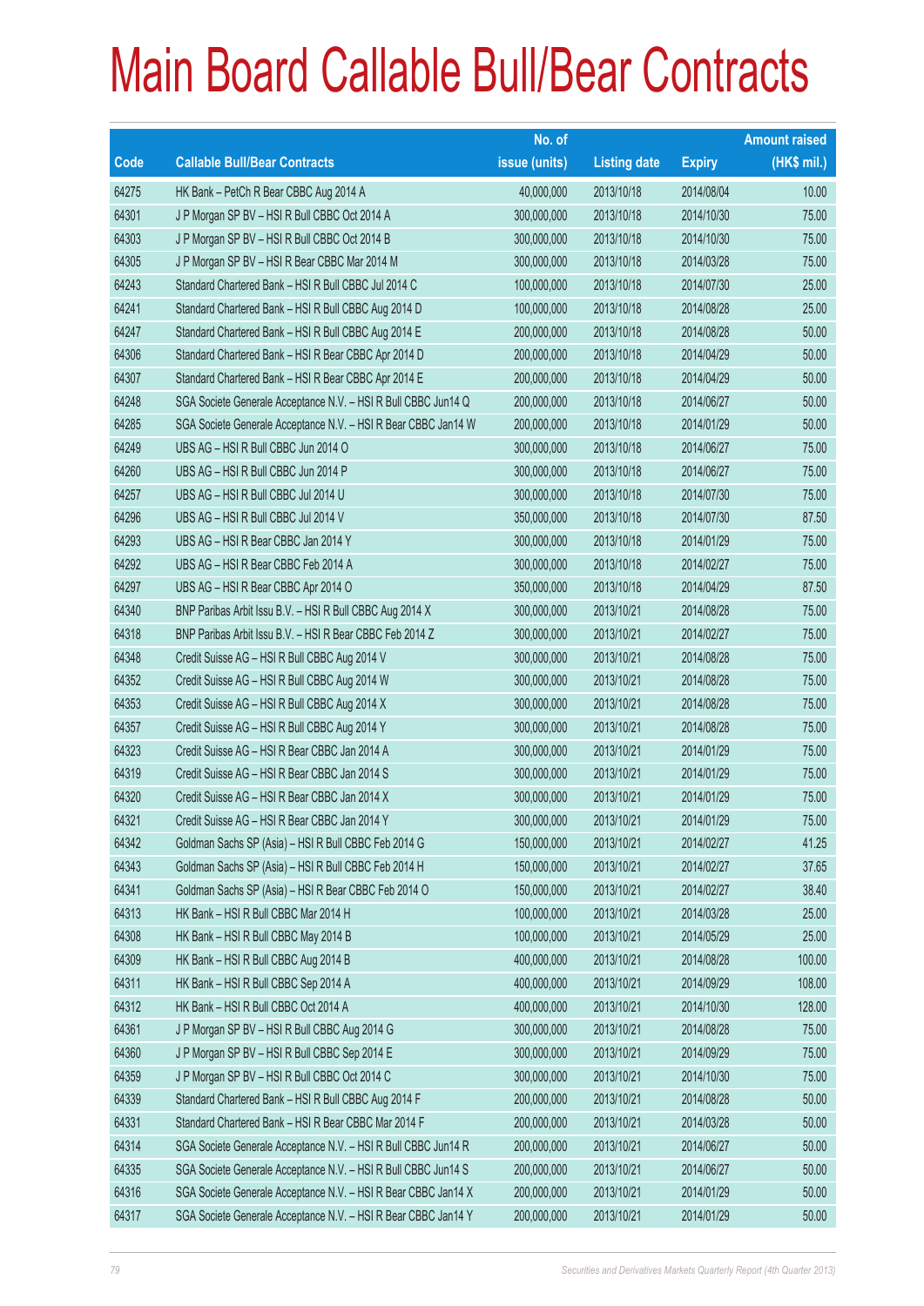# Main Board Callable Bull/Bear Contracts

| Code | Callable Bull/Bear Contracts | No. of issue (units) | Listing date | Expiry | Amount raised (HK$ mil.) |
|---|---|---|---|---|---|
| 64275 | HK Bank – PetCh R Bear CBBC Aug 2014 A | 40,000,000 | 2013/10/18 | 2014/08/04 | 10.00 |
| 64301 | J P Morgan SP BV – HSI R Bull CBBC Oct 2014 A | 300,000,000 | 2013/10/18 | 2014/10/30 | 75.00 |
| 64303 | J P Morgan SP BV – HSI R Bull CBBC Oct 2014 B | 300,000,000 | 2013/10/18 | 2014/10/30 | 75.00 |
| 64305 | J P Morgan SP BV – HSI R Bear CBBC Mar 2014 M | 300,000,000 | 2013/10/18 | 2014/03/28 | 75.00 |
| 64243 | Standard Chartered Bank – HSI R Bull CBBC Jul 2014 C | 100,000,000 | 2013/10/18 | 2014/07/30 | 25.00 |
| 64241 | Standard Chartered Bank – HSI R Bull CBBC Aug 2014 D | 100,000,000 | 2013/10/18 | 2014/08/28 | 25.00 |
| 64247 | Standard Chartered Bank – HSI R Bull CBBC Aug 2014 E | 200,000,000 | 2013/10/18 | 2014/08/28 | 50.00 |
| 64306 | Standard Chartered Bank – HSI R Bear CBBC Apr 2014 D | 200,000,000 | 2013/10/18 | 2014/04/29 | 50.00 |
| 64307 | Standard Chartered Bank – HSI R Bear CBBC Apr 2014 E | 200,000,000 | 2013/10/18 | 2014/04/29 | 50.00 |
| 64248 | SGA Societe Generale Acceptance N.V. – HSI R Bull CBBC Jun14 Q | 200,000,000 | 2013/10/18 | 2014/06/27 | 50.00 |
| 64285 | SGA Societe Generale Acceptance N.V. – HSI R Bear CBBC Jan14 W | 200,000,000 | 2013/10/18 | 2014/01/29 | 50.00 |
| 64249 | UBS AG – HSI R Bull CBBC Jun 2014 O | 300,000,000 | 2013/10/18 | 2014/06/27 | 75.00 |
| 64260 | UBS AG – HSI R Bull CBBC Jun 2014 P | 300,000,000 | 2013/10/18 | 2014/06/27 | 75.00 |
| 64257 | UBS AG – HSI R Bull CBBC Jul 2014 U | 300,000,000 | 2013/10/18 | 2014/07/30 | 75.00 |
| 64296 | UBS AG – HSI R Bull CBBC Jul 2014 V | 350,000,000 | 2013/10/18 | 2014/07/30 | 87.50 |
| 64293 | UBS AG – HSI R Bear CBBC Jan 2014 Y | 300,000,000 | 2013/10/18 | 2014/01/29 | 75.00 |
| 64292 | UBS AG – HSI R Bear CBBC Feb 2014 A | 300,000,000 | 2013/10/18 | 2014/02/27 | 75.00 |
| 64297 | UBS AG – HSI R Bear CBBC Apr 2014 O | 350,000,000 | 2013/10/18 | 2014/04/29 | 87.50 |
| 64340 | BNP Paribas Arbit Issu B.V. – HSI R Bull CBBC Aug 2014 X | 300,000,000 | 2013/10/21 | 2014/08/28 | 75.00 |
| 64318 | BNP Paribas Arbit Issu B.V. – HSI R Bear CBBC Feb 2014 Z | 300,000,000 | 2013/10/21 | 2014/02/27 | 75.00 |
| 64348 | Credit Suisse AG – HSI R Bull CBBC Aug 2014 V | 300,000,000 | 2013/10/21 | 2014/08/28 | 75.00 |
| 64352 | Credit Suisse AG – HSI R Bull CBBC Aug 2014 W | 300,000,000 | 2013/10/21 | 2014/08/28 | 75.00 |
| 64353 | Credit Suisse AG – HSI R Bull CBBC Aug 2014 X | 300,000,000 | 2013/10/21 | 2014/08/28 | 75.00 |
| 64357 | Credit Suisse AG – HSI R Bull CBBC Aug 2014 Y | 300,000,000 | 2013/10/21 | 2014/08/28 | 75.00 |
| 64323 | Credit Suisse AG – HSI R Bear CBBC Jan 2014 A | 300,000,000 | 2013/10/21 | 2014/01/29 | 75.00 |
| 64319 | Credit Suisse AG – HSI R Bear CBBC Jan 2014 S | 300,000,000 | 2013/10/21 | 2014/01/29 | 75.00 |
| 64320 | Credit Suisse AG – HSI R Bear CBBC Jan 2014 X | 300,000,000 | 2013/10/21 | 2014/01/29 | 75.00 |
| 64321 | Credit Suisse AG – HSI R Bear CBBC Jan 2014 Y | 300,000,000 | 2013/10/21 | 2014/01/29 | 75.00 |
| 64342 | Goldman Sachs SP (Asia) – HSI R Bull CBBC Feb 2014 G | 150,000,000 | 2013/10/21 | 2014/02/27 | 41.25 |
| 64343 | Goldman Sachs SP (Asia) – HSI R Bull CBBC Feb 2014 H | 150,000,000 | 2013/10/21 | 2014/02/27 | 37.65 |
| 64341 | Goldman Sachs SP (Asia) – HSI R Bear CBBC Feb 2014 O | 150,000,000 | 2013/10/21 | 2014/02/27 | 38.40 |
| 64313 | HK Bank – HSI R Bull CBBC Mar 2014 H | 100,000,000 | 2013/10/21 | 2014/03/28 | 25.00 |
| 64308 | HK Bank – HSI R Bull CBBC May 2014 B | 100,000,000 | 2013/10/21 | 2014/05/29 | 25.00 |
| 64309 | HK Bank – HSI R Bull CBBC Aug 2014 B | 400,000,000 | 2013/10/21 | 2014/08/28 | 100.00 |
| 64311 | HK Bank – HSI R Bull CBBC Sep 2014 A | 400,000,000 | 2013/10/21 | 2014/09/29 | 108.00 |
| 64312 | HK Bank – HSI R Bull CBBC Oct 2014 A | 400,000,000 | 2013/10/21 | 2014/10/30 | 128.00 |
| 64361 | J P Morgan SP BV – HSI R Bull CBBC Aug 2014 G | 300,000,000 | 2013/10/21 | 2014/08/28 | 75.00 |
| 64360 | J P Morgan SP BV – HSI R Bull CBBC Sep 2014 E | 300,000,000 | 2013/10/21 | 2014/09/29 | 75.00 |
| 64359 | J P Morgan SP BV – HSI R Bull CBBC Oct 2014 C | 300,000,000 | 2013/10/21 | 2014/10/30 | 75.00 |
| 64339 | Standard Chartered Bank – HSI R Bull CBBC Aug 2014 F | 200,000,000 | 2013/10/21 | 2014/08/28 | 50.00 |
| 64331 | Standard Chartered Bank – HSI R Bear CBBC Mar 2014 F | 200,000,000 | 2013/10/21 | 2014/03/28 | 50.00 |
| 64314 | SGA Societe Generale Acceptance N.V. – HSI R Bull CBBC Jun14 R | 200,000,000 | 2013/10/21 | 2014/06/27 | 50.00 |
| 64335 | SGA Societe Generale Acceptance N.V. – HSI R Bull CBBC Jun14 S | 200,000,000 | 2013/10/21 | 2014/06/27 | 50.00 |
| 64316 | SGA Societe Generale Acceptance N.V. – HSI R Bear CBBC Jan14 X | 200,000,000 | 2013/10/21 | 2014/01/29 | 50.00 |
| 64317 | SGA Societe Generale Acceptance N.V. – HSI R Bear CBBC Jan14 Y | 200,000,000 | 2013/10/21 | 2014/01/29 | 50.00 |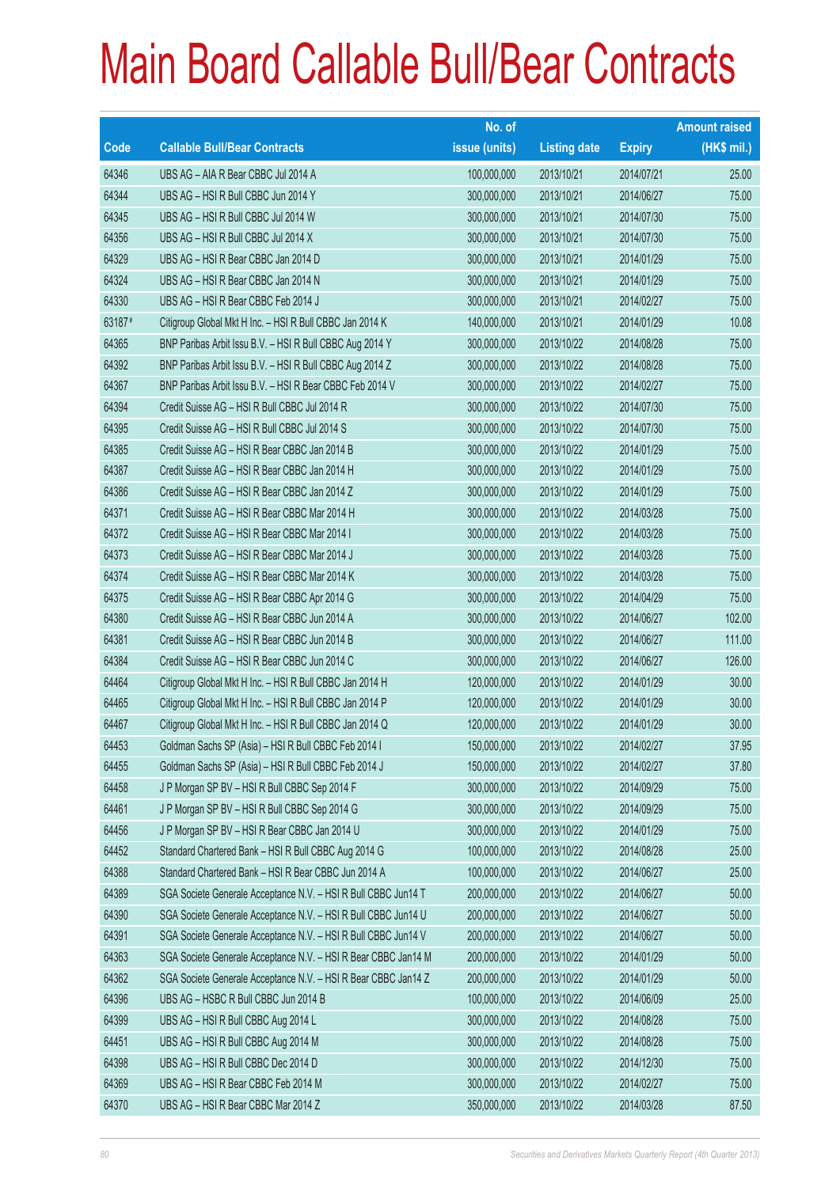# Main Board Callable Bull/Bear Contracts

| Code | Callable Bull/Bear Contracts | No. of issue (units) | Listing date | Expiry | Amount raised (HK$ mil.) |
|---|---|---|---|---|---|
| 64346 | UBS AG – AIA R Bear CBBC Jul 2014 A | 100,000,000 | 2013/10/21 | 2014/07/21 | 25.00 |
| 64344 | UBS AG – HSI R Bull CBBC Jun 2014 Y | 300,000,000 | 2013/10/21 | 2014/06/27 | 75.00 |
| 64345 | UBS AG – HSI R Bull CBBC Jul 2014 W | 300,000,000 | 2013/10/21 | 2014/07/30 | 75.00 |
| 64356 | UBS AG – HSI R Bull CBBC Jul 2014 X | 300,000,000 | 2013/10/21 | 2014/07/30 | 75.00 |
| 64329 | UBS AG – HSI R Bear CBBC Jan 2014 D | 300,000,000 | 2013/10/21 | 2014/01/29 | 75.00 |
| 64324 | UBS AG – HSI R Bear CBBC Jan 2014 N | 300,000,000 | 2013/10/21 | 2014/01/29 | 75.00 |
| 64330 | UBS AG – HSI R Bear CBBC Feb 2014 J | 300,000,000 | 2013/10/21 | 2014/02/27 | 75.00 |
| 63187 # | Citigroup Global Mkt H Inc. – HSI R Bull CBBC Jan 2014 K | 140,000,000 | 2013/10/21 | 2014/01/29 | 10.08 |
| 64365 | BNP Paribas Arbit Issu B.V. – HSI R Bull CBBC Aug 2014 Y | 300,000,000 | 2013/10/22 | 2014/08/28 | 75.00 |
| 64392 | BNP Paribas Arbit Issu B.V. – HSI R Bull CBBC Aug 2014 Z | 300,000,000 | 2013/10/22 | 2014/08/28 | 75.00 |
| 64367 | BNP Paribas Arbit Issu B.V. – HSI R Bear CBBC Feb 2014 V | 300,000,000 | 2013/10/22 | 2014/02/27 | 75.00 |
| 64394 | Credit Suisse AG – HSI R Bull CBBC Jul 2014 R | 300,000,000 | 2013/10/22 | 2014/07/30 | 75.00 |
| 64395 | Credit Suisse AG – HSI R Bull CBBC Jul 2014 S | 300,000,000 | 2013/10/22 | 2014/07/30 | 75.00 |
| 64385 | Credit Suisse AG – HSI R Bear CBBC Jan 2014 B | 300,000,000 | 2013/10/22 | 2014/01/29 | 75.00 |
| 64387 | Credit Suisse AG – HSI R Bear CBBC Jan 2014 H | 300,000,000 | 2013/10/22 | 2014/01/29 | 75.00 |
| 64386 | Credit Suisse AG – HSI R Bear CBBC Jan 2014 Z | 300,000,000 | 2013/10/22 | 2014/01/29 | 75.00 |
| 64371 | Credit Suisse AG – HSI R Bear CBBC Mar 2014 H | 300,000,000 | 2013/10/22 | 2014/03/28 | 75.00 |
| 64372 | Credit Suisse AG – HSI R Bear CBBC Mar 2014 I | 300,000,000 | 2013/10/22 | 2014/03/28 | 75.00 |
| 64373 | Credit Suisse AG – HSI R Bear CBBC Mar 2014 J | 300,000,000 | 2013/10/22 | 2014/03/28 | 75.00 |
| 64374 | Credit Suisse AG – HSI R Bear CBBC Mar 2014 K | 300,000,000 | 2013/10/22 | 2014/03/28 | 75.00 |
| 64375 | Credit Suisse AG – HSI R Bear CBBC Apr 2014 G | 300,000,000 | 2013/10/22 | 2014/04/29 | 75.00 |
| 64380 | Credit Suisse AG – HSI R Bear CBBC Jun 2014 A | 300,000,000 | 2013/10/22 | 2014/06/27 | 102.00 |
| 64381 | Credit Suisse AG – HSI R Bear CBBC Jun 2014 B | 300,000,000 | 2013/10/22 | 2014/06/27 | 111.00 |
| 64384 | Credit Suisse AG – HSI R Bear CBBC Jun 2014 C | 300,000,000 | 2013/10/22 | 2014/06/27 | 126.00 |
| 64464 | Citigroup Global Mkt H Inc. – HSI R Bull CBBC Jan 2014 H | 120,000,000 | 2013/10/22 | 2014/01/29 | 30.00 |
| 64465 | Citigroup Global Mkt H Inc. – HSI R Bull CBBC Jan 2014 P | 120,000,000 | 2013/10/22 | 2014/01/29 | 30.00 |
| 64467 | Citigroup Global Mkt H Inc. – HSI R Bull CBBC Jan 2014 Q | 120,000,000 | 2013/10/22 | 2014/01/29 | 30.00 |
| 64453 | Goldman Sachs SP (Asia) – HSI R Bull CBBC Feb 2014 I | 150,000,000 | 2013/10/22 | 2014/02/27 | 37.95 |
| 64455 | Goldman Sachs SP (Asia) – HSI R Bull CBBC Feb 2014 J | 150,000,000 | 2013/10/22 | 2014/02/27 | 37.80 |
| 64458 | J P Morgan SP BV – HSI R Bull CBBC Sep 2014 F | 300,000,000 | 2013/10/22 | 2014/09/29 | 75.00 |
| 64461 | J P Morgan SP BV – HSI R Bull CBBC Sep 2014 G | 300,000,000 | 2013/10/22 | 2014/09/29 | 75.00 |
| 64456 | J P Morgan SP BV – HSI R Bear CBBC Jan 2014 U | 300,000,000 | 2013/10/22 | 2014/01/29 | 75.00 |
| 64452 | Standard Chartered Bank – HSI R Bull CBBC Aug 2014 G | 100,000,000 | 2013/10/22 | 2014/08/28 | 25.00 |
| 64388 | Standard Chartered Bank – HSI R Bear CBBC Jun 2014 A | 100,000,000 | 2013/10/22 | 2014/06/27 | 25.00 |
| 64389 | SGA Societe Generale Acceptance N.V. – HSI R Bull CBBC Jun14 T | 200,000,000 | 2013/10/22 | 2014/06/27 | 50.00 |
| 64390 | SGA Societe Generale Acceptance N.V. – HSI R Bull CBBC Jun14 U | 200,000,000 | 2013/10/22 | 2014/06/27 | 50.00 |
| 64391 | SGA Societe Generale Acceptance N.V. – HSI R Bull CBBC Jun14 V | 200,000,000 | 2013/10/22 | 2014/06/27 | 50.00 |
| 64363 | SGA Societe Generale Acceptance N.V. – HSI R Bear CBBC Jan14 M | 200,000,000 | 2013/10/22 | 2014/01/29 | 50.00 |
| 64362 | SGA Societe Generale Acceptance N.V. – HSI R Bear CBBC Jan14 Z | 200,000,000 | 2013/10/22 | 2014/01/29 | 50.00 |
| 64396 | UBS AG – HSBC R Bull CBBC Jun 2014 B | 100,000,000 | 2013/10/22 | 2014/06/09 | 25.00 |
| 64399 | UBS AG – HSI R Bull CBBC Aug 2014 L | 300,000,000 | 2013/10/22 | 2014/08/28 | 75.00 |
| 64451 | UBS AG – HSI R Bull CBBC Aug 2014 M | 300,000,000 | 2013/10/22 | 2014/08/28 | 75.00 |
| 64398 | UBS AG – HSI R Bull CBBC Dec 2014 D | 300,000,000 | 2013/10/22 | 2014/12/30 | 75.00 |
| 64369 | UBS AG – HSI R Bear CBBC Feb 2014 M | 300,000,000 | 2013/10/22 | 2014/02/27 | 75.00 |
| 64370 | UBS AG – HSI R Bear CBBC Mar 2014 Z | 350,000,000 | 2013/10/22 | 2014/03/28 | 87.50 |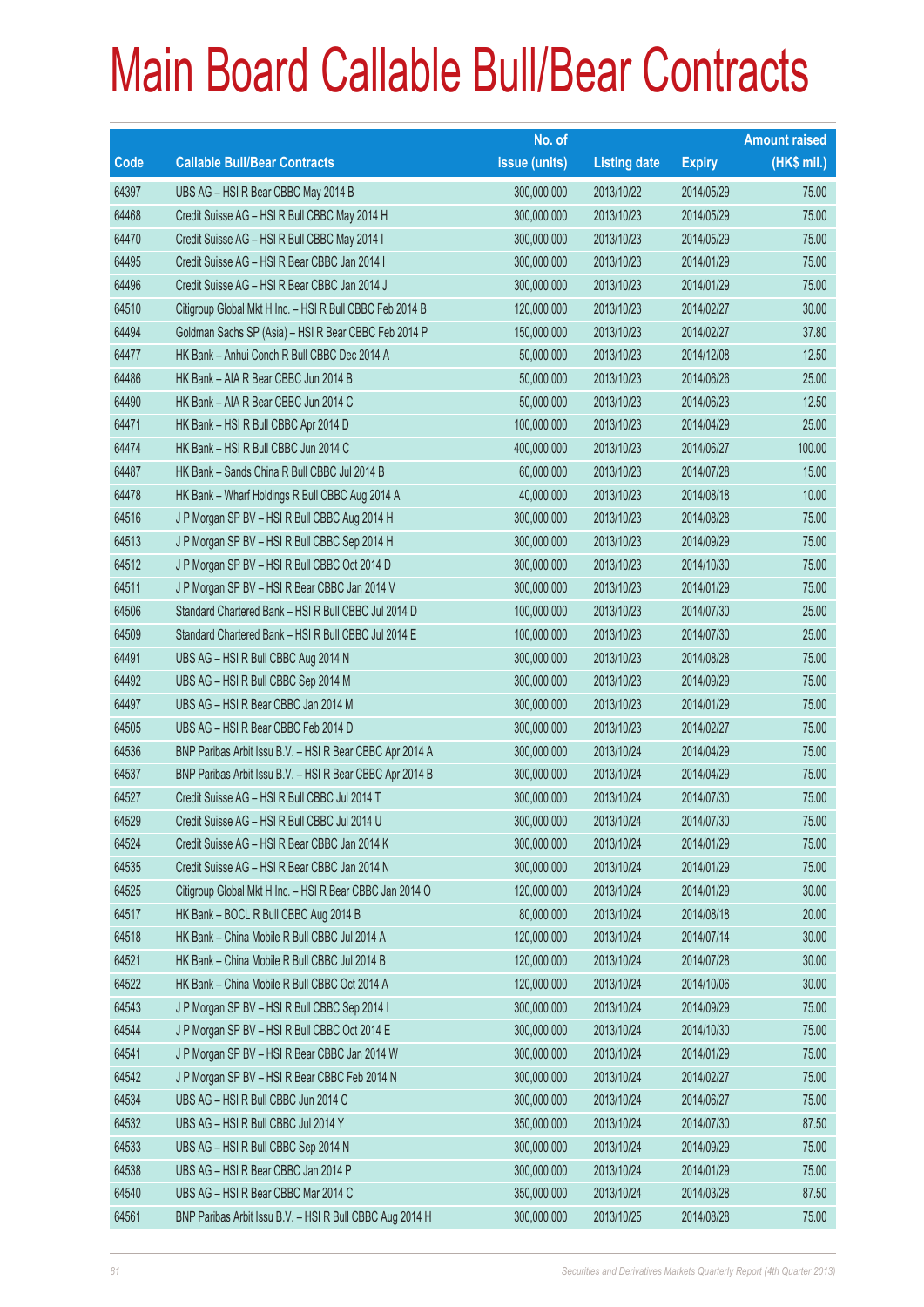# Main Board Callable Bull/Bear Contracts

| Code | Callable Bull/Bear Contracts | No. of issue (units) | Listing date | Expiry | Amount raised (HK$ mil.) |
|---|---|---|---|---|---|
| 64397 | UBS AG – HSI R Bear CBBC May 2014 B | 300,000,000 | 2013/10/22 | 2014/05/29 | 75.00 |
| 64468 | Credit Suisse AG – HSI R Bull CBBC May 2014 H | 300,000,000 | 2013/10/23 | 2014/05/29 | 75.00 |
| 64470 | Credit Suisse AG – HSI R Bull CBBC May 2014 I | 300,000,000 | 2013/10/23 | 2014/05/29 | 75.00 |
| 64495 | Credit Suisse AG – HSI R Bear CBBC Jan 2014 I | 300,000,000 | 2013/10/23 | 2014/01/29 | 75.00 |
| 64496 | Credit Suisse AG – HSI R Bear CBBC Jan 2014 J | 300,000,000 | 2013/10/23 | 2014/01/29 | 75.00 |
| 64510 | Citigroup Global Mkt H Inc. – HSI R Bull CBBC Feb 2014 B | 120,000,000 | 2013/10/23 | 2014/02/27 | 30.00 |
| 64494 | Goldman Sachs SP (Asia) – HSI R Bear CBBC Feb 2014 P | 150,000,000 | 2013/10/23 | 2014/02/27 | 37.80 |
| 64477 | HK Bank – Anhui Conch R Bull CBBC Dec 2014 A | 50,000,000 | 2013/10/23 | 2014/12/08 | 12.50 |
| 64486 | HK Bank – AIA R Bear CBBC Jun 2014 B | 50,000,000 | 2013/10/23 | 2014/06/26 | 25.00 |
| 64490 | HK Bank – AIA R Bear CBBC Jun 2014 C | 50,000,000 | 2013/10/23 | 2014/06/23 | 12.50 |
| 64471 | HK Bank – HSI R Bull CBBC Apr 2014 D | 100,000,000 | 2013/10/23 | 2014/04/29 | 25.00 |
| 64474 | HK Bank – HSI R Bull CBBC Jun 2014 C | 400,000,000 | 2013/10/23 | 2014/06/27 | 100.00 |
| 64487 | HK Bank – Sands China R Bull CBBC Jul 2014 B | 60,000,000 | 2013/10/23 | 2014/07/28 | 15.00 |
| 64478 | HK Bank – Wharf Holdings R Bull CBBC Aug 2014 A | 40,000,000 | 2013/10/23 | 2014/08/18 | 10.00 |
| 64516 | J P Morgan SP BV – HSI R Bull CBBC Aug 2014 H | 300,000,000 | 2013/10/23 | 2014/08/28 | 75.00 |
| 64513 | J P Morgan SP BV – HSI R Bull CBBC Sep 2014 H | 300,000,000 | 2013/10/23 | 2014/09/29 | 75.00 |
| 64512 | J P Morgan SP BV – HSI R Bull CBBC Oct 2014 D | 300,000,000 | 2013/10/23 | 2014/10/30 | 75.00 |
| 64511 | J P Morgan SP BV – HSI R Bear CBBC Jan 2014 V | 300,000,000 | 2013/10/23 | 2014/01/29 | 75.00 |
| 64506 | Standard Chartered Bank – HSI R Bull CBBC Jul 2014 D | 100,000,000 | 2013/10/23 | 2014/07/30 | 25.00 |
| 64509 | Standard Chartered Bank – HSI R Bull CBBC Jul 2014 E | 100,000,000 | 2013/10/23 | 2014/07/30 | 25.00 |
| 64491 | UBS AG – HSI R Bull CBBC Aug 2014 N | 300,000,000 | 2013/10/23 | 2014/08/28 | 75.00 |
| 64492 | UBS AG – HSI R Bull CBBC Sep 2014 M | 300,000,000 | 2013/10/23 | 2014/09/29 | 75.00 |
| 64497 | UBS AG – HSI R Bear CBBC Jan 2014 M | 300,000,000 | 2013/10/23 | 2014/01/29 | 75.00 |
| 64505 | UBS AG – HSI R Bear CBBC Feb 2014 D | 300,000,000 | 2013/10/23 | 2014/02/27 | 75.00 |
| 64536 | BNP Paribas Arbit Issu B.V. – HSI R Bear CBBC Apr 2014 A | 300,000,000 | 2013/10/24 | 2014/04/29 | 75.00 |
| 64537 | BNP Paribas Arbit Issu B.V. – HSI R Bear CBBC Apr 2014 B | 300,000,000 | 2013/10/24 | 2014/04/29 | 75.00 |
| 64527 | Credit Suisse AG – HSI R Bull CBBC Jul 2014 T | 300,000,000 | 2013/10/24 | 2014/07/30 | 75.00 |
| 64529 | Credit Suisse AG – HSI R Bull CBBC Jul 2014 U | 300,000,000 | 2013/10/24 | 2014/07/30 | 75.00 |
| 64524 | Credit Suisse AG – HSI R Bear CBBC Jan 2014 K | 300,000,000 | 2013/10/24 | 2014/01/29 | 75.00 |
| 64535 | Credit Suisse AG – HSI R Bear CBBC Jan 2014 N | 300,000,000 | 2013/10/24 | 2014/01/29 | 75.00 |
| 64525 | Citigroup Global Mkt H Inc. – HSI R Bear CBBC Jan 2014 O | 120,000,000 | 2013/10/24 | 2014/01/29 | 30.00 |
| 64517 | HK Bank – BOCL R Bull CBBC Aug 2014 B | 80,000,000 | 2013/10/24 | 2014/08/18 | 20.00 |
| 64518 | HK Bank – China Mobile R Bull CBBC Jul 2014 A | 120,000,000 | 2013/10/24 | 2014/07/14 | 30.00 |
| 64521 | HK Bank – China Mobile R Bull CBBC Jul 2014 B | 120,000,000 | 2013/10/24 | 2014/07/28 | 30.00 |
| 64522 | HK Bank – China Mobile R Bull CBBC Oct 2014 A | 120,000,000 | 2013/10/24 | 2014/10/06 | 30.00 |
| 64543 | J P Morgan SP BV – HSI R Bull CBBC Sep 2014 I | 300,000,000 | 2013/10/24 | 2014/09/29 | 75.00 |
| 64544 | J P Morgan SP BV – HSI R Bull CBBC Oct 2014 E | 300,000,000 | 2013/10/24 | 2014/10/30 | 75.00 |
| 64541 | J P Morgan SP BV – HSI R Bear CBBC Jan 2014 W | 300,000,000 | 2013/10/24 | 2014/01/29 | 75.00 |
| 64542 | J P Morgan SP BV – HSI R Bear CBBC Feb 2014 N | 300,000,000 | 2013/10/24 | 2014/02/27 | 75.00 |
| 64534 | UBS AG – HSI R Bull CBBC Jun 2014 C | 300,000,000 | 2013/10/24 | 2014/06/27 | 75.00 |
| 64532 | UBS AG – HSI R Bull CBBC Jul 2014 Y | 350,000,000 | 2013/10/24 | 2014/07/30 | 87.50 |
| 64533 | UBS AG – HSI R Bull CBBC Sep 2014 N | 300,000,000 | 2013/10/24 | 2014/09/29 | 75.00 |
| 64538 | UBS AG – HSI R Bear CBBC Jan 2014 P | 300,000,000 | 2013/10/24 | 2014/01/29 | 75.00 |
| 64540 | UBS AG – HSI R Bear CBBC Mar 2014 C | 350,000,000 | 2013/10/24 | 2014/03/28 | 87.50 |
| 64561 | BNP Paribas Arbit Issu B.V. – HSI R Bull CBBC Aug 2014 H | 300,000,000 | 2013/10/25 | 2014/08/28 | 75.00 |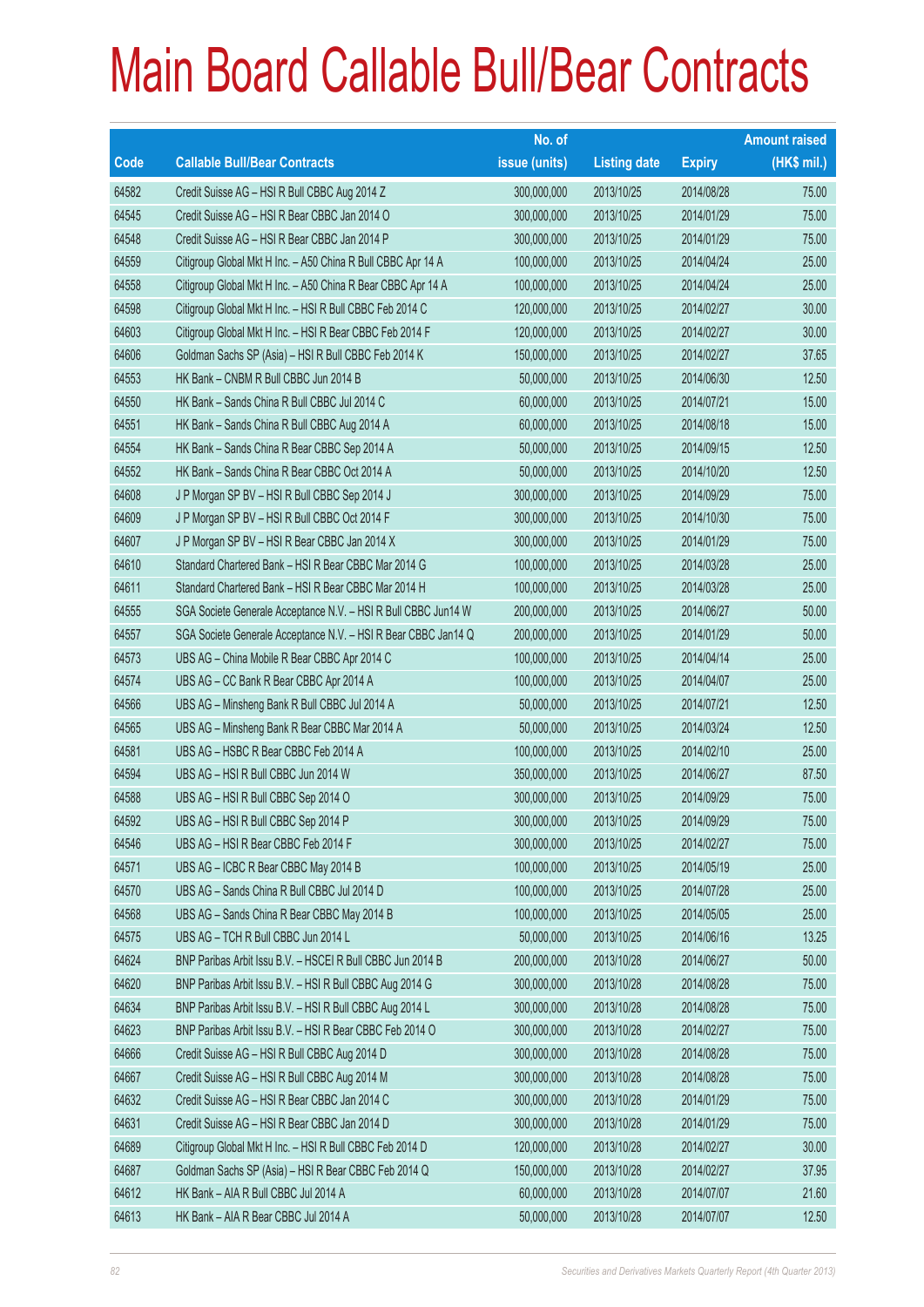# Main Board Callable Bull/Bear Contracts

| Code | Callable Bull/Bear Contracts | No. of issue (units) | Listing date | Expiry | Amount raised (HK$ mil.) |
|---|---|---|---|---|---|
| 64582 | Credit Suisse AG – HSI R Bull CBBC Aug 2014 Z | 300,000,000 | 2013/10/25 | 2014/08/28 | 75.00 |
| 64545 | Credit Suisse AG – HSI R Bear CBBC Jan 2014 O | 300,000,000 | 2013/10/25 | 2014/01/29 | 75.00 |
| 64548 | Credit Suisse AG – HSI R Bear CBBC Jan 2014 P | 300,000,000 | 2013/10/25 | 2014/01/29 | 75.00 |
| 64559 | Citigroup Global Mkt H Inc. – A50 China R Bull CBBC Apr 14 A | 100,000,000 | 2013/10/25 | 2014/04/24 | 25.00 |
| 64558 | Citigroup Global Mkt H Inc. – A50 China R Bear CBBC Apr 14 A | 100,000,000 | 2013/10/25 | 2014/04/24 | 25.00 |
| 64598 | Citigroup Global Mkt H Inc. – HSI R Bull CBBC Feb 2014 C | 120,000,000 | 2013/10/25 | 2014/02/27 | 30.00 |
| 64603 | Citigroup Global Mkt H Inc. – HSI R Bear CBBC Feb 2014 F | 120,000,000 | 2013/10/25 | 2014/02/27 | 30.00 |
| 64606 | Goldman Sachs SP (Asia) – HSI R Bull CBBC Feb 2014 K | 150,000,000 | 2013/10/25 | 2014/02/27 | 37.65 |
| 64553 | HK Bank – CNBM R Bull CBBC Jun 2014 B | 50,000,000 | 2013/10/25 | 2014/06/30 | 12.50 |
| 64550 | HK Bank – Sands China R Bull CBBC Jul 2014 C | 60,000,000 | 2013/10/25 | 2014/07/21 | 15.00 |
| 64551 | HK Bank – Sands China R Bull CBBC Aug 2014 A | 60,000,000 | 2013/10/25 | 2014/08/18 | 15.00 |
| 64554 | HK Bank – Sands China R Bear CBBC Sep 2014 A | 50,000,000 | 2013/10/25 | 2014/09/15 | 12.50 |
| 64552 | HK Bank – Sands China R Bear CBBC Oct 2014 A | 50,000,000 | 2013/10/25 | 2014/10/20 | 12.50 |
| 64608 | J P Morgan SP BV – HSI R Bull CBBC Sep 2014 J | 300,000,000 | 2013/10/25 | 2014/09/29 | 75.00 |
| 64609 | J P Morgan SP BV – HSI R Bull CBBC Oct 2014 F | 300,000,000 | 2013/10/25 | 2014/10/30 | 75.00 |
| 64607 | J P Morgan SP BV – HSI R Bear CBBC Jan 2014 X | 300,000,000 | 2013/10/25 | 2014/01/29 | 75.00 |
| 64610 | Standard Chartered Bank – HSI R Bear CBBC Mar 2014 G | 100,000,000 | 2013/10/25 | 2014/03/28 | 25.00 |
| 64611 | Standard Chartered Bank – HSI R Bear CBBC Mar 2014 H | 100,000,000 | 2013/10/25 | 2014/03/28 | 25.00 |
| 64555 | SGA Societe Generale Acceptance N.V. – HSI R Bull CBBC Jun14 W | 200,000,000 | 2013/10/25 | 2014/06/27 | 50.00 |
| 64557 | SGA Societe Generale Acceptance N.V. – HSI R Bear CBBC Jan14 Q | 200,000,000 | 2013/10/25 | 2014/01/29 | 50.00 |
| 64573 | UBS AG – China Mobile R Bear CBBC Apr 2014 C | 100,000,000 | 2013/10/25 | 2014/04/14 | 25.00 |
| 64574 | UBS AG – CC Bank R Bear CBBC Apr 2014 A | 100,000,000 | 2013/10/25 | 2014/04/07 | 25.00 |
| 64566 | UBS AG – Minsheng Bank R Bull CBBC Jul 2014 A | 50,000,000 | 2013/10/25 | 2014/07/21 | 12.50 |
| 64565 | UBS AG – Minsheng Bank R Bear CBBC Mar 2014 A | 50,000,000 | 2013/10/25 | 2014/03/24 | 12.50 |
| 64581 | UBS AG – HSBC R Bear CBBC Feb 2014 A | 100,000,000 | 2013/10/25 | 2014/02/10 | 25.00 |
| 64594 | UBS AG – HSI R Bull CBBC Jun 2014 W | 350,000,000 | 2013/10/25 | 2014/06/27 | 87.50 |
| 64588 | UBS AG – HSI R Bull CBBC Sep 2014 O | 300,000,000 | 2013/10/25 | 2014/09/29 | 75.00 |
| 64592 | UBS AG – HSI R Bull CBBC Sep 2014 P | 300,000,000 | 2013/10/25 | 2014/09/29 | 75.00 |
| 64546 | UBS AG – HSI R Bear CBBC Feb 2014 F | 300,000,000 | 2013/10/25 | 2014/02/27 | 75.00 |
| 64571 | UBS AG – ICBC R Bear CBBC May 2014 B | 100,000,000 | 2013/10/25 | 2014/05/19 | 25.00 |
| 64570 | UBS AG – Sands China R Bull CBBC Jul 2014 D | 100,000,000 | 2013/10/25 | 2014/07/28 | 25.00 |
| 64568 | UBS AG – Sands China R Bear CBBC May 2014 B | 100,000,000 | 2013/10/25 | 2014/05/05 | 25.00 |
| 64575 | UBS AG – TCH R Bull CBBC Jun 2014 L | 50,000,000 | 2013/10/25 | 2014/06/16 | 13.25 |
| 64624 | BNP Paribas Arbit Issu B.V. – HSCEI R Bull CBBC Jun 2014 B | 200,000,000 | 2013/10/28 | 2014/06/27 | 50.00 |
| 64620 | BNP Paribas Arbit Issu B.V. – HSI R Bull CBBC Aug 2014 G | 300,000,000 | 2013/10/28 | 2014/08/28 | 75.00 |
| 64634 | BNP Paribas Arbit Issu B.V. – HSI R Bull CBBC Aug 2014 L | 300,000,000 | 2013/10/28 | 2014/08/28 | 75.00 |
| 64623 | BNP Paribas Arbit Issu B.V. – HSI R Bear CBBC Feb 2014 O | 300,000,000 | 2013/10/28 | 2014/02/27 | 75.00 |
| 64666 | Credit Suisse AG – HSI R Bull CBBC Aug 2014 D | 300,000,000 | 2013/10/28 | 2014/08/28 | 75.00 |
| 64667 | Credit Suisse AG – HSI R Bull CBBC Aug 2014 M | 300,000,000 | 2013/10/28 | 2014/08/28 | 75.00 |
| 64632 | Credit Suisse AG – HSI R Bear CBBC Jan 2014 C | 300,000,000 | 2013/10/28 | 2014/01/29 | 75.00 |
| 64631 | Credit Suisse AG – HSI R Bear CBBC Jan 2014 D | 300,000,000 | 2013/10/28 | 2014/01/29 | 75.00 |
| 64689 | Citigroup Global Mkt H Inc. – HSI R Bull CBBC Feb 2014 D | 120,000,000 | 2013/10/28 | 2014/02/27 | 30.00 |
| 64687 | Goldman Sachs SP (Asia) – HSI R Bear CBBC Feb 2014 Q | 150,000,000 | 2013/10/28 | 2014/02/27 | 37.95 |
| 64612 | HK Bank – AIA R Bull CBBC Jul 2014 A | 60,000,000 | 2013/10/28 | 2014/07/07 | 21.60 |
| 64613 | HK Bank – AIA R Bear CBBC Jul 2014 A | 50,000,000 | 2013/10/28 | 2014/07/07 | 12.50 |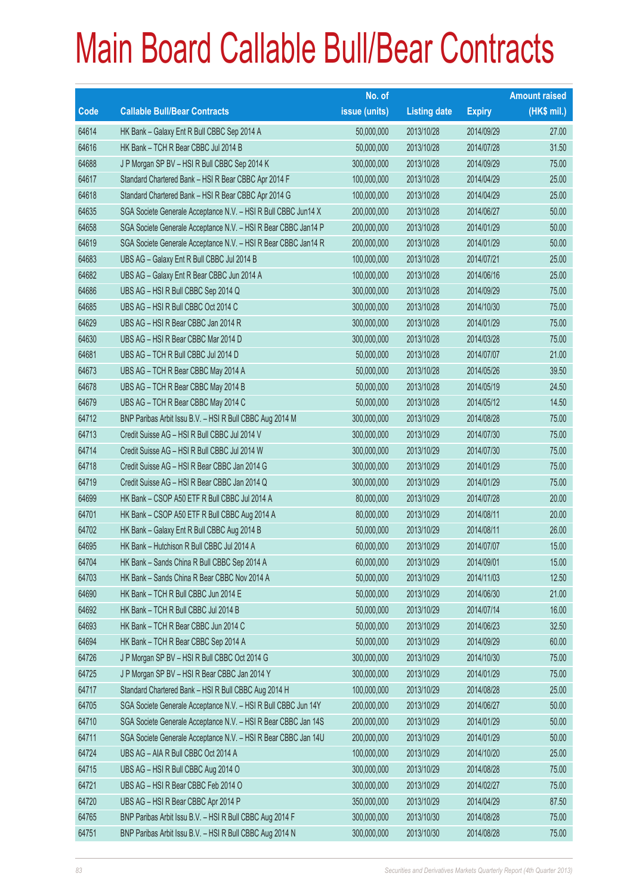# Main Board Callable Bull/Bear Contracts

| Code | Callable Bull/Bear Contracts | No. of issue (units) | Listing date | Expiry | Amount raised (HK$ mil.) |
|---|---|---|---|---|---|
| 64614 | HK Bank – Galaxy Ent R Bull CBBC Sep 2014 A | 50,000,000 | 2013/10/28 | 2014/09/29 | 27.00 |
| 64616 | HK Bank – TCH R Bear CBBC Jul 2014 B | 50,000,000 | 2013/10/28 | 2014/07/28 | 31.50 |
| 64688 | J P Morgan SP BV – HSI R Bull CBBC Sep 2014 K | 300,000,000 | 2013/10/28 | 2014/09/29 | 75.00 |
| 64617 | Standard Chartered Bank – HSI R Bear CBBC Apr 2014 F | 100,000,000 | 2013/10/28 | 2014/04/29 | 25.00 |
| 64618 | Standard Chartered Bank – HSI R Bear CBBC Apr 2014 G | 100,000,000 | 2013/10/28 | 2014/04/29 | 25.00 |
| 64635 | SGA Societe Generale Acceptance N.V. – HSI R Bull CBBC Jun14 X | 200,000,000 | 2013/10/28 | 2014/06/27 | 50.00 |
| 64658 | SGA Societe Generale Acceptance N.V. – HSI R Bear CBBC Jan14 P | 200,000,000 | 2013/10/28 | 2014/01/29 | 50.00 |
| 64619 | SGA Societe Generale Acceptance N.V. – HSI R Bear CBBC Jan14 R | 200,000,000 | 2013/10/28 | 2014/01/29 | 50.00 |
| 64683 | UBS AG – Galaxy Ent R Bull CBBC Jul 2014 B | 100,000,000 | 2013/10/28 | 2014/07/21 | 25.00 |
| 64682 | UBS AG – Galaxy Ent R Bear CBBC Jun 2014 A | 100,000,000 | 2013/10/28 | 2014/06/16 | 25.00 |
| 64686 | UBS AG – HSI R Bull CBBC Sep 2014 Q | 300,000,000 | 2013/10/28 | 2014/09/29 | 75.00 |
| 64685 | UBS AG – HSI R Bull CBBC Oct 2014 C | 300,000,000 | 2013/10/28 | 2014/10/30 | 75.00 |
| 64629 | UBS AG – HSI R Bear CBBC Jan 2014 R | 300,000,000 | 2013/10/28 | 2014/01/29 | 75.00 |
| 64630 | UBS AG – HSI R Bear CBBC Mar 2014 D | 300,000,000 | 2013/10/28 | 2014/03/28 | 75.00 |
| 64681 | UBS AG – TCH R Bull CBBC Jul 2014 D | 50,000,000 | 2013/10/28 | 2014/07/07 | 21.00 |
| 64673 | UBS AG – TCH R Bear CBBC May 2014 A | 50,000,000 | 2013/10/28 | 2014/05/26 | 39.50 |
| 64678 | UBS AG – TCH R Bear CBBC May 2014 B | 50,000,000 | 2013/10/28 | 2014/05/19 | 24.50 |
| 64679 | UBS AG – TCH R Bear CBBC May 2014 C | 50,000,000 | 2013/10/28 | 2014/05/12 | 14.50 |
| 64712 | BNP Paribas Arbit Issu B.V. – HSI R Bull CBBC Aug 2014 M | 300,000,000 | 2013/10/29 | 2014/08/28 | 75.00 |
| 64713 | Credit Suisse AG – HSI R Bull CBBC Jul 2014 V | 300,000,000 | 2013/10/29 | 2014/07/30 | 75.00 |
| 64714 | Credit Suisse AG – HSI R Bull CBBC Jul 2014 W | 300,000,000 | 2013/10/29 | 2014/07/30 | 75.00 |
| 64718 | Credit Suisse AG – HSI R Bear CBBC Jan 2014 G | 300,000,000 | 2013/10/29 | 2014/01/29 | 75.00 |
| 64719 | Credit Suisse AG – HSI R Bear CBBC Jan 2014 Q | 300,000,000 | 2013/10/29 | 2014/01/29 | 75.00 |
| 64699 | HK Bank – CSOP A50 ETF R Bull CBBC Jul 2014 A | 80,000,000 | 2013/10/29 | 2014/07/28 | 20.00 |
| 64701 | HK Bank – CSOP A50 ETF R Bull CBBC Aug 2014 A | 80,000,000 | 2013/10/29 | 2014/08/11 | 20.00 |
| 64702 | HK Bank – Galaxy Ent R Bull CBBC Aug 2014 B | 50,000,000 | 2013/10/29 | 2014/08/11 | 26.00 |
| 64695 | HK Bank – Hutchison R Bull CBBC Jul 2014 A | 60,000,000 | 2013/10/29 | 2014/07/07 | 15.00 |
| 64704 | HK Bank – Sands China R Bull CBBC Sep 2014 A | 60,000,000 | 2013/10/29 | 2014/09/01 | 15.00 |
| 64703 | HK Bank – Sands China R Bear CBBC Nov 2014 A | 50,000,000 | 2013/10/29 | 2014/11/03 | 12.50 |
| 64690 | HK Bank – TCH R Bull CBBC Jun 2014 E | 50,000,000 | 2013/10/29 | 2014/06/30 | 21.00 |
| 64692 | HK Bank – TCH R Bull CBBC Jul 2014 B | 50,000,000 | 2013/10/29 | 2014/07/14 | 16.00 |
| 64693 | HK Bank – TCH R Bear CBBC Jun 2014 C | 50,000,000 | 2013/10/29 | 2014/06/23 | 32.50 |
| 64694 | HK Bank – TCH R Bear CBBC Sep 2014 A | 50,000,000 | 2013/10/29 | 2014/09/29 | 60.00 |
| 64726 | J P Morgan SP BV – HSI R Bull CBBC Oct 2014 G | 300,000,000 | 2013/10/29 | 2014/10/30 | 75.00 |
| 64725 | J P Morgan SP BV – HSI R Bear CBBC Jan 2014 Y | 300,000,000 | 2013/10/29 | 2014/01/29 | 75.00 |
| 64717 | Standard Chartered Bank – HSI R Bull CBBC Aug 2014 H | 100,000,000 | 2013/10/29 | 2014/08/28 | 25.00 |
| 64705 | SGA Societe Generale Acceptance N.V. – HSI R Bull CBBC Jun 14Y | 200,000,000 | 2013/10/29 | 2014/06/27 | 50.00 |
| 64710 | SGA Societe Generale Acceptance N.V. – HSI R Bear CBBC Jan 14S | 200,000,000 | 2013/10/29 | 2014/01/29 | 50.00 |
| 64711 | SGA Societe Generale Acceptance N.V. – HSI R Bear CBBC Jan 14U | 200,000,000 | 2013/10/29 | 2014/01/29 | 50.00 |
| 64724 | UBS AG – AIA R Bull CBBC Oct 2014 A | 100,000,000 | 2013/10/29 | 2014/10/20 | 25.00 |
| 64715 | UBS AG – HSI R Bull CBBC Aug 2014 O | 300,000,000 | 2013/10/29 | 2014/08/28 | 75.00 |
| 64721 | UBS AG – HSI R Bear CBBC Feb 2014 O | 300,000,000 | 2013/10/29 | 2014/02/27 | 75.00 |
| 64720 | UBS AG – HSI R Bear CBBC Apr 2014 P | 350,000,000 | 2013/10/29 | 2014/04/29 | 87.50 |
| 64765 | BNP Paribas Arbit Issu B.V. – HSI R Bull CBBC Aug 2014 F | 300,000,000 | 2013/10/30 | 2014/08/28 | 75.00 |
| 64751 | BNP Paribas Arbit Issu B.V. – HSI R Bull CBBC Aug 2014 N | 300,000,000 | 2013/10/30 | 2014/08/28 | 75.00 |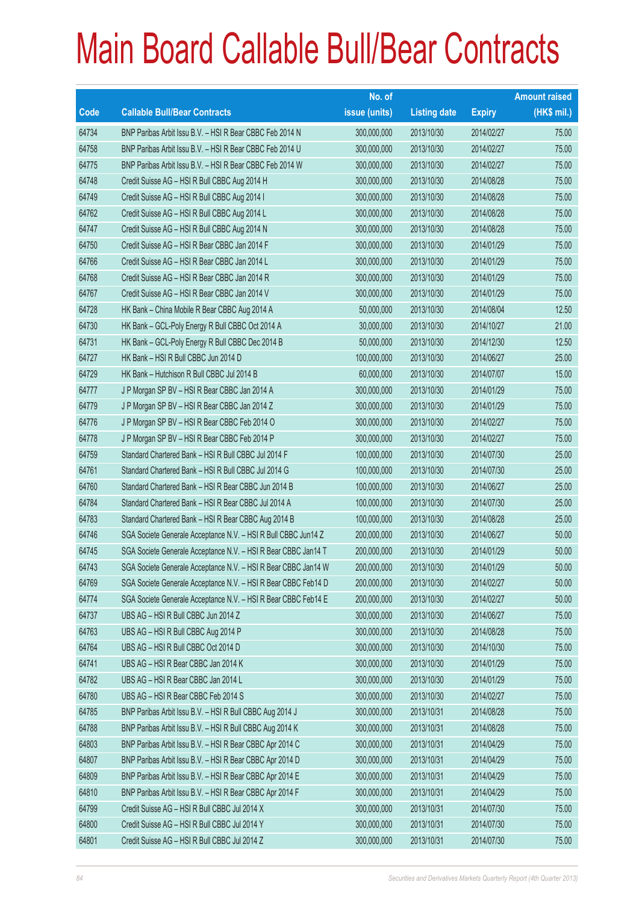# Main Board Callable Bull/Bear Contracts

| Code | Callable Bull/Bear Contracts | No. of issue (units) | Listing date | Expiry | Amount raised (HK$ mil.) |
|---|---|---|---|---|---|
| 64734 | BNP Paribas Arbit Issu B.V. – HSI R Bear CBBC Feb 2014 N | 300,000,000 | 2013/10/30 | 2014/02/27 | 75.00 |
| 64758 | BNP Paribas Arbit Issu B.V. – HSI R Bear CBBC Feb 2014 U | 300,000,000 | 2013/10/30 | 2014/02/27 | 75.00 |
| 64775 | BNP Paribas Arbit Issu B.V. – HSI R Bear CBBC Feb 2014 W | 300,000,000 | 2013/10/30 | 2014/02/27 | 75.00 |
| 64748 | Credit Suisse AG – HSI R Bull CBBC Aug 2014 H | 300,000,000 | 2013/10/30 | 2014/08/28 | 75.00 |
| 64749 | Credit Suisse AG – HSI R Bull CBBC Aug 2014 I | 300,000,000 | 2013/10/30 | 2014/08/28 | 75.00 |
| 64762 | Credit Suisse AG – HSI R Bull CBBC Aug 2014 L | 300,000,000 | 2013/10/30 | 2014/08/28 | 75.00 |
| 64747 | Credit Suisse AG – HSI R Bull CBBC Aug 2014 N | 300,000,000 | 2013/10/30 | 2014/08/28 | 75.00 |
| 64750 | Credit Suisse AG – HSI R Bear CBBC Jan 2014 F | 300,000,000 | 2013/10/30 | 2014/01/29 | 75.00 |
| 64766 | Credit Suisse AG – HSI R Bear CBBC Jan 2014 L | 300,000,000 | 2013/10/30 | 2014/01/29 | 75.00 |
| 64768 | Credit Suisse AG – HSI R Bear CBBC Jan 2014 R | 300,000,000 | 2013/10/30 | 2014/01/29 | 75.00 |
| 64767 | Credit Suisse AG – HSI R Bear CBBC Jan 2014 V | 300,000,000 | 2013/10/30 | 2014/01/29 | 75.00 |
| 64728 | HK Bank – China Mobile R Bear CBBC Aug 2014 A | 50,000,000 | 2013/10/30 | 2014/08/04 | 12.50 |
| 64730 | HK Bank – GCL-Poly Energy R Bull CBBC Oct 2014 A | 30,000,000 | 2013/10/30 | 2014/10/27 | 21.00 |
| 64731 | HK Bank – GCL-Poly Energy R Bull CBBC Dec 2014 B | 50,000,000 | 2013/10/30 | 2014/12/30 | 12.50 |
| 64727 | HK Bank – HSI R Bull CBBC Jun 2014 D | 100,000,000 | 2013/10/30 | 2014/06/27 | 25.00 |
| 64729 | HK Bank – Hutchison R Bull CBBC Jul 2014 B | 60,000,000 | 2013/10/30 | 2014/07/07 | 15.00 |
| 64777 | J P Morgan SP BV – HSI R Bear CBBC Jan 2014 A | 300,000,000 | 2013/10/30 | 2014/01/29 | 75.00 |
| 64779 | J P Morgan SP BV – HSI R Bear CBBC Jan 2014 Z | 300,000,000 | 2013/10/30 | 2014/01/29 | 75.00 |
| 64776 | J P Morgan SP BV – HSI R Bear CBBC Feb 2014 O | 300,000,000 | 2013/10/30 | 2014/02/27 | 75.00 |
| 64778 | J P Morgan SP BV – HSI R Bear CBBC Feb 2014 P | 300,000,000 | 2013/10/30 | 2014/02/27 | 75.00 |
| 64759 | Standard Chartered Bank – HSI R Bull CBBC Jul 2014 F | 100,000,000 | 2013/10/30 | 2014/07/30 | 25.00 |
| 64761 | Standard Chartered Bank – HSI R Bull CBBC Jul 2014 G | 100,000,000 | 2013/10/30 | 2014/07/30 | 25.00 |
| 64760 | Standard Chartered Bank – HSI R Bear CBBC Jun 2014 B | 100,000,000 | 2013/10/30 | 2014/06/27 | 25.00 |
| 64784 | Standard Chartered Bank – HSI R Bear CBBC Jul 2014 A | 100,000,000 | 2013/10/30 | 2014/07/30 | 25.00 |
| 64783 | Standard Chartered Bank – HSI R Bear CBBC Aug 2014 B | 100,000,000 | 2013/10/30 | 2014/08/28 | 25.00 |
| 64746 | SGA Societe Generale Acceptance N.V. – HSI R Bull CBBC Jun14 Z | 200,000,000 | 2013/10/30 | 2014/06/27 | 50.00 |
| 64745 | SGA Societe Generale Acceptance N.V. – HSI R Bear CBBC Jan14 T | 200,000,000 | 2013/10/30 | 2014/01/29 | 50.00 |
| 64743 | SGA Societe Generale Acceptance N.V. – HSI R Bear CBBC Jan14 W | 200,000,000 | 2013/10/30 | 2014/01/29 | 50.00 |
| 64769 | SGA Societe Generale Acceptance N.V. – HSI R Bear CBBC Feb14 D | 200,000,000 | 2013/10/30 | 2014/02/27 | 50.00 |
| 64774 | SGA Societe Generale Acceptance N.V. – HSI R Bear CBBC Feb14 E | 200,000,000 | 2013/10/30 | 2014/02/27 | 50.00 |
| 64737 | UBS AG – HSI R Bull CBBC Jun 2014 Z | 300,000,000 | 2013/10/30 | 2014/06/27 | 75.00 |
| 64763 | UBS AG – HSI R Bull CBBC Aug 2014 P | 300,000,000 | 2013/10/30 | 2014/08/28 | 75.00 |
| 64764 | UBS AG – HSI R Bull CBBC Oct 2014 D | 300,000,000 | 2013/10/30 | 2014/10/30 | 75.00 |
| 64741 | UBS AG – HSI R Bear CBBC Jan 2014 K | 300,000,000 | 2013/10/30 | 2014/01/29 | 75.00 |
| 64782 | UBS AG – HSI R Bear CBBC Jan 2014 L | 300,000,000 | 2013/10/30 | 2014/01/29 | 75.00 |
| 64780 | UBS AG – HSI R Bear CBBC Feb 2014 S | 300,000,000 | 2013/10/30 | 2014/02/27 | 75.00 |
| 64785 | BNP Paribas Arbit Issu B.V. – HSI R Bull CBBC Aug 2014 J | 300,000,000 | 2013/10/31 | 2014/08/28 | 75.00 |
| 64788 | BNP Paribas Arbit Issu B.V. – HSI R Bull CBBC Aug 2014 K | 300,000,000 | 2013/10/31 | 2014/08/28 | 75.00 |
| 64803 | BNP Paribas Arbit Issu B.V. – HSI R Bear CBBC Apr 2014 C | 300,000,000 | 2013/10/31 | 2014/04/29 | 75.00 |
| 64807 | BNP Paribas Arbit Issu B.V. – HSI R Bear CBBC Apr 2014 D | 300,000,000 | 2013/10/31 | 2014/04/29 | 75.00 |
| 64809 | BNP Paribas Arbit Issu B.V. – HSI R Bear CBBC Apr 2014 E | 300,000,000 | 2013/10/31 | 2014/04/29 | 75.00 |
| 64810 | BNP Paribas Arbit Issu B.V. – HSI R Bear CBBC Apr 2014 F | 300,000,000 | 2013/10/31 | 2014/04/29 | 75.00 |
| 64799 | Credit Suisse AG – HSI R Bull CBBC Jul 2014 X | 300,000,000 | 2013/10/31 | 2014/07/30 | 75.00 |
| 64800 | Credit Suisse AG – HSI R Bull CBBC Jul 2014 Y | 300,000,000 | 2013/10/31 | 2014/07/30 | 75.00 |
| 64801 | Credit Suisse AG – HSI R Bull CBBC Jul 2014 Z | 300,000,000 | 2013/10/31 | 2014/07/30 | 75.00 |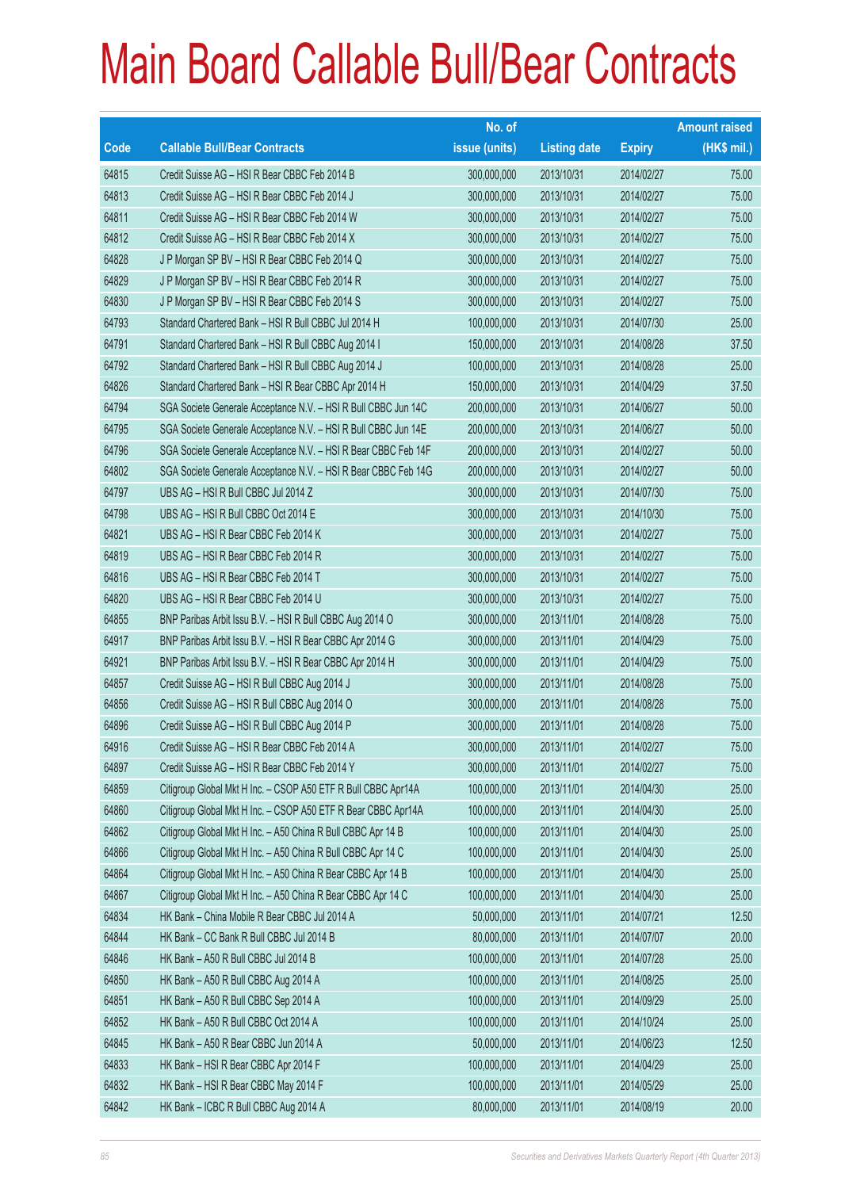# Main Board Callable Bull/Bear Contracts

| Code | Callable Bull/Bear Contracts | No. of issue (units) | Listing date | Expiry | Amount raised (HK$ mil.) |
|---|---|---|---|---|---|
| 64815 | Credit Suisse AG – HSI R Bear CBBC Feb 2014 B | 300,000,000 | 2013/10/31 | 2014/02/27 | 75.00 |
| 64813 | Credit Suisse AG – HSI R Bear CBBC Feb 2014 J | 300,000,000 | 2013/10/31 | 2014/02/27 | 75.00 |
| 64811 | Credit Suisse AG – HSI R Bear CBBC Feb 2014 W | 300,000,000 | 2013/10/31 | 2014/02/27 | 75.00 |
| 64812 | Credit Suisse AG – HSI R Bear CBBC Feb 2014 X | 300,000,000 | 2013/10/31 | 2014/02/27 | 75.00 |
| 64828 | J P Morgan SP BV – HSI R Bear CBBC Feb 2014 Q | 300,000,000 | 2013/10/31 | 2014/02/27 | 75.00 |
| 64829 | J P Morgan SP BV – HSI R Bear CBBC Feb 2014 R | 300,000,000 | 2013/10/31 | 2014/02/27 | 75.00 |
| 64830 | J P Morgan SP BV – HSI R Bear CBBC Feb 2014 S | 300,000,000 | 2013/10/31 | 2014/02/27 | 75.00 |
| 64793 | Standard Chartered Bank – HSI R Bull CBBC Jul 2014 H | 100,000,000 | 2013/10/31 | 2014/07/30 | 25.00 |
| 64791 | Standard Chartered Bank – HSI R Bull CBBC Aug 2014 I | 150,000,000 | 2013/10/31 | 2014/08/28 | 37.50 |
| 64792 | Standard Chartered Bank – HSI R Bull CBBC Aug 2014 J | 100,000,000 | 2013/10/31 | 2014/08/28 | 25.00 |
| 64826 | Standard Chartered Bank – HSI R Bear CBBC Apr 2014 H | 150,000,000 | 2013/10/31 | 2014/04/29 | 37.50 |
| 64794 | SGA Societe Generale Acceptance N.V. – HSI R Bull CBBC Jun 14C | 200,000,000 | 2013/10/31 | 2014/06/27 | 50.00 |
| 64795 | SGA Societe Generale Acceptance N.V. – HSI R Bull CBBC Jun 14E | 200,000,000 | 2013/10/31 | 2014/06/27 | 50.00 |
| 64796 | SGA Societe Generale Acceptance N.V. – HSI R Bear CBBC Feb 14F | 200,000,000 | 2013/10/31 | 2014/02/27 | 50.00 |
| 64802 | SGA Societe Generale Acceptance N.V. – HSI R Bear CBBC Feb 14G | 200,000,000 | 2013/10/31 | 2014/02/27 | 50.00 |
| 64797 | UBS AG – HSI R Bull CBBC Jul 2014 Z | 300,000,000 | 2013/10/31 | 2014/07/30 | 75.00 |
| 64798 | UBS AG – HSI R Bull CBBC Oct 2014 E | 300,000,000 | 2013/10/31 | 2014/10/30 | 75.00 |
| 64821 | UBS AG – HSI R Bear CBBC Feb 2014 K | 300,000,000 | 2013/10/31 | 2014/02/27 | 75.00 |
| 64819 | UBS AG – HSI R Bear CBBC Feb 2014 R | 300,000,000 | 2013/10/31 | 2014/02/27 | 75.00 |
| 64816 | UBS AG – HSI R Bear CBBC Feb 2014 T | 300,000,000 | 2013/10/31 | 2014/02/27 | 75.00 |
| 64820 | UBS AG – HSI R Bear CBBC Feb 2014 U | 300,000,000 | 2013/10/31 | 2014/02/27 | 75.00 |
| 64855 | BNP Paribas Arbit Issu B.V. – HSI R Bull CBBC Aug 2014 O | 300,000,000 | 2013/11/01 | 2014/08/28 | 75.00 |
| 64917 | BNP Paribas Arbit Issu B.V. – HSI R Bear CBBC Apr 2014 G | 300,000,000 | 2013/11/01 | 2014/04/29 | 75.00 |
| 64921 | BNP Paribas Arbit Issu B.V. – HSI R Bear CBBC Apr 2014 H | 300,000,000 | 2013/11/01 | 2014/04/29 | 75.00 |
| 64857 | Credit Suisse AG – HSI R Bull CBBC Aug 2014 J | 300,000,000 | 2013/11/01 | 2014/08/28 | 75.00 |
| 64856 | Credit Suisse AG – HSI R Bull CBBC Aug 2014 O | 300,000,000 | 2013/11/01 | 2014/08/28 | 75.00 |
| 64896 | Credit Suisse AG – HSI R Bull CBBC Aug 2014 P | 300,000,000 | 2013/11/01 | 2014/08/28 | 75.00 |
| 64916 | Credit Suisse AG – HSI R Bear CBBC Feb 2014 A | 300,000,000 | 2013/11/01 | 2014/02/27 | 75.00 |
| 64897 | Credit Suisse AG – HSI R Bear CBBC Feb 2014 Y | 300,000,000 | 2013/11/01 | 2014/02/27 | 75.00 |
| 64859 | Citigroup Global Mkt H Inc. – CSOP A50 ETF R Bull CBBC Apr14A | 100,000,000 | 2013/11/01 | 2014/04/30 | 25.00 |
| 64860 | Citigroup Global Mkt H Inc. – CSOP A50 ETF R Bear CBBC Apr14A | 100,000,000 | 2013/11/01 | 2014/04/30 | 25.00 |
| 64862 | Citigroup Global Mkt H Inc. – A50 China R Bull CBBC Apr 14 B | 100,000,000 | 2013/11/01 | 2014/04/30 | 25.00 |
| 64866 | Citigroup Global Mkt H Inc. – A50 China R Bull CBBC Apr 14 C | 100,000,000 | 2013/11/01 | 2014/04/30 | 25.00 |
| 64864 | Citigroup Global Mkt H Inc. – A50 China R Bear CBBC Apr 14 B | 100,000,000 | 2013/11/01 | 2014/04/30 | 25.00 |
| 64867 | Citigroup Global Mkt H Inc. – A50 China R Bear CBBC Apr 14 C | 100,000,000 | 2013/11/01 | 2014/04/30 | 25.00 |
| 64834 | HK Bank – China Mobile R Bear CBBC Jul 2014 A | 50,000,000 | 2013/11/01 | 2014/07/21 | 12.50 |
| 64844 | HK Bank – CC Bank R Bull CBBC Jul 2014 B | 80,000,000 | 2013/11/01 | 2014/07/07 | 20.00 |
| 64846 | HK Bank – A50 R Bull CBBC Jul 2014 B | 100,000,000 | 2013/11/01 | 2014/07/28 | 25.00 |
| 64850 | HK Bank – A50 R Bull CBBC Aug 2014 A | 100,000,000 | 2013/11/01 | 2014/08/25 | 25.00 |
| 64851 | HK Bank – A50 R Bull CBBC Sep 2014 A | 100,000,000 | 2013/11/01 | 2014/09/29 | 25.00 |
| 64852 | HK Bank – A50 R Bull CBBC Oct 2014 A | 100,000,000 | 2013/11/01 | 2014/10/24 | 25.00 |
| 64845 | HK Bank – A50 R Bear CBBC Jun 2014 A | 50,000,000 | 2013/11/01 | 2014/06/23 | 12.50 |
| 64833 | HK Bank – HSI R Bear CBBC Apr 2014 F | 100,000,000 | 2013/11/01 | 2014/04/29 | 25.00 |
| 64832 | HK Bank – HSI R Bear CBBC May 2014 F | 100,000,000 | 2013/11/01 | 2014/05/29 | 25.00 |
| 64842 | HK Bank – ICBC R Bull CBBC Aug 2014 A | 80,000,000 | 2013/11/01 | 2014/08/19 | 20.00 |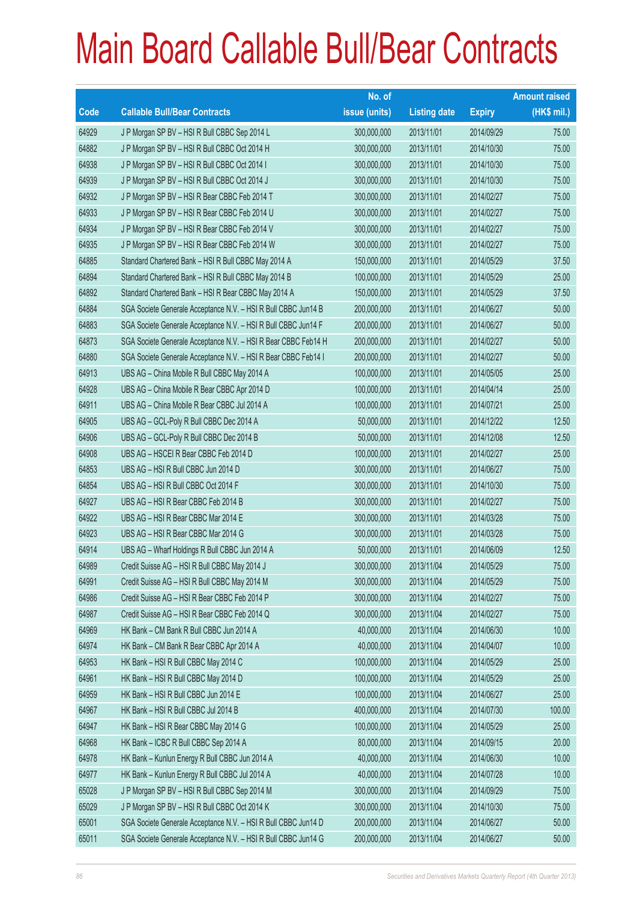# Main Board Callable Bull/Bear Contracts

| Code | Callable Bull/Bear Contracts | No. of issue (units) | Listing date | Expiry | Amount raised (HK$ mil.) |
|---|---|---|---|---|---|
| 64929 | J P Morgan SP BV – HSI R Bull CBBC Sep 2014 L | 300,000,000 | 2013/11/01 | 2014/09/29 | 75.00 |
| 64882 | J P Morgan SP BV – HSI R Bull CBBC Oct 2014 H | 300,000,000 | 2013/11/01 | 2014/10/30 | 75.00 |
| 64938 | J P Morgan SP BV – HSI R Bull CBBC Oct 2014 I | 300,000,000 | 2013/11/01 | 2014/10/30 | 75.00 |
| 64939 | J P Morgan SP BV – HSI R Bull CBBC Oct 2014 J | 300,000,000 | 2013/11/01 | 2014/10/30 | 75.00 |
| 64932 | J P Morgan SP BV – HSI R Bear CBBC Feb 2014 T | 300,000,000 | 2013/11/01 | 2014/02/27 | 75.00 |
| 64933 | J P Morgan SP BV – HSI R Bear CBBC Feb 2014 U | 300,000,000 | 2013/11/01 | 2014/02/27 | 75.00 |
| 64934 | J P Morgan SP BV – HSI R Bear CBBC Feb 2014 V | 300,000,000 | 2013/11/01 | 2014/02/27 | 75.00 |
| 64935 | J P Morgan SP BV – HSI R Bear CBBC Feb 2014 W | 300,000,000 | 2013/11/01 | 2014/02/27 | 75.00 |
| 64885 | Standard Chartered Bank – HSI R Bull CBBC May 2014 A | 150,000,000 | 2013/11/01 | 2014/05/29 | 37.50 |
| 64894 | Standard Chartered Bank – HSI R Bull CBBC May 2014 B | 100,000,000 | 2013/11/01 | 2014/05/29 | 25.00 |
| 64892 | Standard Chartered Bank – HSI R Bear CBBC May 2014 A | 150,000,000 | 2013/11/01 | 2014/05/29 | 37.50 |
| 64884 | SGA Societe Generale Acceptance N.V. – HSI R Bull CBBC Jun14 B | 200,000,000 | 2013/11/01 | 2014/06/27 | 50.00 |
| 64883 | SGA Societe Generale Acceptance N.V. – HSI R Bull CBBC Jun14 F | 200,000,000 | 2013/11/01 | 2014/06/27 | 50.00 |
| 64873 | SGA Societe Generale Acceptance N.V. – HSI R Bear CBBC Feb14 H | 200,000,000 | 2013/11/01 | 2014/02/27 | 50.00 |
| 64880 | SGA Societe Generale Acceptance N.V. – HSI R Bear CBBC Feb14 I | 200,000,000 | 2013/11/01 | 2014/02/27 | 50.00 |
| 64913 | UBS AG – China Mobile R Bull CBBC May 2014 A | 100,000,000 | 2013/11/01 | 2014/05/05 | 25.00 |
| 64928 | UBS AG – China Mobile R Bear CBBC Apr 2014 D | 100,000,000 | 2013/11/01 | 2014/04/14 | 25.00 |
| 64911 | UBS AG – China Mobile R Bear CBBC Jul 2014 A | 100,000,000 | 2013/11/01 | 2014/07/21 | 25.00 |
| 64905 | UBS AG – GCL-Poly R Bull CBBC Dec 2014 A | 50,000,000 | 2013/11/01 | 2014/12/22 | 12.50 |
| 64906 | UBS AG – GCL-Poly R Bull CBBC Dec 2014 B | 50,000,000 | 2013/11/01 | 2014/12/08 | 12.50 |
| 64908 | UBS AG – HSCEI R Bear CBBC Feb 2014 D | 100,000,000 | 2013/11/01 | 2014/02/27 | 25.00 |
| 64853 | UBS AG – HSI R Bull CBBC Jun 2014 D | 300,000,000 | 2013/11/01 | 2014/06/27 | 75.00 |
| 64854 | UBS AG – HSI R Bull CBBC Oct 2014 F | 300,000,000 | 2013/11/01 | 2014/10/30 | 75.00 |
| 64927 | UBS AG – HSI R Bear CBBC Feb 2014 B | 300,000,000 | 2013/11/01 | 2014/02/27 | 75.00 |
| 64922 | UBS AG – HSI R Bear CBBC Mar 2014 E | 300,000,000 | 2013/11/01 | 2014/03/28 | 75.00 |
| 64923 | UBS AG – HSI R Bear CBBC Mar 2014 G | 300,000,000 | 2013/11/01 | 2014/03/28 | 75.00 |
| 64914 | UBS AG – Wharf Holdings R Bull CBBC Jun 2014 A | 50,000,000 | 2013/11/01 | 2014/06/09 | 12.50 |
| 64989 | Credit Suisse AG – HSI R Bull CBBC May 2014 J | 300,000,000 | 2013/11/04 | 2014/05/29 | 75.00 |
| 64991 | Credit Suisse AG – HSI R Bull CBBC May 2014 M | 300,000,000 | 2013/11/04 | 2014/05/29 | 75.00 |
| 64986 | Credit Suisse AG – HSI R Bear CBBC Feb 2014 P | 300,000,000 | 2013/11/04 | 2014/02/27 | 75.00 |
| 64987 | Credit Suisse AG – HSI R Bear CBBC Feb 2014 Q | 300,000,000 | 2013/11/04 | 2014/02/27 | 75.00 |
| 64969 | HK Bank – CM Bank R Bull CBBC Jun 2014 A | 40,000,000 | 2013/11/04 | 2014/06/30 | 10.00 |
| 64974 | HK Bank – CM Bank R Bear CBBC Apr 2014 A | 40,000,000 | 2013/11/04 | 2014/04/07 | 10.00 |
| 64953 | HK Bank – HSI R Bull CBBC May 2014 C | 100,000,000 | 2013/11/04 | 2014/05/29 | 25.00 |
| 64961 | HK Bank – HSI R Bull CBBC May 2014 D | 100,000,000 | 2013/11/04 | 2014/05/29 | 25.00 |
| 64959 | HK Bank – HSI R Bull CBBC Jun 2014 E | 100,000,000 | 2013/11/04 | 2014/06/27 | 25.00 |
| 64967 | HK Bank – HSI R Bull CBBC Jul 2014 B | 400,000,000 | 2013/11/04 | 2014/07/30 | 100.00 |
| 64947 | HK Bank – HSI R Bear CBBC May 2014 G | 100,000,000 | 2013/11/04 | 2014/05/29 | 25.00 |
| 64968 | HK Bank – ICBC R Bull CBBC Sep 2014 A | 80,000,000 | 2013/11/04 | 2014/09/15 | 20.00 |
| 64978 | HK Bank – Kunlun Energy R Bull CBBC Jun 2014 A | 40,000,000 | 2013/11/04 | 2014/06/30 | 10.00 |
| 64977 | HK Bank – Kunlun Energy R Bull CBBC Jul 2014 A | 40,000,000 | 2013/11/04 | 2014/07/28 | 10.00 |
| 65028 | J P Morgan SP BV – HSI R Bull CBBC Sep 2014 M | 300,000,000 | 2013/11/04 | 2014/09/29 | 75.00 |
| 65029 | J P Morgan SP BV – HSI R Bull CBBC Oct 2014 K | 300,000,000 | 2013/11/04 | 2014/10/30 | 75.00 |
| 65001 | SGA Societe Generale Acceptance N.V. – HSI R Bull CBBC Jun14 D | 200,000,000 | 2013/11/04 | 2014/06/27 | 50.00 |
| 65011 | SGA Societe Generale Acceptance N.V. – HSI R Bull CBBC Jun14 G | 200,000,000 | 2013/11/04 | 2014/06/27 | 50.00 |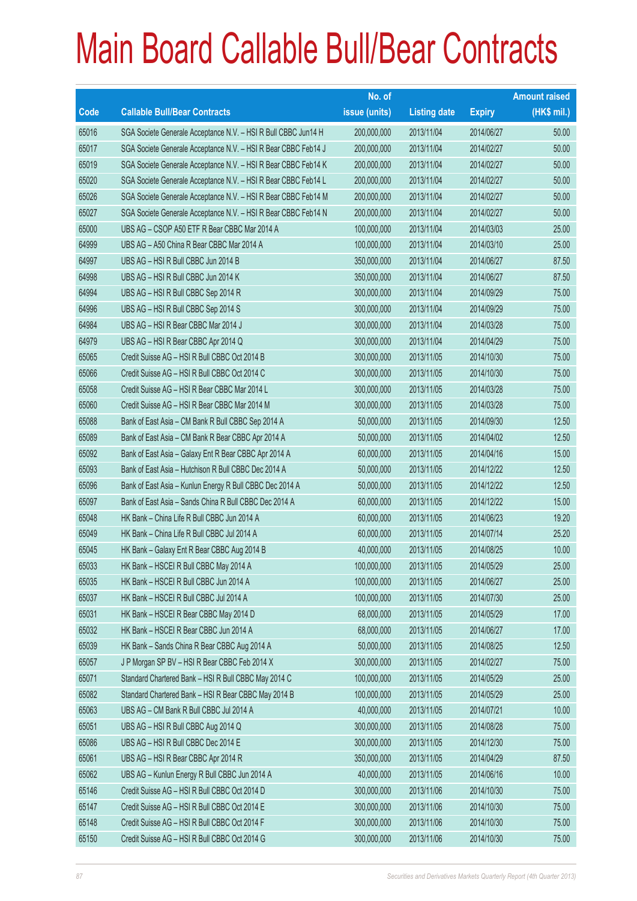# Main Board Callable Bull/Bear Contracts

| Code | Callable Bull/Bear Contracts | No. of issue (units) | Listing date | Expiry | Amount raised (HK$ mil.) |
|---|---|---|---|---|---|
| 65016 | SGA Societe Generale Acceptance N.V. – HSI R Bull CBBC Jun14 H | 200,000,000 | 2013/11/04 | 2014/06/27 | 50.00 |
| 65017 | SGA Societe Generale Acceptance N.V. – HSI R Bear CBBC Feb14 J | 200,000,000 | 2013/11/04 | 2014/02/27 | 50.00 |
| 65019 | SGA Societe Generale Acceptance N.V. – HSI R Bear CBBC Feb14 K | 200,000,000 | 2013/11/04 | 2014/02/27 | 50.00 |
| 65020 | SGA Societe Generale Acceptance N.V. – HSI R Bear CBBC Feb14 L | 200,000,000 | 2013/11/04 | 2014/02/27 | 50.00 |
| 65026 | SGA Societe Generale Acceptance N.V. – HSI R Bear CBBC Feb14 M | 200,000,000 | 2013/11/04 | 2014/02/27 | 50.00 |
| 65027 | SGA Societe Generale Acceptance N.V. – HSI R Bear CBBC Feb14 N | 200,000,000 | 2013/11/04 | 2014/02/27 | 50.00 |
| 65000 | UBS AG – CSOP A50 ETF R Bear CBBC Mar 2014 A | 100,000,000 | 2013/11/04 | 2014/03/03 | 25.00 |
| 64999 | UBS AG – A50 China R Bear CBBC Mar 2014 A | 100,000,000 | 2013/11/04 | 2014/03/10 | 25.00 |
| 64997 | UBS AG – HSI R Bull CBBC Jun 2014 B | 350,000,000 | 2013/11/04 | 2014/06/27 | 87.50 |
| 64998 | UBS AG – HSI R Bull CBBC Jun 2014 K | 350,000,000 | 2013/11/04 | 2014/06/27 | 87.50 |
| 64994 | UBS AG – HSI R Bull CBBC Sep 2014 R | 300,000,000 | 2013/11/04 | 2014/09/29 | 75.00 |
| 64996 | UBS AG – HSI R Bull CBBC Sep 2014 S | 300,000,000 | 2013/11/04 | 2014/09/29 | 75.00 |
| 64984 | UBS AG – HSI R Bear CBBC Mar 2014 J | 300,000,000 | 2013/11/04 | 2014/03/28 | 75.00 |
| 64979 | UBS AG – HSI R Bear CBBC Apr 2014 Q | 300,000,000 | 2013/11/04 | 2014/04/29 | 75.00 |
| 65065 | Credit Suisse AG – HSI R Bull CBBC Oct 2014 B | 300,000,000 | 2013/11/05 | 2014/10/30 | 75.00 |
| 65066 | Credit Suisse AG – HSI R Bull CBBC Oct 2014 C | 300,000,000 | 2013/11/05 | 2014/10/30 | 75.00 |
| 65058 | Credit Suisse AG – HSI R Bear CBBC Mar 2014 L | 300,000,000 | 2013/11/05 | 2014/03/28 | 75.00 |
| 65060 | Credit Suisse AG – HSI R Bear CBBC Mar 2014 M | 300,000,000 | 2013/11/05 | 2014/03/28 | 75.00 |
| 65088 | Bank of East Asia – CM Bank R Bull CBBC Sep 2014 A | 50,000,000 | 2013/11/05 | 2014/09/30 | 12.50 |
| 65089 | Bank of East Asia – CM Bank R Bear CBBC Apr 2014 A | 50,000,000 | 2013/11/05 | 2014/04/02 | 12.50 |
| 65092 | Bank of East Asia – Galaxy Ent R Bear CBBC Apr 2014 A | 60,000,000 | 2013/11/05 | 2014/04/16 | 15.00 |
| 65093 | Bank of East Asia – Hutchison R Bull CBBC Dec 2014 A | 50,000,000 | 2013/11/05 | 2014/12/22 | 12.50 |
| 65096 | Bank of East Asia – Kunlun Energy R Bull CBBC Dec 2014 A | 50,000,000 | 2013/11/05 | 2014/12/22 | 12.50 |
| 65097 | Bank of East Asia – Sands China R Bull CBBC Dec 2014 A | 60,000,000 | 2013/11/05 | 2014/12/22 | 15.00 |
| 65048 | HK Bank – China Life R Bull CBBC Jun 2014 A | 60,000,000 | 2013/11/05 | 2014/06/23 | 19.20 |
| 65049 | HK Bank – China Life R Bull CBBC Jul 2014 A | 60,000,000 | 2013/11/05 | 2014/07/14 | 25.20 |
| 65045 | HK Bank – Galaxy Ent R Bear CBBC Aug 2014 B | 40,000,000 | 2013/11/05 | 2014/08/25 | 10.00 |
| 65033 | HK Bank – HSCEI R Bull CBBC May 2014 A | 100,000,000 | 2013/11/05 | 2014/05/29 | 25.00 |
| 65035 | HK Bank – HSCEI R Bull CBBC Jun 2014 A | 100,000,000 | 2013/11/05 | 2014/06/27 | 25.00 |
| 65037 | HK Bank – HSCEI R Bull CBBC Jul 2014 A | 100,000,000 | 2013/11/05 | 2014/07/30 | 25.00 |
| 65031 | HK Bank – HSCEI R Bear CBBC May 2014 D | 68,000,000 | 2013/11/05 | 2014/05/29 | 17.00 |
| 65032 | HK Bank – HSCEI R Bear CBBC Jun 2014 A | 68,000,000 | 2013/11/05 | 2014/06/27 | 17.00 |
| 65039 | HK Bank – Sands China R Bear CBBC Aug 2014 A | 50,000,000 | 2013/11/05 | 2014/08/25 | 12.50 |
| 65057 | J P Morgan SP BV – HSI R Bear CBBC Feb 2014 X | 300,000,000 | 2013/11/05 | 2014/02/27 | 75.00 |
| 65071 | Standard Chartered Bank – HSI R Bull CBBC May 2014 C | 100,000,000 | 2013/11/05 | 2014/05/29 | 25.00 |
| 65082 | Standard Chartered Bank – HSI R Bear CBBC May 2014 B | 100,000,000 | 2013/11/05 | 2014/05/29 | 25.00 |
| 65063 | UBS AG – CM Bank R Bull CBBC Jul 2014 A | 40,000,000 | 2013/11/05 | 2014/07/21 | 10.00 |
| 65051 | UBS AG – HSI R Bull CBBC Aug 2014 Q | 300,000,000 | 2013/11/05 | 2014/08/28 | 75.00 |
| 65086 | UBS AG – HSI R Bull CBBC Dec 2014 E | 300,000,000 | 2013/11/05 | 2014/12/30 | 75.00 |
| 65061 | UBS AG – HSI R Bear CBBC Apr 2014 R | 350,000,000 | 2013/11/05 | 2014/04/29 | 87.50 |
| 65062 | UBS AG – Kunlun Energy R Bull CBBC Jun 2014 A | 40,000,000 | 2013/11/05 | 2014/06/16 | 10.00 |
| 65146 | Credit Suisse AG – HSI R Bull CBBC Oct 2014 D | 300,000,000 | 2013/11/06 | 2014/10/30 | 75.00 |
| 65147 | Credit Suisse AG – HSI R Bull CBBC Oct 2014 E | 300,000,000 | 2013/11/06 | 2014/10/30 | 75.00 |
| 65148 | Credit Suisse AG – HSI R Bull CBBC Oct 2014 F | 300,000,000 | 2013/11/06 | 2014/10/30 | 75.00 |
| 65150 | Credit Suisse AG – HSI R Bull CBBC Oct 2014 G | 300,000,000 | 2013/11/06 | 2014/10/30 | 75.00 |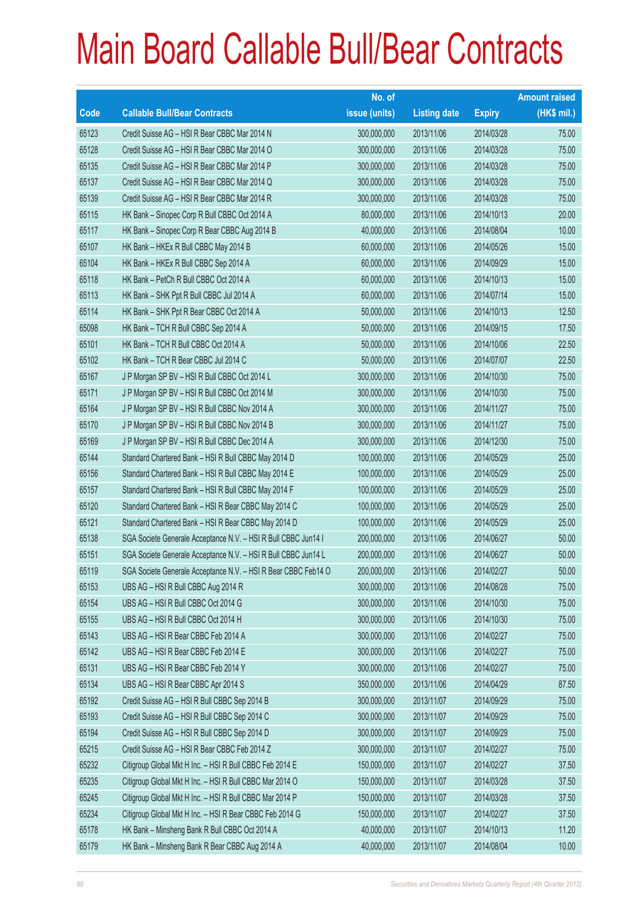# Main Board Callable Bull/Bear Contracts

| Code | Callable Bull/Bear Contracts | No. of issue (units) | Listing date | Expiry | Amount raised (HK$ mil.) |
|---|---|---|---|---|---|
| 65123 | Credit Suisse AG – HSI R Bear CBBC Mar 2014 N | 300,000,000 | 2013/11/06 | 2014/03/28 | 75.00 |
| 65128 | Credit Suisse AG – HSI R Bear CBBC Mar 2014 O | 300,000,000 | 2013/11/06 | 2014/03/28 | 75.00 |
| 65135 | Credit Suisse AG – HSI R Bear CBBC Mar 2014 P | 300,000,000 | 2013/11/06 | 2014/03/28 | 75.00 |
| 65137 | Credit Suisse AG – HSI R Bear CBBC Mar 2014 Q | 300,000,000 | 2013/11/06 | 2014/03/28 | 75.00 |
| 65139 | Credit Suisse AG – HSI R Bear CBBC Mar 2014 R | 300,000,000 | 2013/11/06 | 2014/03/28 | 75.00 |
| 65115 | HK Bank – Sinopec Corp R Bull CBBC Oct 2014 A | 80,000,000 | 2013/11/06 | 2014/10/13 | 20.00 |
| 65117 | HK Bank – Sinopec Corp R Bear CBBC Aug 2014 B | 40,000,000 | 2013/11/06 | 2014/08/04 | 10.00 |
| 65107 | HK Bank – HKEx R Bull CBBC May 2014 B | 60,000,000 | 2013/11/06 | 2014/05/26 | 15.00 |
| 65104 | HK Bank – HKEx R Bull CBBC Sep 2014 A | 60,000,000 | 2013/11/06 | 2014/09/29 | 15.00 |
| 65118 | HK Bank – PetCh R Bull CBBC Oct 2014 A | 60,000,000 | 2013/11/06 | 2014/10/13 | 15.00 |
| 65113 | HK Bank – SHK Ppt R Bull CBBC Jul 2014 A | 60,000,000 | 2013/11/06 | 2014/07/14 | 15.00 |
| 65114 | HK Bank – SHK Ppt R Bear CBBC Oct 2014 A | 50,000,000 | 2013/11/06 | 2014/10/13 | 12.50 |
| 65098 | HK Bank – TCH R Bull CBBC Sep 2014 A | 50,000,000 | 2013/11/06 | 2014/09/15 | 17.50 |
| 65101 | HK Bank – TCH R Bull CBBC Oct 2014 A | 50,000,000 | 2013/11/06 | 2014/10/06 | 22.50 |
| 65102 | HK Bank – TCH R Bear CBBC Jul 2014 C | 50,000,000 | 2013/11/06 | 2014/07/07 | 22.50 |
| 65167 | J P Morgan SP BV – HSI R Bull CBBC Oct 2014 L | 300,000,000 | 2013/11/06 | 2014/10/30 | 75.00 |
| 65171 | J P Morgan SP BV – HSI R Bull CBBC Oct 2014 M | 300,000,000 | 2013/11/06 | 2014/10/30 | 75.00 |
| 65164 | J P Morgan SP BV – HSI R Bull CBBC Nov 2014 A | 300,000,000 | 2013/11/06 | 2014/11/27 | 75.00 |
| 65170 | J P Morgan SP BV – HSI R Bull CBBC Nov 2014 B | 300,000,000 | 2013/11/06 | 2014/11/27 | 75.00 |
| 65169 | J P Morgan SP BV – HSI R Bull CBBC Dec 2014 A | 300,000,000 | 2013/11/06 | 2014/12/30 | 75.00 |
| 65144 | Standard Chartered Bank – HSI R Bull CBBC May 2014 D | 100,000,000 | 2013/11/06 | 2014/05/29 | 25.00 |
| 65156 | Standard Chartered Bank – HSI R Bull CBBC May 2014 E | 100,000,000 | 2013/11/06 | 2014/05/29 | 25.00 |
| 65157 | Standard Chartered Bank – HSI R Bull CBBC May 2014 F | 100,000,000 | 2013/11/06 | 2014/05/29 | 25.00 |
| 65120 | Standard Chartered Bank – HSI R Bear CBBC May 2014 C | 100,000,000 | 2013/11/06 | 2014/05/29 | 25.00 |
| 65121 | Standard Chartered Bank – HSI R Bear CBBC May 2014 D | 100,000,000 | 2013/11/06 | 2014/05/29 | 25.00 |
| 65138 | SGA Societe Generale Acceptance N.V. – HSI R Bull CBBC Jun14 I | 200,000,000 | 2013/11/06 | 2014/06/27 | 50.00 |
| 65151 | SGA Societe Generale Acceptance N.V. – HSI R Bull CBBC Jun14 L | 200,000,000 | 2013/11/06 | 2014/06/27 | 50.00 |
| 65119 | SGA Societe Generale Acceptance N.V. – HSI R Bear CBBC Feb14 O | 200,000,000 | 2013/11/06 | 2014/02/27 | 50.00 |
| 65153 | UBS AG – HSI R Bull CBBC Aug 2014 R | 300,000,000 | 2013/11/06 | 2014/08/28 | 75.00 |
| 65154 | UBS AG – HSI R Bull CBBC Oct 2014 G | 300,000,000 | 2013/11/06 | 2014/10/30 | 75.00 |
| 65155 | UBS AG – HSI R Bull CBBC Oct 2014 H | 300,000,000 | 2013/11/06 | 2014/10/30 | 75.00 |
| 65143 | UBS AG – HSI R Bear CBBC Feb 2014 A | 300,000,000 | 2013/11/06 | 2014/02/27 | 75.00 |
| 65142 | UBS AG – HSI R Bear CBBC Feb 2014 E | 300,000,000 | 2013/11/06 | 2014/02/27 | 75.00 |
| 65131 | UBS AG – HSI R Bear CBBC Feb 2014 Y | 300,000,000 | 2013/11/06 | 2014/02/27 | 75.00 |
| 65134 | UBS AG – HSI R Bear CBBC Apr 2014 S | 350,000,000 | 2013/11/06 | 2014/04/29 | 87.50 |
| 65192 | Credit Suisse AG – HSI R Bull CBBC Sep 2014 B | 300,000,000 | 2013/11/07 | 2014/09/29 | 75.00 |
| 65193 | Credit Suisse AG – HSI R Bull CBBC Sep 2014 C | 300,000,000 | 2013/11/07 | 2014/09/29 | 75.00 |
| 65194 | Credit Suisse AG – HSI R Bull CBBC Sep 2014 D | 300,000,000 | 2013/11/07 | 2014/09/29 | 75.00 |
| 65215 | Credit Suisse AG – HSI R Bear CBBC Feb 2014 Z | 300,000,000 | 2013/11/07 | 2014/02/27 | 75.00 |
| 65232 | Citigroup Global Mkt H Inc. – HSI R Bull CBBC Feb 2014 E | 150,000,000 | 2013/11/07 | 2014/02/27 | 37.50 |
| 65235 | Citigroup Global Mkt H Inc. – HSI R Bull CBBC Mar 2014 O | 150,000,000 | 2013/11/07 | 2014/03/28 | 37.50 |
| 65245 | Citigroup Global Mkt H Inc. – HSI R Bull CBBC Mar 2014 P | 150,000,000 | 2013/11/07 | 2014/03/28 | 37.50 |
| 65234 | Citigroup Global Mkt H Inc. – HSI R Bear CBBC Feb 2014 G | 150,000,000 | 2013/11/07 | 2014/02/27 | 37.50 |
| 65178 | HK Bank – Minsheng Bank R Bull CBBC Oct 2014 A | 40,000,000 | 2013/11/07 | 2014/10/13 | 11.20 |
| 65179 | HK Bank – Minsheng Bank R Bear CBBC Aug 2014 A | 40,000,000 | 2013/11/07 | 2014/08/04 | 10.00 |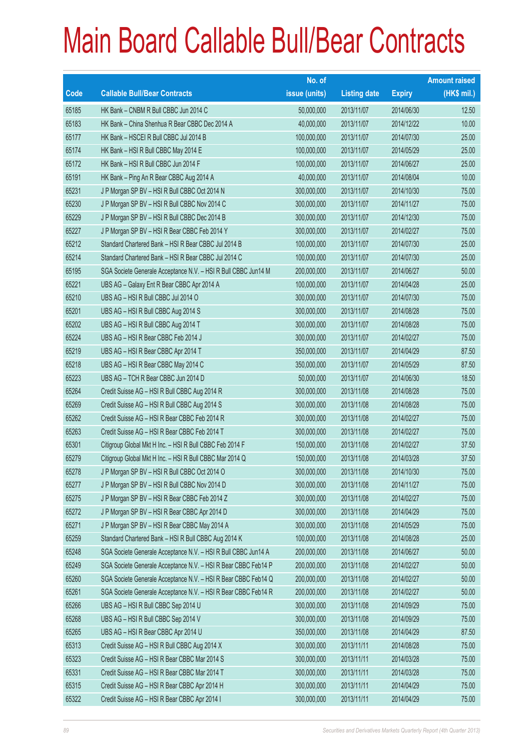# Main Board Callable Bull/Bear Contracts

| Code | Callable Bull/Bear Contracts | No. of issue (units) | Listing date | Expiry | Amount raised (HK$ mil.) |
|---|---|---|---|---|---|
| 65185 | HK Bank – CNBM R Bull CBBC Jun 2014 C | 50,000,000 | 2013/11/07 | 2014/06/30 | 12.50 |
| 65183 | HK Bank – China Shenhua R Bear CBBC Dec 2014 A | 40,000,000 | 2013/11/07 | 2014/12/22 | 10.00 |
| 65177 | HK Bank – HSCEI R Bull CBBC Jul 2014 B | 100,000,000 | 2013/11/07 | 2014/07/30 | 25.00 |
| 65174 | HK Bank – HSI R Bull CBBC May 2014 E | 100,000,000 | 2013/11/07 | 2014/05/29 | 25.00 |
| 65172 | HK Bank – HSI R Bull CBBC Jun 2014 F | 100,000,000 | 2013/11/07 | 2014/06/27 | 25.00 |
| 65191 | HK Bank – Ping An R Bear CBBC Aug 2014 A | 40,000,000 | 2013/11/07 | 2014/08/04 | 10.00 |
| 65231 | J P Morgan SP BV – HSI R Bull CBBC Oct 2014 N | 300,000,000 | 2013/11/07 | 2014/10/30 | 75.00 |
| 65230 | J P Morgan SP BV – HSI R Bull CBBC Nov 2014 C | 300,000,000 | 2013/11/07 | 2014/11/27 | 75.00 |
| 65229 | J P Morgan SP BV – HSI R Bull CBBC Dec 2014 B | 300,000,000 | 2013/11/07 | 2014/12/30 | 75.00 |
| 65227 | J P Morgan SP BV – HSI R Bear CBBC Feb 2014 Y | 300,000,000 | 2013/11/07 | 2014/02/27 | 75.00 |
| 65212 | Standard Chartered Bank – HSI R Bear CBBC Jul 2014 B | 100,000,000 | 2013/11/07 | 2014/07/30 | 25.00 |
| 65214 | Standard Chartered Bank – HSI R Bear CBBC Jul 2014 C | 100,000,000 | 2013/11/07 | 2014/07/30 | 25.00 |
| 65195 | SGA Societe Generale Acceptance N.V. – HSI R Bull CBBC Jun14 M | 200,000,000 | 2013/11/07 | 2014/06/27 | 50.00 |
| 65221 | UBS AG – Galaxy Ent R Bear CBBC Apr 2014 A | 100,000,000 | 2013/11/07 | 2014/04/28 | 25.00 |
| 65210 | UBS AG – HSI R Bull CBBC Jul 2014 O | 300,000,000 | 2013/11/07 | 2014/07/30 | 75.00 |
| 65201 | UBS AG – HSI R Bull CBBC Aug 2014 S | 300,000,000 | 2013/11/07 | 2014/08/28 | 75.00 |
| 65202 | UBS AG – HSI R Bull CBBC Aug 2014 T | 300,000,000 | 2013/11/07 | 2014/08/28 | 75.00 |
| 65224 | UBS AG – HSI R Bear CBBC Feb 2014 J | 300,000,000 | 2013/11/07 | 2014/02/27 | 75.00 |
| 65219 | UBS AG – HSI R Bear CBBC Apr 2014 T | 350,000,000 | 2013/11/07 | 2014/04/29 | 87.50 |
| 65218 | UBS AG – HSI R Bear CBBC May 2014 C | 350,000,000 | 2013/11/07 | 2014/05/29 | 87.50 |
| 65223 | UBS AG – TCH R Bear CBBC Jun 2014 D | 50,000,000 | 2013/11/07 | 2014/06/30 | 18.50 |
| 65264 | Credit Suisse AG – HSI R Bull CBBC Aug 2014 R | 300,000,000 | 2013/11/08 | 2014/08/28 | 75.00 |
| 65269 | Credit Suisse AG – HSI R Bull CBBC Aug 2014 S | 300,000,000 | 2013/11/08 | 2014/08/28 | 75.00 |
| 65262 | Credit Suisse AG – HSI R Bear CBBC Feb 2014 R | 300,000,000 | 2013/11/08 | 2014/02/27 | 75.00 |
| 65263 | Credit Suisse AG – HSI R Bear CBBC Feb 2014 T | 300,000,000 | 2013/11/08 | 2014/02/27 | 75.00 |
| 65301 | Citigroup Global Mkt H Inc. – HSI R Bull CBBC Feb 2014 F | 150,000,000 | 2013/11/08 | 2014/02/27 | 37.50 |
| 65279 | Citigroup Global Mkt H Inc. – HSI R Bull CBBC Mar 2014 Q | 150,000,000 | 2013/11/08 | 2014/03/28 | 37.50 |
| 65278 | J P Morgan SP BV – HSI R Bull CBBC Oct 2014 O | 300,000,000 | 2013/11/08 | 2014/10/30 | 75.00 |
| 65277 | J P Morgan SP BV – HSI R Bull CBBC Nov 2014 D | 300,000,000 | 2013/11/08 | 2014/11/27 | 75.00 |
| 65275 | J P Morgan SP BV – HSI R Bear CBBC Feb 2014 Z | 300,000,000 | 2013/11/08 | 2014/02/27 | 75.00 |
| 65272 | J P Morgan SP BV – HSI R Bear CBBC Apr 2014 D | 300,000,000 | 2013/11/08 | 2014/04/29 | 75.00 |
| 65271 | J P Morgan SP BV – HSI R Bear CBBC May 2014 A | 300,000,000 | 2013/11/08 | 2014/05/29 | 75.00 |
| 65259 | Standard Chartered Bank – HSI R Bull CBBC Aug 2014 K | 100,000,000 | 2013/11/08 | 2014/08/28 | 25.00 |
| 65248 | SGA Societe Generale Acceptance N.V. – HSI R Bull CBBC Jun14 A | 200,000,000 | 2013/11/08 | 2014/06/27 | 50.00 |
| 65249 | SGA Societe Generale Acceptance N.V. – HSI R Bear CBBC Feb14 P | 200,000,000 | 2013/11/08 | 2014/02/27 | 50.00 |
| 65260 | SGA Societe Generale Acceptance N.V. – HSI R Bear CBBC Feb14 Q | 200,000,000 | 2013/11/08 | 2014/02/27 | 50.00 |
| 65261 | SGA Societe Generale Acceptance N.V. – HSI R Bear CBBC Feb14 R | 200,000,000 | 2013/11/08 | 2014/02/27 | 50.00 |
| 65266 | UBS AG – HSI R Bull CBBC Sep 2014 U | 300,000,000 | 2013/11/08 | 2014/09/29 | 75.00 |
| 65268 | UBS AG – HSI R Bull CBBC Sep 2014 V | 300,000,000 | 2013/11/08 | 2014/09/29 | 75.00 |
| 65265 | UBS AG – HSI R Bear CBBC Apr 2014 U | 350,000,000 | 2013/11/08 | 2014/04/29 | 87.50 |
| 65313 | Credit Suisse AG – HSI R Bull CBBC Aug 2014 X | 300,000,000 | 2013/11/11 | 2014/08/28 | 75.00 |
| 65323 | Credit Suisse AG – HSI R Bear CBBC Mar 2014 S | 300,000,000 | 2013/11/11 | 2014/03/28 | 75.00 |
| 65331 | Credit Suisse AG – HSI R Bear CBBC Mar 2014 T | 300,000,000 | 2013/11/11 | 2014/03/28 | 75.00 |
| 65315 | Credit Suisse AG – HSI R Bear CBBC Apr 2014 H | 300,000,000 | 2013/11/11 | 2014/04/29 | 75.00 |
| 65322 | Credit Suisse AG – HSI R Bear CBBC Apr 2014 I | 300,000,000 | 2013/11/11 | 2014/04/29 | 75.00 |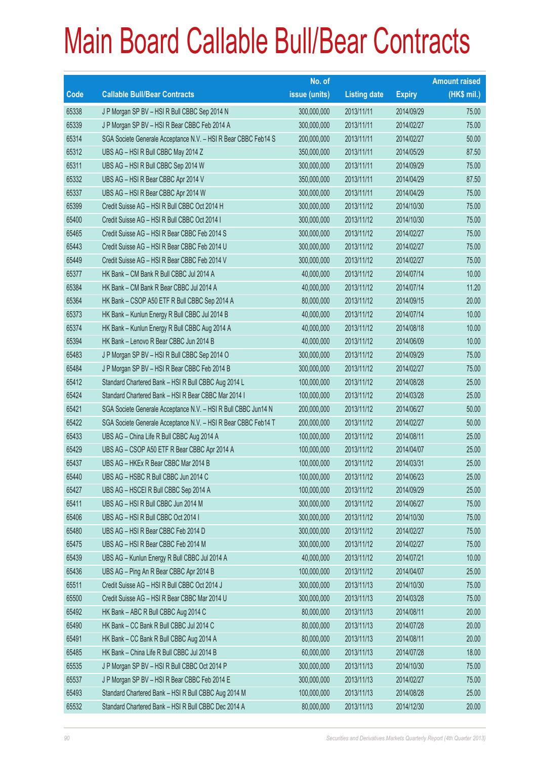# Main Board Callable Bull/Bear Contracts

| Code | Callable Bull/Bear Contracts | No. of issue (units) | Listing date | Expiry | Amount raised (HK$ mil.) |
|---|---|---|---|---|---|
| 65338 | J P Morgan SP BV – HSI R Bull CBBC Sep 2014 N | 300,000,000 | 2013/11/11 | 2014/09/29 | 75.00 |
| 65339 | J P Morgan SP BV – HSI R Bear CBBC Feb 2014 A | 300,000,000 | 2013/11/11 | 2014/02/27 | 75.00 |
| 65314 | SGA Societe Generale Acceptance N.V. – HSI R Bear CBBC Feb14 S | 200,000,000 | 2013/11/11 | 2014/02/27 | 50.00 |
| 65312 | UBS AG – HSI R Bull CBBC May 2014 Z | 350,000,000 | 2013/11/11 | 2014/05/29 | 87.50 |
| 65311 | UBS AG – HSI R Bull CBBC Sep 2014 W | 300,000,000 | 2013/11/11 | 2014/09/29 | 75.00 |
| 65332 | UBS AG – HSI R Bear CBBC Apr 2014 V | 350,000,000 | 2013/11/11 | 2014/04/29 | 87.50 |
| 65337 | UBS AG – HSI R Bear CBBC Apr 2014 W | 300,000,000 | 2013/11/11 | 2014/04/29 | 75.00 |
| 65399 | Credit Suisse AG – HSI R Bull CBBC Oct 2014 H | 300,000,000 | 2013/11/12 | 2014/10/30 | 75.00 |
| 65400 | Credit Suisse AG – HSI R Bull CBBC Oct 2014 I | 300,000,000 | 2013/11/12 | 2014/10/30 | 75.00 |
| 65465 | Credit Suisse AG – HSI R Bear CBBC Feb 2014 S | 300,000,000 | 2013/11/12 | 2014/02/27 | 75.00 |
| 65443 | Credit Suisse AG – HSI R Bear CBBC Feb 2014 U | 300,000,000 | 2013/11/12 | 2014/02/27 | 75.00 |
| 65449 | Credit Suisse AG – HSI R Bear CBBC Feb 2014 V | 300,000,000 | 2013/11/12 | 2014/02/27 | 75.00 |
| 65377 | HK Bank – CM Bank R Bull CBBC Jul 2014 A | 40,000,000 | 2013/11/12 | 2014/07/14 | 10.00 |
| 65384 | HK Bank – CM Bank R Bear CBBC Jul 2014 A | 40,000,000 | 2013/11/12 | 2014/07/14 | 11.20 |
| 65364 | HK Bank – CSOP A50 ETF R Bull CBBC Sep 2014 A | 80,000,000 | 2013/11/12 | 2014/09/15 | 20.00 |
| 65373 | HK Bank – Kunlun Energy R Bull CBBC Jul 2014 B | 40,000,000 | 2013/11/12 | 2014/07/14 | 10.00 |
| 65374 | HK Bank – Kunlun Energy R Bull CBBC Aug 2014 A | 40,000,000 | 2013/11/12 | 2014/08/18 | 10.00 |
| 65394 | HK Bank – Lenovo R Bear CBBC Jun 2014 B | 40,000,000 | 2013/11/12 | 2014/06/09 | 10.00 |
| 65483 | J P Morgan SP BV – HSI R Bull CBBC Sep 2014 O | 300,000,000 | 2013/11/12 | 2014/09/29 | 75.00 |
| 65484 | J P Morgan SP BV – HSI R Bear CBBC Feb 2014 B | 300,000,000 | 2013/11/12 | 2014/02/27 | 75.00 |
| 65412 | Standard Chartered Bank – HSI R Bull CBBC Aug 2014 L | 100,000,000 | 2013/11/12 | 2014/08/28 | 25.00 |
| 65424 | Standard Chartered Bank – HSI R Bear CBBC Mar 2014 I | 100,000,000 | 2013/11/12 | 2014/03/28 | 25.00 |
| 65421 | SGA Societe Generale Acceptance N.V. – HSI R Bull CBBC Jun14 N | 200,000,000 | 2013/11/12 | 2014/06/27 | 50.00 |
| 65422 | SGA Societe Generale Acceptance N.V. – HSI R Bear CBBC Feb14 T | 200,000,000 | 2013/11/12 | 2014/02/27 | 50.00 |
| 65433 | UBS AG – China Life R Bull CBBC Aug 2014 A | 100,000,000 | 2013/11/12 | 2014/08/11 | 25.00 |
| 65429 | UBS AG – CSOP A50 ETF R Bear CBBC Apr 2014 A | 100,000,000 | 2013/11/12 | 2014/04/07 | 25.00 |
| 65437 | UBS AG – HKEx R Bear CBBC Mar 2014 B | 100,000,000 | 2013/11/12 | 2014/03/31 | 25.00 |
| 65440 | UBS AG – HSBC R Bull CBBC Jun 2014 C | 100,000,000 | 2013/11/12 | 2014/06/23 | 25.00 |
| 65427 | UBS AG – HSCEI R Bull CBBC Sep 2014 A | 100,000,000 | 2013/11/12 | 2014/09/29 | 25.00 |
| 65411 | UBS AG – HSI R Bull CBBC Jun 2014 M | 300,000,000 | 2013/11/12 | 2014/06/27 | 75.00 |
| 65406 | UBS AG – HSI R Bull CBBC Oct 2014 I | 300,000,000 | 2013/11/12 | 2014/10/30 | 75.00 |
| 65480 | UBS AG – HSI R Bear CBBC Feb 2014 D | 300,000,000 | 2013/11/12 | 2014/02/27 | 75.00 |
| 65475 | UBS AG – HSI R Bear CBBC Feb 2014 M | 300,000,000 | 2013/11/12 | 2014/02/27 | 75.00 |
| 65439 | UBS AG – Kunlun Energy R Bull CBBC Jul 2014 A | 40,000,000 | 2013/11/12 | 2014/07/21 | 10.00 |
| 65436 | UBS AG – Ping An R Bear CBBC Apr 2014 B | 100,000,000 | 2013/11/12 | 2014/04/07 | 25.00 |
| 65511 | Credit Suisse AG – HSI R Bull CBBC Oct 2014 J | 300,000,000 | 2013/11/13 | 2014/10/30 | 75.00 |
| 65500 | Credit Suisse AG – HSI R Bear CBBC Mar 2014 U | 300,000,000 | 2013/11/13 | 2014/03/28 | 75.00 |
| 65492 | HK Bank – ABC R Bull CBBC Aug 2014 C | 80,000,000 | 2013/11/13 | 2014/08/11 | 20.00 |
| 65490 | HK Bank – CC Bank R Bull CBBC Jul 2014 C | 80,000,000 | 2013/11/13 | 2014/07/28 | 20.00 |
| 65491 | HK Bank – CC Bank R Bull CBBC Aug 2014 A | 80,000,000 | 2013/11/13 | 2014/08/11 | 20.00 |
| 65485 | HK Bank – China Life R Bull CBBC Jul 2014 B | 60,000,000 | 2013/11/13 | 2014/07/28 | 18.00 |
| 65535 | J P Morgan SP BV – HSI R Bull CBBC Oct 2014 P | 300,000,000 | 2013/11/13 | 2014/10/30 | 75.00 |
| 65537 | J P Morgan SP BV – HSI R Bear CBBC Feb 2014 E | 300,000,000 | 2013/11/13 | 2014/02/27 | 75.00 |
| 65493 | Standard Chartered Bank – HSI R Bull CBBC Aug 2014 M | 100,000,000 | 2013/11/13 | 2014/08/28 | 25.00 |
| 65532 | Standard Chartered Bank – HSI R Bull CBBC Dec 2014 A | 80,000,000 | 2013/11/13 | 2014/12/30 | 20.00 |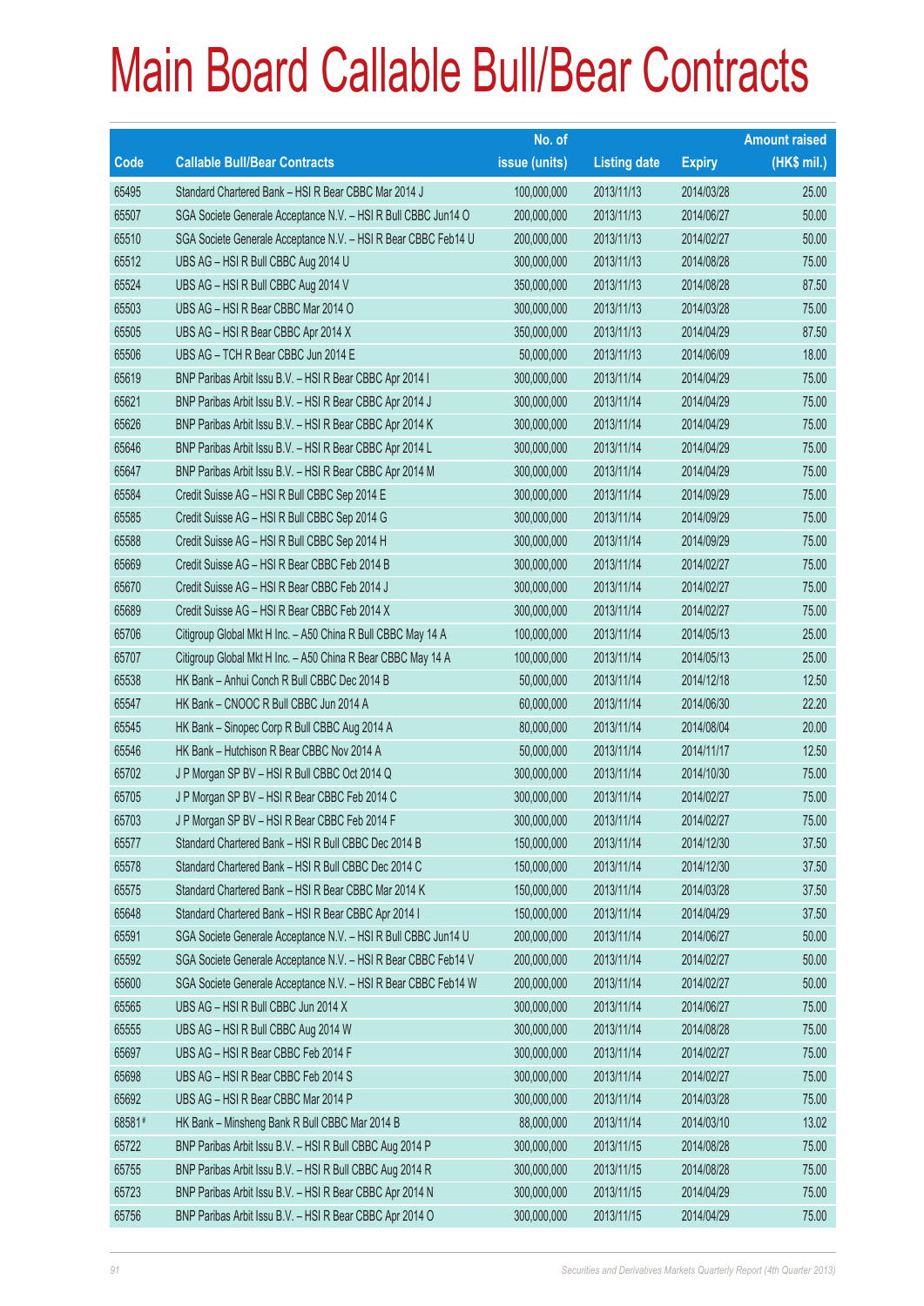# Main Board Callable Bull/Bear Contracts

| Code | Callable Bull/Bear Contracts | No. of issue (units) | Listing date | Expiry | Amount raised (HK$ mil.) |
|---|---|---|---|---|---|
| 65495 | Standard Chartered Bank – HSI R Bear CBBC Mar 2014 J | 100,000,000 | 2013/11/13 | 2014/03/28 | 25.00 |
| 65507 | SGA Societe Generale Acceptance N.V. – HSI R Bull CBBC Jun14 O | 200,000,000 | 2013/11/13 | 2014/06/27 | 50.00 |
| 65510 | SGA Societe Generale Acceptance N.V. – HSI R Bear CBBC Feb14 U | 200,000,000 | 2013/11/13 | 2014/02/27 | 50.00 |
| 65512 | UBS AG – HSI R Bull CBBC Aug 2014 U | 300,000,000 | 2013/11/13 | 2014/08/28 | 75.00 |
| 65524 | UBS AG – HSI R Bull CBBC Aug 2014 V | 350,000,000 | 2013/11/13 | 2014/08/28 | 87.50 |
| 65503 | UBS AG – HSI R Bear CBBC Mar 2014 O | 300,000,000 | 2013/11/13 | 2014/03/28 | 75.00 |
| 65505 | UBS AG – HSI R Bear CBBC Apr 2014 X | 350,000,000 | 2013/11/13 | 2014/04/29 | 87.50 |
| 65506 | UBS AG – TCH R Bear CBBC Jun 2014 E | 50,000,000 | 2013/11/13 | 2014/06/09 | 18.00 |
| 65619 | BNP Paribas Arbit Issu B.V. – HSI R Bear CBBC Apr 2014 I | 300,000,000 | 2013/11/14 | 2014/04/29 | 75.00 |
| 65621 | BNP Paribas Arbit Issu B.V. – HSI R Bear CBBC Apr 2014 J | 300,000,000 | 2013/11/14 | 2014/04/29 | 75.00 |
| 65626 | BNP Paribas Arbit Issu B.V. – HSI R Bear CBBC Apr 2014 K | 300,000,000 | 2013/11/14 | 2014/04/29 | 75.00 |
| 65646 | BNP Paribas Arbit Issu B.V. – HSI R Bear CBBC Apr 2014 L | 300,000,000 | 2013/11/14 | 2014/04/29 | 75.00 |
| 65647 | BNP Paribas Arbit Issu B.V. – HSI R Bear CBBC Apr 2014 M | 300,000,000 | 2013/11/14 | 2014/04/29 | 75.00 |
| 65584 | Credit Suisse AG – HSI R Bull CBBC Sep 2014 E | 300,000,000 | 2013/11/14 | 2014/09/29 | 75.00 |
| 65585 | Credit Suisse AG – HSI R Bull CBBC Sep 2014 G | 300,000,000 | 2013/11/14 | 2014/09/29 | 75.00 |
| 65588 | Credit Suisse AG – HSI R Bull CBBC Sep 2014 H | 300,000,000 | 2013/11/14 | 2014/09/29 | 75.00 |
| 65669 | Credit Suisse AG – HSI R Bear CBBC Feb 2014 B | 300,000,000 | 2013/11/14 | 2014/02/27 | 75.00 |
| 65670 | Credit Suisse AG – HSI R Bear CBBC Feb 2014 J | 300,000,000 | 2013/11/14 | 2014/02/27 | 75.00 |
| 65689 | Credit Suisse AG – HSI R Bear CBBC Feb 2014 X | 300,000,000 | 2013/11/14 | 2014/02/27 | 75.00 |
| 65706 | Citigroup Global Mkt H Inc. – A50 China R Bull CBBC May 14 A | 100,000,000 | 2013/11/14 | 2014/05/13 | 25.00 |
| 65707 | Citigroup Global Mkt H Inc. – A50 China R Bear CBBC May 14 A | 100,000,000 | 2013/11/14 | 2014/05/13 | 25.00 |
| 65538 | HK Bank – Anhui Conch R Bull CBBC Dec 2014 B | 50,000,000 | 2013/11/14 | 2014/12/18 | 12.50 |
| 65547 | HK Bank – CNOOC R Bull CBBC Jun 2014 A | 60,000,000 | 2013/11/14 | 2014/06/30 | 22.20 |
| 65545 | HK Bank – Sinopec Corp R Bull CBBC Aug 2014 A | 80,000,000 | 2013/11/14 | 2014/08/04 | 20.00 |
| 65546 | HK Bank – Hutchison R Bear CBBC Nov 2014 A | 50,000,000 | 2013/11/14 | 2014/11/17 | 12.50 |
| 65702 | J P Morgan SP BV – HSI R Bull CBBC Oct 2014 Q | 300,000,000 | 2013/11/14 | 2014/10/30 | 75.00 |
| 65705 | J P Morgan SP BV – HSI R Bear CBBC Feb 2014 C | 300,000,000 | 2013/11/14 | 2014/02/27 | 75.00 |
| 65703 | J P Morgan SP BV – HSI R Bear CBBC Feb 2014 F | 300,000,000 | 2013/11/14 | 2014/02/27 | 75.00 |
| 65577 | Standard Chartered Bank – HSI R Bull CBBC Dec 2014 B | 150,000,000 | 2013/11/14 | 2014/12/30 | 37.50 |
| 65578 | Standard Chartered Bank – HSI R Bull CBBC Dec 2014 C | 150,000,000 | 2013/11/14 | 2014/12/30 | 37.50 |
| 65575 | Standard Chartered Bank – HSI R Bear CBBC Mar 2014 K | 150,000,000 | 2013/11/14 | 2014/03/28 | 37.50 |
| 65648 | Standard Chartered Bank – HSI R Bear CBBC Apr 2014 I | 150,000,000 | 2013/11/14 | 2014/04/29 | 37.50 |
| 65591 | SGA Societe Generale Acceptance N.V. – HSI R Bull CBBC Jun14 U | 200,000,000 | 2013/11/14 | 2014/06/27 | 50.00 |
| 65592 | SGA Societe Generale Acceptance N.V. – HSI R Bear CBBC Feb14 V | 200,000,000 | 2013/11/14 | 2014/02/27 | 50.00 |
| 65600 | SGA Societe Generale Acceptance N.V. – HSI R Bear CBBC Feb14 W | 200,000,000 | 2013/11/14 | 2014/02/27 | 50.00 |
| 65565 | UBS AG – HSI R Bull CBBC Jun 2014 X | 300,000,000 | 2013/11/14 | 2014/06/27 | 75.00 |
| 65555 | UBS AG – HSI R Bull CBBC Aug 2014 W | 300,000,000 | 2013/11/14 | 2014/08/28 | 75.00 |
| 65697 | UBS AG – HSI R Bear CBBC Feb 2014 F | 300,000,000 | 2013/11/14 | 2014/02/27 | 75.00 |
| 65698 | UBS AG – HSI R Bear CBBC Feb 2014 S | 300,000,000 | 2013/11/14 | 2014/02/27 | 75.00 |
| 65692 | UBS AG – HSI R Bear CBBC Mar 2014 P | 300,000,000 | 2013/11/14 | 2014/03/28 | 75.00 |
| 68581# | HK Bank – Minsheng Bank R Bull CBBC Mar 2014 B | 88,000,000 | 2013/11/14 | 2014/03/10 | 13.02 |
| 65722 | BNP Paribas Arbit Issu B.V. – HSI R Bull CBBC Aug 2014 P | 300,000,000 | 2013/11/15 | 2014/08/28 | 75.00 |
| 65755 | BNP Paribas Arbit Issu B.V. – HSI R Bull CBBC Aug 2014 R | 300,000,000 | 2013/11/15 | 2014/08/28 | 75.00 |
| 65723 | BNP Paribas Arbit Issu B.V. – HSI R Bear CBBC Apr 2014 N | 300,000,000 | 2013/11/15 | 2014/04/29 | 75.00 |
| 65756 | BNP Paribas Arbit Issu B.V. – HSI R Bear CBBC Apr 2014 O | 300,000,000 | 2013/11/15 | 2014/04/29 | 75.00 |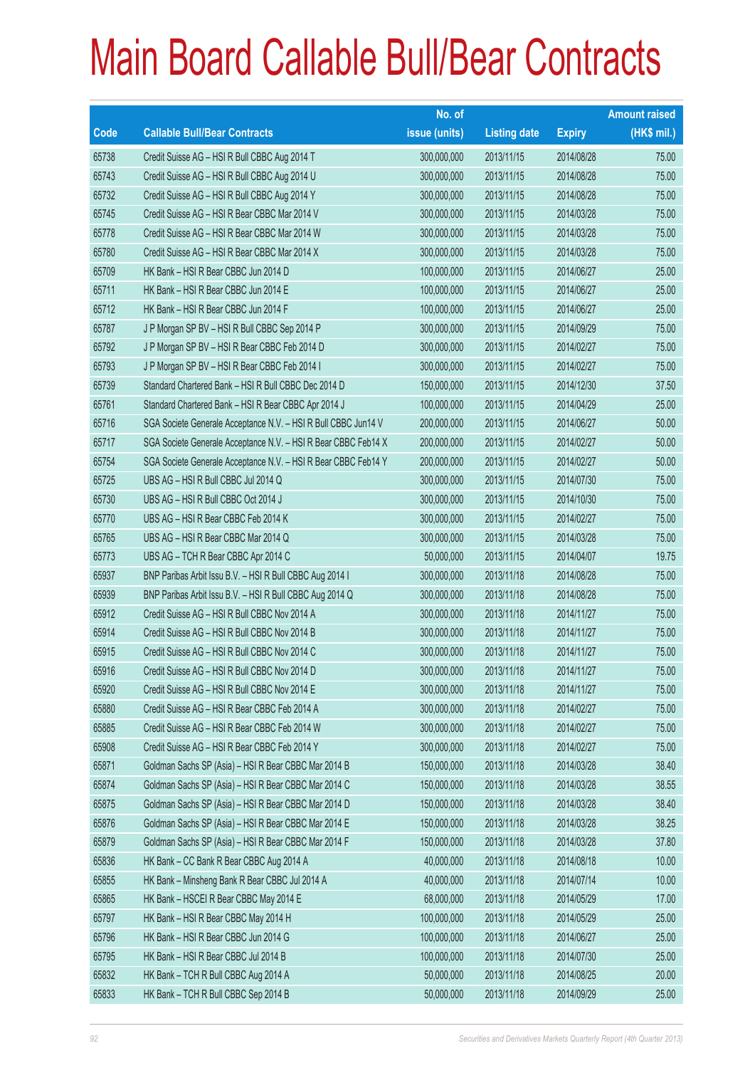# Main Board Callable Bull/Bear Contracts

| Code | Callable Bull/Bear Contracts | No. of issue (units) | Listing date | Expiry | Amount raised (HK$ mil.) |
|---|---|---|---|---|---|
| 65738 | Credit Suisse AG – HSI R Bull CBBC Aug 2014 T | 300,000,000 | 2013/11/15 | 2014/08/28 | 75.00 |
| 65743 | Credit Suisse AG – HSI R Bull CBBC Aug 2014 U | 300,000,000 | 2013/11/15 | 2014/08/28 | 75.00 |
| 65732 | Credit Suisse AG – HSI R Bull CBBC Aug 2014 Y | 300,000,000 | 2013/11/15 | 2014/08/28 | 75.00 |
| 65745 | Credit Suisse AG – HSI R Bear CBBC Mar 2014 V | 300,000,000 | 2013/11/15 | 2014/03/28 | 75.00 |
| 65778 | Credit Suisse AG – HSI R Bear CBBC Mar 2014 W | 300,000,000 | 2013/11/15 | 2014/03/28 | 75.00 |
| 65780 | Credit Suisse AG – HSI R Bear CBBC Mar 2014 X | 300,000,000 | 2013/11/15 | 2014/03/28 | 75.00 |
| 65709 | HK Bank – HSI R Bear CBBC Jun 2014 D | 100,000,000 | 2013/11/15 | 2014/06/27 | 25.00 |
| 65711 | HK Bank – HSI R Bear CBBC Jun 2014 E | 100,000,000 | 2013/11/15 | 2014/06/27 | 25.00 |
| 65712 | HK Bank – HSI R Bear CBBC Jun 2014 F | 100,000,000 | 2013/11/15 | 2014/06/27 | 25.00 |
| 65787 | J P Morgan SP BV – HSI R Bull CBBC Sep 2014 P | 300,000,000 | 2013/11/15 | 2014/09/29 | 75.00 |
| 65792 | J P Morgan SP BV – HSI R Bear CBBC Feb 2014 D | 300,000,000 | 2013/11/15 | 2014/02/27 | 75.00 |
| 65793 | J P Morgan SP BV – HSI R Bear CBBC Feb 2014 I | 300,000,000 | 2013/11/15 | 2014/02/27 | 75.00 |
| 65739 | Standard Chartered Bank – HSI R Bull CBBC Dec 2014 D | 150,000,000 | 2013/11/15 | 2014/12/30 | 37.50 |
| 65761 | Standard Chartered Bank – HSI R Bear CBBC Apr 2014 J | 100,000,000 | 2013/11/15 | 2014/04/29 | 25.00 |
| 65716 | SGA Societe Generale Acceptance N.V. – HSI R Bull CBBC Jun14 V | 200,000,000 | 2013/11/15 | 2014/06/27 | 50.00 |
| 65717 | SGA Societe Generale Acceptance N.V. – HSI R Bear CBBC Feb14 X | 200,000,000 | 2013/11/15 | 2014/02/27 | 50.00 |
| 65754 | SGA Societe Generale Acceptance N.V. – HSI R Bear CBBC Feb14 Y | 200,000,000 | 2013/11/15 | 2014/02/27 | 50.00 |
| 65725 | UBS AG – HSI R Bull CBBC Jul 2014 Q | 300,000,000 | 2013/11/15 | 2014/07/30 | 75.00 |
| 65730 | UBS AG – HSI R Bull CBBC Oct 2014 J | 300,000,000 | 2013/11/15 | 2014/10/30 | 75.00 |
| 65770 | UBS AG – HSI R Bear CBBC Feb 2014 K | 300,000,000 | 2013/11/15 | 2014/02/27 | 75.00 |
| 65765 | UBS AG – HSI R Bear CBBC Mar 2014 Q | 300,000,000 | 2013/11/15 | 2014/03/28 | 75.00 |
| 65773 | UBS AG – TCH R Bear CBBC Apr 2014 C | 50,000,000 | 2013/11/15 | 2014/04/07 | 19.75 |
| 65937 | BNP Paribas Arbit Issu B.V. – HSI R Bull CBBC Aug 2014 I | 300,000,000 | 2013/11/18 | 2014/08/28 | 75.00 |
| 65939 | BNP Paribas Arbit Issu B.V. – HSI R Bull CBBC Aug 2014 Q | 300,000,000 | 2013/11/18 | 2014/08/28 | 75.00 |
| 65912 | Credit Suisse AG – HSI R Bull CBBC Nov 2014 A | 300,000,000 | 2013/11/18 | 2014/11/27 | 75.00 |
| 65914 | Credit Suisse AG – HSI R Bull CBBC Nov 2014 B | 300,000,000 | 2013/11/18 | 2014/11/27 | 75.00 |
| 65915 | Credit Suisse AG – HSI R Bull CBBC Nov 2014 C | 300,000,000 | 2013/11/18 | 2014/11/27 | 75.00 |
| 65916 | Credit Suisse AG – HSI R Bull CBBC Nov 2014 D | 300,000,000 | 2013/11/18 | 2014/11/27 | 75.00 |
| 65920 | Credit Suisse AG – HSI R Bull CBBC Nov 2014 E | 300,000,000 | 2013/11/18 | 2014/11/27 | 75.00 |
| 65880 | Credit Suisse AG – HSI R Bear CBBC Feb 2014 A | 300,000,000 | 2013/11/18 | 2014/02/27 | 75.00 |
| 65885 | Credit Suisse AG – HSI R Bear CBBC Feb 2014 W | 300,000,000 | 2013/11/18 | 2014/02/27 | 75.00 |
| 65908 | Credit Suisse AG – HSI R Bear CBBC Feb 2014 Y | 300,000,000 | 2013/11/18 | 2014/02/27 | 75.00 |
| 65871 | Goldman Sachs SP (Asia) – HSI R Bear CBBC Mar 2014 B | 150,000,000 | 2013/11/18 | 2014/03/28 | 38.40 |
| 65874 | Goldman Sachs SP (Asia) – HSI R Bear CBBC Mar 2014 C | 150,000,000 | 2013/11/18 | 2014/03/28 | 38.55 |
| 65875 | Goldman Sachs SP (Asia) – HSI R Bear CBBC Mar 2014 D | 150,000,000 | 2013/11/18 | 2014/03/28 | 38.40 |
| 65876 | Goldman Sachs SP (Asia) – HSI R Bear CBBC Mar 2014 E | 150,000,000 | 2013/11/18 | 2014/03/28 | 38.25 |
| 65879 | Goldman Sachs SP (Asia) – HSI R Bear CBBC Mar 2014 F | 150,000,000 | 2013/11/18 | 2014/03/28 | 37.80 |
| 65836 | HK Bank – CC Bank R Bear CBBC Aug 2014 A | 40,000,000 | 2013/11/18 | 2014/08/18 | 10.00 |
| 65855 | HK Bank – Minsheng Bank R Bear CBBC Jul 2014 A | 40,000,000 | 2013/11/18 | 2014/07/14 | 10.00 |
| 65865 | HK Bank – HSCEI R Bear CBBC May 2014 E | 68,000,000 | 2013/11/18 | 2014/05/29 | 17.00 |
| 65797 | HK Bank – HSI R Bear CBBC May 2014 H | 100,000,000 | 2013/11/18 | 2014/05/29 | 25.00 |
| 65796 | HK Bank – HSI R Bear CBBC Jun 2014 G | 100,000,000 | 2013/11/18 | 2014/06/27 | 25.00 |
| 65795 | HK Bank – HSI R Bear CBBC Jul 2014 B | 100,000,000 | 2013/11/18 | 2014/07/30 | 25.00 |
| 65832 | HK Bank – TCH R Bull CBBC Aug 2014 A | 50,000,000 | 2013/11/18 | 2014/08/25 | 20.00 |
| 65833 | HK Bank – TCH R Bull CBBC Sep 2014 B | 50,000,000 | 2013/11/18 | 2014/09/29 | 25.00 |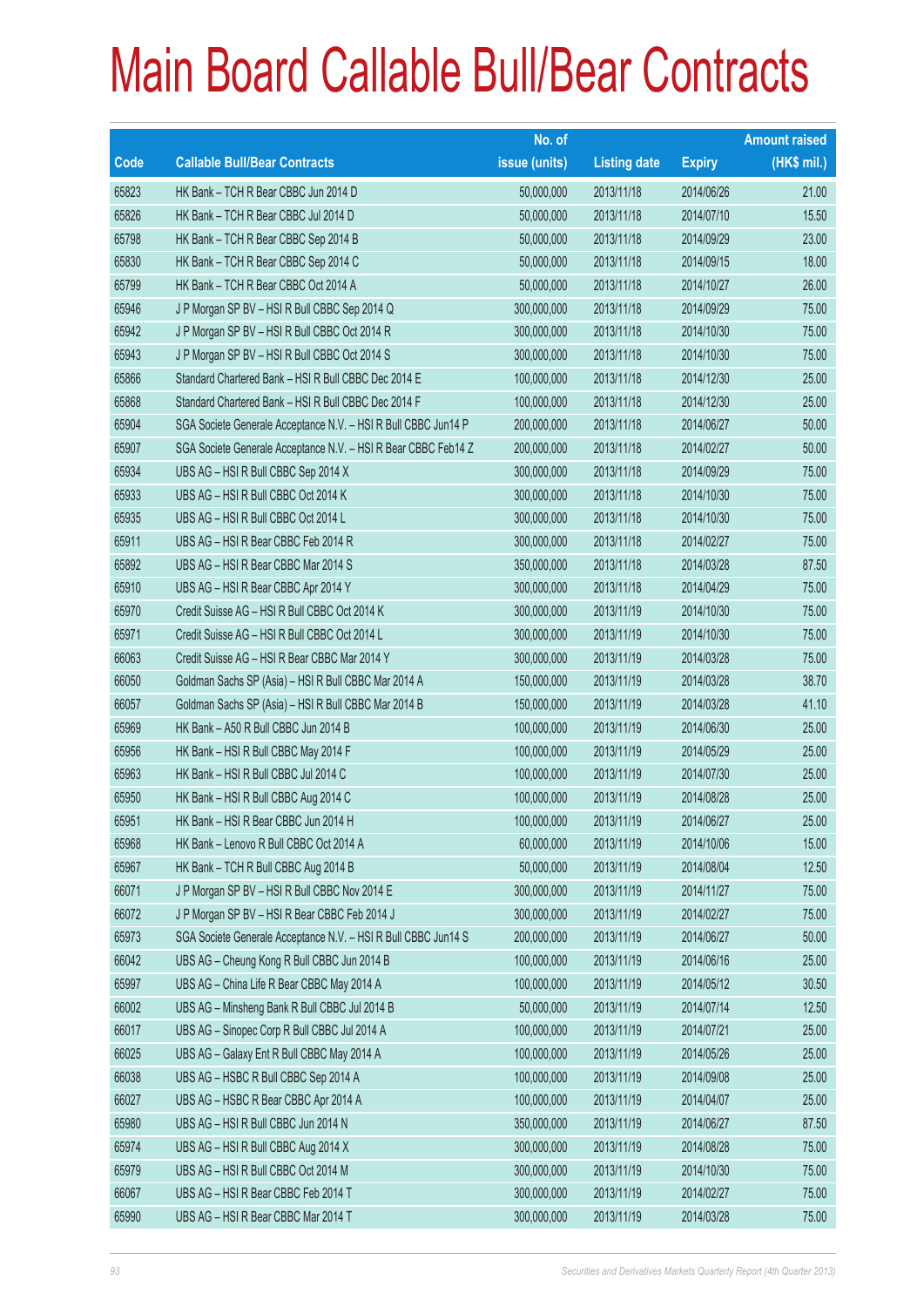# Main Board Callable Bull/Bear Contracts

| Code | Callable Bull/Bear Contracts | No. of issue (units) | Listing date | Expiry | Amount raised (HK$ mil.) |
|---|---|---|---|---|---|
| 65823 | HK Bank – TCH R Bear CBBC Jun 2014 D | 50,000,000 | 2013/11/18 | 2014/06/26 | 21.00 |
| 65826 | HK Bank – TCH R Bear CBBC Jul 2014 D | 50,000,000 | 2013/11/18 | 2014/07/10 | 15.50 |
| 65798 | HK Bank – TCH R Bear CBBC Sep 2014 B | 50,000,000 | 2013/11/18 | 2014/09/29 | 23.00 |
| 65830 | HK Bank – TCH R Bear CBBC Sep 2014 C | 50,000,000 | 2013/11/18 | 2014/09/15 | 18.00 |
| 65799 | HK Bank – TCH R Bear CBBC Oct 2014 A | 50,000,000 | 2013/11/18 | 2014/10/27 | 26.00 |
| 65946 | J P Morgan SP BV – HSI R Bull CBBC Sep 2014 Q | 300,000,000 | 2013/11/18 | 2014/09/29 | 75.00 |
| 65942 | J P Morgan SP BV – HSI R Bull CBBC Oct 2014 R | 300,000,000 | 2013/11/18 | 2014/10/30 | 75.00 |
| 65943 | J P Morgan SP BV – HSI R Bull CBBC Oct 2014 S | 300,000,000 | 2013/11/18 | 2014/10/30 | 75.00 |
| 65866 | Standard Chartered Bank – HSI R Bull CBBC Dec 2014 E | 100,000,000 | 2013/11/18 | 2014/12/30 | 25.00 |
| 65868 | Standard Chartered Bank – HSI R Bull CBBC Dec 2014 F | 100,000,000 | 2013/11/18 | 2014/12/30 | 25.00 |
| 65904 | SGA Societe Generale Acceptance N.V. – HSI R Bull CBBC Jun14 P | 200,000,000 | 2013/11/18 | 2014/06/27 | 50.00 |
| 65907 | SGA Societe Generale Acceptance N.V. – HSI R Bear CBBC Feb14 Z | 200,000,000 | 2013/11/18 | 2014/02/27 | 50.00 |
| 65934 | UBS AG – HSI R Bull CBBC Sep 2014 X | 300,000,000 | 2013/11/18 | 2014/09/29 | 75.00 |
| 65933 | UBS AG – HSI R Bull CBBC Oct 2014 K | 300,000,000 | 2013/11/18 | 2014/10/30 | 75.00 |
| 65935 | UBS AG – HSI R Bull CBBC Oct 2014 L | 300,000,000 | 2013/11/18 | 2014/10/30 | 75.00 |
| 65911 | UBS AG – HSI R Bear CBBC Feb 2014 R | 300,000,000 | 2013/11/18 | 2014/02/27 | 75.00 |
| 65892 | UBS AG – HSI R Bear CBBC Mar 2014 S | 350,000,000 | 2013/11/18 | 2014/03/28 | 87.50 |
| 65910 | UBS AG – HSI R Bear CBBC Apr 2014 Y | 300,000,000 | 2013/11/18 | 2014/04/29 | 75.00 |
| 65970 | Credit Suisse AG – HSI R Bull CBBC Oct 2014 K | 300,000,000 | 2013/11/19 | 2014/10/30 | 75.00 |
| 65971 | Credit Suisse AG – HSI R Bull CBBC Oct 2014 L | 300,000,000 | 2013/11/19 | 2014/10/30 | 75.00 |
| 66063 | Credit Suisse AG – HSI R Bear CBBC Mar 2014 Y | 300,000,000 | 2013/11/19 | 2014/03/28 | 75.00 |
| 66050 | Goldman Sachs SP (Asia) – HSI R Bull CBBC Mar 2014 A | 150,000,000 | 2013/11/19 | 2014/03/28 | 38.70 |
| 66057 | Goldman Sachs SP (Asia) – HSI R Bull CBBC Mar 2014 B | 150,000,000 | 2013/11/19 | 2014/03/28 | 41.10 |
| 65969 | HK Bank – A50 R Bull CBBC Jun 2014 B | 100,000,000 | 2013/11/19 | 2014/06/30 | 25.00 |
| 65956 | HK Bank – HSI R Bull CBBC May 2014 F | 100,000,000 | 2013/11/19 | 2014/05/29 | 25.00 |
| 65963 | HK Bank – HSI R Bull CBBC Jul 2014 C | 100,000,000 | 2013/11/19 | 2014/07/30 | 25.00 |
| 65950 | HK Bank – HSI R Bull CBBC Aug 2014 C | 100,000,000 | 2013/11/19 | 2014/08/28 | 25.00 |
| 65951 | HK Bank – HSI R Bear CBBC Jun 2014 H | 100,000,000 | 2013/11/19 | 2014/06/27 | 25.00 |
| 65968 | HK Bank – Lenovo R Bull CBBC Oct 2014 A | 60,000,000 | 2013/11/19 | 2014/10/06 | 15.00 |
| 65967 | HK Bank – TCH R Bull CBBC Aug 2014 B | 50,000,000 | 2013/11/19 | 2014/08/04 | 12.50 |
| 66071 | J P Morgan SP BV – HSI R Bull CBBC Nov 2014 E | 300,000,000 | 2013/11/19 | 2014/11/27 | 75.00 |
| 66072 | J P Morgan SP BV – HSI R Bear CBBC Feb 2014 J | 300,000,000 | 2013/11/19 | 2014/02/27 | 75.00 |
| 65973 | SGA Societe Generale Acceptance N.V. – HSI R Bull CBBC Jun14 S | 200,000,000 | 2013/11/19 | 2014/06/27 | 50.00 |
| 66042 | UBS AG – Cheung Kong R Bull CBBC Jun 2014 B | 100,000,000 | 2013/11/19 | 2014/06/16 | 25.00 |
| 65997 | UBS AG – China Life R Bear CBBC May 2014 A | 100,000,000 | 2013/11/19 | 2014/05/12 | 30.50 |
| 66002 | UBS AG – Minsheng Bank R Bull CBBC Jul 2014 B | 50,000,000 | 2013/11/19 | 2014/07/14 | 12.50 |
| 66017 | UBS AG – Sinopec Corp R Bull CBBC Jul 2014 A | 100,000,000 | 2013/11/19 | 2014/07/21 | 25.00 |
| 66025 | UBS AG – Galaxy Ent R Bull CBBC May 2014 A | 100,000,000 | 2013/11/19 | 2014/05/26 | 25.00 |
| 66038 | UBS AG – HSBC R Bull CBBC Sep 2014 A | 100,000,000 | 2013/11/19 | 2014/09/08 | 25.00 |
| 66027 | UBS AG – HSBC R Bear CBBC Apr 2014 A | 100,000,000 | 2013/11/19 | 2014/04/07 | 25.00 |
| 65980 | UBS AG – HSI R Bull CBBC Jun 2014 N | 350,000,000 | 2013/11/19 | 2014/06/27 | 87.50 |
| 65974 | UBS AG – HSI R Bull CBBC Aug 2014 X | 300,000,000 | 2013/11/19 | 2014/08/28 | 75.00 |
| 65979 | UBS AG – HSI R Bull CBBC Oct 2014 M | 300,000,000 | 2013/11/19 | 2014/10/30 | 75.00 |
| 66067 | UBS AG – HSI R Bear CBBC Feb 2014 T | 300,000,000 | 2013/11/19 | 2014/02/27 | 75.00 |
| 65990 | UBS AG – HSI R Bear CBBC Mar 2014 T | 300,000,000 | 2013/11/19 | 2014/03/28 | 75.00 |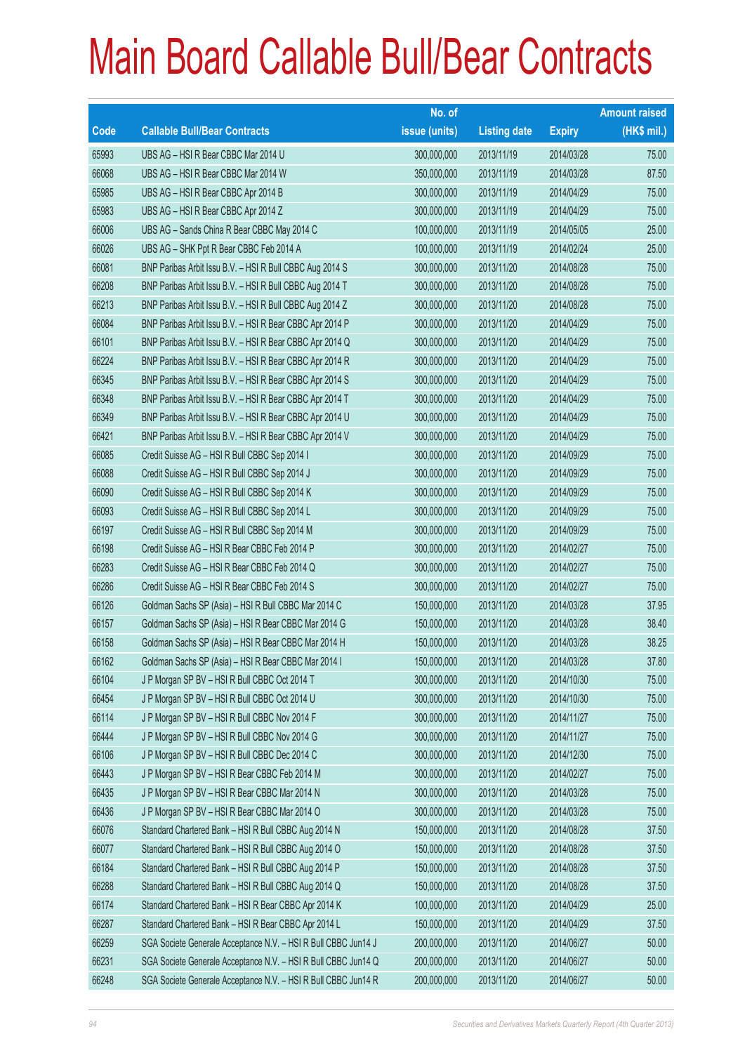# Main Board Callable Bull/Bear Contracts

| Code | Callable Bull/Bear Contracts | No. of issue (units) | Listing date | Expiry | Amount raised (HK$ mil.) |
|---|---|---|---|---|---|
| 65993 | UBS AG – HSI R Bear CBBC Mar 2014 U | 300,000,000 | 2013/11/19 | 2014/03/28 | 75.00 |
| 66068 | UBS AG – HSI R Bear CBBC Mar 2014 W | 350,000,000 | 2013/11/19 | 2014/03/28 | 87.50 |
| 65985 | UBS AG – HSI R Bear CBBC Apr 2014 B | 300,000,000 | 2013/11/19 | 2014/04/29 | 75.00 |
| 65983 | UBS AG – HSI R Bear CBBC Apr 2014 Z | 300,000,000 | 2013/11/19 | 2014/04/29 | 75.00 |
| 66006 | UBS AG – Sands China R Bear CBBC May 2014 C | 100,000,000 | 2013/11/19 | 2014/05/05 | 25.00 |
| 66026 | UBS AG – SHK Ppt R Bear CBBC Feb 2014 A | 100,000,000 | 2013/11/19 | 2014/02/24 | 25.00 |
| 66081 | BNP Paribas Arbit Issu B.V. – HSI R Bull CBBC Aug 2014 S | 300,000,000 | 2013/11/20 | 2014/08/28 | 75.00 |
| 66208 | BNP Paribas Arbit Issu B.V. – HSI R Bull CBBC Aug 2014 T | 300,000,000 | 2013/11/20 | 2014/08/28 | 75.00 |
| 66213 | BNP Paribas Arbit Issu B.V. – HSI R Bull CBBC Aug 2014 Z | 300,000,000 | 2013/11/20 | 2014/08/28 | 75.00 |
| 66084 | BNP Paribas Arbit Issu B.V. – HSI R Bear CBBC Apr 2014 P | 300,000,000 | 2013/11/20 | 2014/04/29 | 75.00 |
| 66101 | BNP Paribas Arbit Issu B.V. – HSI R Bear CBBC Apr 2014 Q | 300,000,000 | 2013/11/20 | 2014/04/29 | 75.00 |
| 66224 | BNP Paribas Arbit Issu B.V. – HSI R Bear CBBC Apr 2014 R | 300,000,000 | 2013/11/20 | 2014/04/29 | 75.00 |
| 66345 | BNP Paribas Arbit Issu B.V. – HSI R Bear CBBC Apr 2014 S | 300,000,000 | 2013/11/20 | 2014/04/29 | 75.00 |
| 66348 | BNP Paribas Arbit Issu B.V. – HSI R Bear CBBC Apr 2014 T | 300,000,000 | 2013/11/20 | 2014/04/29 | 75.00 |
| 66349 | BNP Paribas Arbit Issu B.V. – HSI R Bear CBBC Apr 2014 U | 300,000,000 | 2013/11/20 | 2014/04/29 | 75.00 |
| 66421 | BNP Paribas Arbit Issu B.V. – HSI R Bear CBBC Apr 2014 V | 300,000,000 | 2013/11/20 | 2014/04/29 | 75.00 |
| 66085 | Credit Suisse AG – HSI R Bull CBBC Sep 2014 I | 300,000,000 | 2013/11/20 | 2014/09/29 | 75.00 |
| 66088 | Credit Suisse AG – HSI R Bull CBBC Sep 2014 J | 300,000,000 | 2013/11/20 | 2014/09/29 | 75.00 |
| 66090 | Credit Suisse AG – HSI R Bull CBBC Sep 2014 K | 300,000,000 | 2013/11/20 | 2014/09/29 | 75.00 |
| 66093 | Credit Suisse AG – HSI R Bull CBBC Sep 2014 L | 300,000,000 | 2013/11/20 | 2014/09/29 | 75.00 |
| 66197 | Credit Suisse AG – HSI R Bull CBBC Sep 2014 M | 300,000,000 | 2013/11/20 | 2014/09/29 | 75.00 |
| 66198 | Credit Suisse AG – HSI R Bear CBBC Feb 2014 P | 300,000,000 | 2013/11/20 | 2014/02/27 | 75.00 |
| 66283 | Credit Suisse AG – HSI R Bear CBBC Feb 2014 Q | 300,000,000 | 2013/11/20 | 2014/02/27 | 75.00 |
| 66286 | Credit Suisse AG – HSI R Bear CBBC Feb 2014 S | 300,000,000 | 2013/11/20 | 2014/02/27 | 75.00 |
| 66126 | Goldman Sachs SP (Asia) – HSI R Bull CBBC Mar 2014 C | 150,000,000 | 2013/11/20 | 2014/03/28 | 37.95 |
| 66157 | Goldman Sachs SP (Asia) – HSI R Bear CBBC Mar 2014 G | 150,000,000 | 2013/11/20 | 2014/03/28 | 38.40 |
| 66158 | Goldman Sachs SP (Asia) – HSI R Bear CBBC Mar 2014 H | 150,000,000 | 2013/11/20 | 2014/03/28 | 38.25 |
| 66162 | Goldman Sachs SP (Asia) – HSI R Bear CBBC Mar 2014 I | 150,000,000 | 2013/11/20 | 2014/03/28 | 37.80 |
| 66104 | J P Morgan SP BV – HSI R Bull CBBC Oct 2014 T | 300,000,000 | 2013/11/20 | 2014/10/30 | 75.00 |
| 66454 | J P Morgan SP BV – HSI R Bull CBBC Oct 2014 U | 300,000,000 | 2013/11/20 | 2014/10/30 | 75.00 |
| 66114 | J P Morgan SP BV – HSI R Bull CBBC Nov 2014 F | 300,000,000 | 2013/11/20 | 2014/11/27 | 75.00 |
| 66444 | J P Morgan SP BV – HSI R Bull CBBC Nov 2014 G | 300,000,000 | 2013/11/20 | 2014/11/27 | 75.00 |
| 66106 | J P Morgan SP BV – HSI R Bull CBBC Dec 2014 C | 300,000,000 | 2013/11/20 | 2014/12/30 | 75.00 |
| 66443 | J P Morgan SP BV – HSI R Bear CBBC Feb 2014 M | 300,000,000 | 2013/11/20 | 2014/02/27 | 75.00 |
| 66435 | J P Morgan SP BV – HSI R Bear CBBC Mar 2014 N | 300,000,000 | 2013/11/20 | 2014/03/28 | 75.00 |
| 66436 | J P Morgan SP BV – HSI R Bear CBBC Mar 2014 O | 300,000,000 | 2013/11/20 | 2014/03/28 | 75.00 |
| 66076 | Standard Chartered Bank – HSI R Bull CBBC Aug 2014 N | 150,000,000 | 2013/11/20 | 2014/08/28 | 37.50 |
| 66077 | Standard Chartered Bank – HSI R Bull CBBC Aug 2014 O | 150,000,000 | 2013/11/20 | 2014/08/28 | 37.50 |
| 66184 | Standard Chartered Bank – HSI R Bull CBBC Aug 2014 P | 150,000,000 | 2013/11/20 | 2014/08/28 | 37.50 |
| 66288 | Standard Chartered Bank – HSI R Bull CBBC Aug 2014 Q | 150,000,000 | 2013/11/20 | 2014/08/28 | 37.50 |
| 66174 | Standard Chartered Bank – HSI R Bear CBBC Apr 2014 K | 100,000,000 | 2013/11/20 | 2014/04/29 | 25.00 |
| 66287 | Standard Chartered Bank – HSI R Bear CBBC Apr 2014 L | 150,000,000 | 2013/11/20 | 2014/04/29 | 37.50 |
| 66259 | SGA Societe Generale Acceptance N.V. – HSI R Bull CBBC Jun14 J | 200,000,000 | 2013/11/20 | 2014/06/27 | 50.00 |
| 66231 | SGA Societe Generale Acceptance N.V. – HSI R Bull CBBC Jun14 Q | 200,000,000 | 2013/11/20 | 2014/06/27 | 50.00 |
| 66248 | SGA Societe Generale Acceptance N.V. – HSI R Bull CBBC Jun14 R | 200,000,000 | 2013/11/20 | 2014/06/27 | 50.00 |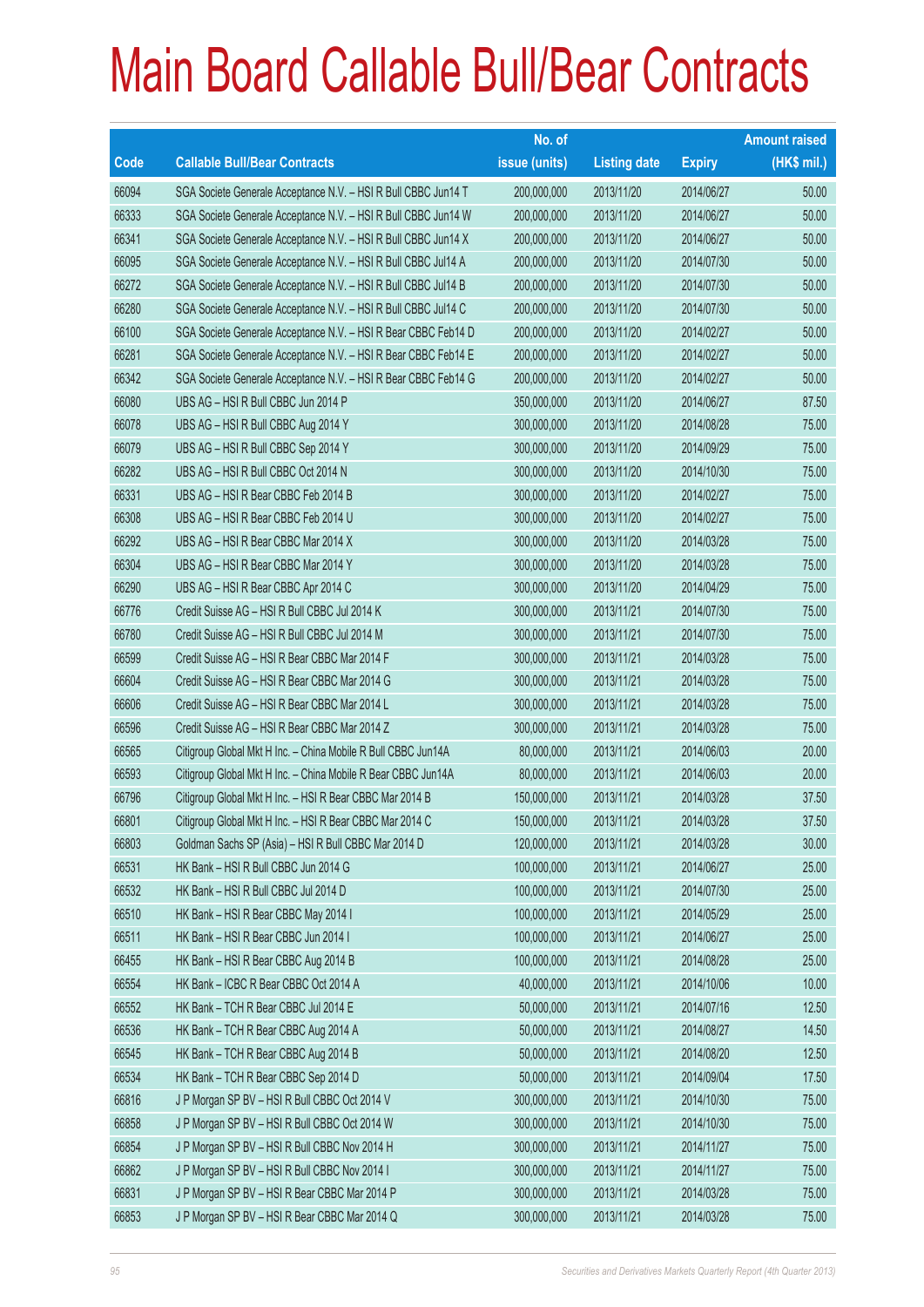# Main Board Callable Bull/Bear Contracts

| Code | Callable Bull/Bear Contracts | No. of issue (units) | Listing date | Expiry | Amount raised (HK$ mil.) |
|---|---|---|---|---|---|
| 66094 | SGA Societe Generale Acceptance N.V. – HSI R Bull CBBC Jun14 T | 200,000,000 | 2013/11/20 | 2014/06/27 | 50.00 |
| 66333 | SGA Societe Generale Acceptance N.V. – HSI R Bull CBBC Jun14 W | 200,000,000 | 2013/11/20 | 2014/06/27 | 50.00 |
| 66341 | SGA Societe Generale Acceptance N.V. – HSI R Bull CBBC Jun14 X | 200,000,000 | 2013/11/20 | 2014/06/27 | 50.00 |
| 66095 | SGA Societe Generale Acceptance N.V. – HSI R Bull CBBC Jul14 A | 200,000,000 | 2013/11/20 | 2014/07/30 | 50.00 |
| 66272 | SGA Societe Generale Acceptance N.V. – HSI R Bull CBBC Jul14 B | 200,000,000 | 2013/11/20 | 2014/07/30 | 50.00 |
| 66280 | SGA Societe Generale Acceptance N.V. – HSI R Bull CBBC Jul14 C | 200,000,000 | 2013/11/20 | 2014/07/30 | 50.00 |
| 66100 | SGA Societe Generale Acceptance N.V. – HSI R Bear CBBC Feb14 D | 200,000,000 | 2013/11/20 | 2014/02/27 | 50.00 |
| 66281 | SGA Societe Generale Acceptance N.V. – HSI R Bear CBBC Feb14 E | 200,000,000 | 2013/11/20 | 2014/02/27 | 50.00 |
| 66342 | SGA Societe Generale Acceptance N.V. – HSI R Bear CBBC Feb14 G | 200,000,000 | 2013/11/20 | 2014/02/27 | 50.00 |
| 66080 | UBS AG – HSI R Bull CBBC Jun 2014 P | 350,000,000 | 2013/11/20 | 2014/06/27 | 87.50 |
| 66078 | UBS AG – HSI R Bull CBBC Aug 2014 Y | 300,000,000 | 2013/11/20 | 2014/08/28 | 75.00 |
| 66079 | UBS AG – HSI R Bull CBBC Sep 2014 Y | 300,000,000 | 2013/11/20 | 2014/09/29 | 75.00 |
| 66282 | UBS AG – HSI R Bull CBBC Oct 2014 N | 300,000,000 | 2013/11/20 | 2014/10/30 | 75.00 |
| 66331 | UBS AG – HSI R Bear CBBC Feb 2014 B | 300,000,000 | 2013/11/20 | 2014/02/27 | 75.00 |
| 66308 | UBS AG – HSI R Bear CBBC Feb 2014 U | 300,000,000 | 2013/11/20 | 2014/02/27 | 75.00 |
| 66292 | UBS AG – HSI R Bear CBBC Mar 2014 X | 300,000,000 | 2013/11/20 | 2014/03/28 | 75.00 |
| 66304 | UBS AG – HSI R Bear CBBC Mar 2014 Y | 300,000,000 | 2013/11/20 | 2014/03/28 | 75.00 |
| 66290 | UBS AG – HSI R Bear CBBC Apr 2014 C | 300,000,000 | 2013/11/20 | 2014/04/29 | 75.00 |
| 66776 | Credit Suisse AG – HSI R Bull CBBC Jul 2014 K | 300,000,000 | 2013/11/21 | 2014/07/30 | 75.00 |
| 66780 | Credit Suisse AG – HSI R Bull CBBC Jul 2014 M | 300,000,000 | 2013/11/21 | 2014/07/30 | 75.00 |
| 66599 | Credit Suisse AG – HSI R Bear CBBC Mar 2014 F | 300,000,000 | 2013/11/21 | 2014/03/28 | 75.00 |
| 66604 | Credit Suisse AG – HSI R Bear CBBC Mar 2014 G | 300,000,000 | 2013/11/21 | 2014/03/28 | 75.00 |
| 66606 | Credit Suisse AG – HSI R Bear CBBC Mar 2014 L | 300,000,000 | 2013/11/21 | 2014/03/28 | 75.00 |
| 66596 | Credit Suisse AG – HSI R Bear CBBC Mar 2014 Z | 300,000,000 | 2013/11/21 | 2014/03/28 | 75.00 |
| 66565 | Citigroup Global Mkt H Inc. – China Mobile R Bull CBBC Jun14A | 80,000,000 | 2013/11/21 | 2014/06/03 | 20.00 |
| 66593 | Citigroup Global Mkt H Inc. – China Mobile R Bear CBBC Jun14A | 80,000,000 | 2013/11/21 | 2014/06/03 | 20.00 |
| 66796 | Citigroup Global Mkt H Inc. – HSI R Bear CBBC Mar 2014 B | 150,000,000 | 2013/11/21 | 2014/03/28 | 37.50 |
| 66801 | Citigroup Global Mkt H Inc. – HSI R Bear CBBC Mar 2014 C | 150,000,000 | 2013/11/21 | 2014/03/28 | 37.50 |
| 66803 | Goldman Sachs SP (Asia) – HSI R Bull CBBC Mar 2014 D | 120,000,000 | 2013/11/21 | 2014/03/28 | 30.00 |
| 66531 | HK Bank – HSI R Bull CBBC Jun 2014 G | 100,000,000 | 2013/11/21 | 2014/06/27 | 25.00 |
| 66532 | HK Bank – HSI R Bull CBBC Jul 2014 D | 100,000,000 | 2013/11/21 | 2014/07/30 | 25.00 |
| 66510 | HK Bank – HSI R Bear CBBC May 2014 I | 100,000,000 | 2013/11/21 | 2014/05/29 | 25.00 |
| 66511 | HK Bank – HSI R Bear CBBC Jun 2014 I | 100,000,000 | 2013/11/21 | 2014/06/27 | 25.00 |
| 66455 | HK Bank – HSI R Bear CBBC Aug 2014 B | 100,000,000 | 2013/11/21 | 2014/08/28 | 25.00 |
| 66554 | HK Bank – ICBC R Bear CBBC Oct 2014 A | 40,000,000 | 2013/11/21 | 2014/10/06 | 10.00 |
| 66552 | HK Bank – TCH R Bear CBBC Jul 2014 E | 50,000,000 | 2013/11/21 | 2014/07/16 | 12.50 |
| 66536 | HK Bank – TCH R Bear CBBC Aug 2014 A | 50,000,000 | 2013/11/21 | 2014/08/27 | 14.50 |
| 66545 | HK Bank – TCH R Bear CBBC Aug 2014 B | 50,000,000 | 2013/11/21 | 2014/08/20 | 12.50 |
| 66534 | HK Bank – TCH R Bear CBBC Sep 2014 D | 50,000,000 | 2013/11/21 | 2014/09/04 | 17.50 |
| 66816 | J P Morgan SP BV – HSI R Bull CBBC Oct 2014 V | 300,000,000 | 2013/11/21 | 2014/10/30 | 75.00 |
| 66858 | J P Morgan SP BV – HSI R Bull CBBC Oct 2014 W | 300,000,000 | 2013/11/21 | 2014/10/30 | 75.00 |
| 66854 | J P Morgan SP BV – HSI R Bull CBBC Nov 2014 H | 300,000,000 | 2013/11/21 | 2014/11/27 | 75.00 |
| 66862 | J P Morgan SP BV – HSI R Bull CBBC Nov 2014 I | 300,000,000 | 2013/11/21 | 2014/11/27 | 75.00 |
| 66831 | J P Morgan SP BV – HSI R Bear CBBC Mar 2014 P | 300,000,000 | 2013/11/21 | 2014/03/28 | 75.00 |
| 66853 | J P Morgan SP BV – HSI R Bear CBBC Mar 2014 Q | 300,000,000 | 2013/11/21 | 2014/03/28 | 75.00 |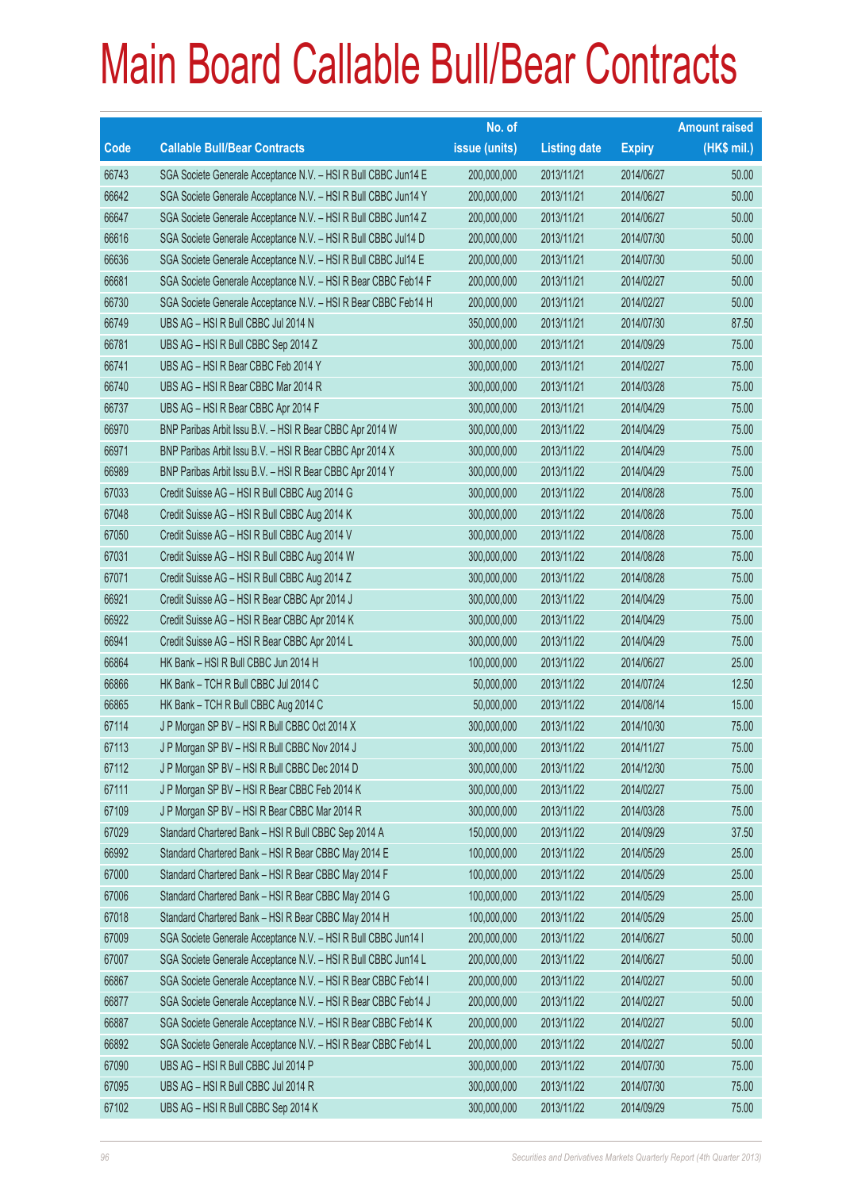# Main Board Callable Bull/Bear Contracts

| Code | Callable Bull/Bear Contracts | No. of issue (units) | Listing date | Expiry | Amount raised (HK$ mil.) |
|---|---|---|---|---|---|
| 66743 | SGA Societe Generale Acceptance N.V. – HSI R Bull CBBC Jun14 E | 200,000,000 | 2013/11/21 | 2014/06/27 | 50.00 |
| 66642 | SGA Societe Generale Acceptance N.V. – HSI R Bull CBBC Jun14 Y | 200,000,000 | 2013/11/21 | 2014/06/27 | 50.00 |
| 66647 | SGA Societe Generale Acceptance N.V. – HSI R Bull CBBC Jun14 Z | 200,000,000 | 2013/11/21 | 2014/06/27 | 50.00 |
| 66616 | SGA Societe Generale Acceptance N.V. – HSI R Bull CBBC Jul14 D | 200,000,000 | 2013/11/21 | 2014/07/30 | 50.00 |
| 66636 | SGA Societe Generale Acceptance N.V. – HSI R Bull CBBC Jul14 E | 200,000,000 | 2013/11/21 | 2014/07/30 | 50.00 |
| 66681 | SGA Societe Generale Acceptance N.V. – HSI R Bear CBBC Feb14 F | 200,000,000 | 2013/11/21 | 2014/02/27 | 50.00 |
| 66730 | SGA Societe Generale Acceptance N.V. – HSI R Bear CBBC Feb14 H | 200,000,000 | 2013/11/21 | 2014/02/27 | 50.00 |
| 66749 | UBS AG – HSI R Bull CBBC Jul 2014 N | 350,000,000 | 2013/11/21 | 2014/07/30 | 87.50 |
| 66781 | UBS AG – HSI R Bull CBBC Sep 2014 Z | 300,000,000 | 2013/11/21 | 2014/09/29 | 75.00 |
| 66741 | UBS AG – HSI R Bear CBBC Feb 2014 Y | 300,000,000 | 2013/11/21 | 2014/02/27 | 75.00 |
| 66740 | UBS AG – HSI R Bear CBBC Mar 2014 R | 300,000,000 | 2013/11/21 | 2014/03/28 | 75.00 |
| 66737 | UBS AG – HSI R Bear CBBC Apr 2014 F | 300,000,000 | 2013/11/21 | 2014/04/29 | 75.00 |
| 66970 | BNP Paribas Arbit Issu B.V. – HSI R Bear CBBC Apr 2014 W | 300,000,000 | 2013/11/22 | 2014/04/29 | 75.00 |
| 66971 | BNP Paribas Arbit Issu B.V. – HSI R Bear CBBC Apr 2014 X | 300,000,000 | 2013/11/22 | 2014/04/29 | 75.00 |
| 66989 | BNP Paribas Arbit Issu B.V. – HSI R Bear CBBC Apr 2014 Y | 300,000,000 | 2013/11/22 | 2014/04/29 | 75.00 |
| 67033 | Credit Suisse AG – HSI R Bull CBBC Aug 2014 G | 300,000,000 | 2013/11/22 | 2014/08/28 | 75.00 |
| 67048 | Credit Suisse AG – HSI R Bull CBBC Aug 2014 K | 300,000,000 | 2013/11/22 | 2014/08/28 | 75.00 |
| 67050 | Credit Suisse AG – HSI R Bull CBBC Aug 2014 V | 300,000,000 | 2013/11/22 | 2014/08/28 | 75.00 |
| 67031 | Credit Suisse AG – HSI R Bull CBBC Aug 2014 W | 300,000,000 | 2013/11/22 | 2014/08/28 | 75.00 |
| 67071 | Credit Suisse AG – HSI R Bull CBBC Aug 2014 Z | 300,000,000 | 2013/11/22 | 2014/08/28 | 75.00 |
| 66921 | Credit Suisse AG – HSI R Bear CBBC Apr 2014 J | 300,000,000 | 2013/11/22 | 2014/04/29 | 75.00 |
| 66922 | Credit Suisse AG – HSI R Bear CBBC Apr 2014 K | 300,000,000 | 2013/11/22 | 2014/04/29 | 75.00 |
| 66941 | Credit Suisse AG – HSI R Bear CBBC Apr 2014 L | 300,000,000 | 2013/11/22 | 2014/04/29 | 75.00 |
| 66864 | HK Bank – HSI R Bull CBBC Jun 2014 H | 100,000,000 | 2013/11/22 | 2014/06/27 | 25.00 |
| 66866 | HK Bank – TCH R Bull CBBC Jul 2014 C | 50,000,000 | 2013/11/22 | 2014/07/24 | 12.50 |
| 66865 | HK Bank – TCH R Bull CBBC Aug 2014 C | 50,000,000 | 2013/11/22 | 2014/08/14 | 15.00 |
| 67114 | J P Morgan SP BV – HSI R Bull CBBC Oct 2014 X | 300,000,000 | 2013/11/22 | 2014/10/30 | 75.00 |
| 67113 | J P Morgan SP BV – HSI R Bull CBBC Nov 2014 J | 300,000,000 | 2013/11/22 | 2014/11/27 | 75.00 |
| 67112 | J P Morgan SP BV – HSI R Bull CBBC Dec 2014 D | 300,000,000 | 2013/11/22 | 2014/12/30 | 75.00 |
| 67111 | J P Morgan SP BV – HSI R Bear CBBC Feb 2014 K | 300,000,000 | 2013/11/22 | 2014/02/27 | 75.00 |
| 67109 | J P Morgan SP BV – HSI R Bear CBBC Mar 2014 R | 300,000,000 | 2013/11/22 | 2014/03/28 | 75.00 |
| 67029 | Standard Chartered Bank – HSI R Bull CBBC Sep 2014 A | 150,000,000 | 2013/11/22 | 2014/09/29 | 37.50 |
| 66992 | Standard Chartered Bank – HSI R Bear CBBC May 2014 E | 100,000,000 | 2013/11/22 | 2014/05/29 | 25.00 |
| 67000 | Standard Chartered Bank – HSI R Bear CBBC May 2014 F | 100,000,000 | 2013/11/22 | 2014/05/29 | 25.00 |
| 67006 | Standard Chartered Bank – HSI R Bear CBBC May 2014 G | 100,000,000 | 2013/11/22 | 2014/05/29 | 25.00 |
| 67018 | Standard Chartered Bank – HSI R Bear CBBC May 2014 H | 100,000,000 | 2013/11/22 | 2014/05/29 | 25.00 |
| 67009 | SGA Societe Generale Acceptance N.V. – HSI R Bull CBBC Jun14 I | 200,000,000 | 2013/11/22 | 2014/06/27 | 50.00 |
| 67007 | SGA Societe Generale Acceptance N.V. – HSI R Bull CBBC Jun14 L | 200,000,000 | 2013/11/22 | 2014/06/27 | 50.00 |
| 66867 | SGA Societe Generale Acceptance N.V. – HSI R Bear CBBC Feb14 I | 200,000,000 | 2013/11/22 | 2014/02/27 | 50.00 |
| 66877 | SGA Societe Generale Acceptance N.V. – HSI R Bear CBBC Feb14 J | 200,000,000 | 2013/11/22 | 2014/02/27 | 50.00 |
| 66887 | SGA Societe Generale Acceptance N.V. – HSI R Bear CBBC Feb14 K | 200,000,000 | 2013/11/22 | 2014/02/27 | 50.00 |
| 66892 | SGA Societe Generale Acceptance N.V. – HSI R Bear CBBC Feb14 L | 200,000,000 | 2013/11/22 | 2014/02/27 | 50.00 |
| 67090 | UBS AG – HSI R Bull CBBC Jul 2014 P | 300,000,000 | 2013/11/22 | 2014/07/30 | 75.00 |
| 67095 | UBS AG – HSI R Bull CBBC Jul 2014 R | 300,000,000 | 2013/11/22 | 2014/07/30 | 75.00 |
| 67102 | UBS AG – HSI R Bull CBBC Sep 2014 K | 300,000,000 | 2013/11/22 | 2014/09/29 | 75.00 |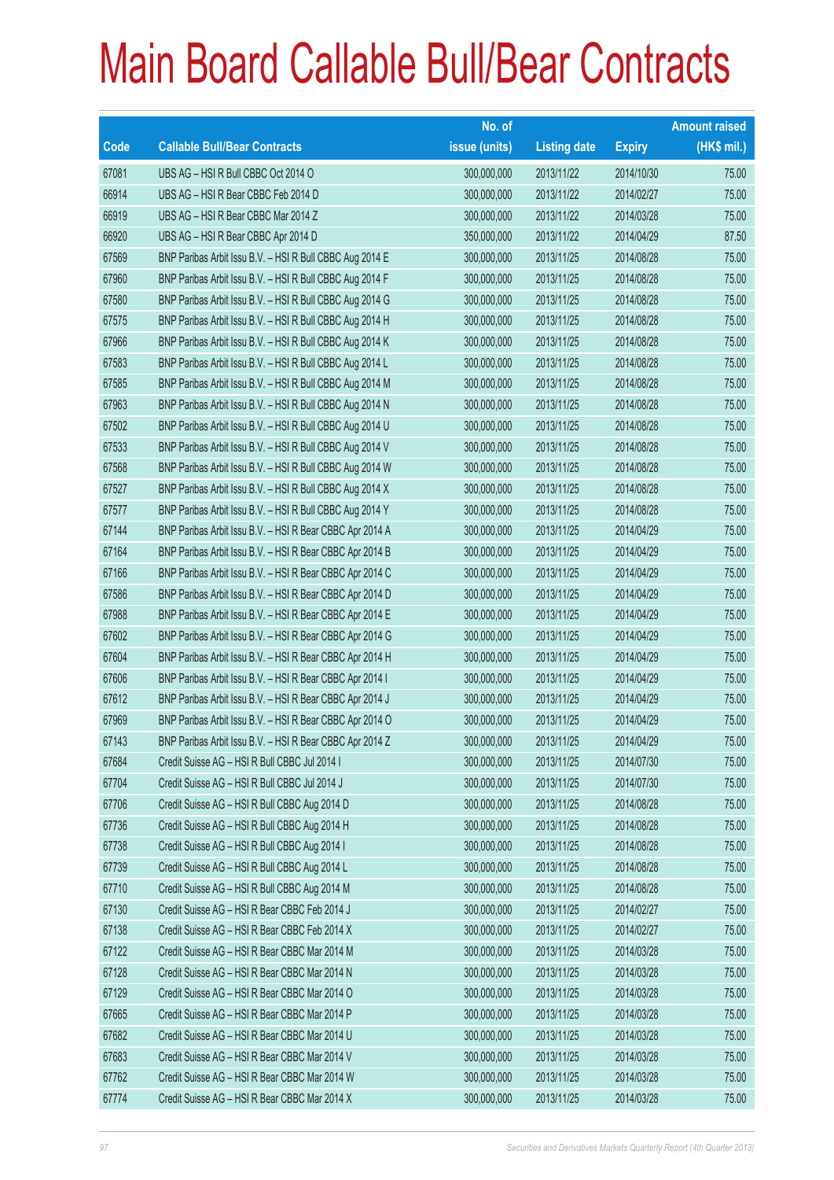# Main Board Callable Bull/Bear Contracts

| Code | Callable Bull/Bear Contracts | No. of issue (units) | Listing date | Expiry | Amount raised (HK$ mil.) |
|---|---|---|---|---|---|
| 67081 | UBS AG – HSI R Bull CBBC Oct 2014 O | 300,000,000 | 2013/11/22 | 2014/10/30 | 75.00 |
| 66914 | UBS AG – HSI R Bear CBBC Feb 2014 D | 300,000,000 | 2013/11/22 | 2014/02/27 | 75.00 |
| 66919 | UBS AG – HSI R Bear CBBC Mar 2014 Z | 300,000,000 | 2013/11/22 | 2014/03/28 | 75.00 |
| 66920 | UBS AG – HSI R Bear CBBC Apr 2014 D | 350,000,000 | 2013/11/22 | 2014/04/29 | 87.50 |
| 67569 | BNP Paribas Arbit Issu B.V. – HSI R Bull CBBC Aug 2014 E | 300,000,000 | 2013/11/25 | 2014/08/28 | 75.00 |
| 67960 | BNP Paribas Arbit Issu B.V. – HSI R Bull CBBC Aug 2014 F | 300,000,000 | 2013/11/25 | 2014/08/28 | 75.00 |
| 67580 | BNP Paribas Arbit Issu B.V. – HSI R Bull CBBC Aug 2014 G | 300,000,000 | 2013/11/25 | 2014/08/28 | 75.00 |
| 67575 | BNP Paribas Arbit Issu B.V. – HSI R Bull CBBC Aug 2014 H | 300,000,000 | 2013/11/25 | 2014/08/28 | 75.00 |
| 67966 | BNP Paribas Arbit Issu B.V. – HSI R Bull CBBC Aug 2014 K | 300,000,000 | 2013/11/25 | 2014/08/28 | 75.00 |
| 67583 | BNP Paribas Arbit Issu B.V. – HSI R Bull CBBC Aug 2014 L | 300,000,000 | 2013/11/25 | 2014/08/28 | 75.00 |
| 67585 | BNP Paribas Arbit Issu B.V. – HSI R Bull CBBC Aug 2014 M | 300,000,000 | 2013/11/25 | 2014/08/28 | 75.00 |
| 67963 | BNP Paribas Arbit Issu B.V. – HSI R Bull CBBC Aug 2014 N | 300,000,000 | 2013/11/25 | 2014/08/28 | 75.00 |
| 67502 | BNP Paribas Arbit Issu B.V. – HSI R Bull CBBC Aug 2014 U | 300,000,000 | 2013/11/25 | 2014/08/28 | 75.00 |
| 67533 | BNP Paribas Arbit Issu B.V. – HSI R Bull CBBC Aug 2014 V | 300,000,000 | 2013/11/25 | 2014/08/28 | 75.00 |
| 67568 | BNP Paribas Arbit Issu B.V. – HSI R Bull CBBC Aug 2014 W | 300,000,000 | 2013/11/25 | 2014/08/28 | 75.00 |
| 67527 | BNP Paribas Arbit Issu B.V. – HSI R Bull CBBC Aug 2014 X | 300,000,000 | 2013/11/25 | 2014/08/28 | 75.00 |
| 67577 | BNP Paribas Arbit Issu B.V. – HSI R Bull CBBC Aug 2014 Y | 300,000,000 | 2013/11/25 | 2014/08/28 | 75.00 |
| 67144 | BNP Paribas Arbit Issu B.V. – HSI R Bear CBBC Apr 2014 A | 300,000,000 | 2013/11/25 | 2014/04/29 | 75.00 |
| 67164 | BNP Paribas Arbit Issu B.V. – HSI R Bear CBBC Apr 2014 B | 300,000,000 | 2013/11/25 | 2014/04/29 | 75.00 |
| 67166 | BNP Paribas Arbit Issu B.V. – HSI R Bear CBBC Apr 2014 C | 300,000,000 | 2013/11/25 | 2014/04/29 | 75.00 |
| 67586 | BNP Paribas Arbit Issu B.V. – HSI R Bear CBBC Apr 2014 D | 300,000,000 | 2013/11/25 | 2014/04/29 | 75.00 |
| 67988 | BNP Paribas Arbit Issu B.V. – HSI R Bear CBBC Apr 2014 E | 300,000,000 | 2013/11/25 | 2014/04/29 | 75.00 |
| 67602 | BNP Paribas Arbit Issu B.V. – HSI R Bear CBBC Apr 2014 G | 300,000,000 | 2013/11/25 | 2014/04/29 | 75.00 |
| 67604 | BNP Paribas Arbit Issu B.V. – HSI R Bear CBBC Apr 2014 H | 300,000,000 | 2013/11/25 | 2014/04/29 | 75.00 |
| 67606 | BNP Paribas Arbit Issu B.V. – HSI R Bear CBBC Apr 2014 I | 300,000,000 | 2013/11/25 | 2014/04/29 | 75.00 |
| 67612 | BNP Paribas Arbit Issu B.V. – HSI R Bear CBBC Apr 2014 J | 300,000,000 | 2013/11/25 | 2014/04/29 | 75.00 |
| 67969 | BNP Paribas Arbit Issu B.V. – HSI R Bear CBBC Apr 2014 O | 300,000,000 | 2013/11/25 | 2014/04/29 | 75.00 |
| 67143 | BNP Paribas Arbit Issu B.V. – HSI R Bear CBBC Apr 2014 Z | 300,000,000 | 2013/11/25 | 2014/04/29 | 75.00 |
| 67684 | Credit Suisse AG – HSI R Bull CBBC Jul 2014 I | 300,000,000 | 2013/11/25 | 2014/07/30 | 75.00 |
| 67704 | Credit Suisse AG – HSI R Bull CBBC Jul 2014 J | 300,000,000 | 2013/11/25 | 2014/07/30 | 75.00 |
| 67706 | Credit Suisse AG – HSI R Bull CBBC Aug 2014 D | 300,000,000 | 2013/11/25 | 2014/08/28 | 75.00 |
| 67736 | Credit Suisse AG – HSI R Bull CBBC Aug 2014 H | 300,000,000 | 2013/11/25 | 2014/08/28 | 75.00 |
| 67738 | Credit Suisse AG – HSI R Bull CBBC Aug 2014 I | 300,000,000 | 2013/11/25 | 2014/08/28 | 75.00 |
| 67739 | Credit Suisse AG – HSI R Bull CBBC Aug 2014 L | 300,000,000 | 2013/11/25 | 2014/08/28 | 75.00 |
| 67710 | Credit Suisse AG – HSI R Bull CBBC Aug 2014 M | 300,000,000 | 2013/11/25 | 2014/08/28 | 75.00 |
| 67130 | Credit Suisse AG – HSI R Bear CBBC Feb 2014 J | 300,000,000 | 2013/11/25 | 2014/02/27 | 75.00 |
| 67138 | Credit Suisse AG – HSI R Bear CBBC Feb 2014 X | 300,000,000 | 2013/11/25 | 2014/02/27 | 75.00 |
| 67122 | Credit Suisse AG – HSI R Bear CBBC Mar 2014 M | 300,000,000 | 2013/11/25 | 2014/03/28 | 75.00 |
| 67128 | Credit Suisse AG – HSI R Bear CBBC Mar 2014 N | 300,000,000 | 2013/11/25 | 2014/03/28 | 75.00 |
| 67129 | Credit Suisse AG – HSI R Bear CBBC Mar 2014 O | 300,000,000 | 2013/11/25 | 2014/03/28 | 75.00 |
| 67665 | Credit Suisse AG – HSI R Bear CBBC Mar 2014 P | 300,000,000 | 2013/11/25 | 2014/03/28 | 75.00 |
| 67682 | Credit Suisse AG – HSI R Bear CBBC Mar 2014 U | 300,000,000 | 2013/11/25 | 2014/03/28 | 75.00 |
| 67683 | Credit Suisse AG – HSI R Bear CBBC Mar 2014 V | 300,000,000 | 2013/11/25 | 2014/03/28 | 75.00 |
| 67762 | Credit Suisse AG – HSI R Bear CBBC Mar 2014 W | 300,000,000 | 2013/11/25 | 2014/03/28 | 75.00 |
| 67774 | Credit Suisse AG – HSI R Bear CBBC Mar 2014 X | 300,000,000 | 2013/11/25 | 2014/03/28 | 75.00 |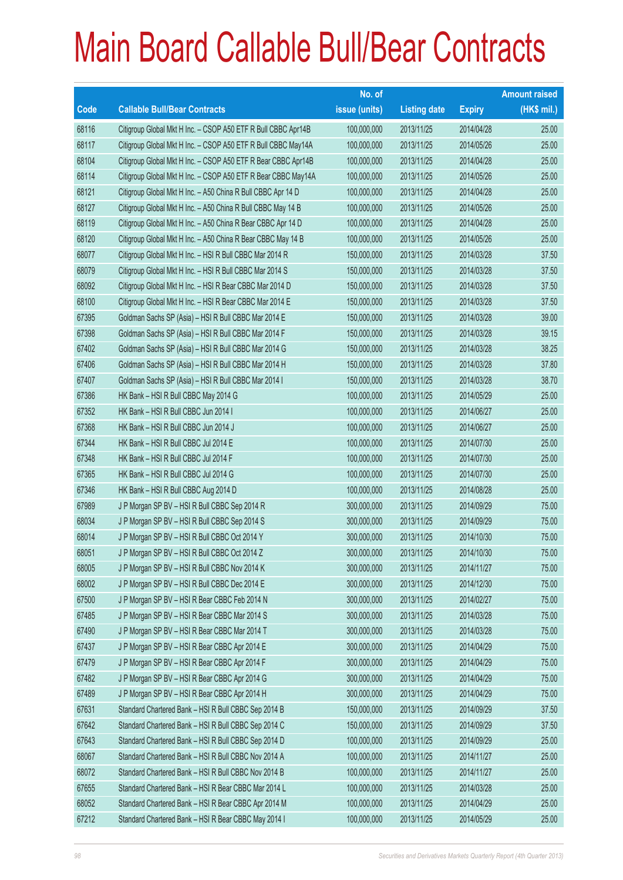# Main Board Callable Bull/Bear Contracts

| Code | Callable Bull/Bear Contracts | No. of issue (units) | Listing date | Expiry | Amount raised (HK$ mil.) |
|---|---|---|---|---|---|
| 68116 | Citigroup Global Mkt H Inc. – CSOP A50 ETF R Bull CBBC Apr14B | 100,000,000 | 2013/11/25 | 2014/04/28 | 25.00 |
| 68117 | Citigroup Global Mkt H Inc. – CSOP A50 ETF R Bull CBBC May14A | 100,000,000 | 2013/11/25 | 2014/05/26 | 25.00 |
| 68104 | Citigroup Global Mkt H Inc. – CSOP A50 ETF R Bear CBBC Apr14B | 100,000,000 | 2013/11/25 | 2014/04/28 | 25.00 |
| 68114 | Citigroup Global Mkt H Inc. – CSOP A50 ETF R Bear CBBC May14A | 100,000,000 | 2013/11/25 | 2014/05/26 | 25.00 |
| 68121 | Citigroup Global Mkt H Inc. – A50 China R Bull CBBC Apr 14 D | 100,000,000 | 2013/11/25 | 2014/04/28 | 25.00 |
| 68127 | Citigroup Global Mkt H Inc. – A50 China R Bull CBBC May 14 B | 100,000,000 | 2013/11/25 | 2014/05/26 | 25.00 |
| 68119 | Citigroup Global Mkt H Inc. – A50 China R Bear CBBC Apr 14 D | 100,000,000 | 2013/11/25 | 2014/04/28 | 25.00 |
| 68120 | Citigroup Global Mkt H Inc. – A50 China R Bear CBBC May 14 B | 100,000,000 | 2013/11/25 | 2014/05/26 | 25.00 |
| 68077 | Citigroup Global Mkt H Inc. – HSI R Bull CBBC Mar 2014 R | 150,000,000 | 2013/11/25 | 2014/03/28 | 37.50 |
| 68079 | Citigroup Global Mkt H Inc. – HSI R Bull CBBC Mar 2014 S | 150,000,000 | 2013/11/25 | 2014/03/28 | 37.50 |
| 68092 | Citigroup Global Mkt H Inc. – HSI R Bear CBBC Mar 2014 D | 150,000,000 | 2013/11/25 | 2014/03/28 | 37.50 |
| 68100 | Citigroup Global Mkt H Inc. – HSI R Bear CBBC Mar 2014 E | 150,000,000 | 2013/11/25 | 2014/03/28 | 37.50 |
| 67395 | Goldman Sachs SP (Asia) – HSI R Bull CBBC Mar 2014 E | 150,000,000 | 2013/11/25 | 2014/03/28 | 39.00 |
| 67398 | Goldman Sachs SP (Asia) – HSI R Bull CBBC Mar 2014 F | 150,000,000 | 2013/11/25 | 2014/03/28 | 39.15 |
| 67402 | Goldman Sachs SP (Asia) – HSI R Bull CBBC Mar 2014 G | 150,000,000 | 2013/11/25 | 2014/03/28 | 38.25 |
| 67406 | Goldman Sachs SP (Asia) – HSI R Bull CBBC Mar 2014 H | 150,000,000 | 2013/11/25 | 2014/03/28 | 37.80 |
| 67407 | Goldman Sachs SP (Asia) – HSI R Bull CBBC Mar 2014 I | 150,000,000 | 2013/11/25 | 2014/03/28 | 38.70 |
| 67386 | HK Bank – HSI R Bull CBBC May 2014 G | 100,000,000 | 2013/11/25 | 2014/05/29 | 25.00 |
| 67352 | HK Bank – HSI R Bull CBBC Jun 2014 I | 100,000,000 | 2013/11/25 | 2014/06/27 | 25.00 |
| 67368 | HK Bank – HSI R Bull CBBC Jun 2014 J | 100,000,000 | 2013/11/25 | 2014/06/27 | 25.00 |
| 67344 | HK Bank – HSI R Bull CBBC Jul 2014 E | 100,000,000 | 2013/11/25 | 2014/07/30 | 25.00 |
| 67348 | HK Bank – HSI R Bull CBBC Jul 2014 F | 100,000,000 | 2013/11/25 | 2014/07/30 | 25.00 |
| 67365 | HK Bank – HSI R Bull CBBC Jul 2014 G | 100,000,000 | 2013/11/25 | 2014/07/30 | 25.00 |
| 67346 | HK Bank – HSI R Bull CBBC Aug 2014 D | 100,000,000 | 2013/11/25 | 2014/08/28 | 25.00 |
| 67989 | J P Morgan SP BV – HSI R Bull CBBC Sep 2014 R | 300,000,000 | 2013/11/25 | 2014/09/29 | 75.00 |
| 68034 | J P Morgan SP BV – HSI R Bull CBBC Sep 2014 S | 300,000,000 | 2013/11/25 | 2014/09/29 | 75.00 |
| 68014 | J P Morgan SP BV – HSI R Bull CBBC Oct 2014 Y | 300,000,000 | 2013/11/25 | 2014/10/30 | 75.00 |
| 68051 | J P Morgan SP BV – HSI R Bull CBBC Oct 2014 Z | 300,000,000 | 2013/11/25 | 2014/10/30 | 75.00 |
| 68005 | J P Morgan SP BV – HSI R Bull CBBC Nov 2014 K | 300,000,000 | 2013/11/25 | 2014/11/27 | 75.00 |
| 68002 | J P Morgan SP BV – HSI R Bull CBBC Dec 2014 E | 300,000,000 | 2013/11/25 | 2014/12/30 | 75.00 |
| 67500 | J P Morgan SP BV – HSI R Bear CBBC Feb 2014 N | 300,000,000 | 2013/11/25 | 2014/02/27 | 75.00 |
| 67485 | J P Morgan SP BV – HSI R Bear CBBC Mar 2014 S | 300,000,000 | 2013/11/25 | 2014/03/28 | 75.00 |
| 67490 | J P Morgan SP BV – HSI R Bear CBBC Mar 2014 T | 300,000,000 | 2013/11/25 | 2014/03/28 | 75.00 |
| 67437 | J P Morgan SP BV – HSI R Bear CBBC Apr 2014 E | 300,000,000 | 2013/11/25 | 2014/04/29 | 75.00 |
| 67479 | J P Morgan SP BV – HSI R Bear CBBC Apr 2014 F | 300,000,000 | 2013/11/25 | 2014/04/29 | 75.00 |
| 67482 | J P Morgan SP BV – HSI R Bear CBBC Apr 2014 G | 300,000,000 | 2013/11/25 | 2014/04/29 | 75.00 |
| 67489 | J P Morgan SP BV – HSI R Bear CBBC Apr 2014 H | 300,000,000 | 2013/11/25 | 2014/04/29 | 75.00 |
| 67631 | Standard Chartered Bank – HSI R Bull CBBC Sep 2014 B | 150,000,000 | 2013/11/25 | 2014/09/29 | 37.50 |
| 67642 | Standard Chartered Bank – HSI R Bull CBBC Sep 2014 C | 150,000,000 | 2013/11/25 | 2014/09/29 | 37.50 |
| 67643 | Standard Chartered Bank – HSI R Bull CBBC Sep 2014 D | 100,000,000 | 2013/11/25 | 2014/09/29 | 25.00 |
| 68067 | Standard Chartered Bank – HSI R Bull CBBC Nov 2014 A | 100,000,000 | 2013/11/25 | 2014/11/27 | 25.00 |
| 68072 | Standard Chartered Bank – HSI R Bull CBBC Nov 2014 B | 100,000,000 | 2013/11/25 | 2014/11/27 | 25.00 |
| 67655 | Standard Chartered Bank – HSI R Bear CBBC Mar 2014 L | 100,000,000 | 2013/11/25 | 2014/03/28 | 25.00 |
| 68052 | Standard Chartered Bank – HSI R Bear CBBC Apr 2014 M | 100,000,000 | 2013/11/25 | 2014/04/29 | 25.00 |
| 67212 | Standard Chartered Bank – HSI R Bear CBBC May 2014 I | 100,000,000 | 2013/11/25 | 2014/05/29 | 25.00 |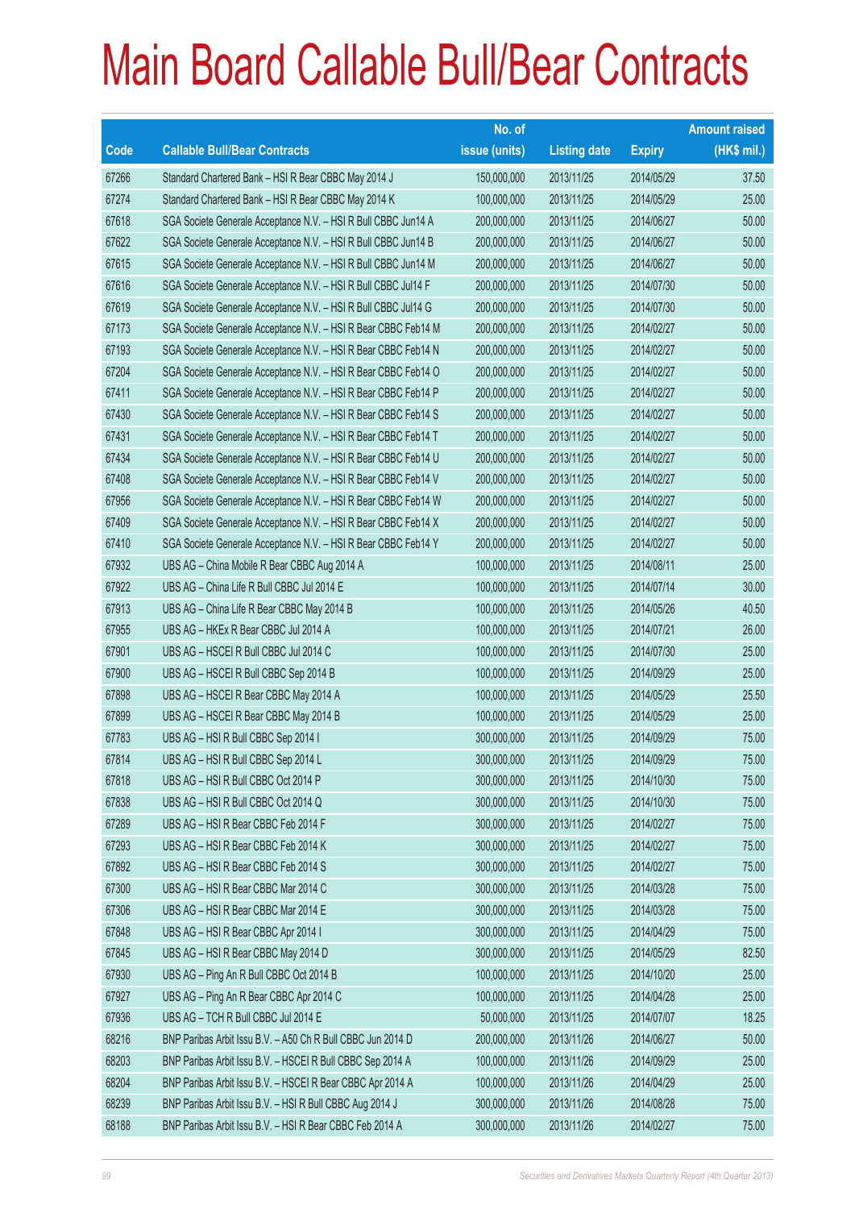# Main Board Callable Bull/Bear Contracts

| Code | Callable Bull/Bear Contracts | No. of issue (units) | Listing date | Expiry | Amount raised (HK$ mil.) |
|---|---|---|---|---|---|
| 67266 | Standard Chartered Bank – HSI R Bear CBBC May 2014 J | 150,000,000 | 2013/11/25 | 2014/05/29 | 37.50 |
| 67274 | Standard Chartered Bank – HSI R Bear CBBC May 2014 K | 100,000,000 | 2013/11/25 | 2014/05/29 | 25.00 |
| 67618 | SGA Societe Generale Acceptance N.V. – HSI R Bull CBBC Jun14 A | 200,000,000 | 2013/11/25 | 2014/06/27 | 50.00 |
| 67622 | SGA Societe Generale Acceptance N.V. – HSI R Bull CBBC Jun14 B | 200,000,000 | 2013/11/25 | 2014/06/27 | 50.00 |
| 67615 | SGA Societe Generale Acceptance N.V. – HSI R Bull CBBC Jun14 M | 200,000,000 | 2013/11/25 | 2014/06/27 | 50.00 |
| 67616 | SGA Societe Generale Acceptance N.V. – HSI R Bull CBBC Jul14 F | 200,000,000 | 2013/11/25 | 2014/07/30 | 50.00 |
| 67619 | SGA Societe Generale Acceptance N.V. – HSI R Bull CBBC Jul14 G | 200,000,000 | 2013/11/25 | 2014/07/30 | 50.00 |
| 67173 | SGA Societe Generale Acceptance N.V. – HSI R Bear CBBC Feb14 M | 200,000,000 | 2013/11/25 | 2014/02/27 | 50.00 |
| 67193 | SGA Societe Generale Acceptance N.V. – HSI R Bear CBBC Feb14 N | 200,000,000 | 2013/11/25 | 2014/02/27 | 50.00 |
| 67204 | SGA Societe Generale Acceptance N.V. – HSI R Bear CBBC Feb14 O | 200,000,000 | 2013/11/25 | 2014/02/27 | 50.00 |
| 67411 | SGA Societe Generale Acceptance N.V. – HSI R Bear CBBC Feb14 P | 200,000,000 | 2013/11/25 | 2014/02/27 | 50.00 |
| 67430 | SGA Societe Generale Acceptance N.V. – HSI R Bear CBBC Feb14 S | 200,000,000 | 2013/11/25 | 2014/02/27 | 50.00 |
| 67431 | SGA Societe Generale Acceptance N.V. – HSI R Bear CBBC Feb14 T | 200,000,000 | 2013/11/25 | 2014/02/27 | 50.00 |
| 67434 | SGA Societe Generale Acceptance N.V. – HSI R Bear CBBC Feb14 U | 200,000,000 | 2013/11/25 | 2014/02/27 | 50.00 |
| 67408 | SGA Societe Generale Acceptance N.V. – HSI R Bear CBBC Feb14 V | 200,000,000 | 2013/11/25 | 2014/02/27 | 50.00 |
| 67956 | SGA Societe Generale Acceptance N.V. – HSI R Bear CBBC Feb14 W | 200,000,000 | 2013/11/25 | 2014/02/27 | 50.00 |
| 67409 | SGA Societe Generale Acceptance N.V. – HSI R Bear CBBC Feb14 X | 200,000,000 | 2013/11/25 | 2014/02/27 | 50.00 |
| 67410 | SGA Societe Generale Acceptance N.V. – HSI R Bear CBBC Feb14 Y | 200,000,000 | 2013/11/25 | 2014/02/27 | 50.00 |
| 67932 | UBS AG – China Mobile R Bear CBBC Aug 2014 A | 100,000,000 | 2013/11/25 | 2014/08/11 | 25.00 |
| 67922 | UBS AG – China Life R Bull CBBC Jul 2014 E | 100,000,000 | 2013/11/25 | 2014/07/14 | 30.00 |
| 67913 | UBS AG – China Life R Bear CBBC May 2014 B | 100,000,000 | 2013/11/25 | 2014/05/26 | 40.50 |
| 67955 | UBS AG – HKEx R Bear CBBC Jul 2014 A | 100,000,000 | 2013/11/25 | 2014/07/21 | 26.00 |
| 67901 | UBS AG – HSCEI R Bull CBBC Jul 2014 C | 100,000,000 | 2013/11/25 | 2014/07/30 | 25.00 |
| 67900 | UBS AG – HSCEI R Bull CBBC Sep 2014 B | 100,000,000 | 2013/11/25 | 2014/09/29 | 25.00 |
| 67898 | UBS AG – HSCEI R Bear CBBC May 2014 A | 100,000,000 | 2013/11/25 | 2014/05/29 | 25.50 |
| 67899 | UBS AG – HSCEI R Bear CBBC May 2014 B | 100,000,000 | 2013/11/25 | 2014/05/29 | 25.00 |
| 67783 | UBS AG – HSI R Bull CBBC Sep 2014 I | 300,000,000 | 2013/11/25 | 2014/09/29 | 75.00 |
| 67814 | UBS AG – HSI R Bull CBBC Sep 2014 L | 300,000,000 | 2013/11/25 | 2014/09/29 | 75.00 |
| 67818 | UBS AG – HSI R Bull CBBC Oct 2014 P | 300,000,000 | 2013/11/25 | 2014/10/30 | 75.00 |
| 67838 | UBS AG – HSI R Bull CBBC Oct 2014 Q | 300,000,000 | 2013/11/25 | 2014/10/30 | 75.00 |
| 67289 | UBS AG – HSI R Bear CBBC Feb 2014 F | 300,000,000 | 2013/11/25 | 2014/02/27 | 75.00 |
| 67293 | UBS AG – HSI R Bear CBBC Feb 2014 K | 300,000,000 | 2013/11/25 | 2014/02/27 | 75.00 |
| 67892 | UBS AG – HSI R Bear CBBC Feb 2014 S | 300,000,000 | 2013/11/25 | 2014/02/27 | 75.00 |
| 67300 | UBS AG – HSI R Bear CBBC Mar 2014 C | 300,000,000 | 2013/11/25 | 2014/03/28 | 75.00 |
| 67306 | UBS AG – HSI R Bear CBBC Mar 2014 E | 300,000,000 | 2013/11/25 | 2014/03/28 | 75.00 |
| 67848 | UBS AG – HSI R Bear CBBC Apr 2014 I | 300,000,000 | 2013/11/25 | 2014/04/29 | 75.00 |
| 67845 | UBS AG – HSI R Bear CBBC May 2014 D | 300,000,000 | 2013/11/25 | 2014/05/29 | 82.50 |
| 67930 | UBS AG – Ping An R Bull CBBC Oct 2014 B | 100,000,000 | 2013/11/25 | 2014/10/20 | 25.00 |
| 67927 | UBS AG – Ping An R Bear CBBC Apr 2014 C | 100,000,000 | 2013/11/25 | 2014/04/28 | 25.00 |
| 67936 | UBS AG – TCH R Bull CBBC Jul 2014 E | 50,000,000 | 2013/11/25 | 2014/07/07 | 18.25 |
| 68216 | BNP Paribas Arbit Issu B.V. – A50 Ch R Bull CBBC Jun 2014 D | 200,000,000 | 2013/11/26 | 2014/06/27 | 50.00 |
| 68203 | BNP Paribas Arbit Issu B.V. – HSCEI R Bull CBBC Sep 2014 A | 100,000,000 | 2013/11/26 | 2014/09/29 | 25.00 |
| 68204 | BNP Paribas Arbit Issu B.V. – HSCEI R Bear CBBC Apr 2014 A | 100,000,000 | 2013/11/26 | 2014/04/29 | 25.00 |
| 68239 | BNP Paribas Arbit Issu B.V. – HSI R Bull CBBC Aug 2014 J | 300,000,000 | 2013/11/26 | 2014/08/28 | 75.00 |
| 68188 | BNP Paribas Arbit Issu B.V. – HSI R Bear CBBC Feb 2014 A | 300,000,000 | 2013/11/26 | 2014/02/27 | 75.00 |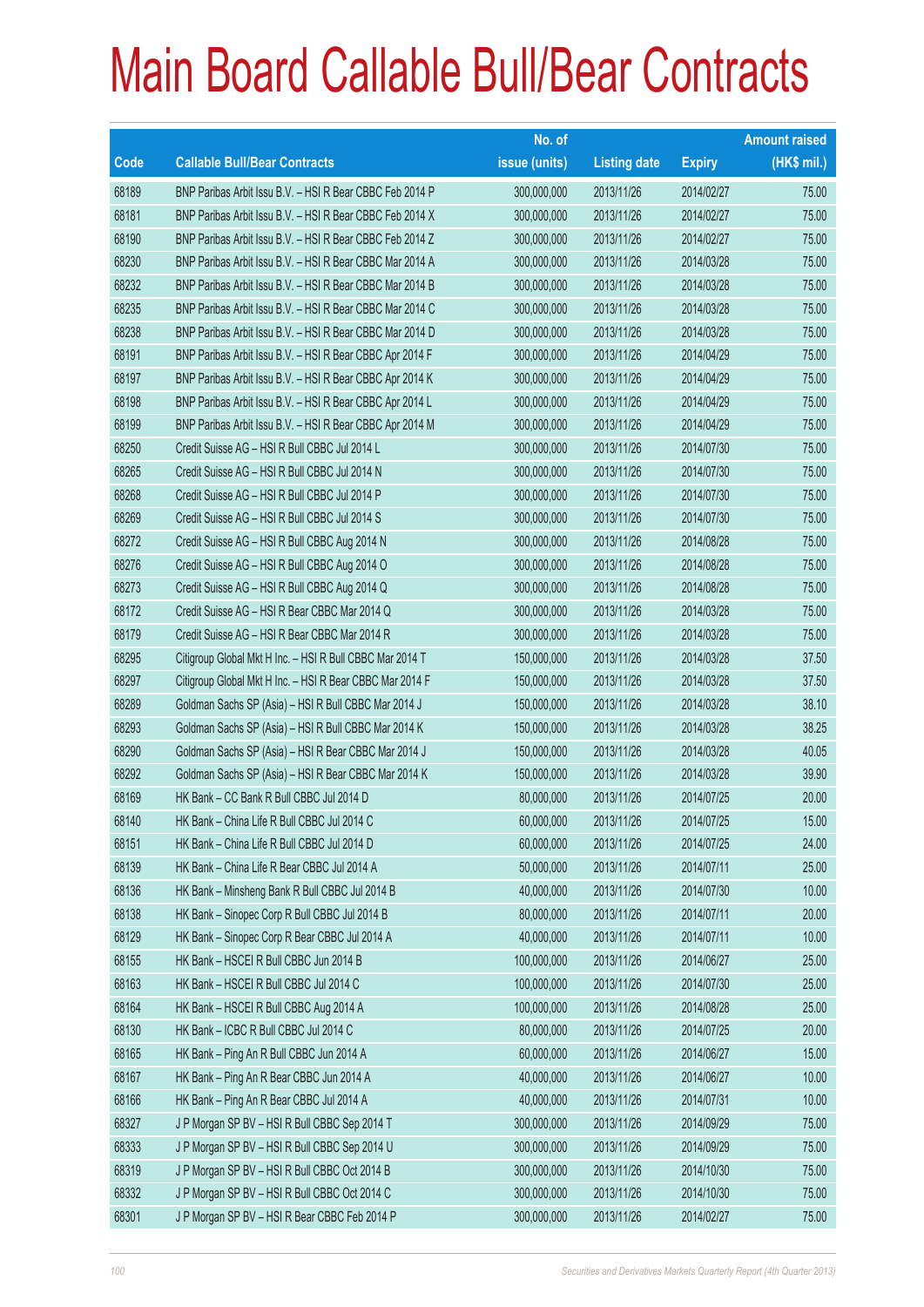# Main Board Callable Bull/Bear Contracts

| Code | Callable Bull/Bear Contracts | No. of issue (units) | Listing date | Expiry | Amount raised (HK$ mil.) |
|---|---|---|---|---|---|
| 68189 | BNP Paribas Arbit Issu B.V. – HSI R Bear CBBC Feb 2014 P | 300,000,000 | 2013/11/26 | 2014/02/27 | 75.00 |
| 68181 | BNP Paribas Arbit Issu B.V. – HSI R Bear CBBC Feb 2014 X | 300,000,000 | 2013/11/26 | 2014/02/27 | 75.00 |
| 68190 | BNP Paribas Arbit Issu B.V. – HSI R Bear CBBC Feb 2014 Z | 300,000,000 | 2013/11/26 | 2014/02/27 | 75.00 |
| 68230 | BNP Paribas Arbit Issu B.V. – HSI R Bear CBBC Mar 2014 A | 300,000,000 | 2013/11/26 | 2014/03/28 | 75.00 |
| 68232 | BNP Paribas Arbit Issu B.V. – HSI R Bear CBBC Mar 2014 B | 300,000,000 | 2013/11/26 | 2014/03/28 | 75.00 |
| 68235 | BNP Paribas Arbit Issu B.V. – HSI R Bear CBBC Mar 2014 C | 300,000,000 | 2013/11/26 | 2014/03/28 | 75.00 |
| 68238 | BNP Paribas Arbit Issu B.V. – HSI R Bear CBBC Mar 2014 D | 300,000,000 | 2013/11/26 | 2014/03/28 | 75.00 |
| 68191 | BNP Paribas Arbit Issu B.V. – HSI R Bear CBBC Apr 2014 F | 300,000,000 | 2013/11/26 | 2014/04/29 | 75.00 |
| 68197 | BNP Paribas Arbit Issu B.V. – HSI R Bear CBBC Apr 2014 K | 300,000,000 | 2013/11/26 | 2014/04/29 | 75.00 |
| 68198 | BNP Paribas Arbit Issu B.V. – HSI R Bear CBBC Apr 2014 L | 300,000,000 | 2013/11/26 | 2014/04/29 | 75.00 |
| 68199 | BNP Paribas Arbit Issu B.V. – HSI R Bear CBBC Apr 2014 M | 300,000,000 | 2013/11/26 | 2014/04/29 | 75.00 |
| 68250 | Credit Suisse AG – HSI R Bull CBBC Jul 2014 L | 300,000,000 | 2013/11/26 | 2014/07/30 | 75.00 |
| 68265 | Credit Suisse AG – HSI R Bull CBBC Jul 2014 N | 300,000,000 | 2013/11/26 | 2014/07/30 | 75.00 |
| 68268 | Credit Suisse AG – HSI R Bull CBBC Jul 2014 P | 300,000,000 | 2013/11/26 | 2014/07/30 | 75.00 |
| 68269 | Credit Suisse AG – HSI R Bull CBBC Jul 2014 S | 300,000,000 | 2013/11/26 | 2014/07/30 | 75.00 |
| 68272 | Credit Suisse AG – HSI R Bull CBBC Aug 2014 N | 300,000,000 | 2013/11/26 | 2014/08/28 | 75.00 |
| 68276 | Credit Suisse AG – HSI R Bull CBBC Aug 2014 O | 300,000,000 | 2013/11/26 | 2014/08/28 | 75.00 |
| 68273 | Credit Suisse AG – HSI R Bull CBBC Aug 2014 Q | 300,000,000 | 2013/11/26 | 2014/08/28 | 75.00 |
| 68172 | Credit Suisse AG – HSI R Bear CBBC Mar 2014 Q | 300,000,000 | 2013/11/26 | 2014/03/28 | 75.00 |
| 68179 | Credit Suisse AG – HSI R Bear CBBC Mar 2014 R | 300,000,000 | 2013/11/26 | 2014/03/28 | 75.00 |
| 68295 | Citigroup Global Mkt H Inc. – HSI R Bull CBBC Mar 2014 T | 150,000,000 | 2013/11/26 | 2014/03/28 | 37.50 |
| 68297 | Citigroup Global Mkt H Inc. – HSI R Bear CBBC Mar 2014 F | 150,000,000 | 2013/11/26 | 2014/03/28 | 37.50 |
| 68289 | Goldman Sachs SP (Asia) – HSI R Bull CBBC Mar 2014 J | 150,000,000 | 2013/11/26 | 2014/03/28 | 38.10 |
| 68293 | Goldman Sachs SP (Asia) – HSI R Bull CBBC Mar 2014 K | 150,000,000 | 2013/11/26 | 2014/03/28 | 38.25 |
| 68290 | Goldman Sachs SP (Asia) – HSI R Bear CBBC Mar 2014 J | 150,000,000 | 2013/11/26 | 2014/03/28 | 40.05 |
| 68292 | Goldman Sachs SP (Asia) – HSI R Bear CBBC Mar 2014 K | 150,000,000 | 2013/11/26 | 2014/03/28 | 39.90 |
| 68169 | HK Bank – CC Bank R Bull CBBC Jul 2014 D | 80,000,000 | 2013/11/26 | 2014/07/25 | 20.00 |
| 68140 | HK Bank – China Life R Bull CBBC Jul 2014 C | 60,000,000 | 2013/11/26 | 2014/07/25 | 15.00 |
| 68151 | HK Bank – China Life R Bull CBBC Jul 2014 D | 60,000,000 | 2013/11/26 | 2014/07/25 | 24.00 |
| 68139 | HK Bank – China Life R Bear CBBC Jul 2014 A | 50,000,000 | 2013/11/26 | 2014/07/11 | 25.00 |
| 68136 | HK Bank – Minsheng Bank R Bull CBBC Jul 2014 B | 40,000,000 | 2013/11/26 | 2014/07/30 | 10.00 |
| 68138 | HK Bank – Sinopec Corp R Bull CBBC Jul 2014 B | 80,000,000 | 2013/11/26 | 2014/07/11 | 20.00 |
| 68129 | HK Bank – Sinopec Corp R Bear CBBC Jul 2014 A | 40,000,000 | 2013/11/26 | 2014/07/11 | 10.00 |
| 68155 | HK Bank – HSCEI R Bull CBBC Jun 2014 B | 100,000,000 | 2013/11/26 | 2014/06/27 | 25.00 |
| 68163 | HK Bank – HSCEI R Bull CBBC Jul 2014 C | 100,000,000 | 2013/11/26 | 2014/07/30 | 25.00 |
| 68164 | HK Bank – HSCEI R Bull CBBC Aug 2014 A | 100,000,000 | 2013/11/26 | 2014/08/28 | 25.00 |
| 68130 | HK Bank – ICBC R Bull CBBC Jul 2014 C | 80,000,000 | 2013/11/26 | 2014/07/25 | 20.00 |
| 68165 | HK Bank – Ping An R Bull CBBC Jun 2014 A | 60,000,000 | 2013/11/26 | 2014/06/27 | 15.00 |
| 68167 | HK Bank – Ping An R Bear CBBC Jun 2014 A | 40,000,000 | 2013/11/26 | 2014/06/27 | 10.00 |
| 68166 | HK Bank – Ping An R Bear CBBC Jul 2014 A | 40,000,000 | 2013/11/26 | 2014/07/31 | 10.00 |
| 68327 | J P Morgan SP BV – HSI R Bull CBBC Sep 2014 T | 300,000,000 | 2013/11/26 | 2014/09/29 | 75.00 |
| 68333 | J P Morgan SP BV – HSI R Bull CBBC Sep 2014 U | 300,000,000 | 2013/11/26 | 2014/09/29 | 75.00 |
| 68319 | J P Morgan SP BV – HSI R Bull CBBC Oct 2014 B | 300,000,000 | 2013/11/26 | 2014/10/30 | 75.00 |
| 68332 | J P Morgan SP BV – HSI R Bull CBBC Oct 2014 C | 300,000,000 | 2013/11/26 | 2014/10/30 | 75.00 |
| 68301 | J P Morgan SP BV – HSI R Bear CBBC Feb 2014 P | 300,000,000 | 2013/11/26 | 2014/02/27 | 75.00 |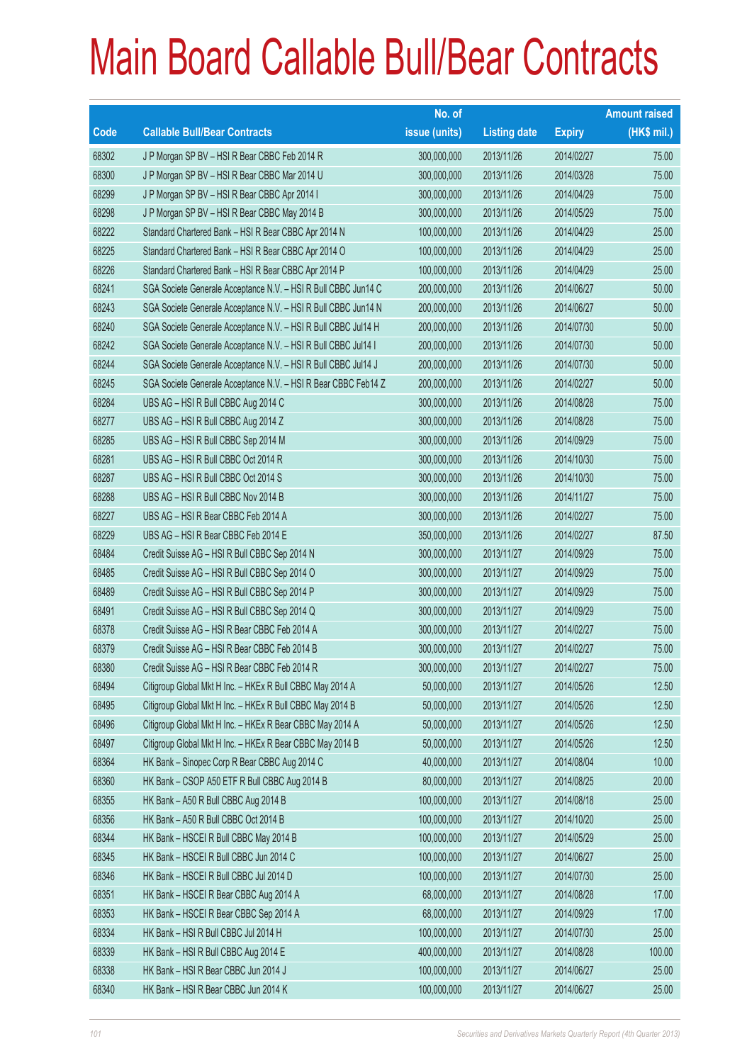# Main Board Callable Bull/Bear Contracts

| Code | Callable Bull/Bear Contracts | No. of issue (units) | Listing date | Expiry | Amount raised (HK$ mil.) |
|---|---|---|---|---|---|
| 68302 | J P Morgan SP BV – HSI R Bear CBBC Feb 2014 R | 300,000,000 | 2013/11/26 | 2014/02/27 | 75.00 |
| 68300 | J P Morgan SP BV – HSI R Bear CBBC Mar 2014 U | 300,000,000 | 2013/11/26 | 2014/03/28 | 75.00 |
| 68299 | J P Morgan SP BV – HSI R Bear CBBC Apr 2014 I | 300,000,000 | 2013/11/26 | 2014/04/29 | 75.00 |
| 68298 | J P Morgan SP BV – HSI R Bear CBBC May 2014 B | 300,000,000 | 2013/11/26 | 2014/05/29 | 75.00 |
| 68222 | Standard Chartered Bank – HSI R Bear CBBC Apr 2014 N | 100,000,000 | 2013/11/26 | 2014/04/29 | 25.00 |
| 68225 | Standard Chartered Bank – HSI R Bear CBBC Apr 2014 O | 100,000,000 | 2013/11/26 | 2014/04/29 | 25.00 |
| 68226 | Standard Chartered Bank – HSI R Bear CBBC Apr 2014 P | 100,000,000 | 2013/11/26 | 2014/04/29 | 25.00 |
| 68241 | SGA Societe Generale Acceptance N.V. – HSI R Bull CBBC Jun14 C | 200,000,000 | 2013/11/26 | 2014/06/27 | 50.00 |
| 68243 | SGA Societe Generale Acceptance N.V. – HSI R Bull CBBC Jun14 N | 200,000,000 | 2013/11/26 | 2014/06/27 | 50.00 |
| 68240 | SGA Societe Generale Acceptance N.V. – HSI R Bull CBBC Jul14 H | 200,000,000 | 2013/11/26 | 2014/07/30 | 50.00 |
| 68242 | SGA Societe Generale Acceptance N.V. – HSI R Bull CBBC Jul14 I | 200,000,000 | 2013/11/26 | 2014/07/30 | 50.00 |
| 68244 | SGA Societe Generale Acceptance N.V. – HSI R Bull CBBC Jul14 J | 200,000,000 | 2013/11/26 | 2014/07/30 | 50.00 |
| 68245 | SGA Societe Generale Acceptance N.V. – HSI R Bear CBBC Feb14 Z | 200,000,000 | 2013/11/26 | 2014/02/27 | 50.00 |
| 68284 | UBS AG – HSI R Bull CBBC Aug 2014 C | 300,000,000 | 2013/11/26 | 2014/08/28 | 75.00 |
| 68277 | UBS AG – HSI R Bull CBBC Aug 2014 Z | 300,000,000 | 2013/11/26 | 2014/08/28 | 75.00 |
| 68285 | UBS AG – HSI R Bull CBBC Sep 2014 M | 300,000,000 | 2013/11/26 | 2014/09/29 | 75.00 |
| 68281 | UBS AG – HSI R Bull CBBC Oct 2014 R | 300,000,000 | 2013/11/26 | 2014/10/30 | 75.00 |
| 68287 | UBS AG – HSI R Bull CBBC Oct 2014 S | 300,000,000 | 2013/11/26 | 2014/10/30 | 75.00 |
| 68288 | UBS AG – HSI R Bull CBBC Nov 2014 B | 300,000,000 | 2013/11/26 | 2014/11/27 | 75.00 |
| 68227 | UBS AG – HSI R Bear CBBC Feb 2014 A | 300,000,000 | 2013/11/26 | 2014/02/27 | 75.00 |
| 68229 | UBS AG – HSI R Bear CBBC Feb 2014 E | 350,000,000 | 2013/11/26 | 2014/02/27 | 87.50 |
| 68484 | Credit Suisse AG – HSI R Bull CBBC Sep 2014 N | 300,000,000 | 2013/11/27 | 2014/09/29 | 75.00 |
| 68485 | Credit Suisse AG – HSI R Bull CBBC Sep 2014 O | 300,000,000 | 2013/11/27 | 2014/09/29 | 75.00 |
| 68489 | Credit Suisse AG – HSI R Bull CBBC Sep 2014 P | 300,000,000 | 2013/11/27 | 2014/09/29 | 75.00 |
| 68491 | Credit Suisse AG – HSI R Bull CBBC Sep 2014 Q | 300,000,000 | 2013/11/27 | 2014/09/29 | 75.00 |
| 68378 | Credit Suisse AG – HSI R Bear CBBC Feb 2014 A | 300,000,000 | 2013/11/27 | 2014/02/27 | 75.00 |
| 68379 | Credit Suisse AG – HSI R Bear CBBC Feb 2014 B | 300,000,000 | 2013/11/27 | 2014/02/27 | 75.00 |
| 68380 | Credit Suisse AG – HSI R Bear CBBC Feb 2014 R | 300,000,000 | 2013/11/27 | 2014/02/27 | 75.00 |
| 68494 | Citigroup Global Mkt H Inc. – HKEx R Bull CBBC May 2014 A | 50,000,000 | 2013/11/27 | 2014/05/26 | 12.50 |
| 68495 | Citigroup Global Mkt H Inc. – HKEx R Bull CBBC May 2014 B | 50,000,000 | 2013/11/27 | 2014/05/26 | 12.50 |
| 68496 | Citigroup Global Mkt H Inc. – HKEx R Bear CBBC May 2014 A | 50,000,000 | 2013/11/27 | 2014/05/26 | 12.50 |
| 68497 | Citigroup Global Mkt H Inc. – HKEx R Bear CBBC May 2014 B | 50,000,000 | 2013/11/27 | 2014/05/26 | 12.50 |
| 68364 | HK Bank – Sinopec Corp R Bear CBBC Aug 2014 C | 40,000,000 | 2013/11/27 | 2014/08/04 | 10.00 |
| 68360 | HK Bank – CSOP A50 ETF R Bull CBBC Aug 2014 B | 80,000,000 | 2013/11/27 | 2014/08/25 | 20.00 |
| 68355 | HK Bank – A50 R Bull CBBC Aug 2014 B | 100,000,000 | 2013/11/27 | 2014/08/18 | 25.00 |
| 68356 | HK Bank – A50 R Bull CBBC Oct 2014 B | 100,000,000 | 2013/11/27 | 2014/10/20 | 25.00 |
| 68344 | HK Bank – HSCEI R Bull CBBC May 2014 B | 100,000,000 | 2013/11/27 | 2014/05/29 | 25.00 |
| 68345 | HK Bank – HSCEI R Bull CBBC Jun 2014 C | 100,000,000 | 2013/11/27 | 2014/06/27 | 25.00 |
| 68346 | HK Bank – HSCEI R Bull CBBC Jul 2014 D | 100,000,000 | 2013/11/27 | 2014/07/30 | 25.00 |
| 68351 | HK Bank – HSCEI R Bear CBBC Aug 2014 A | 68,000,000 | 2013/11/27 | 2014/08/28 | 17.00 |
| 68353 | HK Bank – HSCEI R Bear CBBC Sep 2014 A | 68,000,000 | 2013/11/27 | 2014/09/29 | 17.00 |
| 68334 | HK Bank – HSI R Bull CBBC Jul 2014 H | 100,000,000 | 2013/11/27 | 2014/07/30 | 25.00 |
| 68339 | HK Bank – HSI R Bull CBBC Aug 2014 E | 400,000,000 | 2013/11/27 | 2014/08/28 | 100.00 |
| 68338 | HK Bank – HSI R Bear CBBC Jun 2014 J | 100,000,000 | 2013/11/27 | 2014/06/27 | 25.00 |
| 68340 | HK Bank – HSI R Bear CBBC Jun 2014 K | 100,000,000 | 2013/11/27 | 2014/06/27 | 25.00 |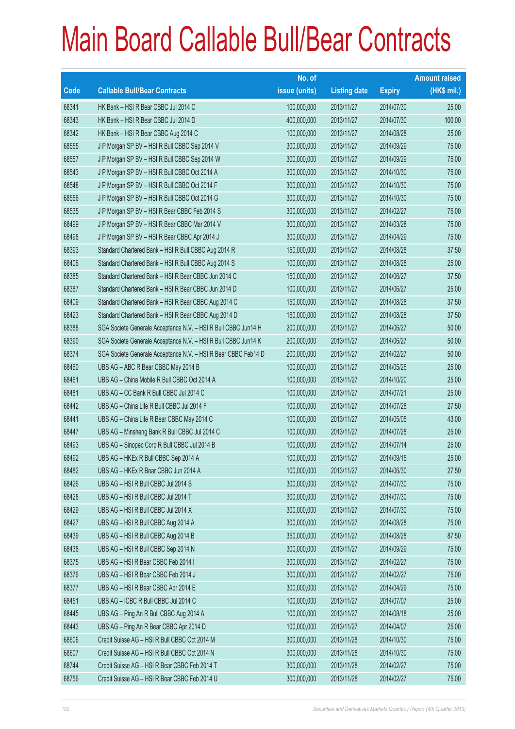# Main Board Callable Bull/Bear Contracts

| Code | Callable Bull/Bear Contracts | No. of issue (units) | Listing date | Expiry | Amount raised (HK$ mil.) |
|---|---|---|---|---|---|
| 68341 | HK Bank – HSI R Bear CBBC Jul 2014 C | 100,000,000 | 2013/11/27 | 2014/07/30 | 25.00 |
| 68343 | HK Bank – HSI R Bear CBBC Jul 2014 D | 400,000,000 | 2013/11/27 | 2014/07/30 | 100.00 |
| 68342 | HK Bank – HSI R Bear CBBC Aug 2014 C | 100,000,000 | 2013/11/27 | 2014/08/28 | 25.00 |
| 68555 | J P Morgan SP BV – HSI R Bull CBBC Sep 2014 V | 300,000,000 | 2013/11/27 | 2014/09/29 | 75.00 |
| 68557 | J P Morgan SP BV – HSI R Bull CBBC Sep 2014 W | 300,000,000 | 2013/11/27 | 2014/09/29 | 75.00 |
| 68543 | J P Morgan SP BV – HSI R Bull CBBC Oct 2014 A | 300,000,000 | 2013/11/27 | 2014/10/30 | 75.00 |
| 68548 | J P Morgan SP BV – HSI R Bull CBBC Oct 2014 F | 300,000,000 | 2013/11/27 | 2014/10/30 | 75.00 |
| 68556 | J P Morgan SP BV – HSI R Bull CBBC Oct 2014 G | 300,000,000 | 2013/11/27 | 2014/10/30 | 75.00 |
| 68535 | J P Morgan SP BV – HSI R Bear CBBC Feb 2014 S | 300,000,000 | 2013/11/27 | 2014/02/27 | 75.00 |
| 68499 | J P Morgan SP BV – HSI R Bear CBBC Mar 2014 V | 300,000,000 | 2013/11/27 | 2014/03/28 | 75.00 |
| 68498 | J P Morgan SP BV – HSI R Bear CBBC Apr 2014 J | 300,000,000 | 2013/11/27 | 2014/04/29 | 75.00 |
| 68393 | Standard Chartered Bank – HSI R Bull CBBC Aug 2014 R | 150,000,000 | 2013/11/27 | 2014/08/28 | 37.50 |
| 68406 | Standard Chartered Bank – HSI R Bull CBBC Aug 2014 S | 100,000,000 | 2013/11/27 | 2014/08/28 | 25.00 |
| 68385 | Standard Chartered Bank – HSI R Bear CBBC Jun 2014 C | 150,000,000 | 2013/11/27 | 2014/06/27 | 37.50 |
| 68387 | Standard Chartered Bank – HSI R Bear CBBC Jun 2014 D | 100,000,000 | 2013/11/27 | 2014/06/27 | 25.00 |
| 68409 | Standard Chartered Bank – HSI R Bear CBBC Aug 2014 C | 150,000,000 | 2013/11/27 | 2014/08/28 | 37.50 |
| 68423 | Standard Chartered Bank – HSI R Bear CBBC Aug 2014 D | 150,000,000 | 2013/11/27 | 2014/08/28 | 37.50 |
| 68388 | SGA Societe Generale Acceptance N.V. – HSI R Bull CBBC Jun14 H | 200,000,000 | 2013/11/27 | 2014/06/27 | 50.00 |
| 68390 | SGA Societe Generale Acceptance N.V. – HSI R Bull CBBC Jun14 K | 200,000,000 | 2013/11/27 | 2014/06/27 | 50.00 |
| 68374 | SGA Societe Generale Acceptance N.V. – HSI R Bear CBBC Feb14 D | 200,000,000 | 2013/11/27 | 2014/02/27 | 50.00 |
| 68460 | UBS AG – ABC R Bear CBBC May 2014 B | 100,000,000 | 2013/11/27 | 2014/05/26 | 25.00 |
| 68461 | UBS AG – China Mobile R Bull CBBC Oct 2014 A | 100,000,000 | 2013/11/27 | 2014/10/20 | 25.00 |
| 68481 | UBS AG – CC Bank R Bull CBBC Jul 2014 C | 100,000,000 | 2013/11/27 | 2014/07/21 | 25.00 |
| 68442 | UBS AG – China Life R Bull CBBC Jul 2014 F | 100,000,000 | 2013/11/27 | 2014/07/28 | 27.50 |
| 68441 | UBS AG – China Life R Bear CBBC May 2014 C | 100,000,000 | 2013/11/27 | 2014/05/05 | 43.00 |
| 68447 | UBS AG – Minsheng Bank R Bull CBBC Jul 2014 C | 100,000,000 | 2013/11/27 | 2014/07/28 | 25.00 |
| 68493 | UBS AG – Sinopec Corp R Bull CBBC Jul 2014 B | 100,000,000 | 2013/11/27 | 2014/07/14 | 25.00 |
| 68492 | UBS AG – HKEx R Bull CBBC Sep 2014 A | 100,000,000 | 2013/11/27 | 2014/09/15 | 25.00 |
| 68482 | UBS AG – HKEx R Bear CBBC Jun 2014 A | 100,000,000 | 2013/11/27 | 2014/06/30 | 27.50 |
| 68426 | UBS AG – HSI R Bull CBBC Jul 2014 S | 300,000,000 | 2013/11/27 | 2014/07/30 | 75.00 |
| 68428 | UBS AG – HSI R Bull CBBC Jul 2014 T | 300,000,000 | 2013/11/27 | 2014/07/30 | 75.00 |
| 68429 | UBS AG – HSI R Bull CBBC Jul 2014 X | 300,000,000 | 2013/11/27 | 2014/07/30 | 75.00 |
| 68427 | UBS AG – HSI R Bull CBBC Aug 2014 A | 300,000,000 | 2013/11/27 | 2014/08/28 | 75.00 |
| 68439 | UBS AG – HSI R Bull CBBC Aug 2014 B | 350,000,000 | 2013/11/27 | 2014/08/28 | 87.50 |
| 68438 | UBS AG – HSI R Bull CBBC Sep 2014 N | 300,000,000 | 2013/11/27 | 2014/09/29 | 75.00 |
| 68375 | UBS AG – HSI R Bear CBBC Feb 2014 I | 300,000,000 | 2013/11/27 | 2014/02/27 | 75.00 |
| 68376 | UBS AG – HSI R Bear CBBC Feb 2014 J | 300,000,000 | 2013/11/27 | 2014/02/27 | 75.00 |
| 68377 | UBS AG – HSI R Bear CBBC Apr 2014 E | 300,000,000 | 2013/11/27 | 2014/04/29 | 75.00 |
| 68451 | UBS AG – ICBC R Bull CBBC Jul 2014 C | 100,000,000 | 2013/11/27 | 2014/07/07 | 25.00 |
| 68445 | UBS AG – Ping An R Bull CBBC Aug 2014 A | 100,000,000 | 2013/11/27 | 2014/08/18 | 25.00 |
| 68443 | UBS AG – Ping An R Bear CBBC Apr 2014 D | 100,000,000 | 2013/11/27 | 2014/04/07 | 25.00 |
| 68606 | Credit Suisse AG – HSI R Bull CBBC Oct 2014 M | 300,000,000 | 2013/11/28 | 2014/10/30 | 75.00 |
| 68607 | Credit Suisse AG – HSI R Bull CBBC Oct 2014 N | 300,000,000 | 2013/11/28 | 2014/10/30 | 75.00 |
| 68744 | Credit Suisse AG – HSI R Bear CBBC Feb 2014 T | 300,000,000 | 2013/11/28 | 2014/02/27 | 75.00 |
| 68756 | Credit Suisse AG – HSI R Bear CBBC Feb 2014 U | 300,000,000 | 2013/11/28 | 2014/02/27 | 75.00 |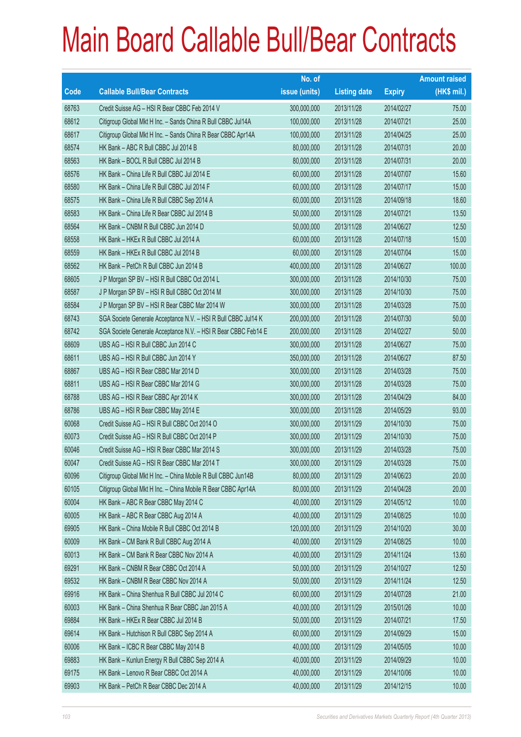# Main Board Callable Bull/Bear Contracts

| Code | Callable Bull/Bear Contracts | No. of issue (units) | Listing date | Expiry | Amount raised (HK$ mil.) |
|---|---|---|---|---|---|
| 68763 | Credit Suisse AG – HSI R Bear CBBC Feb 2014 V | 300,000,000 | 2013/11/28 | 2014/02/27 | 75.00 |
| 68612 | Citigroup Global Mkt H Inc. – Sands China R Bull CBBC Jul14A | 100,000,000 | 2013/11/28 | 2014/07/21 | 25.00 |
| 68617 | Citigroup Global Mkt H Inc. – Sands China R Bear CBBC Apr14A | 100,000,000 | 2013/11/28 | 2014/04/25 | 25.00 |
| 68574 | HK Bank – ABC R Bull CBBC Jul 2014 B | 80,000,000 | 2013/11/28 | 2014/07/31 | 20.00 |
| 68563 | HK Bank – BOCL R Bull CBBC Jul 2014 B | 80,000,000 | 2013/11/28 | 2014/07/31 | 20.00 |
| 68576 | HK Bank – China Life R Bull CBBC Jul 2014 E | 60,000,000 | 2013/11/28 | 2014/07/07 | 15.60 |
| 68580 | HK Bank – China Life R Bull CBBC Jul 2014 F | 60,000,000 | 2013/11/28 | 2014/07/17 | 15.00 |
| 68575 | HK Bank – China Life R Bull CBBC Sep 2014 A | 60,000,000 | 2013/11/28 | 2014/09/18 | 18.60 |
| 68583 | HK Bank – China Life R Bear CBBC Jul 2014 B | 50,000,000 | 2013/11/28 | 2014/07/21 | 13.50 |
| 68564 | HK Bank – CNBM R Bull CBBC Jun 2014 D | 50,000,000 | 2013/11/28 | 2014/06/27 | 12.50 |
| 68558 | HK Bank – HKEx R Bull CBBC Jul 2014 A | 60,000,000 | 2013/11/28 | 2014/07/18 | 15.00 |
| 68559 | HK Bank – HKEx R Bull CBBC Jul 2014 B | 60,000,000 | 2013/11/28 | 2014/07/04 | 15.00 |
| 68562 | HK Bank – PetCh R Bull CBBC Jun 2014 B | 400,000,000 | 2013/11/28 | 2014/06/27 | 100.00 |
| 68605 | J P Morgan SP BV – HSI R Bull CBBC Oct 2014 L | 300,000,000 | 2013/11/28 | 2014/10/30 | 75.00 |
| 68587 | J P Morgan SP BV – HSI R Bull CBBC Oct 2014 M | 300,000,000 | 2013/11/28 | 2014/10/30 | 75.00 |
| 68584 | J P Morgan SP BV – HSI R Bear CBBC Mar 2014 W | 300,000,000 | 2013/11/28 | 2014/03/28 | 75.00 |
| 68743 | SGA Societe Generale Acceptance N.V. – HSI R Bull CBBC Jul14 K | 200,000,000 | 2013/11/28 | 2014/07/30 | 50.00 |
| 68742 | SGA Societe Generale Acceptance N.V. – HSI R Bear CBBC Feb14 E | 200,000,000 | 2013/11/28 | 2014/02/27 | 50.00 |
| 68609 | UBS AG – HSI R Bull CBBC Jun 2014 C | 300,000,000 | 2013/11/28 | 2014/06/27 | 75.00 |
| 68611 | UBS AG – HSI R Bull CBBC Jun 2014 Y | 350,000,000 | 2013/11/28 | 2014/06/27 | 87.50 |
| 68867 | UBS AG – HSI R Bear CBBC Mar 2014 D | 300,000,000 | 2013/11/28 | 2014/03/28 | 75.00 |
| 68811 | UBS AG – HSI R Bear CBBC Mar 2014 G | 300,000,000 | 2013/11/28 | 2014/03/28 | 75.00 |
| 68788 | UBS AG – HSI R Bear CBBC Apr 2014 K | 300,000,000 | 2013/11/28 | 2014/04/29 | 84.00 |
| 68786 | UBS AG – HSI R Bear CBBC May 2014 E | 300,000,000 | 2013/11/28 | 2014/05/29 | 93.00 |
| 60068 | Credit Suisse AG – HSI R Bull CBBC Oct 2014 O | 300,000,000 | 2013/11/29 | 2014/10/30 | 75.00 |
| 60073 | Credit Suisse AG – HSI R Bull CBBC Oct 2014 P | 300,000,000 | 2013/11/29 | 2014/10/30 | 75.00 |
| 60046 | Credit Suisse AG – HSI R Bear CBBC Mar 2014 S | 300,000,000 | 2013/11/29 | 2014/03/28 | 75.00 |
| 60047 | Credit Suisse AG – HSI R Bear CBBC Mar 2014 T | 300,000,000 | 2013/11/29 | 2014/03/28 | 75.00 |
| 60096 | Citigroup Global Mkt H Inc. – China Mobile R Bull CBBC Jun14B | 80,000,000 | 2013/11/29 | 2014/06/23 | 20.00 |
| 60105 | Citigroup Global Mkt H Inc. – China Mobile R Bear CBBC Apr14A | 80,000,000 | 2013/11/29 | 2014/04/28 | 20.00 |
| 60004 | HK Bank – ABC R Bear CBBC May 2014 C | 40,000,000 | 2013/11/29 | 2014/05/12 | 10.00 |
| 60005 | HK Bank – ABC R Bear CBBC Aug 2014 A | 40,000,000 | 2013/11/29 | 2014/08/25 | 10.00 |
| 69905 | HK Bank – China Mobile R Bull CBBC Oct 2014 B | 120,000,000 | 2013/11/29 | 2014/10/20 | 30.00 |
| 60009 | HK Bank – CM Bank R Bull CBBC Aug 2014 A | 40,000,000 | 2013/11/29 | 2014/08/25 | 10.00 |
| 60013 | HK Bank – CM Bank R Bear CBBC Nov 2014 A | 40,000,000 | 2013/11/29 | 2014/11/24 | 13.60 |
| 69291 | HK Bank – CNBM R Bear CBBC Oct 2014 A | 50,000,000 | 2013/11/29 | 2014/10/27 | 12.50 |
| 69532 | HK Bank – CNBM R Bear CBBC Nov 2014 A | 50,000,000 | 2013/11/29 | 2014/11/24 | 12.50 |
| 69916 | HK Bank – China Shenhua R Bull CBBC Jul 2014 C | 60,000,000 | 2013/11/29 | 2014/07/28 | 21.00 |
| 60003 | HK Bank – China Shenhua R Bear CBBC Jan 2015 A | 40,000,000 | 2013/11/29 | 2015/01/26 | 10.00 |
| 69884 | HK Bank – HKEx R Bear CBBC Jul 2014 B | 50,000,000 | 2013/11/29 | 2014/07/21 | 17.50 |
| 69614 | HK Bank – Hutchison R Bull CBBC Sep 2014 A | 60,000,000 | 2013/11/29 | 2014/09/29 | 15.00 |
| 60006 | HK Bank – ICBC R Bear CBBC May 2014 B | 40,000,000 | 2013/11/29 | 2014/05/05 | 10.00 |
| 69883 | HK Bank – Kunlun Energy R Bull CBBC Sep 2014 A | 40,000,000 | 2013/11/29 | 2014/09/29 | 10.00 |
| 69175 | HK Bank – Lenovo R Bear CBBC Oct 2014 A | 40,000,000 | 2013/11/29 | 2014/10/06 | 10.00 |
| 69903 | HK Bank – PetCh R Bear CBBC Dec 2014 A | 40,000,000 | 2013/11/29 | 2014/12/15 | 10.00 |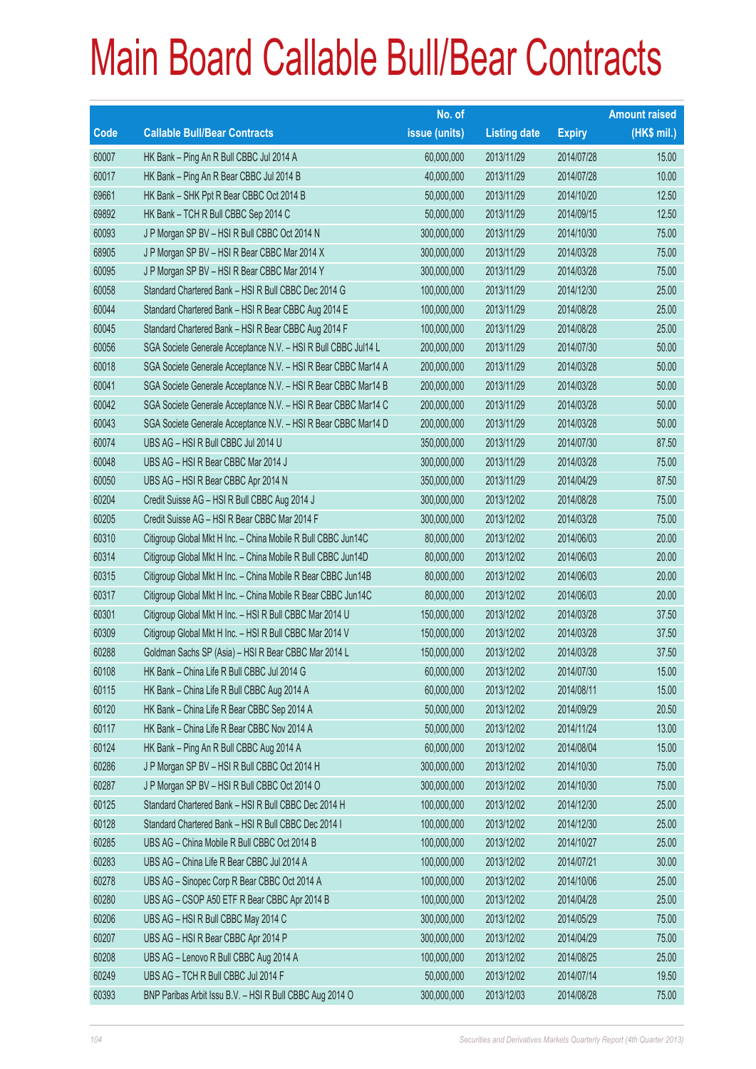# Main Board Callable Bull/Bear Contracts

| Code | Callable Bull/Bear Contracts | No. of issue (units) | Listing date | Expiry | Amount raised (HK$ mil.) |
|---|---|---|---|---|---|
| 60007 | HK Bank – Ping An R Bull CBBC Jul 2014 A | 60,000,000 | 2013/11/29 | 2014/07/28 | 15.00 |
| 60017 | HK Bank – Ping An R Bear CBBC Jul 2014 B | 40,000,000 | 2013/11/29 | 2014/07/28 | 10.00 |
| 69661 | HK Bank – SHK Ppt R Bear CBBC Oct 2014 B | 50,000,000 | 2013/11/29 | 2014/10/20 | 12.50 |
| 69892 | HK Bank – TCH R Bull CBBC Sep 2014 C | 50,000,000 | 2013/11/29 | 2014/09/15 | 12.50 |
| 60093 | J P Morgan SP BV – HSI R Bull CBBC Oct 2014 N | 300,000,000 | 2013/11/29 | 2014/10/30 | 75.00 |
| 68905 | J P Morgan SP BV – HSI R Bear CBBC Mar 2014 X | 300,000,000 | 2013/11/29 | 2014/03/28 | 75.00 |
| 60095 | J P Morgan SP BV – HSI R Bear CBBC Mar 2014 Y | 300,000,000 | 2013/11/29 | 2014/03/28 | 75.00 |
| 60058 | Standard Chartered Bank – HSI R Bull CBBC Dec 2014 G | 100,000,000 | 2013/11/29 | 2014/12/30 | 25.00 |
| 60044 | Standard Chartered Bank – HSI R Bear CBBC Aug 2014 E | 100,000,000 | 2013/11/29 | 2014/08/28 | 25.00 |
| 60045 | Standard Chartered Bank – HSI R Bear CBBC Aug 2014 F | 100,000,000 | 2013/11/29 | 2014/08/28 | 25.00 |
| 60056 | SGA Societe Generale Acceptance N.V. – HSI R Bull CBBC Jul14 L | 200,000,000 | 2013/11/29 | 2014/07/30 | 50.00 |
| 60018 | SGA Societe Generale Acceptance N.V. – HSI R Bear CBBC Mar14 A | 200,000,000 | 2013/11/29 | 2014/03/28 | 50.00 |
| 60041 | SGA Societe Generale Acceptance N.V. – HSI R Bear CBBC Mar14 B | 200,000,000 | 2013/11/29 | 2014/03/28 | 50.00 |
| 60042 | SGA Societe Generale Acceptance N.V. – HSI R Bear CBBC Mar14 C | 200,000,000 | 2013/11/29 | 2014/03/28 | 50.00 |
| 60043 | SGA Societe Generale Acceptance N.V. – HSI R Bear CBBC Mar14 D | 200,000,000 | 2013/11/29 | 2014/03/28 | 50.00 |
| 60074 | UBS AG – HSI R Bull CBBC Jul 2014 U | 350,000,000 | 2013/11/29 | 2014/07/30 | 87.50 |
| 60048 | UBS AG – HSI R Bear CBBC Mar 2014 J | 300,000,000 | 2013/11/29 | 2014/03/28 | 75.00 |
| 60050 | UBS AG – HSI R Bear CBBC Apr 2014 N | 350,000,000 | 2013/11/29 | 2014/04/29 | 87.50 |
| 60204 | Credit Suisse AG – HSI R Bull CBBC Aug 2014 J | 300,000,000 | 2013/12/02 | 2014/08/28 | 75.00 |
| 60205 | Credit Suisse AG – HSI R Bear CBBC Mar 2014 F | 300,000,000 | 2013/12/02 | 2014/03/28 | 75.00 |
| 60310 | Citigroup Global Mkt H Inc. – China Mobile R Bull CBBC Jun14C | 80,000,000 | 2013/12/02 | 2014/06/03 | 20.00 |
| 60314 | Citigroup Global Mkt H Inc. – China Mobile R Bull CBBC Jun14D | 80,000,000 | 2013/12/02 | 2014/06/03 | 20.00 |
| 60315 | Citigroup Global Mkt H Inc. – China Mobile R Bear CBBC Jun14B | 80,000,000 | 2013/12/02 | 2014/06/03 | 20.00 |
| 60317 | Citigroup Global Mkt H Inc. – China Mobile R Bear CBBC Jun14C | 80,000,000 | 2013/12/02 | 2014/06/03 | 20.00 |
| 60301 | Citigroup Global Mkt H Inc. – HSI R Bull CBBC Mar 2014 U | 150,000,000 | 2013/12/02 | 2014/03/28 | 37.50 |
| 60309 | Citigroup Global Mkt H Inc. – HSI R Bull CBBC Mar 2014 V | 150,000,000 | 2013/12/02 | 2014/03/28 | 37.50 |
| 60288 | Goldman Sachs SP (Asia) – HSI R Bear CBBC Mar 2014 L | 150,000,000 | 2013/12/02 | 2014/03/28 | 37.50 |
| 60108 | HK Bank – China Life R Bull CBBC Jul 2014 G | 60,000,000 | 2013/12/02 | 2014/07/30 | 15.00 |
| 60115 | HK Bank – China Life R Bull CBBC Aug 2014 A | 60,000,000 | 2013/12/02 | 2014/08/11 | 15.00 |
| 60120 | HK Bank – China Life R Bear CBBC Sep 2014 A | 50,000,000 | 2013/12/02 | 2014/09/29 | 20.50 |
| 60117 | HK Bank – China Life R Bear CBBC Nov 2014 A | 50,000,000 | 2013/12/02 | 2014/11/24 | 13.00 |
| 60124 | HK Bank – Ping An R Bull CBBC Aug 2014 A | 60,000,000 | 2013/12/02 | 2014/08/04 | 15.00 |
| 60286 | J P Morgan SP BV – HSI R Bull CBBC Oct 2014 H | 300,000,000 | 2013/12/02 | 2014/10/30 | 75.00 |
| 60287 | J P Morgan SP BV – HSI R Bull CBBC Oct 2014 O | 300,000,000 | 2013/12/02 | 2014/10/30 | 75.00 |
| 60125 | Standard Chartered Bank – HSI R Bull CBBC Dec 2014 H | 100,000,000 | 2013/12/02 | 2014/12/30 | 25.00 |
| 60128 | Standard Chartered Bank – HSI R Bull CBBC Dec 2014 I | 100,000,000 | 2013/12/02 | 2014/12/30 | 25.00 |
| 60285 | UBS AG – China Mobile R Bull CBBC Oct 2014 B | 100,000,000 | 2013/12/02 | 2014/10/27 | 25.00 |
| 60283 | UBS AG – China Life R Bear CBBC Jul 2014 A | 100,000,000 | 2013/12/02 | 2014/07/21 | 30.00 |
| 60278 | UBS AG – Sinopec Corp R Bear CBBC Oct 2014 A | 100,000,000 | 2013/12/02 | 2014/10/06 | 25.00 |
| 60280 | UBS AG – CSOP A50 ETF R Bear CBBC Apr 2014 B | 100,000,000 | 2013/12/02 | 2014/04/28 | 25.00 |
| 60206 | UBS AG – HSI R Bull CBBC May 2014 C | 300,000,000 | 2013/12/02 | 2014/05/29 | 75.00 |
| 60207 | UBS AG – HSI R Bear CBBC Apr 2014 P | 300,000,000 | 2013/12/02 | 2014/04/29 | 75.00 |
| 60208 | UBS AG – Lenovo R Bull CBBC Aug 2014 A | 100,000,000 | 2013/12/02 | 2014/08/25 | 25.00 |
| 60249 | UBS AG – TCH R Bull CBBC Jul 2014 F | 50,000,000 | 2013/12/02 | 2014/07/14 | 19.50 |
| 60393 | BNP Paribas Arbit Issu B.V. – HSI R Bull CBBC Aug 2014 O | 300,000,000 | 2013/12/03 | 2014/08/28 | 75.00 |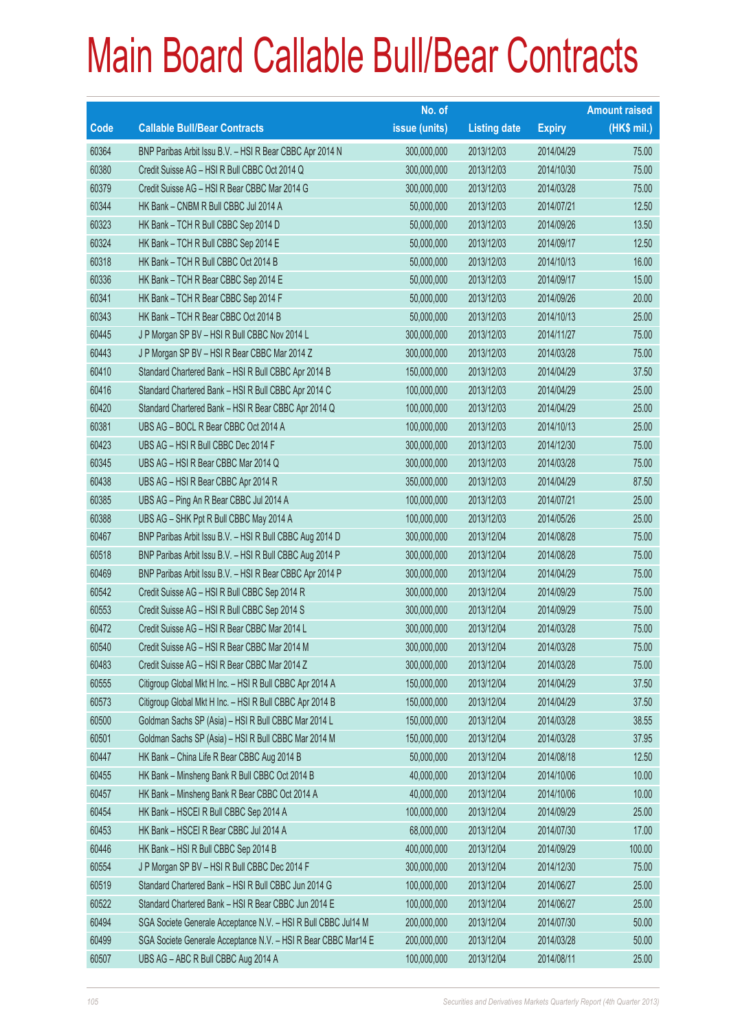# Main Board Callable Bull/Bear Contracts

| Code | Callable Bull/Bear Contracts | No. of issue (units) | Listing date | Expiry | Amount raised (HK$ mil.) |
|---|---|---|---|---|---|
| 60364 | BNP Paribas Arbit Issu B.V. – HSI R Bear CBBC Apr 2014 N | 300,000,000 | 2013/12/03 | 2014/04/29 | 75.00 |
| 60380 | Credit Suisse AG – HSI R Bull CBBC Oct 2014 Q | 300,000,000 | 2013/12/03 | 2014/10/30 | 75.00 |
| 60379 | Credit Suisse AG – HSI R Bear CBBC Mar 2014 G | 300,000,000 | 2013/12/03 | 2014/03/28 | 75.00 |
| 60344 | HK Bank – CNBM R Bull CBBC Jul 2014 A | 50,000,000 | 2013/12/03 | 2014/07/21 | 12.50 |
| 60323 | HK Bank – TCH R Bull CBBC Sep 2014 D | 50,000,000 | 2013/12/03 | 2014/09/26 | 13.50 |
| 60324 | HK Bank – TCH R Bull CBBC Sep 2014 E | 50,000,000 | 2013/12/03 | 2014/09/17 | 12.50 |
| 60318 | HK Bank – TCH R Bull CBBC Oct 2014 B | 50,000,000 | 2013/12/03 | 2014/10/13 | 16.00 |
| 60336 | HK Bank – TCH R Bear CBBC Sep 2014 E | 50,000,000 | 2013/12/03 | 2014/09/17 | 15.00 |
| 60341 | HK Bank – TCH R Bear CBBC Sep 2014 F | 50,000,000 | 2013/12/03 | 2014/09/26 | 20.00 |
| 60343 | HK Bank – TCH R Bear CBBC Oct 2014 B | 50,000,000 | 2013/12/03 | 2014/10/13 | 25.00 |
| 60445 | J P Morgan SP BV – HSI R Bull CBBC Nov 2014 L | 300,000,000 | 2013/12/03 | 2014/11/27 | 75.00 |
| 60443 | J P Morgan SP BV – HSI R Bear CBBC Mar 2014 Z | 300,000,000 | 2013/12/03 | 2014/03/28 | 75.00 |
| 60410 | Standard Chartered Bank – HSI R Bull CBBC Apr 2014 B | 150,000,000 | 2013/12/03 | 2014/04/29 | 37.50 |
| 60416 | Standard Chartered Bank – HSI R Bull CBBC Apr 2014 C | 100,000,000 | 2013/12/03 | 2014/04/29 | 25.00 |
| 60420 | Standard Chartered Bank – HSI R Bear CBBC Apr 2014 Q | 100,000,000 | 2013/12/03 | 2014/04/29 | 25.00 |
| 60381 | UBS AG – BOCL R Bear CBBC Oct 2014 A | 100,000,000 | 2013/12/03 | 2014/10/13 | 25.00 |
| 60423 | UBS AG – HSI R Bull CBBC Dec 2014 F | 300,000,000 | 2013/12/03 | 2014/12/30 | 75.00 |
| 60345 | UBS AG – HSI R Bear CBBC Mar 2014 Q | 300,000,000 | 2013/12/03 | 2014/03/28 | 75.00 |
| 60438 | UBS AG – HSI R Bear CBBC Apr 2014 R | 350,000,000 | 2013/12/03 | 2014/04/29 | 87.50 |
| 60385 | UBS AG – Ping An R Bear CBBC Jul 2014 A | 100,000,000 | 2013/12/03 | 2014/07/21 | 25.00 |
| 60388 | UBS AG – SHK Ppt R Bull CBBC May 2014 A | 100,000,000 | 2013/12/03 | 2014/05/26 | 25.00 |
| 60467 | BNP Paribas Arbit Issu B.V. – HSI R Bull CBBC Aug 2014 D | 300,000,000 | 2013/12/04 | 2014/08/28 | 75.00 |
| 60518 | BNP Paribas Arbit Issu B.V. – HSI R Bull CBBC Aug 2014 P | 300,000,000 | 2013/12/04 | 2014/08/28 | 75.00 |
| 60469 | BNP Paribas Arbit Issu B.V. – HSI R Bear CBBC Apr 2014 P | 300,000,000 | 2013/12/04 | 2014/04/29 | 75.00 |
| 60542 | Credit Suisse AG – HSI R Bull CBBC Sep 2014 R | 300,000,000 | 2013/12/04 | 2014/09/29 | 75.00 |
| 60553 | Credit Suisse AG – HSI R Bull CBBC Sep 2014 S | 300,000,000 | 2013/12/04 | 2014/09/29 | 75.00 |
| 60472 | Credit Suisse AG – HSI R Bear CBBC Mar 2014 L | 300,000,000 | 2013/12/04 | 2014/03/28 | 75.00 |
| 60540 | Credit Suisse AG – HSI R Bear CBBC Mar 2014 M | 300,000,000 | 2013/12/04 | 2014/03/28 | 75.00 |
| 60483 | Credit Suisse AG – HSI R Bear CBBC Mar 2014 Z | 300,000,000 | 2013/12/04 | 2014/03/28 | 75.00 |
| 60555 | Citigroup Global Mkt H Inc. – HSI R Bull CBBC Apr 2014 A | 150,000,000 | 2013/12/04 | 2014/04/29 | 37.50 |
| 60573 | Citigroup Global Mkt H Inc. – HSI R Bull CBBC Apr 2014 B | 150,000,000 | 2013/12/04 | 2014/04/29 | 37.50 |
| 60500 | Goldman Sachs SP (Asia) – HSI R Bull CBBC Mar 2014 L | 150,000,000 | 2013/12/04 | 2014/03/28 | 38.55 |
| 60501 | Goldman Sachs SP (Asia) – HSI R Bull CBBC Mar 2014 M | 150,000,000 | 2013/12/04 | 2014/03/28 | 37.95 |
| 60447 | HK Bank – China Life R Bear CBBC Aug 2014 B | 50,000,000 | 2013/12/04 | 2014/08/18 | 12.50 |
| 60455 | HK Bank – Minsheng Bank R Bull CBBC Oct 2014 B | 40,000,000 | 2013/12/04 | 2014/10/06 | 10.00 |
| 60457 | HK Bank – Minsheng Bank R Bear CBBC Oct 2014 A | 40,000,000 | 2013/12/04 | 2014/10/06 | 10.00 |
| 60454 | HK Bank – HSCEI R Bull CBBC Sep 2014 A | 100,000,000 | 2013/12/04 | 2014/09/29 | 25.00 |
| 60453 | HK Bank – HSCEI R Bear CBBC Jul 2014 A | 68,000,000 | 2013/12/04 | 2014/07/30 | 17.00 |
| 60446 | HK Bank – HSI R Bull CBBC Sep 2014 B | 400,000,000 | 2013/12/04 | 2014/09/29 | 100.00 |
| 60554 | J P Morgan SP BV – HSI R Bull CBBC Dec 2014 F | 300,000,000 | 2013/12/04 | 2014/12/30 | 75.00 |
| 60519 | Standard Chartered Bank – HSI R Bull CBBC Jun 2014 G | 100,000,000 | 2013/12/04 | 2014/06/27 | 25.00 |
| 60522 | Standard Chartered Bank – HSI R Bear CBBC Jun 2014 E | 100,000,000 | 2013/12/04 | 2014/06/27 | 25.00 |
| 60494 | SGA Societe Generale Acceptance N.V. – HSI R Bull CBBC Jul14 M | 200,000,000 | 2013/12/04 | 2014/07/30 | 50.00 |
| 60499 | SGA Societe Generale Acceptance N.V. – HSI R Bear CBBC Mar14 E | 200,000,000 | 2013/12/04 | 2014/03/28 | 50.00 |
| 60507 | UBS AG – ABC R Bull CBBC Aug 2014 A | 100,000,000 | 2013/12/04 | 2014/08/11 | 25.00 |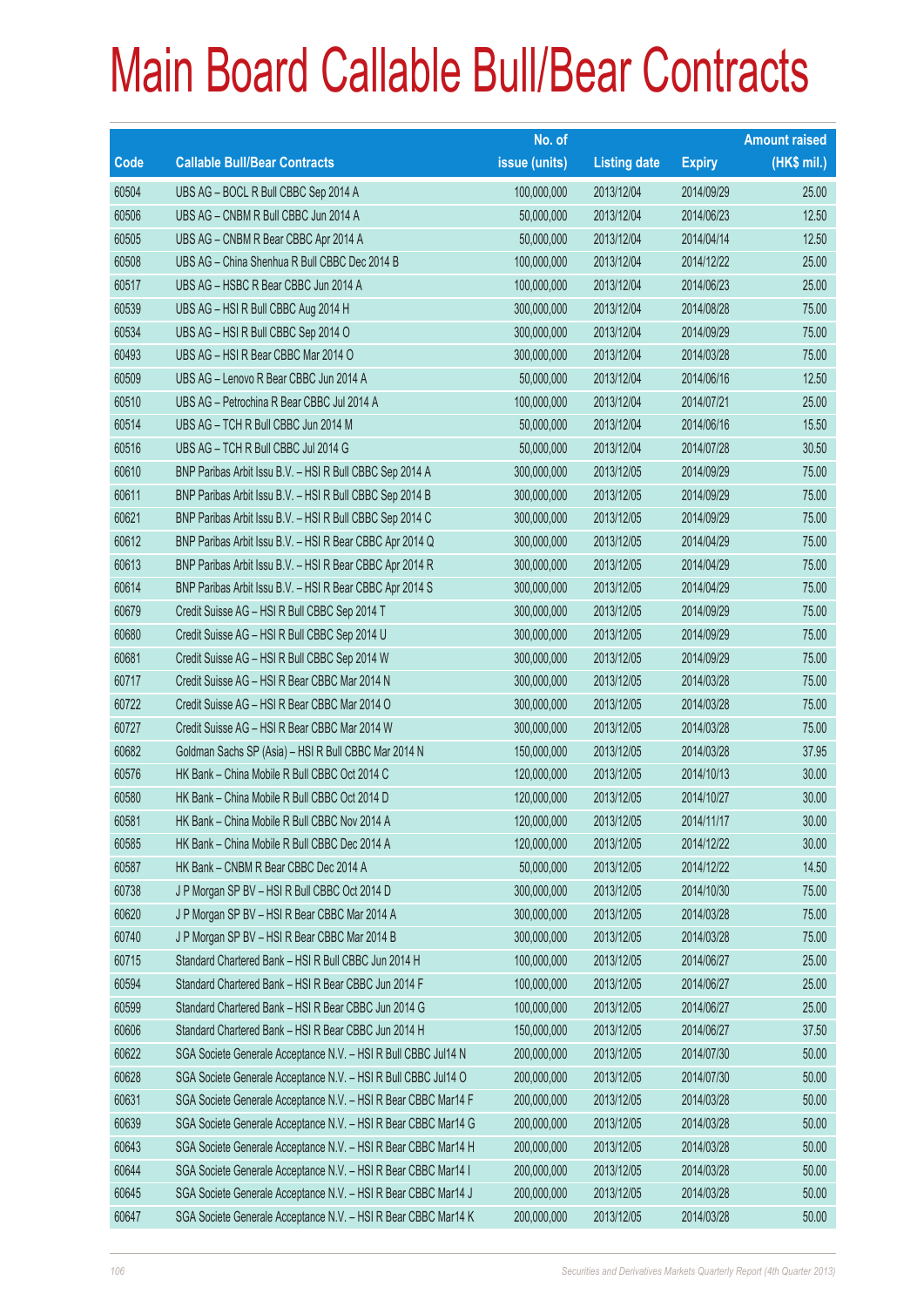# Main Board Callable Bull/Bear Contracts

| Code | Callable Bull/Bear Contracts | No. of issue (units) | Listing date | Expiry | Amount raised (HK$ mil.) |
|---|---|---|---|---|---|
| 60504 | UBS AG – BOCL R Bull CBBC Sep 2014 A | 100,000,000 | 2013/12/04 | 2014/09/29 | 25.00 |
| 60506 | UBS AG – CNBM R Bull CBBC Jun 2014 A | 50,000,000 | 2013/12/04 | 2014/06/23 | 12.50 |
| 60505 | UBS AG – CNBM R Bear CBBC Apr 2014 A | 50,000,000 | 2013/12/04 | 2014/04/14 | 12.50 |
| 60508 | UBS AG – China Shenhua R Bull CBBC Dec 2014 B | 100,000,000 | 2013/12/04 | 2014/12/22 | 25.00 |
| 60517 | UBS AG – HSBC R Bear CBBC Jun 2014 A | 100,000,000 | 2013/12/04 | 2014/06/23 | 25.00 |
| 60539 | UBS AG – HSI R Bull CBBC Aug 2014 H | 300,000,000 | 2013/12/04 | 2014/08/28 | 75.00 |
| 60534 | UBS AG – HSI R Bull CBBC Sep 2014 O | 300,000,000 | 2013/12/04 | 2014/09/29 | 75.00 |
| 60493 | UBS AG – HSI R Bear CBBC Mar 2014 O | 300,000,000 | 2013/12/04 | 2014/03/28 | 75.00 |
| 60509 | UBS AG – Lenovo R Bear CBBC Jun 2014 A | 50,000,000 | 2013/12/04 | 2014/06/16 | 12.50 |
| 60510 | UBS AG – Petrochina R Bear CBBC Jul 2014 A | 100,000,000 | 2013/12/04 | 2014/07/21 | 25.00 |
| 60514 | UBS AG – TCH R Bull CBBC Jun 2014 M | 50,000,000 | 2013/12/04 | 2014/06/16 | 15.50 |
| 60516 | UBS AG – TCH R Bull CBBC Jul 2014 G | 50,000,000 | 2013/12/04 | 2014/07/28 | 30.50 |
| 60610 | BNP Paribas Arbit Issu B.V. – HSI R Bull CBBC Sep 2014 A | 300,000,000 | 2013/12/05 | 2014/09/29 | 75.00 |
| 60611 | BNP Paribas Arbit Issu B.V. – HSI R Bull CBBC Sep 2014 B | 300,000,000 | 2013/12/05 | 2014/09/29 | 75.00 |
| 60621 | BNP Paribas Arbit Issu B.V. – HSI R Bull CBBC Sep 2014 C | 300,000,000 | 2013/12/05 | 2014/09/29 | 75.00 |
| 60612 | BNP Paribas Arbit Issu B.V. – HSI R Bear CBBC Apr 2014 Q | 300,000,000 | 2013/12/05 | 2014/04/29 | 75.00 |
| 60613 | BNP Paribas Arbit Issu B.V. – HSI R Bear CBBC Apr 2014 R | 300,000,000 | 2013/12/05 | 2014/04/29 | 75.00 |
| 60614 | BNP Paribas Arbit Issu B.V. – HSI R Bear CBBC Apr 2014 S | 300,000,000 | 2013/12/05 | 2014/04/29 | 75.00 |
| 60679 | Credit Suisse AG – HSI R Bull CBBC Sep 2014 T | 300,000,000 | 2013/12/05 | 2014/09/29 | 75.00 |
| 60680 | Credit Suisse AG – HSI R Bull CBBC Sep 2014 U | 300,000,000 | 2013/12/05 | 2014/09/29 | 75.00 |
| 60681 | Credit Suisse AG – HSI R Bull CBBC Sep 2014 W | 300,000,000 | 2013/12/05 | 2014/09/29 | 75.00 |
| 60717 | Credit Suisse AG – HSI R Bear CBBC Mar 2014 N | 300,000,000 | 2013/12/05 | 2014/03/28 | 75.00 |
| 60722 | Credit Suisse AG – HSI R Bear CBBC Mar 2014 O | 300,000,000 | 2013/12/05 | 2014/03/28 | 75.00 |
| 60727 | Credit Suisse AG – HSI R Bear CBBC Mar 2014 W | 300,000,000 | 2013/12/05 | 2014/03/28 | 75.00 |
| 60682 | Goldman Sachs SP (Asia) – HSI R Bull CBBC Mar 2014 N | 150,000,000 | 2013/12/05 | 2014/03/28 | 37.95 |
| 60576 | HK Bank – China Mobile R Bull CBBC Oct 2014 C | 120,000,000 | 2013/12/05 | 2014/10/13 | 30.00 |
| 60580 | HK Bank – China Mobile R Bull CBBC Oct 2014 D | 120,000,000 | 2013/12/05 | 2014/10/27 | 30.00 |
| 60581 | HK Bank – China Mobile R Bull CBBC Nov 2014 A | 120,000,000 | 2013/12/05 | 2014/11/17 | 30.00 |
| 60585 | HK Bank – China Mobile R Bull CBBC Dec 2014 A | 120,000,000 | 2013/12/05 | 2014/12/22 | 30.00 |
| 60587 | HK Bank – CNBM R Bear CBBC Dec 2014 A | 50,000,000 | 2013/12/05 | 2014/12/22 | 14.50 |
| 60738 | J P Morgan SP BV – HSI R Bull CBBC Oct 2014 D | 300,000,000 | 2013/12/05 | 2014/10/30 | 75.00 |
| 60620 | J P Morgan SP BV – HSI R Bear CBBC Mar 2014 A | 300,000,000 | 2013/12/05 | 2014/03/28 | 75.00 |
| 60740 | J P Morgan SP BV – HSI R Bear CBBC Mar 2014 B | 300,000,000 | 2013/12/05 | 2014/03/28 | 75.00 |
| 60715 | Standard Chartered Bank – HSI R Bull CBBC Jun 2014 H | 100,000,000 | 2013/12/05 | 2014/06/27 | 25.00 |
| 60594 | Standard Chartered Bank – HSI R Bear CBBC Jun 2014 F | 100,000,000 | 2013/12/05 | 2014/06/27 | 25.00 |
| 60599 | Standard Chartered Bank – HSI R Bear CBBC Jun 2014 G | 100,000,000 | 2013/12/05 | 2014/06/27 | 25.00 |
| 60606 | Standard Chartered Bank – HSI R Bear CBBC Jun 2014 H | 150,000,000 | 2013/12/05 | 2014/06/27 | 37.50 |
| 60622 | SGA Societe Generale Acceptance N.V. – HSI R Bull CBBC Jul14 N | 200,000,000 | 2013/12/05 | 2014/07/30 | 50.00 |
| 60628 | SGA Societe Generale Acceptance N.V. – HSI R Bull CBBC Jul14 O | 200,000,000 | 2013/12/05 | 2014/07/30 | 50.00 |
| 60631 | SGA Societe Generale Acceptance N.V. – HSI R Bear CBBC Mar14 F | 200,000,000 | 2013/12/05 | 2014/03/28 | 50.00 |
| 60639 | SGA Societe Generale Acceptance N.V. – HSI R Bear CBBC Mar14 G | 200,000,000 | 2013/12/05 | 2014/03/28 | 50.00 |
| 60643 | SGA Societe Generale Acceptance N.V. – HSI R Bear CBBC Mar14 H | 200,000,000 | 2013/12/05 | 2014/03/28 | 50.00 |
| 60644 | SGA Societe Generale Acceptance N.V. – HSI R Bear CBBC Mar14 I | 200,000,000 | 2013/12/05 | 2014/03/28 | 50.00 |
| 60645 | SGA Societe Generale Acceptance N.V. – HSI R Bear CBBC Mar14 J | 200,000,000 | 2013/12/05 | 2014/03/28 | 50.00 |
| 60647 | SGA Societe Generale Acceptance N.V. – HSI R Bear CBBC Mar14 K | 200,000,000 | 2013/12/05 | 2014/03/28 | 50.00 |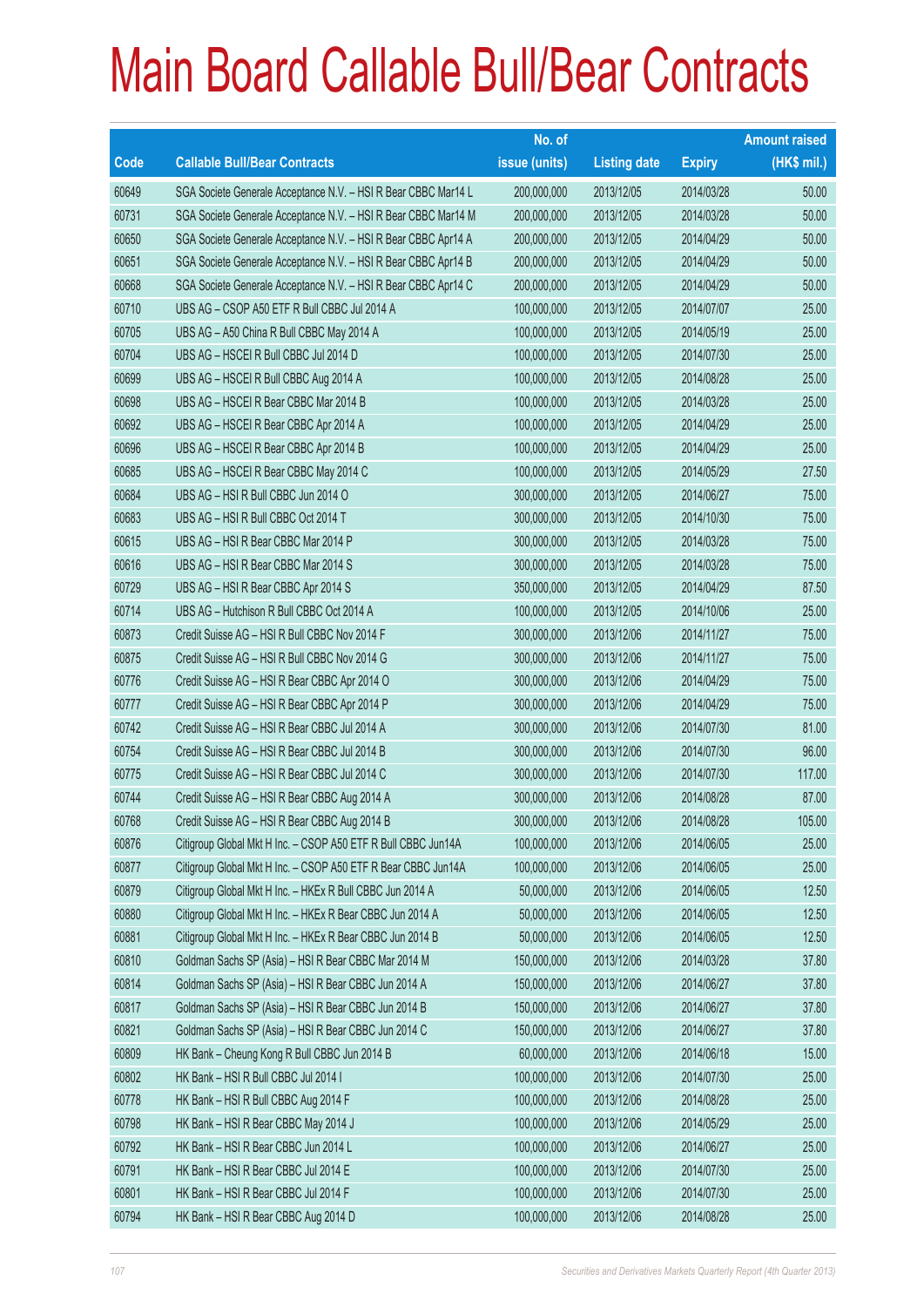# Main Board Callable Bull/Bear Contracts

| Code | Callable Bull/Bear Contracts | No. of issue (units) | Listing date | Expiry | Amount raised (HK$ mil.) |
|---|---|---|---|---|---|
| 60649 | SGA Societe Generale Acceptance N.V. – HSI R Bear CBBC Mar14 L | 200,000,000 | 2013/12/05 | 2014/03/28 | 50.00 |
| 60731 | SGA Societe Generale Acceptance N.V. – HSI R Bear CBBC Mar14 M | 200,000,000 | 2013/12/05 | 2014/03/28 | 50.00 |
| 60650 | SGA Societe Generale Acceptance N.V. – HSI R Bear CBBC Apr14 A | 200,000,000 | 2013/12/05 | 2014/04/29 | 50.00 |
| 60651 | SGA Societe Generale Acceptance N.V. – HSI R Bear CBBC Apr14 B | 200,000,000 | 2013/12/05 | 2014/04/29 | 50.00 |
| 60668 | SGA Societe Generale Acceptance N.V. – HSI R Bear CBBC Apr14 C | 200,000,000 | 2013/12/05 | 2014/04/29 | 50.00 |
| 60710 | UBS AG – CSOP A50 ETF R Bull CBBC Jul 2014 A | 100,000,000 | 2013/12/05 | 2014/07/07 | 25.00 |
| 60705 | UBS AG – A50 China R Bull CBBC May 2014 A | 100,000,000 | 2013/12/05 | 2014/05/19 | 25.00 |
| 60704 | UBS AG – HSCEI R Bull CBBC Jul 2014 D | 100,000,000 | 2013/12/05 | 2014/07/30 | 25.00 |
| 60699 | UBS AG – HSCEI R Bull CBBC Aug 2014 A | 100,000,000 | 2013/12/05 | 2014/08/28 | 25.00 |
| 60698 | UBS AG – HSCEI R Bear CBBC Mar 2014 B | 100,000,000 | 2013/12/05 | 2014/03/28 | 25.00 |
| 60692 | UBS AG – HSCEI R Bear CBBC Apr 2014 A | 100,000,000 | 2013/12/05 | 2014/04/29 | 25.00 |
| 60696 | UBS AG – HSCEI R Bear CBBC Apr 2014 B | 100,000,000 | 2013/12/05 | 2014/04/29 | 25.00 |
| 60685 | UBS AG – HSCEI R Bear CBBC May 2014 C | 100,000,000 | 2013/12/05 | 2014/05/29 | 27.50 |
| 60684 | UBS AG – HSI R Bull CBBC Jun 2014 O | 300,000,000 | 2013/12/05 | 2014/06/27 | 75.00 |
| 60683 | UBS AG – HSI R Bull CBBC Oct 2014 T | 300,000,000 | 2013/12/05 | 2014/10/30 | 75.00 |
| 60615 | UBS AG – HSI R Bear CBBC Mar 2014 P | 300,000,000 | 2013/12/05 | 2014/03/28 | 75.00 |
| 60616 | UBS AG – HSI R Bear CBBC Mar 2014 S | 300,000,000 | 2013/12/05 | 2014/03/28 | 75.00 |
| 60729 | UBS AG – HSI R Bear CBBC Apr 2014 S | 350,000,000 | 2013/12/05 | 2014/04/29 | 87.50 |
| 60714 | UBS AG – Hutchison R Bull CBBC Oct 2014 A | 100,000,000 | 2013/12/05 | 2014/10/06 | 25.00 |
| 60873 | Credit Suisse AG – HSI R Bull CBBC Nov 2014 F | 300,000,000 | 2013/12/06 | 2014/11/27 | 75.00 |
| 60875 | Credit Suisse AG – HSI R Bull CBBC Nov 2014 G | 300,000,000 | 2013/12/06 | 2014/11/27 | 75.00 |
| 60776 | Credit Suisse AG – HSI R Bear CBBC Apr 2014 O | 300,000,000 | 2013/12/06 | 2014/04/29 | 75.00 |
| 60777 | Credit Suisse AG – HSI R Bear CBBC Apr 2014 P | 300,000,000 | 2013/12/06 | 2014/04/29 | 75.00 |
| 60742 | Credit Suisse AG – HSI R Bear CBBC Jul 2014 A | 300,000,000 | 2013/12/06 | 2014/07/30 | 81.00 |
| 60754 | Credit Suisse AG – HSI R Bear CBBC Jul 2014 B | 300,000,000 | 2013/12/06 | 2014/07/30 | 96.00 |
| 60775 | Credit Suisse AG – HSI R Bear CBBC Jul 2014 C | 300,000,000 | 2013/12/06 | 2014/07/30 | 117.00 |
| 60744 | Credit Suisse AG – HSI R Bear CBBC Aug 2014 A | 300,000,000 | 2013/12/06 | 2014/08/28 | 87.00 |
| 60768 | Credit Suisse AG – HSI R Bear CBBC Aug 2014 B | 300,000,000 | 2013/12/06 | 2014/08/28 | 105.00 |
| 60876 | Citigroup Global Mkt H Inc. – CSOP A50 ETF R Bull CBBC Jun14A | 100,000,000 | 2013/12/06 | 2014/06/05 | 25.00 |
| 60877 | Citigroup Global Mkt H Inc. – CSOP A50 ETF R Bear CBBC Jun14A | 100,000,000 | 2013/12/06 | 2014/06/05 | 25.00 |
| 60879 | Citigroup Global Mkt H Inc. – HKEx R Bull CBBC Jun 2014 A | 50,000,000 | 2013/12/06 | 2014/06/05 | 12.50 |
| 60880 | Citigroup Global Mkt H Inc. – HKEx R Bear CBBC Jun 2014 A | 50,000,000 | 2013/12/06 | 2014/06/05 | 12.50 |
| 60881 | Citigroup Global Mkt H Inc. – HKEx R Bear CBBC Jun 2014 B | 50,000,000 | 2013/12/06 | 2014/06/05 | 12.50 |
| 60810 | Goldman Sachs SP (Asia) – HSI R Bear CBBC Mar 2014 M | 150,000,000 | 2013/12/06 | 2014/03/28 | 37.80 |
| 60814 | Goldman Sachs SP (Asia) – HSI R Bear CBBC Jun 2014 A | 150,000,000 | 2013/12/06 | 2014/06/27 | 37.80 |
| 60817 | Goldman Sachs SP (Asia) – HSI R Bear CBBC Jun 2014 B | 150,000,000 | 2013/12/06 | 2014/06/27 | 37.80 |
| 60821 | Goldman Sachs SP (Asia) – HSI R Bear CBBC Jun 2014 C | 150,000,000 | 2013/12/06 | 2014/06/27 | 37.80 |
| 60809 | HK Bank – Cheung Kong R Bull CBBC Jun 2014 B | 60,000,000 | 2013/12/06 | 2014/06/18 | 15.00 |
| 60802 | HK Bank – HSI R Bull CBBC Jul 2014 I | 100,000,000 | 2013/12/06 | 2014/07/30 | 25.00 |
| 60778 | HK Bank – HSI R Bull CBBC Aug 2014 F | 100,000,000 | 2013/12/06 | 2014/08/28 | 25.00 |
| 60798 | HK Bank – HSI R Bear CBBC May 2014 J | 100,000,000 | 2013/12/06 | 2014/05/29 | 25.00 |
| 60792 | HK Bank – HSI R Bear CBBC Jun 2014 L | 100,000,000 | 2013/12/06 | 2014/06/27 | 25.00 |
| 60791 | HK Bank – HSI R Bear CBBC Jul 2014 E | 100,000,000 | 2013/12/06 | 2014/07/30 | 25.00 |
| 60801 | HK Bank – HSI R Bear CBBC Jul 2014 F | 100,000,000 | 2013/12/06 | 2014/07/30 | 25.00 |
| 60794 | HK Bank – HSI R Bear CBBC Aug 2014 D | 100,000,000 | 2013/12/06 | 2014/08/28 | 25.00 |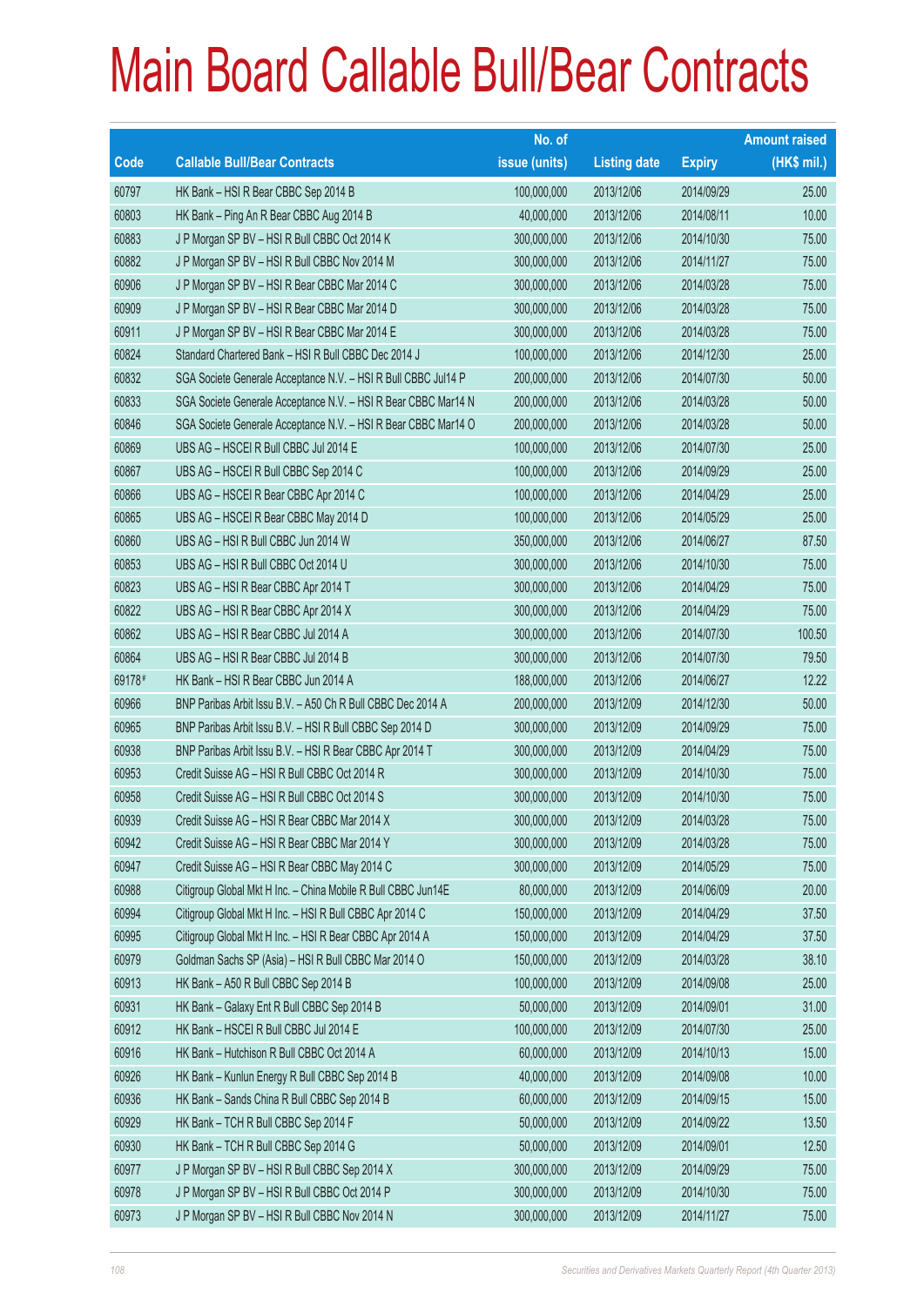# Main Board Callable Bull/Bear Contracts

| Code | Callable Bull/Bear Contracts | No. of issue (units) | Listing date | Expiry | Amount raised (HK$ mil.) |
|---|---|---|---|---|---|
| 60797 | HK Bank – HSI R Bear CBBC Sep 2014 B | 100,000,000 | 2013/12/06 | 2014/09/29 | 25.00 |
| 60803 | HK Bank – Ping An R Bear CBBC Aug 2014 B | 40,000,000 | 2013/12/06 | 2014/08/11 | 10.00 |
| 60883 | J P Morgan SP BV – HSI R Bull CBBC Oct 2014 K | 300,000,000 | 2013/12/06 | 2014/10/30 | 75.00 |
| 60882 | J P Morgan SP BV – HSI R Bull CBBC Nov 2014 M | 300,000,000 | 2013/12/06 | 2014/11/27 | 75.00 |
| 60906 | J P Morgan SP BV – HSI R Bear CBBC Mar 2014 C | 300,000,000 | 2013/12/06 | 2014/03/28 | 75.00 |
| 60909 | J P Morgan SP BV – HSI R Bear CBBC Mar 2014 D | 300,000,000 | 2013/12/06 | 2014/03/28 | 75.00 |
| 60911 | J P Morgan SP BV – HSI R Bear CBBC Mar 2014 E | 300,000,000 | 2013/12/06 | 2014/03/28 | 75.00 |
| 60824 | Standard Chartered Bank – HSI R Bull CBBC Dec 2014 J | 100,000,000 | 2013/12/06 | 2014/12/30 | 25.00 |
| 60832 | SGA Societe Generale Acceptance N.V. – HSI R Bull CBBC Jul14 P | 200,000,000 | 2013/12/06 | 2014/07/30 | 50.00 |
| 60833 | SGA Societe Generale Acceptance N.V. – HSI R Bear CBBC Mar14 N | 200,000,000 | 2013/12/06 | 2014/03/28 | 50.00 |
| 60846 | SGA Societe Generale Acceptance N.V. – HSI R Bear CBBC Mar14 O | 200,000,000 | 2013/12/06 | 2014/03/28 | 50.00 |
| 60869 | UBS AG – HSCEI R Bull CBBC Jul 2014 E | 100,000,000 | 2013/12/06 | 2014/07/30 | 25.00 |
| 60867 | UBS AG – HSCEI R Bull CBBC Sep 2014 C | 100,000,000 | 2013/12/06 | 2014/09/29 | 25.00 |
| 60866 | UBS AG – HSCEI R Bear CBBC Apr 2014 C | 100,000,000 | 2013/12/06 | 2014/04/29 | 25.00 |
| 60865 | UBS AG – HSCEI R Bear CBBC May 2014 D | 100,000,000 | 2013/12/06 | 2014/05/29 | 25.00 |
| 60860 | UBS AG – HSI R Bull CBBC Jun 2014 W | 350,000,000 | 2013/12/06 | 2014/06/27 | 87.50 |
| 60853 | UBS AG – HSI R Bull CBBC Oct 2014 U | 300,000,000 | 2013/12/06 | 2014/10/30 | 75.00 |
| 60823 | UBS AG – HSI R Bear CBBC Apr 2014 T | 300,000,000 | 2013/12/06 | 2014/04/29 | 75.00 |
| 60822 | UBS AG – HSI R Bear CBBC Apr 2014 X | 300,000,000 | 2013/12/06 | 2014/04/29 | 75.00 |
| 60862 | UBS AG – HSI R Bear CBBC Jul 2014 A | 300,000,000 | 2013/12/06 | 2014/07/30 | 100.50 |
| 60864 | UBS AG – HSI R Bear CBBC Jul 2014 B | 300,000,000 | 2013/12/06 | 2014/07/30 | 79.50 |
| 69178# | HK Bank – HSI R Bear CBBC Jun 2014 A | 188,000,000 | 2013/12/06 | 2014/06/27 | 12.22 |
| 60966 | BNP Paribas Arbit Issu B.V. – A50 Ch R Bull CBBC Dec 2014 A | 200,000,000 | 2013/12/09 | 2014/12/30 | 50.00 |
| 60965 | BNP Paribas Arbit Issu B.V. – HSI R Bull CBBC Sep 2014 D | 300,000,000 | 2013/12/09 | 2014/09/29 | 75.00 |
| 60938 | BNP Paribas Arbit Issu B.V. – HSI R Bear CBBC Apr 2014 T | 300,000,000 | 2013/12/09 | 2014/04/29 | 75.00 |
| 60953 | Credit Suisse AG – HSI R Bull CBBC Oct 2014 R | 300,000,000 | 2013/12/09 | 2014/10/30 | 75.00 |
| 60958 | Credit Suisse AG – HSI R Bull CBBC Oct 2014 S | 300,000,000 | 2013/12/09 | 2014/10/30 | 75.00 |
| 60939 | Credit Suisse AG – HSI R Bear CBBC Mar 2014 X | 300,000,000 | 2013/12/09 | 2014/03/28 | 75.00 |
| 60942 | Credit Suisse AG – HSI R Bear CBBC Mar 2014 Y | 300,000,000 | 2013/12/09 | 2014/03/28 | 75.00 |
| 60947 | Credit Suisse AG – HSI R Bear CBBC May 2014 C | 300,000,000 | 2013/12/09 | 2014/05/29 | 75.00 |
| 60988 | Citigroup Global Mkt H Inc. – China Mobile R Bull CBBC Jun14E | 80,000,000 | 2013/12/09 | 2014/06/09 | 20.00 |
| 60994 | Citigroup Global Mkt H Inc. – HSI R Bull CBBC Apr 2014 C | 150,000,000 | 2013/12/09 | 2014/04/29 | 37.50 |
| 60995 | Citigroup Global Mkt H Inc. – HSI R Bear CBBC Apr 2014 A | 150,000,000 | 2013/12/09 | 2014/04/29 | 37.50 |
| 60979 | Goldman Sachs SP (Asia) – HSI R Bull CBBC Mar 2014 O | 150,000,000 | 2013/12/09 | 2014/03/28 | 38.10 |
| 60913 | HK Bank – A50 R Bull CBBC Sep 2014 B | 100,000,000 | 2013/12/09 | 2014/09/08 | 25.00 |
| 60931 | HK Bank – Galaxy Ent R Bull CBBC Sep 2014 B | 50,000,000 | 2013/12/09 | 2014/09/01 | 31.00 |
| 60912 | HK Bank – HSCEI R Bull CBBC Jul 2014 E | 100,000,000 | 2013/12/09 | 2014/07/30 | 25.00 |
| 60916 | HK Bank – Hutchison R Bull CBBC Oct 2014 A | 60,000,000 | 2013/12/09 | 2014/10/13 | 15.00 |
| 60926 | HK Bank – Kunlun Energy R Bull CBBC Sep 2014 B | 40,000,000 | 2013/12/09 | 2014/09/08 | 10.00 |
| 60936 | HK Bank – Sands China R Bull CBBC Sep 2014 B | 60,000,000 | 2013/12/09 | 2014/09/15 | 15.00 |
| 60929 | HK Bank – TCH R Bull CBBC Sep 2014 F | 50,000,000 | 2013/12/09 | 2014/09/22 | 13.50 |
| 60930 | HK Bank – TCH R Bull CBBC Sep 2014 G | 50,000,000 | 2013/12/09 | 2014/09/01 | 12.50 |
| 60977 | J P Morgan SP BV – HSI R Bull CBBC Sep 2014 X | 300,000,000 | 2013/12/09 | 2014/09/29 | 75.00 |
| 60978 | J P Morgan SP BV – HSI R Bull CBBC Oct 2014 P | 300,000,000 | 2013/12/09 | 2014/10/30 | 75.00 |
| 60973 | J P Morgan SP BV – HSI R Bull CBBC Nov 2014 N | 300,000,000 | 2013/12/09 | 2014/11/27 | 75.00 |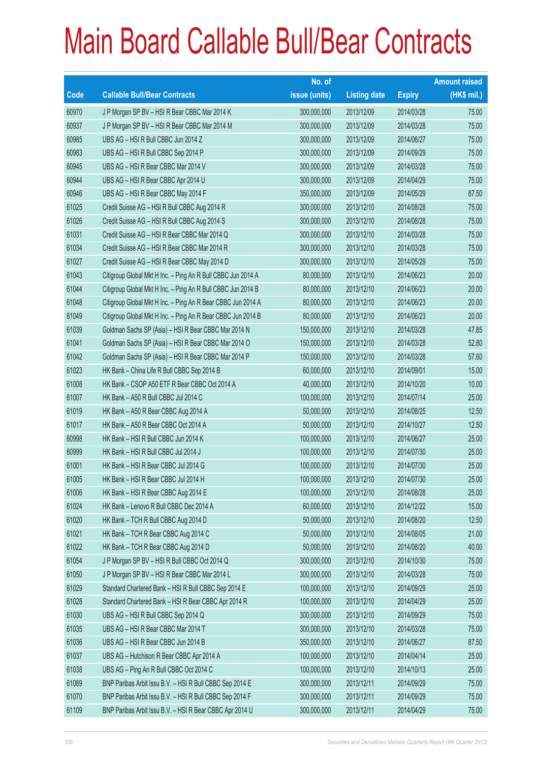# Main Board Callable Bull/Bear Contracts

| Code | Callable Bull/Bear Contracts | No. of issue (units) | Listing date | Expiry | Amount raised (HK$ mil.) |
|---|---|---|---|---|---|
| 60970 | J P Morgan SP BV – HSI R Bear CBBC Mar 2014 K | 300,000,000 | 2013/12/09 | 2014/03/28 | 75.00 |
| 60937 | J P Morgan SP BV – HSI R Bear CBBC Mar 2014 M | 300,000,000 | 2013/12/09 | 2014/03/28 | 75.00 |
| 60985 | UBS AG – HSI R Bull CBBC Jun 2014 Z | 300,000,000 | 2013/12/09 | 2014/06/27 | 75.00 |
| 60983 | UBS AG – HSI R Bull CBBC Sep 2014 P | 300,000,000 | 2013/12/09 | 2014/09/29 | 75.00 |
| 60945 | UBS AG – HSI R Bear CBBC Mar 2014 V | 300,000,000 | 2013/12/09 | 2014/03/28 | 75.00 |
| 60944 | UBS AG – HSI R Bear CBBC Apr 2014 U | 300,000,000 | 2013/12/09 | 2014/04/29 | 75.00 |
| 60946 | UBS AG – HSI R Bear CBBC May 2014 F | 350,000,000 | 2013/12/09 | 2014/05/29 | 87.50 |
| 61025 | Credit Suisse AG – HSI R Bull CBBC Aug 2014 R | 300,000,000 | 2013/12/10 | 2014/08/28 | 75.00 |
| 61026 | Credit Suisse AG – HSI R Bull CBBC Aug 2014 S | 300,000,000 | 2013/12/10 | 2014/08/28 | 75.00 |
| 61031 | Credit Suisse AG – HSI R Bear CBBC Mar 2014 Q | 300,000,000 | 2013/12/10 | 2014/03/28 | 75.00 |
| 61034 | Credit Suisse AG – HSI R Bear CBBC Mar 2014 R | 300,000,000 | 2013/12/10 | 2014/03/28 | 75.00 |
| 61027 | Credit Suisse AG – HSI R Bear CBBC May 2014 D | 300,000,000 | 2013/12/10 | 2014/05/29 | 75.00 |
| 61043 | Citigroup Global Mkt H Inc. – Ping An R Bull CBBC Jun 2014 A | 80,000,000 | 2013/12/10 | 2014/06/23 | 20.00 |
| 61044 | Citigroup Global Mkt H Inc. – Ping An R Bull CBBC Jun 2014 B | 80,000,000 | 2013/12/10 | 2014/06/23 | 20.00 |
| 61048 | Citigroup Global Mkt H Inc. – Ping An R Bear CBBC Jun 2014 A | 80,000,000 | 2013/12/10 | 2014/06/23 | 20.00 |
| 61049 | Citigroup Global Mkt H Inc. – Ping An R Bear CBBC Jun 2014 B | 80,000,000 | 2013/12/10 | 2014/06/23 | 20.00 |
| 61039 | Goldman Sachs SP (Asia) – HSI R Bear CBBC Mar 2014 N | 150,000,000 | 2013/12/10 | 2014/03/28 | 47.85 |
| 61041 | Goldman Sachs SP (Asia) – HSI R Bear CBBC Mar 2014 O | 150,000,000 | 2013/12/10 | 2014/03/28 | 52.80 |
| 61042 | Goldman Sachs SP (Asia) – HSI R Bear CBBC Mar 2014 P | 150,000,000 | 2013/12/10 | 2014/03/28 | 57.60 |
| 61023 | HK Bank – China Life R Bull CBBC Sep 2014 B | 60,000,000 | 2013/12/10 | 2014/09/01 | 15.00 |
| 61008 | HK Bank – CSOP A50 ETF R Bear CBBC Oct 2014 A | 40,000,000 | 2013/12/10 | 2014/10/20 | 10.00 |
| 61007 | HK Bank – A50 R Bull CBBC Jul 2014 C | 100,000,000 | 2013/12/10 | 2014/07/14 | 25.00 |
| 61019 | HK Bank – A50 R Bear CBBC Aug 2014 A | 50,000,000 | 2013/12/10 | 2014/08/25 | 12.50 |
| 61017 | HK Bank – A50 R Bear CBBC Oct 2014 A | 50,000,000 | 2013/12/10 | 2014/10/27 | 12.50 |
| 60998 | HK Bank – HSI R Bull CBBC Jun 2014 K | 100,000,000 | 2013/12/10 | 2014/06/27 | 25.00 |
| 60999 | HK Bank – HSI R Bull CBBC Jul 2014 J | 100,000,000 | 2013/12/10 | 2014/07/30 | 25.00 |
| 61001 | HK Bank – HSI R Bear CBBC Jul 2014 G | 100,000,000 | 2013/12/10 | 2014/07/30 | 25.00 |
| 61005 | HK Bank – HSI R Bear CBBC Jul 2014 H | 100,000,000 | 2013/12/10 | 2014/07/30 | 25.00 |
| 61006 | HK Bank – HSI R Bear CBBC Aug 2014 E | 100,000,000 | 2013/12/10 | 2014/08/28 | 25.00 |
| 61024 | HK Bank – Lenovo R Bull CBBC Dec 2014 A | 60,000,000 | 2013/12/10 | 2014/12/22 | 15.00 |
| 61020 | HK Bank – TCH R Bull CBBC Aug 2014 D | 50,000,000 | 2013/12/10 | 2014/08/20 | 12.50 |
| 61021 | HK Bank – TCH R Bear CBBC Aug 2014 C | 50,000,000 | 2013/12/10 | 2014/08/05 | 21.00 |
| 61022 | HK Bank – TCH R Bear CBBC Aug 2014 D | 50,000,000 | 2013/12/10 | 2014/08/20 | 40.00 |
| 61054 | J P Morgan SP BV – HSI R Bull CBBC Oct 2014 Q | 300,000,000 | 2013/12/10 | 2014/10/30 | 75.00 |
| 61050 | J P Morgan SP BV – HSI R Bear CBBC Mar 2014 L | 300,000,000 | 2013/12/10 | 2014/03/28 | 75.00 |
| 61029 | Standard Chartered Bank – HSI R Bull CBBC Sep 2014 E | 100,000,000 | 2013/12/10 | 2014/09/29 | 25.00 |
| 61028 | Standard Chartered Bank – HSI R Bear CBBC Apr 2014 R | 100,000,000 | 2013/12/10 | 2014/04/29 | 25.00 |
| 61030 | UBS AG – HSI R Bull CBBC Sep 2014 Q | 300,000,000 | 2013/12/10 | 2014/09/29 | 75.00 |
| 61035 | UBS AG – HSI R Bear CBBC Mar 2014 T | 300,000,000 | 2013/12/10 | 2014/03/28 | 75.00 |
| 61036 | UBS AG – HSI R Bear CBBC Jun 2014 B | 350,000,000 | 2013/12/10 | 2014/06/27 | 87.50 |
| 61037 | UBS AG – Hutchison R Bear CBBC Apr 2014 A | 100,000,000 | 2013/12/10 | 2014/04/14 | 25.00 |
| 61038 | UBS AG – Ping An R Bull CBBC Oct 2014 C | 100,000,000 | 2013/12/10 | 2014/10/13 | 25.00 |
| 61069 | BNP Paribas Arbit Issu B.V. – HSI R Bull CBBC Sep 2014 E | 300,000,000 | 2013/12/11 | 2014/09/29 | 75.00 |
| 61070 | BNP Paribas Arbit Issu B.V. – HSI R Bull CBBC Sep 2014 F | 300,000,000 | 2013/12/11 | 2014/09/29 | 75.00 |
| 61109 | BNP Paribas Arbit Issu B.V. – HSI R Bear CBBC Apr 2014 U | 300,000,000 | 2013/12/11 | 2014/04/29 | 75.00 |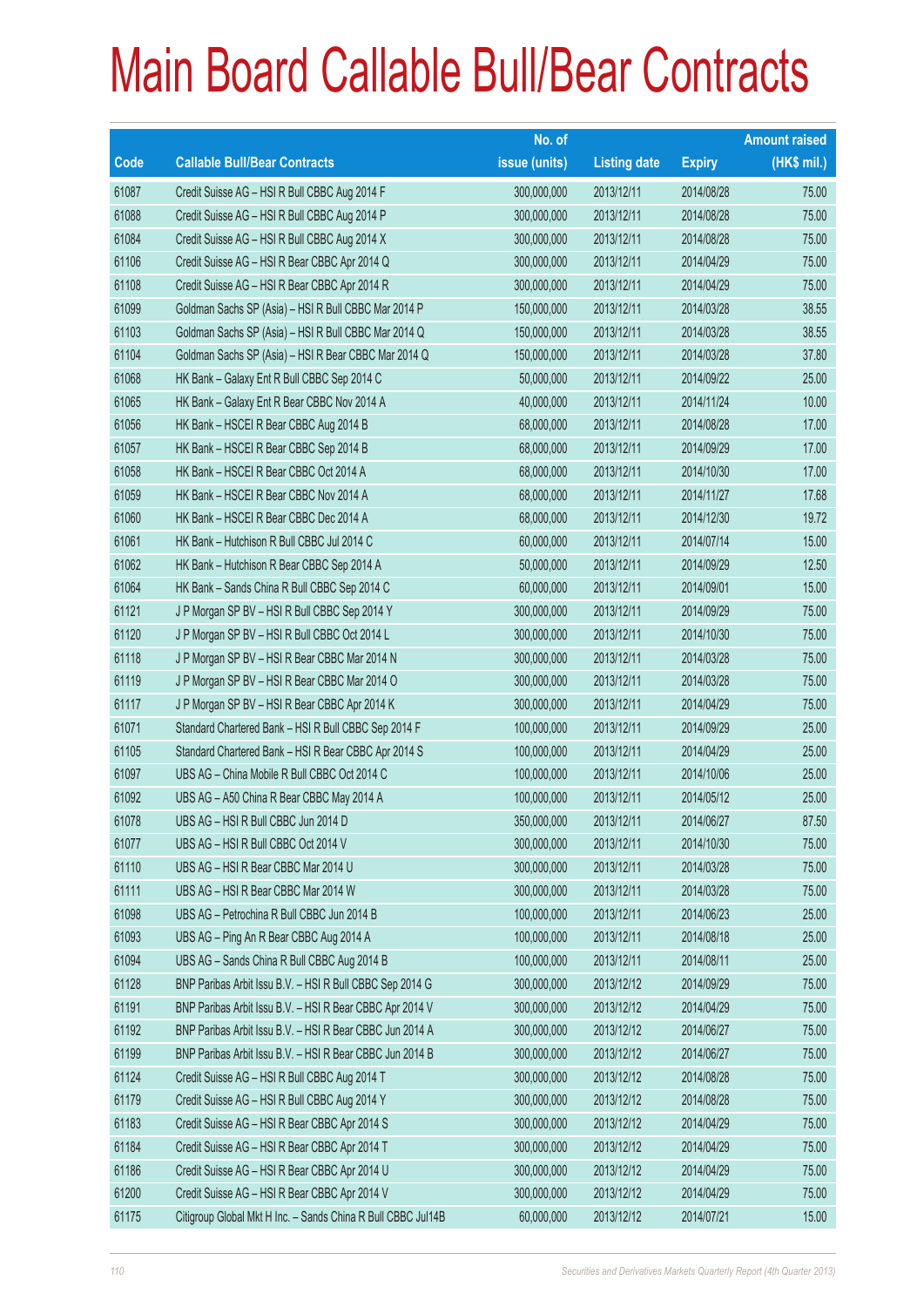# Main Board Callable Bull/Bear Contracts

| Code | Callable Bull/Bear Contracts | No. of issue (units) | Listing date | Expiry | Amount raised (HK$ mil.) |
|---|---|---|---|---|---|
| 61087 | Credit Suisse AG – HSI R Bull CBBC Aug 2014 F | 300,000,000 | 2013/12/11 | 2014/08/28 | 75.00 |
| 61088 | Credit Suisse AG – HSI R Bull CBBC Aug 2014 P | 300,000,000 | 2013/12/11 | 2014/08/28 | 75.00 |
| 61084 | Credit Suisse AG – HSI R Bull CBBC Aug 2014 X | 300,000,000 | 2013/12/11 | 2014/08/28 | 75.00 |
| 61106 | Credit Suisse AG – HSI R Bear CBBC Apr 2014 Q | 300,000,000 | 2013/12/11 | 2014/04/29 | 75.00 |
| 61108 | Credit Suisse AG – HSI R Bear CBBC Apr 2014 R | 300,000,000 | 2013/12/11 | 2014/04/29 | 75.00 |
| 61099 | Goldman Sachs SP (Asia) – HSI R Bull CBBC Mar 2014 P | 150,000,000 | 2013/12/11 | 2014/03/28 | 38.55 |
| 61103 | Goldman Sachs SP (Asia) – HSI R Bull CBBC Mar 2014 Q | 150,000,000 | 2013/12/11 | 2014/03/28 | 38.55 |
| 61104 | Goldman Sachs SP (Asia) – HSI R Bear CBBC Mar 2014 Q | 150,000,000 | 2013/12/11 | 2014/03/28 | 37.80 |
| 61068 | HK Bank – Galaxy Ent R Bull CBBC Sep 2014 C | 50,000,000 | 2013/12/11 | 2014/09/22 | 25.00 |
| 61065 | HK Bank – Galaxy Ent R Bear CBBC Nov 2014 A | 40,000,000 | 2013/12/11 | 2014/11/24 | 10.00 |
| 61056 | HK Bank – HSCEI R Bear CBBC Aug 2014 B | 68,000,000 | 2013/12/11 | 2014/08/28 | 17.00 |
| 61057 | HK Bank – HSCEI R Bear CBBC Sep 2014 B | 68,000,000 | 2013/12/11 | 2014/09/29 | 17.00 |
| 61058 | HK Bank – HSCEI R Bear CBBC Oct 2014 A | 68,000,000 | 2013/12/11 | 2014/10/30 | 17.00 |
| 61059 | HK Bank – HSCEI R Bear CBBC Nov 2014 A | 68,000,000 | 2013/12/11 | 2014/11/27 | 17.68 |
| 61060 | HK Bank – HSCEI R Bear CBBC Dec 2014 A | 68,000,000 | 2013/12/11 | 2014/12/30 | 19.72 |
| 61061 | HK Bank – Hutchison R Bull CBBC Jul 2014 C | 60,000,000 | 2013/12/11 | 2014/07/14 | 15.00 |
| 61062 | HK Bank – Hutchison R Bear CBBC Sep 2014 A | 50,000,000 | 2013/12/11 | 2014/09/29 | 12.50 |
| 61064 | HK Bank – Sands China R Bull CBBC Sep 2014 C | 60,000,000 | 2013/12/11 | 2014/09/01 | 15.00 |
| 61121 | J P Morgan SP BV – HSI R Bull CBBC Sep 2014 Y | 300,000,000 | 2013/12/11 | 2014/09/29 | 75.00 |
| 61120 | J P Morgan SP BV – HSI R Bull CBBC Oct 2014 L | 300,000,000 | 2013/12/11 | 2014/10/30 | 75.00 |
| 61118 | J P Morgan SP BV – HSI R Bear CBBC Mar 2014 N | 300,000,000 | 2013/12/11 | 2014/03/28 | 75.00 |
| 61119 | J P Morgan SP BV – HSI R Bear CBBC Mar 2014 O | 300,000,000 | 2013/12/11 | 2014/03/28 | 75.00 |
| 61117 | J P Morgan SP BV – HSI R Bear CBBC Apr 2014 K | 300,000,000 | 2013/12/11 | 2014/04/29 | 75.00 |
| 61071 | Standard Chartered Bank – HSI R Bull CBBC Sep 2014 F | 100,000,000 | 2013/12/11 | 2014/09/29 | 25.00 |
| 61105 | Standard Chartered Bank – HSI R Bear CBBC Apr 2014 S | 100,000,000 | 2013/12/11 | 2014/04/29 | 25.00 |
| 61097 | UBS AG – China Mobile R Bull CBBC Oct 2014 C | 100,000,000 | 2013/12/11 | 2014/10/06 | 25.00 |
| 61092 | UBS AG – A50 China R Bear CBBC May 2014 A | 100,000,000 | 2013/12/11 | 2014/05/12 | 25.00 |
| 61078 | UBS AG – HSI R Bull CBBC Jun 2014 D | 350,000,000 | 2013/12/11 | 2014/06/27 | 87.50 |
| 61077 | UBS AG – HSI R Bull CBBC Oct 2014 V | 300,000,000 | 2013/12/11 | 2014/10/30 | 75.00 |
| 61110 | UBS AG – HSI R Bear CBBC Mar 2014 U | 300,000,000 | 2013/12/11 | 2014/03/28 | 75.00 |
| 61111 | UBS AG – HSI R Bear CBBC Mar 2014 W | 300,000,000 | 2013/12/11 | 2014/03/28 | 75.00 |
| 61098 | UBS AG – Petrochina R Bull CBBC Jun 2014 B | 100,000,000 | 2013/12/11 | 2014/06/23 | 25.00 |
| 61093 | UBS AG – Ping An R Bear CBBC Aug 2014 A | 100,000,000 | 2013/12/11 | 2014/08/18 | 25.00 |
| 61094 | UBS AG – Sands China R Bull CBBC Aug 2014 B | 100,000,000 | 2013/12/11 | 2014/08/11 | 25.00 |
| 61128 | BNP Paribas Arbit Issu B.V. – HSI R Bull CBBC Sep 2014 G | 300,000,000 | 2013/12/12 | 2014/09/29 | 75.00 |
| 61191 | BNP Paribas Arbit Issu B.V. – HSI R Bear CBBC Apr 2014 V | 300,000,000 | 2013/12/12 | 2014/04/29 | 75.00 |
| 61192 | BNP Paribas Arbit Issu B.V. – HSI R Bear CBBC Jun 2014 A | 300,000,000 | 2013/12/12 | 2014/06/27 | 75.00 |
| 61199 | BNP Paribas Arbit Issu B.V. – HSI R Bear CBBC Jun 2014 B | 300,000,000 | 2013/12/12 | 2014/06/27 | 75.00 |
| 61124 | Credit Suisse AG – HSI R Bull CBBC Aug 2014 T | 300,000,000 | 2013/12/12 | 2014/08/28 | 75.00 |
| 61179 | Credit Suisse AG – HSI R Bull CBBC Aug 2014 Y | 300,000,000 | 2013/12/12 | 2014/08/28 | 75.00 |
| 61183 | Credit Suisse AG – HSI R Bear CBBC Apr 2014 S | 300,000,000 | 2013/12/12 | 2014/04/29 | 75.00 |
| 61184 | Credit Suisse AG – HSI R Bear CBBC Apr 2014 T | 300,000,000 | 2013/12/12 | 2014/04/29 | 75.00 |
| 61186 | Credit Suisse AG – HSI R Bear CBBC Apr 2014 U | 300,000,000 | 2013/12/12 | 2014/04/29 | 75.00 |
| 61200 | Credit Suisse AG – HSI R Bear CBBC Apr 2014 V | 300,000,000 | 2013/12/12 | 2014/04/29 | 75.00 |
| 61175 | Citigroup Global Mkt H Inc. – Sands China R Bull CBBC Jul14B | 60,000,000 | 2013/12/12 | 2014/07/21 | 15.00 |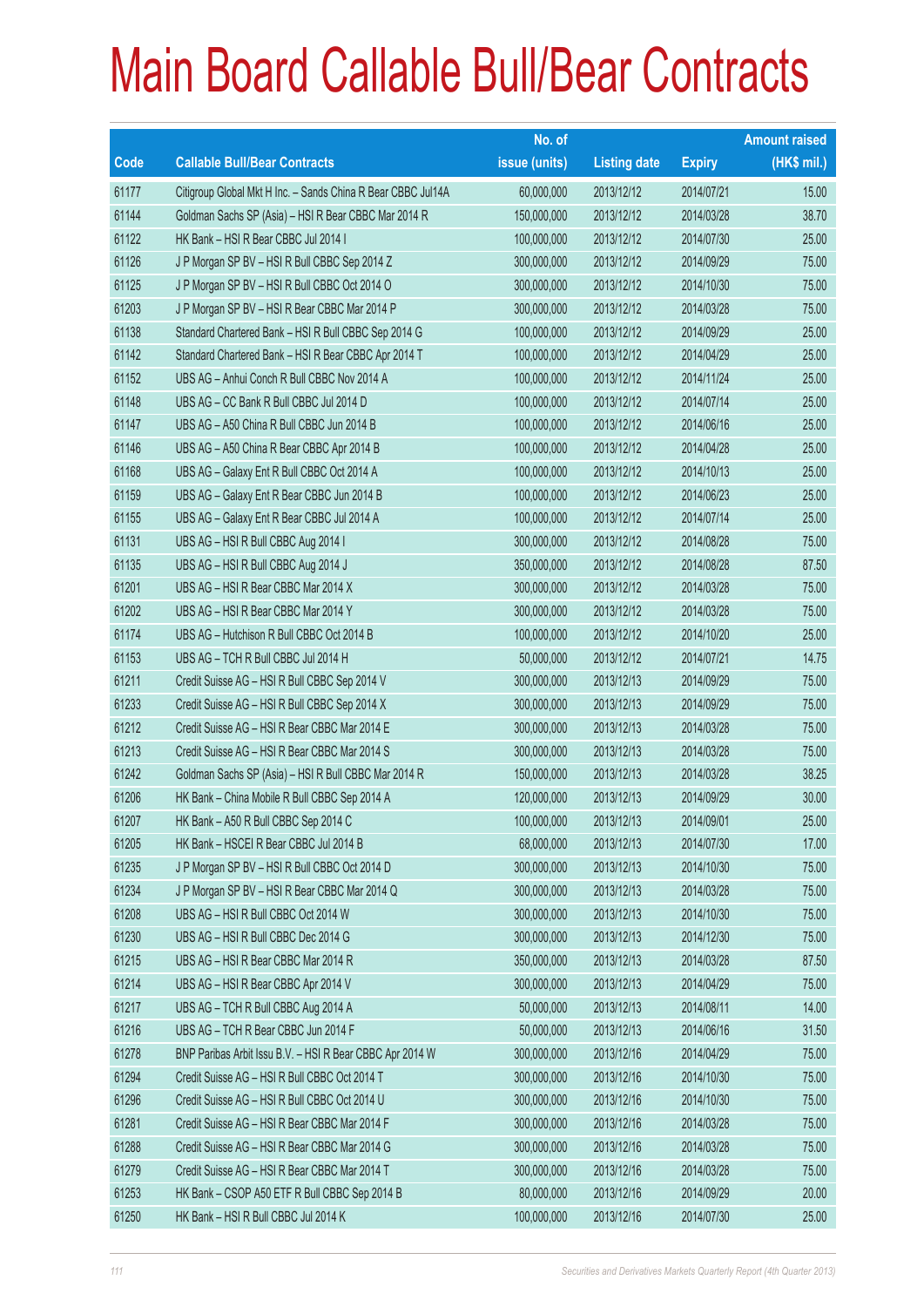# Main Board Callable Bull/Bear Contracts

| Code | Callable Bull/Bear Contracts | No. of issue (units) | Listing date | Expiry | Amount raised (HK$ mil.) |
|---|---|---|---|---|---|
| 61177 | Citigroup Global Mkt H Inc. – Sands China R Bear CBBC Jul14A | 60,000,000 | 2013/12/12 | 2014/07/21 | 15.00 |
| 61144 | Goldman Sachs SP (Asia) – HSI R Bear CBBC Mar 2014 R | 150,000,000 | 2013/12/12 | 2014/03/28 | 38.70 |
| 61122 | HK Bank – HSI R Bear CBBC Jul 2014 I | 100,000,000 | 2013/12/12 | 2014/07/30 | 25.00 |
| 61126 | J P Morgan SP BV – HSI R Bull CBBC Sep 2014 Z | 300,000,000 | 2013/12/12 | 2014/09/29 | 75.00 |
| 61125 | J P Morgan SP BV – HSI R Bull CBBC Oct 2014 O | 300,000,000 | 2013/12/12 | 2014/10/30 | 75.00 |
| 61203 | J P Morgan SP BV – HSI R Bear CBBC Mar 2014 P | 300,000,000 | 2013/12/12 | 2014/03/28 | 75.00 |
| 61138 | Standard Chartered Bank – HSI R Bull CBBC Sep 2014 G | 100,000,000 | 2013/12/12 | 2014/09/29 | 25.00 |
| 61142 | Standard Chartered Bank – HSI R Bear CBBC Apr 2014 T | 100,000,000 | 2013/12/12 | 2014/04/29 | 25.00 |
| 61152 | UBS AG – Anhui Conch R Bull CBBC Nov 2014 A | 100,000,000 | 2013/12/12 | 2014/11/24 | 25.00 |
| 61148 | UBS AG – CC Bank R Bull CBBC Jul 2014 D | 100,000,000 | 2013/12/12 | 2014/07/14 | 25.00 |
| 61147 | UBS AG – A50 China R Bull CBBC Jun 2014 B | 100,000,000 | 2013/12/12 | 2014/06/16 | 25.00 |
| 61146 | UBS AG – A50 China R Bear CBBC Apr 2014 B | 100,000,000 | 2013/12/12 | 2014/04/28 | 25.00 |
| 61168 | UBS AG – Galaxy Ent R Bull CBBC Oct 2014 A | 100,000,000 | 2013/12/12 | 2014/10/13 | 25.00 |
| 61159 | UBS AG – Galaxy Ent R Bear CBBC Jun 2014 B | 100,000,000 | 2013/12/12 | 2014/06/23 | 25.00 |
| 61155 | UBS AG – Galaxy Ent R Bear CBBC Jul 2014 A | 100,000,000 | 2013/12/12 | 2014/07/14 | 25.00 |
| 61131 | UBS AG – HSI R Bull CBBC Aug 2014 I | 300,000,000 | 2013/12/12 | 2014/08/28 | 75.00 |
| 61135 | UBS AG – HSI R Bull CBBC Aug 2014 J | 350,000,000 | 2013/12/12 | 2014/08/28 | 87.50 |
| 61201 | UBS AG – HSI R Bear CBBC Mar 2014 X | 300,000,000 | 2013/12/12 | 2014/03/28 | 75.00 |
| 61202 | UBS AG – HSI R Bear CBBC Mar 2014 Y | 300,000,000 | 2013/12/12 | 2014/03/28 | 75.00 |
| 61174 | UBS AG – Hutchison R Bull CBBC Oct 2014 B | 100,000,000 | 2013/12/12 | 2014/10/20 | 25.00 |
| 61153 | UBS AG – TCH R Bull CBBC Jul 2014 H | 50,000,000 | 2013/12/12 | 2014/07/21 | 14.75 |
| 61211 | Credit Suisse AG – HSI R Bull CBBC Sep 2014 V | 300,000,000 | 2013/12/13 | 2014/09/29 | 75.00 |
| 61233 | Credit Suisse AG – HSI R Bull CBBC Sep 2014 X | 300,000,000 | 2013/12/13 | 2014/09/29 | 75.00 |
| 61212 | Credit Suisse AG – HSI R Bear CBBC Mar 2014 E | 300,000,000 | 2013/12/13 | 2014/03/28 | 75.00 |
| 61213 | Credit Suisse AG – HSI R Bear CBBC Mar 2014 S | 300,000,000 | 2013/12/13 | 2014/03/28 | 75.00 |
| 61242 | Goldman Sachs SP (Asia) – HSI R Bull CBBC Mar 2014 R | 150,000,000 | 2013/12/13 | 2014/03/28 | 38.25 |
| 61206 | HK Bank – China Mobile R Bull CBBC Sep 2014 A | 120,000,000 | 2013/12/13 | 2014/09/29 | 30.00 |
| 61207 | HK Bank – A50 R Bull CBBC Sep 2014 C | 100,000,000 | 2013/12/13 | 2014/09/01 | 25.00 |
| 61205 | HK Bank – HSCEI R Bear CBBC Jul 2014 B | 68,000,000 | 2013/12/13 | 2014/07/30 | 17.00 |
| 61235 | J P Morgan SP BV – HSI R Bull CBBC Oct 2014 D | 300,000,000 | 2013/12/13 | 2014/10/30 | 75.00 |
| 61234 | J P Morgan SP BV – HSI R Bear CBBC Mar 2014 Q | 300,000,000 | 2013/12/13 | 2014/03/28 | 75.00 |
| 61208 | UBS AG – HSI R Bull CBBC Oct 2014 W | 300,000,000 | 2013/12/13 | 2014/10/30 | 75.00 |
| 61230 | UBS AG – HSI R Bull CBBC Dec 2014 G | 300,000,000 | 2013/12/13 | 2014/12/30 | 75.00 |
| 61215 | UBS AG – HSI R Bear CBBC Mar 2014 R | 350,000,000 | 2013/12/13 | 2014/03/28 | 87.50 |
| 61214 | UBS AG – HSI R Bear CBBC Apr 2014 V | 300,000,000 | 2013/12/13 | 2014/04/29 | 75.00 |
| 61217 | UBS AG – TCH R Bull CBBC Aug 2014 A | 50,000,000 | 2013/12/13 | 2014/08/11 | 14.00 |
| 61216 | UBS AG – TCH R Bear CBBC Jun 2014 F | 50,000,000 | 2013/12/13 | 2014/06/16 | 31.50 |
| 61278 | BNP Paribas Arbit Issu B.V. – HSI R Bear CBBC Apr 2014 W | 300,000,000 | 2013/12/16 | 2014/04/29 | 75.00 |
| 61294 | Credit Suisse AG – HSI R Bull CBBC Oct 2014 T | 300,000,000 | 2013/12/16 | 2014/10/30 | 75.00 |
| 61296 | Credit Suisse AG – HSI R Bull CBBC Oct 2014 U | 300,000,000 | 2013/12/16 | 2014/10/30 | 75.00 |
| 61281 | Credit Suisse AG – HSI R Bear CBBC Mar 2014 F | 300,000,000 | 2013/12/16 | 2014/03/28 | 75.00 |
| 61288 | Credit Suisse AG – HSI R Bear CBBC Mar 2014 G | 300,000,000 | 2013/12/16 | 2014/03/28 | 75.00 |
| 61279 | Credit Suisse AG – HSI R Bear CBBC Mar 2014 T | 300,000,000 | 2013/12/16 | 2014/03/28 | 75.00 |
| 61253 | HK Bank – CSOP A50 ETF R Bull CBBC Sep 2014 B | 80,000,000 | 2013/12/16 | 2014/09/29 | 20.00 |
| 61250 | HK Bank – HSI R Bull CBBC Jul 2014 K | 100,000,000 | 2013/12/16 | 2014/07/30 | 25.00 |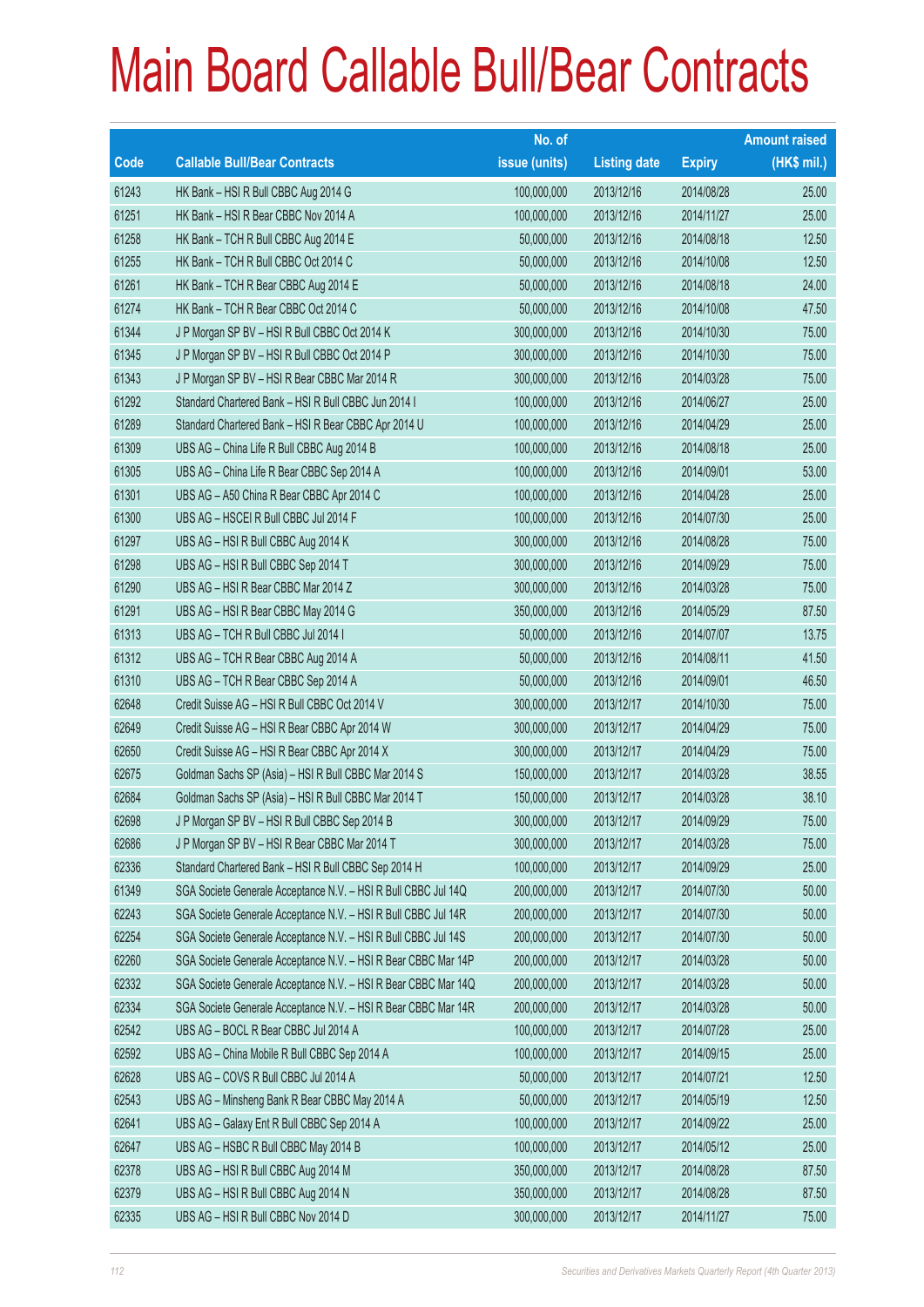# Main Board Callable Bull/Bear Contracts

| Code | Callable Bull/Bear Contracts | No. of issue (units) | Listing date | Expiry | Amount raised (HK$ mil.) |
|---|---|---|---|---|---|
| 61243 | HK Bank – HSI R Bull CBBC Aug 2014 G | 100,000,000 | 2013/12/16 | 2014/08/28 | 25.00 |
| 61251 | HK Bank – HSI R Bear CBBC Nov 2014 A | 100,000,000 | 2013/12/16 | 2014/11/27 | 25.00 |
| 61258 | HK Bank – TCH R Bull CBBC Aug 2014 E | 50,000,000 | 2013/12/16 | 2014/08/18 | 12.50 |
| 61255 | HK Bank – TCH R Bull CBBC Oct 2014 C | 50,000,000 | 2013/12/16 | 2014/10/08 | 12.50 |
| 61261 | HK Bank – TCH R Bear CBBC Aug 2014 E | 50,000,000 | 2013/12/16 | 2014/08/18 | 24.00 |
| 61274 | HK Bank – TCH R Bear CBBC Oct 2014 C | 50,000,000 | 2013/12/16 | 2014/10/08 | 47.50 |
| 61344 | J P Morgan SP BV – HSI R Bull CBBC Oct 2014 K | 300,000,000 | 2013/12/16 | 2014/10/30 | 75.00 |
| 61345 | J P Morgan SP BV – HSI R Bull CBBC Oct 2014 P | 300,000,000 | 2013/12/16 | 2014/10/30 | 75.00 |
| 61343 | J P Morgan SP BV – HSI R Bear CBBC Mar 2014 R | 300,000,000 | 2013/12/16 | 2014/03/28 | 75.00 |
| 61292 | Standard Chartered Bank – HSI R Bull CBBC Jun 2014 I | 100,000,000 | 2013/12/16 | 2014/06/27 | 25.00 |
| 61289 | Standard Chartered Bank – HSI R Bear CBBC Apr 2014 U | 100,000,000 | 2013/12/16 | 2014/04/29 | 25.00 |
| 61309 | UBS AG – China Life R Bull CBBC Aug 2014 B | 100,000,000 | 2013/12/16 | 2014/08/18 | 25.00 |
| 61305 | UBS AG – China Life R Bear CBBC Sep 2014 A | 100,000,000 | 2013/12/16 | 2014/09/01 | 53.00 |
| 61301 | UBS AG – A50 China R Bear CBBC Apr 2014 C | 100,000,000 | 2013/12/16 | 2014/04/28 | 25.00 |
| 61300 | UBS AG – HSCEI R Bull CBBC Jul 2014 F | 100,000,000 | 2013/12/16 | 2014/07/30 | 25.00 |
| 61297 | UBS AG – HSI R Bull CBBC Aug 2014 K | 300,000,000 | 2013/12/16 | 2014/08/28 | 75.00 |
| 61298 | UBS AG – HSI R Bull CBBC Sep 2014 T | 300,000,000 | 2013/12/16 | 2014/09/29 | 75.00 |
| 61290 | UBS AG – HSI R Bear CBBC Mar 2014 Z | 300,000,000 | 2013/12/16 | 2014/03/28 | 75.00 |
| 61291 | UBS AG – HSI R Bear CBBC May 2014 G | 350,000,000 | 2013/12/16 | 2014/05/29 | 87.50 |
| 61313 | UBS AG – TCH R Bull CBBC Jul 2014 I | 50,000,000 | 2013/12/16 | 2014/07/07 | 13.75 |
| 61312 | UBS AG – TCH R Bear CBBC Aug 2014 A | 50,000,000 | 2013/12/16 | 2014/08/11 | 41.50 |
| 61310 | UBS AG – TCH R Bear CBBC Sep 2014 A | 50,000,000 | 2013/12/16 | 2014/09/01 | 46.50 |
| 62648 | Credit Suisse AG – HSI R Bull CBBC Oct 2014 V | 300,000,000 | 2013/12/17 | 2014/10/30 | 75.00 |
| 62649 | Credit Suisse AG – HSI R Bear CBBC Apr 2014 W | 300,000,000 | 2013/12/17 | 2014/04/29 | 75.00 |
| 62650 | Credit Suisse AG – HSI R Bear CBBC Apr 2014 X | 300,000,000 | 2013/12/17 | 2014/04/29 | 75.00 |
| 62675 | Goldman Sachs SP (Asia) – HSI R Bull CBBC Mar 2014 S | 150,000,000 | 2013/12/17 | 2014/03/28 | 38.55 |
| 62684 | Goldman Sachs SP (Asia) – HSI R Bull CBBC Mar 2014 T | 150,000,000 | 2013/12/17 | 2014/03/28 | 38.10 |
| 62698 | J P Morgan SP BV – HSI R Bull CBBC Sep 2014 B | 300,000,000 | 2013/12/17 | 2014/09/29 | 75.00 |
| 62686 | J P Morgan SP BV – HSI R Bear CBBC Mar 2014 T | 300,000,000 | 2013/12/17 | 2014/03/28 | 75.00 |
| 62336 | Standard Chartered Bank – HSI R Bull CBBC Sep 2014 H | 100,000,000 | 2013/12/17 | 2014/09/29 | 25.00 |
| 61349 | SGA Societe Generale Acceptance N.V. – HSI R Bull CBBC Jul 14Q | 200,000,000 | 2013/12/17 | 2014/07/30 | 50.00 |
| 62243 | SGA Societe Generale Acceptance N.V. – HSI R Bull CBBC Jul 14R | 200,000,000 | 2013/12/17 | 2014/07/30 | 50.00 |
| 62254 | SGA Societe Generale Acceptance N.V. – HSI R Bull CBBC Jul 14S | 200,000,000 | 2013/12/17 | 2014/07/30 | 50.00 |
| 62260 | SGA Societe Generale Acceptance N.V. – HSI R Bear CBBC Mar 14P | 200,000,000 | 2013/12/17 | 2014/03/28 | 50.00 |
| 62332 | SGA Societe Generale Acceptance N.V. – HSI R Bear CBBC Mar 14Q | 200,000,000 | 2013/12/17 | 2014/03/28 | 50.00 |
| 62334 | SGA Societe Generale Acceptance N.V. – HSI R Bear CBBC Mar 14R | 200,000,000 | 2013/12/17 | 2014/03/28 | 50.00 |
| 62542 | UBS AG – BOCL R Bear CBBC Jul 2014 A | 100,000,000 | 2013/12/17 | 2014/07/28 | 25.00 |
| 62592 | UBS AG – China Mobile R Bull CBBC Sep 2014 A | 100,000,000 | 2013/12/17 | 2014/09/15 | 25.00 |
| 62628 | UBS AG – COVS R Bull CBBC Jul 2014 A | 50,000,000 | 2013/12/17 | 2014/07/21 | 12.50 |
| 62543 | UBS AG – Minsheng Bank R Bear CBBC May 2014 A | 50,000,000 | 2013/12/17 | 2014/05/19 | 12.50 |
| 62641 | UBS AG – Galaxy Ent R Bull CBBC Sep 2014 A | 100,000,000 | 2013/12/17 | 2014/09/22 | 25.00 |
| 62647 | UBS AG – HSBC R Bull CBBC May 2014 B | 100,000,000 | 2013/12/17 | 2014/05/12 | 25.00 |
| 62378 | UBS AG – HSI R Bull CBBC Aug 2014 M | 350,000,000 | 2013/12/17 | 2014/08/28 | 87.50 |
| 62379 | UBS AG – HSI R Bull CBBC Aug 2014 N | 350,000,000 | 2013/12/17 | 2014/08/28 | 87.50 |
| 62335 | UBS AG – HSI R Bull CBBC Nov 2014 D | 300,000,000 | 2013/12/17 | 2014/11/27 | 75.00 |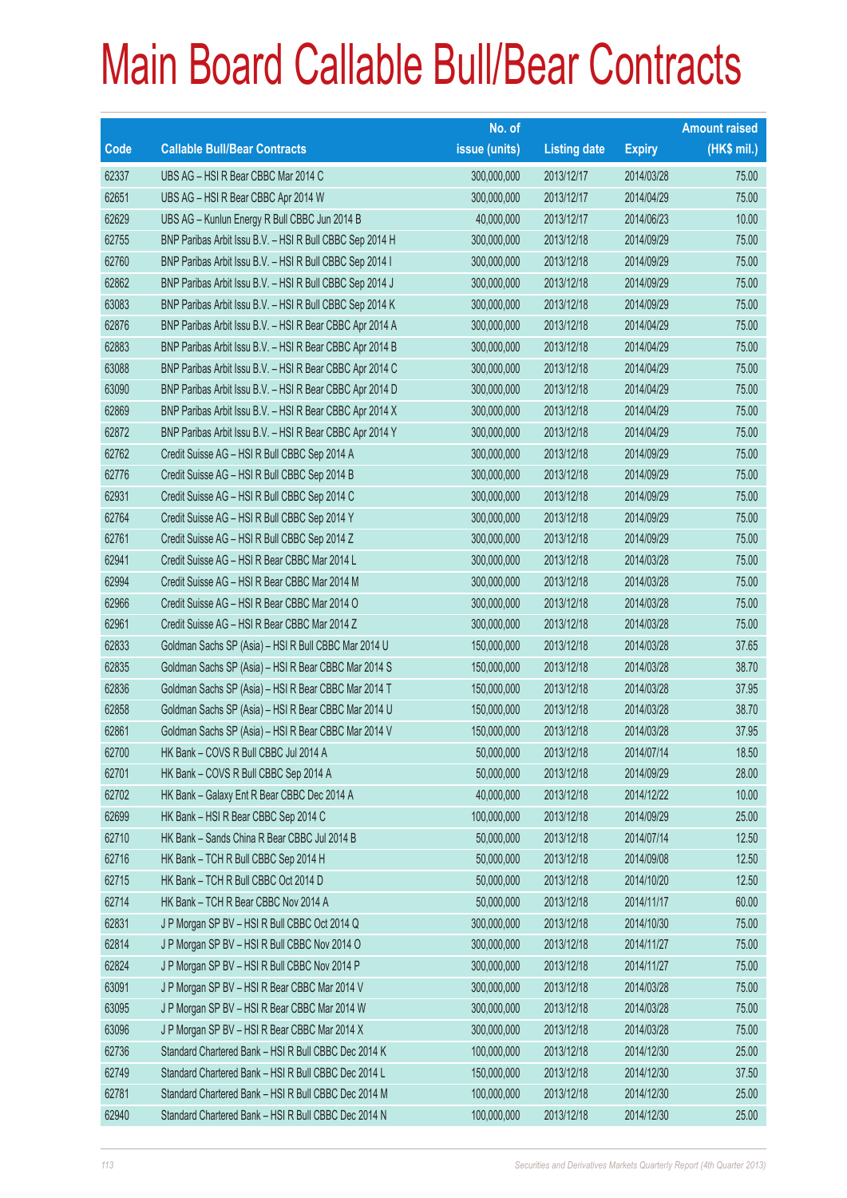# Main Board Callable Bull/Bear Contracts

| Code | Callable Bull/Bear Contracts | No. of issue (units) | Listing date | Expiry | Amount raised (HK$ mil.) |
|---|---|---|---|---|---|
| 62337 | UBS AG – HSI R Bear CBBC Mar 2014 C | 300,000,000 | 2013/12/17 | 2014/03/28 | 75.00 |
| 62651 | UBS AG – HSI R Bear CBBC Apr 2014 W | 300,000,000 | 2013/12/17 | 2014/04/29 | 75.00 |
| 62629 | UBS AG – Kunlun Energy R Bull CBBC Jun 2014 B | 40,000,000 | 2013/12/17 | 2014/06/23 | 10.00 |
| 62755 | BNP Paribas Arbit Issu B.V. – HSI R Bull CBBC Sep 2014 H | 300,000,000 | 2013/12/18 | 2014/09/29 | 75.00 |
| 62760 | BNP Paribas Arbit Issu B.V. – HSI R Bull CBBC Sep 2014 I | 300,000,000 | 2013/12/18 | 2014/09/29 | 75.00 |
| 62862 | BNP Paribas Arbit Issu B.V. – HSI R Bull CBBC Sep 2014 J | 300,000,000 | 2013/12/18 | 2014/09/29 | 75.00 |
| 63083 | BNP Paribas Arbit Issu B.V. – HSI R Bull CBBC Sep 2014 K | 300,000,000 | 2013/12/18 | 2014/09/29 | 75.00 |
| 62876 | BNP Paribas Arbit Issu B.V. – HSI R Bear CBBC Apr 2014 A | 300,000,000 | 2013/12/18 | 2014/04/29 | 75.00 |
| 62883 | BNP Paribas Arbit Issu B.V. – HSI R Bear CBBC Apr 2014 B | 300,000,000 | 2013/12/18 | 2014/04/29 | 75.00 |
| 63088 | BNP Paribas Arbit Issu B.V. – HSI R Bear CBBC Apr 2014 C | 300,000,000 | 2013/12/18 | 2014/04/29 | 75.00 |
| 63090 | BNP Paribas Arbit Issu B.V. – HSI R Bear CBBC Apr 2014 D | 300,000,000 | 2013/12/18 | 2014/04/29 | 75.00 |
| 62869 | BNP Paribas Arbit Issu B.V. – HSI R Bear CBBC Apr 2014 X | 300,000,000 | 2013/12/18 | 2014/04/29 | 75.00 |
| 62872 | BNP Paribas Arbit Issu B.V. – HSI R Bear CBBC Apr 2014 Y | 300,000,000 | 2013/12/18 | 2014/04/29 | 75.00 |
| 62762 | Credit Suisse AG – HSI R Bull CBBC Sep 2014 A | 300,000,000 | 2013/12/18 | 2014/09/29 | 75.00 |
| 62776 | Credit Suisse AG – HSI R Bull CBBC Sep 2014 B | 300,000,000 | 2013/12/18 | 2014/09/29 | 75.00 |
| 62931 | Credit Suisse AG – HSI R Bull CBBC Sep 2014 C | 300,000,000 | 2013/12/18 | 2014/09/29 | 75.00 |
| 62764 | Credit Suisse AG – HSI R Bull CBBC Sep 2014 Y | 300,000,000 | 2013/12/18 | 2014/09/29 | 75.00 |
| 62761 | Credit Suisse AG – HSI R Bull CBBC Sep 2014 Z | 300,000,000 | 2013/12/18 | 2014/09/29 | 75.00 |
| 62941 | Credit Suisse AG – HSI R Bear CBBC Mar 2014 L | 300,000,000 | 2013/12/18 | 2014/03/28 | 75.00 |
| 62994 | Credit Suisse AG – HSI R Bear CBBC Mar 2014 M | 300,000,000 | 2013/12/18 | 2014/03/28 | 75.00 |
| 62966 | Credit Suisse AG – HSI R Bear CBBC Mar 2014 O | 300,000,000 | 2013/12/18 | 2014/03/28 | 75.00 |
| 62961 | Credit Suisse AG – HSI R Bear CBBC Mar 2014 Z | 300,000,000 | 2013/12/18 | 2014/03/28 | 75.00 |
| 62833 | Goldman Sachs SP (Asia) – HSI R Bull CBBC Mar 2014 U | 150,000,000 | 2013/12/18 | 2014/03/28 | 37.65 |
| 62835 | Goldman Sachs SP (Asia) – HSI R Bear CBBC Mar 2014 S | 150,000,000 | 2013/12/18 | 2014/03/28 | 38.70 |
| 62836 | Goldman Sachs SP (Asia) – HSI R Bear CBBC Mar 2014 T | 150,000,000 | 2013/12/18 | 2014/03/28 | 37.95 |
| 62858 | Goldman Sachs SP (Asia) – HSI R Bear CBBC Mar 2014 U | 150,000,000 | 2013/12/18 | 2014/03/28 | 38.70 |
| 62861 | Goldman Sachs SP (Asia) – HSI R Bear CBBC Mar 2014 V | 150,000,000 | 2013/12/18 | 2014/03/28 | 37.95 |
| 62700 | HK Bank – COVS R Bull CBBC Jul 2014 A | 50,000,000 | 2013/12/18 | 2014/07/14 | 18.50 |
| 62701 | HK Bank – COVS R Bull CBBC Sep 2014 A | 50,000,000 | 2013/12/18 | 2014/09/29 | 28.00 |
| 62702 | HK Bank – Galaxy Ent R Bear CBBC Dec 2014 A | 40,000,000 | 2013/12/18 | 2014/12/22 | 10.00 |
| 62699 | HK Bank – HSI R Bear CBBC Sep 2014 C | 100,000,000 | 2013/12/18 | 2014/09/29 | 25.00 |
| 62710 | HK Bank – Sands China R Bear CBBC Jul 2014 B | 50,000,000 | 2013/12/18 | 2014/07/14 | 12.50 |
| 62716 | HK Bank – TCH R Bull CBBC Sep 2014 H | 50,000,000 | 2013/12/18 | 2014/09/08 | 12.50 |
| 62715 | HK Bank – TCH R Bull CBBC Oct 2014 D | 50,000,000 | 2013/12/18 | 2014/10/20 | 12.50 |
| 62714 | HK Bank – TCH R Bear CBBC Nov 2014 A | 50,000,000 | 2013/12/18 | 2014/11/17 | 60.00 |
| 62831 | J P Morgan SP BV – HSI R Bull CBBC Oct 2014 Q | 300,000,000 | 2013/12/18 | 2014/10/30 | 75.00 |
| 62814 | J P Morgan SP BV – HSI R Bull CBBC Nov 2014 O | 300,000,000 | 2013/12/18 | 2014/11/27 | 75.00 |
| 62824 | J P Morgan SP BV – HSI R Bull CBBC Nov 2014 P | 300,000,000 | 2013/12/18 | 2014/11/27 | 75.00 |
| 63091 | J P Morgan SP BV – HSI R Bear CBBC Mar 2014 V | 300,000,000 | 2013/12/18 | 2014/03/28 | 75.00 |
| 63095 | J P Morgan SP BV – HSI R Bear CBBC Mar 2014 W | 300,000,000 | 2013/12/18 | 2014/03/28 | 75.00 |
| 63096 | J P Morgan SP BV – HSI R Bear CBBC Mar 2014 X | 300,000,000 | 2013/12/18 | 2014/03/28 | 75.00 |
| 62736 | Standard Chartered Bank – HSI R Bull CBBC Dec 2014 K | 100,000,000 | 2013/12/18 | 2014/12/30 | 25.00 |
| 62749 | Standard Chartered Bank – HSI R Bull CBBC Dec 2014 L | 150,000,000 | 2013/12/18 | 2014/12/30 | 37.50 |
| 62781 | Standard Chartered Bank – HSI R Bull CBBC Dec 2014 M | 100,000,000 | 2013/12/18 | 2014/12/30 | 25.00 |
| 62940 | Standard Chartered Bank – HSI R Bull CBBC Dec 2014 N | 100,000,000 | 2013/12/18 | 2014/12/30 | 25.00 |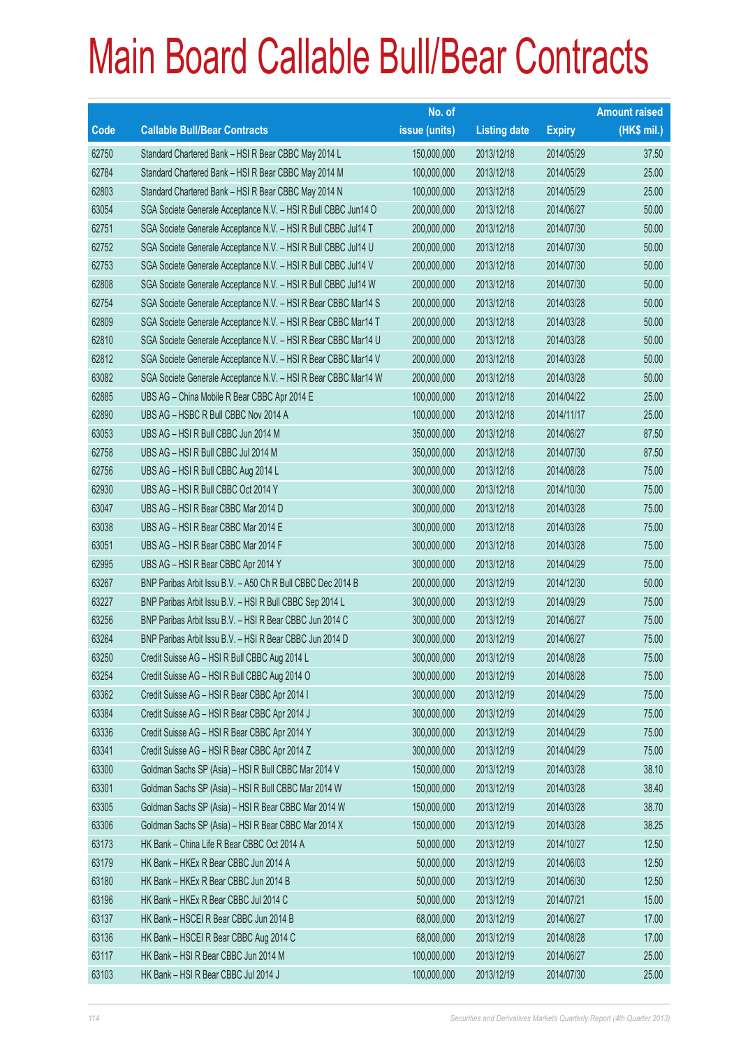# Main Board Callable Bull/Bear Contracts

| Code | Callable Bull/Bear Contracts | No. of issue (units) | Listing date | Expiry | Amount raised (HK$ mil.) |
|---|---|---|---|---|---|
| 62750 | Standard Chartered Bank – HSI R Bear CBBC May 2014 L | 150,000,000 | 2013/12/18 | 2014/05/29 | 37.50 |
| 62784 | Standard Chartered Bank – HSI R Bear CBBC May 2014 M | 100,000,000 | 2013/12/18 | 2014/05/29 | 25.00 |
| 62803 | Standard Chartered Bank – HSI R Bear CBBC May 2014 N | 100,000,000 | 2013/12/18 | 2014/05/29 | 25.00 |
| 63054 | SGA Societe Generale Acceptance N.V. – HSI R Bull CBBC Jun14 O | 200,000,000 | 2013/12/18 | 2014/06/27 | 50.00 |
| 62751 | SGA Societe Generale Acceptance N.V. – HSI R Bull CBBC Jul14 T | 200,000,000 | 2013/12/18 | 2014/07/30 | 50.00 |
| 62752 | SGA Societe Generale Acceptance N.V. – HSI R Bull CBBC Jul14 U | 200,000,000 | 2013/12/18 | 2014/07/30 | 50.00 |
| 62753 | SGA Societe Generale Acceptance N.V. – HSI R Bull CBBC Jul14 V | 200,000,000 | 2013/12/18 | 2014/07/30 | 50.00 |
| 62808 | SGA Societe Generale Acceptance N.V. – HSI R Bull CBBC Jul14 W | 200,000,000 | 2013/12/18 | 2014/07/30 | 50.00 |
| 62754 | SGA Societe Generale Acceptance N.V. – HSI R Bear CBBC Mar14 S | 200,000,000 | 2013/12/18 | 2014/03/28 | 50.00 |
| 62809 | SGA Societe Generale Acceptance N.V. – HSI R Bear CBBC Mar14 T | 200,000,000 | 2013/12/18 | 2014/03/28 | 50.00 |
| 62810 | SGA Societe Generale Acceptance N.V. – HSI R Bear CBBC Mar14 U | 200,000,000 | 2013/12/18 | 2014/03/28 | 50.00 |
| 62812 | SGA Societe Generale Acceptance N.V. – HSI R Bear CBBC Mar14 V | 200,000,000 | 2013/12/18 | 2014/03/28 | 50.00 |
| 63082 | SGA Societe Generale Acceptance N.V. – HSI R Bear CBBC Mar14 W | 200,000,000 | 2013/12/18 | 2014/03/28 | 50.00 |
| 62885 | UBS AG – China Mobile R Bear CBBC Apr 2014 E | 100,000,000 | 2013/12/18 | 2014/04/22 | 25.00 |
| 62890 | UBS AG – HSBC R Bull CBBC Nov 2014 A | 100,000,000 | 2013/12/18 | 2014/11/17 | 25.00 |
| 63053 | UBS AG – HSI R Bull CBBC Jun 2014 M | 350,000,000 | 2013/12/18 | 2014/06/27 | 87.50 |
| 62758 | UBS AG – HSI R Bull CBBC Jul 2014 M | 350,000,000 | 2013/12/18 | 2014/07/30 | 87.50 |
| 62756 | UBS AG – HSI R Bull CBBC Aug 2014 L | 300,000,000 | 2013/12/18 | 2014/08/28 | 75.00 |
| 62930 | UBS AG – HSI R Bull CBBC Oct 2014 Y | 300,000,000 | 2013/12/18 | 2014/10/30 | 75.00 |
| 63047 | UBS AG – HSI R Bear CBBC Mar 2014 D | 300,000,000 | 2013/12/18 | 2014/03/28 | 75.00 |
| 63038 | UBS AG – HSI R Bear CBBC Mar 2014 E | 300,000,000 | 2013/12/18 | 2014/03/28 | 75.00 |
| 63051 | UBS AG – HSI R Bear CBBC Mar 2014 F | 300,000,000 | 2013/12/18 | 2014/03/28 | 75.00 |
| 62995 | UBS AG – HSI R Bear CBBC Apr 2014 Y | 300,000,000 | 2013/12/18 | 2014/04/29 | 75.00 |
| 63267 | BNP Paribas Arbit Issu B.V. – A50 Ch R Bull CBBC Dec 2014 B | 200,000,000 | 2013/12/19 | 2014/12/30 | 50.00 |
| 63227 | BNP Paribas Arbit Issu B.V. – HSI R Bull CBBC Sep 2014 L | 300,000,000 | 2013/12/19 | 2014/09/29 | 75.00 |
| 63256 | BNP Paribas Arbit Issu B.V. – HSI R Bear CBBC Jun 2014 C | 300,000,000 | 2013/12/19 | 2014/06/27 | 75.00 |
| 63264 | BNP Paribas Arbit Issu B.V. – HSI R Bear CBBC Jun 2014 D | 300,000,000 | 2013/12/19 | 2014/06/27 | 75.00 |
| 63250 | Credit Suisse AG – HSI R Bull CBBC Aug 2014 L | 300,000,000 | 2013/12/19 | 2014/08/28 | 75.00 |
| 63254 | Credit Suisse AG – HSI R Bull CBBC Aug 2014 O | 300,000,000 | 2013/12/19 | 2014/08/28 | 75.00 |
| 63362 | Credit Suisse AG – HSI R Bear CBBC Apr 2014 I | 300,000,000 | 2013/12/19 | 2014/04/29 | 75.00 |
| 63384 | Credit Suisse AG – HSI R Bear CBBC Apr 2014 J | 300,000,000 | 2013/12/19 | 2014/04/29 | 75.00 |
| 63336 | Credit Suisse AG – HSI R Bear CBBC Apr 2014 Y | 300,000,000 | 2013/12/19 | 2014/04/29 | 75.00 |
| 63341 | Credit Suisse AG – HSI R Bear CBBC Apr 2014 Z | 300,000,000 | 2013/12/19 | 2014/04/29 | 75.00 |
| 63300 | Goldman Sachs SP (Asia) – HSI R Bull CBBC Mar 2014 V | 150,000,000 | 2013/12/19 | 2014/03/28 | 38.10 |
| 63301 | Goldman Sachs SP (Asia) – HSI R Bull CBBC Mar 2014 W | 150,000,000 | 2013/12/19 | 2014/03/28 | 38.40 |
| 63305 | Goldman Sachs SP (Asia) – HSI R Bear CBBC Mar 2014 W | 150,000,000 | 2013/12/19 | 2014/03/28 | 38.70 |
| 63306 | Goldman Sachs SP (Asia) – HSI R Bear CBBC Mar 2014 X | 150,000,000 | 2013/12/19 | 2014/03/28 | 38.25 |
| 63173 | HK Bank – China Life R Bear CBBC Oct 2014 A | 50,000,000 | 2013/12/19 | 2014/10/27 | 12.50 |
| 63179 | HK Bank – HKEx R Bear CBBC Jun 2014 A | 50,000,000 | 2013/12/19 | 2014/06/03 | 12.50 |
| 63180 | HK Bank – HKEx R Bear CBBC Jun 2014 B | 50,000,000 | 2013/12/19 | 2014/06/30 | 12.50 |
| 63196 | HK Bank – HKEx R Bear CBBC Jul 2014 C | 50,000,000 | 2013/12/19 | 2014/07/21 | 15.00 |
| 63137 | HK Bank – HSCEI R Bear CBBC Jun 2014 B | 68,000,000 | 2013/12/19 | 2014/06/27 | 17.00 |
| 63136 | HK Bank – HSCEI R Bear CBBC Aug 2014 C | 68,000,000 | 2013/12/19 | 2014/08/28 | 17.00 |
| 63117 | HK Bank – HSI R Bear CBBC Jun 2014 M | 100,000,000 | 2013/12/19 | 2014/06/27 | 25.00 |
| 63103 | HK Bank – HSI R Bear CBBC Jul 2014 J | 100,000,000 | 2013/12/19 | 2014/07/30 | 25.00 |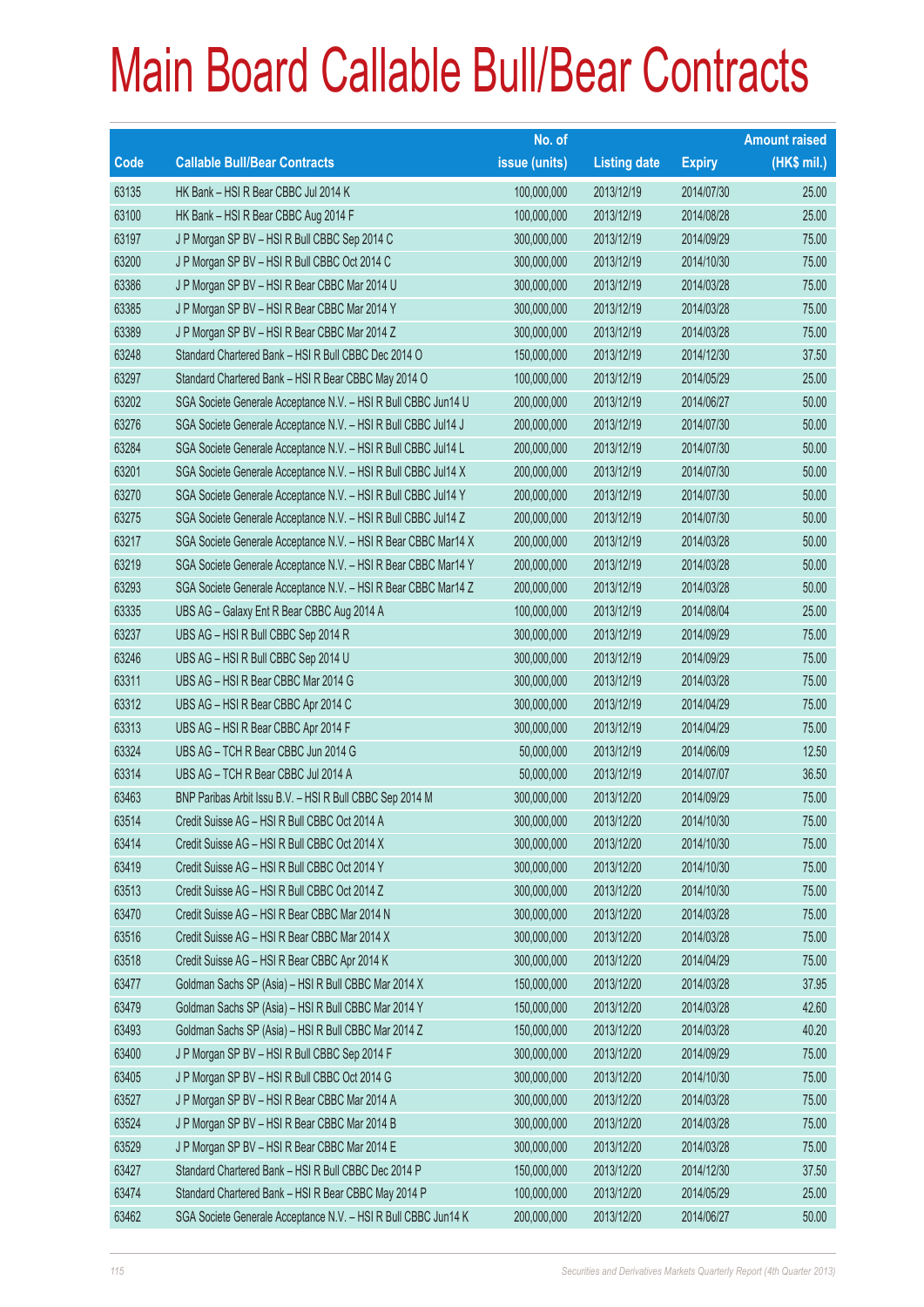# Main Board Callable Bull/Bear Contracts

| Code | Callable Bull/Bear Contracts | No. of issue (units) | Listing date | Expiry | Amount raised (HK$ mil.) |
|---|---|---|---|---|---|
| 63135 | HK Bank – HSI R Bear CBBC Jul 2014 K | 100,000,000 | 2013/12/19 | 2014/07/30 | 25.00 |
| 63100 | HK Bank – HSI R Bear CBBC Aug 2014 F | 100,000,000 | 2013/12/19 | 2014/08/28 | 25.00 |
| 63197 | J P Morgan SP BV – HSI R Bull CBBC Sep 2014 C | 300,000,000 | 2013/12/19 | 2014/09/29 | 75.00 |
| 63200 | J P Morgan SP BV – HSI R Bull CBBC Oct 2014 C | 300,000,000 | 2013/12/19 | 2014/10/30 | 75.00 |
| 63386 | J P Morgan SP BV – HSI R Bear CBBC Mar 2014 U | 300,000,000 | 2013/12/19 | 2014/03/28 | 75.00 |
| 63385 | J P Morgan SP BV – HSI R Bear CBBC Mar 2014 Y | 300,000,000 | 2013/12/19 | 2014/03/28 | 75.00 |
| 63389 | J P Morgan SP BV – HSI R Bear CBBC Mar 2014 Z | 300,000,000 | 2013/12/19 | 2014/03/28 | 75.00 |
| 63248 | Standard Chartered Bank – HSI R Bull CBBC Dec 2014 O | 150,000,000 | 2013/12/19 | 2014/12/30 | 37.50 |
| 63297 | Standard Chartered Bank – HSI R Bear CBBC May 2014 O | 100,000,000 | 2013/12/19 | 2014/05/29 | 25.00 |
| 63202 | SGA Societe Generale Acceptance N.V. – HSI R Bull CBBC Jun14 U | 200,000,000 | 2013/12/19 | 2014/06/27 | 50.00 |
| 63276 | SGA Societe Generale Acceptance N.V. – HSI R Bull CBBC Jul14 J | 200,000,000 | 2013/12/19 | 2014/07/30 | 50.00 |
| 63284 | SGA Societe Generale Acceptance N.V. – HSI R Bull CBBC Jul14 L | 200,000,000 | 2013/12/19 | 2014/07/30 | 50.00 |
| 63201 | SGA Societe Generale Acceptance N.V. – HSI R Bull CBBC Jul14 X | 200,000,000 | 2013/12/19 | 2014/07/30 | 50.00 |
| 63270 | SGA Societe Generale Acceptance N.V. – HSI R Bull CBBC Jul14 Y | 200,000,000 | 2013/12/19 | 2014/07/30 | 50.00 |
| 63275 | SGA Societe Generale Acceptance N.V. – HSI R Bull CBBC Jul14 Z | 200,000,000 | 2013/12/19 | 2014/07/30 | 50.00 |
| 63217 | SGA Societe Generale Acceptance N.V. – HSI R Bear CBBC Mar14 X | 200,000,000 | 2013/12/19 | 2014/03/28 | 50.00 |
| 63219 | SGA Societe Generale Acceptance N.V. – HSI R Bear CBBC Mar14 Y | 200,000,000 | 2013/12/19 | 2014/03/28 | 50.00 |
| 63293 | SGA Societe Generale Acceptance N.V. – HSI R Bear CBBC Mar14 Z | 200,000,000 | 2013/12/19 | 2014/03/28 | 50.00 |
| 63335 | UBS AG – Galaxy Ent R Bear CBBC Aug 2014 A | 100,000,000 | 2013/12/19 | 2014/08/04 | 25.00 |
| 63237 | UBS AG – HSI R Bull CBBC Sep 2014 R | 300,000,000 | 2013/12/19 | 2014/09/29 | 75.00 |
| 63246 | UBS AG – HSI R Bull CBBC Sep 2014 U | 300,000,000 | 2013/12/19 | 2014/09/29 | 75.00 |
| 63311 | UBS AG – HSI R Bear CBBC Mar 2014 G | 300,000,000 | 2013/12/19 | 2014/03/28 | 75.00 |
| 63312 | UBS AG – HSI R Bear CBBC Apr 2014 C | 300,000,000 | 2013/12/19 | 2014/04/29 | 75.00 |
| 63313 | UBS AG – HSI R Bear CBBC Apr 2014 F | 300,000,000 | 2013/12/19 | 2014/04/29 | 75.00 |
| 63324 | UBS AG – TCH R Bear CBBC Jun 2014 G | 50,000,000 | 2013/12/19 | 2014/06/09 | 12.50 |
| 63314 | UBS AG – TCH R Bear CBBC Jul 2014 A | 50,000,000 | 2013/12/19 | 2014/07/07 | 36.50 |
| 63463 | BNP Paribas Arbit Issu B.V. – HSI R Bull CBBC Sep 2014 M | 300,000,000 | 2013/12/20 | 2014/09/29 | 75.00 |
| 63514 | Credit Suisse AG – HSI R Bull CBBC Oct 2014 A | 300,000,000 | 2013/12/20 | 2014/10/30 | 75.00 |
| 63414 | Credit Suisse AG – HSI R Bull CBBC Oct 2014 X | 300,000,000 | 2013/12/20 | 2014/10/30 | 75.00 |
| 63419 | Credit Suisse AG – HSI R Bull CBBC Oct 2014 Y | 300,000,000 | 2013/12/20 | 2014/10/30 | 75.00 |
| 63513 | Credit Suisse AG – HSI R Bull CBBC Oct 2014 Z | 300,000,000 | 2013/12/20 | 2014/10/30 | 75.00 |
| 63470 | Credit Suisse AG – HSI R Bear CBBC Mar 2014 N | 300,000,000 | 2013/12/20 | 2014/03/28 | 75.00 |
| 63516 | Credit Suisse AG – HSI R Bear CBBC Mar 2014 X | 300,000,000 | 2013/12/20 | 2014/03/28 | 75.00 |
| 63518 | Credit Suisse AG – HSI R Bear CBBC Apr 2014 K | 300,000,000 | 2013/12/20 | 2014/04/29 | 75.00 |
| 63477 | Goldman Sachs SP (Asia) – HSI R Bull CBBC Mar 2014 X | 150,000,000 | 2013/12/20 | 2014/03/28 | 37.95 |
| 63479 | Goldman Sachs SP (Asia) – HSI R Bull CBBC Mar 2014 Y | 150,000,000 | 2013/12/20 | 2014/03/28 | 42.60 |
| 63493 | Goldman Sachs SP (Asia) – HSI R Bull CBBC Mar 2014 Z | 150,000,000 | 2013/12/20 | 2014/03/28 | 40.20 |
| 63400 | J P Morgan SP BV – HSI R Bull CBBC Sep 2014 F | 300,000,000 | 2013/12/20 | 2014/09/29 | 75.00 |
| 63405 | J P Morgan SP BV – HSI R Bull CBBC Oct 2014 G | 300,000,000 | 2013/12/20 | 2014/10/30 | 75.00 |
| 63527 | J P Morgan SP BV – HSI R Bear CBBC Mar 2014 A | 300,000,000 | 2013/12/20 | 2014/03/28 | 75.00 |
| 63524 | J P Morgan SP BV – HSI R Bear CBBC Mar 2014 B | 300,000,000 | 2013/12/20 | 2014/03/28 | 75.00 |
| 63529 | J P Morgan SP BV – HSI R Bear CBBC Mar 2014 E | 300,000,000 | 2013/12/20 | 2014/03/28 | 75.00 |
| 63427 | Standard Chartered Bank – HSI R Bull CBBC Dec 2014 P | 150,000,000 | 2013/12/20 | 2014/12/30 | 37.50 |
| 63474 | Standard Chartered Bank – HSI R Bear CBBC May 2014 P | 100,000,000 | 2013/12/20 | 2014/05/29 | 25.00 |
| 63462 | SGA Societe Generale Acceptance N.V. – HSI R Bull CBBC Jun14 K | 200,000,000 | 2013/12/20 | 2014/06/27 | 50.00 |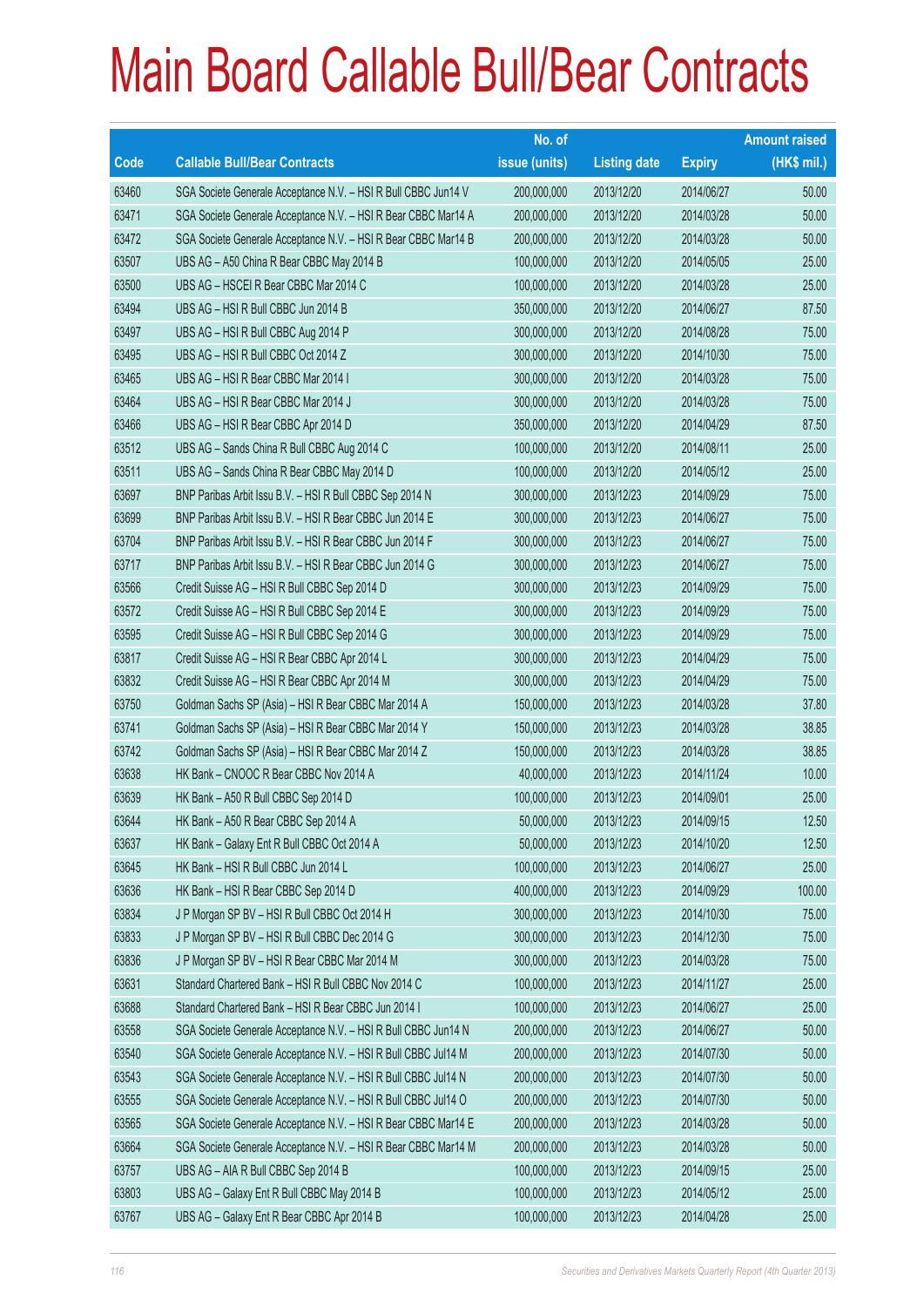# Main Board Callable Bull/Bear Contracts

| Code | Callable Bull/Bear Contracts | No. of issue (units) | Listing date | Expiry | Amount raised (HK$ mil.) |
|---|---|---|---|---|---|
| 63460 | SGA Societe Generale Acceptance N.V. – HSI R Bull CBBC Jun14 V | 200,000,000 | 2013/12/20 | 2014/06/27 | 50.00 |
| 63471 | SGA Societe Generale Acceptance N.V. – HSI R Bear CBBC Mar14 A | 200,000,000 | 2013/12/20 | 2014/03/28 | 50.00 |
| 63472 | SGA Societe Generale Acceptance N.V. – HSI R Bear CBBC Mar14 B | 200,000,000 | 2013/12/20 | 2014/03/28 | 50.00 |
| 63507 | UBS AG – A50 China R Bear CBBC May 2014 B | 100,000,000 | 2013/12/20 | 2014/05/05 | 25.00 |
| 63500 | UBS AG – HSCEI R Bear CBBC Mar 2014 C | 100,000,000 | 2013/12/20 | 2014/03/28 | 25.00 |
| 63494 | UBS AG – HSI R Bull CBBC Jun 2014 B | 350,000,000 | 2013/12/20 | 2014/06/27 | 87.50 |
| 63497 | UBS AG – HSI R Bull CBBC Aug 2014 P | 300,000,000 | 2013/12/20 | 2014/08/28 | 75.00 |
| 63495 | UBS AG – HSI R Bull CBBC Oct 2014 Z | 300,000,000 | 2013/12/20 | 2014/10/30 | 75.00 |
| 63465 | UBS AG – HSI R Bear CBBC Mar 2014 I | 300,000,000 | 2013/12/20 | 2014/03/28 | 75.00 |
| 63464 | UBS AG – HSI R Bear CBBC Mar 2014 J | 300,000,000 | 2013/12/20 | 2014/03/28 | 75.00 |
| 63466 | UBS AG – HSI R Bear CBBC Apr 2014 D | 350,000,000 | 2013/12/20 | 2014/04/29 | 87.50 |
| 63512 | UBS AG – Sands China R Bull CBBC Aug 2014 C | 100,000,000 | 2013/12/20 | 2014/08/11 | 25.00 |
| 63511 | UBS AG – Sands China R Bear CBBC May 2014 D | 100,000,000 | 2013/12/20 | 2014/05/12 | 25.00 |
| 63697 | BNP Paribas Arbit Issu B.V. – HSI R Bull CBBC Sep 2014 N | 300,000,000 | 2013/12/23 | 2014/09/29 | 75.00 |
| 63699 | BNP Paribas Arbit Issu B.V. – HSI R Bear CBBC Jun 2014 E | 300,000,000 | 2013/12/23 | 2014/06/27 | 75.00 |
| 63704 | BNP Paribas Arbit Issu B.V. – HSI R Bear CBBC Jun 2014 F | 300,000,000 | 2013/12/23 | 2014/06/27 | 75.00 |
| 63717 | BNP Paribas Arbit Issu B.V. – HSI R Bear CBBC Jun 2014 G | 300,000,000 | 2013/12/23 | 2014/06/27 | 75.00 |
| 63566 | Credit Suisse AG – HSI R Bull CBBC Sep 2014 D | 300,000,000 | 2013/12/23 | 2014/09/29 | 75.00 |
| 63572 | Credit Suisse AG – HSI R Bull CBBC Sep 2014 E | 300,000,000 | 2013/12/23 | 2014/09/29 | 75.00 |
| 63595 | Credit Suisse AG – HSI R Bull CBBC Sep 2014 G | 300,000,000 | 2013/12/23 | 2014/09/29 | 75.00 |
| 63817 | Credit Suisse AG – HSI R Bear CBBC Apr 2014 L | 300,000,000 | 2013/12/23 | 2014/04/29 | 75.00 |
| 63832 | Credit Suisse AG – HSI R Bear CBBC Apr 2014 M | 300,000,000 | 2013/12/23 | 2014/04/29 | 75.00 |
| 63750 | Goldman Sachs SP (Asia) – HSI R Bear CBBC Mar 2014 A | 150,000,000 | 2013/12/23 | 2014/03/28 | 37.80 |
| 63741 | Goldman Sachs SP (Asia) – HSI R Bear CBBC Mar 2014 Y | 150,000,000 | 2013/12/23 | 2014/03/28 | 38.85 |
| 63742 | Goldman Sachs SP (Asia) – HSI R Bear CBBC Mar 2014 Z | 150,000,000 | 2013/12/23 | 2014/03/28 | 38.85 |
| 63638 | HK Bank – CNOOC R Bear CBBC Nov 2014 A | 40,000,000 | 2013/12/23 | 2014/11/24 | 10.00 |
| 63639 | HK Bank – A50 R Bull CBBC Sep 2014 D | 100,000,000 | 2013/12/23 | 2014/09/01 | 25.00 |
| 63644 | HK Bank – A50 R Bear CBBC Sep 2014 A | 50,000,000 | 2013/12/23 | 2014/09/15 | 12.50 |
| 63637 | HK Bank – Galaxy Ent R Bull CBBC Oct 2014 A | 50,000,000 | 2013/12/23 | 2014/10/20 | 12.50 |
| 63645 | HK Bank – HSI R Bull CBBC Jun 2014 L | 100,000,000 | 2013/12/23 | 2014/06/27 | 25.00 |
| 63636 | HK Bank – HSI R Bear CBBC Sep 2014 D | 400,000,000 | 2013/12/23 | 2014/09/29 | 100.00 |
| 63834 | J P Morgan SP BV – HSI R Bull CBBC Oct 2014 H | 300,000,000 | 2013/12/23 | 2014/10/30 | 75.00 |
| 63833 | J P Morgan SP BV – HSI R Bull CBBC Dec 2014 G | 300,000,000 | 2013/12/23 | 2014/12/30 | 75.00 |
| 63836 | J P Morgan SP BV – HSI R Bear CBBC Mar 2014 M | 300,000,000 | 2013/12/23 | 2014/03/28 | 75.00 |
| 63631 | Standard Chartered Bank – HSI R Bull CBBC Nov 2014 C | 100,000,000 | 2013/12/23 | 2014/11/27 | 25.00 |
| 63688 | Standard Chartered Bank – HSI R Bear CBBC Jun 2014 I | 100,000,000 | 2013/12/23 | 2014/06/27 | 25.00 |
| 63558 | SGA Societe Generale Acceptance N.V. – HSI R Bull CBBC Jun14 N | 200,000,000 | 2013/12/23 | 2014/06/27 | 50.00 |
| 63540 | SGA Societe Generale Acceptance N.V. – HSI R Bull CBBC Jul14 M | 200,000,000 | 2013/12/23 | 2014/07/30 | 50.00 |
| 63543 | SGA Societe Generale Acceptance N.V. – HSI R Bull CBBC Jul14 N | 200,000,000 | 2013/12/23 | 2014/07/30 | 50.00 |
| 63555 | SGA Societe Generale Acceptance N.V. – HSI R Bull CBBC Jul14 O | 200,000,000 | 2013/12/23 | 2014/07/30 | 50.00 |
| 63565 | SGA Societe Generale Acceptance N.V. – HSI R Bear CBBC Mar14 E | 200,000,000 | 2013/12/23 | 2014/03/28 | 50.00 |
| 63664 | SGA Societe Generale Acceptance N.V. – HSI R Bear CBBC Mar14 M | 200,000,000 | 2013/12/23 | 2014/03/28 | 50.00 |
| 63757 | UBS AG – AIA R Bull CBBC Sep 2014 B | 100,000,000 | 2013/12/23 | 2014/09/15 | 25.00 |
| 63803 | UBS AG – Galaxy Ent R Bull CBBC May 2014 B | 100,000,000 | 2013/12/23 | 2014/05/12 | 25.00 |
| 63767 | UBS AG – Galaxy Ent R Bear CBBC Apr 2014 B | 100,000,000 | 2013/12/23 | 2014/04/28 | 25.00 |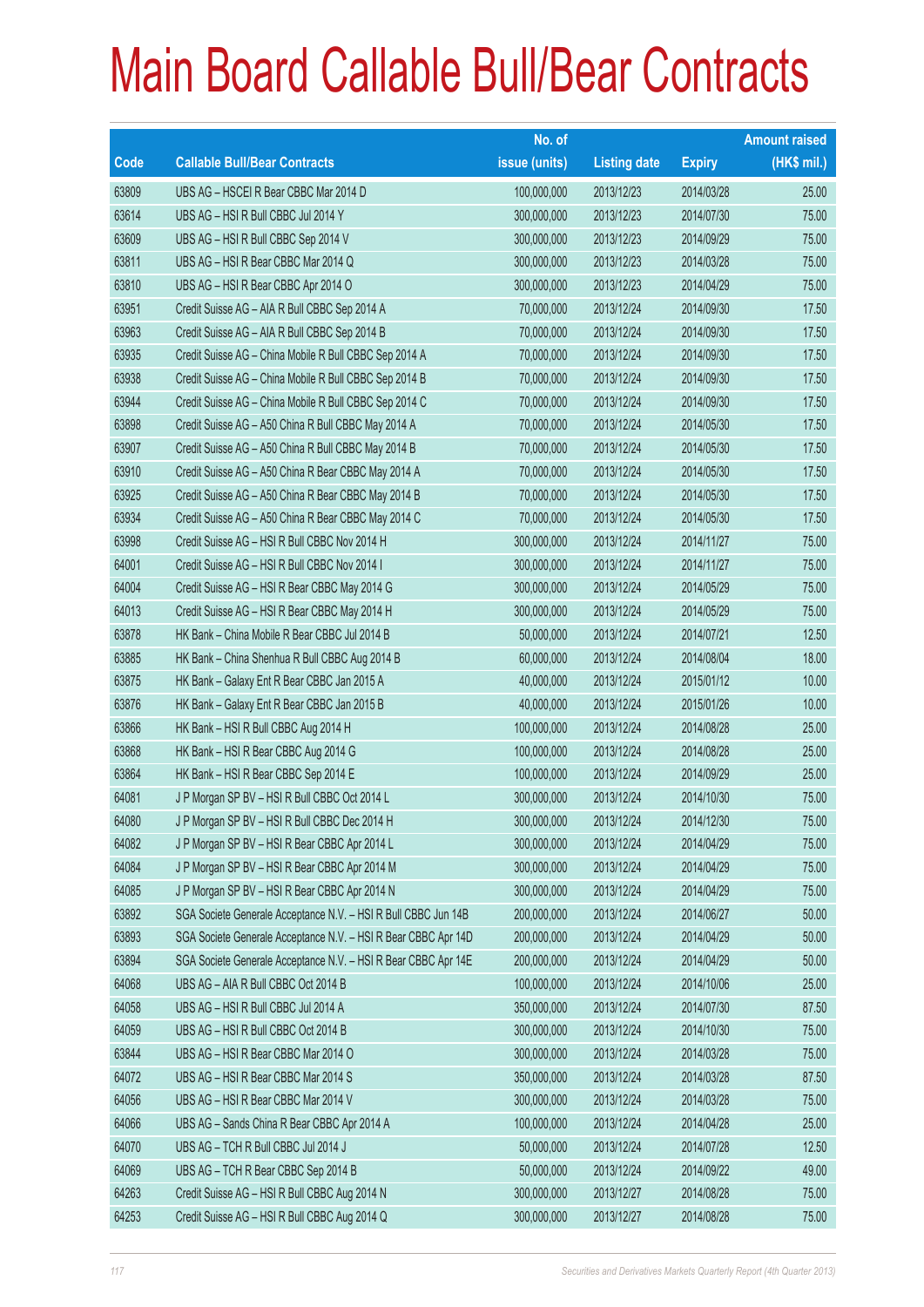# Main Board Callable Bull/Bear Contracts

| Code | Callable Bull/Bear Contracts | No. of issue (units) | Listing date | Expiry | Amount raised (HK$ mil.) |
|---|---|---|---|---|---|
| 63809 | UBS AG – HSCEI R Bear CBBC Mar 2014 D | 100,000,000 | 2013/12/23 | 2014/03/28 | 25.00 |
| 63614 | UBS AG – HSI R Bull CBBC Jul 2014 Y | 300,000,000 | 2013/12/23 | 2014/07/30 | 75.00 |
| 63609 | UBS AG – HSI R Bull CBBC Sep 2014 V | 300,000,000 | 2013/12/23 | 2014/09/29 | 75.00 |
| 63811 | UBS AG – HSI R Bear CBBC Mar 2014 Q | 300,000,000 | 2013/12/23 | 2014/03/28 | 75.00 |
| 63810 | UBS AG – HSI R Bear CBBC Apr 2014 O | 300,000,000 | 2013/12/23 | 2014/04/29 | 75.00 |
| 63951 | Credit Suisse AG – AIA R Bull CBBC Sep 2014 A | 70,000,000 | 2013/12/24 | 2014/09/30 | 17.50 |
| 63963 | Credit Suisse AG – AIA R Bull CBBC Sep 2014 B | 70,000,000 | 2013/12/24 | 2014/09/30 | 17.50 |
| 63935 | Credit Suisse AG – China Mobile R Bull CBBC Sep 2014 A | 70,000,000 | 2013/12/24 | 2014/09/30 | 17.50 |
| 63938 | Credit Suisse AG – China Mobile R Bull CBBC Sep 2014 B | 70,000,000 | 2013/12/24 | 2014/09/30 | 17.50 |
| 63944 | Credit Suisse AG – China Mobile R Bull CBBC Sep 2014 C | 70,000,000 | 2013/12/24 | 2014/09/30 | 17.50 |
| 63898 | Credit Suisse AG – A50 China R Bull CBBC May 2014 A | 70,000,000 | 2013/12/24 | 2014/05/30 | 17.50 |
| 63907 | Credit Suisse AG – A50 China R Bull CBBC May 2014 B | 70,000,000 | 2013/12/24 | 2014/05/30 | 17.50 |
| 63910 | Credit Suisse AG – A50 China R Bear CBBC May 2014 A | 70,000,000 | 2013/12/24 | 2014/05/30 | 17.50 |
| 63925 | Credit Suisse AG – A50 China R Bear CBBC May 2014 B | 70,000,000 | 2013/12/24 | 2014/05/30 | 17.50 |
| 63934 | Credit Suisse AG – A50 China R Bear CBBC May 2014 C | 70,000,000 | 2013/12/24 | 2014/05/30 | 17.50 |
| 63998 | Credit Suisse AG – HSI R Bull CBBC Nov 2014 H | 300,000,000 | 2013/12/24 | 2014/11/27 | 75.00 |
| 64001 | Credit Suisse AG – HSI R Bull CBBC Nov 2014 I | 300,000,000 | 2013/12/24 | 2014/11/27 | 75.00 |
| 64004 | Credit Suisse AG – HSI R Bear CBBC May 2014 G | 300,000,000 | 2013/12/24 | 2014/05/29 | 75.00 |
| 64013 | Credit Suisse AG – HSI R Bear CBBC May 2014 H | 300,000,000 | 2013/12/24 | 2014/05/29 | 75.00 |
| 63878 | HK Bank – China Mobile R Bear CBBC Jul 2014 B | 50,000,000 | 2013/12/24 | 2014/07/21 | 12.50 |
| 63885 | HK Bank – China Shenhua R Bull CBBC Aug 2014 B | 60,000,000 | 2013/12/24 | 2014/08/04 | 18.00 |
| 63875 | HK Bank – Galaxy Ent R Bear CBBC Jan 2015 A | 40,000,000 | 2013/12/24 | 2015/01/12 | 10.00 |
| 63876 | HK Bank – Galaxy Ent R Bear CBBC Jan 2015 B | 40,000,000 | 2013/12/24 | 2015/01/26 | 10.00 |
| 63866 | HK Bank – HSI R Bull CBBC Aug 2014 H | 100,000,000 | 2013/12/24 | 2014/08/28 | 25.00 |
| 63868 | HK Bank – HSI R Bear CBBC Aug 2014 G | 100,000,000 | 2013/12/24 | 2014/08/28 | 25.00 |
| 63864 | HK Bank – HSI R Bear CBBC Sep 2014 E | 100,000,000 | 2013/12/24 | 2014/09/29 | 25.00 |
| 64081 | J P Morgan SP BV – HSI R Bull CBBC Oct 2014 L | 300,000,000 | 2013/12/24 | 2014/10/30 | 75.00 |
| 64080 | J P Morgan SP BV – HSI R Bull CBBC Dec 2014 H | 300,000,000 | 2013/12/24 | 2014/12/30 | 75.00 |
| 64082 | J P Morgan SP BV – HSI R Bear CBBC Apr 2014 L | 300,000,000 | 2013/12/24 | 2014/04/29 | 75.00 |
| 64084 | J P Morgan SP BV – HSI R Bear CBBC Apr 2014 M | 300,000,000 | 2013/12/24 | 2014/04/29 | 75.00 |
| 64085 | J P Morgan SP BV – HSI R Bear CBBC Apr 2014 N | 300,000,000 | 2013/12/24 | 2014/04/29 | 75.00 |
| 63892 | SGA Societe Generale Acceptance N.V. – HSI R Bull CBBC Jun 14B | 200,000,000 | 2013/12/24 | 2014/06/27 | 50.00 |
| 63893 | SGA Societe Generale Acceptance N.V. – HSI R Bear CBBC Apr 14D | 200,000,000 | 2013/12/24 | 2014/04/29 | 50.00 |
| 63894 | SGA Societe Generale Acceptance N.V. – HSI R Bear CBBC Apr 14E | 200,000,000 | 2013/12/24 | 2014/04/29 | 50.00 |
| 64068 | UBS AG – AIA R Bull CBBC Oct 2014 B | 100,000,000 | 2013/12/24 | 2014/10/06 | 25.00 |
| 64058 | UBS AG – HSI R Bull CBBC Jul 2014 A | 350,000,000 | 2013/12/24 | 2014/07/30 | 87.50 |
| 64059 | UBS AG – HSI R Bull CBBC Oct 2014 B | 300,000,000 | 2013/12/24 | 2014/10/30 | 75.00 |
| 63844 | UBS AG – HSI R Bear CBBC Mar 2014 O | 300,000,000 | 2013/12/24 | 2014/03/28 | 75.00 |
| 64072 | UBS AG – HSI R Bear CBBC Mar 2014 S | 350,000,000 | 2013/12/24 | 2014/03/28 | 87.50 |
| 64056 | UBS AG – HSI R Bear CBBC Mar 2014 V | 300,000,000 | 2013/12/24 | 2014/03/28 | 75.00 |
| 64066 | UBS AG – Sands China R Bear CBBC Apr 2014 A | 100,000,000 | 2013/12/24 | 2014/04/28 | 25.00 |
| 64070 | UBS AG – TCH R Bull CBBC Jul 2014 J | 50,000,000 | 2013/12/24 | 2014/07/28 | 12.50 |
| 64069 | UBS AG – TCH R Bear CBBC Sep 2014 B | 50,000,000 | 2013/12/24 | 2014/09/22 | 49.00 |
| 64263 | Credit Suisse AG – HSI R Bull CBBC Aug 2014 N | 300,000,000 | 2013/12/27 | 2014/08/28 | 75.00 |
| 64253 | Credit Suisse AG – HSI R Bull CBBC Aug 2014 Q | 300,000,000 | 2013/12/27 | 2014/08/28 | 75.00 |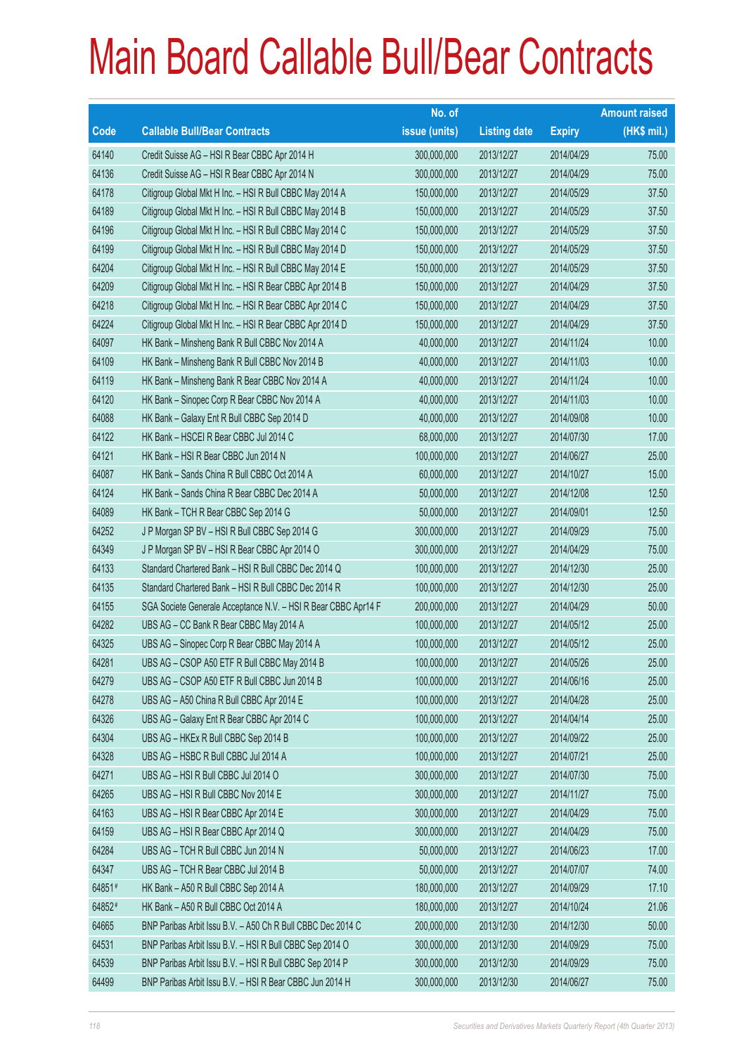# Main Board Callable Bull/Bear Contracts

| Code | Callable Bull/Bear Contracts | No. of issue (units) | Listing date | Expiry | Amount raised (HK$ mil.) |
|---|---|---|---|---|---|
| 64140 | Credit Suisse AG – HSI R Bear CBBC Apr 2014 H | 300,000,000 | 2013/12/27 | 2014/04/29 | 75.00 |
| 64136 | Credit Suisse AG – HSI R Bear CBBC Apr 2014 N | 300,000,000 | 2013/12/27 | 2014/04/29 | 75.00 |
| 64178 | Citigroup Global Mkt H Inc. – HSI R Bull CBBC May 2014 A | 150,000,000 | 2013/12/27 | 2014/05/29 | 37.50 |
| 64189 | Citigroup Global Mkt H Inc. – HSI R Bull CBBC May 2014 B | 150,000,000 | 2013/12/27 | 2014/05/29 | 37.50 |
| 64196 | Citigroup Global Mkt H Inc. – HSI R Bull CBBC May 2014 C | 150,000,000 | 2013/12/27 | 2014/05/29 | 37.50 |
| 64199 | Citigroup Global Mkt H Inc. – HSI R Bull CBBC May 2014 D | 150,000,000 | 2013/12/27 | 2014/05/29 | 37.50 |
| 64204 | Citigroup Global Mkt H Inc. – HSI R Bull CBBC May 2014 E | 150,000,000 | 2013/12/27 | 2014/05/29 | 37.50 |
| 64209 | Citigroup Global Mkt H Inc. – HSI R Bear CBBC Apr 2014 B | 150,000,000 | 2013/12/27 | 2014/04/29 | 37.50 |
| 64218 | Citigroup Global Mkt H Inc. – HSI R Bear CBBC Apr 2014 C | 150,000,000 | 2013/12/27 | 2014/04/29 | 37.50 |
| 64224 | Citigroup Global Mkt H Inc. – HSI R Bear CBBC Apr 2014 D | 150,000,000 | 2013/12/27 | 2014/04/29 | 37.50 |
| 64097 | HK Bank – Minsheng Bank R Bull CBBC Nov 2014 A | 40,000,000 | 2013/12/27 | 2014/11/24 | 10.00 |
| 64109 | HK Bank – Minsheng Bank R Bull CBBC Nov 2014 B | 40,000,000 | 2013/12/27 | 2014/11/03 | 10.00 |
| 64119 | HK Bank – Minsheng Bank R Bear CBBC Nov 2014 A | 40,000,000 | 2013/12/27 | 2014/11/24 | 10.00 |
| 64120 | HK Bank – Sinopec Corp R Bear CBBC Nov 2014 A | 40,000,000 | 2013/12/27 | 2014/11/03 | 10.00 |
| 64088 | HK Bank – Galaxy Ent R Bull CBBC Sep 2014 D | 40,000,000 | 2013/12/27 | 2014/09/08 | 10.00 |
| 64122 | HK Bank – HSCEI R Bear CBBC Jul 2014 C | 68,000,000 | 2013/12/27 | 2014/07/30 | 17.00 |
| 64121 | HK Bank – HSI R Bear CBBC Jun 2014 N | 100,000,000 | 2013/12/27 | 2014/06/27 | 25.00 |
| 64087 | HK Bank – Sands China R Bull CBBC Oct 2014 A | 60,000,000 | 2013/12/27 | 2014/10/27 | 15.00 |
| 64124 | HK Bank – Sands China R Bear CBBC Dec 2014 A | 50,000,000 | 2013/12/27 | 2014/12/08 | 12.50 |
| 64089 | HK Bank – TCH R Bear CBBC Sep 2014 G | 50,000,000 | 2013/12/27 | 2014/09/01 | 12.50 |
| 64252 | J P Morgan SP BV – HSI R Bull CBBC Sep 2014 G | 300,000,000 | 2013/12/27 | 2014/09/29 | 75.00 |
| 64349 | J P Morgan SP BV – HSI R Bear CBBC Apr 2014 O | 300,000,000 | 2013/12/27 | 2014/04/29 | 75.00 |
| 64133 | Standard Chartered Bank – HSI R Bull CBBC Dec 2014 Q | 100,000,000 | 2013/12/27 | 2014/12/30 | 25.00 |
| 64135 | Standard Chartered Bank – HSI R Bull CBBC Dec 2014 R | 100,000,000 | 2013/12/27 | 2014/12/30 | 25.00 |
| 64155 | SGA Societe Generale Acceptance N.V. – HSI R Bear CBBC Apr14 F | 200,000,000 | 2013/12/27 | 2014/04/29 | 50.00 |
| 64282 | UBS AG – CC Bank R Bear CBBC May 2014 A | 100,000,000 | 2013/12/27 | 2014/05/12 | 25.00 |
| 64325 | UBS AG – Sinopec Corp R Bear CBBC May 2014 A | 100,000,000 | 2013/12/27 | 2014/05/12 | 25.00 |
| 64281 | UBS AG – CSOP A50 ETF R Bull CBBC May 2014 B | 100,000,000 | 2013/12/27 | 2014/05/26 | 25.00 |
| 64279 | UBS AG – CSOP A50 ETF R Bull CBBC Jun 2014 B | 100,000,000 | 2013/12/27 | 2014/06/16 | 25.00 |
| 64278 | UBS AG – A50 China R Bull CBBC Apr 2014 E | 100,000,000 | 2013/12/27 | 2014/04/28 | 25.00 |
| 64326 | UBS AG – Galaxy Ent R Bear CBBC Apr 2014 C | 100,000,000 | 2013/12/27 | 2014/04/14 | 25.00 |
| 64304 | UBS AG – HKEx R Bull CBBC Sep 2014 B | 100,000,000 | 2013/12/27 | 2014/09/22 | 25.00 |
| 64328 | UBS AG – HSBC R Bull CBBC Jul 2014 A | 100,000,000 | 2013/12/27 | 2014/07/21 | 25.00 |
| 64271 | UBS AG – HSI R Bull CBBC Jul 2014 O | 300,000,000 | 2013/12/27 | 2014/07/30 | 75.00 |
| 64265 | UBS AG – HSI R Bull CBBC Nov 2014 E | 300,000,000 | 2013/12/27 | 2014/11/27 | 75.00 |
| 64163 | UBS AG – HSI R Bear CBBC Apr 2014 E | 300,000,000 | 2013/12/27 | 2014/04/29 | 75.00 |
| 64159 | UBS AG – HSI R Bear CBBC Apr 2014 Q | 300,000,000 | 2013/12/27 | 2014/04/29 | 75.00 |
| 64284 | UBS AG – TCH R Bull CBBC Jun 2014 N | 50,000,000 | 2013/12/27 | 2014/06/23 | 17.00 |
| 64347 | UBS AG – TCH R Bear CBBC Jul 2014 B | 50,000,000 | 2013/12/27 | 2014/07/07 | 74.00 |
| 64851# | HK Bank – A50 R Bull CBBC Sep 2014 A | 180,000,000 | 2013/12/27 | 2014/09/29 | 17.10 |
| 64852# | HK Bank – A50 R Bull CBBC Oct 2014 A | 180,000,000 | 2013/12/27 | 2014/10/24 | 21.06 |
| 64665 | BNP Paribas Arbit Issu B.V. – A50 Ch R Bull CBBC Dec 2014 C | 200,000,000 | 2013/12/30 | 2014/12/30 | 50.00 |
| 64531 | BNP Paribas Arbit Issu B.V. – HSI R Bull CBBC Sep 2014 O | 300,000,000 | 2013/12/30 | 2014/09/29 | 75.00 |
| 64539 | BNP Paribas Arbit Issu B.V. – HSI R Bull CBBC Sep 2014 P | 300,000,000 | 2013/12/30 | 2014/09/29 | 75.00 |
| 64499 | BNP Paribas Arbit Issu B.V. – HSI R Bear CBBC Jun 2014 H | 300,000,000 | 2013/12/30 | 2014/06/27 | 75.00 |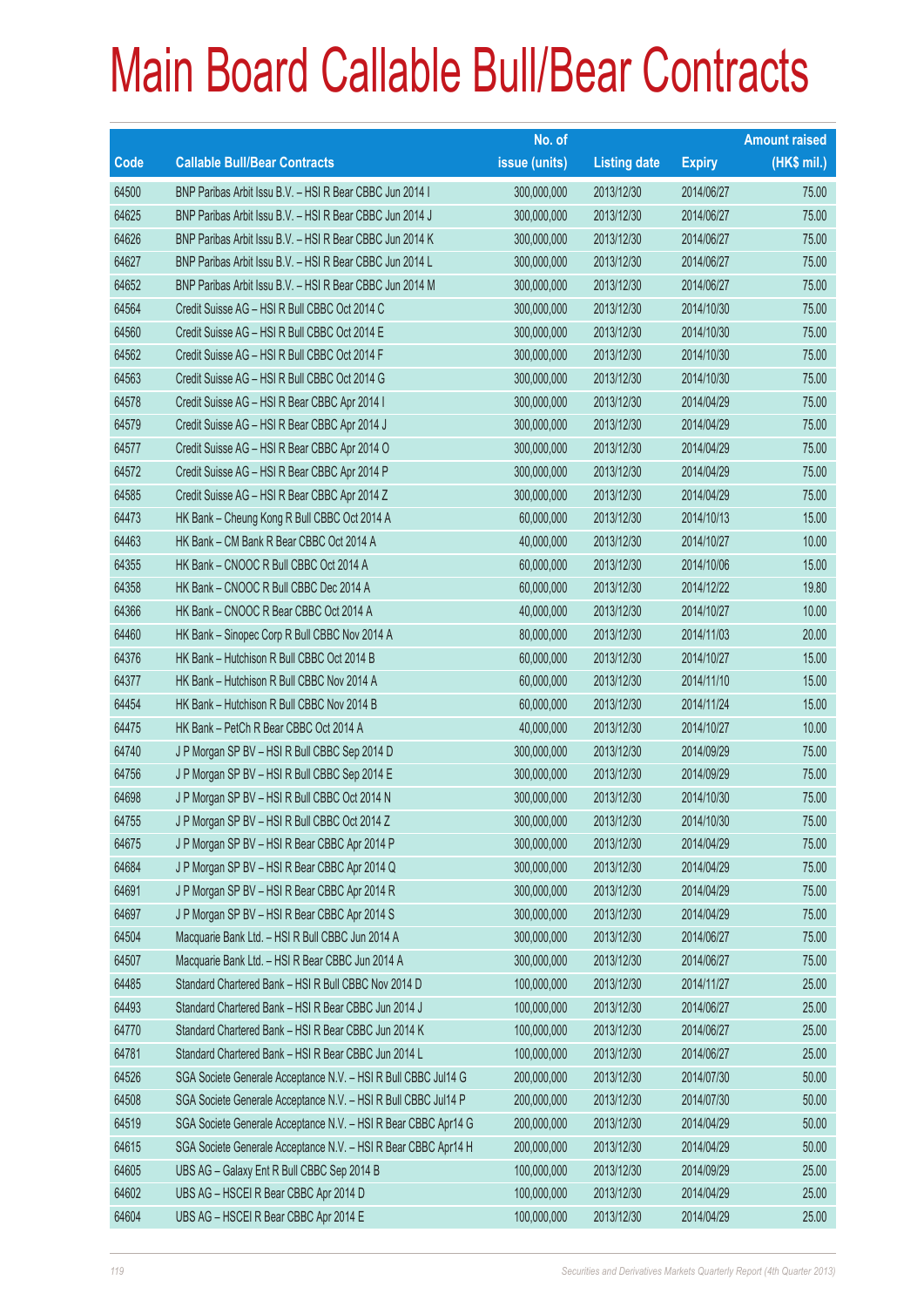# Main Board Callable Bull/Bear Contracts

| Code | Callable Bull/Bear Contracts | No. of issue (units) | Listing date | Expiry | Amount raised (HK$ mil.) |
|---|---|---|---|---|---|
| 64500 | BNP Paribas Arbit Issu B.V. – HSI R Bear CBBC Jun 2014 I | 300,000,000 | 2013/12/30 | 2014/06/27 | 75.00 |
| 64625 | BNP Paribas Arbit Issu B.V. – HSI R Bear CBBC Jun 2014 J | 300,000,000 | 2013/12/30 | 2014/06/27 | 75.00 |
| 64626 | BNP Paribas Arbit Issu B.V. – HSI R Bear CBBC Jun 2014 K | 300,000,000 | 2013/12/30 | 2014/06/27 | 75.00 |
| 64627 | BNP Paribas Arbit Issu B.V. – HSI R Bear CBBC Jun 2014 L | 300,000,000 | 2013/12/30 | 2014/06/27 | 75.00 |
| 64652 | BNP Paribas Arbit Issu B.V. – HSI R Bear CBBC Jun 2014 M | 300,000,000 | 2013/12/30 | 2014/06/27 | 75.00 |
| 64564 | Credit Suisse AG – HSI R Bull CBBC Oct 2014 C | 300,000,000 | 2013/12/30 | 2014/10/30 | 75.00 |
| 64560 | Credit Suisse AG – HSI R Bull CBBC Oct 2014 E | 300,000,000 | 2013/12/30 | 2014/10/30 | 75.00 |
| 64562 | Credit Suisse AG – HSI R Bull CBBC Oct 2014 F | 300,000,000 | 2013/12/30 | 2014/10/30 | 75.00 |
| 64563 | Credit Suisse AG – HSI R Bull CBBC Oct 2014 G | 300,000,000 | 2013/12/30 | 2014/10/30 | 75.00 |
| 64578 | Credit Suisse AG – HSI R Bear CBBC Apr 2014 I | 300,000,000 | 2013/12/30 | 2014/04/29 | 75.00 |
| 64579 | Credit Suisse AG – HSI R Bear CBBC Apr 2014 J | 300,000,000 | 2013/12/30 | 2014/04/29 | 75.00 |
| 64577 | Credit Suisse AG – HSI R Bear CBBC Apr 2014 O | 300,000,000 | 2013/12/30 | 2014/04/29 | 75.00 |
| 64572 | Credit Suisse AG – HSI R Bear CBBC Apr 2014 P | 300,000,000 | 2013/12/30 | 2014/04/29 | 75.00 |
| 64585 | Credit Suisse AG – HSI R Bear CBBC Apr 2014 Z | 300,000,000 | 2013/12/30 | 2014/04/29 | 75.00 |
| 64473 | HK Bank – Cheung Kong R Bull CBBC Oct 2014 A | 60,000,000 | 2013/12/30 | 2014/10/13 | 15.00 |
| 64463 | HK Bank – CM Bank R Bear CBBC Oct 2014 A | 40,000,000 | 2013/12/30 | 2014/10/27 | 10.00 |
| 64355 | HK Bank – CNOOC R Bull CBBC Oct 2014 A | 60,000,000 | 2013/12/30 | 2014/10/06 | 15.00 |
| 64358 | HK Bank – CNOOC R Bull CBBC Dec 2014 A | 60,000,000 | 2013/12/30 | 2014/12/22 | 19.80 |
| 64366 | HK Bank – CNOOC R Bear CBBC Oct 2014 A | 40,000,000 | 2013/12/30 | 2014/10/27 | 10.00 |
| 64460 | HK Bank – Sinopec Corp R Bull CBBC Nov 2014 A | 80,000,000 | 2013/12/30 | 2014/11/03 | 20.00 |
| 64376 | HK Bank – Hutchison R Bull CBBC Oct 2014 B | 60,000,000 | 2013/12/30 | 2014/10/27 | 15.00 |
| 64377 | HK Bank – Hutchison R Bull CBBC Nov 2014 A | 60,000,000 | 2013/12/30 | 2014/11/10 | 15.00 |
| 64454 | HK Bank – Hutchison R Bull CBBC Nov 2014 B | 60,000,000 | 2013/12/30 | 2014/11/24 | 15.00 |
| 64475 | HK Bank – PetCh R Bear CBBC Oct 2014 A | 40,000,000 | 2013/12/30 | 2014/10/27 | 10.00 |
| 64740 | J P Morgan SP BV – HSI R Bull CBBC Sep 2014 D | 300,000,000 | 2013/12/30 | 2014/09/29 | 75.00 |
| 64756 | J P Morgan SP BV – HSI R Bull CBBC Sep 2014 E | 300,000,000 | 2013/12/30 | 2014/09/29 | 75.00 |
| 64698 | J P Morgan SP BV – HSI R Bull CBBC Oct 2014 N | 300,000,000 | 2013/12/30 | 2014/10/30 | 75.00 |
| 64755 | J P Morgan SP BV – HSI R Bull CBBC Oct 2014 Z | 300,000,000 | 2013/12/30 | 2014/10/30 | 75.00 |
| 64675 | J P Morgan SP BV – HSI R Bear CBBC Apr 2014 P | 300,000,000 | 2013/12/30 | 2014/04/29 | 75.00 |
| 64684 | J P Morgan SP BV – HSI R Bear CBBC Apr 2014 Q | 300,000,000 | 2013/12/30 | 2014/04/29 | 75.00 |
| 64691 | J P Morgan SP BV – HSI R Bear CBBC Apr 2014 R | 300,000,000 | 2013/12/30 | 2014/04/29 | 75.00 |
| 64697 | J P Morgan SP BV – HSI R Bear CBBC Apr 2014 S | 300,000,000 | 2013/12/30 | 2014/04/29 | 75.00 |
| 64504 | Macquarie Bank Ltd. – HSI R Bull CBBC Jun 2014 A | 300,000,000 | 2013/12/30 | 2014/06/27 | 75.00 |
| 64507 | Macquarie Bank Ltd. – HSI R Bear CBBC Jun 2014 A | 300,000,000 | 2013/12/30 | 2014/06/27 | 75.00 |
| 64485 | Standard Chartered Bank – HSI R Bull CBBC Nov 2014 D | 100,000,000 | 2013/12/30 | 2014/11/27 | 25.00 |
| 64493 | Standard Chartered Bank – HSI R Bear CBBC Jun 2014 J | 100,000,000 | 2013/12/30 | 2014/06/27 | 25.00 |
| 64770 | Standard Chartered Bank – HSI R Bear CBBC Jun 2014 K | 100,000,000 | 2013/12/30 | 2014/06/27 | 25.00 |
| 64781 | Standard Chartered Bank – HSI R Bear CBBC Jun 2014 L | 100,000,000 | 2013/12/30 | 2014/06/27 | 25.00 |
| 64526 | SGA Societe Generale Acceptance N.V. – HSI R Bull CBBC Jul14 G | 200,000,000 | 2013/12/30 | 2014/07/30 | 50.00 |
| 64508 | SGA Societe Generale Acceptance N.V. – HSI R Bull CBBC Jul14 P | 200,000,000 | 2013/12/30 | 2014/07/30 | 50.00 |
| 64519 | SGA Societe Generale Acceptance N.V. – HSI R Bear CBBC Apr14 G | 200,000,000 | 2013/12/30 | 2014/04/29 | 50.00 |
| 64615 | SGA Societe Generale Acceptance N.V. – HSI R Bear CBBC Apr14 H | 200,000,000 | 2013/12/30 | 2014/04/29 | 50.00 |
| 64605 | UBS AG – Galaxy Ent R Bull CBBC Sep 2014 B | 100,000,000 | 2013/12/30 | 2014/09/29 | 25.00 |
| 64602 | UBS AG – HSCEI R Bear CBBC Apr 2014 D | 100,000,000 | 2013/12/30 | 2014/04/29 | 25.00 |
| 64604 | UBS AG – HSCEI R Bear CBBC Apr 2014 E | 100,000,000 | 2013/12/30 | 2014/04/29 | 25.00 |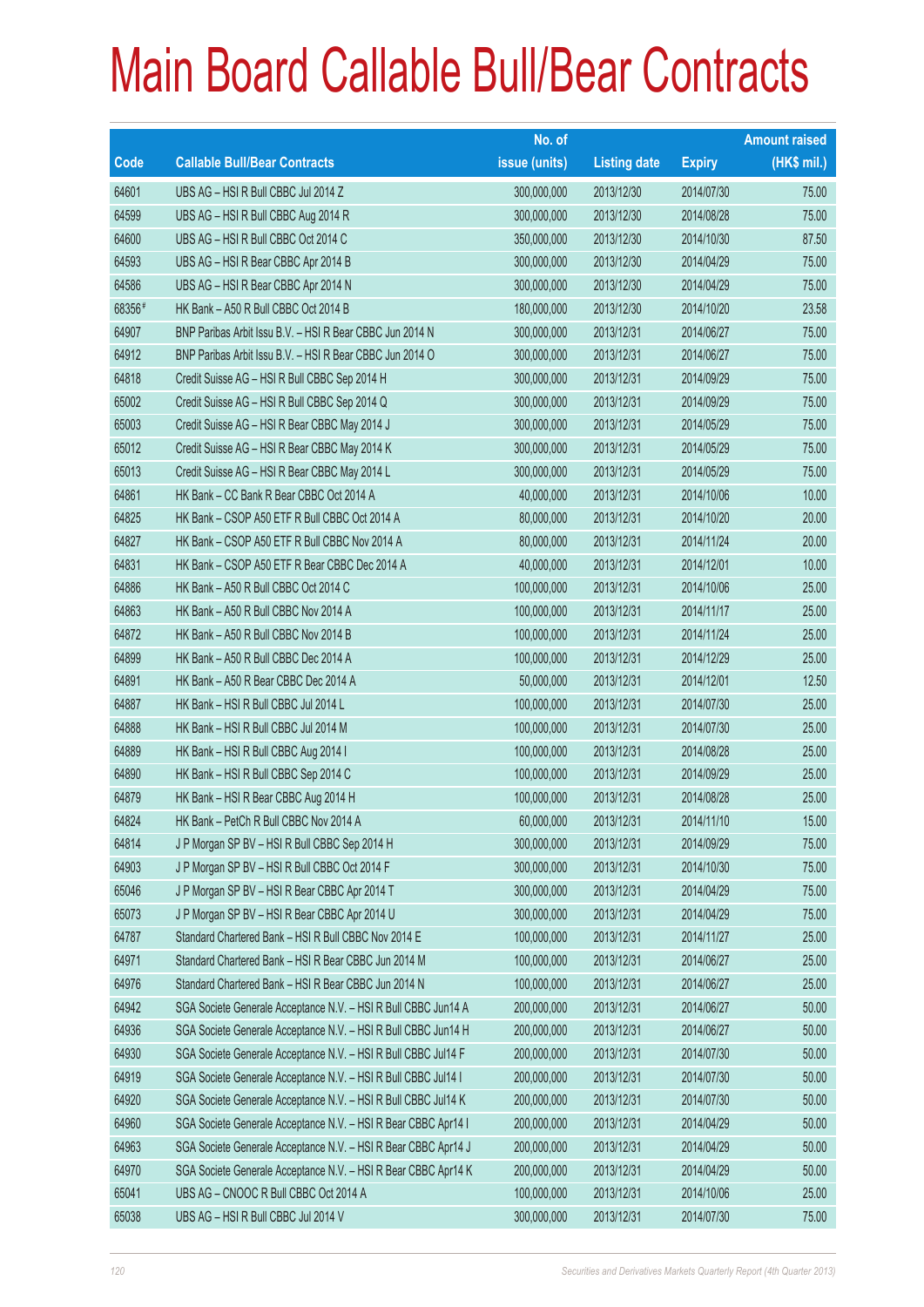# Main Board Callable Bull/Bear Contracts

| Code | Callable Bull/Bear Contracts | No. of issue (units) | Listing date | Expiry | Amount raised (HK$ mil.) |
|---|---|---|---|---|---|
| 64601 | UBS AG – HSI R Bull CBBC Jul 2014 Z | 300,000,000 | 2013/12/30 | 2014/07/30 | 75.00 |
| 64599 | UBS AG – HSI R Bull CBBC Aug 2014 R | 300,000,000 | 2013/12/30 | 2014/08/28 | 75.00 |
| 64600 | UBS AG – HSI R Bull CBBC Oct 2014 C | 350,000,000 | 2013/12/30 | 2014/10/30 | 87.50 |
| 64593 | UBS AG – HSI R Bear CBBC Apr 2014 B | 300,000,000 | 2013/12/30 | 2014/04/29 | 75.00 |
| 64586 | UBS AG – HSI R Bear CBBC Apr 2014 N | 300,000,000 | 2013/12/30 | 2014/04/29 | 75.00 |
| 68356# | HK Bank – A50 R Bull CBBC Oct 2014 B | 180,000,000 | 2013/12/30 | 2014/10/20 | 23.58 |
| 64907 | BNP Paribas Arbit Issu B.V. – HSI R Bear CBBC Jun 2014 N | 300,000,000 | 2013/12/31 | 2014/06/27 | 75.00 |
| 64912 | BNP Paribas Arbit Issu B.V. – HSI R Bear CBBC Jun 2014 O | 300,000,000 | 2013/12/31 | 2014/06/27 | 75.00 |
| 64818 | Credit Suisse AG – HSI R Bull CBBC Sep 2014 H | 300,000,000 | 2013/12/31 | 2014/09/29 | 75.00 |
| 65002 | Credit Suisse AG – HSI R Bull CBBC Sep 2014 Q | 300,000,000 | 2013/12/31 | 2014/09/29 | 75.00 |
| 65003 | Credit Suisse AG – HSI R Bear CBBC May 2014 J | 300,000,000 | 2013/12/31 | 2014/05/29 | 75.00 |
| 65012 | Credit Suisse AG – HSI R Bear CBBC May 2014 K | 300,000,000 | 2013/12/31 | 2014/05/29 | 75.00 |
| 65013 | Credit Suisse AG – HSI R Bear CBBC May 2014 L | 300,000,000 | 2013/12/31 | 2014/05/29 | 75.00 |
| 64861 | HK Bank – CC Bank R Bear CBBC Oct 2014 A | 40,000,000 | 2013/12/31 | 2014/10/06 | 10.00 |
| 64825 | HK Bank – CSOP A50 ETF R Bull CBBC Oct 2014 A | 80,000,000 | 2013/12/31 | 2014/10/20 | 20.00 |
| 64827 | HK Bank – CSOP A50 ETF R Bull CBBC Nov 2014 A | 80,000,000 | 2013/12/31 | 2014/11/24 | 20.00 |
| 64831 | HK Bank – CSOP A50 ETF R Bear CBBC Dec 2014 A | 40,000,000 | 2013/12/31 | 2014/12/01 | 10.00 |
| 64886 | HK Bank – A50 R Bull CBBC Oct 2014 C | 100,000,000 | 2013/12/31 | 2014/10/06 | 25.00 |
| 64863 | HK Bank – A50 R Bull CBBC Nov 2014 A | 100,000,000 | 2013/12/31 | 2014/11/17 | 25.00 |
| 64872 | HK Bank – A50 R Bull CBBC Nov 2014 B | 100,000,000 | 2013/12/31 | 2014/11/24 | 25.00 |
| 64899 | HK Bank – A50 R Bull CBBC Dec 2014 A | 100,000,000 | 2013/12/31 | 2014/12/29 | 25.00 |
| 64891 | HK Bank – A50 R Bear CBBC Dec 2014 A | 50,000,000 | 2013/12/31 | 2014/12/01 | 12.50 |
| 64887 | HK Bank – HSI R Bull CBBC Jul 2014 L | 100,000,000 | 2013/12/31 | 2014/07/30 | 25.00 |
| 64888 | HK Bank – HSI R Bull CBBC Jul 2014 M | 100,000,000 | 2013/12/31 | 2014/07/30 | 25.00 |
| 64889 | HK Bank – HSI R Bull CBBC Aug 2014 I | 100,000,000 | 2013/12/31 | 2014/08/28 | 25.00 |
| 64890 | HK Bank – HSI R Bull CBBC Sep 2014 C | 100,000,000 | 2013/12/31 | 2014/09/29 | 25.00 |
| 64879 | HK Bank – HSI R Bear CBBC Aug 2014 H | 100,000,000 | 2013/12/31 | 2014/08/28 | 25.00 |
| 64824 | HK Bank – PetCh R Bull CBBC Nov 2014 A | 60,000,000 | 2013/12/31 | 2014/11/10 | 15.00 |
| 64814 | J P Morgan SP BV – HSI R Bull CBBC Sep 2014 H | 300,000,000 | 2013/12/31 | 2014/09/29 | 75.00 |
| 64903 | J P Morgan SP BV – HSI R Bull CBBC Oct 2014 F | 300,000,000 | 2013/12/31 | 2014/10/30 | 75.00 |
| 65046 | J P Morgan SP BV – HSI R Bear CBBC Apr 2014 T | 300,000,000 | 2013/12/31 | 2014/04/29 | 75.00 |
| 65073 | J P Morgan SP BV – HSI R Bear CBBC Apr 2014 U | 300,000,000 | 2013/12/31 | 2014/04/29 | 75.00 |
| 64787 | Standard Chartered Bank – HSI R Bull CBBC Nov 2014 E | 100,000,000 | 2013/12/31 | 2014/11/27 | 25.00 |
| 64971 | Standard Chartered Bank – HSI R Bear CBBC Jun 2014 M | 100,000,000 | 2013/12/31 | 2014/06/27 | 25.00 |
| 64976 | Standard Chartered Bank – HSI R Bear CBBC Jun 2014 N | 100,000,000 | 2013/12/31 | 2014/06/27 | 25.00 |
| 64942 | SGA Societe Generale Acceptance N.V. – HSI R Bull CBBC Jun14 A | 200,000,000 | 2013/12/31 | 2014/06/27 | 50.00 |
| 64936 | SGA Societe Generale Acceptance N.V. – HSI R Bull CBBC Jun14 H | 200,000,000 | 2013/12/31 | 2014/06/27 | 50.00 |
| 64930 | SGA Societe Generale Acceptance N.V. – HSI R Bull CBBC Jul14 F | 200,000,000 | 2013/12/31 | 2014/07/30 | 50.00 |
| 64919 | SGA Societe Generale Acceptance N.V. – HSI R Bull CBBC Jul14 I | 200,000,000 | 2013/12/31 | 2014/07/30 | 50.00 |
| 64920 | SGA Societe Generale Acceptance N.V. – HSI R Bull CBBC Jul14 K | 200,000,000 | 2013/12/31 | 2014/07/30 | 50.00 |
| 64960 | SGA Societe Generale Acceptance N.V. – HSI R Bear CBBC Apr14 I | 200,000,000 | 2013/12/31 | 2014/04/29 | 50.00 |
| 64963 | SGA Societe Generale Acceptance N.V. – HSI R Bear CBBC Apr14 J | 200,000,000 | 2013/12/31 | 2014/04/29 | 50.00 |
| 64970 | SGA Societe Generale Acceptance N.V. – HSI R Bear CBBC Apr14 K | 200,000,000 | 2013/12/31 | 2014/04/29 | 50.00 |
| 65041 | UBS AG – CNOOC R Bull CBBC Oct 2014 A | 100,000,000 | 2013/12/31 | 2014/10/06 | 25.00 |
| 65038 | UBS AG – HSI R Bull CBBC Jul 2014 V | 300,000,000 | 2013/12/31 | 2014/07/30 | 75.00 |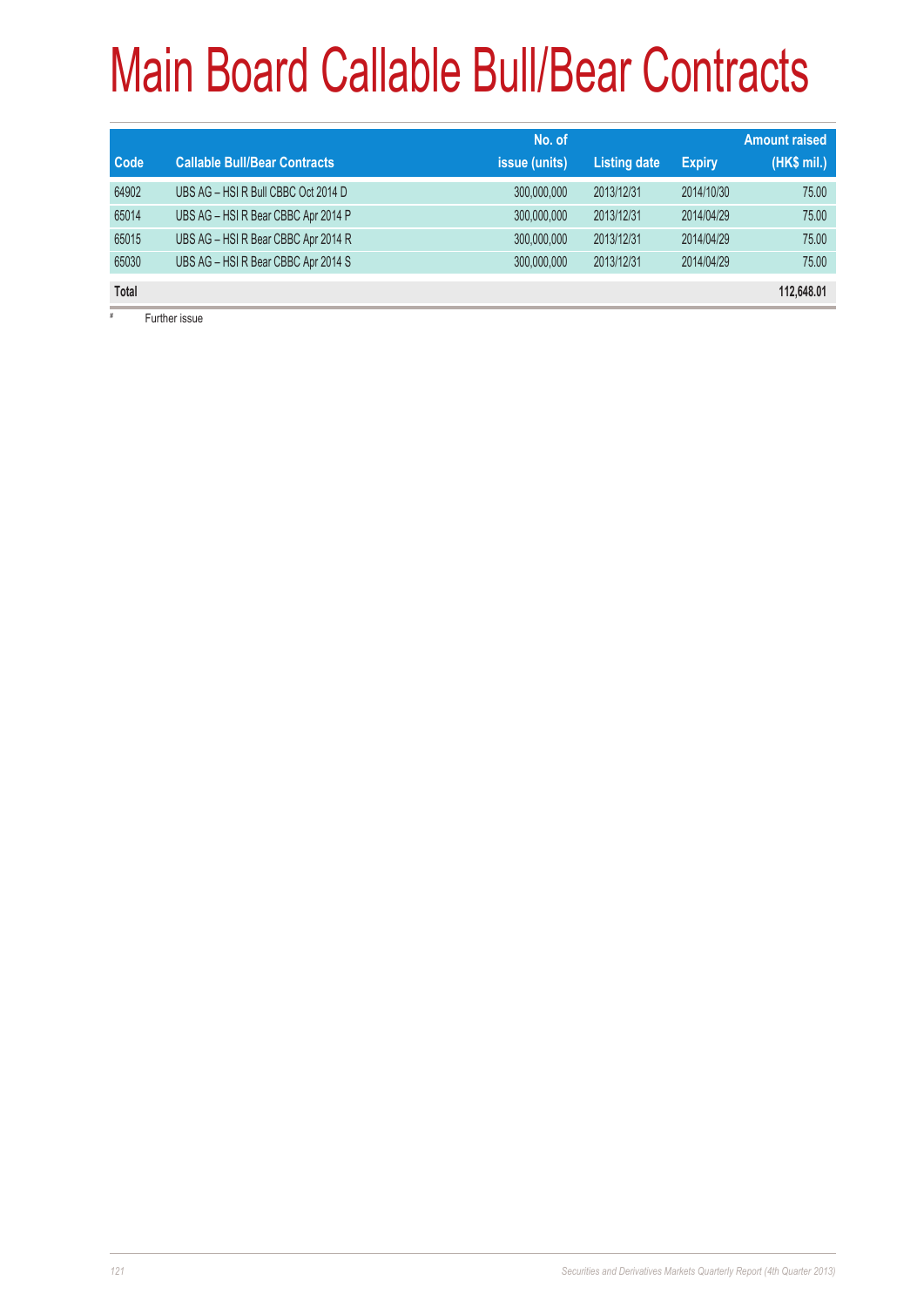# Main Board Callable Bull/Bear Contracts

| Code | Callable Bull/Bear Contracts | No. of issue (units) | Listing date | Expiry | Amount raised (HK$ mil.) |
|---|---|---|---|---|---|
| 64902 | UBS AG – HSI R Bull CBBC Oct 2014 D | 300,000,000 | 2013/12/31 | 2014/10/30 | 75.00 |
| 65014 | UBS AG – HSI R Bear CBBC Apr 2014 P | 300,000,000 | 2013/12/31 | 2014/04/29 | 75.00 |
| 65015 | UBS AG – HSI R Bear CBBC Apr 2014 R | 300,000,000 | 2013/12/31 | 2014/04/29 | 75.00 |
| 65030 | UBS AG – HSI R Bear CBBC Apr 2014 S | 300,000,000 | 2013/12/31 | 2014/04/29 | 75.00 |
| **Total** | | | | | **112,648.01** |

# Further issue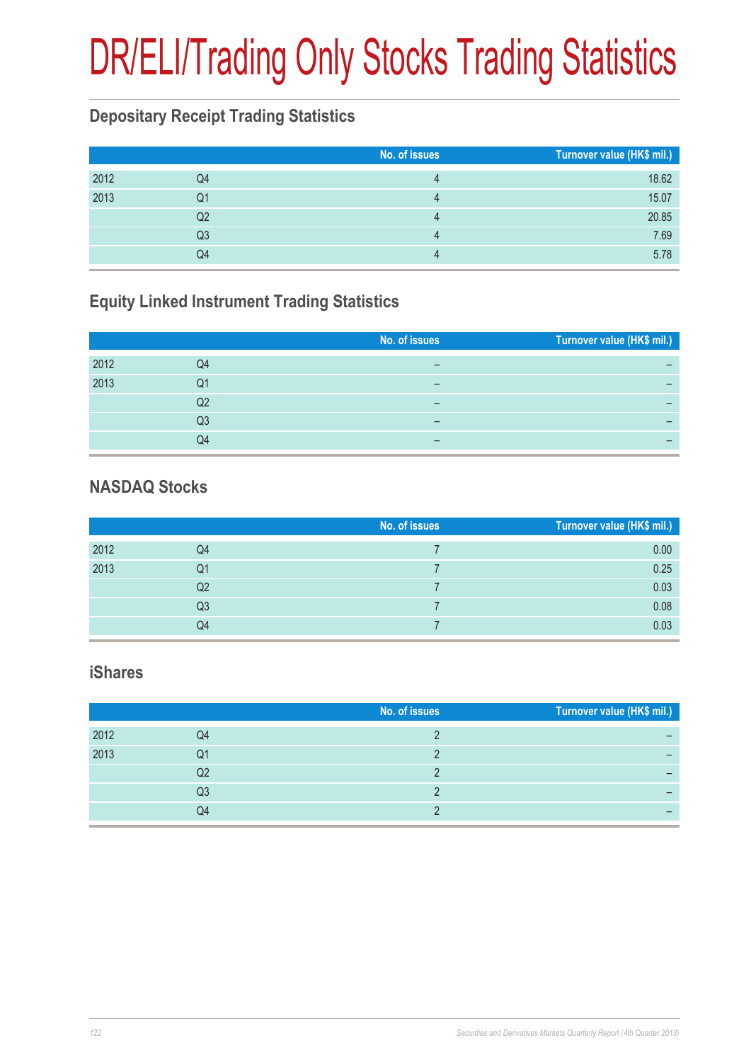# DR/ELI/Trading Only Stocks Trading Statistics

## Depositary Receipt Trading Statistics

| | | No. of issues | Turnover value (HK$ mil.) |
|---|---|---|---|
| 2012 | Q4 | 4 | 18.62 |
| 2013 | Q1 | 4 | 15.07 |
| | Q2 | 4 | 20.85 |
| | Q3 | 4 | 7.69 |
| | Q4 | 4 | 5.78 |

## Equity Linked Instrument Trading Statistics

| | | No. of issues | Turnover value (HK$ mil.) |
|---|---|---|---|
| 2012 | Q4 | – | – |
| 2013 | Q1 | – | – |
| | Q2 | – | – |
| | Q3 | – | – |
| | Q4 | – | – |

## NASDAQ Stocks

| | | No. of issues | Turnover value (HK$ mil.) |
|---|---|---|---|
| 2012 | Q4 | 7 | 0.00 |
| 2013 | Q1 | 7 | 0.25 |
| | Q2 | 7 | 0.03 |
| | Q3 | 7 | 0.08 |
| | Q4 | 7 | 0.03 |

## iShares

| | | No. of issues | Turnover value (HK$ mil.) |
|---|---|---|---|
| 2012 | Q4 | 2 | – |
| 2013 | Q1 | 2 | – |
| | Q2 | 2 | – |
| | Q3 | 2 | – |
| | Q4 | 2 | – |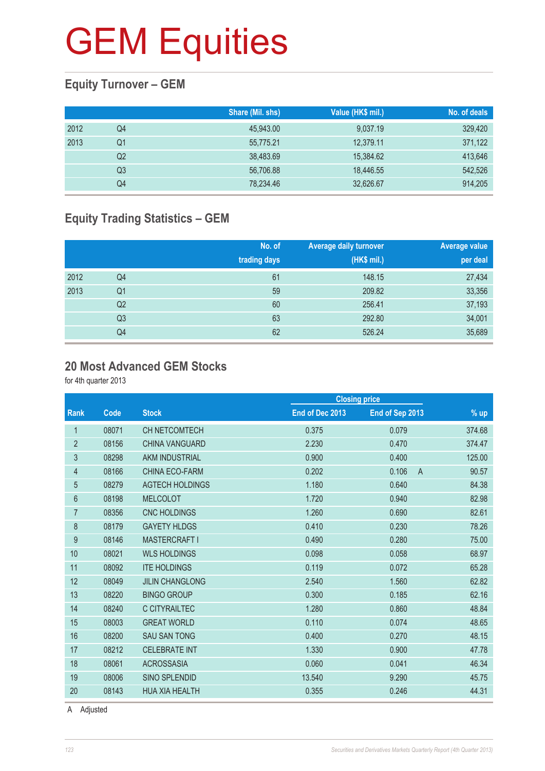# GEM Equities

## Equity Turnover – GEM

| | | Share (Mil. shs) | Value (HK$ mil.) | No. of deals |
|---|---|---|---|---|
| 2012 | Q4 | 45,943.00 | 9,037.19 | 329,420 |
| 2013 | Q1 | 55,775.21 | 12,379.11 | 371,122 |
| | Q2 | 38,483.69 | 15,384.62 | 413,646 |
| | Q3 | 56,706.88 | 18,446.55 | 542,526 |
| | Q4 | 78,234.46 | 32,626.67 | 914,205 |

## Equity Trading Statistics – GEM

| | | No. of trading days | Average daily turnover (HK$ mil.) | Average value per deal |
|---|---|---|---|---|
| 2012 | Q4 | 61 | 148.15 | 27,434 |
| 2013 | Q1 | 59 | 209.82 | 33,356 |
| | Q2 | 60 | 256.41 | 37,193 |
| | Q3 | 63 | 292.80 | 34,001 |
| | Q4 | 62 | 526.24 | 35,689 |

## 20 Most Advanced GEM Stocks

for 4th quarter 2013

| | | | Closing price | | | |
|---|---|---|---|---|---|---|
| Rank | Code | Stock | End of Dec 2013 | End of Sep 2013 | | % up |
| 1 | 08071 | CH NETCOMTECH | 0.375 | 0.079 | | 374.68 |
| 2 | 08156 | CHINA VANGUARD | 2.230 | 0.470 | | 374.47 |
| 3 | 08298 | AKM INDUSTRIAL | 0.900 | 0.400 | | 125.00 |
| 4 | 08166 | CHINA ECO-FARM | 0.202 | 0.106 | A | 90.57 |
| 5 | 08279 | AGTECH HOLDINGS | 1.180 | 0.640 | | 84.38 |
| 6 | 08198 | MELCOLOT | 1.720 | 0.940 | | 82.98 |
| 7 | 08356 | CNC HOLDINGS | 1.260 | 0.690 | | 82.61 |
| 8 | 08179 | GAYETY HLDGS | 0.410 | 0.230 | | 78.26 |
| 9 | 08146 | MASTERCRAFT I | 0.490 | 0.280 | | 75.00 |
| 10 | 08021 | WLS HOLDINGS | 0.098 | 0.058 | | 68.97 |
| 11 | 08092 | ITE HOLDINGS | 0.119 | 0.072 | | 65.28 |
| 12 | 08049 | JILIN CHANGLONG | 2.540 | 1.560 | | 62.82 |
| 13 | 08220 | BINGO GROUP | 0.300 | 0.185 | | 62.16 |
| 14 | 08240 | C CITYRAILTEC | 1.280 | 0.860 | | 48.84 |
| 15 | 08003 | GREAT WORLD | 0.110 | 0.074 | | 48.65 |
| 16 | 08200 | SAU SAN TONG | 0.400 | 0.270 | | 48.15 |
| 17 | 08212 | CELEBRATE INT | 1.330 | 0.900 | | 47.78 |
| 18 | 08061 | ACROSSASIA | 0.060 | 0.041 | | 46.34 |
| 19 | 08006 | SINO SPLENDID | 13.540 | 9.290 | | 45.75 |
| 20 | 08143 | HUA XIA HEALTH | 0.355 | 0.246 | | 44.31 |

A Adjusted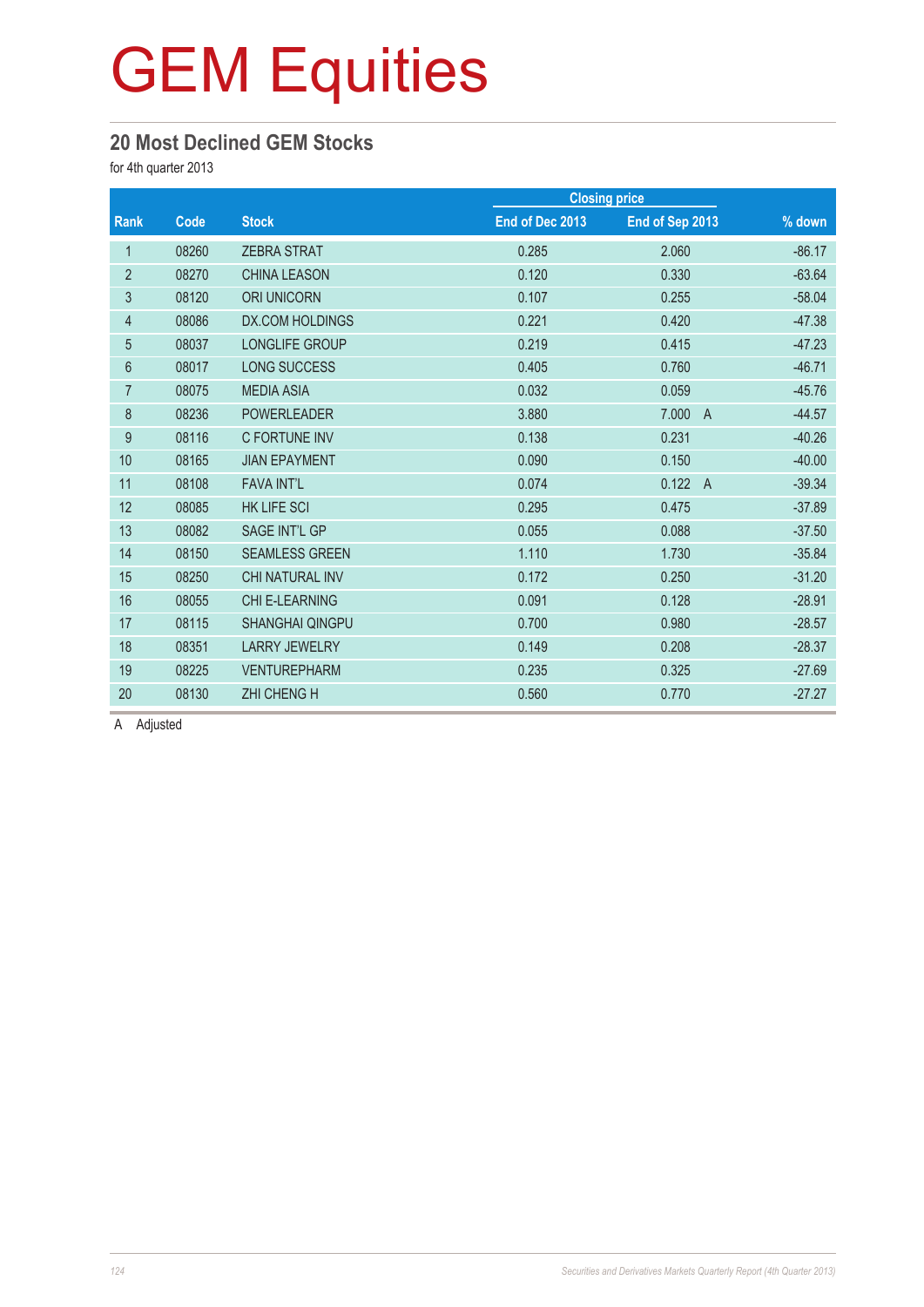# GEM Equities

## 20 Most Declined GEM Stocks

for 4th quarter 2013

| Rank | Code | Stock | Closing price | | % down |
|---|---|---|---|---|---|
| | | | End of Dec 2013 | End of Sep 2013 | |
| 1 | 08260 | ZEBRA STRAT | 0.285 | 2.060 | -86.17 |
| 2 | 08270 | CHINA LEASON | 0.120 | 0.330 | -63.64 |
| 3 | 08120 | ORI UNICORN | 0.107 | 0.255 | -58.04 |
| 4 | 08086 | DX.COM HOLDINGS | 0.221 | 0.420 | -47.38 |
| 5 | 08037 | LONGLIFE GROUP | 0.219 | 0.415 | -47.23 |
| 6 | 08017 | LONG SUCCESS | 0.405 | 0.760 | -46.71 |
| 7 | 08075 | MEDIA ASIA | 0.032 | 0.059 | -45.76 |
| 8 | 08236 | POWERLEADER | 3.880 | 7.000 A | -44.57 |
| 9 | 08116 | C FORTUNE INV | 0.138 | 0.231 | -40.26 |
| 10 | 08165 | JIAN EPAYMENT | 0.090 | 0.150 | -40.00 |
| 11 | 08108 | FAVA INT'L | 0.074 | 0.122 A | -39.34 |
| 12 | 08085 | HK LIFE SCI | 0.295 | 0.475 | -37.89 |
| 13 | 08082 | SAGE INT'L GP | 0.055 | 0.088 | -37.50 |
| 14 | 08150 | SEAMLESS GREEN | 1.110 | 1.730 | -35.84 |
| 15 | 08250 | CHI NATURAL INV | 0.172 | 0.250 | -31.20 |
| 16 | 08055 | CHI E-LEARNING | 0.091 | 0.128 | -28.91 |
| 17 | 08115 | SHANGHAI QINGPU | 0.700 | 0.980 | -28.57 |
| 18 | 08351 | LARRY JEWELRY | 0.149 | 0.208 | -28.37 |
| 19 | 08225 | VENTUREPHARM | 0.235 | 0.325 | -27.69 |
| 20 | 08130 | ZHI CHENG H | 0.560 | 0.770 | -27.27 |

A Adjusted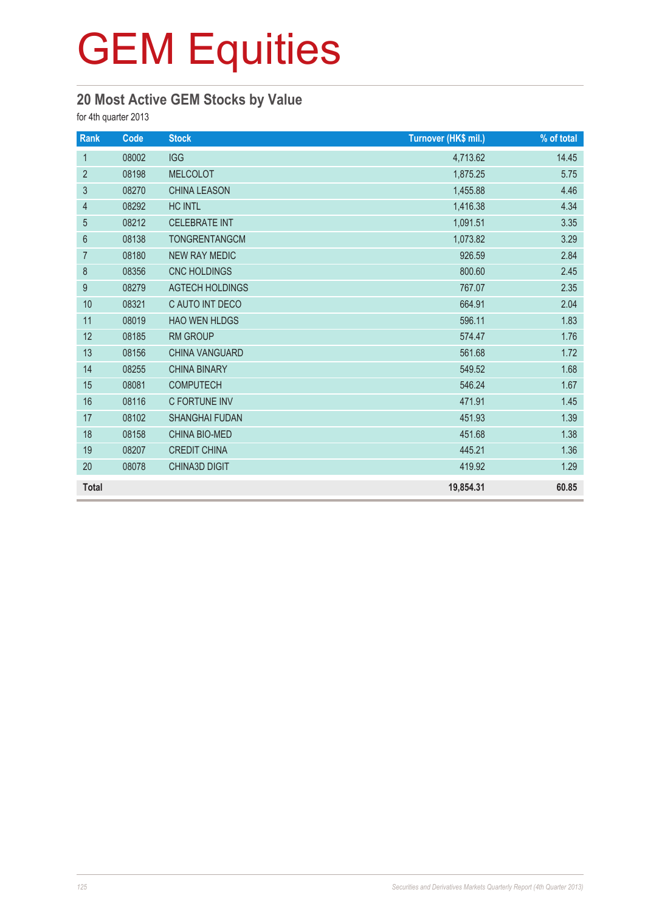# GEM Equities

## 20 Most Active GEM Stocks by Value

for 4th quarter 2013

| Rank | Code | Stock | Turnover (HK$ mil.) | % of total |
|---|---|---|---|---|
| 1 | 08002 | IGG | 4,713.62 | 14.45 |
| 2 | 08198 | MELCOLOT | 1,875.25 | 5.75 |
| 3 | 08270 | CHINA LEASON | 1,455.88 | 4.46 |
| 4 | 08292 | HC INTL | 1,416.38 | 4.34 |
| 5 | 08212 | CELEBRATE INT | 1,091.51 | 3.35 |
| 6 | 08138 | TONGRENTANGCM | 1,073.82 | 3.29 |
| 7 | 08180 | NEW RAY MEDIC | 926.59 | 2.84 |
| 8 | 08356 | CNC HOLDINGS | 800.60 | 2.45 |
| 9 | 08279 | AGTECH HOLDINGS | 767.07 | 2.35 |
| 10 | 08321 | C AUTO INT DECO | 664.91 | 2.04 |
| 11 | 08019 | HAO WEN HLDGS | 596.11 | 1.83 |
| 12 | 08185 | RM GROUP | 574.47 | 1.76 |
| 13 | 08156 | CHINA VANGUARD | 561.68 | 1.72 |
| 14 | 08255 | CHINA BINARY | 549.52 | 1.68 |
| 15 | 08081 | COMPUTECH | 546.24 | 1.67 |
| 16 | 08116 | C FORTUNE INV | 471.91 | 1.45 |
| 17 | 08102 | SHANGHAI FUDAN | 451.93 | 1.39 |
| 18 | 08158 | CHINA BIO-MED | 451.68 | 1.38 |
| 19 | 08207 | CREDIT CHINA | 445.21 | 1.36 |
| 20 | 08078 | CHINA3D DIGIT | 419.92 | 1.29 |
| **Total** | | | **19,854.31** | **60.85** |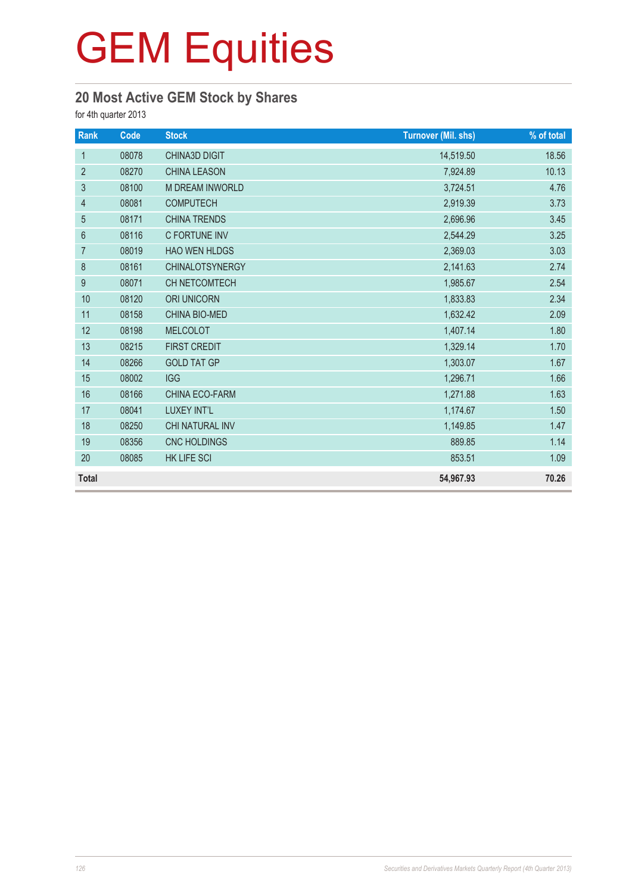# GEM Equities

## 20 Most Active GEM Stock by Shares

for 4th quarter 2013

| Rank | Code | Stock | Turnover (Mil. shs) | % of total |
|---|---|---|---|---|
| 1 | 08078 | CHINA3D DIGIT | 14,519.50 | 18.56 |
| 2 | 08270 | CHINA LEASON | 7,924.89 | 10.13 |
| 3 | 08100 | M DREAM INWORLD | 3,724.51 | 4.76 |
| 4 | 08081 | COMPUTECH | 2,919.39 | 3.73 |
| 5 | 08171 | CHINA TRENDS | 2,696.96 | 3.45 |
| 6 | 08116 | C FORTUNE INV | 2,544.29 | 3.25 |
| 7 | 08019 | HAO WEN HLDGS | 2,369.03 | 3.03 |
| 8 | 08161 | CHINALOTSYNERGY | 2,141.63 | 2.74 |
| 9 | 08071 | CH NETCOMTECH | 1,985.67 | 2.54 |
| 10 | 08120 | ORI UNICORN | 1,833.83 | 2.34 |
| 11 | 08158 | CHINA BIO-MED | 1,632.42 | 2.09 |
| 12 | 08198 | MELCOLOT | 1,407.14 | 1.80 |
| 13 | 08215 | FIRST CREDIT | 1,329.14 | 1.70 |
| 14 | 08266 | GOLD TAT GP | 1,303.07 | 1.67 |
| 15 | 08002 | IGG | 1,296.71 | 1.66 |
| 16 | 08166 | CHINA ECO-FARM | 1,271.88 | 1.63 |
| 17 | 08041 | LUXEY INT'L | 1,174.67 | 1.50 |
| 18 | 08250 | CHI NATURAL INV | 1,149.85 | 1.47 |
| 19 | 08356 | CNC HOLDINGS | 889.85 | 1.14 |
| 20 | 08085 | HK LIFE SCI | 853.51 | 1.09 |
| **Total** | | | **54,967.93** | **70.26** |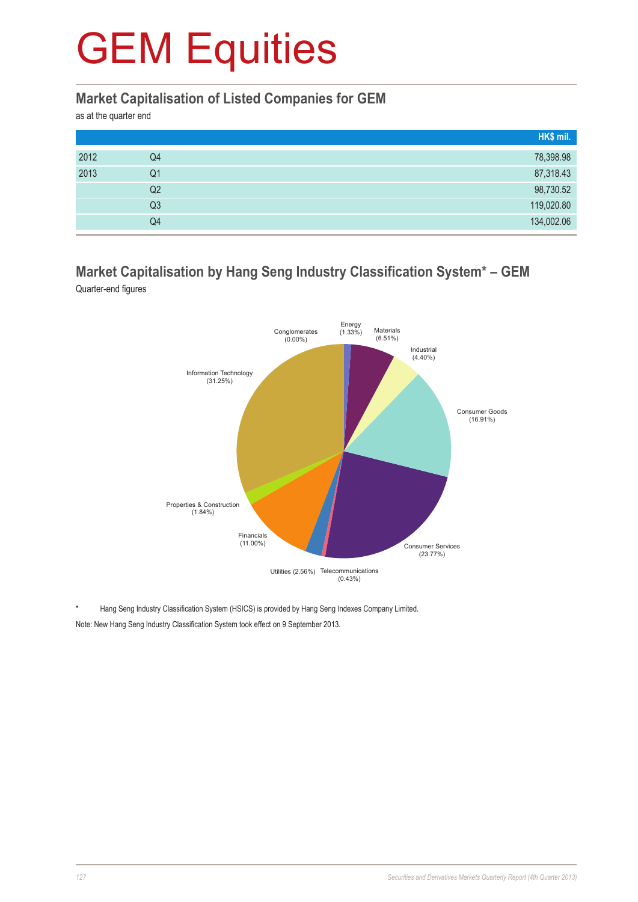# GEM Equities

## Market Capitalisation of Listed Companies for GEM

as at the quarter end

| | | HK$ mil. |
|---|---|---|
| 2012 | Q4 | 78,398.98 |
| 2013 | Q1 | 87,318.43 |
| | Q2 | 98,730.52 |
| | Q3 | 119,020.80 |
| | Q4 | 134,002.06 |

## Market Capitalisation by Hang Seng Industry Classification System* – GEM

Quarter-end figures

Energy (1.33%)
Materials (6.51%)
Industrial (4.40%)
Consumer Goods (16.91%)
Consumer Services (23.77%)
Telecommunications (0.43%)
Utilities (2.56%)
Financials (11.00%)
Properties & Construction (1.84%)
Information Technology (31.25%)
Conglomerates (0.00%)

\* Hang Seng Industry Classification System (HSICS) is provided by Hang Seng Indexes Company Limited.

Note: New Hang Seng Industry Classification System took effect on 9 September 2013.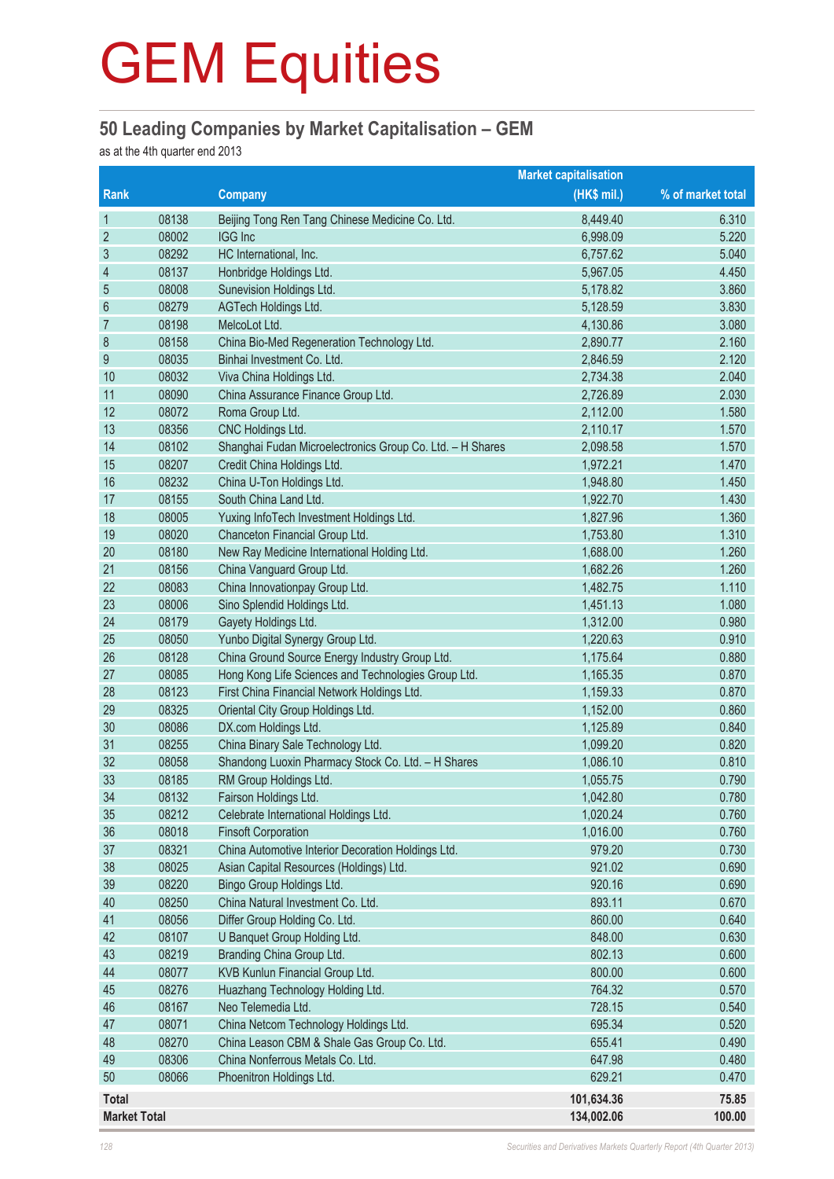# GEM Equities

## 50 Leading Companies by Market Capitalisation – GEM

as at the 4th quarter end 2013

| Rank | | Company | Market capitalisation (HK$ mil.) | % of market total |
|---|---|---|---|---|
| 1 | 08138 | Beijing Tong Ren Tang Chinese Medicine Co. Ltd. | 8,449.40 | 6.310 |
| 2 | 08002 | IGG Inc | 6,998.09 | 5.220 |
| 3 | 08292 | HC International, Inc. | 6,757.62 | 5.040 |
| 4 | 08137 | Honbridge Holdings Ltd. | 5,967.05 | 4.450 |
| 5 | 08008 | Sunevision Holdings Ltd. | 5,178.82 | 3.860 |
| 6 | 08279 | AGTech Holdings Ltd. | 5,128.59 | 3.830 |
| 7 | 08198 | MelcoLot Ltd. | 4,130.86 | 3.080 |
| 8 | 08158 | China Bio-Med Regeneration Technology Ltd. | 2,890.77 | 2.160 |
| 9 | 08035 | Binhai Investment Co. Ltd. | 2,846.59 | 2.120 |
| 10 | 08032 | Viva China Holdings Ltd. | 2,734.38 | 2.040 |
| 11 | 08090 | China Assurance Finance Group Ltd. | 2,726.89 | 2.030 |
| 12 | 08072 | Roma Group Ltd. | 2,112.00 | 1.580 |
| 13 | 08356 | CNC Holdings Ltd. | 2,110.17 | 1.570 |
| 14 | 08102 | Shanghai Fudan Microelectronics Group Co. Ltd. – H Shares | 2,098.58 | 1.570 |
| 15 | 08207 | Credit China Holdings Ltd. | 1,972.21 | 1.470 |
| 16 | 08232 | China U-Ton Holdings Ltd. | 1,948.80 | 1.450 |
| 17 | 08155 | South China Land Ltd. | 1,922.70 | 1.430 |
| 18 | 08005 | Yuxing InfoTech Investment Holdings Ltd. | 1,827.96 | 1.360 |
| 19 | 08020 | Chanceton Financial Group Ltd. | 1,753.80 | 1.310 |
| 20 | 08180 | New Ray Medicine International Holding Ltd. | 1,688.00 | 1.260 |
| 21 | 08156 | China Vanguard Group Ltd. | 1,682.26 | 1.260 |
| 22 | 08083 | China Innovationpay Group Ltd. | 1,482.75 | 1.110 |
| 23 | 08006 | Sino Splendid Holdings Ltd. | 1,451.13 | 1.080 |
| 24 | 08179 | Gayety Holdings Ltd. | 1,312.00 | 0.980 |
| 25 | 08050 | Yunbo Digital Synergy Group Ltd. | 1,220.63 | 0.910 |
| 26 | 08128 | China Ground Source Energy Industry Group Ltd. | 1,175.64 | 0.880 |
| 27 | 08085 | Hong Kong Life Sciences and Technologies Group Ltd. | 1,165.35 | 0.870 |
| 28 | 08123 | First China Financial Network Holdings Ltd. | 1,159.33 | 0.870 |
| 29 | 08325 | Oriental City Group Holdings Ltd. | 1,152.00 | 0.860 |
| 30 | 08086 | DX.com Holdings Ltd. | 1,125.89 | 0.840 |
| 31 | 08255 | China Binary Sale Technology Ltd. | 1,099.20 | 0.820 |
| 32 | 08058 | Shandong Luoxin Pharmacy Stock Co. Ltd. – H Shares | 1,086.10 | 0.810 |
| 33 | 08185 | RM Group Holdings Ltd. | 1,055.75 | 0.790 |
| 34 | 08132 | Fairson Holdings Ltd. | 1,042.80 | 0.780 |
| 35 | 08212 | Celebrate International Holdings Ltd. | 1,020.24 | 0.760 |
| 36 | 08018 | Finsoft Corporation | 1,016.00 | 0.760 |
| 37 | 08321 | China Automotive Interior Decoration Holdings Ltd. | 979.20 | 0.730 |
| 38 | 08025 | Asian Capital Resources (Holdings) Ltd. | 921.02 | 0.690 |
| 39 | 08220 | Bingo Group Holdings Ltd. | 920.16 | 0.690 |
| 40 | 08250 | China Natural Investment Co. Ltd. | 893.11 | 0.670 |
| 41 | 08056 | Differ Group Holding Co. Ltd. | 860.00 | 0.640 |
| 42 | 08107 | U Banquet Group Holding Ltd. | 848.00 | 0.630 |
| 43 | 08219 | Branding China Group Ltd. | 802.13 | 0.600 |
| 44 | 08077 | KVB Kunlun Financial Group Ltd. | 800.00 | 0.600 |
| 45 | 08276 | Huazhang Technology Holding Ltd. | 764.32 | 0.570 |
| 46 | 08167 | Neo Telemedia Ltd. | 728.15 | 0.540 |
| 47 | 08071 | China Netcom Technology Holdings Ltd. | 695.34 | 0.520 |
| 48 | 08270 | China Leason CBM & Shale Gas Group Co. Ltd. | 655.41 | 0.490 |
| 49 | 08306 | China Nonferrous Metals Co. Ltd. | 647.98 | 0.480 |
| 50 | 08066 | Phoenitron Holdings Ltd. | 629.21 | 0.470 |
| **Total** | | | **101,634.36** | **75.85** |
| **Market Total** | | | **134,002.06** | **100.00** |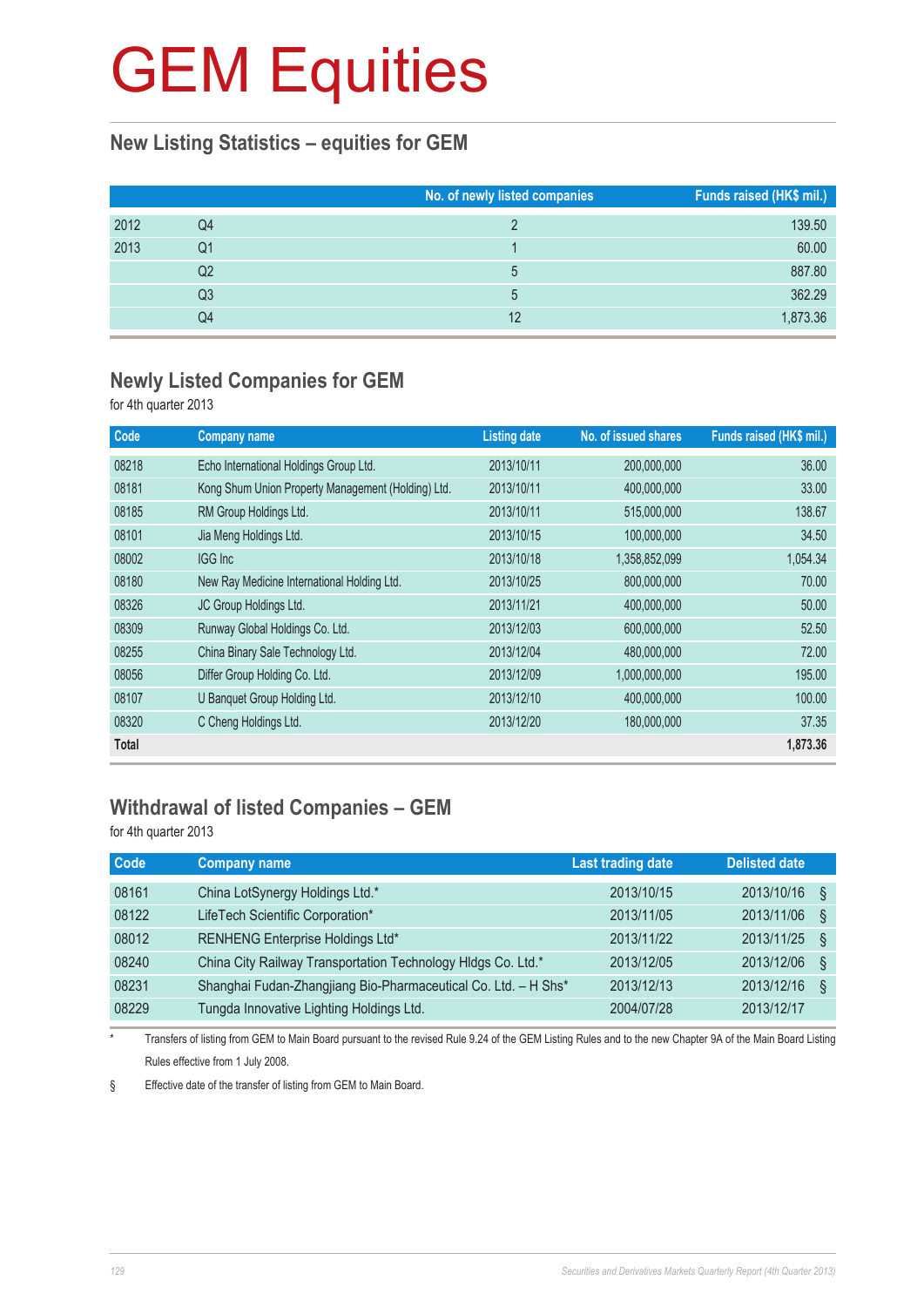# GEM Equities

## New Listing Statistics – equities for GEM

| | | No. of newly listed companies | Funds raised (HK$ mil.) |
|---|---|---|---|
| 2012 | Q4 | 2 | 139.50 |
| 2013 | Q1 | 1 | 60.00 |
| | Q2 | 5 | 887.80 |
| | Q3 | 5 | 362.29 |
| | Q4 | 12 | 1,873.36 |

## Newly Listed Companies for GEM

for 4th quarter 2013

| Code | Company name | Listing date | No. of issued shares | Funds raised (HK$ mil.) |
|---|---|---|---|---|
| 08218 | Echo International Holdings Group Ltd. | 2013/10/11 | 200,000,000 | 36.00 |
| 08181 | Kong Shum Union Property Management (Holding) Ltd. | 2013/10/11 | 400,000,000 | 33.00 |
| 08185 | RM Group Holdings Ltd. | 2013/10/11 | 515,000,000 | 138.67 |
| 08101 | Jia Meng Holdings Ltd. | 2013/10/15 | 100,000,000 | 34.50 |
| 08002 | IGG Inc | 2013/10/18 | 1,358,852,099 | 1,054.34 |
| 08180 | New Ray Medicine International Holding Ltd. | 2013/10/25 | 800,000,000 | 70.00 |
| 08326 | JC Group Holdings Ltd. | 2013/11/21 | 400,000,000 | 50.00 |
| 08309 | Runway Global Holdings Co. Ltd. | 2013/12/03 | 600,000,000 | 52.50 |
| 08255 | China Binary Sale Technology Ltd. | 2013/12/04 | 480,000,000 | 72.00 |
| 08056 | Differ Group Holding Co. Ltd. | 2013/12/09 | 1,000,000,000 | 195.00 |
| 08107 | U Banquet Group Holding Ltd. | 2013/12/10 | 400,000,000 | 100.00 |
| 08320 | C Cheng Holdings Ltd. | 2013/12/20 | 180,000,000 | 37.35 |
| **Total** | | | | **1,873.36** |

## Withdrawal of listed Companies – GEM

for 4th quarter 2013

| Code | Company name | Last trading date | Delisted date |
|---|---|---|---|
| 08161 | China LotSynergy Holdings Ltd.* | 2013/10/15 | 2013/10/16 § |
| 08122 | LifeTech Scientific Corporation* | 2013/11/05 | 2013/11/06 § |
| 08012 | RENHENG Enterprise Holdings Ltd* | 2013/11/22 | 2013/11/25 § |
| 08240 | China City Railway Transportation Technology Hldgs Co. Ltd.* | 2013/12/05 | 2013/12/06 § |
| 08231 | Shanghai Fudan-Zhangjiang Bio-Pharmaceutical Co. Ltd. – H Shs* | 2013/12/13 | 2013/12/16 § |
| 08229 | Tungda Innovative Lighting Holdings Ltd. | 2004/07/28 | 2013/12/17 |

\* Transfers of listing from GEM to Main Board pursuant to the revised Rule 9.24 of the GEM Listing Rules and to the new Chapter 9A of the Main Board Listing Rules effective from 1 July 2008.

§ Effective date of the transfer of listing from GEM to Main Board.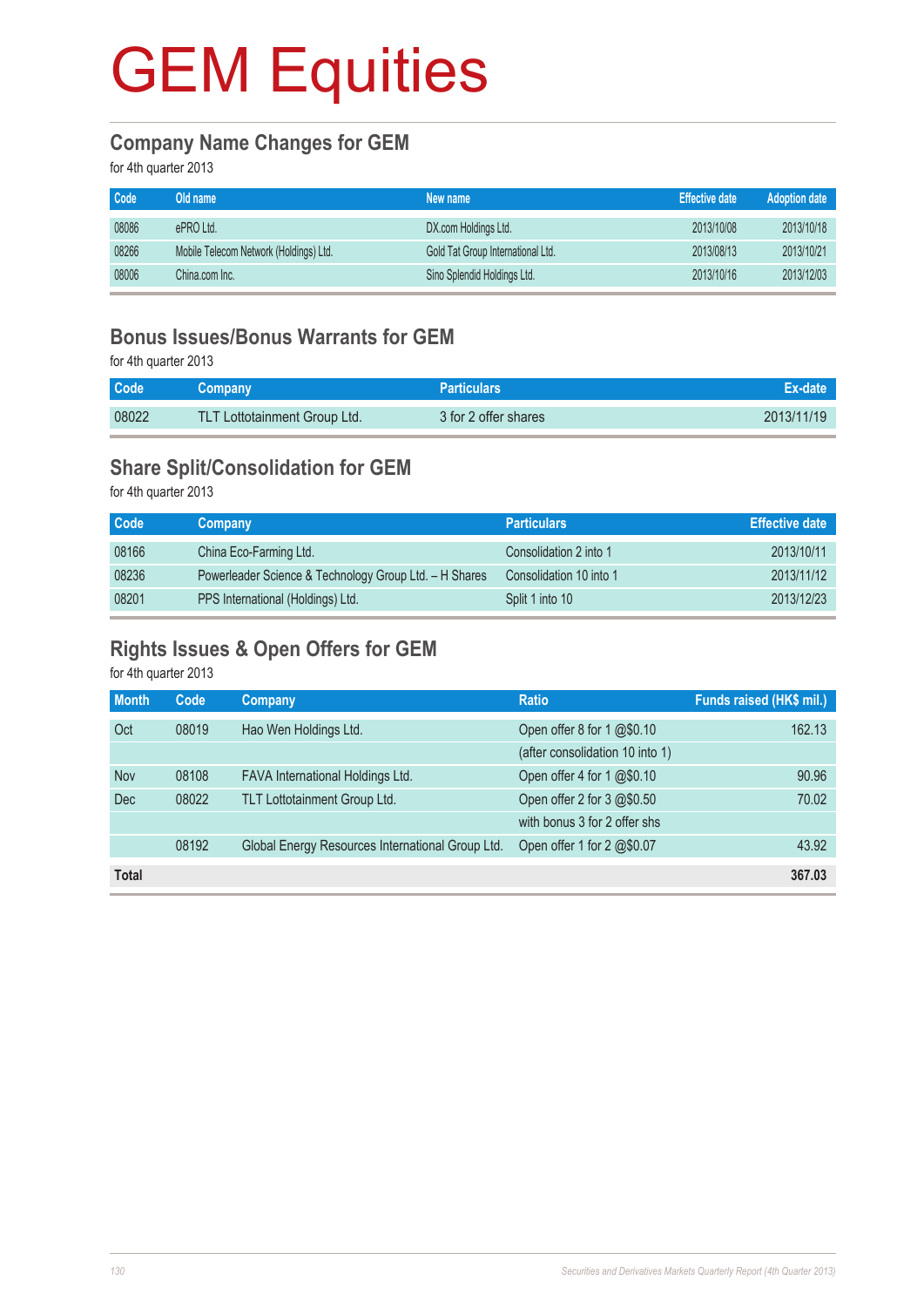# GEM Equities

## Company Name Changes for GEM

for 4th quarter 2013

| Code | Old name | New name | Effective date | Adoption date |
|---|---|---|---|---|
| 08086 | ePRO Ltd. | DX.com Holdings Ltd. | 2013/10/08 | 2013/10/18 |
| 08266 | Mobile Telecom Network (Holdings) Ltd. | Gold Tat Group International Ltd. | 2013/08/13 | 2013/10/21 |
| 08006 | China.com Inc. | Sino Splendid Holdings Ltd. | 2013/10/16 | 2013/12/03 |

## Bonus Issues/Bonus Warrants for GEM

for 4th quarter 2013

| Code | Company | Particulars | Ex-date |
|---|---|---|---|
| 08022 | TLT Lottotainment Group Ltd. | 3 for 2 offer shares | 2013/11/19 |

## Share Split/Consolidation for GEM

for 4th quarter 2013

| Code | Company | Particulars | Effective date |
|---|---|---|---|
| 08166 | China Eco-Farming Ltd. | Consolidation 2 into 1 | 2013/10/11 |
| 08236 | Powerleader Science & Technology Group Ltd. – H Shares | Consolidation 10 into 1 | 2013/11/12 |
| 08201 | PPS International (Holdings) Ltd. | Split 1 into 10 | 2013/12/23 |

## Rights Issues & Open Offers for GEM

for 4th quarter 2013

| Month | Code | Company | Ratio | Funds raised (HK$ mil.) |
|---|---|---|---|---|
| Oct | 08019 | Hao Wen Holdings Ltd. | Open offer 8 for 1 @$0.10 | 162.13 |
| | | | (after consolidation 10 into 1) | |
| Nov | 08108 | FAVA International Holdings Ltd. | Open offer 4 for 1 @$0.10 | 90.96 |
| Dec | 08022 | TLT Lottotainment Group Ltd. | Open offer 2 for 3 @$0.50 | 70.02 |
| | | | with bonus 3 for 2 offer shs | |
| | 08192 | Global Energy Resources International Group Ltd. | Open offer 1 for 2 @$0.07 | 43.92 |
| **Total** | | | | **367.03** |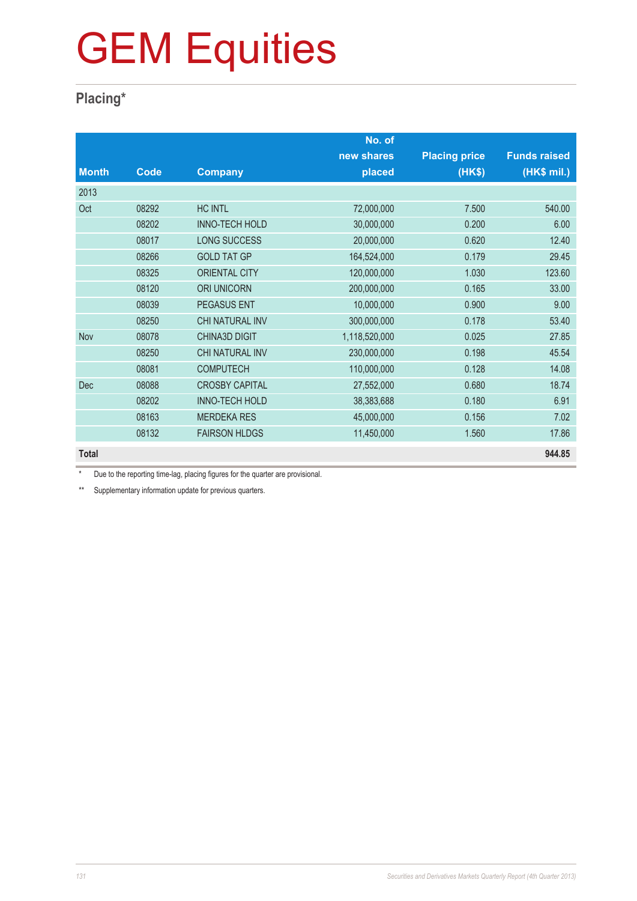# GEM Equities

## Placing*

| Month | Code | Company | No. of new shares placed | Placing price (HK$) | Funds raised (HK$ mil.) |
|---|---|---|---|---|---|
| 2013 | | | | | |
| Oct | 08292 | HC INTL | 72,000,000 | 7.500 | 540.00 |
| | 08202 | INNO-TECH HOLD | 30,000,000 | 0.200 | 6.00 |
| | 08017 | LONG SUCCESS | 20,000,000 | 0.620 | 12.40 |
| | 08266 | GOLD TAT GP | 164,524,000 | 0.179 | 29.45 |
| | 08325 | ORIENTAL CITY | 120,000,000 | 1.030 | 123.60 |
| | 08120 | ORI UNICORN | 200,000,000 | 0.165 | 33.00 |
| | 08039 | PEGASUS ENT | 10,000,000 | 0.900 | 9.00 |
| | 08250 | CHI NATURAL INV | 300,000,000 | 0.178 | 53.40 |
| Nov | 08078 | CHINA3D DIGIT | 1,118,520,000 | 0.025 | 27.85 |
| | 08250 | CHI NATURAL INV | 230,000,000 | 0.198 | 45.54 |
| | 08081 | COMPUTECH | 110,000,000 | 0.128 | 14.08 |
| Dec | 08088 | CROSBY CAPITAL | 27,552,000 | 0.680 | 18.74 |
| | 08202 | INNO-TECH HOLD | 38,383,688 | 0.180 | 6.91 |
| | 08163 | MERDEKA RES | 45,000,000 | 0.156 | 7.02 |
| | 08132 | FAIRSON HLDGS | 11,450,000 | 1.560 | 17.86 |
| **Total** | | | | | **944.85** |

\* Due to the reporting time-lag, placing figures for the quarter are provisional.

\*\* Supplementary information update for previous quarters.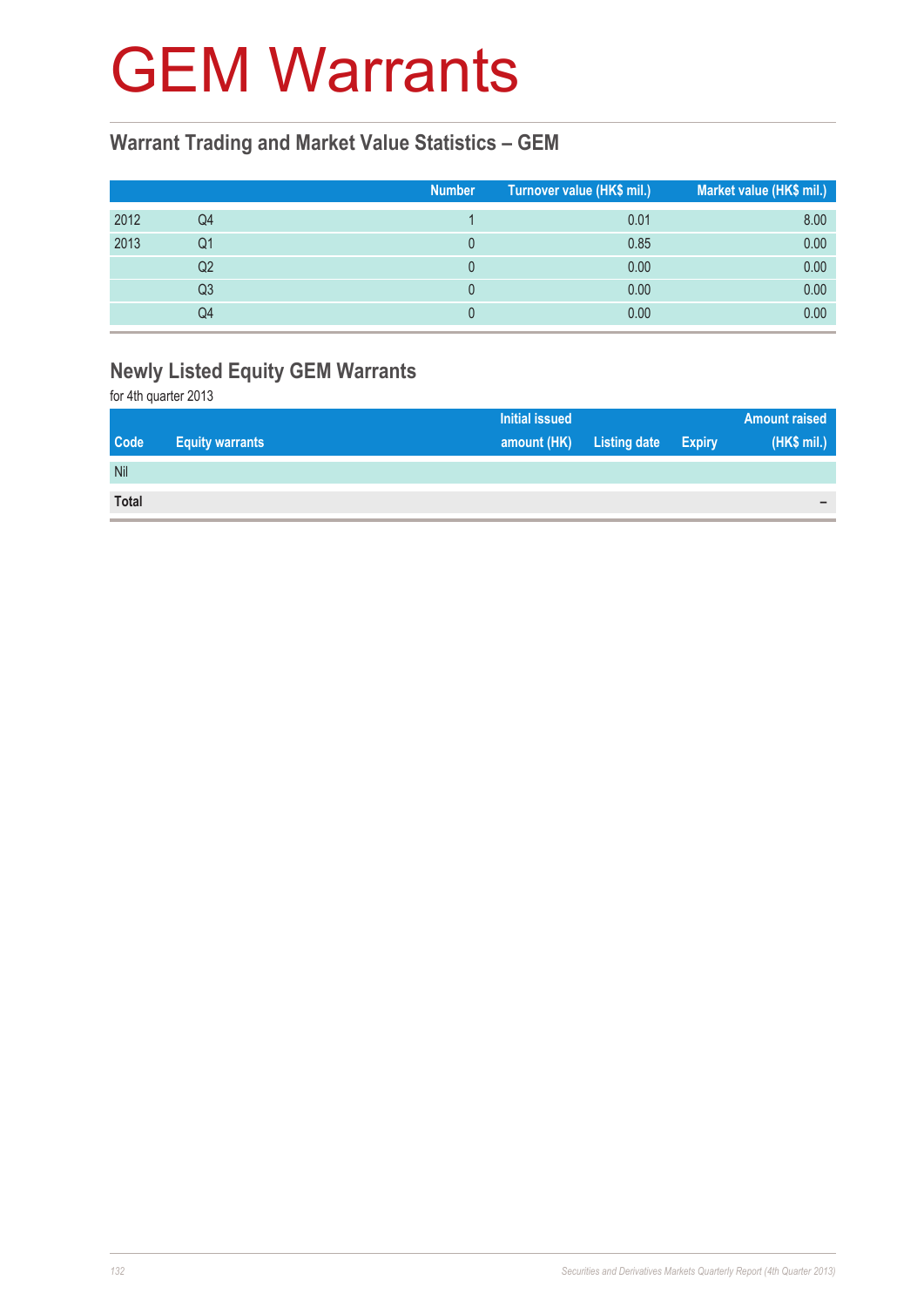# GEM Warrants

## Warrant Trading and Market Value Statistics – GEM

| | | Number | Turnover value (HK$ mil.) | Market value (HK$ mil.) |
|---|---|---|---|---|
| 2012 | Q4 | 1 | 0.01 | 8.00 |
| 2013 | Q1 | 0 | 0.85 | 0.00 |
| | Q2 | 0 | 0.00 | 0.00 |
| | Q3 | 0 | 0.00 | 0.00 |
| | Q4 | 0 | 0.00 | 0.00 |

## Newly Listed Equity GEM Warrants

for 4th quarter 2013

| Code | Equity warrants | Initial issued amount (HK) | Listing date | Expiry | Amount raised (HK$ mil.) |
|---|---|---|---|---|---|
| Nil | | | | | |
| **Total** | | | | | – |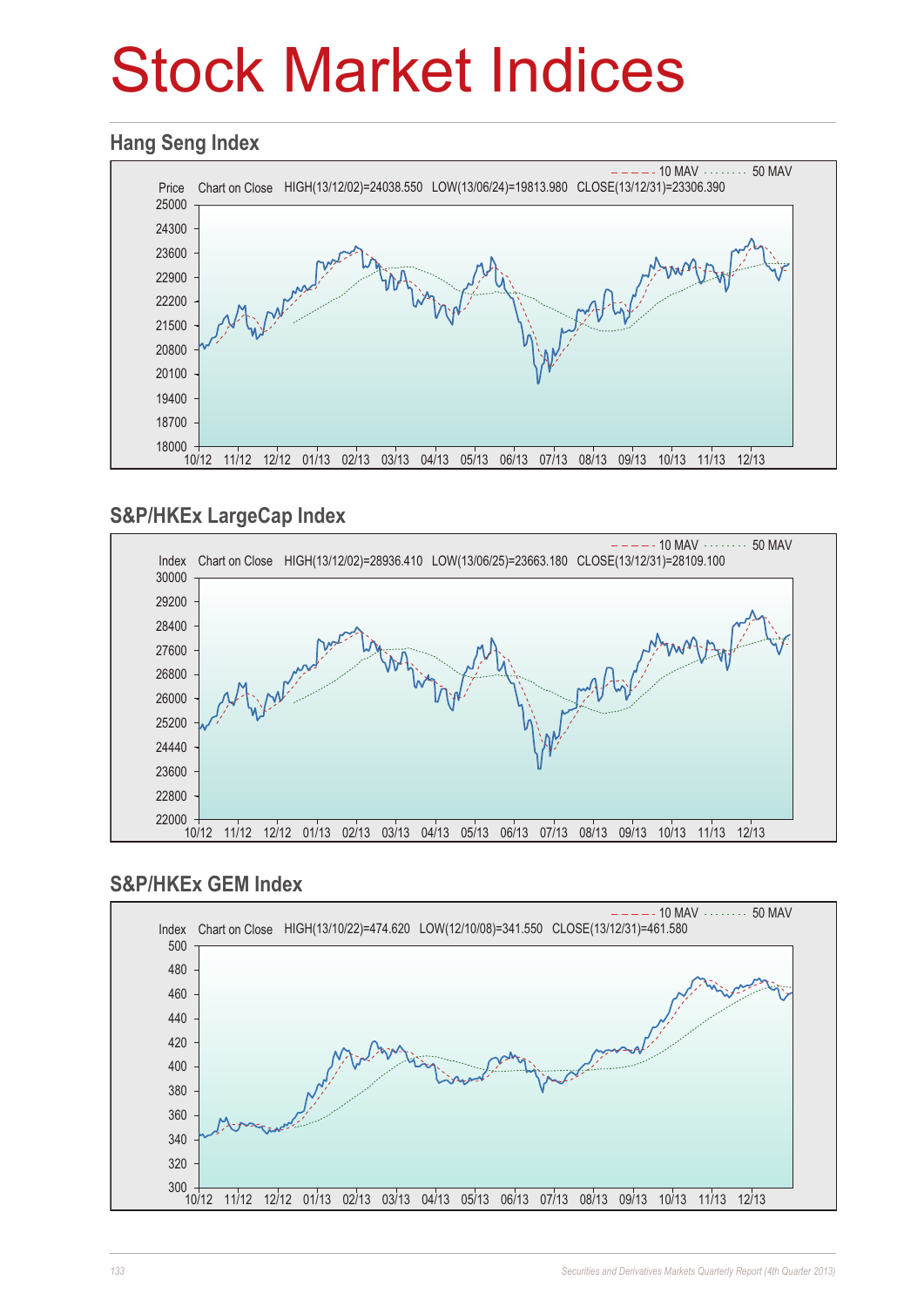# Stock Market Indices

## Hang Seng Index

10 MAV 50 MAV

Price Chart on Close HIGH(13/12/02)=24038.550 LOW(13/06/24)=19813.980 CLOSE(13/12/31)=23306.390

## S&P/HKEx LargeCap Index

10 MAV 50 MAV

Index Chart on Close HIGH(13/12/02)=28936.410 LOW(13/06/25)=23663.180 CLOSE(13/12/31)=28109.100

## S&P/HKEx GEM Index

10 MAV 50 MAV

Index Chart on Close HIGH(13/10/22)=474.620 LOW(12/10/08)=341.550 CLOSE(13/12/31)=461.580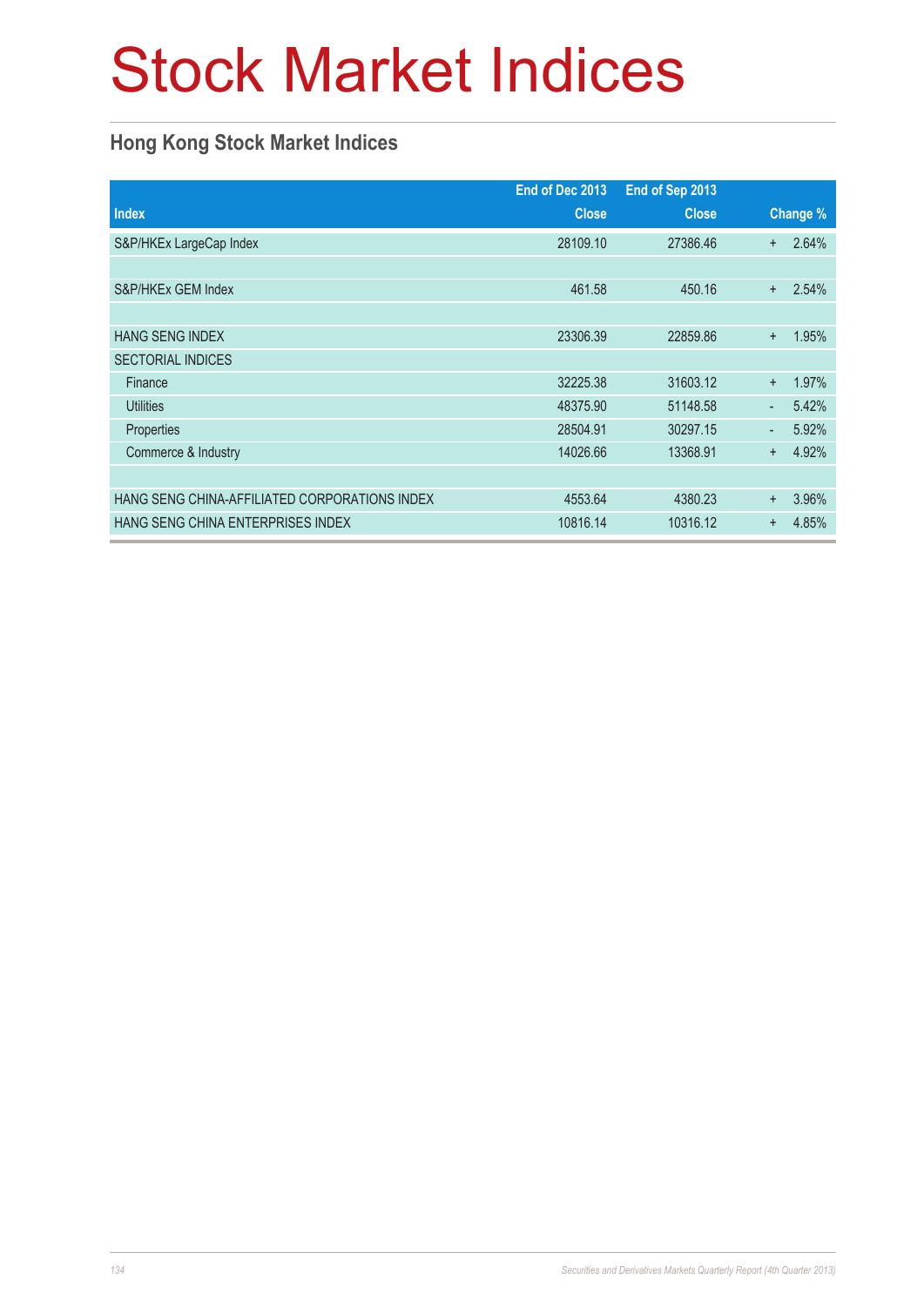# Stock Market Indices

## Hong Kong Stock Market Indices

| Index | End of Dec 2013 Close | End of Sep 2013 Close | Change % |
|---|---|---|---|
| S&P/HKEx LargeCap Index | 28109.10 | 27386.46 | + 2.64% |
| | | | |
| S&P/HKEx GEM Index | 461.58 | 450.16 | + 2.54% |
| | | | |
| HANG SENG INDEX | 23306.39 | 22859.86 | + 1.95% |
| SECTORIAL INDICES | | | |
| Finance | 32225.38 | 31603.12 | + 1.97% |
| Utilities | 48375.90 | 51148.58 | - 5.42% |
| Properties | 28504.91 | 30297.15 | - 5.92% |
| Commerce & Industry | 14026.66 | 13368.91 | + 4.92% |
| | | | |
| HANG SENG CHINA-AFFILIATED CORPORATIONS INDEX | 4553.64 | 4380.23 | + 3.96% |
| HANG SENG CHINA ENTERPRISES INDEX | 10816.14 | 10316.12 | + 4.85% |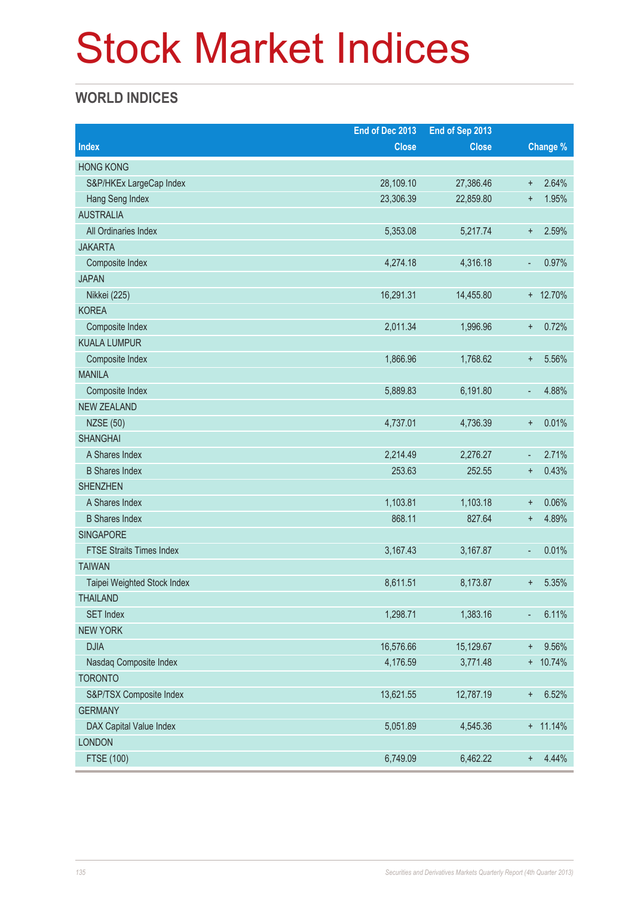# Stock Market Indices

## WORLD INDICES

| Index | End of Dec 2013 Close | End of Sep 2013 Close | Change % |
|---|---|---|---|
| HONG KONG | | | |
| S&P/HKEx LargeCap Index | 28,109.10 | 27,386.46 | + 2.64% |
| Hang Seng Index | 23,306.39 | 22,859.80 | + 1.95% |
| AUSTRALIA | | | |
| All Ordinaries Index | 5,353.08 | 5,217.74 | + 2.59% |
| JAKARTA | | | |
| Composite Index | 4,274.18 | 4,316.18 | - 0.97% |
| JAPAN | | | |
| Nikkei (225) | 16,291.31 | 14,455.80 | + 12.70% |
| KOREA | | | |
| Composite Index | 2,011.34 | 1,996.96 | + 0.72% |
| KUALA LUMPUR | | | |
| Composite Index | 1,866.96 | 1,768.62 | + 5.56% |
| MANILA | | | |
| Composite Index | 5,889.83 | 6,191.80 | - 4.88% |
| NEW ZEALAND | | | |
| NZSE (50) | 4,737.01 | 4,736.39 | + 0.01% |
| SHANGHAI | | | |
| A Shares Index | 2,214.49 | 2,276.27 | - 2.71% |
| B Shares Index | 253.63 | 252.55 | + 0.43% |
| SHENZHEN | | | |
| A Shares Index | 1,103.81 | 1,103.18 | + 0.06% |
| B Shares Index | 868.11 | 827.64 | + 4.89% |
| SINGAPORE | | | |
| FTSE Straits Times Index | 3,167.43 | 3,167.87 | - 0.01% |
| TAIWAN | | | |
| Taipei Weighted Stock Index | 8,611.51 | 8,173.87 | + 5.35% |
| THAILAND | | | |
| SET Index | 1,298.71 | 1,383.16 | - 6.11% |
| NEW YORK | | | |
| DJIA | 16,576.66 | 15,129.67 | + 9.56% |
| Nasdaq Composite Index | 4,176.59 | 3,771.48 | + 10.74% |
| TORONTO | | | |
| S&P/TSX Composite Index | 13,621.55 | 12,787.19 | + 6.52% |
| GERMANY | | | |
| DAX Capital Value Index | 5,051.89 | 4,545.36 | + 11.14% |
| LONDON | | | |
| FTSE (100) | 6,749.09 | 6,462.22 | + 4.44% |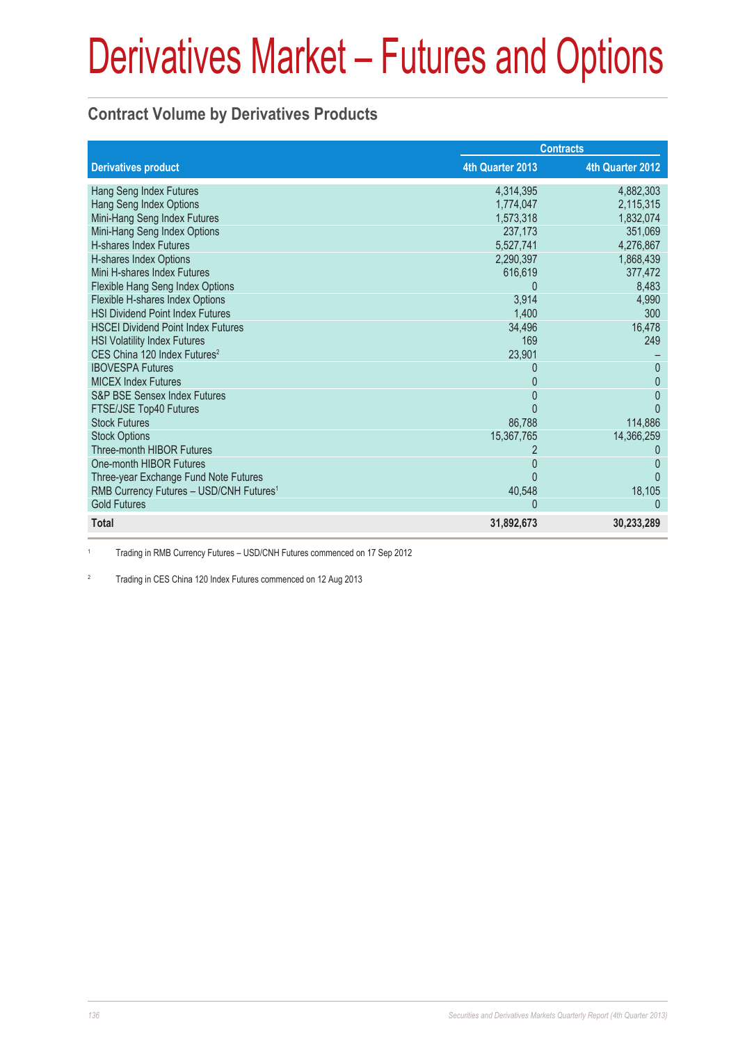# Derivatives Market – Futures and Options

## Contract Volume by Derivatives Products

| Derivatives product | Contracts | |
|---|---|---|
| | 4th Quarter 2013 | 4th Quarter 2012 |
| Hang Seng Index Futures | 4,314,395 | 4,882,303 |
| Hang Seng Index Options | 1,774,047 | 2,115,315 |
| Mini-Hang Seng Index Futures | 1,573,318 | 1,832,074 |
| Mini-Hang Seng Index Options | 237,173 | 351,069 |
| H-shares Index Futures | 5,527,741 | 4,276,867 |
| H-shares Index Options | 2,290,397 | 1,868,439 |
| Mini H-shares Index Futures | 616,619 | 377,472 |
| Flexible Hang Seng Index Options | 0 | 8,483 |
| Flexible H-shares Index Options | 3,914 | 4,990 |
| HSI Dividend Point Index Futures | 1,400 | 300 |
| HSCEI Dividend Point Index Futures | 34,496 | 16,478 |
| HSI Volatility Index Futures | 169 | 249 |
| CES China 120 Index Futures[2] | 23,901 | – |
| IBOVESPA Futures | 0 | 0 |
| MICEX Index Futures | 0 | 0 |
| S&P BSE Sensex Index Futures | 0 | 0 |
| FTSE/JSE Top40 Futures | 0 | 0 |
| Stock Futures | 86,788 | 114,886 |
| Stock Options | 15,367,765 | 14,366,259 |
| Three-month HIBOR Futures | 2 | 0 |
| One-month HIBOR Futures | 0 | 0 |
| Three-year Exchange Fund Note Futures | 0 | 0 |
| RMB Currency Futures – USD/CNH Futures[1] | 40,548 | 18,105 |
| Gold Futures | 0 | 0 |
| **Total** | **31,892,673** | **30,233,289** |

[1] Trading in RMB Currency Futures – USD/CNH Futures commenced on 17 Sep 2012

[2] Trading in CES China 120 Index Futures commenced on 12 Aug 2013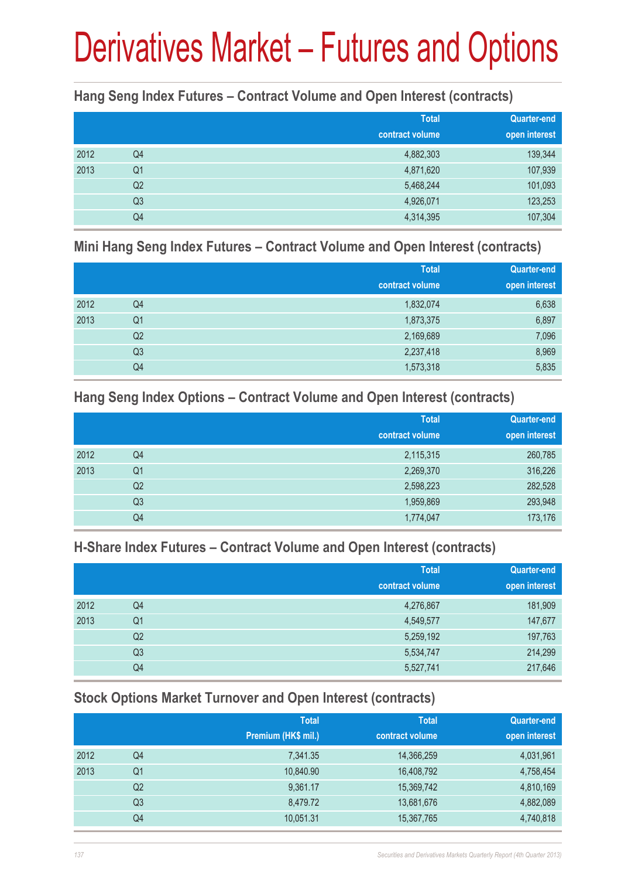# Derivatives Market – Futures and Options

## Hang Seng Index Futures – Contract Volume and Open Interest (contracts)

| | | Total contract volume | Quarter-end open interest |
|---|---|---|---|
| 2012 | Q4 | 4,882,303 | 139,344 |
| 2013 | Q1 | 4,871,620 | 107,939 |
| | Q2 | 5,468,244 | 101,093 |
| | Q3 | 4,926,071 | 123,253 |
| | Q4 | 4,314,395 | 107,304 |

## Mini Hang Seng Index Futures – Contract Volume and Open Interest (contracts)

| | | Total contract volume | Quarter-end open interest |
|---|---|---|---|
| 2012 | Q4 | 1,832,074 | 6,638 |
| 2013 | Q1 | 1,873,375 | 6,897 |
| | Q2 | 2,169,689 | 7,096 |
| | Q3 | 2,237,418 | 8,969 |
| | Q4 | 1,573,318 | 5,835 |

## Hang Seng Index Options – Contract Volume and Open Interest (contracts)

| | | Total contract volume | Quarter-end open interest |
|---|---|---|---|
| 2012 | Q4 | 2,115,315 | 260,785 |
| 2013 | Q1 | 2,269,370 | 316,226 |
| | Q2 | 2,598,223 | 282,528 |
| | Q3 | 1,959,869 | 293,948 |
| | Q4 | 1,774,047 | 173,176 |

## H-Share Index Futures – Contract Volume and Open Interest (contracts)

| | | Total contract volume | Quarter-end open interest |
|---|---|---|---|
| 2012 | Q4 | 4,276,867 | 181,909 |
| 2013 | Q1 | 4,549,577 | 147,677 |
| | Q2 | 5,259,192 | 197,763 |
| | Q3 | 5,534,747 | 214,299 |
| | Q4 | 5,527,741 | 217,646 |

## Stock Options Market Turnover and Open Interest (contracts)

| | | Total Premium (HK$ mil.) | Total contract volume | Quarter-end open interest |
|---|---|---|---|---|
| 2012 | Q4 | 7,341.35 | 14,366,259 | 4,031,961 |
| 2013 | Q1 | 10,840.90 | 16,408,792 | 4,758,454 |
| | Q2 | 9,361.17 | 15,369,742 | 4,810,169 |
| | Q3 | 8,479.72 | 13,681,676 | 4,882,089 |
| | Q4 | 10,051.31 | 15,367,765 | 4,740,818 |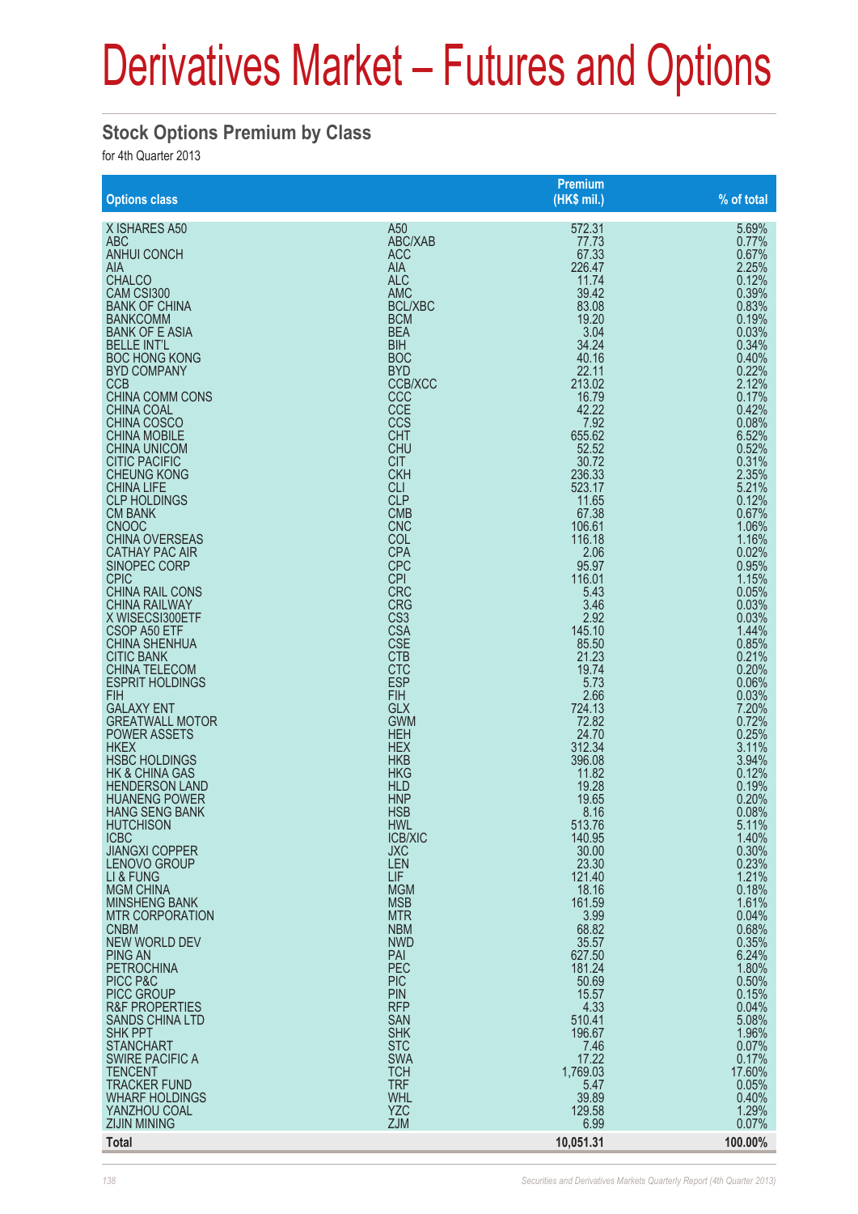# Derivatives Market – Futures and Options

## Stock Options Premium by Class

for 4th Quarter 2013

| Options class | | Premium (HK$ mil.) | % of total |
|---|---|---|---|
| X ISHARES A50 | A50 | 572.31 | 5.69% |
| ABC | ABC/XAB | 77.73 | 0.77% |
| ANHUI CONCH | ACC | 67.33 | 0.67% |
| AIA | AIA | 226.47 | 2.25% |
| CHALCO | ALC | 11.74 | 0.12% |
| CAM CSI300 | AMC | 39.42 | 0.39% |
| BANK OF CHINA | BCL/XBC | 83.08 | 0.83% |
| BANKCOMM | BCM | 19.20 | 0.19% |
| BANK OF E ASIA | BEA | 3.04 | 0.03% |
| BELLE INT'L | BIH | 34.24 | 0.34% |
| BOC HONG KONG | BOC | 40.16 | 0.40% |
| BYD COMPANY | BYD | 22.11 | 0.22% |
| CCB | CCB/XCC | 213.02 | 2.12% |
| CHINA COMM CONS | CCC | 16.79 | 0.17% |
| CHINA COAL | CCE | 42.22 | 0.42% |
| CHINA COSCO | CCS | 7.92 | 0.08% |
| CHINA MOBILE | CHT | 655.62 | 6.52% |
| CHINA UNICOM | CHU | 52.52 | 0.52% |
| CITIC PACIFIC | CIT | 30.72 | 0.31% |
| CHEUNG KONG | CKH | 236.33 | 2.35% |
| CHINA LIFE | CLI | 523.17 | 5.21% |
| CLP HOLDINGS | CLP | 11.65 | 0.12% |
| CM BANK | CMB | 67.38 | 0.67% |
| CNOOC | CNC | 106.61 | 1.06% |
| CHINA OVERSEAS | COL | 116.18 | 1.16% |
| CATHAY PAC AIR | CPA | 2.06 | 0.02% |
| SINOPEC CORP | CPC | 95.97 | 0.95% |
| CPIC | CPI | 116.01 | 1.15% |
| CHINA RAIL CONS | CRC | 5.43 | 0.05% |
| CHINA RAILWAY | CRG | 3.46 | 0.03% |
| X WISECSI300ETF | CS3 | 2.92 | 0.03% |
| CSOP A50 ETF | CSA | 145.10 | 1.44% |
| CHINA SHENHUA | CSE | 85.50 | 0.85% |
| CITIC BANK | CTB | 21.23 | 0.21% |
| CHINA TELECOM | CTC | 19.74 | 0.20% |
| ESPRIT HOLDINGS | ESP | 5.73 | 0.06% |
| FIH | FIH | 2.66 | 0.03% |
| GALAXY ENT | GLX | 724.13 | 7.20% |
| GREATWALL MOTOR | GWM | 72.82 | 0.72% |
| POWER ASSETS | HEH | 24.70 | 0.25% |
| HKEX | HEX | 312.34 | 3.11% |
| HSBC HOLDINGS | HKB | 396.08 | 3.94% |
| HK & CHINA GAS | HKG | 11.82 | 0.12% |
| HENDERSON LAND | HLD | 19.28 | 0.19% |
| HUANENG POWER | HNP | 19.65 | 0.20% |
| HANG SENG BANK | HSB | 8.16 | 0.08% |
| HUTCHISON | HWL | 513.76 | 5.11% |
| ICBC | ICB/XIC | 140.95 | 1.40% |
| JIANGXI COPPER | JXC | 30.00 | 0.30% |
| LENOVO GROUP | LEN | 23.30 | 0.23% |
| LI & FUNG | LIF | 121.40 | 1.21% |
| MGM CHINA | MGM | 18.16 | 0.18% |
| MINSHENG BANK | MSB | 161.59 | 1.61% |
| MTR CORPORATION | MTR | 3.99 | 0.04% |
| CNBM | NBM | 68.82 | 0.68% |
| NEW WORLD DEV | NWD | 35.57 | 0.35% |
| PING AN | PAI | 627.50 | 6.24% |
| PETROCHINA | PEC | 181.24 | 1.80% |
| PICC P&C | PIC | 50.69 | 0.50% |
| PICC GROUP | PIN | 15.57 | 0.15% |
| R&F PROPERTIES | RFP | 4.33 | 0.04% |
| SANDS CHINA LTD | SAN | 510.41 | 5.08% |
| SHK PPT | SHK | 196.67 | 1.96% |
| STANCHART | STC | 7.46 | 0.07% |
| SWIRE PACIFIC A | SWA | 17.22 | 0.17% |
| TENCENT | TCH | 1,769.03 | 17.60% |
| TRACKER FUND | TRF | 5.47 | 0.05% |
| WHARF HOLDINGS | WHL | 39.89 | 0.40% |
| YANZHOU COAL | YZC | 129.58 | 1.29% |
| ZIJIN MINING | ZJM | 6.99 | 0.07% |
| **Total** | | **10,051.31** | **100.00%** |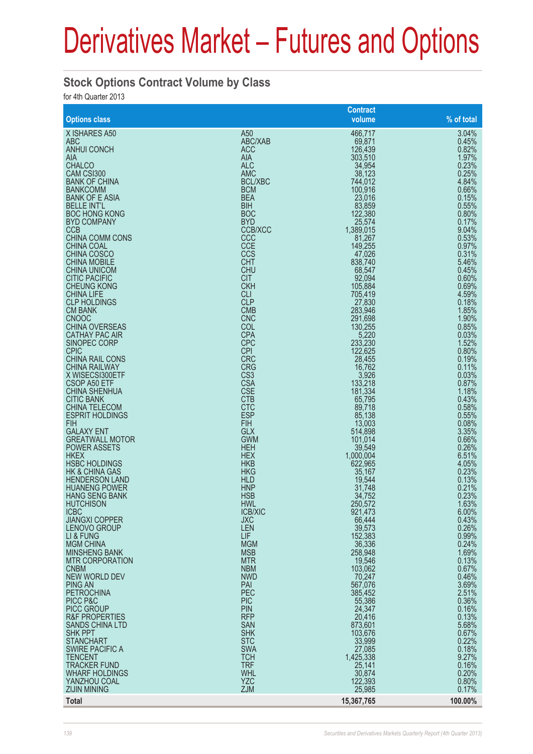# Derivatives Market – Futures and Options

## Stock Options Contract Volume by Class

for 4th Quarter 2013

| Options class | | Contract volume | % of total |
|---|---|---|---|
| X ISHARES A50 | A50 | 466,717 | 3.04% |
| ABC | ABC/XAB | 69,871 | 0.45% |
| ANHUI CONCH | ACC | 126,439 | 0.82% |
| AIA | AIA | 303,510 | 1.97% |
| CHALCO | ALC | 34,954 | 0.23% |
| CAM CSI300 | AMC | 38,123 | 0.25% |
| BANK OF CHINA | BCL/XBC | 744,012 | 4.84% |
| BANKCOMM | BCM | 100,916 | 0.66% |
| BANK OF E ASIA | BEA | 23,016 | 0.15% |
| BELLE INT'L | BIH | 83,859 | 0.55% |
| BOC HONG KONG | BOC | 122,380 | 0.80% |
| BYD COMPANY | BYD | 25,574 | 0.17% |
| CCB | CCB/XCC | 1,389,015 | 9.04% |
| CHINA COMM CONS | CCC | 81,267 | 0.53% |
| CHINA COAL | CCE | 149,255 | 0.97% |
| CHINA COSCO | CCS | 47,026 | 0.31% |
| CHINA MOBILE | CHT | 838,740 | 5.46% |
| CHINA UNICOM | CHU | 68,547 | 0.45% |
| CITIC PACIFIC | CIT | 92,094 | 0.60% |
| CHEUNG KONG | CKH | 105,884 | 0.69% |
| CHINA LIFE | CLI | 705,419 | 4.59% |
| CLP HOLDINGS | CLP | 27,830 | 0.18% |
| CM BANK | CMB | 283,946 | 1.85% |
| CNOOC | CNC | 291,698 | 1.90% |
| CHINA OVERSEAS | COL | 130,255 | 0.85% |
| CATHAY PAC AIR | CPA | 5,220 | 0.03% |
| SINOPEC CORP | CPC | 233,230 | 1.52% |
| CPIC | CPI | 122,625 | 0.80% |
| CHINA RAIL CONS | CRC | 28,455 | 0.19% |
| CHINA RAILWAY | CRG | 16,762 | 0.11% |
| X WISECSI300ETF | CS3 | 3,926 | 0.03% |
| CSOP A50 ETF | CSA | 133,218 | 0.87% |
| CHINA SHENHUA | CSE | 181,334 | 1.18% |
| CITIC BANK | CTB | 65,795 | 0.43% |
| CHINA TELECOM | CTC | 89,718 | 0.58% |
| ESPRIT HOLDINGS | ESP | 85,138 | 0.55% |
| FIH | FIH | 13,003 | 0.08% |
| GALAXY ENT | GLX | 514,898 | 3.35% |
| GREATWALL MOTOR | GWM | 101,014 | 0.66% |
| POWER ASSETS | HEH | 39,549 | 0.26% |
| HKEX | HEX | 1,000,004 | 6.51% |
| HSBC HOLDINGS | HKB | 622,965 | 4.05% |
| HK & CHINA GAS | HKG | 35,167 | 0.23% |
| HENDERSON LAND | HLD | 19,544 | 0.13% |
| HUANENG POWER | HNP | 31,748 | 0.21% |
| HANG SENG BANK | HSB | 34,752 | 0.23% |
| HUTCHISON | HWL | 250,572 | 1.63% |
| ICBC | ICB/XIC | 921,473 | 6.00% |
| JIANGXI COPPER | JXC | 66,444 | 0.43% |
| LENOVO GROUP | LEN | 39,573 | 0.26% |
| LI & FUNG | LIF | 152,383 | 0.99% |
| MGM CHINA | MGM | 36,336 | 0.24% |
| MINSHENG BANK | MSB | 258,948 | 1.69% |
| MTR CORPORATION | MTR | 19,546 | 0.13% |
| CNBM | NBM | 103,062 | 0.67% |
| NEW WORLD DEV | NWD | 70,247 | 0.46% |
| PING AN | PAI | 567,076 | 3.69% |
| PETROCHINA | PEC | 385,452 | 2.51% |
| PICC P&C | PIC | 55,386 | 0.36% |
| PICC GROUP | PIN | 24,347 | 0.16% |
| R&F PROPERTIES | RFP | 20,416 | 0.13% |
| SANDS CHINA LTD | SAN | 873,601 | 5.68% |
| SHK PPT | SHK | 103,676 | 0.67% |
| STANCHART | STC | 33,999 | 0.22% |
| SWIRE PACIFIC A | SWA | 27,085 | 0.18% |
| TENCENT | TCH | 1,425,338 | 9.27% |
| TRACKER FUND | TRF | 25,141 | 0.16% |
| WHARF HOLDINGS | WHL | 30,874 | 0.20% |
| YANZHOU COAL | YZC | 122,393 | 0.80% |
| ZIJIN MINING | ZJM | 25,985 | 0.17% |
| **Total** | | **15,367,765** | **100.00%** |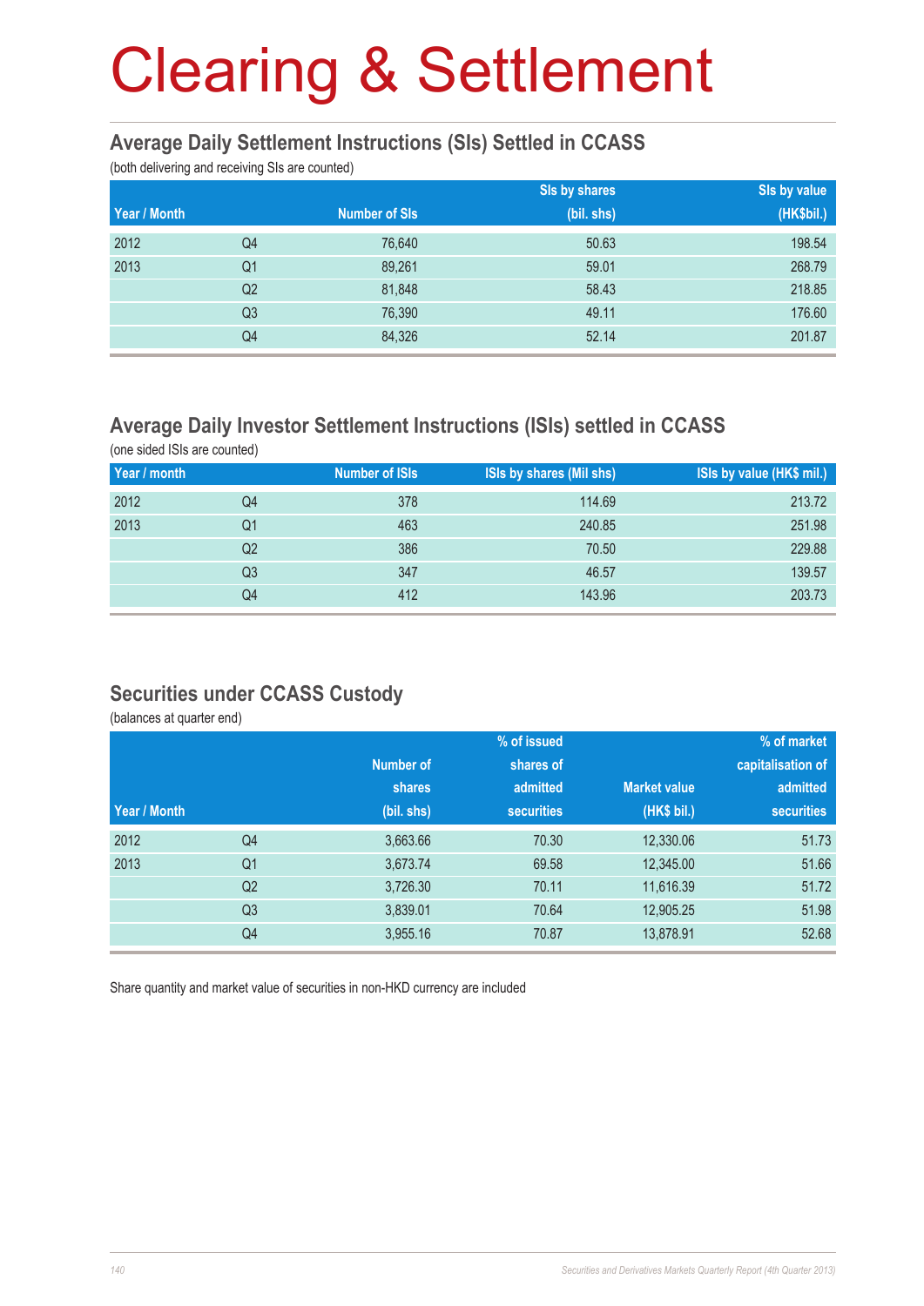# Clearing & Settlement

## Average Daily Settlement Instructions (SIs) Settled in CCASS

(both delivering and receiving SIs are counted)

| Year / Month | | Number of SIs | SIs by shares (bil. shs) | SIs by value (HK$bil.) |
|---|---|---|---|---|
| 2012 | Q4 | 76,640 | 50.63 | 198.54 |
| 2013 | Q1 | 89,261 | 59.01 | 268.79 |
| | Q2 | 81,848 | 58.43 | 218.85 |
| | Q3 | 76,390 | 49.11 | 176.60 |
| | Q4 | 84,326 | 52.14 | 201.87 |

## Average Daily Investor Settlement Instructions (ISIs) settled in CCASS

(one sided ISIs are counted)

| Year / month | | Number of ISIs | ISIs by shares (Mil shs) | ISIs by value (HK$ mil.) |
|---|---|---|---|---|
| 2012 | Q4 | 378 | 114.69 | 213.72 |
| 2013 | Q1 | 463 | 240.85 | 251.98 |
| | Q2 | 386 | 70.50 | 229.88 |
| | Q3 | 347 | 46.57 | 139.57 |
| | Q4 | 412 | 143.96 | 203.73 |

## Securities under CCASS Custody

(balances at quarter end)

| Year / Month | | Number of shares (bil. shs) | % of issued shares of admitted securities | Market value (HK$ bil.) | % of market capitalisation of admitted securities |
|---|---|---|---|---|---|
| 2012 | Q4 | 3,663.66 | 70.30 | 12,330.06 | 51.73 |
| 2013 | Q1 | 3,673.74 | 69.58 | 12,345.00 | 51.66 |
| | Q2 | 3,726.30 | 70.11 | 11,616.39 | 51.72 |
| | Q3 | 3,839.01 | 70.64 | 12,905.25 | 51.98 |
| | Q4 | 3,955.16 | 70.87 | 13,878.91 | 52.68 |

Share quantity and market value of securities in non-HKD currency are included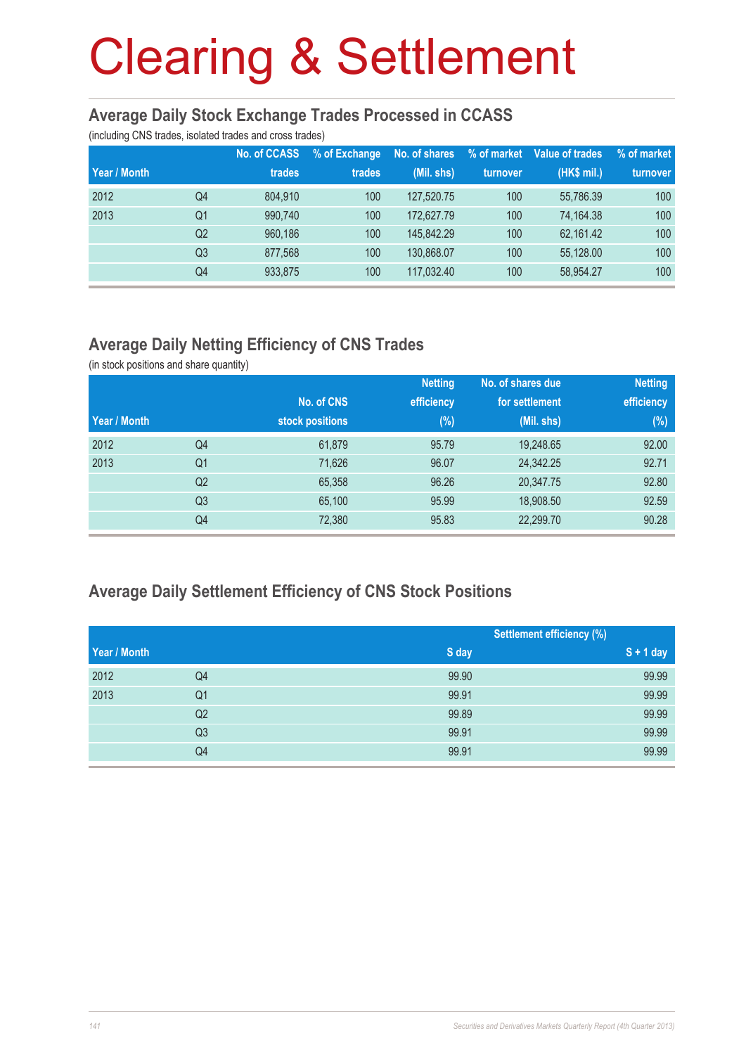# Clearing & Settlement

## Average Daily Stock Exchange Trades Processed in CCASS

(including CNS trades, isolated trades and cross trades)

| Year / Month | | No. of CCASS trades | % of Exchange trades | No. of shares (Mil. shs) | % of market turnover | Value of trades (HK$ mil.) | % of market turnover |
|---|---|---|---|---|---|---|---|
| 2012 | Q4 | 804,910 | 100 | 127,520.75 | 100 | 55,786.39 | 100 |
| 2013 | Q1 | 990,740 | 100 | 172,627.79 | 100 | 74,164.38 | 100 |
| | Q2 | 960,186 | 100 | 145,842.29 | 100 | 62,161.42 | 100 |
| | Q3 | 877,568 | 100 | 130,868.07 | 100 | 55,128.00 | 100 |
| | Q4 | 933,875 | 100 | 117,032.40 | 100 | 58,954.27 | 100 |

## Average Daily Netting Efficiency of CNS Trades

(in stock positions and share quantity)

| Year / Month | | No. of CNS stock positions | Netting efficiency (%) | No. of shares due for settlement (Mil. shs) | Netting efficiency (%) |
|---|---|---|---|---|---|
| 2012 | Q4 | 61,879 | 95.79 | 19,248.65 | 92.00 |
| 2013 | Q1 | 71,626 | 96.07 | 24,342.25 | 92.71 |
| | Q2 | 65,358 | 96.26 | 20,347.75 | 92.80 |
| | Q3 | 65,100 | 95.99 | 18,908.50 | 92.59 |
| | Q4 | 72,380 | 95.83 | 22,299.70 | 90.28 |

## Average Daily Settlement Efficiency of CNS Stock Positions

| | | Settlement efficiency (%) | |
|---|---|---|---|
| Year / Month | | S day | S + 1 day |
| 2012 | Q4 | 99.90 | 99.99 |
| 2013 | Q1 | 99.91 | 99.99 |
| | Q2 | 99.89 | 99.99 |
| | Q3 | 99.91 | 99.99 |
| | Q4 | 99.91 | 99.99 |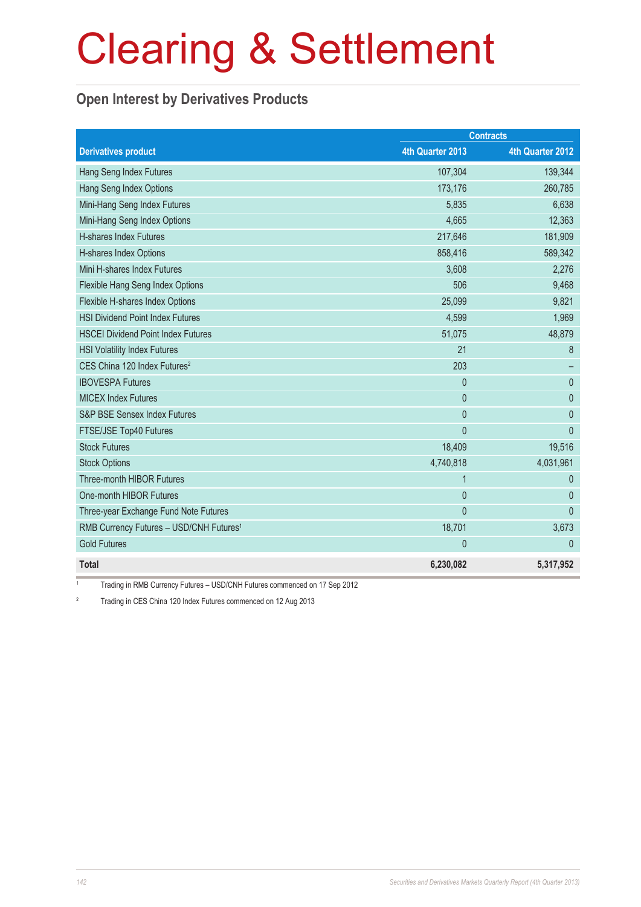# Clearing & Settlement

## Open Interest by Derivatives Products

| Derivatives product | Contracts | |
|---|---|---|
| | 4th Quarter 2013 | 4th Quarter 2012 |
| Hang Seng Index Futures | 107,304 | 139,344 |
| Hang Seng Index Options | 173,176 | 260,785 |
| Mini-Hang Seng Index Futures | 5,835 | 6,638 |
| Mini-Hang Seng Index Options | 4,665 | 12,363 |
| H-shares Index Futures | 217,646 | 181,909 |
| H-shares Index Options | 858,416 | 589,342 |
| Mini H-shares Index Futures | 3,608 | 2,276 |
| Flexible Hang Seng Index Options | 506 | 9,468 |
| Flexible H-shares Index Options | 25,099 | 9,821 |
| HSI Dividend Point Index Futures | 4,599 | 1,969 |
| HSCEI Dividend Point Index Futures | 51,075 | 48,879 |
| HSI Volatility Index Futures | 21 | 8 |
| CES China 120 Index Futures[2] | 203 | – |
| IBOVESPA Futures | 0 | 0 |
| MICEX Index Futures | 0 | 0 |
| S&P BSE Sensex Index Futures | 0 | 0 |
| FTSE/JSE Top40 Futures | 0 | 0 |
| Stock Futures | 18,409 | 19,516 |
| Stock Options | 4,740,818 | 4,031,961 |
| Three-month HIBOR Futures | 1 | 0 |
| One-month HIBOR Futures | 0 | 0 |
| Three-year Exchange Fund Note Futures | 0 | 0 |
| RMB Currency Futures – USD/CNH Futures[1] | 18,701 | 3,673 |
| Gold Futures | 0 | 0 |
| **Total** | **6,230,082** | **5,317,952** |

[1] Trading in RMB Currency Futures – USD/CNH Futures commenced on 17 Sep 2012

[2] Trading in CES China 120 Index Futures commenced on 12 Aug 2013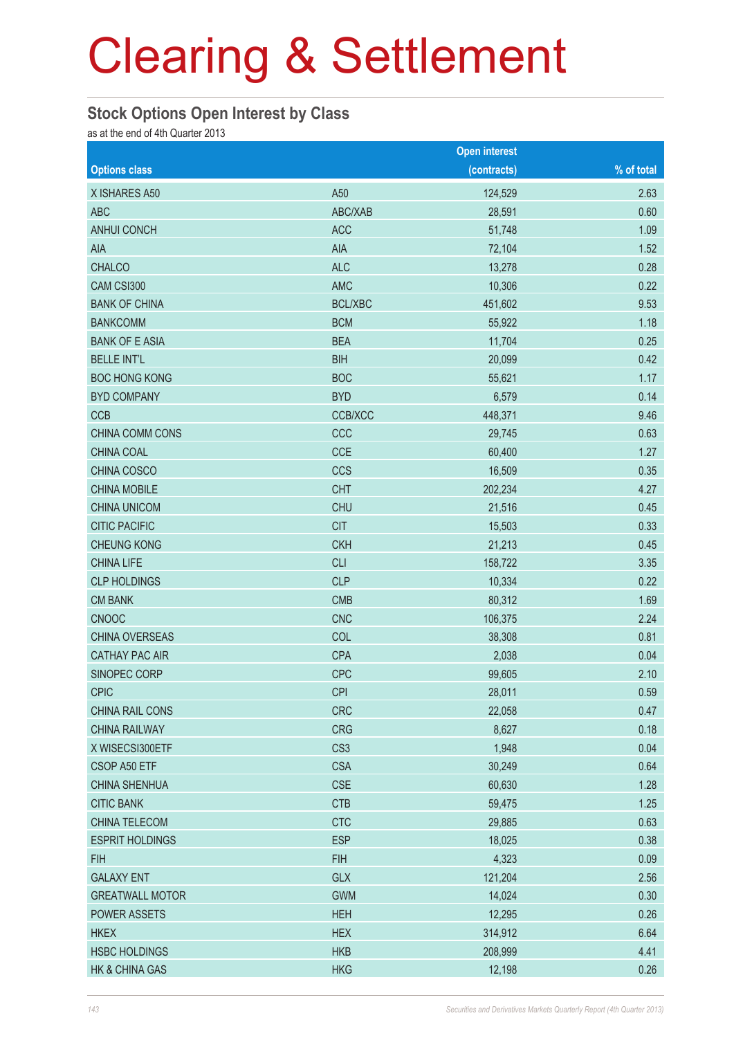# Clearing & Settlement

## Stock Options Open Interest by Class

as at the end of 4th Quarter 2013

| Options class | | Open interest (contracts) | % of total |
|---|---|---|---|
| X ISHARES A50 | A50 | 124,529 | 2.63 |
| ABC | ABC/XAB | 28,591 | 0.60 |
| ANHUI CONCH | ACC | 51,748 | 1.09 |
| AIA | AIA | 72,104 | 1.52 |
| CHALCO | ALC | 13,278 | 0.28 |
| CAM CSI300 | AMC | 10,306 | 0.22 |
| BANK OF CHINA | BCL/XBC | 451,602 | 9.53 |
| BANKCOMM | BCM | 55,922 | 1.18 |
| BANK OF E ASIA | BEA | 11,704 | 0.25 |
| BELLE INT'L | BIH | 20,099 | 0.42 |
| BOC HONG KONG | BOC | 55,621 | 1.17 |
| BYD COMPANY | BYD | 6,579 | 0.14 |
| CCB | CCB/XCC | 448,371 | 9.46 |
| CHINA COMM CONS | CCC | 29,745 | 0.63 |
| CHINA COAL | CCE | 60,400 | 1.27 |
| CHINA COSCO | CCS | 16,509 | 0.35 |
| CHINA MOBILE | CHT | 202,234 | 4.27 |
| CHINA UNICOM | CHU | 21,516 | 0.45 |
| CITIC PACIFIC | CIT | 15,503 | 0.33 |
| CHEUNG KONG | CKH | 21,213 | 0.45 |
| CHINA LIFE | CLI | 158,722 | 3.35 |
| CLP HOLDINGS | CLP | 10,334 | 0.22 |
| CM BANK | CMB | 80,312 | 1.69 |
| CNOOC | CNC | 106,375 | 2.24 |
| CHINA OVERSEAS | COL | 38,308 | 0.81 |
| CATHAY PAC AIR | CPA | 2,038 | 0.04 |
| SINOPEC CORP | CPC | 99,605 | 2.10 |
| CPIC | CPI | 28,011 | 0.59 |
| CHINA RAIL CONS | CRC | 22,058 | 0.47 |
| CHINA RAILWAY | CRG | 8,627 | 0.18 |
| X WISECSI300ETF | CS3 | 1,948 | 0.04 |
| CSOP A50 ETF | CSA | 30,249 | 0.64 |
| CHINA SHENHUA | CSE | 60,630 | 1.28 |
| CITIC BANK | CTB | 59,475 | 1.25 |
| CHINA TELECOM | CTC | 29,885 | 0.63 |
| ESPRIT HOLDINGS | ESP | 18,025 | 0.38 |
| FIH | FIH | 4,323 | 0.09 |
| GALAXY ENT | GLX | 121,204 | 2.56 |
| GREATWALL MOTOR | GWM | 14,024 | 0.30 |
| POWER ASSETS | HEH | 12,295 | 0.26 |
| HKEX | HEX | 314,912 | 6.64 |
| HSBC HOLDINGS | HKB | 208,999 | 4.41 |
| HK & CHINA GAS | HKG | 12,198 | 0.26 |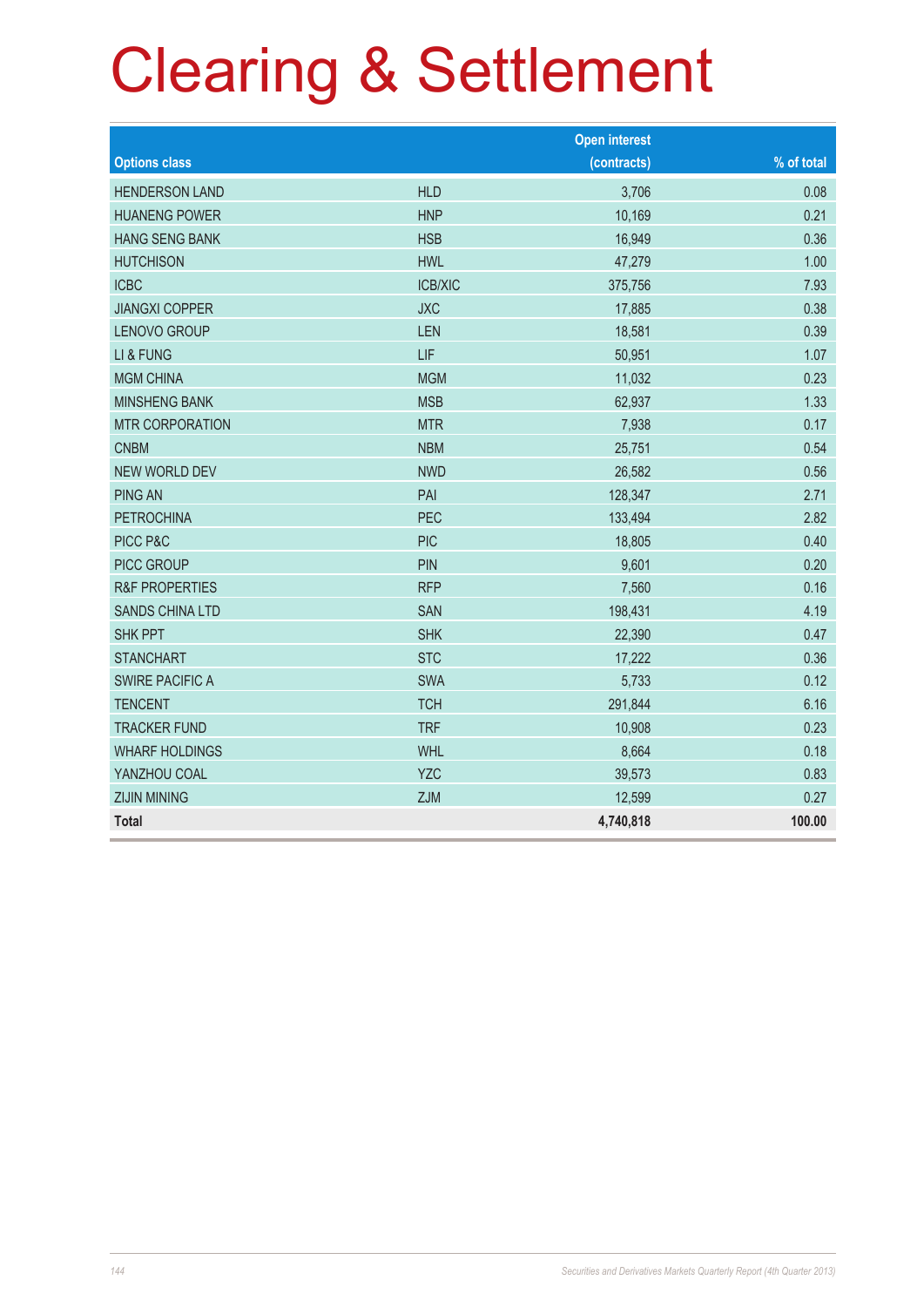# Clearing & Settlement

| Options class | | Open interest (contracts) | % of total |
|---|---|---|---|
| HENDERSON LAND | HLD | 3,706 | 0.08 |
| HUANENG POWER | HNP | 10,169 | 0.21 |
| HANG SENG BANK | HSB | 16,949 | 0.36 |
| HUTCHISON | HWL | 47,279 | 1.00 |
| ICBC | ICB/XIC | 375,756 | 7.93 |
| JIANGXI COPPER | JXC | 17,885 | 0.38 |
| LENOVO GROUP | LEN | 18,581 | 0.39 |
| LI & FUNG | LIF | 50,951 | 1.07 |
| MGM CHINA | MGM | 11,032 | 0.23 |
| MINSHENG BANK | MSB | 62,937 | 1.33 |
| MTR CORPORATION | MTR | 7,938 | 0.17 |
| CNBM | NBM | 25,751 | 0.54 |
| NEW WORLD DEV | NWD | 26,582 | 0.56 |
| PING AN | PAI | 128,347 | 2.71 |
| PETROCHINA | PEC | 133,494 | 2.82 |
| PICC P&C | PIC | 18,805 | 0.40 |
| PICC GROUP | PIN | 9,601 | 0.20 |
| R&F PROPERTIES | RFP | 7,560 | 0.16 |
| SANDS CHINA LTD | SAN | 198,431 | 4.19 |
| SHK PPT | SHK | 22,390 | 0.47 |
| STANCHART | STC | 17,222 | 0.36 |
| SWIRE PACIFIC A | SWA | 5,733 | 0.12 |
| TENCENT | TCH | 291,844 | 6.16 |
| TRACKER FUND | TRF | 10,908 | 0.23 |
| WHARF HOLDINGS | WHL | 8,664 | 0.18 |
| YANZHOU COAL | YZC | 39,573 | 0.83 |
| ZIJIN MINING | ZJM | 12,599 | 0.27 |
| **Total** | | **4,740,818** | **100.00** |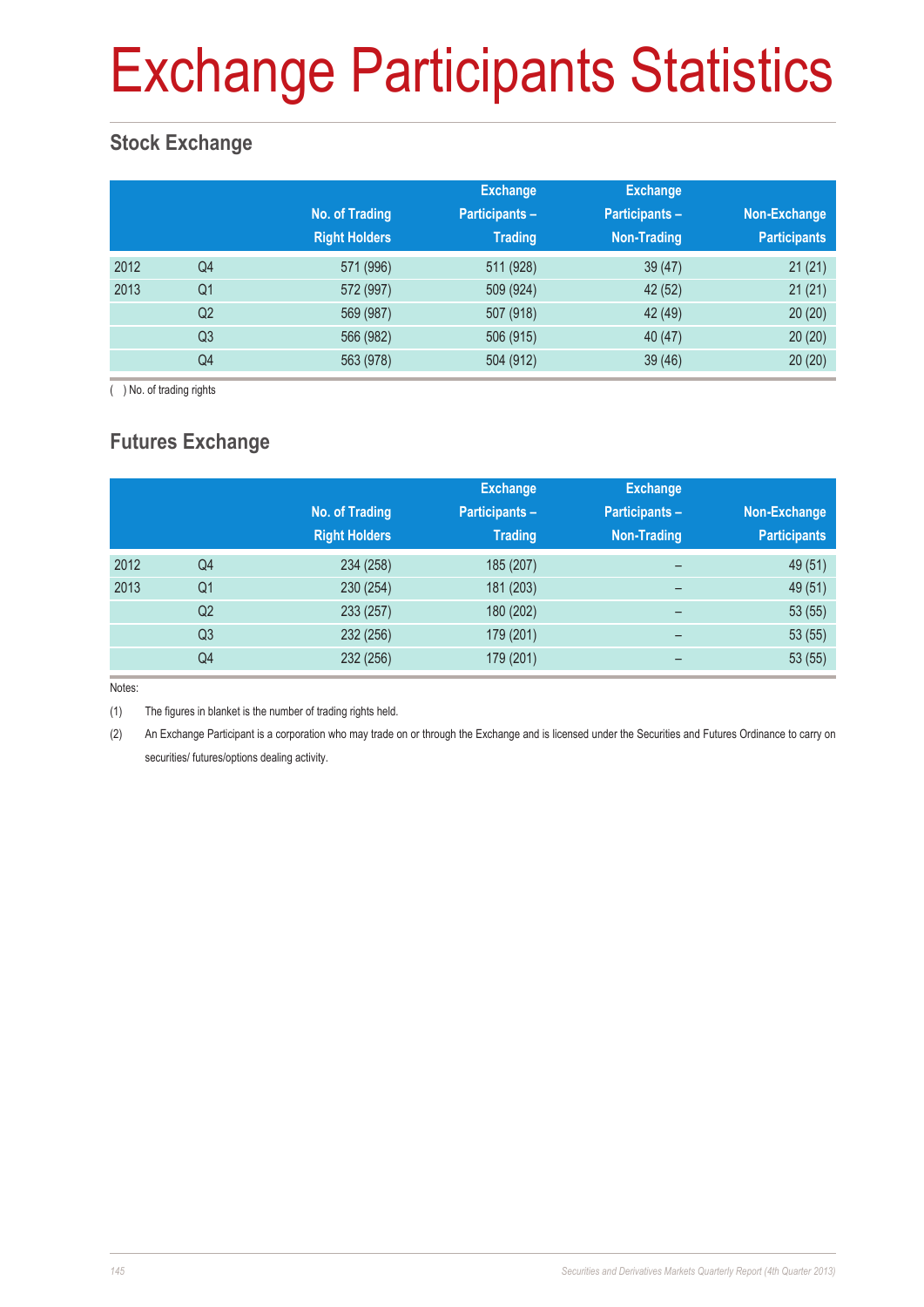# Exchange Participants Statistics

## Stock Exchange

| | | No. of Trading Right Holders | Exchange Participants – Trading | Exchange Participants – Non-Trading | Non-Exchange Participants |
|---|---|---|---|---|---|
| 2012 | Q4 | 571 (996) | 511 (928) | 39 (47) | 21 (21) |
| 2013 | Q1 | 572 (997) | 509 (924) | 42 (52) | 21 (21) |
| | Q2 | 569 (987) | 507 (918) | 42 (49) | 20 (20) |
| | Q3 | 566 (982) | 506 (915) | 40 (47) | 20 (20) |
| | Q4 | 563 (978) | 504 (912) | 39 (46) | 20 (20) |

( ) No. of trading rights

## Futures Exchange

| | | No. of Trading Right Holders | Exchange Participants – Trading | Exchange Participants – Non-Trading | Non-Exchange Participants |
|---|---|---|---|---|---|
| 2012 | Q4 | 234 (258) | 185 (207) | – | 49 (51) |
| 2013 | Q1 | 230 (254) | 181 (203) | – | 49 (51) |
| | Q2 | 233 (257) | 180 (202) | – | 53 (55) |
| | Q3 | 232 (256) | 179 (201) | – | 53 (55) |
| | Q4 | 232 (256) | 179 (201) | – | 53 (55) |

Notes:

(1) The figures in blanket is the number of trading rights held.

(2) An Exchange Participant is a corporation who may trade on or through the Exchange and is licensed under the Securities and Futures Ordinance to carry on securities/ futures/options dealing activity.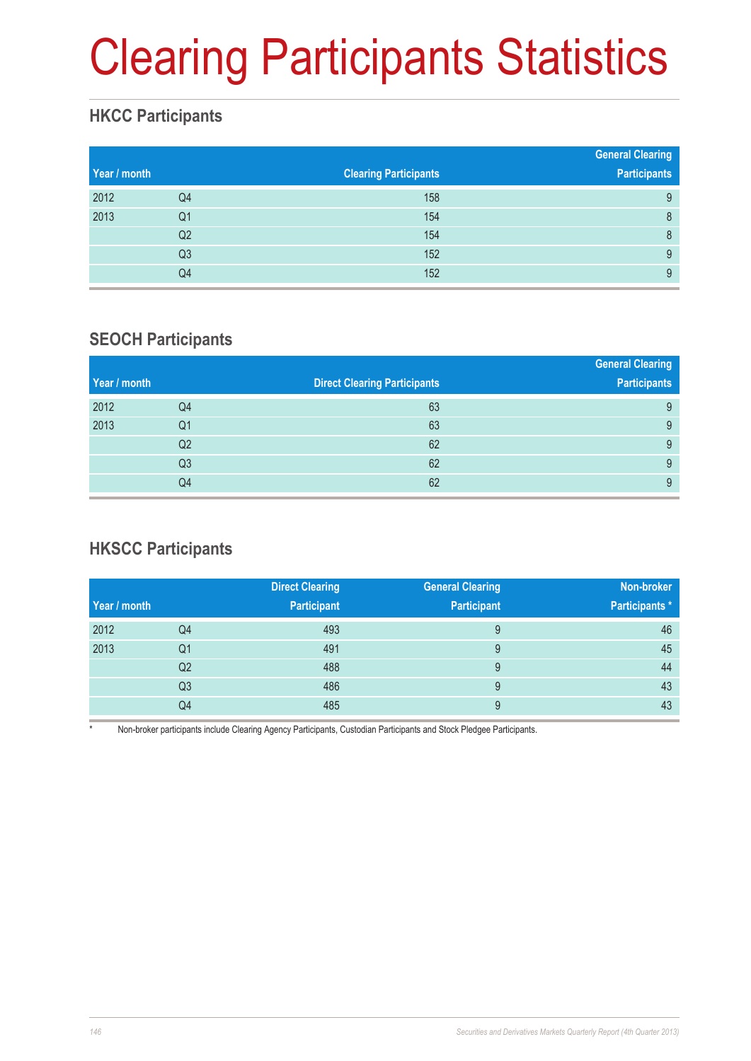# Clearing Participants Statistics

## HKCC Participants

| Year / month | | Clearing Participants | General Clearing Participants |
|---|---|---|---|
| 2012 | Q4 | 158 | 9 |
| 2013 | Q1 | 154 | 8 |
| | Q2 | 154 | 8 |
| | Q3 | 152 | 9 |
| | Q4 | 152 | 9 |

## SEOCH Participants

| Year / month | | Direct Clearing Participants | General Clearing Participants |
|---|---|---|---|
| 2012 | Q4 | 63 | 9 |
| 2013 | Q1 | 63 | 9 |
| | Q2 | 62 | 9 |
| | Q3 | 62 | 9 |
| | Q4 | 62 | 9 |

## HKSCC Participants

| Year / month | | Direct Clearing Participant | General Clearing Participant | Non-broker Participants * |
|---|---|---|---|---|
| 2012 | Q4 | 493 | 9 | 46 |
| 2013 | Q1 | 491 | 9 | 45 |
| | Q2 | 488 | 9 | 44 |
| | Q3 | 486 | 9 | 43 |
| | Q4 | 485 | 9 | 43 |

* Non-broker participants include Clearing Agency Participants, Custodian Participants and Stock Pledgee Participants.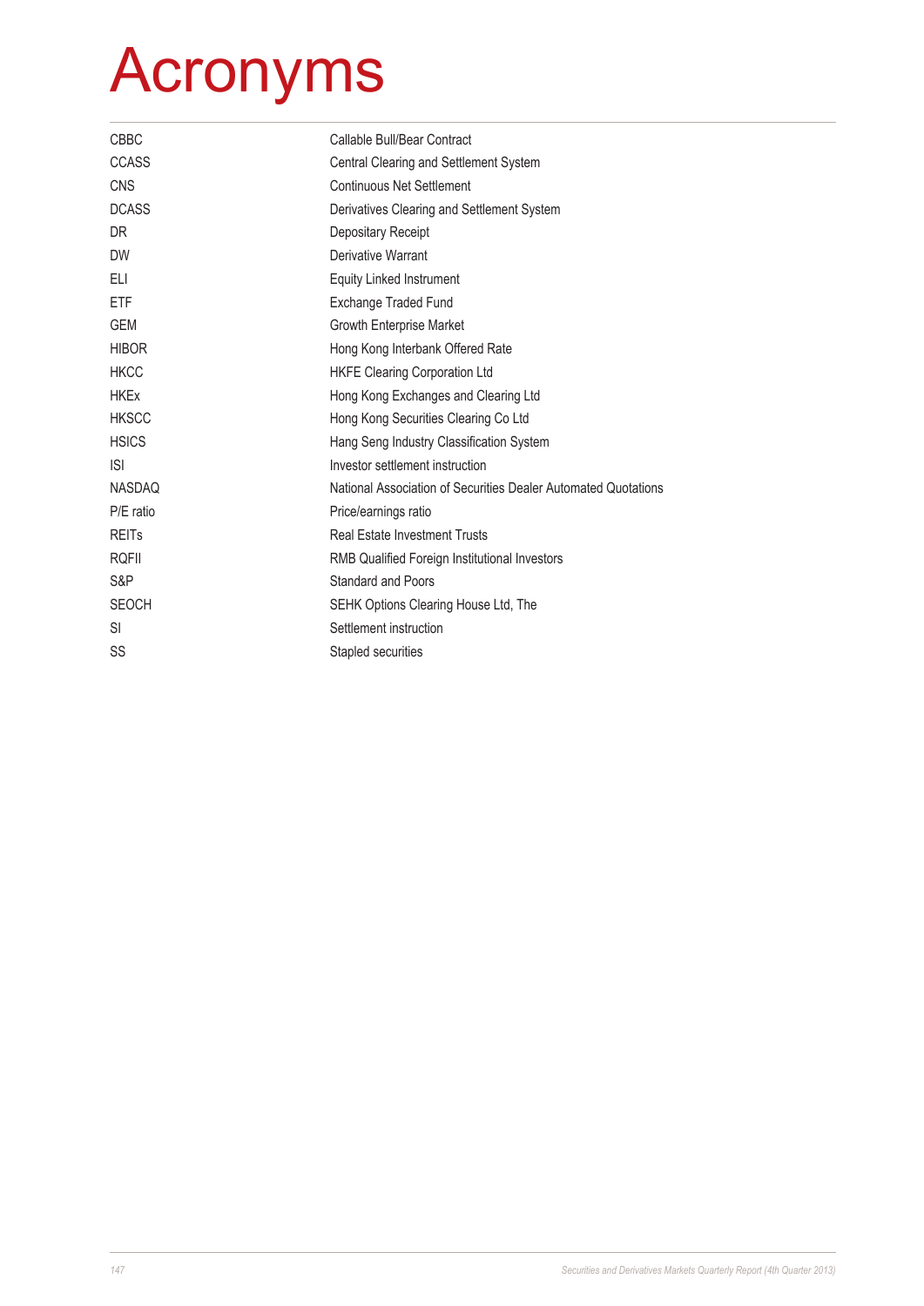# Acronyms

| | |
|---|---|
| CBBC | Callable Bull/Bear Contract |
| CCASS | Central Clearing and Settlement System |
| CNS | Continuous Net Settlement |
| DCASS | Derivatives Clearing and Settlement System |
| DR | Depositary Receipt |
| DW | Derivative Warrant |
| ELI | Equity Linked Instrument |
| ETF | Exchange Traded Fund |
| GEM | Growth Enterprise Market |
| HIBOR | Hong Kong Interbank Offered Rate |
| HKCC | HKFE Clearing Corporation Ltd |
| HKEx | Hong Kong Exchanges and Clearing Ltd |
| HKSCC | Hong Kong Securities Clearing Co Ltd |
| HSICS | Hang Seng Industry Classification System |
| ISI | Investor settlement instruction |
| NASDAQ | National Association of Securities Dealer Automated Quotations |
| P/E ratio | Price/earnings ratio |
| REITs | Real Estate Investment Trusts |
| RQFII | RMB Qualified Foreign Institutional Investors |
| S&P | Standard and Poors |
| SEOCH | SEHK Options Clearing House Ltd, The |
| SI | Settlement instruction |
| SS | Stapled securities |